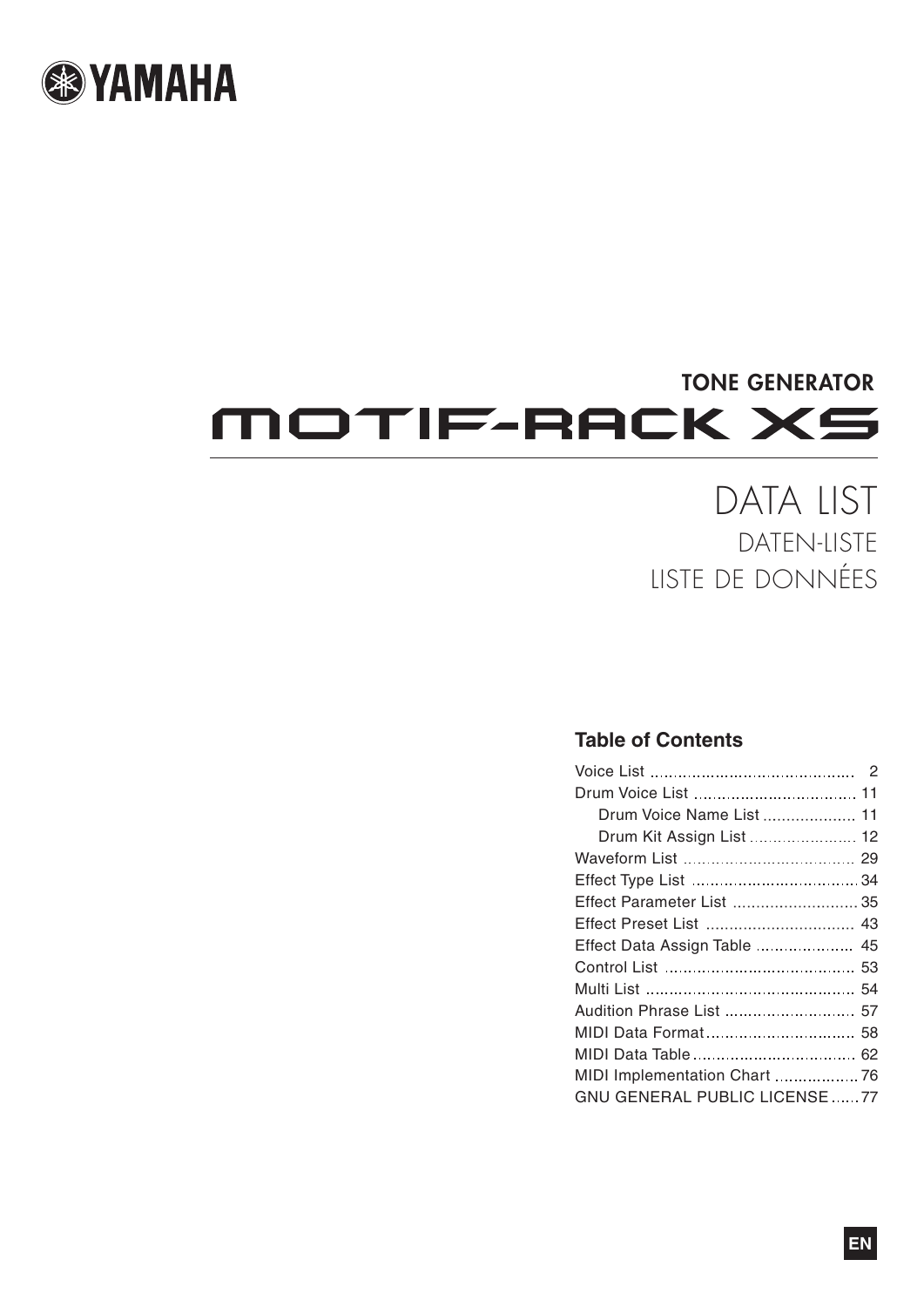YAMAHA

TONE GENERATOR

# MOTIF-RACK XS

## DATA LIST
DATEN-LISTE
LISTE DE DONNÉES

### Table of Contents

| | |
|---|---|
| Voice List | 2 |
| Drum Voice List | 11 |
| Drum Voice Name List | 11 |
| Drum Kit Assign List | 12 |
| Waveform List | 29 |
| Effect Type List | 34 |
| Effect Parameter List | 35 |
| Effect Preset List | 43 |
| Effect Data Assign Table | 45 |
| Control List | 53 |
| Multi List | 54 |
| Audition Phrase List | 57 |
| MIDI Data Format | 58 |
| MIDI Data Table | 62 |
| MIDI Implementation Chart | 76 |
| GNU GENERAL PUBLIC LICENSE | 77 |

EN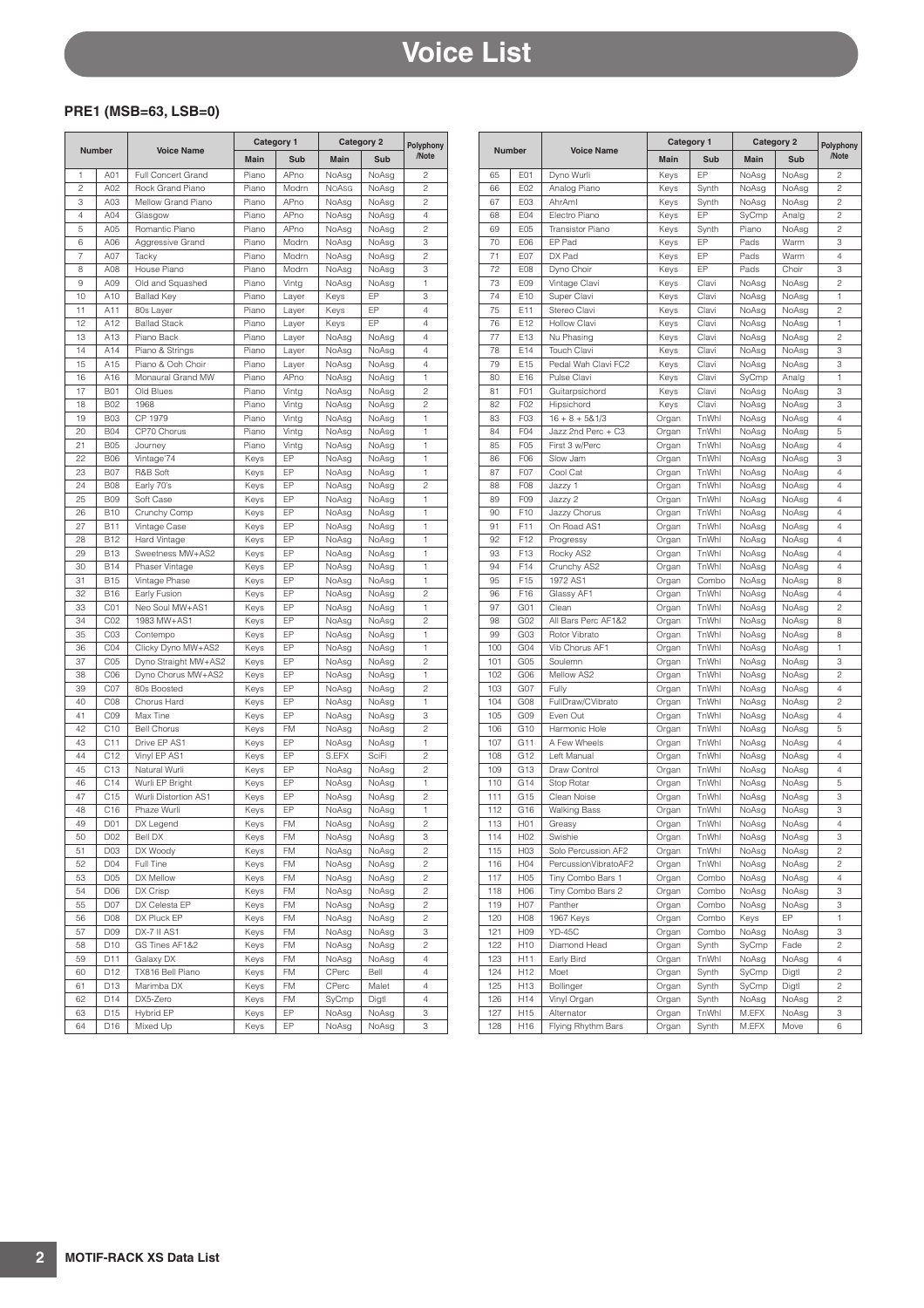# Voice List

## PRE1 (MSB=63, LSB=0)

| Number | | Voice Name | Category 1 | | Category 2 | | Polyphony /Note |
|---|---|---|---|---|---|---|---|
| | | | Main | Sub | Main | Sub | |
| 1 | A01 | Full Concert Grand | Piano | APno | NoAsg | NoAsg | 2 |
| 2 | A02 | Rock Grand Piano | Piano | Modrn | NoAsg | NoAsg | 2 |
| 3 | A03 | Mellow Grand Piano | Piano | APno | NoAsg | NoAsg | 2 |
| 4 | A04 | Glasgow | Piano | APno | NoAsg | NoAsg | 4 |
| 5 | A05 | Romantic Piano | Piano | APno | NoAsg | NoAsg | 2 |
| 6 | A06 | Aggressive Grand | Piano | Modrn | NoAsg | NoAsg | 3 |
| 7 | A07 | Tacky | Piano | Modrn | NoAsg | NoAsg | 2 |
| 8 | A08 | House Piano | Piano | Modrn | NoAsg | NoAsg | 3 |
| 9 | A09 | Old and Squashed | Piano | Vintg | NoAsg | NoAsg | 1 |
| 10 | A10 | Ballad Key | Piano | Layer | Keys | EP | 3 |
| 11 | A11 | 80s Layer | Piano | Layer | Keys | EP | 4 |
| 12 | A12 | Ballad Stack | Piano | Layer | Keys | EP | 4 |
| 13 | A13 | Piano Back | Piano | Layer | NoAsg | NoAsg | 4 |
| 14 | A14 | Piano & Strings | Piano | Layer | NoAsg | NoAsg | 4 |
| 15 | A15 | Piano & Ooh Choir | Piano | Layer | NoAsg | NoAsg | 4 |
| 16 | A16 | Monaural Grand MW | Piano | APno | NoAsg | NoAsg | 1 |
| 17 | B01 | Old Blues | Piano | Vintg | NoAsg | NoAsg | 2 |
| 18 | B02 | 1968 | Piano | Vintg | NoAsg | NoAsg | 2 |
| 19 | B03 | CP 1979 | Piano | Vintg | NoAsg | NoAsg | 1 |
| 20 | B04 | CP70 Chorus | Piano | Vintg | NoAsg | NoAsg | 1 |
| 21 | B05 | Journey | Piano | Vintg | NoAsg | NoAsg | 1 |
| 22 | B06 | Vintage'74 | Keys | EP | NoAsg | NoAsg | 1 |
| 23 | B07 | R&B Soft | Keys | EP | NoAsg | NoAsg | 1 |
| 24 | B08 | Early 70's | Keys | EP | NoAsg | NoAsg | 2 |
| 25 | B09 | Soft Case | Keys | EP | NoAsg | NoAsg | 1 |
| 26 | B10 | Crunchy Comp | Keys | EP | NoAsg | NoAsg | 1 |
| 27 | B11 | Vintage Case | Keys | EP | NoAsg | NoAsg | 1 |
| 28 | B12 | Hard Vintage | Keys | EP | NoAsg | NoAsg | 1 |
| 29 | B13 | Sweetness MW+AS2 | Keys | EP | NoAsg | NoAsg | 1 |
| 30 | B14 | Phaser Vintage | Keys | EP | NoAsg | NoAsg | 1 |
| 31 | B15 | Vintage Phase | Keys | EP | NoAsg | NoAsg | 1 |
| 32 | B16 | Early Fusion | Keys | EP | NoAsg | NoAsg | 2 |
| 33 | C01 | Neo Soul MW+AS1 | Keys | EP | NoAsg | NoAsg | 1 |
| 34 | C02 | 1983 MW+AS1 | Keys | EP | NoAsg | NoAsg | 2 |
| 35 | C03 | Contempo | Keys | EP | NoAsg | NoAsg | 1 |
| 36 | C04 | Clicky Dyno MW+AS2 | Keys | EP | NoAsg | NoAsg | 1 |
| 37 | C05 | Dyno Straight MW+AS2 | Keys | EP | NoAsg | NoAsg | 2 |
| 38 | C06 | Dyno Chorus MW+AS2 | Keys | EP | NoAsg | NoAsg | 1 |
| 39 | C07 | 80s Boosted | Keys | EP | NoAsg | NoAsg | 2 |
| 40 | C08 | Chorus Hard | Keys | EP | NoAsg | NoAsg | 1 |
| 41 | C09 | Max Tine | Keys | EP | NoAsg | NoAsg | 3 |
| 42 | C10 | Bell Chorus | Keys | FM | NoAsg | NoAsg | 2 |
| 43 | C11 | Drive EP AS1 | Keys | EP | NoAsg | NoAsg | 1 |
| 44 | C12 | Vinyl EP AS1 | Keys | EP | S.EFX | SciFi | 2 |
| 45 | C13 | Natural Wurli | Keys | EP | NoAsg | NoAsg | 2 |
| 46 | C14 | Wurli EP Bright | Keys | EP | NoAsg | NoAsg | 1 |
| 47 | C15 | Wurli Distortion AS1 | Keys | EP | NoAsg | NoAsg | 2 |
| 48 | C16 | Phaze Wurli | Keys | EP | NoAsg | NoAsg | 1 |
| 49 | D01 | DX Legend | Keys | FM | NoAsg | NoAsg | 2 |
| 50 | D02 | Bell DX | Keys | FM | NoAsg | NoAsg | 3 |
| 51 | D03 | DX Woody | Keys | FM | NoAsg | NoAsg | 2 |
| 52 | D04 | Full Tine | Keys | FM | NoAsg | NoAsg | 2 |
| 53 | D05 | DX Mellow | Keys | FM | NoAsg | NoAsg | 2 |
| 54 | D06 | DX Crisp | Keys | FM | NoAsg | NoAsg | 2 |
| 55 | D07 | DX Celesta EP | Keys | FM | NoAsg | NoAsg | 2 |
| 56 | D08 | DX Pluck EP | Keys | FM | NoAsg | NoAsg | 2 |
| 57 | D09 | DX-7 II AS1 | Keys | FM | NoAsg | NoAsg | 3 |
| 58 | D10 | GS Tines AF1&2 | Keys | FM | NoAsg | NoAsg | 2 |
| 59 | D11 | Galaxy DX | Keys | FM | NoAsg | NoAsg | 4 |
| 60 | D12 | TX816 Bell Piano | Keys | FM | CPerc | Bell | 4 |
| 61 | D13 | Marimba DX | Keys | FM | CPerc | Malet | 4 |
| 62 | D14 | DX5-Zero | Keys | FM | SyCmp | Digtl | 4 |
| 63 | D15 | Hybrid EP | Keys | EP | NoAsg | NoAsg | 3 |
| 64 | D16 | Mixed Up | Keys | EP | NoAsg | NoAsg | 3 |
| 65 | E01 | Dyno Wurli | Keys | EP | NoAsg | NoAsg | 2 |
| 66 | E02 | Analog Piano | Keys | Synth | NoAsg | NoAsg | 2 |
| 67 | E03 | AhrAml | Keys | Synth | NoAsg | NoAsg | 2 |
| 68 | E04 | Electro Piano | Keys | EP | SyCmp | Analg | 2 |
| 69 | E05 | Transistor Piano | Keys | Synth | Piano | NoAsg | 2 |
| 70 | E06 | EP Pad | Keys | EP | Pads | Warm | 3 |
| 71 | E07 | DX Pad | Keys | EP | Pads | Warm | 4 |
| 72 | E08 | Dyno Choir | Keys | EP | Pads | Choir | 3 |
| 73 | E09 | Vintage Clavi | Keys | Clavi | NoAsg | NoAsg | 2 |
| 74 | E10 | Super Clavi | Keys | Clavi | NoAsg | NoAsg | 1 |
| 75 | E11 | Stereo Clavi | Keys | Clavi | NoAsg | NoAsg | 2 |
| 76 | E12 | Hollow Clavi | Keys | Clavi | NoAsg | NoAsg | 1 |
| 77 | E13 | Nu Phasing | Keys | Clavi | NoAsg | NoAsg | 2 |
| 78 | E14 | Touch Clavi | Keys | Clavi | NoAsg | NoAsg | 3 |
| 79 | E15 | Pedal Wah Clavi FC2 | Keys | Clavi | NoAsg | NoAsg | 3 |
| 80 | E16 | Pulse Clavi | Keys | Clavi | SyCmp | Analg | 1 |
| 81 | F01 | Guitarpsichord | Keys | Clavi | NoAsg | NoAsg | 3 |
| 82 | F02 | Hipsichord | Keys | Clavi | NoAsg | NoAsg | 3 |
| 83 | F03 | 16 + 8 + 5&1/3 | Organ | TnWhl | NoAsg | NoAsg | 4 |
| 84 | F04 | Jazz 2nd Perc + C3 | Organ | TnWhl | NoAsg | NoAsg | 5 |
| 85 | F05 | First 3 w/Perc | Organ | TnWhl | NoAsg | NoAsg | 4 |
| 86 | F06 | Slow Jam | Organ | TnWhl | NoAsg | NoAsg | 3 |
| 87 | F07 | Cool Cat | Organ | TnWhl | NoAsg | NoAsg | 4 |
| 88 | F08 | Jazzy 1 | Organ | TnWhl | NoAsg | NoAsg | 4 |
| 89 | F09 | Jazzy 2 | Organ | TnWhl | NoAsg | NoAsg | 4 |
| 90 | F10 | Jazzy Chorus | Organ | TnWhl | NoAsg | NoAsg | 4 |
| 91 | F11 | On Road AS1 | Organ | TnWhl | NoAsg | NoAsg | 4 |
| 92 | F12 | Progressy | Organ | TnWhl | NoAsg | NoAsg | 4 |
| 93 | F13 | Rocky AS2 | Organ | TnWhl | NoAsg | NoAsg | 4 |
| 94 | F14 | Crunchy AS2 | Organ | TnWhl | NoAsg | NoAsg | 4 |
| 95 | F15 | 1972 AS1 | Organ | Combo | NoAsg | NoAsg | 8 |
| 96 | F16 | Glassy AF1 | Organ | TnWhl | NoAsg | NoAsg | 4 |
| 97 | G01 | Clean | Organ | TnWhl | NoAsg | NoAsg | 2 |
| 98 | G02 | All Bars Perc AF1&2 | Organ | TnWhl | NoAsg | NoAsg | 8 |
| 99 | G03 | Rotor Vibrato | Organ | TnWhl | NoAsg | NoAsg | 8 |
| 100 | G04 | Vib Chorus AF1 | Organ | TnWhl | NoAsg | NoAsg | 1 |
| 101 | G05 | Soulemn | Organ | TnWhl | NoAsg | NoAsg | 3 |
| 102 | G06 | Mellow AS2 | Organ | TnWhl | NoAsg | NoAsg | 2 |
| 103 | G07 | Fully | Organ | TnWhl | NoAsg | NoAsg | 4 |
| 104 | G08 | FullDraw/CVibrato | Organ | TnWhl | NoAsg | NoAsg | 2 |
| 105 | G09 | Even Out | Organ | TnWhl | NoAsg | NoAsg | 4 |
| 106 | G10 | Harmonic Hole | Organ | TnWhl | NoAsg | NoAsg | 5 |
| 107 | G11 | A Few Wheels | Organ | TnWhl | NoAsg | NoAsg | 4 |
| 108 | G12 | Left Manual | Organ | TnWhl | NoAsg | NoAsg | 4 |
| 109 | G13 | Draw Control | Organ | TnWhl | NoAsg | NoAsg | 4 |
| 110 | G14 | Stop Rotar | Organ | TnWhl | NoAsg | NoAsg | 5 |
| 111 | G15 | Clean Noise | Organ | TnWhl | NoAsg | NoAsg | 3 |
| 112 | G16 | Walking Bass | Organ | TnWhl | NoAsg | NoAsg | 3 |
| 113 | H01 | Greasy | Organ | TnWhl | NoAsg | NoAsg | 4 |
| 114 | H02 | Swishie | Organ | TnWhl | NoAsg | NoAsg | 3 |
| 115 | H03 | Solo Percussion AF2 | Organ | TnWhl | NoAsg | NoAsg | 2 |
| 116 | H04 | PercussionVibratoAF2 | Organ | TnWhl | NoAsg | NoAsg | 2 |
| 117 | H05 | Tiny Combo Bars 1 | Organ | Combo | NoAsg | NoAsg | 4 |
| 118 | H06 | Tiny Combo Bars 2 | Organ | Combo | NoAsg | NoAsg | 3 |
| 119 | H07 | Panther | Organ | Combo | NoAsg | NoAsg | 3 |
| 120 | H08 | 1967 Keys | Organ | Combo | Keys | EP | 1 |
| 121 | H09 | YD-45C | Organ | Combo | NoAsg | NoAsg | 3 |
| 122 | H10 | Diamond Head | Organ | Synth | SyCmp | Fade | 2 |
| 123 | H11 | Early Bird | Organ | TnWhl | NoAsg | NoAsg | 4 |
| 124 | H12 | Moet | Organ | Synth | SyCmp | Digtl | 2 |
| 125 | H13 | Bollinger | Organ | Synth | SyCmp | Digtl | 2 |
| 126 | H14 | Vinyl Organ | Organ | Synth | NoAsg | NoAsg | 2 |
| 127 | H15 | Alternator | Organ | TnWhl | M.EFX | NoAsg | 3 |
| 128 | H16 | Flying Rhythm Bars | Organ | Synth | M.EFX | Move | 6 |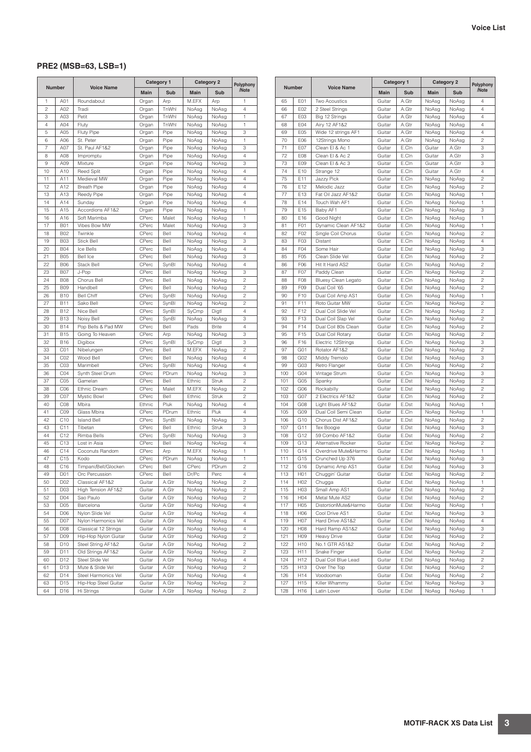## PRE2 (MSB=63, LSB=1)

| Number | | Voice Name | Category 1 | | Category 2 | | Polyphony /Note |
|---|---|---|---|---|---|---|---|
| | | | Main | Sub | Main | Sub | |
| 1 | A01 | Roundabout | Organ | Arp | M.EFX | Arp | 1 |
| 2 | A02 | Tradi | Organ | TnWhl | NoAsg | NoAsg | 4 |
| 3 | A03 | Petit | Organ | TnWhl | NoAsg | NoAsg | 1 |
| 4 | A04 | Fluty | Organ | TnWhl | NoAsg | NoAsg | 1 |
| 5 | A05 | Fluty Pipe | Organ | Pipe | NoAsg | NoAsg | 3 |
| 6 | A06 | St. Peter | Organ | Pipe | NoAsg | NoAsg | 1 |
| 7 | A07 | St. Paul AF1&2 | Organ | Pipe | NoAsg | NoAsg | 3 |
| 8 | A08 | Impromptu | Organ | Pipe | NoAsg | NoAsg | 4 |
| 9 | A09 | Mixture | Organ | Pipe | NoAsg | NoAsg | 3 |
| 10 | A10 | Reed Split | Organ | Pipe | NoAsg | NoAsg | 4 |
| 11 | A11 | Medieval MW | Organ | Pipe | NoAsg | NoAsg | 4 |
| 12 | A12 | Breath Pipe | Organ | Pipe | NoAsg | NoAsg | 4 |
| 13 | A13 | Reedy Pipe | Organ | Pipe | NoAsg | NoAsg | 4 |
| 14 | A14 | Sunday | Organ | Pipe | NoAsg | NoAsg | 4 |
| 15 | A15 | Accordions AF1&2 | Organ | Pipe | NoAsg | NoAsg | 1 |
| 16 | A16 | Soft Marimba | CPerc | Malet | NoAsg | NoAsg | 1 |
| 17 | B01 | Vibes Bow MW | CPerc | Malet | NoAsg | NoAsg | 3 |
| 18 | B02 | Twinkle | CPerc | Bell | NoAsg | NoAsg | 4 |
| 19 | B03 | Stick Bell | CPerc | Bell | NoAsg | NoAsg | 3 |
| 20 | B04 | Ice Bells | CPerc | Bell | NoAsg | NoAsg | 4 |
| 21 | B05 | Bell Ice | CPerc | Bell | NoAsg | NoAsg | 3 |
| 22 | B06 | Stack Bell | CPerc | SynBl | NoAsg | NoAsg | 4 |
| 23 | B07 | J-Pop | CPerc | Bell | NoAsg | NoAsg | 3 |
| 24 | B08 | Chorus Bell | CPerc | Bell | NoAsg | NoAsg | 2 |
| 25 | B09 | Handbell | CPerc | Bell | NoAsg | NoAsg | 2 |
| 26 | B10 | Bell Chiff | CPerc | SynBl | NoAsg | NoAsg | 2 |
| 27 | B11 | Sako Bell | CPerc | SynBl | NoAsg | NoAsg | 2 |
| 28 | B12 | Nice Bell | CPerc | SynBl | SyCmp | Digtl | 4 |
| 29 | B13 | Noisy Bell | CPerc | SynBl | NoAsg | NoAsg | 3 |
| 30 | B14 | Pop Bells & Pad MW | CPerc | Bell | Pads | Brite | 4 |
| 31 | B15 | Going To Heaven | CPerc | Arp | NoAsg | NoAsg | 3 |
| 32 | B16 | Digibox | CPerc | SynBl | SyCmp | Digtl | 3 |
| 33 | C01 | Nibelungen | CPerc | Bell | M.EFX | NoAsg | 2 |
| 34 | C02 | Wood Bell | CPerc | Bell | NoAsg | NoAsg | 4 |
| 35 | C03 | Marimbell | CPerc | SynBl | NoAsg | NoAsg | 4 |
| 36 | C04 | Synth Steel Drum | CPerc | PDrum | NoAsg | NoAsg | 3 |
| 37 | C05 | Gamelan | CPerc | Bell | Ethnic | Struk | 2 |
| 38 | C06 | Ethnic Dream | CPerc | Malet | M.EFX | NoAsg | 2 |
| 39 | C07 | Mystic Bowl | CPerc | Bell | Ethnic | Struk | 2 |
| 40 | C08 | Mbira | Ethnic | Pluk | NoAsg | NoAsg | 4 |
| 41 | C09 | Glass Mbira | CPerc | PDrum | Ethnic | Pluk | 4 |
| 42 | C10 | Island Bell | CPerc | SynBl | NoAsg | NoAsg | 3 |
| 43 | C11 | Tibetan | CPerc | Bell | Ethnic | Struk | 3 |
| 44 | C12 | Rimba Bells | CPerc | SynBl | NoAsg | NoAsg | 3 |
| 45 | C13 | Lost in Asia | CPerc | Bell | NoAsg | NoAsg | 4 |
| 46 | C14 | Coconuts Random | CPerc | Arp | M.EFX | NoAsg | 1 |
| 47 | C15 | Kodo | CPerc | PDrum | NoAsg | NoAsg | 1 |
| 48 | C16 | Timpani/Bell/Glocken | CPerc | Bell | CPerc | PDrum | 2 |
| 49 | D01 | Orc Percussion | CPerc | Bell | Dr/Pc | Perc | 4 |
| 50 | D02 | Classical AF1&2 | Guitar | A.Gtr | NoAsg | NoAsg | 2 |
| 51 | D03 | High Tension AF1&2 | Guitar | A.Gtr | NoAsg | NoAsg | 2 |
| 52 | D04 | Sao Paulo | Guitar | A.Gtr | NoAsg | NoAsg | 2 |
| 53 | D05 | Barcelona | Guitar | A.Gtr | NoAsg | NoAsg | 4 |
| 54 | D06 | Nylon Slide Vel | Guitar | A.Gtr | NoAsg | NoAsg | 4 |
| 55 | D07 | Nylon Harmonics Vel | Guitar | A.Gtr | NoAsg | NoAsg | 4 |
| 56 | D08 | Classical 12 Strings | Guitar | A.Gtr | NoAsg | NoAsg | 4 |
| 57 | D09 | Hip-Hop Nylon Guitar | Guitar | A.Gtr | NoAsg | NoAsg | 2 |
| 58 | D10 | Steel String AF1&2 | Guitar | A.Gtr | NoAsg | NoAsg | 2 |
| 59 | D11 | Old Strings AF1&2 | Guitar | A.Gtr | NoAsg | NoAsg | 2 |
| 60 | D12 | Steel Slide Vel | Guitar | A.Gtr | NoAsg | NoAsg | 4 |
| 61 | D13 | Mute & Slide Vel | Guitar | A.Gtr | NoAsg | NoAsg | 2 |
| 62 | D14 | Steel Harmonics Vel | Guitar | A.Gtr | NoAsg | NoAsg | 4 |
| 63 | D15 | Hip-Hop Steel Guitar | Guitar | A.Gtr | NoAsg | NoAsg | 2 |
| 64 | D16 | Hi Strings | Guitar | A.Gtr | NoAsg | NoAsg | 2 |
| 65 | E01 | Two Acoustics | Guitar | A.Gtr | NoAsg | NoAsg | 4 |
| 66 | E02 | 2 Steel Strings | Guitar | A.Gtr | NoAsg | NoAsg | 4 |
| 67 | E03 | Big 12 Strings | Guitar | A.Gtr | NoAsg | NoAsg | 4 |
| 68 | E04 | Airy 12 AF1&2 | Guitar | A.Gtr | NoAsg | NoAsg | 4 |
| 69 | E05 | Wide 12 strings AF1 | Guitar | A.Gtr | NoAsg | NoAsg | 4 |
| 70 | E06 | 12Strings Mono | Guitar | A.Gtr | NoAsg | NoAsg | 2 |
| 71 | E07 | Clean El & Ac 1 | Guitar | E.Cln | Guitar | A.Gtr | 3 |
| 72 | E08 | Clean El & Ac 2 | Guitar | E.Cln | Guitar | A.Gtr | 3 |
| 73 | E09 | Clean El & Ac 3 | Guitar | E.Cln | Guitar | A.Gtr | 3 |
| 74 | E10 | Strange 12 | Guitar | E.Cln | Guitar | A.Gtr | 4 |
| 75 | E11 | Jazzy Pick | Guitar | E.Cln | NoAsg | NoAsg | 2 |
| 76 | E12 | Melodic Jazz | Guitar | E.Cln | NoAsg | NoAsg | 2 |
| 77 | E13 | Fat Oil Jazz AF1&2 | Guitar | E.Cln | NoAsg | NoAsg | 1 |
| 78 | E14 | Touch Wah AF1 | Guitar | E.Cln | NoAsg | NoAsg | 1 |
| 79 | E15 | Baby AF1 | Guitar | E.Cln | NoAsg | NoAsg | 3 |
| 80 | E16 | Good Night | Guitar | E.Cln | NoAsg | NoAsg | 1 |
| 81 | F01 | Dynamic Clean AF1&2 | Guitar | E.Cln | NoAsg | NoAsg | 1 |
| 82 | F02 | Single Coil Chorus | Guitar | E.Cln | NoAsg | NoAsg | 2 |
| 83 | F03 | Distant | Guitar | E.Cln | NoAsg | NoAsg | 4 |
| 84 | F04 | Some Hair | Guitar | E.Dst | NoAsg | NoAsg | 3 |
| 85 | F05 | Clean Slide Vel | Guitar | E.Cln | NoAsg | NoAsg | 2 |
| 86 | F06 | Hit It Hard AS2 | Guitar | E.Cln | NoAsg | NoAsg | 2 |
| 87 | F07 | Paddy Clean | Guitar | E.Cln | NoAsg | NoAsg | 2 |
| 88 | F08 | Bluesy Clean Legato | Guitar | E.Cln | NoAsg | NoAsg | 2 |
| 89 | F09 | Dual Coil '65 | Guitar | E.Dst | NoAsg | NoAsg | 2 |
| 90 | F10 | Dual Coil Amp AS1 | Guitar | E.Cln | NoAsg | NoAsg | 1 |
| 91 | F11 | Roto Guitar MW | Guitar | E.Cln | NoAsg | NoAsg | 2 |
| 92 | F12 | Dual Coil Slide Vel | Guitar | E.Cln | NoAsg | NoAsg | 2 |
| 93 | F13 | Dual Coil Slap Vel | Guitar | E.Cln | NoAsg | NoAsg | 2 |
| 94 | F14 | Dual Coil 80s Clean | Guitar | E.Cln | NoAsg | NoAsg | 2 |
| 95 | F15 | Dual Coil Rotary | Guitar | E.Cln | NoAsg | NoAsg | 2 |
| 96 | F16 | Electric 12Strings | Guitar | E.Cln | NoAsg | NoAsg | 3 |
| 97 | G01 | Rotator AF1&2 | Guitar | E.Dst | NoAsg | NoAsg | 2 |
| 98 | G02 | Middy Tremolo | Guitar | E.Dst | NoAsg | NoAsg | 3 |
| 99 | G03 | Retro Flanger | Guitar | E.Cln | NoAsg | NoAsg | 2 |
| 100 | G04 | Vintage Strum | Guitar | E.Cln | NoAsg | NoAsg | 3 |
| 101 | G05 | Spanky | Guitar | E.Dst | NoAsg | NoAsg | 2 |
| 102 | G06 | Rockabilly | Guitar | E.Dst | NoAsg | NoAsg | 2 |
| 103 | G07 | 2 Electrics AF1&2 | Guitar | E.Cln | NoAsg | NoAsg | 2 |
| 104 | G08 | Light Blues AF1&2 | Guitar | E.Dst | NoAsg | NoAsg | 1 |
| 105 | G09 | Dual Coil Semi Clean | Guitar | E.Cln | NoAsg | NoAsg | 1 |
| 106 | G10 | Chorus Dist AF1&2 | Guitar | E.Dst | NoAsg | NoAsg | 2 |
| 107 | G11 | Tex Boogie | Guitar | E.Dst | NoAsg | NoAsg | 3 |
| 108 | G12 | 59 Combo AF1&2 | Guitar | E.Dst | NoAsg | NoAsg | 2 |
| 109 | G13 | Alternative Rocker | Guitar | E.Dst | NoAsg | NoAsg | 2 |
| 110 | G14 | Overdrive Mute&Harmo | Guitar | E.Dst | NoAsg | NoAsg | 1 |
| 111 | G15 | Crunched Up 376 | Guitar | E.Dst | NoAsg | NoAsg | 3 |
| 112 | G16 | Dynamic Amp AS1 | Guitar | E.Dst | NoAsg | NoAsg | 3 |
| 113 | H01 | Chuggin' Guitar | Guitar | E.Dst | NoAsg | NoAsg | 2 |
| 114 | H02 | Chugga | Guitar | E.Dst | NoAsg | NoAsg | 1 |
| 115 | H03 | Small Amp AS1 | Guitar | E.Dst | NoAsg | NoAsg | 2 |
| 116 | H04 | Metal Mute AS2 | Guitar | E.Dst | NoAsg | NoAsg | 2 |
| 117 | H05 | DistortionMute&Harmo | Guitar | E.Dst | NoAsg | NoAsg | 1 |
| 118 | H06 | Cool Drive AS1 | Guitar | E.Dst | NoAsg | NoAsg | 3 |
| 119 | H07 | Hard Drive AS1&2 | Guitar | E.Dst | NoAsg | NoAsg | 4 |
| 120 | H08 | Hard Ramp AS1&2 | Guitar | E.Dst | NoAsg | NoAsg | 3 |
| 121 | H09 | Heavy Drive | Guitar | E.Dst | NoAsg | NoAsg | 2 |
| 122 | H10 | No.1 GTR AS1&2 | Guitar | E.Dst | NoAsg | NoAsg | 2 |
| 123 | H11 | Snake Finger | Guitar | E.Dst | NoAsg | NoAsg | 2 |
| 124 | H12 | Dual Coil Blue Lead | Guitar | E.Dst | NoAsg | NoAsg | 2 |
| 125 | H13 | Over The Top | Guitar | E.Dst | NoAsg | NoAsg | 2 |
| 126 | H14 | Voodooman | Guitar | E.Dst | NoAsg | NoAsg | 2 |
| 127 | H15 | Killer Whammy | Guitar | E.Dst | NoAsg | NoAsg | 3 |
| 128 | H16 | Latin Lover | Guitar | E.Dst | NoAsg | NoAsg | 1 |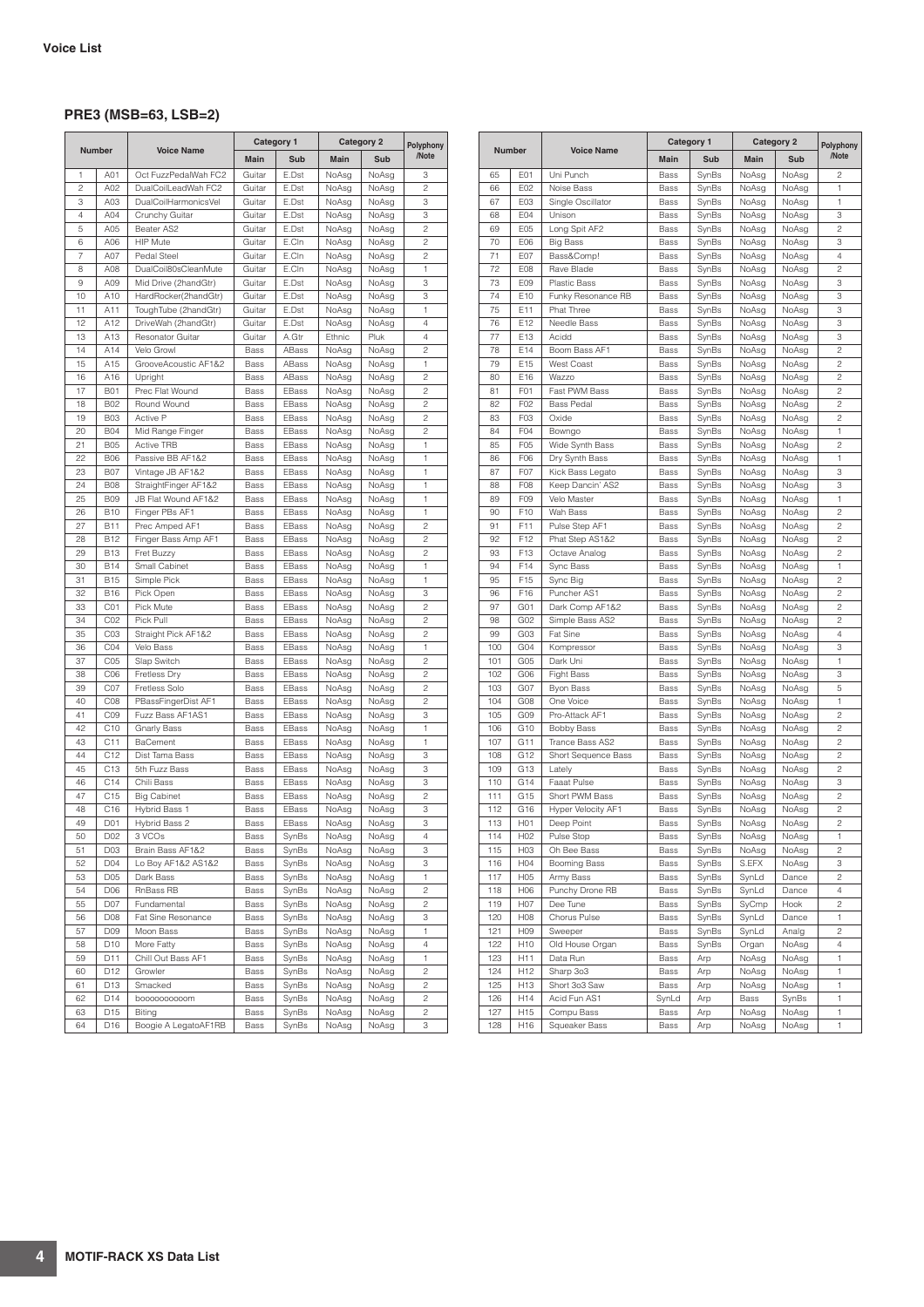## Voice List

### PRE3 (MSB=63, LSB=2)

| Number | | Voice Name | Category 1 | | Category 2 | | Polyphony /Note |
|---|---|---|---|---|---|---|---|
| | | | Main | Sub | Main | Sub | |
| 1 | A01 | Oct FuzzPedalWah FC2 | Guitar | E.Dst | NoAsg | NoAsg | 3 |
| 2 | A02 | DualCoilLeadWah FC2 | Guitar | E.Dst | NoAsg | NoAsg | 2 |
| 3 | A03 | DualCoilHarmonicsVel | Guitar | E.Dst | NoAsg | NoAsg | 3 |
| 4 | A04 | Crunchy Guitar | Guitar | E.Dst | NoAsg | NoAsg | 3 |
| 5 | A05 | Beater AS2 | Guitar | E.Dst | NoAsg | NoAsg | 2 |
| 6 | A06 | HIP Mute | Guitar | E.Cln | NoAsg | NoAsg | 2 |
| 7 | A07 | Pedal Steel | Guitar | E.Cln | NoAsg | NoAsg | 2 |
| 8 | A08 | DualCoil80sCleanMute | Guitar | E.Cln | NoAsg | NoAsg | 1 |
| 9 | A09 | Mid Drive (2handGtr) | Guitar | E.Dst | NoAsg | NoAsg | 3 |
| 10 | A10 | HardRocker(2handGtr) | Guitar | E.Dst | NoAsg | NoAsg | 3 |
| 11 | A11 | ToughTube (2handGtr) | Guitar | E.Dst | NoAsg | NoAsg | 1 |
| 12 | A12 | DriveWah (2handGtr) | Guitar | E.Dst | NoAsg | NoAsg | 4 |
| 13 | A13 | Resonator Guitar | Guitar | A.Gtr | Ethnic | Pluk | 4 |
| 14 | A14 | Velo Growl | Bass | ABass | NoAsg | NoAsg | 2 |
| 15 | A15 | GrooveAcoustic AF1&2 | Bass | ABass | NoAsg | NoAsg | 1 |
| 16 | A16 | Upright | Bass | ABass | NoAsg | NoAsg | 2 |
| 17 | B01 | Prec Flat Wound | Bass | EBass | NoAsg | NoAsg | 2 |
| 18 | B02 | Round Wound | Bass | EBass | NoAsg | NoAsg | 2 |
| 19 | B03 | Active P | Bass | EBass | NoAsg | NoAsg | 2 |
| 20 | B04 | Mid Range Finger | Bass | EBass | NoAsg | NoAsg | 2 |
| 21 | B05 | Active TRB | Bass | EBass | NoAsg | NoAsg | 1 |
| 22 | B06 | Passive BB AF1&2 | Bass | EBass | NoAsg | NoAsg | 1 |
| 23 | B07 | Vintage JB AF1&2 | Bass | EBass | NoAsg | NoAsg | 1 |
| 24 | B08 | StraightFinger AF1&2 | Bass | EBass | NoAsg | NoAsg | 1 |
| 25 | B09 | JB Flat Wound AF1&2 | Bass | EBass | NoAsg | NoAsg | 1 |
| 26 | B10 | Finger PBs AF1 | Bass | EBass | NoAsg | NoAsg | 1 |
| 27 | B11 | Prec Amped AF1 | Bass | EBass | NoAsg | NoAsg | 2 |
| 28 | B12 | Finger Bass Amp AF1 | Bass | EBass | NoAsg | NoAsg | 2 |
| 29 | B13 | Fret Buzzy | Bass | EBass | NoAsg | NoAsg | 2 |
| 30 | B14 | Small Cabinet | Bass | EBass | NoAsg | NoAsg | 1 |
| 31 | B15 | Simple Pick | Bass | EBass | NoAsg | NoAsg | 1 |
| 32 | B16 | Pick Open | Bass | EBass | NoAsg | NoAsg | 3 |
| 33 | C01 | Pick Mute | Bass | EBass | NoAsg | NoAsg | 2 |
| 34 | C02 | Pick Pull | Bass | EBass | NoAsg | NoAsg | 2 |
| 35 | C03 | Straight Pick AF1&2 | Bass | EBass | NoAsg | NoAsg | 2 |
| 36 | C04 | Velo Bass | Bass | EBass | NoAsg | NoAsg | 1 |
| 37 | C05 | Slap Switch | Bass | EBass | NoAsg | NoAsg | 2 |
| 38 | C06 | Fretless Dry | Bass | EBass | NoAsg | NoAsg | 2 |
| 39 | C07 | Fretless Solo | Bass | EBass | NoAsg | NoAsg | 2 |
| 40 | C08 | PBassFingerDist AF1 | Bass | EBass | NoAsg | NoAsg | 2 |
| 41 | C09 | Fuzz Bass AF1AS1 | Bass | EBass | NoAsg | NoAsg | 3 |
| 42 | C10 | Gnarly Bass | Bass | EBass | NoAsg | NoAsg | 1 |
| 43 | C11 | BaCement | Bass | EBass | NoAsg | NoAsg | 1 |
| 44 | C12 | Dist Tama Bass | Bass | EBass | NoAsg | NoAsg | 3 |
| 45 | C13 | 5th Fuzz Bass | Bass | EBass | NoAsg | NoAsg | 3 |
| 46 | C14 | Chili Bass | Bass | EBass | NoAsg | NoAsg | 3 |
| 47 | C15 | Big Cabinet | Bass | EBass | NoAsg | NoAsg | 2 |
| 48 | C16 | Hybrid Bass 1 | Bass | EBass | NoAsg | NoAsg | 3 |
| 49 | D01 | Hybrid Bass 2 | Bass | EBass | NoAsg | NoAsg | 3 |
| 50 | D02 | 3 VCOs | Bass | SynBs | NoAsg | NoAsg | 4 |
| 51 | D03 | Brain Bass AF1&2 | Bass | SynBs | NoAsg | NoAsg | 3 |
| 52 | D04 | Lo Boy AF1&2 AS1&2 | Bass | SynBs | NoAsg | NoAsg | 3 |
| 53 | D05 | Dark Bass | Bass | SynBs | NoAsg | NoAsg | 1 |
| 54 | D06 | RnBass RB | Bass | SynBs | NoAsg | NoAsg | 2 |
| 55 | D07 | Fundamental | Bass | SynBs | NoAsg | NoAsg | 2 |
| 56 | D08 | Fat Sine Resonance | Bass | SynBs | NoAsg | NoAsg | 3 |
| 57 | D09 | Moon Bass | Bass | SynBs | NoAsg | NoAsg | 1 |
| 58 | D10 | More Fatty | Bass | SynBs | NoAsg | NoAsg | 4 |
| 59 | D11 | Chill Out Bass AF1 | Bass | SynBs | NoAsg | NoAsg | 1 |
| 60 | D12 | Growler | Bass | SynBs | NoAsg | NoAsg | 2 |
| 61 | D13 | Smacked | Bass | SynBs | NoAsg | NoAsg | 2 |
| 62 | D14 | boooooooooom | Bass | SynBs | NoAsg | NoAsg | 2 |
| 63 | D15 | Biting | Bass | SynBs | NoAsg | NoAsg | 2 |
| 64 | D16 | Boogie A LegatoAF1RB | Bass | SynBs | NoAsg | NoAsg | 3 |
| 65 | E01 | Uni Punch | Bass | SynBs | NoAsg | NoAsg | 2 |
| 66 | E02 | Noise Bass | Bass | SynBs | NoAsg | NoAsg | 1 |
| 67 | E03 | Single Oscillator | Bass | SynBs | NoAsg | NoAsg | 1 |
| 68 | E04 | Unison | Bass | SynBs | NoAsg | NoAsg | 3 |
| 69 | E05 | Long Spit AF2 | Bass | SynBs | NoAsg | NoAsg | 2 |
| 70 | E06 | Big Bass | Bass | SynBs | NoAsg | NoAsg | 3 |
| 71 | E07 | Bass&Comp! | Bass | SynBs | NoAsg | NoAsg | 4 |
| 72 | E08 | Rave Blade | Bass | SynBs | NoAsg | NoAsg | 2 |
| 73 | E09 | Plastic Bass | Bass | SynBs | NoAsg | NoAsg | 3 |
| 74 | E10 | Funky Resonance RB | Bass | SynBs | NoAsg | NoAsg | 3 |
| 75 | E11 | Phat Three | Bass | SynBs | NoAsg | NoAsg | 3 |
| 76 | E12 | Needle Bass | Bass | SynBs | NoAsg | NoAsg | 3 |
| 77 | E13 | Acidd | Bass | SynBs | NoAsg | NoAsg | 3 |
| 78 | E14 | Boom Bass AF1 | Bass | SynBs | NoAsg | NoAsg | 2 |
| 79 | E15 | West Coast | Bass | SynBs | NoAsg | NoAsg | 2 |
| 80 | E16 | Wazzo | Bass | SynBs | NoAsg | NoAsg | 2 |
| 81 | F01 | Fast PWM Bass | Bass | SynBs | NoAsg | NoAsg | 2 |
| 82 | F02 | Bass Pedal | Bass | SynBs | NoAsg | NoAsg | 2 |
| 83 | F03 | Oxide | Bass | SynBs | NoAsg | NoAsg | 2 |
| 84 | F04 | Bowngo | Bass | SynBs | NoAsg | NoAsg | 1 |
| 85 | F05 | Wide Synth Bass | Bass | SynBs | NoAsg | NoAsg | 2 |
| 86 | F06 | Dry Synth Bass | Bass | SynBs | NoAsg | NoAsg | 1 |
| 87 | F07 | Kick Bass Legato | Bass | SynBs | NoAsg | NoAsg | 3 |
| 88 | F08 | Keep Dancin' AS2 | Bass | SynBs | NoAsg | NoAsg | 3 |
| 89 | F09 | Velo Master | Bass | SynBs | NoAsg | NoAsg | 1 |
| 90 | F10 | Wah Bass | Bass | SynBs | NoAsg | NoAsg | 2 |
| 91 | F11 | Pulse Step AF1 | Bass | SynBs | NoAsg | NoAsg | 2 |
| 92 | F12 | Phat Step AS1&2 | Bass | SynBs | NoAsg | NoAsg | 2 |
| 93 | F13 | Octave Analog | Bass | SynBs | NoAsg | NoAsg | 2 |
| 94 | F14 | Sync Bass | Bass | SynBs | NoAsg | NoAsg | 1 |
| 95 | F15 | Sync Big | Bass | SynBs | NoAsg | NoAsg | 2 |
| 96 | F16 | Puncher AS1 | Bass | SynBs | NoAsg | NoAsg | 2 |
| 97 | G01 | Dark Comp AF1&2 | Bass | SynBs | NoAsg | NoAsg | 2 |
| 98 | G02 | Simple Bass AS2 | Bass | SynBs | NoAsg | NoAsg | 2 |
| 99 | G03 | Fat Sine | Bass | SynBs | NoAsg | NoAsg | 4 |
| 100 | G04 | Kompressor | Bass | SynBs | NoAsg | NoAsg | 3 |
| 101 | G05 | Dark Uni | Bass | SynBs | NoAsg | NoAsg | 1 |
| 102 | G06 | Fight Bass | Bass | SynBs | NoAsg | NoAsg | 3 |
| 103 | G07 | Byon Bass | Bass | SynBs | NoAsg | NoAsg | 5 |
| 104 | G08 | One Voice | Bass | SynBs | NoAsg | NoAsg | 1 |
| 105 | G09 | Pro-Attack AF1 | Bass | SynBs | NoAsg | NoAsg | 2 |
| 106 | G10 | Bobby Bass | Bass | SynBs | NoAsg | NoAsg | 2 |
| 107 | G11 | Trance Bass AS2 | Bass | SynBs | NoAsg | NoAsg | 2 |
| 108 | G12 | Short Sequence Bass | Bass | SynBs | NoAsg | NoAsg | 2 |
| 109 | G13 | Lately | Bass | SynBs | NoAsg | NoAsg | 2 |
| 110 | G14 | Faaat Pulse | Bass | SynBs | NoAsg | NoAsg | 3 |
| 111 | G15 | Short PWM Bass | Bass | SynBs | NoAsg | NoAsg | 2 |
| 112 | G16 | Hyper Velocity AF1 | Bass | SynBs | NoAsg | NoAsg | 2 |
| 113 | H01 | Deep Point | Bass | SynBs | NoAsg | NoAsg | 2 |
| 114 | H02 | Pulse Stop | Bass | SynBs | NoAsg | NoAsg | 1 |
| 115 | H03 | Oh Bee Bass | Bass | SynBs | NoAsg | NoAsg | 2 |
| 116 | H04 | Booming Bass | Bass | SynBs | S.EFX | NoAsg | 3 |
| 117 | H05 | Army Bass | Bass | SynBs | SynLd | Dance | 2 |
| 118 | H06 | Punchy Drone RB | Bass | SynBs | SynLd | Dance | 4 |
| 119 | H07 | Dee Tune | Bass | SynBs | SyCmp | Hook | 2 |
| 120 | H08 | Chorus Pulse | Bass | SynBs | SynLd | Dance | 1 |
| 121 | H09 | Sweeper | Bass | SynBs | SynLd | Analg | 2 |
| 122 | H10 | Old House Organ | Bass | SynBs | Organ | NoAsg | 4 |
| 123 | H11 | Data Run | Bass | Arp | NoAsg | NoAsg | 1 |
| 124 | H12 | Sharp 3o3 | Bass | Arp | NoAsg | NoAsg | 1 |
| 125 | H13 | Short 3o3 Saw | Bass | Arp | NoAsg | NoAsg | 1 |
| 126 | H14 | Acid Fun AS1 | SynLd | Arp | Bass | SynBs | 1 |
| 127 | H15 | Compu Bass | Bass | Arp | NoAsg | NoAsg | 1 |
| 128 | H16 | Squeaker Bass | Bass | Arp | NoAsg | NoAsg | 1 |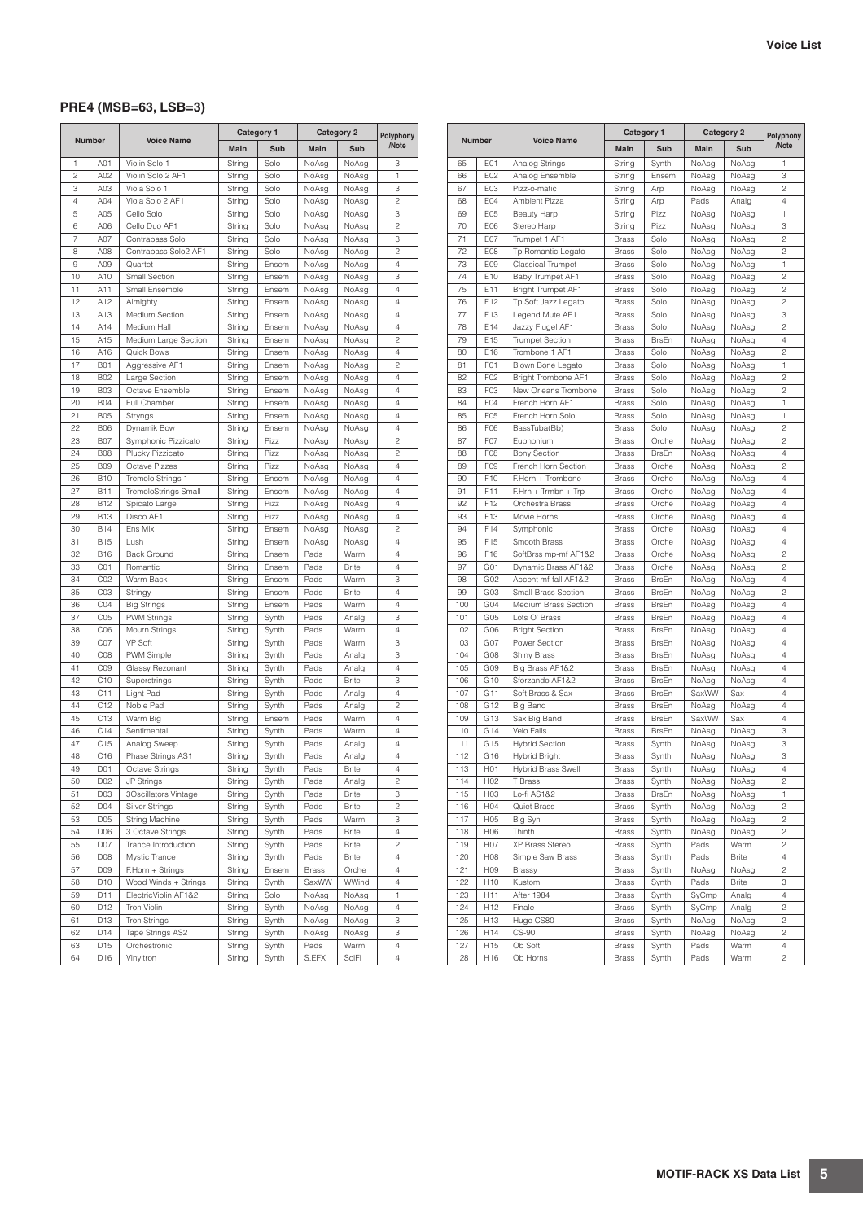## PRE4 (MSB=63, LSB=3)

| Number | | Voice Name | Category 1 | | Category 2 | | Polyphony /Note |
|---|---|---|---|---|---|---|---|
| | | | Main | Sub | Main | Sub | |
| 1 | A01 | Violin Solo 1 | String | Solo | NoAsg | NoAsg | 3 |
| 2 | A02 | Violin Solo 2 AF1 | String | Solo | NoAsg | NoAsg | 1 |
| 3 | A03 | Viola Solo 1 | String | Solo | NoAsg | NoAsg | 3 |
| 4 | A04 | Viola Solo 2 AF1 | String | Solo | NoAsg | NoAsg | 2 |
| 5 | A05 | Cello Solo | String | Solo | NoAsg | NoAsg | 3 |
| 6 | A06 | Cello Duo AF1 | String | Solo | NoAsg | NoAsg | 2 |
| 7 | A07 | Contrabass Solo | String | Solo | NoAsg | NoAsg | 3 |
| 8 | A08 | Contrabass Solo2 AF1 | String | Solo | NoAsg | NoAsg | 2 |
| 9 | A09 | Quartet | String | Ensem | NoAsg | NoAsg | 4 |
| 10 | A10 | Small Section | String | Ensem | NoAsg | NoAsg | 3 |
| 11 | A11 | Small Ensemble | String | Ensem | NoAsg | NoAsg | 4 |
| 12 | A12 | Almighty | String | Ensem | NoAsg | NoAsg | 4 |
| 13 | A13 | Medium Section | String | Ensem | NoAsg | NoAsg | 4 |
| 14 | A14 | Medium Hall | String | Ensem | NoAsg | NoAsg | 4 |
| 15 | A15 | Medium Large Section | String | Ensem | NoAsg | NoAsg | 2 |
| 16 | A16 | Quick Bows | String | Ensem | NoAsg | NoAsg | 4 |
| 17 | B01 | Aggressive AF1 | String | Ensem | NoAsg | NoAsg | 2 |
| 18 | B02 | Large Section | String | Ensem | NoAsg | NoAsg | 4 |
| 19 | B03 | Octave Ensemble | String | Ensem | NoAsg | NoAsg | 4 |
| 20 | B04 | Full Chamber | String | Ensem | NoAsg | NoAsg | 4 |
| 21 | B05 | Stryngs | String | Ensem | NoAsg | NoAsg | 4 |
| 22 | B06 | Dynamik Bow | String | Ensem | NoAsg | NoAsg | 4 |
| 23 | B07 | Symphonic Pizzicato | String | Pizz | NoAsg | NoAsg | 2 |
| 24 | B08 | Plucky Pizzicato | String | Pizz | NoAsg | NoAsg | 2 |
| 25 | B09 | Octave Pizzes | String | Pizz | NoAsg | NoAsg | 4 |
| 26 | B10 | Tremolo Strings 1 | String | Ensem | NoAsg | NoAsg | 4 |
| 27 | B11 | TremoloStrings Small | String | Ensem | NoAsg | NoAsg | 4 |
| 28 | B12 | Spicato Large | String | Pizz | NoAsg | NoAsg | 4 |
| 29 | B13 | Disco AF1 | String | Pizz | NoAsg | NoAsg | 4 |
| 30 | B14 | Ens Mix | String | Ensem | NoAsg | NoAsg | 2 |
| 31 | B15 | Lush | String | Ensem | NoAsg | NoAsg | 4 |
| 32 | B16 | Back Ground | String | Ensem | Pads | Warm | 4 |
| 33 | C01 | Romantic | String | Ensem | Pads | Brite | 4 |
| 34 | C02 | Warm Back | String | Ensem | Pads | Warm | 3 |
| 35 | C03 | Stringy | String | Ensem | Pads | Brite | 4 |
| 36 | C04 | Big Strings | String | Ensem | Pads | Warm | 4 |
| 37 | C05 | PWM Strings | String | Synth | Pads | Analg | 3 |
| 38 | C06 | Mourn Strings | String | Synth | Pads | Warm | 4 |
| 39 | C07 | VP Soft | String | Synth | Pads | Warm | 3 |
| 40 | C08 | PWM Simple | String | Synth | Pads | Analg | 3 |
| 41 | C09 | Glassy Rezonant | String | Synth | Pads | Analg | 4 |
| 42 | C10 | Superstrings | String | Synth | Pads | Brite | 3 |
| 43 | C11 | Light Pad | String | Synth | Pads | Analg | 4 |
| 44 | C12 | Noble Pad | String | Synth | Pads | Analg | 2 |
| 45 | C13 | Warm Big | String | Ensem | Pads | Warm | 4 |
| 46 | C14 | Sentimental | String | Synth | Pads | Warm | 4 |
| 47 | C15 | Analog Sweep | String | Synth | Pads | Analg | 4 |
| 48 | C16 | Phase Strings AS1 | String | Synth | Pads | Analg | 4 |
| 49 | D01 | Octave Strings | String | Synth | Pads | Brite | 4 |
| 50 | D02 | JP Strings | String | Synth | Pads | Analg | 2 |
| 51 | D03 | 3Oscillators Vintage | String | Synth | Pads | Brite | 3 |
| 52 | D04 | Silver Strings | String | Synth | Pads | Brite | 2 |
| 53 | D05 | String Machine | String | Synth | Pads | Warm | 3 |
| 54 | D06 | 3 Octave Strings | String | Synth | Pads | Brite | 4 |
| 55 | D07 | Trance Introduction | String | Synth | Pads | Brite | 2 |
| 56 | D08 | Mystic Trance | String | Synth | Pads | Brite | 4 |
| 57 | D09 | F.Horn + Strings | String | Ensem | Brass | Orche | 4 |
| 58 | D10 | Wood Winds + Strings | String | Synth | SaxWW | WWind | 4 |
| 59 | D11 | ElectricViolin AF1&2 | String | Solo | NoAsg | NoAsg | 1 |
| 60 | D12 | Tron Violin | String | Synth | NoAsg | NoAsg | 4 |
| 61 | D13 | Tron Strings | String | Synth | NoAsg | NoAsg | 3 |
| 62 | D14 | Tape Strings AS2 | String | Synth | NoAsg | NoAsg | 3 |
| 63 | D15 | Orchestronic | String | Synth | Pads | Warm | 4 |
| 64 | D16 | Vinyltron | String | Synth | S.EFX | SciFi | 4 |
| 65 | E01 | Analog Strings | String | Synth | NoAsg | NoAsg | 1 |
| 66 | E02 | Analog Ensemble | String | Ensem | NoAsg | NoAsg | 3 |
| 67 | E03 | Pizz-o-matic | String | Arp | NoAsg | NoAsg | 2 |
| 68 | E04 | Ambient Pizza | String | Arp | Pads | Analg | 4 |
| 69 | E05 | Beauty Harp | String | Pizz | NoAsg | NoAsg | 1 |
| 70 | E06 | Stereo Harp | String | Pizz | NoAsg | NoAsg | 3 |
| 71 | E07 | Trumpet 1 AF1 | Brass | Solo | NoAsg | NoAsg | 2 |
| 72 | E08 | Tp Romantic Legato | Brass | Solo | NoAsg | NoAsg | 2 |
| 73 | E09 | Classical Trumpet | Brass | Solo | NoAsg | NoAsg | 1 |
| 74 | E10 | Baby Trumpet AF1 | Brass | Solo | NoAsg | NoAsg | 2 |
| 75 | E11 | Bright Trumpet AF1 | Brass | Solo | NoAsg | NoAsg | 2 |
| 76 | E12 | Tp Soft Jazz Legato | Brass | Solo | NoAsg | NoAsg | 2 |
| 77 | E13 | Legend Mute AF1 | Brass | Solo | NoAsg | NoAsg | 3 |
| 78 | E14 | Jazzy Flugel AF1 | Brass | Solo | NoAsg | NoAsg | 2 |
| 79 | E15 | Trumpet Section | Brass | BrsEn | NoAsg | NoAsg | 4 |
| 80 | E16 | Trombone 1 AF1 | Brass | Solo | NoAsg | NoAsg | 2 |
| 81 | F01 | Blown Bone Legato | Brass | Solo | NoAsg | NoAsg | 1 |
| 82 | F02 | Bright Trombone AF1 | Brass | Solo | NoAsg | NoAsg | 2 |
| 83 | F03 | New Orleans Trombone | Brass | Solo | NoAsg | NoAsg | 2 |
| 84 | F04 | French Horn AF1 | Brass | Solo | NoAsg | NoAsg | 1 |
| 85 | F05 | French Horn Solo | Brass | Solo | NoAsg | NoAsg | 1 |
| 86 | F06 | BassTuba(Bb) | Brass | Solo | NoAsg | NoAsg | 2 |
| 87 | F07 | Euphonium | Brass | Orche | NoAsg | NoAsg | 2 |
| 88 | F08 | Bony Section | Brass | BrsEn | NoAsg | NoAsg | 4 |
| 89 | F09 | French Horn Section | Brass | Orche | NoAsg | NoAsg | 2 |
| 90 | F10 | F.Horn + Trombone | Brass | Orche | NoAsg | NoAsg | 4 |
| 91 | F11 | F.Hrn + Trmbn + Trp | Brass | Orche | NoAsg | NoAsg | 4 |
| 92 | F12 | Orchestra Brass | Brass | Orche | NoAsg | NoAsg | 4 |
| 93 | F13 | Movie Horns | Brass | Orche | NoAsg | NoAsg | 4 |
| 94 | F14 | Symphonic | Brass | Orche | NoAsg | NoAsg | 4 |
| 95 | F15 | Smooth Brass | Brass | Orche | NoAsg | NoAsg | 4 |
| 96 | F16 | SoftBrss mp-mf AF1&2 | Brass | Orche | NoAsg | NoAsg | 2 |
| 97 | G01 | Dynamic Brass AF1&2 | Brass | Orche | NoAsg | NoAsg | 2 |
| 98 | G02 | Accent mf-fall AF1&2 | Brass | BrsEn | NoAsg | NoAsg | 4 |
| 99 | G03 | Small Brass Section | Brass | BrsEn | NoAsg | NoAsg | 2 |
| 100 | G04 | Medium Brass Section | Brass | BrsEn | NoAsg | NoAsg | 4 |
| 101 | G05 | Lots O' Brass | Brass | BrsEn | NoAsg | NoAsg | 4 |
| 102 | G06 | Bright Section | Brass | BrsEn | NoAsg | NoAsg | 4 |
| 103 | G07 | Power Section | Brass | BrsEn | NoAsg | NoAsg | 4 |
| 104 | G08 | Shiny Brass | Brass | BrsEn | NoAsg | NoAsg | 4 |
| 105 | G09 | Big Brass AF1&2 | Brass | BrsEn | NoAsg | NoAsg | 4 |
| 106 | G10 | Sforzando AF1&2 | Brass | BrsEn | NoAsg | NoAsg | 4 |
| 107 | G11 | Soft Brass & Sax | Brass | BrsEn | SaxWW | Sax | 4 |
| 108 | G12 | Big Band | Brass | BrsEn | NoAsg | NoAsg | 4 |
| 109 | G13 | Sax Big Band | Brass | BrsEn | SaxWW | Sax | 4 |
| 110 | G14 | Velo Falls | Brass | BrsEn | NoAsg | NoAsg | 3 |
| 111 | G15 | Hybrid Section | Brass | Synth | NoAsg | NoAsg | 3 |
| 112 | G16 | Hybrid Bright | Brass | Synth | NoAsg | NoAsg | 3 |
| 113 | H01 | Hybrid Brass Swell | Brass | Synth | NoAsg | NoAsg | 4 |
| 114 | H02 | T Brass | Brass | Synth | NoAsg | NoAsg | 2 |
| 115 | H03 | Lo-fi AS1&2 | Brass | BrsEn | NoAsg | NoAsg | 1 |
| 116 | H04 | Quiet Brass | Brass | Synth | NoAsg | NoAsg | 2 |
| 117 | H05 | Big Syn | Brass | Synth | NoAsg | NoAsg | 2 |
| 118 | H06 | Thinth | Brass | Synth | NoAsg | NoAsg | 2 |
| 119 | H07 | XP Brass Stereo | Brass | Synth | Pads | Warm | 2 |
| 120 | H08 | Simple Saw Brass | Brass | Synth | Pads | Brite | 4 |
| 121 | H09 | Brassy | Brass | Synth | NoAsg | NoAsg | 2 |
| 122 | H10 | Kustom | Brass | Synth | Pads | Brite | 3 |
| 123 | H11 | After 1984 | Brass | Synth | SyCmp | Analg | 4 |
| 124 | H12 | Finale | Brass | Synth | SyCmp | Analg | 2 |
| 125 | H13 | Huge CS80 | Brass | Synth | NoAsg | NoAsg | 2 |
| 126 | H14 | CS-90 | Brass | Synth | NoAsg | NoAsg | 2 |
| 127 | H15 | Ob Soft | Brass | Synth | Pads | Warm | 4 |
| 128 | H16 | Ob Horns | Brass | Synth | Pads | Warm | 2 |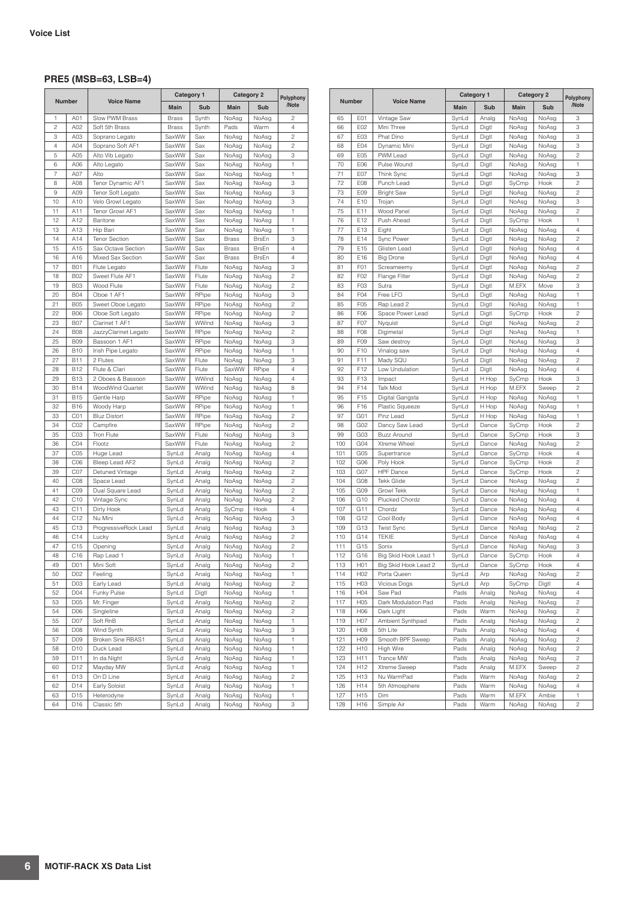## PRE5 (MSB=63, LSB=4)

| Number | | Voice Name | Category 1 | | Category 2 | | Polyphony /Note |
|---|---|---|---|---|---|---|---|
| | | | Main | Sub | Main | Sub | |
| 1 | A01 | Slow PWM Brass | Brass | Synth | NoAsg | NoAsg | 2 |
| 2 | A02 | Soft 5th Brass | Brass | Synth | Pads | Warm | 4 |
| 3 | A03 | Soprano Legato | SaxWW | Sax | NoAsg | NoAsg | 2 |
| 4 | A04 | Soprano Soft AF1 | SaxWW | Sax | NoAsg | NoAsg | 2 |
| 5 | A05 | Alto Vib Legato | SaxWW | Sax | NoAsg | NoAsg | 3 |
| 6 | A06 | Alto Legato | SaxWW | Sax | NoAsg | NoAsg | 1 |
| 7 | A07 | Alto | SaxWW | Sax | NoAsg | NoAsg | 1 |
| 8 | A08 | Tenor Dynamic AF1 | SaxWW | Sax | NoAsg | NoAsg | 3 |
| 9 | A09 | Tenor Soft Legato | SaxWW | Sax | NoAsg | NoAsg | 3 |
| 10 | A10 | Velo Growl Legato | SaxWW | Sax | NoAsg | NoAsg | 3 |
| 11 | A11 | Tenor Growl AF1 | SaxWW | Sax | NoAsg | NoAsg | 1 |
| 12 | A12 | Baritone | SaxWW | Sax | NoAsg | NoAsg | 1 |
| 13 | A13 | Hip Bari | SaxWW | Sax | NoAsg | NoAsg | 1 |
| 14 | A14 | Tenor Section | SaxWW | Sax | Brass | BrsEn | 3 |
| 15 | A15 | Sax Octave Section | SaxWW | Sax | Brass | BrsEn | 4 |
| 16 | A16 | Mixed Sax Section | SaxWW | Sax | Brass | BrsEn | 4 |
| 17 | B01 | Flute Legato | SaxWW | Flute | NoAsg | NoAsg | 3 |
| 18 | B02 | Sweet Flute AF1 | SaxWW | Flute | NoAsg | NoAsg | 2 |
| 19 | B03 | Wood Flute | SaxWW | Flute | NoAsg | NoAsg | 2 |
| 20 | B04 | Oboe 1 AF1 | SaxWW | RPipe | NoAsg | NoAsg | 3 |
| 21 | B05 | Sweet Oboe Legato | SaxWW | RPipe | NoAsg | NoAsg | 2 |
| 22 | B06 | Oboe Soft Legato | SaxWW | RPipe | NoAsg | NoAsg | 2 |
| 23 | B07 | Clarinet 1 AF1 | SaxWW | WWind | NoAsg | NoAsg | 3 |
| 24 | B08 | JazzyClarinet Legato | SaxWW | RPipe | NoAsg | NoAsg | 2 |
| 25 | B09 | Bassoon 1 AF1 | SaxWW | RPipe | NoAsg | NoAsg | 3 |
| 26 | B10 | Irish Pipe Legato | SaxWW | RPipe | NoAsg | NoAsg | 1 |
| 27 | B11 | 2 Flutes | SaxWW | Flute | NoAsg | NoAsg | 3 |
| 28 | B12 | Flute & Clari | SaxWW | Flute | SaxWW | RPipe | 4 |
| 29 | B13 | 2 Oboes & Bassoon | SaxWW | WWind | NoAsg | NoAsg | 4 |
| 30 | B14 | WoodWind Quartet | SaxWW | WWind | NoAsg | NoAsg | 8 |
| 31 | B15 | Gentle Harp | SaxWW | RPipe | NoAsg | NoAsg | 1 |
| 32 | B16 | Woody Harp | SaxWW | RPipe | NoAsg | NoAsg | 1 |
| 33 | C01 | Bluz Distort | SaxWW | RPipe | NoAsg | NoAsg | 2 |
| 34 | C02 | Campfire | SaxWW | RPipe | NoAsg | NoAsg | 2 |
| 35 | C03 | Tron Flute | SaxWW | Flute | NoAsg | NoAsg | 3 |
| 36 | C04 | Flootz | SaxWW | Flute | NoAsg | NoAsg | 2 |
| 37 | C05 | Huge Lead | SynLd | Analg | NoAsg | NoAsg | 4 |
| 38 | C06 | Bleep Lead AF2 | SynLd | Analg | NoAsg | NoAsg | 2 |
| 39 | C07 | Detuned Vintage | SynLd | Analg | NoAsg | NoAsg | 2 |
| 40 | C08 | Space Lead | SynLd | Analg | NoAsg | NoAsg | 2 |
| 41 | C09 | Dual Square Lead | SynLd | Analg | NoAsg | NoAsg | 2 |
| 42 | C10 | Vintage Sync | SynLd | Analg | NoAsg | NoAsg | 2 |
| 43 | C11 | Dirty Hook | SynLd | Analg | SyCmp | Hook | 4 |
| 44 | C12 | Nu Mini | SynLd | Analg | NoAsg | NoAsg | 3 |
| 45 | C13 | ProgressiveRock Lead | SynLd | Analg | NoAsg | NoAsg | 3 |
| 46 | C14 | Lucky | SynLd | Analg | NoAsg | NoAsg | 2 |
| 47 | C15 | Opening | SynLd | Analg | NoAsg | NoAsg | 2 |
| 48 | C16 | Rap Lead 1 | SynLd | Analg | NoAsg | NoAsg | 1 |
| 49 | D01 | Mini Soft | SynLd | Analg | NoAsg | NoAsg | 2 |
| 50 | D02 | Feeling | SynLd | Analg | NoAsg | NoAsg | 1 |
| 51 | D03 | Early Lead | SynLd | Analg | NoAsg | NoAsg | 2 |
| 52 | D04 | Funky Pulse | SynLd | Digtl | NoAsg | NoAsg | 1 |
| 53 | D05 | Mr. Finger | SynLd | Analg | NoAsg | NoAsg | 2 |
| 54 | D06 | Singleline | SynLd | Analg | NoAsg | NoAsg | 2 |
| 55 | D07 | Soft RnB | SynLd | Analg | NoAsg | NoAsg | 1 |
| 56 | D08 | Wind Synth | SynLd | Analg | NoAsg | NoAsg | 3 |
| 57 | D09 | Broken Sine RBAS1 | SynLd | Analg | NoAsg | NoAsg | 1 |
| 58 | D10 | Duck Lead | SynLd | Analg | NoAsg | NoAsg | 1 |
| 59 | D11 | In da Night | SynLd | Analg | NoAsg | NoAsg | 1 |
| 60 | D12 | Mayday MW | SynLd | Analg | NoAsg | NoAsg | 1 |
| 61 | D13 | On D Line | SynLd | Analg | NoAsg | NoAsg | 2 |
| 62 | D14 | Early Soloist | SynLd | Analg | NoAsg | NoAsg | 1 |
| 63 | D15 | Heterodyne | SynLd | Analg | NoAsg | NoAsg | 1 |
| 64 | D16 | Classic 5th | SynLd | Analg | NoAsg | NoAsg | 3 |
| 65 | E01 | Vintage Saw | SynLd | Analg | NoAsg | NoAsg | 3 |
| 66 | E02 | Mini Three | SynLd | Digtl | NoAsg | NoAsg | 3 |
| 67 | E03 | Phat Dino | SynLd | Digtl | NoAsg | NoAsg | 3 |
| 68 | E04 | Dynamic Mini | SynLd | Digtl | NoAsg | NoAsg | 3 |
| 69 | E05 | PWM Lead | SynLd | Digtl | NoAsg | NoAsg | 2 |
| 70 | E06 | Pulse Wound | SynLd | Digtl | NoAsg | NoAsg | 1 |
| 71 | E07 | Think Sync | SynLd | Digtl | NoAsg | NoAsg | 3 |
| 72 | E08 | Punch Lead | SynLd | Digtl | SyCmp | Hook | 2 |
| 73 | E09 | Bright Saw | SynLd | Digtl | NoAsg | NoAsg | 2 |
| 74 | E10 | Trojan | SynLd | Digtl | NoAsg | NoAsg | 3 |
| 75 | E11 | Wood Panel | SynLd | Digtl | NoAsg | NoAsg | 2 |
| 76 | E12 | Push Ahead | SynLd | Digtl | SyCmp | Hook | 1 |
| 77 | E13 | Eight | SynLd | Digtl | NoAsg | NoAsg | 4 |
| 78 | E14 | Sync Power | SynLd | Digtl | NoAsg | NoAsg | 2 |
| 79 | E15 | Glisten Lead | SynLd | Digtl | NoAsg | NoAsg | 4 |
| 80 | E16 | Big Drone | SynLd | Digtl | NoAsg | NoAsg | 4 |
| 81 | F01 | Screameemy | SynLd | Digtl | NoAsg | NoAsg | 2 |
| 82 | F02 | Flange Filter | SynLd | Digtl | NoAsg | NoAsg | 2 |
| 83 | F03 | Sutra | SynLd | Digtl | M.EFX | Move | 3 |
| 84 | F04 | Free LFO | SynLd | Digtl | NoAsg | NoAsg | 1 |
| 85 | F05 | Rap Lead 2 | SynLd | Digtl | NoAsg | NoAsg | 1 |
| 86 | F06 | Space Power Lead | SynLd | Digtl | SyCmp | Hook | 2 |
| 87 | F07 | Nyquist | SynLd | Digtl | NoAsg | NoAsg | 2 |
| 88 | F08 | Digimetal | SynLd | Digtl | NoAsg | NoAsg | 1 |
| 89 | F09 | Saw destroy | SynLd | Digtl | NoAsg | NoAsg | 3 |
| 90 | F10 | Vinalog saw | SynLd | Digtl | NoAsg | NoAsg | 4 |
| 91 | F11 | Mady SQU | SynLd | Digtl | NoAsg | NoAsg | 2 |
| 92 | F12 | Low Undulation | SynLd | Digtl | NoAsg | NoAsg | 4 |
| 93 | F13 | Impact | SynLd | H Hop | SyCmp | Hook | 3 |
| 94 | F14 | Talk Mod | SynLd | H Hop | M.EFX | Sweep | 2 |
| 95 | F15 | Digital Gangsta | SynLd | H Hop | NoAsg | NoAsg | 1 |
| 96 | F16 | Plastic Squeeze | SynLd | H Hop | NoAsg | NoAsg | 1 |
| 97 | G01 | Pinz Lead | SynLd | H Hop | NoAsg | NoAsg | 1 |
| 98 | G02 | Dancy Saw Lead | SynLd | Dance | SyCmp | Hook | 2 |
| 99 | G03 | Buzz Around | SynLd | Dance | SyCmp | Hook | 3 |
| 100 | G04 | Xtreme Wheel | SynLd | Dance | NoAsg | NoAsg | 2 |
| 101 | G05 | Supertrance | SynLd | Dance | SyCmp | Hook | 4 |
| 102 | G06 | Poly Hook | SynLd | Dance | SyCmp | Hook | 2 |
| 103 | G07 | HPF Dance | SynLd | Dance | SyCmp | Hook | 2 |
| 104 | G08 | Tekk Glide | SynLd | Dance | NoAsg | NoAsg | 2 |
| 105 | G09 | Growl Tekk | SynLd | Dance | NoAsg | NoAsg | 1 |
| 106 | G10 | Plucked Chordz | SynLd | Dance | NoAsg | NoAsg | 4 |
| 107 | G11 | Chordz | SynLd | Dance | NoAsg | NoAsg | 4 |
| 108 | G12 | Cool Body | SynLd | Dance | NoAsg | NoAsg | 4 |
| 109 | G13 | Twist Sync | SynLd | Dance | NoAsg | NoAsg | 2 |
| 110 | G14 | TEKIE | SynLd | Dance | NoAsg | NoAsg | 4 |
| 111 | G15 | Sonix | SynLd | Dance | NoAsg | NoAsg | 3 |
| 112 | G16 | Big Skid Hook Lead 1 | SynLd | Dance | SyCmp | Hook | 4 |
| 113 | H01 | Big Skid Hook Lead 2 | SynLd | Dance | SyCmp | Hook | 4 |
| 114 | H02 | Porta Queen | SynLd | Arp | NoAsg | NoAsg | 2 |
| 115 | H03 | Vicious Dogs | SynLd | Arp | SyCmp | Digtl | 4 |
| 116 | H04 | Saw Pad | Pads | Analg | NoAsg | NoAsg | 4 |
| 117 | H05 | Dark Modulation Pad | Pads | Analg | NoAsg | NoAsg | 2 |
| 118 | H06 | Dark Light | Pads | Warm | NoAsg | NoAsg | 2 |
| 119 | H07 | Ambient Synthpad | Pads | Analg | NoAsg | NoAsg | 2 |
| 120 | H08 | 5th Lite | Pads | Analg | NoAsg | NoAsg | 4 |
| 121 | H09 | Smooth BPF Sweep | Pads | Analg | NoAsg | NoAsg | 2 |
| 122 | H10 | High Wire | Pads | Analg | NoAsg | NoAsg | 2 |
| 123 | H11 | Trance MW | Pads | Analg | NoAsg | NoAsg | 2 |
| 124 | H12 | Xtreme Sweep | Pads | Analg | M.EFX | Sweep | 2 |
| 125 | H13 | Nu WarmPad | Pads | Warm | NoAsg | NoAsg | 2 |
| 126 | H14 | 5th Atmosphere | Pads | Warm | NoAsg | NoAsg | 4 |
| 127 | H15 | Dim | Pads | Warm | M.EFX | Ambie | 1 |
| 128 | H16 | Simple Air | Pads | Warm | NoAsg | NoAsg | 2 |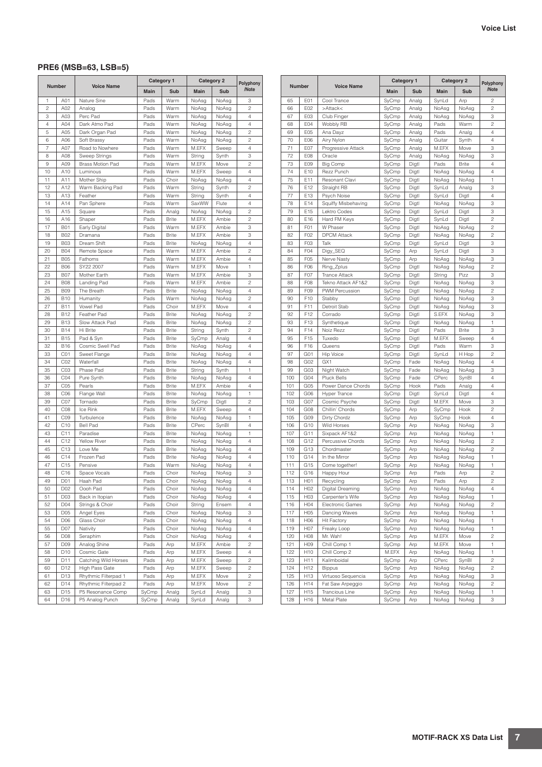## PRE6 (MSB=63, LSB=5)

| Number | | Voice Name | Category 1 | | Category 2 | | Polyphony /Note |
|---|---|---|---|---|---|---|---|
| | | | Main | Sub | Main | Sub | |
| 1 | A01 | Nature Sine | Pads | Warm | NoAsg | NoAsg | 3 |
| 2 | A02 | Analog | Pads | Warm | NoAsg | NoAsg | 2 |
| 3 | A03 | Perc Pad | Pads | Warm | NoAsg | NoAsg | 4 |
| 4 | A04 | Dark Atmo Pad | Pads | Warm | NoAsg | NoAsg | 4 |
| 5 | A05 | Dark Organ Pad | Pads | Warm | NoAsg | NoAsg | 2 |
| 6 | A06 | Soft Brassy | Pads | Warm | NoAsg | NoAsg | 2 |
| 7 | A07 | Road to Nowhere | Pads | Warm | M.EFX | Sweep | 4 |
| 8 | A08 | Sweep Strings | Pads | Warm | String | Synth | 3 |
| 9 | A09 | Brass Motion Pad | Pads | Warm | M.EFX | Move | 2 |
| 10 | A10 | Luminous | Pads | Warm | M.EFX | Sweep | 4 |
| 11 | A11 | Mother Ship | Pads | Choir | NoAsg | NoAsg | 4 |
| 12 | A12 | Warm Backing Pad | Pads | Warm | String | Synth | 2 |
| 13 | A13 | Feather | Pads | Warm | String | Synth | 4 |
| 14 | A14 | Pan Sphere | Pads | Warm | SaxWW | Flute | 4 |
| 15 | A15 | Square | Pads | Analg | NoAsg | NoAsg | 2 |
| 16 | A16 | Shaper | Pads | Brite | M.EFX | Ambie | 2 |
| 17 | B01 | Early Digital | Pads | Warm | M.EFX | Ambie | 3 |
| 18 | B02 | Dramana | Pads | Brite | M.EFX | Ambie | 3 |
| 19 | B03 | Dream Shift | Pads | Brite | NoAsg | NoAsg | 4 |
| 20 | B04 | Remote Space | Pads | Warm | M.EFX | Ambie | 2 |
| 21 | B05 | Fathoms | Pads | Warm | M.EFX | Ambie | 4 |
| 22 | B06 | SY22 2007 | Pads | Warm | M.EFX | Move | 1 |
| 23 | B07 | Mother Earth | Pads | Warm | M.EFX | Ambie | 3 |
| 24 | B08 | Landing Pad | Pads | Warm | M.EFX | Ambie | 2 |
| 25 | B09 | The Breath | Pads | Brite | NoAsg | NoAsg | 4 |
| 26 | B10 | Humanity | Pads | Warm | NoAsg | NoAsg | 2 |
| 27 | B11 | Vowel Pad | Pads | Choir | M.EFX | Move | 4 |
| 28 | B12 | Feather Pad | Pads | Brite | NoAsg | NoAsg | 2 |
| 29 | B13 | Slow Attack Pad | Pads | Brite | NoAsg | NoAsg | 2 |
| 30 | B14 | Hi Brite | Pads | Brite | String | Synth | 2 |
| 31 | B15 | Pad & Syn | Pads | Brite | SyCmp | Analg | 4 |
| 32 | B16 | Cosmic Swell Pad | Pads | Brite | NoAsg | NoAsg | 4 |
| 33 | C01 | Sweet Flange | Pads | Brite | NoAsg | NoAsg | 4 |
| 34 | C02 | Waterfall | Pads | Brite | NoAsg | NoAsg | 4 |
| 35 | C03 | Phase Pad | Pads | Brite | String | Synth | 1 |
| 36 | C04 | Pure Synth | Pads | Brite | NoAsg | NoAsg | 4 |
| 37 | C05 | Pearls | Pads | Brite | M.EFX | Ambie | 4 |
| 38 | C06 | Flange Wall | Pads | Brite | NoAsg | NoAsg | 1 |
| 39 | C07 | Tornado | Pads | Brite | SyCmp | Digtl | 2 |
| 40 | C08 | Ice Rink | Pads | Brite | M.EFX | Sweep | 4 |
| 41 | C09 | Turbulence | Pads | Brite | NoAsg | NoAsg | 1 |
| 42 | C10 | Bell Pad | Pads | Brite | CPerc | SynBl | 4 |
| 43 | C11 | Paradise | Pads | Brite | NoAsg | NoAsg | 1 |
| 44 | C12 | Yellow River | Pads | Brite | NoAsg | NoAsg | 4 |
| 45 | C13 | Love Me | Pads | Brite | NoAsg | NoAsg | 4 |
| 46 | C14 | Frozen Pad | Pads | Brite | NoAsg | NoAsg | 4 |
| 47 | C15 | Pensive | Pads | Warm | NoAsg | NoAsg | 4 |
| 48 | C16 | Space Vocals | Pads | Choir | NoAsg | NoAsg | 3 |
| 49 | D01 | Haah Pad | Pads | Choir | NoAsg | NoAsg | 4 |
| 50 | D02 | Oooh Pad | Pads | Choir | NoAsg | NoAsg | 4 |
| 51 | D03 | Back in Itopian | Pads | Choir | NoAsg | NoAsg | 4 |
| 52 | D04 | Strings & Choir | Pads | Choir | String | Ensem | 4 |
| 53 | D05 | Angel Eyes | Pads | Choir | NoAsg | NoAsg | 3 |
| 54 | D06 | Glass Choir | Pads | Choir | NoAsg | NoAsg | 4 |
| 55 | D07 | Nativity | Pads | Choir | NoAsg | NoAsg | 4 |
| 56 | D08 | Seraphim | Pads | Choir | NoAsg | NoAsg | 4 |
| 57 | D09 | Analog Shine | Pads | Arp | M.EFX | Ambie | 2 |
| 58 | D10 | Cosmic Gate | Pads | Arp | M.EFX | Sweep | 4 |
| 59 | D11 | Catching Wild Horses | Pads | Arp | M.EFX | Sweep | 2 |
| 60 | D12 | High Pass Gate | Pads | Arp | M.EFX | Sweep | 2 |
| 61 | D13 | Rhythmic Filterpad 1 | Pads | Arp | M.EFX | Move | 2 |
| 62 | D14 | Rhythmic Filterpad 2 | Pads | Arp | M.EFX | Move | 2 |
| 63 | D15 | P5 Resonance Comp | SyCmp | Analg | SynLd | Analg | 3 |
| 64 | D16 | P5 Analog Punch | SyCmp | Analg | SynLd | Analg | 3 |
| 65 | E01 | Cool Trance | SyCmp | Analg | SynLd | Arp | 2 |
| 66 | E02 | >Attack< | SyCmp | Analg | NoAsg | NoAsg | 2 |
| 67 | E03 | Club Finger | SyCmp | Analg | NoAsg | NoAsg | 3 |
| 68 | E04 | Wobbly RB | SyCmp | Analg | Pads | Warm | 2 |
| 69 | E05 | Ana Dayz | SyCmp | Analg | Pads | Analg | 4 |
| 70 | E06 | Airy Nylon | SyCmp | Analg | Guitar | Synth | 4 |
| 71 | E07 | Progressive Attack | SyCmp | Analg | M.EFX | Move | 3 |
| 72 | E08 | Oracle | SyCmp | Analg | NoAsg | NoAsg | 3 |
| 73 | E09 | Big Comp | SyCmp | Digtl | Pads | Brite | 4 |
| 74 | E10 | Rezz Punch | SyCmp | Digtl | NoAsg | NoAsg | 4 |
| 75 | E11 | Resonant Clavi | SyCmp | Digtl | NoAsg | NoAsg | 1 |
| 76 | E12 | Straight RB | SyCmp | Digtl | SynLd | Analg | 3 |
| 77 | E13 | Psych Noise | SyCmp | Digtl | SynLd | Digtl | 4 |
| 78 | E14 | Squiffy Misbehaving | SyCmp | Digtl | NoAsg | NoAsg | 3 |
| 79 | E15 | Lektro Codes | SyCmp | Digtl | SynLd | Digtl | 3 |
| 80 | E16 | Hard FM Keys | SyCmp | Digtl | SynLd | Digtl | 2 |
| 81 | F01 | W Phaser | SyCmp | Digtl | NoAsg | NoAsg | 2 |
| 82 | F02 | DPCM Attack | SyCmp | Digtl | NoAsg | NoAsg | 2 |
| 83 | F03 | Talk | SyCmp | Digtl | SynLd | Digtl | 3 |
| 84 | F04 | Digy_SEQ | SyCmp | Arp | SynLd | Digtl | 3 |
| 85 | F05 | Nerve Nasty | SyCmp | Arp | NoAsg | NoAsg | 3 |
| 86 | F06 | Ring_Zplus | SyCmp | Digtl | NoAsg | NoAsg | 2 |
| 87 | F07 | Trance Attack | SyCmp | Digtl | String | Pizz | 3 |
| 88 | F08 | Tekno Attack AF1&2 | SyCmp | Digtl | NoAsg | NoAsg | 3 |
| 89 | F09 | PWM Percussion | SyCmp | Digtl | NoAsg | NoAsg | 2 |
| 90 | F10 | Stabby | SyCmp | Digtl | NoAsg | NoAsg | 3 |
| 91 | F11 | Detroit Stab | SyCmp | Digtl | NoAsg | NoAsg | 3 |
| 92 | F12 | Corrado | SyCmp | Digtl | S.EFX | NoAsg | 3 |
| 93 | F13 | Synthetique | SyCmp | Digtl | NoAsg | NoAsg | 1 |
| 94 | F14 | Noiz Rezz | SyCmp | Digtl | Pads | Brite | 3 |
| 95 | F15 | Tuxedo | SyCmp | Digtl | M.EFX | Sweep | 4 |
| 96 | F16 | Queens | SyCmp | Digtl | Pads | Warm | 3 |
| 97 | G01 | Hip Voice | SyCmp | Digtl | SynLd | H Hop | 2 |
| 98 | G02 | GX1 | SyCmp | Fade | NoAsg | NoAsg | 4 |
| 99 | G03 | Night Watch | SyCmp | Fade | NoAsg | NoAsg | 3 |
| 100 | G04 | Pluck Bells | SyCmp | Fade | CPerc | SynBl | 4 |
| 101 | G05 | Power Dance Chords | SyCmp | Hook | Pads | Analg | 4 |
| 102 | G06 | Hyper Trance | SyCmp | Digtl | SynLd | Digtl | 4 |
| 103 | G07 | Cosmic Psyche | SyCmp | Digtl | M.EFX | Move | 3 |
| 104 | G08 | Chillin' Chords | SyCmp | Arp | SyCmp | Hook | 2 |
| 105 | G09 | Dirty Chordz | SyCmp | Arp | SyCmp | Hook | 4 |
| 106 | G10 | Wild Horses | SyCmp | Arp | NoAsg | NoAsg | 3 |
| 107 | G11 | Sixpack AF1&2 | SyCmp | Arp | NoAsg | NoAsg | 1 |
| 108 | G12 | Percussive Chords | SyCmp | Arp | NoAsg | NoAsg | 2 |
| 109 | G13 | Chordmaster | SyCmp | Arp | NoAsg | NoAsg | 2 |
| 110 | G14 | In the Mirror | SyCmp | Arp | NoAsg | NoAsg | 1 |
| 111 | G15 | Come together! | SyCmp | Arp | NoAsg | NoAsg | 1 |
| 112 | G16 | Happy Hour | SyCmp | Arp | Pads | Arp | 2 |
| 113 | H01 | Recycling | SyCmp | Arp | Pads | Arp | 2 |
| 114 | H02 | Digital Dreaming | SyCmp | Arp | NoAsg | NoAsg | 4 |
| 115 | H03 | Carpenter's Wife | SyCmp | Arp | NoAsg | NoAsg | 1 |
| 116 | H04 | Electronic Games | SyCmp | Arp | NoAsg | NoAsg | 2 |
| 117 | H05 | Dancing Waves | SyCmp | Arp | NoAsg | NoAsg | 1 |
| 118 | H06 | Hit Factory | SyCmp | Arp | NoAsg | NoAsg | 1 |
| 119 | H07 | Freaky Loop | SyCmp | Arp | NoAsg | NoAsg | 1 |
| 120 | H08 | Mr. Wah! | SyCmp | Arp | M.EFX | Move | 2 |
| 121 | H09 | Chill Comp 1 | SyCmp | Arp | M.EFX | Move | 1 |
| 122 | H10 | Chill Comp 2 | M.EFX | Arp | NoAsg | NoAsg | 1 |
| 123 | H11 | Kalimboidal | SyCmp | Arp | CPerc | SynBl | 2 |
| 124 | H12 | Bippus | SyCmp | Arp | NoAsg | NoAsg | 2 |
| 125 | H13 | Virtuoso Sequencia | SyCmp | Arp | NoAsg | NoAsg | 3 |
| 126 | H14 | Fat Saw Arpeggio | SyCmp | Arp | NoAsg | NoAsg | 2 |
| 127 | H15 | Trancious Line | SyCmp | Arp | NoAsg | NoAsg | 1 |
| 128 | H16 | Metal Plate | SyCmp | Arp | NoAsg | NoAsg | 3 |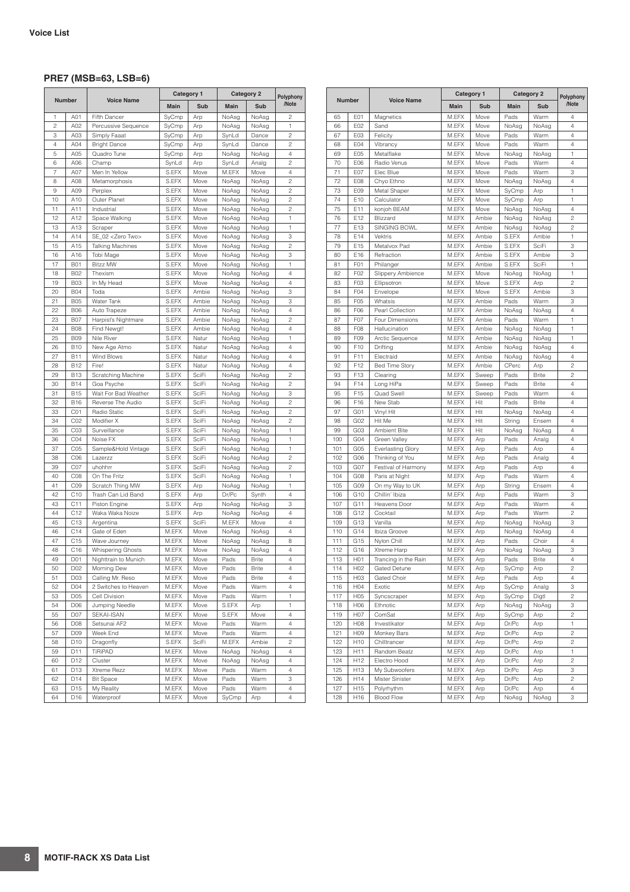## PRE7 (MSB=63, LSB=6)

| Number | | Voice Name | Category 1 | | Category 2 | | Polyphony /Note |
|---|---|---|---|---|---|---|---|
| | | | Main | Sub | Main | Sub | |
| 1 | A01 | Fifth Dancer | SyCmp | Arp | NoAsg | NoAsg | 2 |
| 2 | A02 | Percussive Sequence | SyCmp | Arp | NoAsg | NoAsg | 1 |
| 3 | A03 | Simply Faaat | SyCmp | Arp | SynLd | Dance | 2 |
| 4 | A04 | Bright Dance | SyCmp | Arp | SynLd | Dance | 2 |
| 5 | A05 | Quadro Tune | SyCmp | Arp | NoAsg | NoAsg | 4 |
| 6 | A06 | Champ | SynLd | Arp | SynLd | Analg | 2 |
| 7 | A07 | Men In Yellow | S.EFX | Move | M.EFX | Move | 4 |
| 8 | A08 | Metamorphosis | S.EFX | Move | NoAsg | NoAsg | 2 |
| 9 | A09 | Perplex | S.EFX | Move | NoAsg | NoAsg | 2 |
| 10 | A10 | Outer Planet | S.EFX | Move | NoAsg | NoAsg | 2 |
| 11 | A11 | Industrial | S.EFX | Move | NoAsg | NoAsg | 2 |
| 12 | A12 | Space Walking | S.EFX | Move | NoAsg | NoAsg | 1 |
| 13 | A13 | Scraper | S.EFX | Move | NoAsg | NoAsg | 1 |
| 14 | A14 | SE_02 <Zero Two> | S.EFX | Move | NoAsg | NoAsg | 3 |
| 15 | A15 | Talking Machines | S.EFX | Move | NoAsg | NoAsg | 2 |
| 16 | A16 | Tobi Mage | S.EFX | Move | NoAsg | NoAsg | 3 |
| 17 | B01 | Bitzz MW | S.EFX | Move | NoAsg | NoAsg | 1 |
| 18 | B02 | Thexism | S.EFX | Move | NoAsg | NoAsg | 4 |
| 19 | B03 | In My Head | S.EFX | Move | NoAsg | NoAsg | 4 |
| 20 | B04 | Toda | S.EFX | Ambie | NoAsg | NoAsg | 3 |
| 21 | B05 | Water Tank | S.EFX | Ambie | NoAsg | NoAsg | 3 |
| 22 | B06 | Auto Trapeze | S.EFX | Ambie | NoAsg | NoAsg | 4 |
| 23 | B07 | Harpist's Nightmare | S.EFX | Ambie | NoAsg | NoAsg | 2 |
| 24 | B08 | Find Newgt! | S.EFX | Ambie | NoAsg | NoAsg | 4 |
| 25 | B09 | Nile River | S.EFX | Natur | NoAsg | NoAsg | 1 |
| 26 | B10 | New Age Atmo | S.EFX | Natur | NoAsg | NoAsg | 4 |
| 27 | B11 | Wind Blows | S.EFX | Natur | NoAsg | NoAsg | 4 |
| 28 | B12 | Fire! | S.EFX | Natur | NoAsg | NoAsg | 4 |
| 29 | B13 | Scratching Machine | S.EFX | SciFi | NoAsg | NoAsg | 2 |
| 30 | B14 | Goa Psyche | S.EFX | SciFi | NoAsg | NoAsg | 2 |
| 31 | B15 | Wait For Bad Weather | S.EFX | SciFi | NoAsg | NoAsg | 3 |
| 32 | B16 | Reverse The Audio | S.EFX | SciFi | NoAsg | NoAsg | 2 |
| 33 | C01 | Radio Static | S.EFX | SciFi | NoAsg | NoAsg | 2 |
| 34 | C02 | Modifier X | S.EFX | SciFi | NoAsg | NoAsg | 2 |
| 35 | C03 | Surveillance | S.EFX | SciFi | NoAsg | NoAsg | 1 |
| 36 | C04 | Noise FX | S.EFX | SciFi | NoAsg | NoAsg | 1 |
| 37 | C05 | Sample&Hold Vintage | S.EFX | SciFi | NoAsg | NoAsg | 1 |
| 38 | C06 | Lazerzz | S.EFX | SciFi | NoAsg | NoAsg | 2 |
| 39 | C07 | uhohhrr | S.EFX | SciFi | NoAsg | NoAsg | 2 |
| 40 | C08 | On The Fritz | S.EFX | SciFi | NoAsg | NoAsg | 1 |
| 41 | C09 | Scratch Thing MW | S.EFX | Arp | NoAsg | NoAsg | 1 |
| 42 | C10 | Trash Can Lid Band | S.EFX | Arp | Dr/Pc | Synth | 4 |
| 43 | C11 | Piston Engine | S.EFX | Arp | NoAsg | NoAsg | 3 |
| 44 | C12 | Waka Waka Noize | S.EFX | Arp | NoAsg | NoAsg | 4 |
| 45 | C13 | Argentina | S.EFX | SciFi | M.EFX | Move | 4 |
| 46 | C14 | Gate of Eden | M.EFX | Move | NoAsg | NoAsg | 4 |
| 47 | C15 | Wave Journey | M.EFX | Move | NoAsg | NoAsg | 8 |
| 48 | C16 | Whispering Ghosts | M.EFX | Move | NoAsg | NoAsg | 4 |
| 49 | D01 | Nighttrain to Munich | M.EFX | Move | Pads | Brite | 4 |
| 50 | D02 | Morning Dew | M.EFX | Move | Pads | Brite | 4 |
| 51 | D03 | Calling Mr. Reso | M.EFX | Move | Pads | Brite | 4 |
| 52 | D04 | 2 Switches to Heaven | M.EFX | Move | Pads | Warm | 4 |
| 53 | D05 | Cell Division | M.EFX | Move | Pads | Warm | 1 |
| 54 | D06 | Jumping Needle | M.EFX | Move | S.EFX | Arp | 1 |
| 55 | D07 | SEKAI-ISAN | M.EFX | Move | S.EFX | Move | 4 |
| 56 | D08 | Setsunai AF2 | M.EFX | Move | Pads | Warm | 4 |
| 57 | D09 | Week End | M.EFX | Move | Pads | Warm | 4 |
| 58 | D10 | Dragonfly | S.EFX | SciFi | M.EFX | Ambie | 2 |
| 59 | D11 | TiRiPAD | M.EFX | Move | NoAsg | NoAsg | 4 |
| 60 | D12 | Cluster | M.EFX | Move | NoAsg | NoAsg | 4 |
| 61 | D13 | Xtreme Rezz | M.EFX | Move | Pads | Warm | 4 |
| 62 | D14 | Bit Space | M.EFX | Move | Pads | Warm | 3 |
| 63 | D15 | My Reality | M.EFX | Move | Pads | Warm | 4 |
| 64 | D16 | Waterproof | M.EFX | Move | SyCmp | Arp | 4 |
| 65 | E01 | Magnetics | M.EFX | Move | Pads | Warm | 4 |
| 66 | E02 | Sand | M.EFX | Move | NoAsg | NoAsg | 4 |
| 67 | E03 | Felicity | M.EFX | Move | Pads | Warm | 4 |
| 68 | E04 | Vibrancy | M.EFX | Move | Pads | Warm | 4 |
| 69 | E05 | Metalflake | M.EFX | Move | NoAsg | NoAsg | 1 |
| 70 | E06 | Radio Venus | M.EFX | Move | Pads | Warm | 4 |
| 71 | E07 | Elec Blue | M.EFX | Move | Pads | Warm | 3 |
| 72 | E08 | Chyo Ethno | M.EFX | Move | NoAsg | NoAsg | 4 |
| 73 | E09 | Metal Shaper | M.EFX | Move | SyCmp | Arp | 1 |
| 74 | E10 | Calculator | M.EFX | Move | SyCmp | Arp | 1 |
| 75 | E11 | konjoh BEAM | M.EFX | Move | NoAsg | NoAsg | 4 |
| 76 | E12 | Blizzard | M.EFX | Ambie | NoAsg | NoAsg | 2 |
| 77 | E13 | SINGING BOWL | M.EFX | Ambie | NoAsg | NoAsg | 2 |
| 78 | E14 | Vektris | M.EFX | Ambie | S.EFX | Ambie | 1 |
| 79 | E15 | Metalvox Pad | M.EFX | Ambie | S.EFX | SciFi | 3 |
| 80 | E16 | Refraction | M.EFX | Ambie | S.EFX | Ambie | 3 |
| 81 | F01 | Philanger | M.EFX | Ambie | S.EFX | SciFi | 1 |
| 82 | F02 | Slippery Ambience | M.EFX | Move | NoAsg | NoAsg | 1 |
| 83 | F03 | Ellipsotron | M.EFX | Move | S.EFX | Arp | 2 |
| 84 | F04 | Envelope | M.EFX | Move | S.EFX | Ambie | 3 |
| 85 | F05 | Whatsis | M.EFX | Ambie | Pads | Warm | 3 |
| 86 | F06 | Pearl Collection | M.EFX | Ambie | NoAsg | NoAsg | 4 |
| 87 | F07 | Four Dimensions | M.EFX | Ambie | Pads | Warm | 1 |
| 88 | F08 | Hallucination | M.EFX | Ambie | NoAsg | NoAsg | 1 |
| 89 | F09 | Arctic Sequence | M.EFX | Ambie | NoAsg | NoAsg | 1 |
| 90 | F10 | Drifting | M.EFX | Ambie | NoAsg | NoAsg | 4 |
| 91 | F11 | Electraid | M.EFX | Ambie | NoAsg | NoAsg | 4 |
| 92 | F12 | Bed Time Story | M.EFX | Ambie | CPerc | Arp | 2 |
| 93 | F13 | Clearing | M.EFX | Sweep | Pads | Brite | 2 |
| 94 | F14 | Long HiPa | M.EFX | Sweep | Pads | Brite | 4 |
| 95 | F15 | Quad Swell | M.EFX | Sweep | Pads | Warm | 4 |
| 96 | F16 | New Stab | M.EFX | Hit | Pads | Brite | 4 |
| 97 | G01 | Vinyl Hit | M.EFX | Hit | NoAsg | NoAsg | 4 |
| 98 | G02 | Hit Me | M.EFX | Hit | String | Ensem | 4 |
| 99 | G03 | Ambient Bite | M.EFX | Hit | NoAsg | NoAsg | 4 |
| 100 | G04 | Green Valley | M.EFX | Arp | Pads | Analg | 4 |
| 101 | G05 | Everlasting Glory | M.EFX | Arp | Pads | Arp | 4 |
| 102 | G06 | Thinking of You | M.EFX | Arp | Pads | Analg | 4 |
| 103 | G07 | Festival of Harmony | M.EFX | Arp | Pads | Arp | 4 |
| 104 | G08 | Paris at Night | M.EFX | Arp | Pads | Warm | 4 |
| 105 | G09 | On my Way to UK | M.EFX | Arp | String | Ensem | 4 |
| 106 | G10 | Chillin' Ibiza | M.EFX | Arp | Pads | Warm | 3 |
| 107 | G11 | Heavens Door | M.EFX | Arp | Pads | Warm | 4 |
| 108 | G12 | Cocktail | M.EFX | Arp | Pads | Warm | 2 |
| 109 | G13 | Vanilla | M.EFX | Arp | NoAsg | NoAsg | 3 |
| 110 | G14 | Ibiza Groove | M.EFX | Arp | NoAsg | NoAsg | 4 |
| 111 | G15 | Nylon Chill | M.EFX | Arp | Pads | Choir | 4 |
| 112 | G16 | Xtreme Harp | M.EFX | Arp | NoAsg | NoAsg | 3 |
| 113 | H01 | Trancing in the Rain | M.EFX | Arp | Pads | Brite | 4 |
| 114 | H02 | Gated Detune | M.EFX | Arp | SyCmp | Arp | 2 |
| 115 | H03 | Gated Choir | M.EFX | Arp | Pads | Arp | 4 |
| 116 | H04 | Exotic | M.EFX | Arp | SyCmp | Analg | 3 |
| 117 | H05 | Syncscraper | M.EFX | Arp | SyCmp | Digtl | 2 |
| 118 | H06 | Ethnotic | M.EFX | Arp | NoAsg | NoAsg | 3 |
| 119 | H07 | ComSat | M.EFX | Arp | SyCmp | Arp | 2 |
| 120 | H08 | Investikator | M.EFX | Arp | Dr/Pc | Arp | 1 |
| 121 | H09 | Monkey Bars | M.EFX | Arp | Dr/Pc | Arp | 2 |
| 122 | H10 | Chilltrancer | M.EFX | Arp | Dr/Pc | Arp | 2 |
| 123 | H11 | Random Beatz | M.EFX | Arp | Dr/Pc | Arp | 1 |
| 124 | H12 | Electro Hood | M.EFX | Arp | Dr/Pc | Arp | 2 |
| 125 | H13 | My Subwoofers | M.EFX | Arp | Dr/Pc | Arp | 3 |
| 126 | H14 | Mister Sinister | M.EFX | Arp | Dr/Pc | Arp | 2 |
| 127 | H15 | Polyrhythm | M.EFX | Arp | Dr/Pc | Arp | 4 |
| 128 | H16 | Blood Flow | M.EFX | Arp | NoAsg | NoAsg | 3 |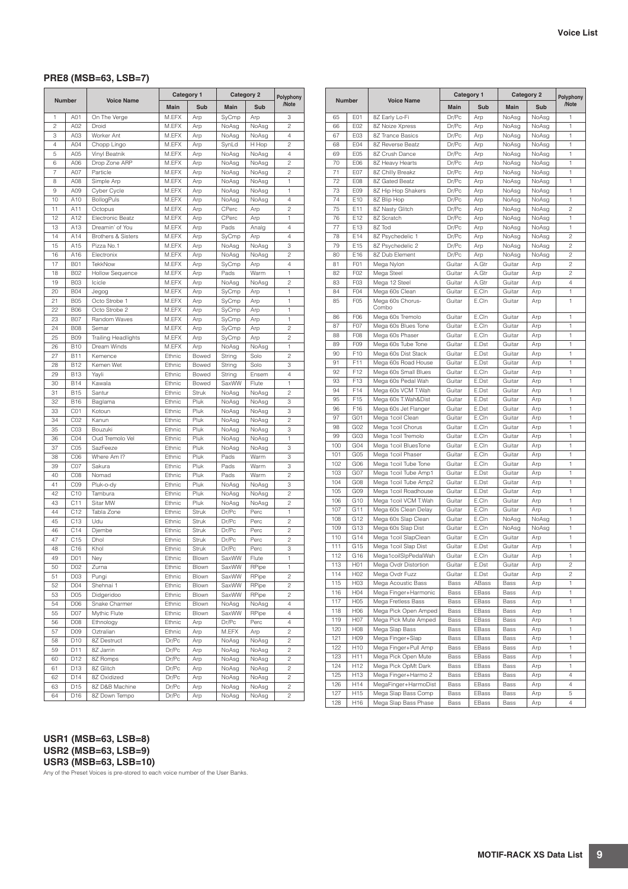## PRE8 (MSB=63, LSB=7)

| Number | | Voice Name | Category 1 | | Category 2 | | Polyphony /Note |
|---|---|---|---|---|---|---|---|
| | | | Main | Sub | Main | Sub | |
| 1 | A01 | On The Verge | M.EFX | Arp | SyCmp | Arp | 3 |
| 2 | A02 | Droid | M.EFX | Arp | NoAsg | NoAsg | 2 |
| 3 | A03 | Worker Ant | M.EFX | Arp | NoAsg | NoAsg | 4 |
| 4 | A04 | Chopp Lingo | M.EFX | Arp | SynLd | H Hop | 2 |
| 5 | A05 | Vinyl Beatnik | M.EFX | Arp | NoAsg | NoAsg | 4 |
| 6 | A06 | Drop Zone ARP | M.EFX | Arp | NoAsg | NoAsg | 2 |
| 7 | A07 | Particle | M.EFX | Arp | NoAsg | NoAsg | 2 |
| 8 | A08 | Simple Arp | M.EFX | Arp | NoAsg | NoAsg | 1 |
| 9 | A09 | Cyber Cycle | M.EFX | Arp | NoAsg | NoAsg | 1 |
| 10 | A10 | BollogPuls | M.EFX | Arp | NoAsg | NoAsg | 4 |
| 11 | A11 | Octopus | M.EFX | Arp | CPerc | Arp | 2 |
| 12 | A12 | Electronic Beatz | M.EFX | Arp | CPerc | Arp | 1 |
| 13 | A13 | Dreamin' of You | M.EFX | Arp | Pads | Analg | 4 |
| 14 | A14 | Brothers & Sisters | M.EFX | Arp | SyCmp | Arp | 4 |
| 15 | A15 | Pizza No.1 | M.EFX | Arp | NoAsg | NoAsg | 3 |
| 16 | A16 | Electronix | M.EFX | Arp | NoAsg | NoAsg | 2 |
| 17 | B01 | TekkNow | M.EFX | Arp | SyCmp | Arp | 4 |
| 18 | B02 | Hollow Sequence | M.EFX | Arp | Pads | Warm | 1 |
| 19 | B03 | Icicle | M.EFX | Arp | NoAsg | NoAsg | 2 |
| 20 | B04 | Jegog | M.EFX | Arp | SyCmp | Arp | 1 |
| 21 | B05 | Octo Strobe 1 | M.EFX | Arp | SyCmp | Arp | 1 |
| 22 | B06 | Octo Strobe 2 | M.EFX | Arp | SyCmp | Arp | 1 |
| 23 | B07 | Random Waves | M.EFX | Arp | SyCmp | Arp | 1 |
| 24 | B08 | Semar | M.EFX | Arp | SyCmp | Arp | 2 |
| 25 | B09 | Trailing Headlights | M.EFX | Arp | SyCmp | Arp | 2 |
| 26 | B10 | Dream Winds | M.EFX | Arp | NoAsg | NoAsg | 1 |
| 27 | B11 | Kemence | Ethnic | Bowed | String | Solo | 2 |
| 28 | B12 | Kemen Wet | Ethnic | Bowed | String | Solo | 3 |
| 29 | B13 | Yayli | Ethnic | Bowed | String | Ensem | 4 |
| 30 | B14 | Kawala | Ethnic | Bowed | SaxWW | Flute | 1 |
| 31 | B15 | Santur | Ethnic | Struk | NoAsg | NoAsg | 2 |
| 32 | B16 | Baglama | Ethnic | Pluk | NoAsg | NoAsg | 3 |
| 33 | C01 | Kotoun | Ethnic | Pluk | NoAsg | NoAsg | 3 |
| 34 | C02 | Kanun | Ethnic | Pluk | NoAsg | NoAsg | 2 |
| 35 | C03 | Bouzuki | Ethnic | Pluk | NoAsg | NoAsg | 3 |
| 36 | C04 | Oud Tremolo Vel | Ethnic | Pluk | NoAsg | NoAsg | 1 |
| 37 | C05 | SazFeeze | Ethnic | Pluk | NoAsg | NoAsg | 3 |
| 38 | C06 | Where Am I? | Ethnic | Pluk | Pads | Warm | 3 |
| 39 | C07 | Sakura | Ethnic | Pluk | Pads | Warm | 3 |
| 40 | C08 | Nomad | Ethnic | Pluk | Pads | Warm | 2 |
| 41 | C09 | Pluk-o-dy | Ethnic | Pluk | NoAsg | NoAsg | 3 |
| 42 | C10 | Tambura | Ethnic | Pluk | NoAsg | NoAsg | 2 |
| 43 | C11 | Sitar MW | Ethnic | Pluk | NoAsg | NoAsg | 2 |
| 44 | C12 | Tabla Zone | Ethnic | Struk | Dr/Pc | Perc | 1 |
| 45 | C13 | Udu | Ethnic | Struk | Dr/Pc | Perc | 2 |
| 46 | C14 | Djembe | Ethnic | Struk | Dr/Pc | Perc | 2 |
| 47 | C15 | Dhol | Ethnic | Struk | Dr/Pc | Perc | 2 |
| 48 | C16 | Khol | Ethnic | Struk | Dr/Pc | Perc | 3 |
| 49 | D01 | Ney | Ethnic | Blown | SaxWW | Flute | 1 |
| 50 | D02 | Zurna | Ethnic | Blown | SaxWW | RPipe | 1 |
| 51 | D03 | Pungi | Ethnic | Blown | SaxWW | RPipe | 2 |
| 52 | D04 | Shehnai 1 | Ethnic | Blown | SaxWW | RPipe | 2 |
| 53 | D05 | Didgeridoo | Ethnic | Blown | SaxWW | RPipe | 2 |
| 54 | D06 | Snake Charmer | Ethnic | Blown | NoAsg | NoAsg | 4 |
| 55 | D07 | Mythic Flute | Ethnic | Blown | SaxWW | RPipe | 4 |
| 56 | D08 | Ethnology | Ethnic | Arp | Dr/Pc | Perc | 4 |
| 57 | D09 | Oztralian | Ethnic | Arp | M.EFX | Arp | 2 |
| 58 | D10 | 8Z Destruct | Dr/Pc | Arp | NoAsg | NoAsg | 2 |
| 59 | D11 | 8Z Jarrin | Dr/Pc | Arp | NoAsg | NoAsg | 2 |
| 60 | D12 | 8Z Romps | Dr/Pc | Arp | NoAsg | NoAsg | 2 |
| 61 | D13 | 8Z Glitch | Dr/Pc | Arp | NoAsg | NoAsg | 2 |
| 62 | D14 | 8Z Oxidized | Dr/Pc | Arp | NoAsg | NoAsg | 2 |
| 63 | D15 | 8Z D&B Machine | Dr/Pc | Arp | NoAsg | NoAsg | 2 |
| 64 | D16 | 8Z Down Tempo | Dr/Pc | Arp | NoAsg | NoAsg | 2 |
| 65 | E01 | 8Z Early Lo-Fi | Dr/Pc | Arp | NoAsg | NoAsg | 1 |
| 66 | E02 | 8Z Noize Xpress | Dr/Pc | Arp | NoAsg | NoAsg | 1 |
| 67 | E03 | 8Z Trance Basics | Dr/Pc | Arp | NoAsg | NoAsg | 1 |
| 68 | E04 | 8Z Reverse Beatz | Dr/Pc | Arp | NoAsg | NoAsg | 1 |
| 69 | E05 | 8Z Crush Dance | Dr/Pc | Arp | NoAsg | NoAsg | 1 |
| 70 | E06 | 8Z Heavy Hearts | Dr/Pc | Arp | NoAsg | NoAsg | 1 |
| 71 | E07 | 8Z Chilly Breakz | Dr/Pc | Arp | NoAsg | NoAsg | 1 |
| 72 | E08 | 8Z Gated Beatz | Dr/Pc | Arp | NoAsg | NoAsg | 1 |
| 73 | E09 | 8Z Hip Hop Shakers | Dr/Pc | Arp | NoAsg | NoAsg | 1 |
| 74 | E10 | 8Z Blip Hop | Dr/Pc | Arp | NoAsg | NoAsg | 1 |
| 75 | E11 | 8Z Nasty Glitch | Dr/Pc | Arp | NoAsg | NoAsg | 2 |
| 76 | E12 | 8Z Scratch | Dr/Pc | Arp | NoAsg | NoAsg | 1 |
| 77 | E13 | 8Z Tod | Dr/Pc | Arp | NoAsg | NoAsg | 1 |
| 78 | E14 | 8Z Psychedelic 1 | Dr/Pc | Arp | NoAsg | NoAsg | 2 |
| 79 | E15 | 8Z Psychedelic 2 | Dr/Pc | Arp | NoAsg | NoAsg | 2 |
| 80 | E16 | 8Z Dub Element | Dr/Pc | Arp | NoAsg | NoAsg | 2 |
| 81 | F01 | Mega Nylon | Guitar | A.Gtr | Guitar | Arp | 2 |
| 82 | F02 | Mega Steel | Guitar | A.Gtr | Guitar | Arp | 2 |
| 83 | F03 | Mega 12 Steel | Guitar | A.Gtr | Guitar | Arp | 4 |
| 84 | F04 | Mega 60s Clean | Guitar | E.Cln | Guitar | Arp | 1 |
| 85 | F05 | Mega 60s Chorus-Combo | Guitar | E.Cln | Guitar | Arp | 1 |
| 86 | F06 | Mega 60s Tremolo | Guitar | E.Cln | Guitar | Arp | 1 |
| 87 | F07 | Mega 60s Blues Tone | Guitar | E.Cln | Guitar | Arp | 1 |
| 88 | F08 | Mega 60s Phaser | Guitar | E.Cln | Guitar | Arp | 1 |
| 89 | F09 | Mega 60s Tube Tone | Guitar | E.Dst | Guitar | Arp | 1 |
| 90 | F10 | Mega 60s Dist Stack | Guitar | E.Dst | Guitar | Arp | 1 |
| 91 | F11 | Mega 60s Road House | Guitar | E.Dst | Guitar | Arp | 1 |
| 92 | F12 | Mega 60s Small Blues | Guitar | E.Cln | Guitar | Arp | 1 |
| 93 | F13 | Mega 60s Pedal Wah | Guitar | E.Dst | Guitar | Arp | 1 |
| 94 | F14 | Mega 60s VCM T.Wah | Guitar | E.Dst | Guitar | Arp | 1 |
| 95 | F15 | Mega 60s T.Wah&Dist | Guitar | E.Dst | Guitar | Arp | 1 |
| 96 | F16 | Mega 60s Jet Flanger | Guitar | E.Dst | Guitar | Arp | 1 |
| 97 | G01 | Mega 1coil Clean | Guitar | E.Cln | Guitar | Arp | 1 |
| 98 | G02 | Mega 1coil Chorus | Guitar | E.Cln | Guitar | Arp | 1 |
| 99 | G03 | Mega 1coil Tremolo | Guitar | E.Cln | Guitar | Arp | 1 |
| 100 | G04 | Mega 1coil BluesTone | Guitar | E.Cln | Guitar | Arp | 1 |
| 101 | G05 | Mega 1coil Phaser | Guitar | E.Cln | Guitar | Arp | 1 |
| 102 | G06 | Mega 1coil Tube Tone | Guitar | E.Cln | Guitar | Arp | 1 |
| 103 | G07 | Mega 1coil Tube Amp1 | Guitar | E.Dst | Guitar | Arp | 1 |
| 104 | G08 | Mega 1coil Tube Amp2 | Guitar | E.Dst | Guitar | Arp | 1 |
| 105 | G09 | Mega 1coil Roadhouse | Guitar | E.Dst | Guitar | Arp | 1 |
| 106 | G10 | Mega 1coil VCM T.Wah | Guitar | E.Cln | Guitar | Arp | 1 |
| 107 | G11 | Mega 60s Clean Delay | Guitar | E.Cln | Guitar | Arp | 1 |
| 108 | G12 | Mega 60s Slap Clean | Guitar | E.Cln | NoAsg | NoAsg | 1 |
| 109 | G13 | Mega 60s Slap Dist | Guitar | E.Cln | NoAsg | NoAsg | 1 |
| 110 | G14 | Mega 1coil SlapClean | Guitar | E.Cln | Guitar | Arp | 1 |
| 111 | G15 | Mega 1coil Slap Dist | Guitar | E.Dst | Guitar | Arp | 1 |
| 112 | G16 | Mega1coilSlpPedalWah | Guitar | E.Cln | Guitar | Arp | 1 |
| 113 | H01 | Mega Ovdr Distortion | Guitar | E.Dst | Guitar | Arp | 2 |
| 114 | H02 | Mega Ovdr Fuzz | Guitar | E.Dst | Guitar | Arp | 2 |
| 115 | H03 | Mega Acoustic Bass | Bass | ABass | Bass | Arp | 1 |
| 116 | H04 | Mega Finger+Harmonic | Bass | EBass | Bass | Arp | 1 |
| 117 | H05 | Mega Fretless Bass | Bass | EBass | Bass | Arp | 1 |
| 118 | H06 | Mega Pick Open Amped | Bass | EBass | Bass | Arp | 1 |
| 119 | H07 | Mega Pick Mute Amped | Bass | EBass | Bass | Arp | 1 |
| 120 | H08 | Mega Slap Bass | Bass | EBass | Bass | Arp | 1 |
| 121 | H09 | Mega Finger+Slap | Bass | EBass | Bass | Arp | 1 |
| 122 | H10 | Mega Finger+Pull Amp | Bass | EBass | Bass | Arp | 1 |
| 123 | H11 | Mega Pick Open Mute | Bass | EBass | Bass | Arp | 1 |
| 124 | H12 | Mega Pick OpMt Dark | Bass | EBass | Bass | Arp | 1 |
| 125 | H13 | Mega Finger+Harmo 2 | Bass | EBass | Bass | Arp | 4 |
| 126 | H14 | MegaFinger+HarmoDist | Bass | EBass | Bass | Arp | 4 |
| 127 | H15 | Mega Slap Bass Comp | Bass | EBass | Bass | Arp | 5 |
| 128 | H16 | Mega Slap Bass Phase | Bass | EBass | Bass | Arp | 4 |

## USR1 (MSB=63, LSB=8)
## USR2 (MSB=63, LSB=9)
## USR3 (MSB=63, LSB=10)

Any of the Preset Voices is pre-stored to each voice number of the User Banks.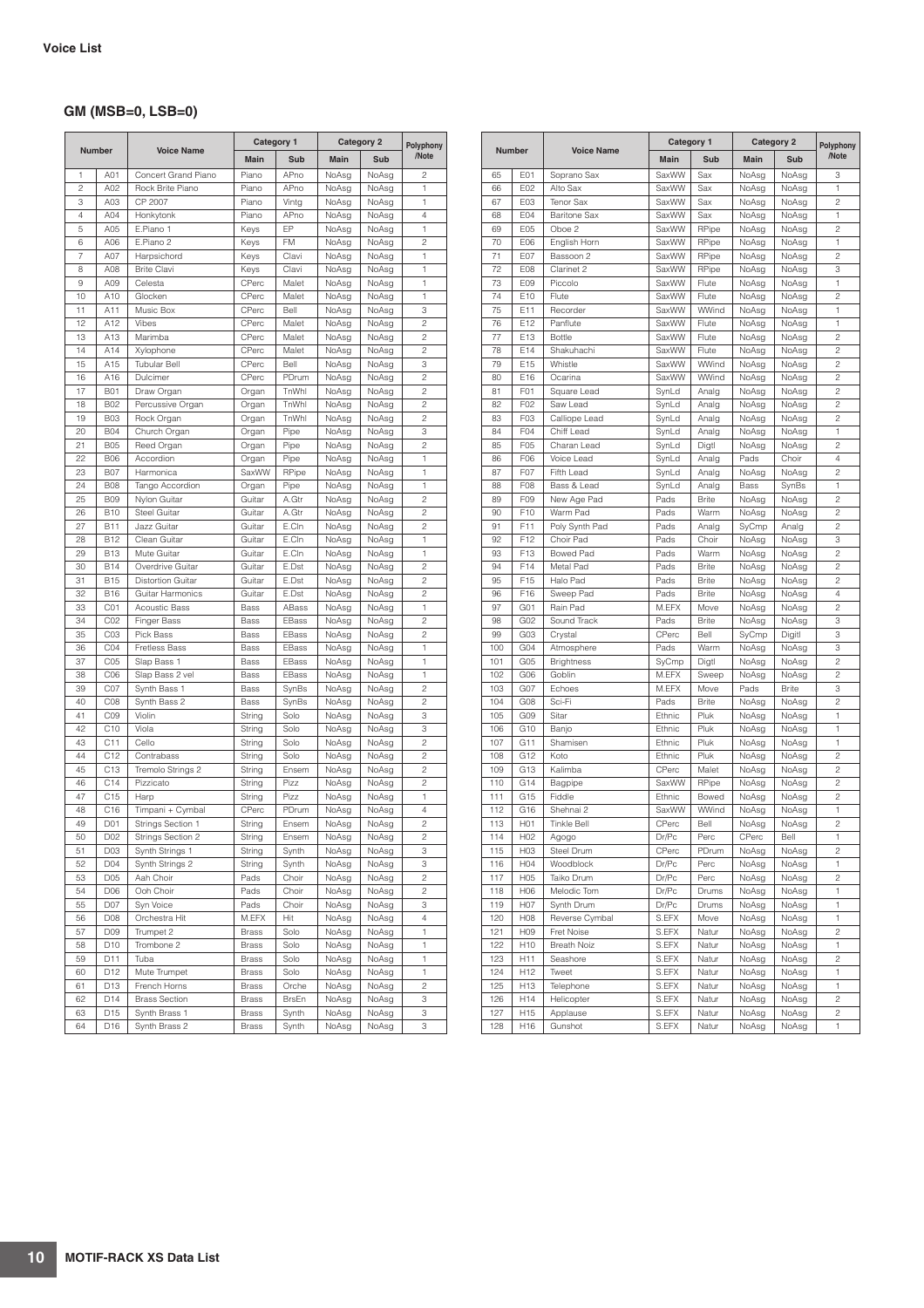## Voice List

### GM (MSB=0, LSB=0)

| Number | | Voice Name | Category 1 | | Category 2 | | Polyphony /Note |
|---|---|---|---|---|---|---|---|
| | | | Main | Sub | Main | Sub | |
| 1 | A01 | Concert Grand Piano | Piano | APno | NoAsg | NoAsg | 2 |
| 2 | A02 | Rock Brite Piano | Piano | APno | NoAsg | NoAsg | 1 |
| 3 | A03 | CP 2007 | Piano | Vintg | NoAsg | NoAsg | 1 |
| 4 | A04 | Honkytonk | Piano | APno | NoAsg | NoAsg | 4 |
| 5 | A05 | E.Piano 1 | Keys | EP | NoAsg | NoAsg | 1 |
| 6 | A06 | E.Piano 2 | Keys | FM | NoAsg | NoAsg | 2 |
| 7 | A07 | Harpsichord | Keys | Clavi | NoAsg | NoAsg | 1 |
| 8 | A08 | Brite Clavi | Keys | Clavi | NoAsg | NoAsg | 1 |
| 9 | A09 | Celesta | CPerc | Malet | NoAsg | NoAsg | 1 |
| 10 | A10 | Glocken | CPerc | Malet | NoAsg | NoAsg | 1 |
| 11 | A11 | Music Box | CPerc | Bell | NoAsg | NoAsg | 3 |
| 12 | A12 | Vibes | CPerc | Malet | NoAsg | NoAsg | 2 |
| 13 | A13 | Marimba | CPerc | Malet | NoAsg | NoAsg | 2 |
| 14 | A14 | Xylophone | CPerc | Malet | NoAsg | NoAsg | 2 |
| 15 | A15 | Tubular Bell | CPerc | Bell | NoAsg | NoAsg | 3 |
| 16 | A16 | Dulcimer | CPerc | PDrum | NoAsg | NoAsg | 2 |
| 17 | B01 | Draw Organ | Organ | TnWhl | NoAsg | NoAsg | 2 |
| 18 | B02 | Percussive Organ | Organ | TnWhl | NoAsg | NoAsg | 2 |
| 19 | B03 | Rock Organ | Organ | TnWhl | NoAsg | NoAsg | 2 |
| 20 | B04 | Church Organ | Organ | Pipe | NoAsg | NoAsg | 3 |
| 21 | B05 | Reed Organ | Organ | Pipe | NoAsg | NoAsg | 2 |
| 22 | B06 | Accordion | Organ | Pipe | NoAsg | NoAsg | 1 |
| 23 | B07 | Harmonica | SaxWW | RPipe | NoAsg | NoAsg | 1 |
| 24 | B08 | Tango Accordion | Organ | Pipe | NoAsg | NoAsg | 1 |
| 25 | B09 | Nylon Guitar | Guitar | A.Gtr | NoAsg | NoAsg | 2 |
| 26 | B10 | Steel Guitar | Guitar | A.Gtr | NoAsg | NoAsg | 2 |
| 27 | B11 | Jazz Guitar | Guitar | E.Cln | NoAsg | NoAsg | 2 |
| 28 | B12 | Clean Guitar | Guitar | E.Cln | NoAsg | NoAsg | 1 |
| 29 | B13 | Mute Guitar | Guitar | E.Cln | NoAsg | NoAsg | 1 |
| 30 | B14 | Overdrive Guitar | Guitar | E.Dst | NoAsg | NoAsg | 2 |
| 31 | B15 | Distortion Guitar | Guitar | E.Dst | NoAsg | NoAsg | 2 |
| 32 | B16 | Guitar Harmonics | Guitar | E.Dst | NoAsg | NoAsg | 2 |
| 33 | C01 | Acoustic Bass | Bass | ABass | NoAsg | NoAsg | 1 |
| 34 | C02 | Finger Bass | Bass | EBass | NoAsg | NoAsg | 2 |
| 35 | C03 | Pick Bass | Bass | EBass | NoAsg | NoAsg | 2 |
| 36 | C04 | Fretless Bass | Bass | EBass | NoAsg | NoAsg | 1 |
| 37 | C05 | Slap Bass 1 | Bass | EBass | NoAsg | NoAsg | 1 |
| 38 | C06 | Slap Bass 2 vel | Bass | EBass | NoAsg | NoAsg | 1 |
| 39 | C07 | Synth Bass 1 | Bass | SynBs | NoAsg | NoAsg | 2 |
| 40 | C08 | Synth Bass 2 | Bass | SynBs | NoAsg | NoAsg | 2 |
| 41 | C09 | Violin | String | Solo | NoAsg | NoAsg | 3 |
| 42 | C10 | Viola | String | Solo | NoAsg | NoAsg | 3 |
| 43 | C11 | Cello | String | Solo | NoAsg | NoAsg | 2 |
| 44 | C12 | Contrabass | String | Solo | NoAsg | NoAsg | 2 |
| 45 | C13 | Tremolo Strings 2 | String | Ensem | NoAsg | NoAsg | 2 |
| 46 | C14 | Pizzicato | String | Pizz | NoAsg | NoAsg | 2 |
| 47 | C15 | Harp | String | Pizz | NoAsg | NoAsg | 1 |
| 48 | C16 | Timpani + Cymbal | CPerc | PDrum | NoAsg | NoAsg | 4 |
| 49 | D01 | Strings Section 1 | String | Ensem | NoAsg | NoAsg | 2 |
| 50 | D02 | Strings Section 2 | String | Ensem | NoAsg | NoAsg | 2 |
| 51 | D03 | Synth Strings 1 | String | Synth | NoAsg | NoAsg | 3 |
| 52 | D04 | Synth Strings 2 | String | Synth | NoAsg | NoAsg | 3 |
| 53 | D05 | Aah Choir | Pads | Choir | NoAsg | NoAsg | 2 |
| 54 | D06 | Ooh Choir | Pads | Choir | NoAsg | NoAsg | 2 |
| 55 | D07 | Syn Voice | Pads | Choir | NoAsg | NoAsg | 3 |
| 56 | D08 | Orchestra Hit | M.EFX | Hit | NoAsg | NoAsg | 4 |
| 57 | D09 | Trumpet 2 | Brass | Solo | NoAsg | NoAsg | 1 |
| 58 | D10 | Trombone 2 | Brass | Solo | NoAsg | NoAsg | 1 |
| 59 | D11 | Tuba | Brass | Solo | NoAsg | NoAsg | 1 |
| 60 | D12 | Mute Trumpet | Brass | Solo | NoAsg | NoAsg | 1 |
| 61 | D13 | French Horns | Brass | Orche | NoAsg | NoAsg | 2 |
| 62 | D14 | Brass Section | Brass | BrsEn | NoAsg | NoAsg | 3 |
| 63 | D15 | Synth Brass 1 | Brass | Synth | NoAsg | NoAsg | 3 |
| 64 | D16 | Synth Brass 2 | Brass | Synth | NoAsg | NoAsg | 3 |
| 65 | E01 | Soprano Sax | SaxWW | Sax | NoAsg | NoAsg | 3 |
| 66 | E02 | Alto Sax | SaxWW | Sax | NoAsg | NoAsg | 1 |
| 67 | E03 | Tenor Sax | SaxWW | Sax | NoAsg | NoAsg | 2 |
| 68 | E04 | Baritone Sax | SaxWW | Sax | NoAsg | NoAsg | 1 |
| 69 | E05 | Oboe 2 | SaxWW | RPipe | NoAsg | NoAsg | 2 |
| 70 | E06 | English Horn | SaxWW | RPipe | NoAsg | NoAsg | 1 |
| 71 | E07 | Bassoon 2 | SaxWW | RPipe | NoAsg | NoAsg | 2 |
| 72 | E08 | Clarinet 2 | SaxWW | RPipe | NoAsg | NoAsg | 3 |
| 73 | E09 | Piccolo | SaxWW | Flute | NoAsg | NoAsg | 1 |
| 74 | E10 | Flute | SaxWW | Flute | NoAsg | NoAsg | 2 |
| 75 | E11 | Recorder | SaxWW | WWind | NoAsg | NoAsg | 1 |
| 76 | E12 | Panflute | SaxWW | Flute | NoAsg | NoAsg | 1 |
| 77 | E13 | Bottle | SaxWW | Flute | NoAsg | NoAsg | 2 |
| 78 | E14 | Shakuhachi | SaxWW | Flute | NoAsg | NoAsg | 2 |
| 79 | E15 | Whistle | SaxWW | WWind | NoAsg | NoAsg | 2 |
| 80 | E16 | Ocarina | SaxWW | WWind | NoAsg | NoAsg | 2 |
| 81 | F01 | Square Lead | SynLd | Analg | NoAsg | NoAsg | 2 |
| 82 | F02 | Saw Lead | SynLd | Analg | NoAsg | NoAsg | 2 |
| 83 | F03 | Calliope Lead | SynLd | Analg | NoAsg | NoAsg | 2 |
| 84 | F04 | Chiff Lead | SynLd | Analg | NoAsg | NoAsg | 1 |
| 85 | F05 | Charan Lead | SynLd | Digtl | NoAsg | NoAsg | 2 |
| 86 | F06 | Voice Lead | SynLd | Analg | Pads | Choir | 4 |
| 87 | F07 | Fifth Lead | SynLd | Analg | NoAsg | NoAsg | 2 |
| 88 | F08 | Bass & Lead | SynLd | Analg | Bass | SynBs | 1 |
| 89 | F09 | New Age Pad | Pads | Brite | NoAsg | NoAsg | 2 |
| 90 | F10 | Warm Pad | Pads | Warm | NoAsg | NoAsg | 2 |
| 91 | F11 | Poly Synth Pad | Pads | Analg | SyCmp | Analg | 2 |
| 92 | F12 | Choir Pad | Pads | Choir | NoAsg | NoAsg | 3 |
| 93 | F13 | Bowed Pad | Pads | Warm | NoAsg | NoAsg | 2 |
| 94 | F14 | Metal Pad | Pads | Brite | NoAsg | NoAsg | 2 |
| 95 | F15 | Halo Pad | Pads | Brite | NoAsg | NoAsg | 2 |
| 96 | F16 | Sweep Pad | Pads | Brite | NoAsg | NoAsg | 4 |
| 97 | G01 | Rain Pad | M.EFX | Move | NoAsg | NoAsg | 2 |
| 98 | G02 | Sound Track | Pads | Brite | NoAsg | NoAsg | 3 |
| 99 | G03 | Crystal | CPerc | Bell | SyCmp | Digtl | 3 |
| 100 | G04 | Atmosphere | Pads | Warm | NoAsg | NoAsg | 3 |
| 101 | G05 | Brightness | SyCmp | Digtl | NoAsg | NoAsg | 2 |
| 102 | G06 | Goblin | M.EFX | Sweep | NoAsg | NoAsg | 2 |
| 103 | G07 | Echoes | M.EFX | Move | Pads | Brite | 3 |
| 104 | G08 | Sci-Fi | Pads | Brite | NoAsg | NoAsg | 2 |
| 105 | G09 | Sitar | Ethnic | Pluk | NoAsg | NoAsg | 1 |
| 106 | G10 | Banjo | Ethnic | Pluk | NoAsg | NoAsg | 1 |
| 107 | G11 | Shamisen | Ethnic | Pluk | NoAsg | NoAsg | 1 |
| 108 | G12 | Koto | Ethnic | Pluk | NoAsg | NoAsg | 2 |
| 109 | G13 | Kalimba | CPerc | Malet | NoAsg | NoAsg | 2 |
| 110 | G14 | Bagpipe | SaxWW | RPipe | NoAsg | NoAsg | 2 |
| 111 | G15 | Fiddle | Ethnic | Bowed | NoAsg | NoAsg | 2 |
| 112 | G16 | Shehnai 2 | SaxWW | WWind | NoAsg | NoAsg | 1 |
| 113 | H01 | Tinkle Bell | CPerc | Bell | NoAsg | NoAsg | 2 |
| 114 | H02 | Agogo | Dr/Pc | Perc | CPerc | Bell | 1 |
| 115 | H03 | Steel Drum | CPerc | PDrum | NoAsg | NoAsg | 2 |
| 116 | H04 | Woodblock | Dr/Pc | Perc | NoAsg | NoAsg | 1 |
| 117 | H05 | Taiko Drum | Dr/Pc | Perc | NoAsg | NoAsg | 2 |
| 118 | H06 | Melodic Tom | Dr/Pc | Drums | NoAsg | NoAsg | 1 |
| 119 | H07 | Synth Drum | Dr/Pc | Drums | NoAsg | NoAsg | 1 |
| 120 | H08 | Reverse Cymbal | S.EFX | Move | NoAsg | NoAsg | 1 |
| 121 | H09 | Fret Noise | S.EFX | Natur | NoAsg | NoAsg | 2 |
| 122 | H10 | Breath Noiz | S.EFX | Natur | NoAsg | NoAsg | 1 |
| 123 | H11 | Seashore | S.EFX | Natur | NoAsg | NoAsg | 2 |
| 124 | H12 | Tweet | S.EFX | Natur | NoAsg | NoAsg | 1 |
| 125 | H13 | Telephone | S.EFX | Natur | NoAsg | NoAsg | 1 |
| 126 | H14 | Helicopter | S.EFX | Natur | NoAsg | NoAsg | 2 |
| 127 | H15 | Applause | S.EFX | Natur | NoAsg | NoAsg | 2 |
| 128 | H16 | Gunshot | S.EFX | Natur | NoAsg | NoAsg | 1 |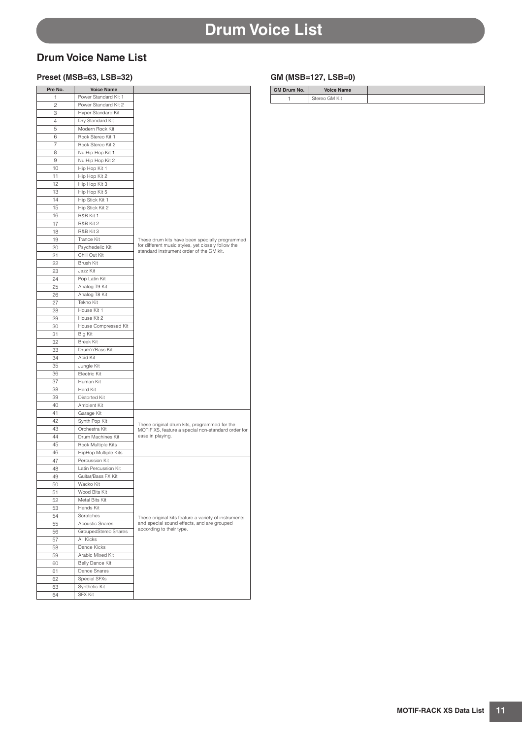# Drum Voice List

## Drum Voice Name List

### Preset (MSB=63, LSB=32)

| Pre No. | Voice Name | |
|---|---|---|
| 1 | Power Standard Kit 1 | These drum kits have been specially programmed for different music styles, yet closely follow the standard instrument order of the GM kit. |
| 2 | Power Standard Kit 2 | |
| 3 | Hyper Standard Kit | |
| 4 | Dry Standard Kit | |
| 5 | Modern Rock Kit | |
| 6 | Rock Stereo Kit 1 | |
| 7 | Rock Stereo Kit 2 | |
| 8 | Nu Hip Hop Kit 1 | |
| 9 | Nu Hip Hop Kit 2 | |
| 10 | Hip Hop Kit 1 | |
| 11 | Hip Hop Kit 2 | |
| 12 | Hip Hop Kit 3 | |
| 13 | Hip Hop Kit 5 | |
| 14 | Hip Stick Kit 1 | |
| 15 | Hip Stick Kit 2 | |
| 16 | R&B Kit 1 | |
| 17 | R&B Kit 2 | |
| 18 | R&B Kit 3 | |
| 19 | Trance Kit | |
| 20 | Psychedelic Kit | |
| 21 | Chill Out Kit | |
| 22 | Brush Kit | |
| 23 | Jazz Kit | |
| 24 | Pop Latin Kit | |
| 25 | Analog T9 Kit | |
| 26 | Analog T8 Kit | |
| 27 | Tekno Kit | |
| 28 | House Kit 1 | |
| 29 | House Kit 2 | |
| 30 | House Compressed Kit | |
| 31 | Big Kit | |
| 32 | Break Kit | |
| 33 | Drum'n'Bass Kit | |
| 34 | Acid Kit | |
| 35 | Jungle Kit | |
| 36 | Electric Kit | |
| 37 | Human Kit | |
| 38 | Hard Kit | |
| 39 | Distorted Kit | |
| 40 | Ambient Kit | |
| 41 | Garage Kit | These original drum kits, programmed for the MOTIF XS, feature a special non-standard order for ease in playing. |
| 42 | Synth Pop Kit | |
| 43 | Orchestra Kit | |
| 44 | Drum Machines Kit | |
| 45 | Rock Multiple Kits | |
| 46 | HipHop Multiple Kits | |
| 47 | Percussion Kit | These original kits feature a variety of instruments and special sound effects, and are grouped according to their type. |
| 48 | Latin Percussion Kit | |
| 49 | Guitar/Bass FX Kit | |
| 50 | Wacko Kit | |
| 51 | Wood Bits Kit | |
| 52 | Metal Bits Kit | |
| 53 | Hands Kit | |
| 54 | Scratches | |
| 55 | Acoustic Snares | |
| 56 | GroupedStereo Snares | |
| 57 | All Kicks | |
| 58 | Dance Kicks | |
| 59 | Arabic Mixed Kit | |
| 60 | Belly Dance Kit | |
| 61 | Dance Snares | |
| 62 | Special SFXs | |
| 63 | Synthetic Kit | |
| 64 | SFX Kit | |

### GM (MSB=127, LSB=0)

| GM Drum No. | Voice Name | |
|---|---|---|
| 1 | Stereo GM Kit | |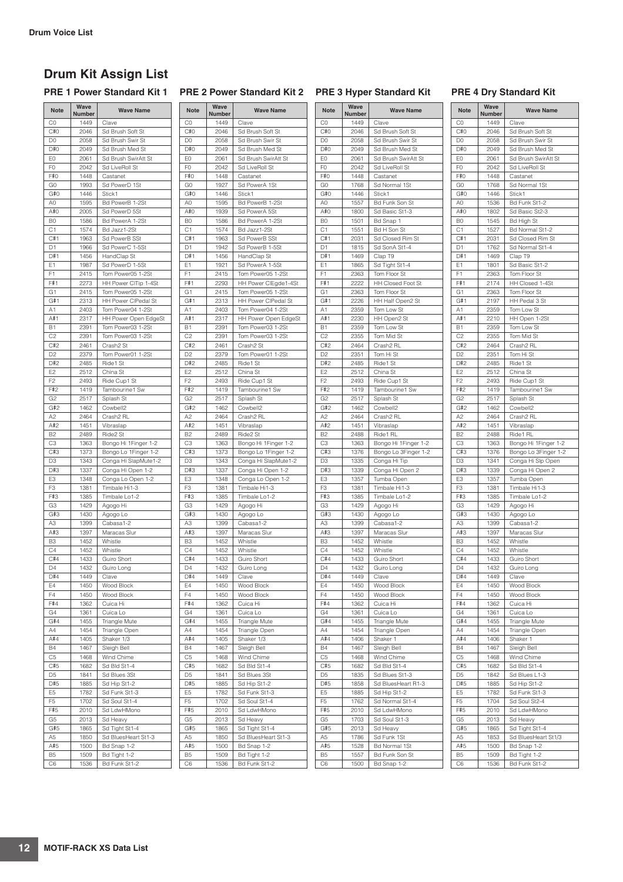Drum Voice List

## Drum Kit Assign List

### PRE 1 Power Standard Kit 1

| Note | Wave Number | Wave Name |
|---|---|---|
| C0 | 1449 | Clave |
| C#0 | 2046 | Sd Brush Soft St |
| D0 | 2058 | Sd Brush Swir St |
| D#0 | 2049 | Sd Brush Med St |
| E0 | 2061 | Sd Brush SwirAtt St |
| F0 | 2042 | Sd LiveRoll St |
| F#0 | 1448 | Castanet |
| G0 | 1993 | Sd PowerD 1St |
| G#0 | 1446 | Stick1 |
| A0 | 1595 | Bd PowerB 1-2St |
| A#0 | 2005 | Sd PowerD 5St |
| B0 | 1586 | Bd PowerA 1-2St |
| C1 | 1574 | Bd Jazz1-2St |
| C#1 | 1963 | Sd PowerB SSt |
| D1 | 1966 | Sd PowerC 1-5St |
| D#1 | 1456 | HandClap St |
| E1 | 1987 | Sd PowerD 1-5St |
| F1 | 2415 | Tom Power05 1-2St |
| F#1 | 2273 | HH Power ClTip 1-4St |
| G1 | 2415 | Tom Power05 1-2St |
| G#1 | 2313 | HH Power ClPedal St |
| A1 | 2403 | Tom Power04 1-2St |
| A#1 | 2317 | HH Power Open EdgeSt |
| B1 | 2391 | Tom Power03 1-2St |
| C2 | 2391 | Tom Power03 1-2St |
| C#2 | 2461 | Crash2 St |
| D2 | 2379 | Tom Power01 1-2St |
| D#2 | 2485 | Ride1 St |
| E2 | 2512 | China St |
| F2 | 2493 | Ride Cup1 St |
| F#2 | 1419 | Tambourine1 Sw |
| G2 | 2517 | Splash St |
| G#2 | 1462 | Cowbell2 |
| A2 | 2464 | Crash2 RL |
| A#2 | 1451 | Vibraslap |
| B2 | 2489 | Ride2 St |
| C3 | 1363 | Bongo Hi 1Finger 1-2 |
| C#3 | 1373 | Bongo Lo 1Finger 1-2 |
| D3 | 1343 | Conga Hi SlapMute1-2 |
| D#3 | 1337 | Conga Hi Open 1-2 |
| E3 | 1348 | Conga Lo Open 1-2 |
| F3 | 1381 | Timbale Hi1-3 |
| F#3 | 1385 | Timbale Lo1-2 |
| G3 | 1429 | Agogo Hi |
| G#3 | 1430 | Agogo Lo |
| A3 | 1399 | Cabasa1-2 |
| A#3 | 1397 | Maracas Slur |
| B3 | 1452 | Whistle |
| C4 | 1452 | Whistle |
| C#4 | 1433 | Guiro Short |
| D4 | 1432 | Guiro Long |
| D#4 | 1449 | Clave |
| E4 | 1450 | Wood Block |
| F4 | 1450 | Wood Block |
| F#4 | 1362 | Cuica Hi |
| G4 | 1361 | Cuica Lo |
| G#4 | 1455 | Triangle Mute |
| A4 | 1454 | Triangle Open |
| A#4 | 1405 | Shaker 1/3 |
| B4 | 1467 | Sleigh Bell |
| C5 | 1468 | Wind Chime |
| C#5 | 1682 | Sd Bld St1-4 |
| D5 | 1841 | Sd Blues 3St |
| D#5 | 1885 | Sd Hip St1-2 |
| E5 | 1782 | Sd Funk St1-3 |
| F5 | 1702 | Sd Soul St1-4 |
| F#5 | 2010 | Sd LdwHMono |
| G5 | 2013 | Sd Heavy |
| G#5 | 1865 | Sd Tight St1-4 |
| A5 | 1850 | Sd BluesHeart St1-3 |
| A#5 | 1500 | Bd Snap 1-2 |
| B5 | 1509 | Bd Tight 1-2 |
| C6 | 1536 | Bd Funk St1-2 |

### PRE 2 Power Standard Kit 2

| Note | Wave Number | Wave Name |
|---|---|---|
| C0 | 1449 | Clave |
| C#0 | 2046 | Sd Brush Soft St |
| D0 | 2058 | Sd Brush Swir St |
| D#0 | 2049 | Sd Brush Med St |
| E0 | 2061 | Sd Brush SwirAtt St |
| F0 | 2042 | Sd LiveRoll St |
| F#0 | 1448 | Castanet |
| G0 | 1927 | Sd PowerA 1St |
| G#0 | 1446 | Stick1 |
| A0 | 1595 | Bd PowerB 1-2St |
| A#0 | 1939 | Sd PowerA 5St |
| B0 | 1586 | Bd PowerA 1-2St |
| C1 | 1574 | Bd Jazz1-2St |
| C#1 | 1963 | Sd PowerB SSt |
| D1 | 1942 | Sd PowerB 1-5St |
| D#1 | 1456 | HandClap St |
| E1 | 1921 | Sd PowerA 1-5St |
| F1 | 2415 | Tom Power05 1-2St |
| F#1 | 2293 | HH Power ClEgde1-4St |
| G1 | 2415 | Tom Power05 1-2St |
| G#1 | 2313 | HH Power ClPedal St |
| A1 | 2403 | Tom Power04 1-2St |
| A#1 | 2317 | HH Power Open EdgeSt |
| B1 | 2391 | Tom Power03 1-2St |
| C2 | 2391 | Tom Power03 1-2St |
| C#2 | 2461 | Crash2 St |
| D2 | 2379 | Tom Power01 1-2St |
| D#2 | 2485 | Ride1 St |
| E2 | 2512 | China St |
| F2 | 2493 | Ride Cup1 St |
| F#2 | 1419 | Tambourine1 Sw |
| G2 | 2517 | Splash St |
| G#2 | 1462 | Cowbell2 |
| A2 | 2464 | Crash2 RL |
| A#2 | 1451 | Vibraslap |
| B2 | 2489 | Ride2 St |
| C3 | 1363 | Bongo Hi 1Finger 1-2 |
| C#3 | 1373 | Bongo Lo 1Finger 1-2 |
| D3 | 1343 | Conga Hi SlapMute1-2 |
| D#3 | 1337 | Conga Hi Open 1-2 |
| E3 | 1348 | Conga Lo Open 1-2 |
| F3 | 1381 | Timbale Hi1-3 |
| F#3 | 1385 | Timbale Lo1-2 |
| G3 | 1429 | Agogo Hi |
| G#3 | 1430 | Agogo Lo |
| A3 | 1399 | Cabasa1-2 |
| A#3 | 1397 | Maracas Slur |
| B3 | 1452 | Whistle |
| C4 | 1452 | Whistle |
| C#4 | 1433 | Guiro Short |
| D4 | 1432 | Guiro Long |
| D#4 | 1449 | Clave |
| E4 | 1450 | Wood Block |
| F4 | 1450 | Wood Block |
| F#4 | 1362 | Cuica Hi |
| G4 | 1361 | Cuica Lo |
| G#4 | 1455 | Triangle Mute |
| A4 | 1454 | Triangle Open |
| A#4 | 1405 | Shaker 1/3 |
| B4 | 1467 | Sleigh Bell |
| C5 | 1468 | Wind Chime |
| C#5 | 1682 | Sd Bld St1-4 |
| D5 | 1841 | Sd Blues 3St |
| D#5 | 1885 | Sd Hip St1-2 |
| E5 | 1782 | Sd Funk St1-3 |
| F5 | 1702 | Sd Soul St1-4 |
| F#5 | 2010 | Sd LdwHMono |
| G5 | 2013 | Sd Heavy |
| G#5 | 1865 | Sd Tight St1-4 |
| A5 | 1850 | Sd BluesHeart St1-3 |
| A#5 | 1500 | Bd Snap 1-2 |
| B5 | 1509 | Bd Tight 1-2 |
| C6 | 1536 | Bd Funk St1-2 |

### PRE 3 Hyper Standard Kit

| Note | Wave Number | Wave Name |
|---|---|---|
| C0 | 1449 | Clave |
| C#0 | 2046 | Sd Brush Soft St |
| D0 | 2058 | Sd Brush Swir St |
| D#0 | 2049 | Sd Brush Med St |
| E0 | 2061 | Sd Brush SwirAtt St |
| F0 | 2042 | Sd LiveRoll St |
| F#0 | 1448 | Castanet |
| G0 | 1768 | Sd Normal 1St |
| G#0 | 1446 | Stick1 |
| A0 | 1557 | Bd Funk Son St |
| A#0 | 1800 | Sd Basic St1-3 |
| B0 | 1501 | Bd Snap 1 |
| C1 | 1551 | Bd H Son St |
| C#1 | 2031 | Sd Closed Rim St |
| D1 | 1815 | Sd SonA St1-4 |
| D#1 | 1469 | Clap T9 |
| E1 | 1865 | Sd Tight St1-4 |
| F1 | 2363 | Tom Floor St |
| F#1 | 2222 | HH Closed Foot St |
| G1 | 2363 | Tom Floor St |
| G#1 | 2226 | HH Half Open2 St |
| A1 | 2359 | Tom Low St |
| A#1 | 2230 | HH Open2 St |
| B1 | 2359 | Tom Low St |
| C2 | 2355 | Tom Mid St |
| C#2 | 2464 | Crash2 RL |
| D2 | 2351 | Tom Hi St |
| D#2 | 2485 | Ride1 St |
| E2 | 2512 | China St |
| F2 | 2493 | Ride Cup1 St |
| F#2 | 1419 | Tambourine1 Sw |
| G2 | 2517 | Splash St |
| G#2 | 1462 | Cowbell2 |
| A2 | 2464 | Crash2 RL |
| A#2 | 1451 | Vibraslap |
| B2 | 2488 | Ride1 RL |
| C3 | 1363 | Bongo Hi 1Finger 1-2 |
| C#3 | 1376 | Bongo Lo 3Finger 1-2 |
| D3 | 1335 | Conga Hi Tip |
| D#3 | 1339 | Conga Hi Open 2 |
| E3 | 1357 | Tumba Open |
| F3 | 1381 | Timbale Hi1-3 |
| F#3 | 1385 | Timbale Lo1-2 |
| G3 | 1429 | Agogo Hi |
| G#3 | 1430 | Agogo Lo |
| A3 | 1399 | Cabasa1-2 |
| A#3 | 1397 | Maracas Slur |
| B3 | 1452 | Whistle |
| C4 | 1452 | Whistle |
| C#4 | 1433 | Guiro Short |
| D4 | 1432 | Guiro Long |
| D#4 | 1449 | Clave |
| E4 | 1450 | Wood Block |
| F4 | 1450 | Wood Block |
| F#4 | 1362 | Cuica Hi |
| G4 | 1361 | Cuica Lo |
| G#4 | 1455 | Triangle Mute |
| A4 | 1454 | Triangle Open |
| A#4 | 1406 | Shaker 1 |
| B4 | 1467 | Sleigh Bell |
| C5 | 1468 | Wind Chime |
| C#5 | 1682 | Sd Bld St1-4 |
| D5 | 1835 | Sd Blues St1-3 |
| D#5 | 1858 | Sd BluesHeart R1-3 |
| E5 | 1885 | Sd Hip St1-2 |
| F5 | 1762 | Sd Normal St1-4 |
| F#5 | 2010 | Sd LdwHMono |
| G5 | 1703 | Sd Soul St1-3 |
| G#5 | 2013 | Sd Heavy |
| A5 | 1786 | Sd Funk 1St |
| A#5 | 1528 | Bd Normal 1St |
| B5 | 1557 | Bd Funk Son St |
| C6 | 1500 | Bd Snap 1-2 |

### PRE 4 Dry Standard Kit

| Note | Wave Number | Wave Name |
|---|---|---|
| C0 | 1449 | Clave |
| C#0 | 2046 | Sd Brush Soft St |
| D0 | 2058 | Sd Brush Swir St |
| D#0 | 2049 | Sd Brush Med St |
| E0 | 2061 | Sd Brush SwirAtt St |
| F0 | 2042 | Sd LiveRoll St |
| F#0 | 1448 | Castanet |
| G0 | 1768 | Sd Normal 1St |
| G#0 | 1446 | Stick1 |
| A0 | 1536 | Bd Funk St1-2 |
| A#0 | 1802 | Sd Basic St2-3 |
| B0 | 1545 | Bd High St |
| C1 | 1527 | Bd Normal St1-2 |
| C#1 | 2031 | Sd Closed Rim St |
| D1 | 1762 | Sd Normal St1-4 |
| D#1 | 1469 | Clap T9 |
| E1 | 1801 | Sd Basic St1-2 |
| F1 | 2363 | Tom Floor St |
| F#1 | 2174 | HH Closed 1-4St |
| G1 | 2363 | Tom Floor St |
| G#1 | 2197 | HH Pedal 3 St |
| A1 | 2359 | Tom Low St |
| A#1 | 2210 | HH Open 1-2St |
| B1 | 2359 | Tom Low St |
| C2 | 2355 | Tom Mid St |
| C#2 | 2464 | Crash2 RL |
| D2 | 2351 | Tom Hi St |
| D#2 | 2485 | Ride1 St |
| E2 | 2512 | China St |
| F2 | 2493 | Ride Cup1 St |
| F#2 | 1419 | Tambourine1 Sw |
| G2 | 2517 | Splash St |
| G#2 | 1462 | Cowbell2 |
| A2 | 2464 | Crash2 RL |
| A#2 | 1451 | Vibraslap |
| B2 | 2488 | Ride1 RL |
| C3 | 1363 | Bongo Hi 1Finger 1-2 |
| C#3 | 1376 | Bongo Lo 3Finger 1-2 |
| D3 | 1341 | Conga Hi Slp Open |
| D#3 | 1339 | Conga Hi Open 2 |
| E3 | 1357 | Tumba Open |
| F3 | 1381 | Timbale Hi1-3 |
| F#3 | 1385 | Timbale Lo1-2 |
| G3 | 1429 | Agogo Hi |
| G#3 | 1430 | Agogo Lo |
| A3 | 1399 | Cabasa1-2 |
| A#3 | 1397 | Maracas Slur |
| B3 | 1452 | Whistle |
| C4 | 1452 | Whistle |
| C#4 | 1433 | Guiro Short |
| D4 | 1432 | Guiro Long |
| D#4 | 1449 | Clave |
| E4 | 1450 | Wood Block |
| F4 | 1450 | Wood Block |
| F#4 | 1362 | Cuica Hi |
| G4 | 1361 | Cuica Lo |
| G#4 | 1455 | Triangle Mute |
| A4 | 1454 | Triangle Open |
| A#4 | 1406 | Shaker 1 |
| B4 | 1467 | Sleigh Bell |
| C5 | 1468 | Wind Chime |
| C#5 | 1682 | Sd Bld St1-4 |
| D5 | 1842 | Sd Blues L1-3 |
| D#5 | 1885 | Sd Hip St1-2 |
| E5 | 1782 | Sd Funk St1-3 |
| F5 | 1704 | Sd Soul St2-4 |
| F#5 | 2010 | Sd LdwHMono |
| G5 | 2013 | Sd Heavy |
| G#5 | 1865 | Sd Tight St1-4 |
| A5 | 1853 | Sd BluesHeart St1/3 |
| A#5 | 1500 | Bd Snap 1-2 |
| B5 | 1509 | Bd Tight 1-2 |
| C6 | 1536 | Bd Funk St1-2 |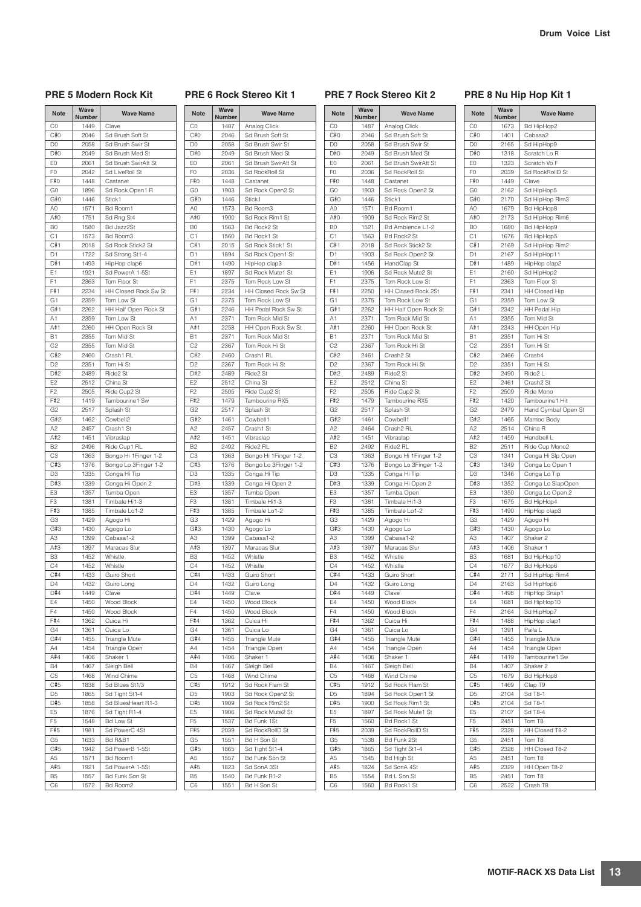## PRE 5 Modern Rock Kit

| Note | Wave Number | Wave Name |
|---|---|---|
| C0 | 1449 | Clave |
| C#0 | 2046 | Sd Brush Soft St |
| D0 | 2058 | Sd Brush Swir St |
| D#0 | 2049 | Sd Brush Med St |
| E0 | 2061 | Sd Brush SwirAtt St |
| F0 | 2042 | Sd LiveRoll St |
| F#0 | 1448 | Castanet |
| G0 | 1896 | Sd Rock Open1 R |
| G#0 | 1446 | Stick1 |
| A0 | 1571 | Bd Room1 |
| A#0 | 1751 | Sd Rng St4 |
| B0 | 1580 | Bd Jazz2St |
| C1 | 1573 | Bd Room3 |
| C#1 | 2018 | Sd Rock Stick2 St |
| D1 | 1722 | Sd Strong St1-4 |
| D#1 | 1493 | HipHop clap6 |
| E1 | 1921 | Sd PowerA 1-5St |
| F1 | 2363 | Tom Floor St |
| F#1 | 2234 | HH Closed Rock Sw St |
| G1 | 2359 | Tom Low St |
| G#1 | 2262 | HH Half Open Rock St |
| A1 | 2359 | Tom Low St |
| A#1 | 2260 | HH Open Rock St |
| B1 | 2355 | Tom Mid St |
| C2 | 2355 | Tom Mid St |
| C#2 | 2460 | Crash1 RL |
| D2 | 2351 | Tom Hi St |
| D#2 | 2489 | Ride2 St |
| E2 | 2512 | China St |
| F2 | 2505 | Ride Cup2 St |
| F#2 | 1419 | Tambourine1 Sw |
| G2 | 2517 | Splash St |
| G#2 | 1462 | Cowbell2 |
| A2 | 2457 | Crash1 St |
| A#2 | 1451 | Vibraslap |
| B2 | 2496 | Ride Cup1 RL |
| C3 | 1363 | Bongo Hi 1Finger 1-2 |
| C#3 | 1376 | Bongo Lo 3Finger 1-2 |
| D3 | 1335 | Conga Hi Tip |
| D#3 | 1339 | Conga Hi Open 2 |
| E3 | 1357 | Tumba Open |
| F3 | 1381 | Timbale Hi1-3 |
| F#3 | 1385 | Timbale Lo1-2 |
| G3 | 1429 | Agogo Hi |
| G#3 | 1430 | Agogo Lo |
| A3 | 1399 | Cabasa1-2 |
| A#3 | 1397 | Maracas Slur |
| B3 | 1452 | Whistle |
| C4 | 1452 | Whistle |
| C#4 | 1433 | Guiro Short |
| D4 | 1432 | Guiro Long |
| D#4 | 1449 | Clave |
| E4 | 1450 | Wood Block |
| F4 | 1450 | Wood Block |
| F#4 | 1362 | Cuica Hi |
| G4 | 1361 | Cuica Lo |
| G#4 | 1455 | Triangle Mute |
| A4 | 1454 | Triangle Open |
| A#4 | 1406 | Shaker 1 |
| B4 | 1467 | Sleigh Bell |
| C5 | 1468 | Wind Chime |
| C#5 | 1838 | Sd Blues St1/3 |
| D5 | 1865 | Sd Tight St1-4 |
| D#5 | 1858 | Sd BluesHeart R1-3 |
| E5 | 1876 | Sd Tight R1-4 |
| F5 | 1548 | Bd Low St |
| F#5 | 1981 | Sd PowerC 4St |
| G5 | 1633 | Bd R&B1 |
| G#5 | 1942 | Sd PowerB 1-5St |
| A5 | 1571 | Bd Room1 |
| A#5 | 1921 | Sd PowerA 1-5St |
| B5 | 1557 | Bd Funk Son St |
| C6 | 1572 | Bd Room2 |

## PRE 6 Rock Stereo Kit 1

| Note | Wave Number | Wave Name |
|---|---|---|
| C0 | 1487 | Analog Click |
| C#0 | 2046 | Sd Brush Soft St |
| D0 | 2058 | Sd Brush Swir St |
| D#0 | 2049 | Sd Brush Med St |
| E0 | 2061 | Sd Brush SwirAtt St |
| F0 | 2036 | Sd RockRoll St |
| F#0 | 1448 | Castanet |
| G0 | 1903 | Sd Rock Open2 St |
| G#0 | 1446 | Stick1 |
| A0 | 1573 | Bd Room3 |
| A#0 | 1900 | Sd Rock Rim1 St |
| B0 | 1563 | Bd Rock2 St |
| C1 | 1560 | Bd Rock1 St |
| C#1 | 2015 | Sd Rock Stick1 St |
| D1 | 1894 | Sd Rock Open1 St |
| D#1 | 1490 | HipHop clap3 |
| E1 | 1897 | Sd Rock Mute1 St |
| F1 | 2375 | Tom Rock Low St |
| F#1 | 2234 | HH Closed Rock Sw St |
| G1 | 2375 | Tom Rock Low St |
| G#1 | 2246 | HH Pedal Rock Sw St |
| A1 | 2371 | Tom Rock Mid St |
| A#1 | 2258 | HH Open Rock Sw St |
| B1 | 2371 | Tom Rock Mid St |
| C2 | 2367 | Tom Rock Hi St |
| C#2 | 2460 | Crash1 RL |
| D2 | 2367 | Tom Rock Hi St |
| D#2 | 2489 | Ride2 St |
| E2 | 2512 | China St |
| F2 | 2505 | Ride Cup2 St |
| F#2 | 1479 | Tambourine RX5 |
| G2 | 2517 | Splash St |
| G#2 | 1461 | Cowbell1 |
| A2 | 2457 | Crash1 St |
| A#2 | 1451 | Vibraslap |
| B2 | 2492 | Ride2 RL |
| C3 | 1363 | Bongo Hi 1Finger 1-2 |
| C#3 | 1376 | Bongo Lo 3Finger 1-2 |
| D3 | 1335 | Conga Hi Tip |
| D#3 | 1339 | Conga Hi Open 2 |
| E3 | 1357 | Tumba Open |
| F3 | 1381 | Timbale Hi1-3 |
| F#3 | 1385 | Timbale Lo1-2 |
| G3 | 1429 | Agogo Hi |
| G#3 | 1430 | Agogo Lo |
| A3 | 1399 | Cabasa1-2 |
| A#3 | 1397 | Maracas Slur |
| B3 | 1452 | Whistle |
| C4 | 1452 | Whistle |
| C#4 | 1433 | Guiro Short |
| D4 | 1432 | Guiro Long |
| D#4 | 1449 | Clave |
| E4 | 1450 | Wood Block |
| F4 | 1450 | Wood Block |
| F#4 | 1362 | Cuica Hi |
| G4 | 1361 | Cuica Lo |
| G#4 | 1455 | Triangle Mute |
| A4 | 1454 | Triangle Open |
| A#4 | 1406 | Shaker 1 |
| B4 | 1467 | Sleigh Bell |
| C5 | 1468 | Wind Chime |
| C#5 | 1912 | Sd Rock Flam St |
| D5 | 1903 | Sd Rock Open2 St |
| D#5 | 1909 | Sd Rock Rim2 St |
| E5 | 1906 | Sd Rock Mute2 St |
| F5 | 1537 | Bd Funk 1St |
| F#5 | 2039 | Sd RockRollD St |
| G5 | 1551 | Bd H Son St |
| G#5 | 1865 | Sd Tight St1-4 |
| A5 | 1557 | Bd Funk Son St |
| A#5 | 1823 | Sd SonA 3St |
| B5 | 1540 | Bd Funk R1-2 |
| C6 | 1551 | Bd H Son St |

## PRE 7 Rock Stereo Kit 2

| Note | Wave Number | Wave Name |
|---|---|---|
| C0 | 1487 | Analog Click |
| C#0 | 2046 | Sd Brush Soft St |
| D0 | 2058 | Sd Brush Swir St |
| D#0 | 2049 | Sd Brush Med St |
| E0 | 2061 | Sd Brush SwirAtt St |
| F0 | 2036 | Sd RockRoll St |
| F#0 | 1448 | Castanet |
| G0 | 1903 | Sd Rock Open2 St |
| G#0 | 1446 | Stick1 |
| A0 | 1571 | Bd Room1 |
| A#0 | 1909 | Sd Rock Rim2 St |
| B0 | 1521 | Bd Ambience L1-2 |
| C1 | 1563 | Bd Rock2 St |
| C#1 | 2018 | Sd Rock Stick2 St |
| D1 | 1903 | Sd Rock Open2 St |
| D#1 | 1456 | HandClap St |
| E1 | 1906 | Sd Rock Mute2 St |
| F1 | 2375 | Tom Rock Low St |
| F#1 | 2250 | HH Closed Rock 2St |
| G1 | 2375 | Tom Rock Low St |
| G#1 | 2262 | HH Half Open Rock St |
| A1 | 2371 | Tom Rock Mid St |
| A#1 | 2260 | HH Open Rock St |
| B1 | 2371 | Tom Rock Mid St |
| C2 | 2367 | Tom Rock Hi St |
| C#2 | 2461 | Crash2 St |
| D2 | 2367 | Tom Rock Hi St |
| D#2 | 2489 | Ride2 St |
| E2 | 2512 | China St |
| F2 | 2505 | Ride Cup2 St |
| F#2 | 1479 | Tambourine RX5 |
| G2 | 2517 | Splash St |
| G#2 | 1461 | Cowbell1 |
| A2 | 2464 | Crash2 RL |
| A#2 | 1451 | Vibraslap |
| B2 | 2492 | Ride2 RL |
| C3 | 1363 | Bongo Hi 1Finger 1-2 |
| C#3 | 1376 | Bongo Lo 3Finger 1-2 |
| D3 | 1335 | Conga Hi Tip |
| D#3 | 1339 | Conga Hi Open 2 |
| E3 | 1357 | Tumba Open |
| F3 | 1381 | Timbale Hi1-3 |
| F#3 | 1385 | Timbale Lo1-2 |
| G3 | 1429 | Agogo Hi |
| G#3 | 1430 | Agogo Lo |
| A3 | 1399 | Cabasa1-2 |
| A#3 | 1397 | Maracas Slur |
| B3 | 1452 | Whistle |
| C4 | 1452 | Whistle |
| C#4 | 1433 | Guiro Short |
| D4 | 1432 | Guiro Long |
| D#4 | 1449 | Clave |
| E4 | 1450 | Wood Block |
| F4 | 1450 | Wood Block |
| F#4 | 1362 | Cuica Hi |
| G4 | 1361 | Cuica Lo |
| G#4 | 1455 | Triangle Mute |
| A4 | 1454 | Triangle Open |
| A#4 | 1406 | Shaker 1 |
| B4 | 1467 | Sleigh Bell |
| C5 | 1468 | Wind Chime |
| C#5 | 1912 | Sd Rock Flam St |
| D5 | 1894 | Sd Rock Open1 St |
| D#5 | 1900 | Sd Rock Rim1 St |
| E5 | 1897 | Sd Rock Mute1 St |
| F5 | 1560 | Bd Rock1 St |
| F#5 | 2039 | Sd RockRollD St |
| G5 | 1538 | Bd Funk 2St |
| G#5 | 1865 | Sd Tight St1-4 |
| A5 | 1545 | Bd High St |
| A#5 | 1824 | Sd SonA 4St |
| B5 | 1554 | Bd L Son St |
| C6 | 1560 | Bd Rock1 St |

## PRE 8 Nu Hip Hop Kit 1

| Note | Wave Number | Wave Name |
|---|---|---|
| C0 | 1673 | Bd HipHop2 |
| C#0 | 1401 | Cabasa2 |
| D0 | 2165 | Sd HipHop9 |
| D#0 | 1318 | Scratch Lo R |
| E0 | 1323 | Scratch Vo F |
| F0 | 2039 | Sd RockRollD St |
| F#0 | 1449 | Clave |
| G0 | 2162 | Sd HipHop5 |
| G#0 | 2170 | Sd HipHop Rim3 |
| A0 | 1679 | Bd HipHop8 |
| A#0 | 2173 | Sd HipHop Rim6 |
| B0 | 1680 | Bd HipHop9 |
| C1 | 1676 | Bd HipHop5 |
| C#1 | 2169 | Sd HipHop Rim2 |
| D1 | 2167 | Sd HipHop11 |
| D#1 | 1489 | HipHop clap2 |
| E1 | 2160 | Sd HipHop2 |
| F1 | 2363 | Tom Floor St |
| F#1 | 2341 | HH Closed Hip |
| G1 | 2359 | Tom Low St |
| G#1 | 2342 | HH Pedal Hip |
| A1 | 2355 | Tom Mid St |
| A#1 | 2343 | HH Open Hip |
| B1 | 2351 | Tom Hi St |
| C2 | 2351 | Tom Hi St |
| C#2 | 2466 | Crash4 |
| D2 | 2351 | Tom Hi St |
| D#2 | 2490 | Ride2 L |
| E2 | 2461 | Crash2 St |
| F2 | 2509 | Ride Mono |
| F#2 | 1420 | Tambourine1 Hit |
| G2 | 2479 | Hand Cymbal Open St |
| G#2 | 1465 | Mambo Body |
| A2 | 2514 | China R |
| A#2 | 1459 | Handbell L |
| B2 | 2511 | Ride Cup Mono2 |
| C3 | 1341 | Conga Hi Slp Open |
| C#3 | 1349 | Conga Lo Open 1 |
| D3 | 1346 | Conga Lo Tip |
| D#3 | 1352 | Conga Lo SlapOpen |
| E3 | 1350 | Conga Lo Open 2 |
| F3 | 1675 | Bd HipHop4 |
| F#3 | 1490 | HipHop clap3 |
| G3 | 1429 | Agogo Hi |
| G#3 | 1430 | Agogo Lo |
| A3 | 1407 | Shaker 2 |
| A#3 | 1406 | Shaker 1 |
| B3 | 1681 | Bd HipHop10 |
| C4 | 1677 | Bd HipHop6 |
| C#4 | 2171 | Sd HipHop Rim4 |
| D4 | 2163 | Sd HipHop6 |
| D#4 | 1498 | HipHop Snap1 |
| E4 | 1681 | Bd HipHop10 |
| F4 | 2164 | Sd HipHop7 |
| F#4 | 1488 | HipHop clap1 |
| G4 | 1391 | Paila L |
| G#4 | 1455 | Triangle Mute |
| A4 | 1454 | Triangle Open |
| A#4 | 1419 | Tambourine1 Sw |
| B4 | 1407 | Shaker 2 |
| C5 | 1679 | Bd HipHop8 |
| C#5 | 1469 | Clap T9 |
| D5 | 2104 | Sd T8-1 |
| D#5 | 2104 | Sd T8-1 |
| E5 | 2107 | Sd T8-4 |
| F5 | 2451 | Tom T8 |
| F#5 | 2328 | HH Closed T8-2 |
| G5 | 2451 | Tom T8 |
| G#5 | 2328 | HH Closed T8-2 |
| A5 | 2451 | Tom T8 |
| A#5 | 2329 | HH Open T8-2 |
| B5 | 2451 | Tom T8 |
| C6 | 2522 | Crash T8 |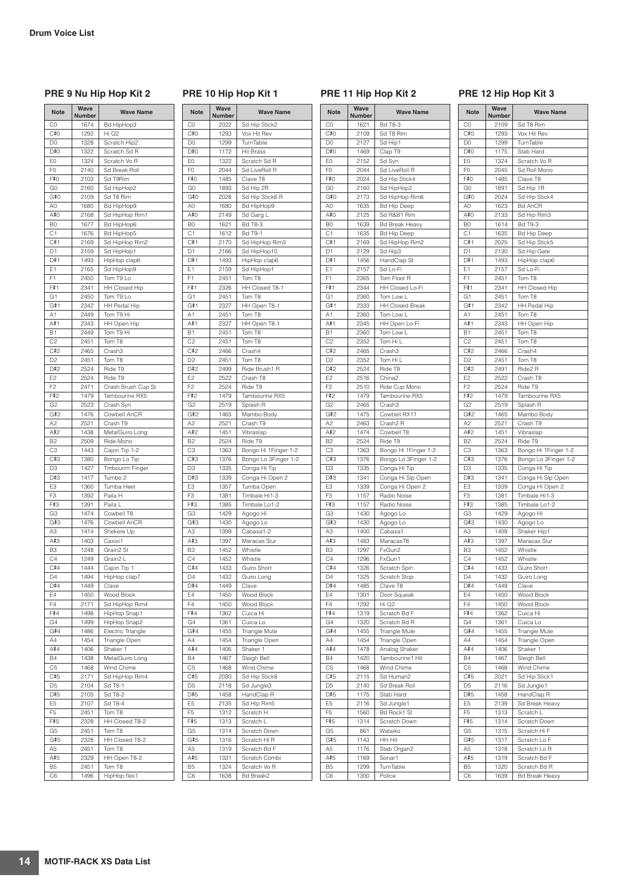## Drum Voice List

### PRE 9 Nu Hip Hop Kit 2

| Note | Wave Number | Wave Name |
|---|---|---|
| C0 | 1674 | Bd HipHop3 |
| C#0 | 1292 | Hi Q2 |
| D0 | 1328 | Scratch Hip2 |
| D#0 | 1322 | Scratch Sd R |
| E0 | 1324 | Scratch Vo R |
| F0 | 2140 | Sd Break Roll |
| F#0 | 2103 | Sd T9Rim |
| G0 | 2160 | Sd HipHop2 |
| G#0 | 2109 | Sd T8 Rim |
| A0 | 1680 | Bd HipHop9 |
| A#0 | 2168 | Sd HipHop Rim1 |
| B0 | 1677 | Bd HipHop6 |
| C1 | 1676 | Bd HipHop5 |
| C#1 | 2169 | Sd HipHop Rim2 |
| D1 | 2159 | Sd HipHop1 |
| D#1 | 1493 | HipHop clap6 |
| E1 | 2165 | Sd HipHop9 |
| F1 | 2450 | Tom T9 Lo |
| F#1 | 2341 | HH Closed Hip |
| G1 | 2450 | Tom T9 Lo |
| G#1 | 2342 | HH Pedal Hip |
| A1 | 2449 | Tom T9 Hi |
| A#1 | 2343 | HH Open Hip |
| B1 | 2449 | Tom T9 Hi |
| C2 | 2451 | Tom T8 |
| C#2 | 2465 | Crash3 |
| D2 | 2451 | Tom T8 |
| D#2 | 2524 | Ride T9 |
| E2 | 2524 | Ride T9 |
| F2 | 2471 | Crash Brush Cup St |
| F#2 | 1479 | Tambourine RX5 |
| G2 | 2523 | Crash Syn |
| G#2 | 1476 | Cowbell AnCR |
| A2 | 2521 | Crash T9 |
| A#2 | 1438 | MetalGuiro Long |
| B2 | 2509 | Ride Mono |
| C3 | 1443 | Cajon Tip 1-2 |
| C#3 | 1380 | Bongo Lo Tip |
| D3 | 1427 | Tmbourim Finger |
| D#3 | 1417 | Tumbo 2 |
| E3 | 1360 | Tumba Heel |
| F3 | 1392 | Paila H |
| F#3 | 1391 | Paila L |
| G3 | 1474 | Cowbell T8 |
| G#3 | 1476 | Cowbell AnCR |
| A3 | 1414 | Shekere Up |
| A#3 | 1403 | Caxixi1 |
| B3 | 1248 | Grain2 St |
| C4 | 1249 | Grain2 L |
| C#4 | 1444 | Cajon Tip 1 |
| D4 | 1494 | HipHop clap7 |
| D#4 | 1449 | Clave |
| E4 | 1450 | Wood Block |
| F4 | 2171 | Sd HipHop Rim4 |
| F#4 | 1498 | HipHop Snap1 |
| G4 | 1499 | HipHop Snap2 |
| G#4 | 1486 | Electric Triangle |
| A4 | 1454 | Triangle Open |
| A#4 | 1406 | Shaker 1 |
| B4 | 1438 | MetalGuiro Long |
| C5 | 1468 | Wind Chime |
| C#5 | 2171 | Sd HipHop Rim4 |
| D5 | 2104 | Sd T8-1 |
| D#5 | 2105 | Sd T8-2 |
| E5 | 2107 | Sd T8-4 |
| F5 | 2451 | Tom T8 |
| F#5 | 2328 | HH Closed T8-2 |
| G5 | 2451 | Tom T8 |
| G#5 | 2328 | HH Closed T8-2 |
| A5 | 2451 | Tom T8 |
| A#5 | 2329 | HH Open T8-2 |
| B5 | 2451 | Tom T8 |
| C6 | 1496 | HipHop flex1 |

### PRE 10 Hip Hop Kit 1

| Note | Wave Number | Wave Name |
|---|---|---|
| C0 | 2022 | Sd Hip Stick2 |
| C#0 | 1293 | Vox Hit Rev |
| D0 | 1299 | TurnTable |
| D#0 | 1172 | Hit Brass |
| E0 | 1322 | Scratch Sd R |
| F0 | 2044 | Sd LiveRoll R |
| F#0 | 1485 | Clave T8 |
| G0 | 1893 | Sd Hip 2R |
| G#0 | 2028 | Sd Hip Stick6 R |
| A0 | 1680 | Bd HipHop9 |
| A#0 | 2149 | Sd Garg L |
| B0 | 1621 | Bd T8-3 |
| C1 | 1612 | Bd T9-1 |
| C#1 | 2170 | Sd HipHop Rim3 |
| D1 | 2166 | Sd HipHop10 |
| D#1 | 1493 | HipHop clap6 |
| E1 | 2159 | Sd HipHop1 |
| F1 | 2451 | Tom T8 |
| F#1 | 2326 | HH Closed T8-1 |
| G1 | 2451 | Tom T8 |
| G#1 | 2327 | HH Open T8-1 |
| A1 | 2451 | Tom T8 |
| A#1 | 2327 | HH Open T8-1 |
| B1 | 2451 | Tom T8 |
| C2 | 2451 | Tom T8 |
| C#2 | 2466 | Crash4 |
| D2 | 2451 | Tom T8 |
| D#2 | 2499 | Ride Brush1 R |
| E2 | 2522 | Crash T8 |
| F2 | 2524 | Ride T9 |
| F#2 | 1479 | Tambourine RX5 |
| G2 | 2519 | Splash R |
| G#2 | 1465 | Mambo Body |
| A2 | 2521 | Crash T9 |
| A#2 | 1451 | Vibraslap |
| B2 | 2524 | Ride T9 |
| C3 | 1363 | Bongo Hi 1Finger 1-2 |
| C#3 | 1376 | Bongo Lo 3Finger 1-2 |
| D3 | 1335 | Conga Hi Tip |
| D#3 | 1339 | Conga Hi Open 2 |
| E3 | 1357 | Tumba Open |
| F3 | 1381 | Timbale Hi1-3 |
| F#3 | 1385 | Timbale Lo1-2 |
| G3 | 1429 | Agogo Hi |
| G#3 | 1430 | Agogo Lo |
| A3 | 1399 | Cabasa1-2 |
| A#3 | 1397 | Maracas Slur |
| B3 | 1452 | Whistle |
| C4 | 1452 | Whistle |
| C#4 | 1433 | Guiro Short |
| D4 | 1432 | Guiro Long |
| D#4 | 1449 | Clave |
| E4 | 1450 | Wood Block |
| F4 | 1450 | Wood Block |
| F#4 | 1362 | Cuica Hi |
| G4 | 1361 | Cuica Lo |
| G#4 | 1455 | Triangle Mute |
| A4 | 1454 | Triangle Open |
| A#4 | 1406 | Shaker 1 |
| B4 | 1467 | Sleigh Bell |
| C5 | 1468 | Wind Chime |
| C#5 | 2030 | Sd Hip Stick8 |
| D5 | 2118 | Sd Jungle3 |
| D#5 | 1458 | HandClap R |
| E5 | 2135 | Sd Hip Rim5 |
| F5 | 1312 | Scratch H |
| F#5 | 1313 | Scratch L |
| G5 | 1314 | Scratch Down |
| G#5 | 1316 | Scratch Hi R |
| A5 | 1319 | Scratch Bd F |
| A#5 | 1331 | Scratch Combi |
| B5 | 1324 | Scratch Vo R |
| C6 | 1638 | Bd Break2 |

### PRE 11 Hip Hop Kit 2

| Note | Wave Number | Wave Name |
|---|---|---|
| C0 | 1621 | Bd T8-3 |
| C#0 | 2109 | Sd T8 Rim |
| D0 | 2127 | Sd Hip1 |
| D#0 | 1469 | Clap T9 |
| E0 | 2152 | Sd Syn |
| F0 | 2044 | Sd LiveRoll R |
| F#0 | 2024 | Sd Hip Stick4 |
| G0 | 2160 | Sd HipHop2 |
| G#0 | 2173 | Sd HipHop Rim6 |
| A0 | 1635 | Bd Hip Deep |
| A#0 | 2125 | Sd R&B1 Rim |
| B0 | 1639 | Bd Break Heavy |
| C1 | 1635 | Bd Hip Deep |
| C#1 | 2169 | Sd HipHop Rim2 |
| D1 | 2129 | Sd Hip3 |
| D#1 | 1456 | HandClap St |
| E1 | 2157 | Sd Lo-Fi |
| F1 | 2365 | Tom Floor R |
| F#1 | 2344 | HH Closed Lo-Fi |
| G1 | 2360 | Tom Low L |
| G#1 | 2333 | HH Closed Break |
| A1 | 2360 | Tom Low L |
| A#1 | 2345 | HH Open Lo-Fi |
| B1 | 2360 | Tom Low L |
| C2 | 2352 | Tom Hi L |
| C#2 | 2465 | Crash3 |
| D2 | 2352 | Tom Hi L |
| D#2 | 2524 | Ride T9 |
| E2 | 2516 | China2 |
| F2 | 2510 | Ride Cup Mono |
| F#2 | 1479 | Tambourine RX5 |
| G2 | 2465 | Crash3 |
| G#2 | 1475 | Cowbell RX11 |
| A2 | 2463 | Crash2 R |
| A#2 | 1474 | Cowbell T8 |
| B2 | 2524 | Ride T9 |
| C3 | 1363 | Bongo Hi 1Finger 1-2 |
| C#3 | 1376 | Bongo Lo 3Finger 1-2 |
| D3 | 1335 | Conga Hi Tip |
| D#3 | 1341 | Conga Hi Slp Open |
| E3 | 1339 | Conga Hi Open 2 |
| F3 | 1157 | Radio Noise |
| F#3 | 1157 | Radio Noise |
| G3 | 1430 | Agogo Lo |
| G#3 | 1430 | Agogo Lo |
| A3 | 1400 | Cabasa1 |
| A#3 | 1483 | MaracasT8 |
| B3 | 1297 | FxGun2 |
| C4 | 1296 | FxGun1 |
| C#4 | 1326 | Scratch Spin |
| D4 | 1325 | Scratch Stop |
| D#4 | 1485 | Clave T8 |
| E4 | 1301 | Door Squeak |
| F4 | 1292 | Hi Q2 |
| F#4 | 1319 | Scratch Bd F |
| G4 | 1320 | Scratch Bd R |
| G#4 | 1455 | Triangle Mute |
| A4 | 1454 | Triangle Open |
| A#4 | 1478 | Analog Shaker |
| B4 | 1420 | Tambourine1 Hit |
| C5 | 1468 | Wind Chime |
| C#5 | 2115 | Sd Human2 |
| D5 | 2140 | Sd Break Roll |
| D#5 | 1175 | Stab Hard |
| E5 | 2116 | Sd Jungle1 |
| F5 | 1560 | Bd Rock1 St |
| F#5 | 1314 | Scratch Down |
| G5 | 861 | Wataiko |
| G#5 | 1143 | HH Hit |
| A5 | 1176 | Stab Organ2 |
| A#5 | 1169 | Sonar1 |
| B5 | 1299 | TurnTable |
| C6 | 1300 | Police |

### PRE 12 Hip Hop Kit 3

| Note | Wave Number | Wave Name |
|---|---|---|
| C0 | 2109 | Sd T8 Rim |
| C#0 | 1293 | Vox Hit Rev |
| D0 | 1299 | TurnTable |
| D#0 | 1175 | Stab Hard |
| E0 | 1324 | Scratch Vo R |
| F0 | 2045 | Sd Roll Mono |
| F#0 | 1485 | Clave T8 |
| G0 | 1891 | Sd Hip 1R |
| G#0 | 2024 | Sd Hip Stick4 |
| A0 | 1623 | Bd AnCR |
| A#0 | 2133 | Sd Hip Rim3 |
| B0 | 1614 | Bd T9-3 |
| C1 | 1635 | Bd Hip Deep |
| C#1 | 2025 | Sd Hip Stick5 |
| D1 | 2130 | Sd Hip Gate |
| D#1 | 1493 | HipHop clap6 |
| E1 | 2157 | Sd Lo-Fi |
| F1 | 2451 | Tom T8 |
| F#1 | 2341 | HH Closed Hip |
| G1 | 2451 | Tom T8 |
| G#1 | 2342 | HH Pedal Hip |
| A1 | 2451 | Tom T8 |
| A#1 | 2343 | HH Open Hip |
| B1 | 2451 | Tom T8 |
| C2 | 2451 | Tom T8 |
| C#2 | 2466 | Crash4 |
| D2 | 2451 | Tom T8 |
| D#2 | 2491 | Ride2 R |
| E2 | 2522 | Crash T8 |
| F2 | 2524 | Ride T9 |
| F#2 | 1479 | Tambourine RX5 |
| G2 | 2519 | Splash R |
| G#2 | 1465 | Mambo Body |
| A2 | 2521 | Crash T9 |
| A#2 | 1451 | Vibraslap |
| B2 | 2524 | Ride T9 |
| C3 | 1363 | Bongo Hi 1Finger 1-2 |
| C#3 | 1376 | Bongo Lo 3Finger 1-2 |
| D3 | 1335 | Conga Hi Tip |
| D#3 | 1341 | Conga Hi Slp Open |
| E3 | 1339 | Conga Hi Open 2 |
| F3 | 1381 | Timbale Hi1-3 |
| F#3 | 1385 | Timbale Lo1-2 |
| G3 | 1429 | Agogo Hi |
| G#3 | 1430 | Agogo Lo |
| A3 | 1409 | Shaker Hip1 |
| A#3 | 1397 | Maracas Slur |
| B3 | 1452 | Whistle |
| C4 | 1452 | Whistle |
| C#4 | 1433 | Guiro Short |
| D4 | 1432 | Guiro Long |
| D#4 | 1449 | Clave |
| E4 | 1450 | Wood Block |
| F4 | 1450 | Wood Block |
| F#4 | 1362 | Cuica Hi |
| G4 | 1361 | Cuica Lo |
| G#4 | 1455 | Triangle Mute |
| A4 | 1454 | Triangle Open |
| A#4 | 1406 | Shaker 1 |
| B4 | 1467 | Sleigh Bell |
| C5 | 1468 | Wind Chime |
| C#5 | 2021 | Sd Hip Stick1 |
| D5 | 2116 | Sd Jungle1 |
| D#5 | 1458 | HandClap R |
| E5 | 2139 | Sd Break Heavy |
| F5 | 1313 | Scratch L |
| F#5 | 1314 | Scratch Down |
| G5 | 1315 | Scratch Hi F |
| G#5 | 1317 | Scratch Lo F |
| A5 | 1318 | Scratch Lo R |
| A#5 | 1319 | Scratch Bd F |
| B5 | 1320 | Scratch Bd R |
| C6 | 1639 | Bd Break Heavy |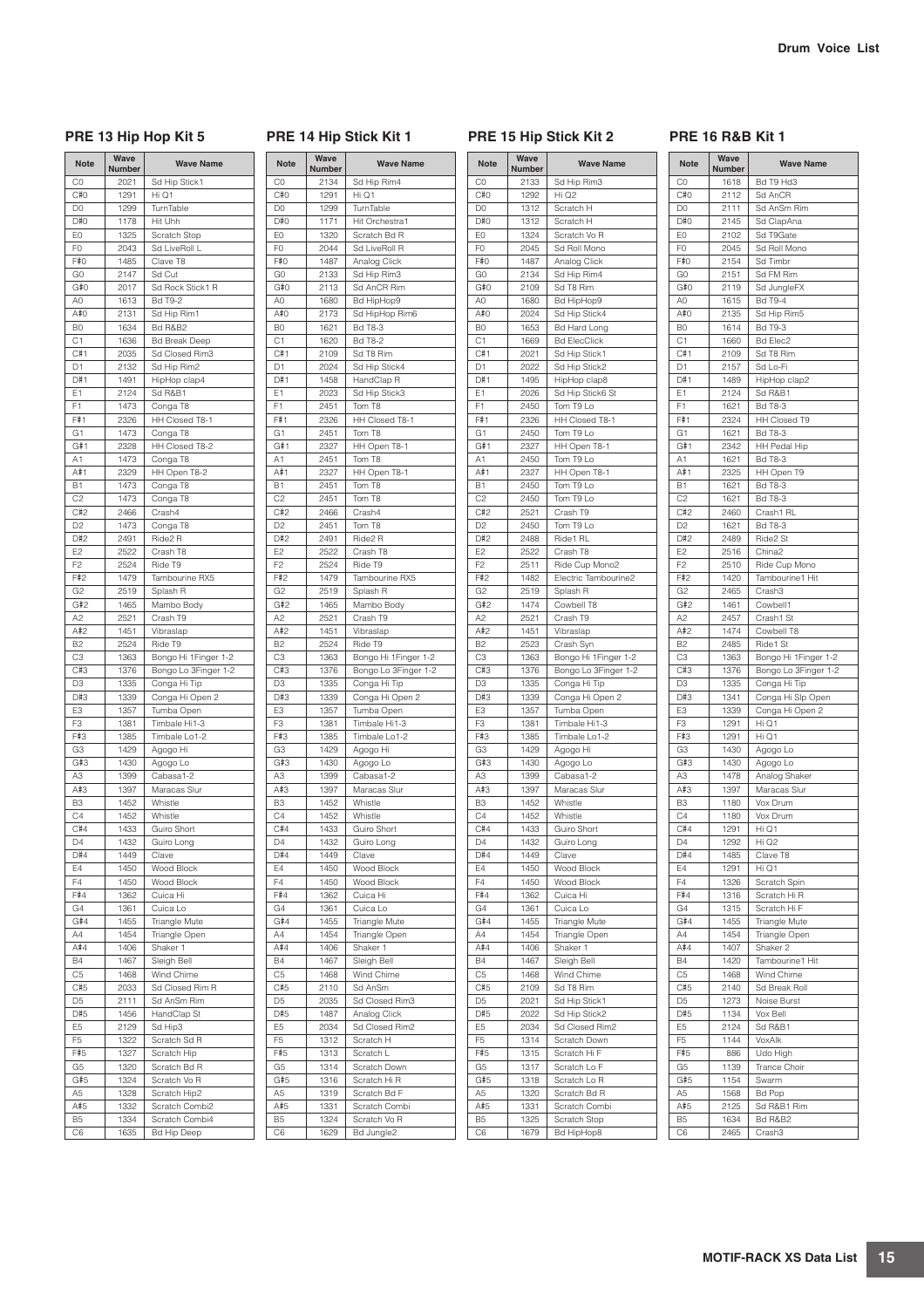## PRE 13 Hip Hop Kit 5

| Note | Wave Number | Wave Name |
|---|---|---|
| C0 | 2021 | Sd Hip Stick1 |
| C#0 | 1291 | Hi Q1 |
| D0 | 1299 | TurnTable |
| D#0 | 1178 | Hit Uhh |
| E0 | 1325 | Scratch Stop |
| F0 | 2043 | Sd LiveRoll L |
| F#0 | 1485 | Clave T8 |
| G0 | 2147 | Sd Cut |
| G#0 | 2017 | Sd Rock Stick1 R |
| A0 | 1613 | Bd T9-2 |
| A#0 | 2131 | Sd Hip Rim1 |
| B0 | 1634 | Bd R&B2 |
| C1 | 1636 | Bd Break Deep |
| C#1 | 2035 | Sd Closed Rim3 |
| D1 | 2132 | Sd Hip Rim2 |
| D#1 | 1491 | HipHop clap4 |
| E1 | 2124 | Sd R&B1 |
| F1 | 1473 | Conga T8 |
| F#1 | 2326 | HH Closed T8-1 |
| G1 | 1473 | Conga T8 |
| G#1 | 2328 | HH Closed T8-2 |
| A1 | 1473 | Conga T8 |
| A#1 | 2329 | HH Open T8-2 |
| B1 | 1473 | Conga T8 |
| C2 | 1473 | Conga T8 |
| C#2 | 2466 | Crash4 |
| D2 | 1473 | Conga T8 |
| D#2 | 2491 | Ride2 R |
| E2 | 2522 | Crash T8 |
| F2 | 2524 | Ride T9 |
| F#2 | 1479 | Tambourine RX5 |
| G2 | 2519 | Splash R |
| G#2 | 1465 | Mambo Body |
| A2 | 2521 | Crash T9 |
| A#2 | 1451 | Vibraslap |
| B2 | 2524 | Ride T9 |
| C3 | 1363 | Bongo Hi 1Finger 1-2 |
| C#3 | 1376 | Bongo Lo 3Finger 1-2 |
| D3 | 1335 | Conga Hi Tip |
| D#3 | 1339 | Conga Hi Open 2 |
| E3 | 1357 | Tumba Open |
| F3 | 1381 | Timbale Hi1-3 |
| F#3 | 1385 | Timbale Lo1-2 |
| G3 | 1429 | Agogo Hi |
| G#3 | 1430 | Agogo Lo |
| A3 | 1399 | Cabasa1-2 |
| A#3 | 1397 | Maracas Slur |
| B3 | 1452 | Whistle |
| C4 | 1452 | Whistle |
| C#4 | 1433 | Guiro Short |
| D4 | 1432 | Guiro Long |
| D#4 | 1449 | Clave |
| E4 | 1450 | Wood Block |
| F4 | 1450 | Wood Block |
| F#4 | 1362 | Cuica Hi |
| G4 | 1361 | Cuica Lo |
| G#4 | 1455 | Triangle Mute |
| A4 | 1454 | Triangle Open |
| A#4 | 1406 | Shaker 1 |
| B4 | 1467 | Sleigh Bell |
| C5 | 1468 | Wind Chime |
| C#5 | 2033 | Sd Closed Rim R |
| D5 | 2111 | Sd AnSm Rim |
| D#5 | 1456 | HandClap St |
| E5 | 2129 | Sd Hip3 |
| F5 | 1322 | Scratch Sd R |
| F#5 | 1327 | Scratch Hip |
| G5 | 1320 | Scratch Bd R |
| G#5 | 1324 | Scratch Vo R |
| A5 | 1328 | Scratch Hip2 |
| A#5 | 1332 | Scratch Combi2 |
| B5 | 1334 | Scratch Combi4 |
| C6 | 1635 | Bd Hip Deep |

## PRE 14 Hip Stick Kit 1

| Note | Wave Number | Wave Name |
|---|---|---|
| C0 | 2134 | Sd Hip Rim4 |
| C#0 | 1291 | Hi Q1 |
| D0 | 1299 | TurnTable |
| D#0 | 1171 | Hit Orchestra1 |
| E0 | 1320 | Scratch Bd R |
| F0 | 2044 | Sd LiveRoll R |
| F#0 | 1487 | Analog Click |
| G0 | 2133 | Sd Hip Rim3 |
| G#0 | 2113 | Sd AnCR Rim |
| A0 | 1680 | Bd HipHop9 |
| A#0 | 2173 | Sd HipHop Rim6 |
| B0 | 1621 | Bd T8-3 |
| C1 | 1620 | Bd T8-2 |
| C#1 | 2109 | Sd T8 Rim |
| D1 | 2024 | Sd Hip Stick4 |
| D#1 | 1458 | HandClap R |
| E1 | 2023 | Sd Hip Stick3 |
| F1 | 2451 | Tom T8 |
| F#1 | 2326 | HH Closed T8-1 |
| G1 | 2451 | Tom T8 |
| G#1 | 2327 | HH Open T8-1 |
| A1 | 2451 | Tom T8 |
| A#1 | 2327 | HH Open T8-1 |
| B1 | 2451 | Tom T8 |
| C2 | 2451 | Tom T8 |
| C#2 | 2466 | Crash4 |
| D2 | 2451 | Tom T8 |
| D#2 | 2491 | Ride2 R |
| E2 | 2522 | Crash T8 |
| F2 | 2524 | Ride T9 |
| F#2 | 1479 | Tambourine RX5 |
| G2 | 2519 | Splash R |
| G#2 | 1465 | Mambo Body |
| A2 | 2521 | Crash T9 |
| A#2 | 1451 | Vibraslap |
| B2 | 2524 | Ride T9 |
| C3 | 1363 | Bongo Hi 1Finger 1-2 |
| C#3 | 1376 | Bongo Lo 3Finger 1-2 |
| D3 | 1335 | Conga Hi Tip |
| D#3 | 1339 | Conga Hi Open 2 |
| E3 | 1357 | Tumba Open |
| F3 | 1381 | Timbale Hi1-3 |
| F#3 | 1385 | Timbale Lo1-2 |
| G3 | 1429 | Agogo Hi |
| G#3 | 1430 | Agogo Lo |
| A3 | 1399 | Cabasa1-2 |
| A#3 | 1397 | Maracas Slur |
| B3 | 1452 | Whistle |
| C4 | 1452 | Whistle |
| C#4 | 1433 | Guiro Short |
| D4 | 1432 | Guiro Long |
| D#4 | 1449 | Clave |
| E4 | 1450 | Wood Block |
| F4 | 1450 | Wood Block |
| F#4 | 1362 | Cuica Hi |
| G4 | 1361 | Cuica Lo |
| G#4 | 1455 | Triangle Mute |
| A4 | 1454 | Triangle Open |
| A#4 | 1406 | Shaker 1 |
| B4 | 1467 | Sleigh Bell |
| C5 | 1468 | Wind Chime |
| C#5 | 2110 | Sd AnSm |
| D5 | 2035 | Sd Closed Rim3 |
| D#5 | 1487 | Analog Click |
| E5 | 2034 | Sd Closed Rim2 |
| F5 | 1312 | Scratch H |
| F#5 | 1313 | Scratch L |
| G5 | 1314 | Scratch Down |
| G#5 | 1316 | Scratch Hi R |
| A5 | 1319 | Scratch Bd F |
| A#5 | 1331 | Scratch Combi |
| B5 | 1324 | Scratch Vo R |
| C6 | 1629 | Bd Jungle2 |

## PRE 15 Hip Stick Kit 2

| Note | Wave Number | Wave Name |
|---|---|---|
| C0 | 2133 | Sd Hip Rim3 |
| C#0 | 1292 | Hi Q2 |
| D0 | 1312 | Scratch H |
| D#0 | 1312 | Scratch H |
| E0 | 1324 | Scratch Vo R |
| F0 | 2045 | Sd Roll Mono |
| F#0 | 1487 | Analog Click |
| G0 | 2134 | Sd Hip Rim4 |
| G#0 | 2109 | Sd T8 Rim |
| A0 | 1680 | Bd HipHop9 |
| A#0 | 2024 | Sd Hip Stick4 |
| B0 | 1653 | Bd Hard Long |
| C1 | 1669 | Bd ElecClick |
| C#1 | 2021 | Sd Hip Stick1 |
| D1 | 2022 | Sd Hip Stick2 |
| D#1 | 1495 | HipHop clap8 |
| E1 | 2026 | Sd Hip Stick6 St |
| F1 | 2450 | Tom T9 Lo |
| F#1 | 2326 | HH Closed T8-1 |
| G1 | 2450 | Tom T9 Lo |
| G#1 | 2327 | HH Open T8-1 |
| A1 | 2450 | Tom T9 Lo |
| A#1 | 2327 | HH Open T8-1 |
| B1 | 2450 | Tom T9 Lo |
| C2 | 2450 | Tom T9 Lo |
| C#2 | 2521 | Crash T9 |
| D2 | 2450 | Tom T9 Lo |
| D#2 | 2488 | Ride1 RL |
| E2 | 2522 | Crash T8 |
| F2 | 2511 | Ride Cup Mono2 |
| F#2 | 1482 | Electric Tambourine2 |
| G2 | 2519 | Splash R |
| G#2 | 1474 | Cowbell T8 |
| A2 | 2521 | Crash T9 |
| A#2 | 1451 | Vibraslap |
| B2 | 2523 | Crash Syn |
| C3 | 1363 | Bongo Hi 1Finger 1-2 |
| C#3 | 1376 | Bongo Lo 3Finger 1-2 |
| D3 | 1335 | Conga Hi Tip |
| D#3 | 1339 | Conga Hi Open 2 |
| E3 | 1357 | Tumba Open |
| F3 | 1381 | Timbale Hi1-3 |
| F#3 | 1385 | Timbale Lo1-2 |
| G3 | 1429 | Agogo Hi |
| G#3 | 1430 | Agogo Lo |
| A3 | 1399 | Cabasa1-2 |
| A#3 | 1397 | Maracas Slur |
| B3 | 1452 | Whistle |
| C4 | 1452 | Whistle |
| C#4 | 1433 | Guiro Short |
| D4 | 1432 | Guiro Long |
| D#4 | 1449 | Clave |
| E4 | 1450 | Wood Block |
| F4 | 1450 | Wood Block |
| F#4 | 1362 | Cuica Hi |
| G4 | 1361 | Cuica Lo |
| G#4 | 1455 | Triangle Mute |
| A4 | 1454 | Triangle Open |
| A#4 | 1406 | Shaker 1 |
| B4 | 1467 | Sleigh Bell |
| C5 | 1468 | Wind Chime |
| C#5 | 2109 | Sd T8 Rim |
| D5 | 2021 | Sd Hip Stick1 |
| D#5 | 2022 | Sd Hip Stick2 |
| E5 | 2034 | Sd Closed Rim2 |
| F5 | 1314 | Scratch Down |
| F#5 | 1315 | Scratch Hi F |
| G5 | 1317 | Scratch Lo F |
| G#5 | 1318 | Scratch Lo R |
| A5 | 1320 | Scratch Bd R |
| A#5 | 1331 | Scratch Combi |
| B5 | 1325 | Scratch Stop |
| C6 | 1679 | Bd HipHop8 |

## PRE 16 R&B Kit 1

| Note | Wave Number | Wave Name |
|---|---|---|
| C0 | 1618 | Bd T9 Hd3 |
| C#0 | 2112 | Sd AnCR |
| D0 | 2111 | Sd AnSm Rim |
| D#0 | 2145 | Sd ClapAna |
| E0 | 2102 | Sd T9Gate |
| F0 | 2045 | Sd Roll Mono |
| F#0 | 2154 | Sd Timbr |
| G0 | 2151 | Sd FM Rim |
| G#0 | 2119 | Sd JungleFX |
| A0 | 1615 | Bd T9-4 |
| A#0 | 2135 | Sd Hip Rim5 |
| B0 | 1614 | Bd T9-3 |
| C1 | 1660 | Bd Elec2 |
| C#1 | 2109 | Sd T8 Rim |
| D1 | 2157 | Sd Lo-Fi |
| D#1 | 1489 | HipHop clap2 |
| E1 | 2124 | Sd R&B1 |
| F1 | 1621 | Bd T8-3 |
| F#1 | 2324 | HH Closed T9 |
| G1 | 1621 | Bd T8-3 |
| G#1 | 2342 | HH Pedal Hip |
| A1 | 1621 | Bd T8-3 |
| A#1 | 2325 | HH Open T9 |
| B1 | 1621 | Bd T8-3 |
| C2 | 1621 | Bd T8-3 |
| C#2 | 2460 | Crash1 RL |
| D2 | 1621 | Bd T8-3 |
| D#2 | 2489 | Ride2 St |
| E2 | 2516 | China2 |
| F2 | 2510 | Ride Cup Mono |
| F#2 | 1420 | Tambourine1 Hit |
| G2 | 2465 | Crash3 |
| G#2 | 1461 | Cowbell1 |
| A2 | 2457 | Crash1 St |
| A#2 | 1474 | Cowbell T8 |
| B2 | 2485 | Ride1 St |
| C3 | 1363 | Bongo Hi 1Finger 1-2 |
| C#3 | 1376 | Bongo Lo 3Finger 1-2 |
| D3 | 1335 | Conga Hi Tip |
| D#3 | 1341 | Conga Hi Slp Open |
| E3 | 1339 | Conga Hi Open 2 |
| F3 | 1291 | Hi Q1 |
| F#3 | 1291 | Hi Q1 |
| G3 | 1430 | Agogo Lo |
| G#3 | 1430 | Agogo Lo |
| A3 | 1478 | Analog Shaker |
| A#3 | 1397 | Maracas Slur |
| B3 | 1180 | Vox Drum |
| C4 | 1180 | Vox Drum |
| C#4 | 1291 | Hi Q1 |
| D4 | 1292 | Hi Q2 |
| D#4 | 1485 | Clave T8 |
| E4 | 1291 | Hi Q1 |
| F4 | 1326 | Scratch Spin |
| F#4 | 1316 | Scratch Hi R |
| G4 | 1315 | Scratch Hi F |
| G#4 | 1455 | Triangle Mute |
| A4 | 1454 | Triangle Open |
| A#4 | 1407 | Shaker 2 |
| B4 | 1420 | Tambourine1 Hit |
| C5 | 1468 | Wind Chime |
| C#5 | 2140 | Sd Break Roll |
| D5 | 1273 | Noise Burst |
| D#5 | 1134 | Vox Bell |
| E5 | 2124 | Sd R&B1 |
| F5 | 1144 | VoxAlk |
| F#5 | 886 | Udo High |
| G5 | 1139 | Trance Choir |
| G#5 | 1154 | Swarm |
| A5 | 1568 | Bd Pop |
| A#5 | 2125 | Sd R&B1 Rim |
| B5 | 1634 | Bd R&B2 |
| C6 | 2465 | Crash3 |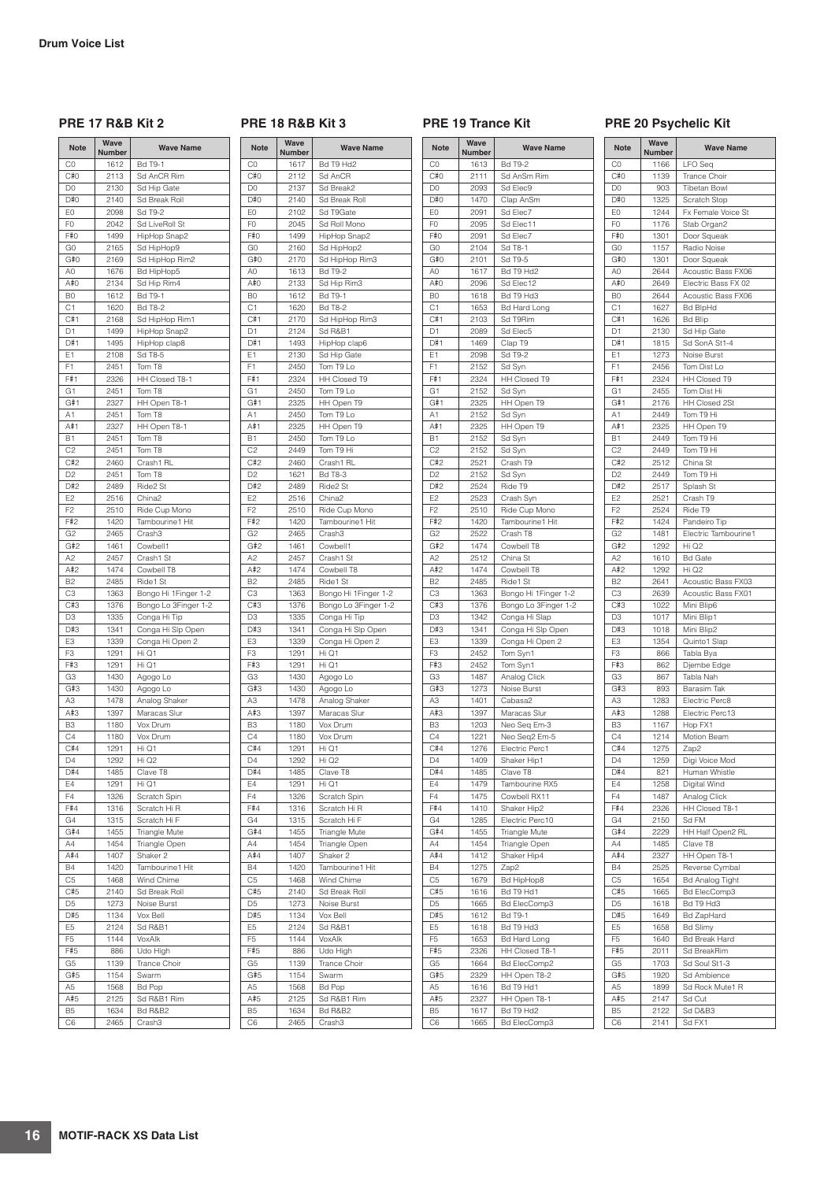**Drum Voice List**

## PRE 17 R&B Kit 2

| Note | Wave Number | Wave Name |
|---|---|---|
| C0 | 1612 | Bd T9-1 |
| C#0 | 2113 | Sd AnCR Rim |
| D0 | 2130 | Sd Hip Gate |
| D#0 | 2140 | Sd Break Roll |
| E0 | 2098 | Sd T9-2 |
| F0 | 2042 | Sd LiveRoll St |
| F#0 | 1499 | HipHop Snap2 |
| G0 | 2165 | Sd HipHop9 |
| G#0 | 2169 | Sd HipHop Rim2 |
| A0 | 1676 | Bd HipHop5 |
| A#0 | 2134 | Sd Hip Rim4 |
| B0 | 1612 | Bd T9-1 |
| C1 | 1620 | Bd T8-2 |
| C#1 | 2168 | Sd HipHop Rim1 |
| D1 | 1499 | HipHop Snap2 |
| D#1 | 1495 | HipHop clap8 |
| E1 | 2108 | Sd T8-5 |
| F1 | 2451 | Tom T8 |
| F#1 | 2326 | HH Closed T8-1 |
| G1 | 2451 | Tom T8 |
| G#1 | 2327 | HH Open T8-1 |
| A1 | 2451 | Tom T8 |
| A#1 | 2327 | HH Open T8-1 |
| B1 | 2451 | Tom T8 |
| C2 | 2451 | Tom T8 |
| C#2 | 2460 | Crash1 RL |
| D2 | 2451 | Tom T8 |
| D#2 | 2489 | Ride2 St |
| E2 | 2516 | China2 |
| F2 | 2510 | Ride Cup Mono |
| F#2 | 1420 | Tambourine1 Hit |
| G2 | 2465 | Crash3 |
| G#2 | 1461 | Cowbell1 |
| A2 | 2457 | Crash1 St |
| A#2 | 1474 | Cowbell T8 |
| B2 | 2485 | Ride1 St |
| C3 | 1363 | Bongo Hi 1Finger 1-2 |
| C#3 | 1376 | Bongo Lo 3Finger 1-2 |
| D3 | 1335 | Conga Hi Tip |
| D#3 | 1341 | Conga Hi Slp Open |
| E3 | 1339 | Conga Hi Open 2 |
| F3 | 1291 | Hi Q1 |
| F#3 | 1291 | Hi Q1 |
| G3 | 1430 | Agogo Lo |
| G#3 | 1430 | Agogo Lo |
| A3 | 1478 | Analog Shaker |
| A#3 | 1397 | Maracas Slur |
| B3 | 1180 | Vox Drum |
| C4 | 1180 | Vox Drum |
| C#4 | 1291 | Hi Q1 |
| D4 | 1292 | Hi Q2 |
| D#4 | 1485 | Clave T8 |
| E4 | 1291 | Hi Q1 |
| F4 | 1326 | Scratch Spin |
| F#4 | 1316 | Scratch Hi R |
| G4 | 1315 | Scratch Hi F |
| G#4 | 1455 | Triangle Mute |
| A4 | 1454 | Triangle Open |
| A#4 | 1407 | Shaker 2 |
| B4 | 1420 | Tambourine1 Hit |
| C5 | 1468 | Wind Chime |
| C#5 | 2140 | Sd Break Roll |
| D5 | 1273 | Noise Burst |
| D#5 | 1134 | Vox Bell |
| E5 | 2124 | Sd R&B1 |
| F5 | 1144 | VoxAlk |
| F#5 | 886 | Udo High |
| G5 | 1139 | Trance Choir |
| G#5 | 1154 | Swarm |
| A5 | 1568 | Bd Pop |
| A#5 | 2125 | Sd R&B1 Rim |
| B5 | 1634 | Bd R&B2 |
| C6 | 2465 | Crash3 |

## PRE 18 R&B Kit 3

| Note | Wave Number | Wave Name |
|---|---|---|
| C0 | 1617 | Bd T9 Hd2 |
| C#0 | 2112 | Sd AnCR |
| D0 | 2137 | Sd Break2 |
| D#0 | 2140 | Sd Break Roll |
| E0 | 2102 | Sd T9Gate |
| F0 | 2045 | Sd Roll Mono |
| F#0 | 1499 | HipHop Snap2 |
| G0 | 2160 | Sd HipHop2 |
| G#0 | 2170 | Sd HipHop Rim3 |
| A0 | 1613 | Bd T9-2 |
| A#0 | 2133 | Sd Hip Rim3 |
| B0 | 1612 | Bd T9-1 |
| C1 | 1620 | Bd T8-2 |
| C#1 | 2170 | Sd HipHop Rim3 |
| D1 | 2124 | Sd R&B1 |
| D#1 | 1493 | HipHop clap6 |
| E1 | 2130 | Sd Hip Gate |
| F1 | 2450 | Tom T9 Lo |
| F#1 | 2324 | HH Closed T9 |
| G1 | 2450 | Tom T9 Lo |
| G#1 | 2325 | HH Open T9 |
| A1 | 2450 | Tom T9 Lo |
| A#1 | 2325 | HH Open T9 |
| B1 | 2450 | Tom T9 Lo |
| C2 | 2449 | Tom T9 Hi |
| C#2 | 2460 | Crash1 RL |
| D2 | 1621 | Bd T8-3 |
| D#2 | 2489 | Ride2 St |
| E2 | 2516 | China2 |
| F2 | 2510 | Ride Cup Mono |
| F#2 | 1420 | Tambourine1 Hit |
| G2 | 2465 | Crash3 |
| G#2 | 1461 | Cowbell1 |
| A2 | 2457 | Crash1 St |
| A#2 | 1474 | Cowbell T8 |
| B2 | 2485 | Ride1 St |
| C3 | 1363 | Bongo Hi 1Finger 1-2 |
| C#3 | 1376 | Bongo Lo 3Finger 1-2 |
| D3 | 1335 | Conga Hi Tip |
| D#3 | 1341 | Conga Hi Slp Open |
| E3 | 1339 | Conga Hi Open 2 |
| F3 | 1291 | Hi Q1 |
| F#3 | 1291 | Hi Q1 |
| G3 | 1430 | Agogo Lo |
| G#3 | 1430 | Agogo Lo |
| A3 | 1478 | Analog Shaker |
| A#3 | 1397 | Maracas Slur |
| B3 | 1180 | Vox Drum |
| C4 | 1180 | Vox Drum |
| C#4 | 1291 | Hi Q1 |
| D4 | 1292 | Hi Q2 |
| D#4 | 1485 | Clave T8 |
| E4 | 1291 | Hi Q1 |
| F4 | 1326 | Scratch Spin |
| F#4 | 1316 | Scratch Hi R |
| G4 | 1315 | Scratch Hi F |
| G#4 | 1455 | Triangle Mute |
| A4 | 1454 | Triangle Open |
| A#4 | 1407 | Shaker 2 |
| B4 | 1420 | Tambourine1 Hit |
| C5 | 1468 | Wind Chime |
| C#5 | 2140 | Sd Break Roll |
| D5 | 1273 | Noise Burst |
| D#5 | 1134 | Vox Bell |
| E5 | 2124 | Sd R&B1 |
| F5 | 1144 | VoxAlk |
| F#5 | 886 | Udo High |
| G5 | 1139 | Trance Choir |
| G#5 | 1154 | Swarm |
| A5 | 1568 | Bd Pop |
| A#5 | 2125 | Sd R&B1 Rim |
| B5 | 1634 | Bd R&B2 |
| C6 | 2465 | Crash3 |

## PRE 19 Trance Kit

| Note | Wave Number | Wave Name |
|---|---|---|
| C0 | 1613 | Bd T9-2 |
| C#0 | 2111 | Sd AnSm Rim |
| D0 | 2093 | Sd Elec9 |
| D#0 | 1470 | Clap AnSm |
| E0 | 2091 | Sd Elec7 |
| F0 | 2095 | Sd Elec11 |
| F#0 | 2091 | Sd Elec7 |
| G0 | 2104 | Sd T8-1 |
| G#0 | 2101 | Sd T9-5 |
| A0 | 1617 | Bd T9 Hd2 |
| A#0 | 2096 | Sd Elec12 |
| B0 | 1618 | Bd T9 Hd3 |
| C1 | 1653 | Bd Hard Long |
| C#1 | 2103 | Sd T9Rim |
| D1 | 2089 | Sd Elec5 |
| D#1 | 1469 | Clap T9 |
| E1 | 2098 | Sd T9-2 |
| F1 | 2152 | Sd Syn |
| F#1 | 2324 | HH Closed T9 |
| G1 | 2152 | Sd Syn |
| G#1 | 2325 | HH Open T9 |
| A1 | 2152 | Sd Syn |
| A#1 | 2325 | HH Open T9 |
| B1 | 2152 | Sd Syn |
| C2 | 2152 | Sd Syn |
| C#2 | 2521 | Crash T9 |
| D2 | 2152 | Sd Syn |
| D#2 | 2524 | Ride T9 |
| E2 | 2523 | Crash Syn |
| F2 | 2510 | Ride Cup Mono |
| F#2 | 1420 | Tambourine1 Hit |
| G2 | 2522 | Crash T8 |
| G#2 | 1474 | Cowbell T8 |
| A2 | 2512 | China St |
| A#2 | 1474 | Cowbell T8 |
| B2 | 2485 | Ride1 St |
| C3 | 1363 | Bongo Hi 1Finger 1-2 |
| C#3 | 1376 | Bongo Lo 3Finger 1-2 |
| D3 | 1342 | Conga Hi Slap |
| D#3 | 1341 | Conga Hi Slp Open |
| E3 | 1339 | Conga Hi Open 2 |
| F3 | 2452 | Tom Syn1 |
| F#3 | 2452 | Tom Syn1 |
| G3 | 1487 | Analog Click |
| G#3 | 1273 | Noise Burst |
| A3 | 1401 | Cabasa2 |
| A#3 | 1397 | Maracas Slur |
| B3 | 1203 | Neo Seq Em-3 |
| C4 | 1221 | Neo Seq2 Em-5 |
| C#4 | 1276 | Electric Perc1 |
| D4 | 1409 | Shaker Hip1 |
| D#4 | 1485 | Clave T8 |
| E4 | 1479 | Tambourine RX5 |
| F4 | 1475 | Cowbell RX11 |
| F#4 | 1410 | Shaker Hip2 |
| G4 | 1285 | Electric Perc10 |
| G#4 | 1455 | Triangle Mute |
| A4 | 1454 | Triangle Open |
| A#4 | 1412 | Shaker Hip4 |
| B4 | 1275 | Zap2 |
| C5 | 1679 | Bd HipHop8 |
| C#5 | 1616 | Bd T9 Hd1 |
| D5 | 1665 | Bd ElecComp3 |
| D#5 | 1612 | Bd T9-1 |
| E5 | 1618 | Bd T9 Hd3 |
| F5 | 1653 | Bd Hard Long |
| F#5 | 2326 | HH Closed T8-1 |
| G5 | 1664 | Bd ElecComp2 |
| G#5 | 2329 | HH Open T8-2 |
| A5 | 1616 | Bd T9 Hd1 |
| A#5 | 2327 | HH Open T8-1 |
| B5 | 1617 | Bd T9 Hd2 |
| C6 | 1665 | Bd ElecComp3 |

## PRE 20 Psychelic Kit

| Note | Wave Number | Wave Name |
|---|---|---|
| C0 | 1166 | LFO Seq |
| C#0 | 1139 | Trance Choir |
| D0 | 903 | Tibetan Bowl |
| D#0 | 1325 | Scratch Stop |
| E0 | 1244 | Fx Female Voice St |
| F0 | 1176 | Stab Organ2 |
| F#0 | 1301 | Door Squeak |
| G0 | 1157 | Radio Noise |
| G#0 | 1301 | Door Squeak |
| A0 | 2644 | Acoustic Bass FX06 |
| A#0 | 2649 | Electric Bass FX 02 |
| B0 | 2644 | Acoustic Bass FX06 |
| C1 | 1627 | Bd BlpHd |
| C#1 | 1626 | Bd Blip |
| D1 | 2130 | Sd Hip Gate |
| D#1 | 1815 | Sd SonA St1-4 |
| E1 | 1273 | Noise Burst |
| F1 | 2456 | Tom Dist Lo |
| F#1 | 2324 | HH Closed T9 |
| G1 | 2455 | Tom Dist Hi |
| G#1 | 2176 | HH Closed 2St |
| A1 | 2449 | Tom T9 Hi |
| A#1 | 2325 | HH Open T9 |
| B1 | 2449 | Tom T9 Hi |
| C2 | 2449 | Tom T9 Hi |
| C#2 | 2512 | China St |
| D2 | 2449 | Tom T9 Hi |
| D#2 | 2517 | Splash St |
| E2 | 2521 | Crash T9 |
| F2 | 2524 | Ride T9 |
| F#2 | 1424 | Pandeiro Tip |
| G2 | 1481 | Electric Tambourine1 |
| G#2 | 1292 | Hi Q2 |
| A2 | 1610 | Bd Gate |
| A#2 | 1292 | Hi Q2 |
| B2 | 2641 | Acoustic Bass FX03 |
| C3 | 2639 | Acoustic Bass FX01 |
| C#3 | 1022 | Mini Blip6 |
| D3 | 1017 | Mini Blip1 |
| D#3 | 1018 | Mini Blip2 |
| E3 | 1354 | Quinto1 Slap |
| F3 | 866 | Tabla Bya |
| F#3 | 862 | Djembe Edge |
| G3 | 867 | Tabla Nah |
| G#3 | 893 | Barasim Tak |
| A3 | 1283 | Electric Perc8 |
| A#3 | 1288 | Electric Perc13 |
| B3 | 1167 | Hop FX1 |
| C4 | 1214 | Motion Beam |
| C#4 | 1275 | Zap2 |
| D4 | 1259 | Digi Voice Mod |
| D#4 | 821 | Human Whistle |
| E4 | 1258 | Digital Wind |
| F4 | 1487 | Analog Click |
| F#4 | 2326 | HH Closed T8-1 |
| G4 | 2150 | Sd FM |
| G#4 | 2229 | HH Half Open2 RL |
| A4 | 1485 | Clave T8 |
| A#4 | 2327 | HH Open T8-1 |
| B4 | 2525 | Reverse Cymbal |
| C5 | 1654 | Bd Analog Tight |
| C#5 | 1665 | Bd ElecComp3 |
| D5 | 1618 | Bd T9 Hd3 |
| D#5 | 1649 | Bd ZapHard |
| E5 | 1658 | Bd Slimy |
| F5 | 1640 | Bd Break Hard |
| F#5 | 2011 | Sd BreakRim |
| G5 | 1703 | Sd Soul St1-3 |
| G#5 | 1920 | Sd Ambience |
| A5 | 1899 | Sd Rock Mute1 R |
| A#5 | 2147 | Sd Cut |
| B5 | 2122 | Sd D&B3 |
| C6 | 2141 | Sd FX1 |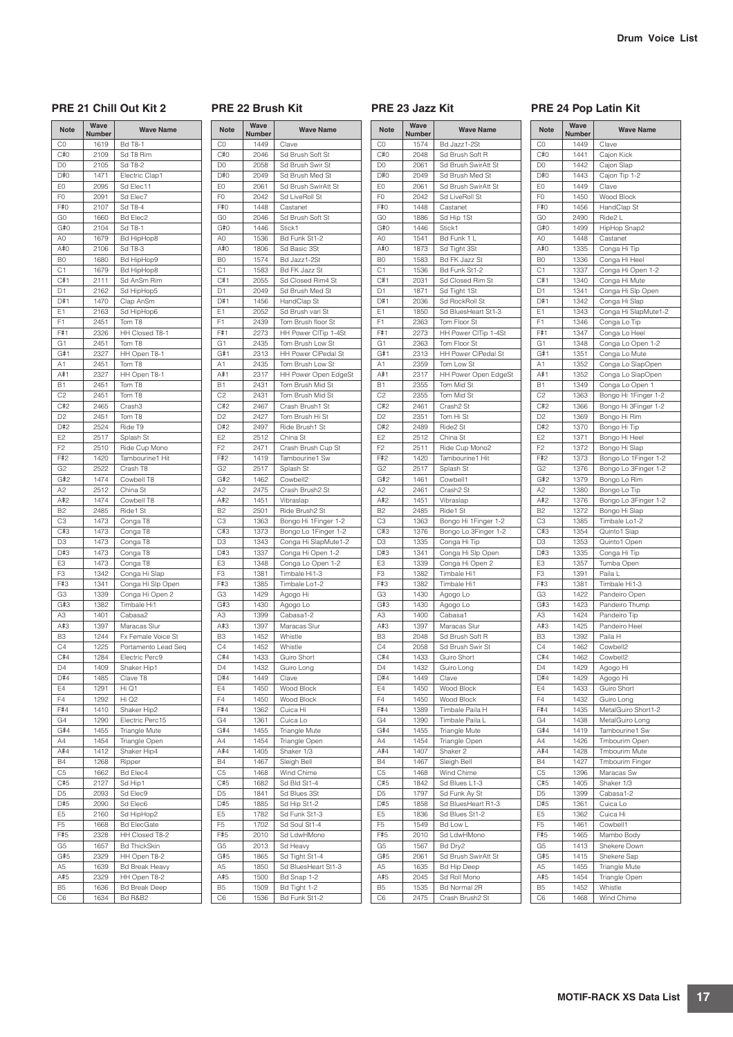## PRE 21 Chill Out Kit 2

| Note | Wave Number | Wave Name |
|---|---|---|
| C0 | 1619 | Bd T8-1 |
| C#0 | 2109 | Sd T8 Rim |
| D0 | 2105 | Sd T8-2 |
| D#0 | 1471 | Electric Clap1 |
| E0 | 2095 | Sd Elec11 |
| F0 | 2091 | Sd Elec7 |
| F#0 | 2107 | Sd T8-4 |
| G0 | 1660 | Bd Elec2 |
| G#0 | 2104 | Sd T8-1 |
| A0 | 1679 | Bd HipHop8 |
| A#0 | 2106 | Sd T8-3 |
| B0 | 1680 | Bd HipHop9 |
| C1 | 1679 | Bd HipHop8 |
| C#1 | 2111 | Sd AnSm Rim |
| D1 | 2162 | Sd HipHop5 |
| D#1 | 1470 | Clap AnSm |
| E1 | 2163 | Sd HipHop6 |
| F1 | 2451 | Tom T8 |
| F#1 | 2326 | HH Closed T8-1 |
| G1 | 2451 | Tom T8 |
| G#1 | 2327 | HH Open T8-1 |
| A1 | 2451 | Tom T8 |
| A#1 | 2327 | HH Open T8-1 |
| B1 | 2451 | Tom T8 |
| C2 | 2451 | Tom T8 |
| C#2 | 2465 | Crash3 |
| D2 | 2451 | Tom T8 |
| D#2 | 2524 | Ride T9 |
| E2 | 2517 | Splash St |
| F2 | 2510 | Ride Cup Mono |
| F#2 | 1420 | Tambourine1 Hit |
| G2 | 2522 | Crash T8 |
| G#2 | 1474 | Cowbell T8 |
| A2 | 2512 | China St |
| A#2 | 1474 | Cowbell T8 |
| B2 | 2485 | Ride1 St |
| C3 | 1473 | Conga T8 |
| C#3 | 1473 | Conga T8 |
| D3 | 1473 | Conga T8 |
| D#3 | 1473 | Conga T8 |
| E3 | 1473 | Conga T8 |
| F3 | 1342 | Conga Hi Slap |
| F#3 | 1341 | Conga Hi Slp Open |
| G3 | 1339 | Conga Hi Open 2 |
| G#3 | 1382 | Timbale Hi1 |
| A3 | 1401 | Cabasa2 |
| A#3 | 1397 | Maracas Slur |
| B3 | 1244 | Fx Female Voice St |
| C4 | 1225 | Portamento Lead Seq |
| C#4 | 1284 | Electric Perc9 |
| D4 | 1409 | Shaker Hip1 |
| D#4 | 1485 | Clave T8 |
| E4 | 1291 | Hi Q1 |
| F4 | 1292 | Hi Q2 |
| F#4 | 1410 | Shaker Hip2 |
| G4 | 1290 | Electric Perc15 |
| G#4 | 1455 | Triangle Mute |
| A4 | 1454 | Triangle Open |
| A#4 | 1412 | Shaker Hip4 |
| B4 | 1268 | Ripper |
| C5 | 1662 | Bd Elec4 |
| C#5 | 2127 | Sd Hip1 |
| D5 | 2093 | Sd Elec9 |
| D#5 | 2090 | Sd Elec6 |
| E5 | 2160 | Sd HipHop2 |
| F5 | 1668 | Bd ElecGate |
| F#5 | 2328 | HH Closed T8-2 |
| G5 | 1657 | Bd ThickSkin |
| G#5 | 2329 | HH Open T8-2 |
| A5 | 1639 | Bd Break Heavy |
| A#5 | 2329 | HH Open T8-2 |
| B5 | 1636 | Bd Break Deep |
| C6 | 1634 | Bd R&B2 |

## PRE 22 Brush Kit

| Note | Wave Number | Wave Name |
|---|---|---|
| C0 | 1449 | Clave |
| C#0 | 2046 | Sd Brush Soft St |
| D0 | 2058 | Sd Brush Swir St |
| D#0 | 2049 | Sd Brush Med St |
| E0 | 2061 | Sd Brush SwirAtt St |
| F0 | 2042 | Sd LiveRoll St |
| F#0 | 1448 | Castanet |
| G0 | 2046 | Sd Brush Soft St |
| G#0 | 1446 | Stick1 |
| A0 | 1536 | Bd Funk St1-2 |
| A#0 | 1806 | Sd Basic 3St |
| B0 | 1574 | Bd Jazz1-2St |
| C1 | 1583 | Bd FK Jazz St |
| C#1 | 2055 | Sd Closed Rim4 St |
| D1 | 2049 | Sd Brush Med St |
| D#1 | 1456 | HandClap St |
| E1 | 2052 | Sd Brush vari St |
| F1 | 2439 | Tom Brush floor St |
| F#1 | 2273 | HH Power ClTip 1-4St |
| G1 | 2435 | Tom Brush Low St |
| G#1 | 2313 | HH Power ClPedal St |
| A1 | 2435 | Tom Brush Low St |
| A#1 | 2317 | HH Power Open EdgeSt |
| B1 | 2431 | Tom Brush Mid St |
| C2 | 2431 | Tom Brush Mid St |
| C#2 | 2467 | Crash Brush1 St |
| D2 | 2427 | Tom Brush Hi St |
| D#2 | 2497 | Ride Brush1 St |
| E2 | 2512 | China St |
| F2 | 2471 | Crash Brush Cup St |
| F#2 | 1419 | Tambourine1 Sw |
| G2 | 2517 | Splash St |
| G#2 | 1462 | Cowbell2 |
| A2 | 2475 | Crash Brush2 St |
| A#2 | 1451 | Vibraslap |
| B2 | 2501 | Ride Brush2 St |
| C3 | 1363 | Bongo Hi 1Finger 1-2 |
| C#3 | 1373 | Bongo Lo 1Finger 1-2 |
| D3 | 1343 | Conga Hi SlapMute1-2 |
| D#3 | 1337 | Conga Hi Open 1-2 |
| E3 | 1348 | Conga Lo Open 1-2 |
| F3 | 1381 | Timbale Hi1-3 |
| F#3 | 1385 | Timbale Lo1-2 |
| G3 | 1429 | Agogo Hi |
| G#3 | 1430 | Agogo Lo |
| A3 | 1399 | Cabasa1-2 |
| A#3 | 1397 | Maracas Slur |
| B3 | 1452 | Whistle |
| C4 | 1452 | Whistle |
| C#4 | 1433 | Guiro Short |
| D4 | 1432 | Guiro Long |
| D#4 | 1449 | Clave |
| E4 | 1450 | Wood Block |
| F4 | 1450 | Wood Block |
| F#4 | 1362 | Cuica Hi |
| G4 | 1361 | Cuica Lo |
| G#4 | 1455 | Triangle Mute |
| A4 | 1454 | Triangle Open |
| A#4 | 1405 | Shaker 1/3 |
| B4 | 1467 | Sleigh Bell |
| C5 | 1468 | Wind Chime |
| C#5 | 1682 | Sd Bld St1-4 |
| D5 | 1841 | Sd Blues 3St |
| D#5 | 1885 | Sd Hip St1-2 |
| E5 | 1782 | Sd Funk St1-3 |
| F5 | 1702 | Sd Soul St1-4 |
| F#5 | 2010 | Sd LdwHMono |
| G5 | 2013 | Sd Heavy |
| G#5 | 1865 | Sd Tight St1-4 |
| A5 | 1850 | Sd BluesHeart St1-3 |
| A#5 | 1500 | Bd Snap 1-2 |
| B5 | 1509 | Bd Tight 1-2 |
| C6 | 1536 | Bd Funk St1-2 |

## PRE 23 Jazz Kit

| Note | Wave Number | Wave Name |
|---|---|---|
| C0 | 1574 | Bd Jazz1-2St |
| C#0 | 2048 | Sd Brush Soft R |
| D0 | 2061 | Sd Brush SwirAtt St |
| D#0 | 2049 | Sd Brush Med St |
| E0 | 2061 | Sd Brush SwirAtt St |
| F0 | 2042 | Sd LiveRoll St |
| F#0 | 1448 | Castanet |
| G0 | 1886 | Sd Hip 1St |
| G#0 | 1446 | Stick1 |
| A0 | 1541 | Bd Funk 1 L |
| A#0 | 1873 | Sd Tight 3St |
| B0 | 1583 | Bd FK Jazz St |
| C1 | 1536 | Bd Funk St1-2 |
| C#1 | 2031 | Sd Closed Rim St |
| D1 | 1871 | Sd Tight 1St |
| D#1 | 2036 | Sd RockRoll St |
| E1 | 1850 | Sd BluesHeart St1-3 |
| F1 | 2363 | Tom Floor St |
| F#1 | 2273 | HH Power ClTip 1-4St |
| G1 | 2363 | Tom Floor St |
| G#1 | 2313 | HH Power ClPedal St |
| A1 | 2359 | Tom Low St |
| A#1 | 2317 | HH Power Open EdgeSt |
| B1 | 2355 | Tom Mid St |
| C2 | 2355 | Tom Mid St |
| C#2 | 2461 | Crash2 St |
| D2 | 2351 | Tom Hi St |
| D#2 | 2489 | Ride2 St |
| E2 | 2512 | China St |
| F2 | 2511 | Ride Cup Mono2 |
| F#2 | 1420 | Tambourine1 Hit |
| G2 | 2517 | Splash St |
| G#2 | 1461 | Cowbell1 |
| A2 | 2461 | Crash2 St |
| A#2 | 1451 | Vibraslap |
| B2 | 2485 | Ride1 St |
| C3 | 1363 | Bongo Hi 1Finger 1-2 |
| C#3 | 1376 | Bongo Lo 3Finger 1-2 |
| D3 | 1335 | Conga Hi Tip |
| D#3 | 1341 | Conga Hi Slp Open |
| E3 | 1339 | Conga Hi Open 2 |
| F3 | 1382 | Timbale Hi1 |
| F#3 | 1382 | Timbale Hi1 |
| G3 | 1430 | Agogo Lo |
| G#3 | 1430 | Agogo Lo |
| A3 | 1400 | Cabasa1 |
| A#3 | 1397 | Maracas Slur |
| B3 | 2048 | Sd Brush Soft R |
| C4 | 2058 | Sd Brush Swir St |
| C#4 | 1433 | Guiro Short |
| D4 | 1432 | Guiro Long |
| D#4 | 1449 | Clave |
| E4 | 1450 | Wood Block |
| F4 | 1450 | Wood Block |
| F#4 | 1389 | Timbale Paila H |
| G4 | 1390 | Timbale Paila L |
| G#4 | 1455 | Triangle Mute |
| A4 | 1454 | Triangle Open |
| A#4 | 1407 | Shaker 2 |
| B4 | 1467 | Sleigh Bell |
| C5 | 1468 | Wind Chime |
| C#5 | 1842 | Sd Blues L1-3 |
| D5 | 1797 | Sd Funk Ay St |
| D#5 | 1858 | Sd BluesHeart R1-3 |
| E5 | 1836 | Sd Blues St1-2 |
| F5 | 1549 | Bd Low L |
| F#5 | 2010 | Sd LdwHMono |
| G5 | 1567 | Bd Dry2 |
| G#5 | 2061 | Sd Brush SwirAtt St |
| A5 | 1635 | Bd Hip Deep |
| A#5 | 2045 | Sd Roll Mono |
| B5 | 1535 | Bd Normal 2R |
| C6 | 2475 | Crash Brush2 St |

## PRE 24 Pop Latin Kit

| Note | Wave Number | Wave Name |
|---|---|---|
| C0 | 1449 | Clave |
| C#0 | 1441 | Cajon Kick |
| D0 | 1442 | Cajon Slap |
| D#0 | 1443 | Cajon Tip 1-2 |
| E0 | 1449 | Clave |
| F0 | 1450 | Wood Block |
| F#0 | 1456 | HandClap St |
| G0 | 2490 | Ride2 L |
| G#0 | 1499 | HipHop Snap2 |
| A0 | 1448 | Castanet |
| A#0 | 1335 | Conga Hi Tip |
| B0 | 1336 | Conga Hi Heel |
| C1 | 1337 | Conga Hi Open 1-2 |
| C#1 | 1340 | Conga Hi Mute |
| D1 | 1341 | Conga Hi Slp Open |
| D#1 | 1342 | Conga Hi Slap |
| E1 | 1343 | Conga Hi SlapMute1-2 |
| F1 | 1346 | Conga Lo Tip |
| F#1 | 1347 | Conga Lo Heel |
| G1 | 1348 | Conga Lo Open 1-2 |
| G#1 | 1351 | Conga Lo Mute |
| A1 | 1352 | Conga Lo SlapOpen |
| A#1 | 1352 | Conga Lo SlapOpen |
| B1 | 1349 | Conga Lo Open 1 |
| C2 | 1363 | Bongo Hi 1Finger 1-2 |
| C#2 | 1366 | Bongo Hi 3Finger 1-2 |
| D2 | 1369 | Bongo Hi Rim |
| D#2 | 1370 | Bongo Hi Tip |
| E2 | 1371 | Bongo Hi Heel |
| F2 | 1372 | Bongo Hi Slap |
| F#2 | 1373 | Bongo Lo 1Finger 1-2 |
| G2 | 1376 | Bongo Lo 3Finger 1-2 |
| G#2 | 1379 | Bongo Lo Rim |
| A2 | 1380 | Bongo Lo Tip |
| A#2 | 1376 | Bongo Lo 3Finger 1-2 |
| B2 | 1372 | Bongo Hi Slap |
| C3 | 1385 | Timbale Lo1-2 |
| C#3 | 1354 | Quinto1 Slap |
| D3 | 1353 | Quinto1 Open |
| D#3 | 1335 | Conga Hi Tip |
| E3 | 1357 | Tumba Open |
| F3 | 1391 | Paila L |
| F#3 | 1381 | Timbale Hi1-3 |
| G3 | 1422 | Pandeiro Open |
| G#3 | 1423 | Pandeiro Thump |
| A3 | 1424 | Pandeiro Tip |
| A#3 | 1425 | Pandeiro Heel |
| B3 | 1392 | Paila H |
| C4 | 1462 | Cowbell2 |
| C#4 | 1462 | Cowbell2 |
| D4 | 1429 | Agogo Hi |
| D#4 | 1429 | Agogo Hi |
| E4 | 1433 | Guiro Short |
| F4 | 1432 | Guiro Long |
| F#4 | 1435 | MetalGuiro Short1-2 |
| G4 | 1438 | MetalGuiro Long |
| G#4 | 1419 | Tambourine1 Sw |
| A4 | 1426 | Tmbourim Open |
| A#4 | 1428 | Tmbourim Mute |
| B4 | 1427 | Tmbourim Finger |
| C5 | 1396 | Maracas Sw |
| C#5 | 1405 | Shaker 1/3 |
| D5 | 1399 | Cabasa1-2 |
| D#5 | 1361 | Cuica Lo |
| E5 | 1362 | Cuica Hi |
| F5 | 1461 | Cowbell1 |
| F#5 | 1465 | Mambo Body |
| G5 | 1413 | Shekere Down |
| G#5 | 1415 | Shekere Sap |
| A5 | 1455 | Triangle Mute |
| A#5 | 1454 | Triangle Open |
| B5 | 1452 | Whistle |
| C6 | 1468 | Wind Chime |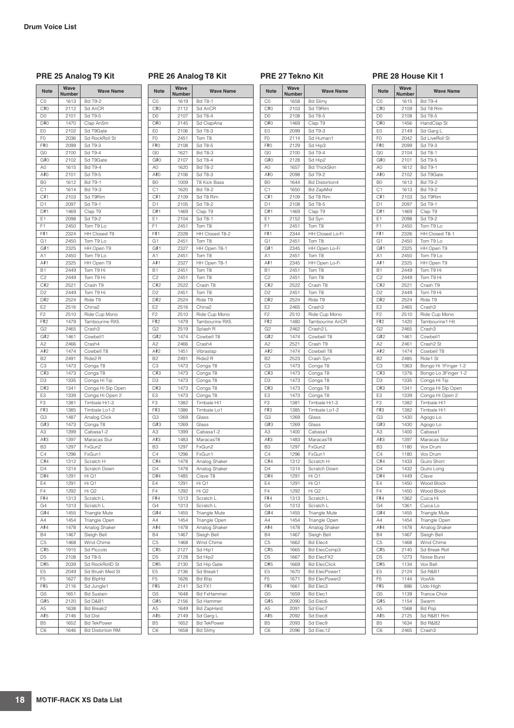**Drum Voice List**

### PRE 25 Analog T9 Kit

| Note | Wave Number | Wave Name |
|---|---|---|
| C0 | 1613 | Bd T9-2 |
| C#0 | 2112 | Sd AnCR |
| D0 | 2101 | Sd T9-5 |
| D#0 | 1470 | Clap AnSm |
| E0 | 2102 | Sd T9Gate |
| F0 | 2036 | Sd RockRoll St |
| F#0 | 2099 | Sd T9-3 |
| G0 | 2100 | Sd T9-4 |
| G#0 | 2102 | Sd T9Gate |
| A0 | 1615 | Bd T9-4 |
| A#0 | 2101 | Sd T9-5 |
| B0 | 1612 | Bd T9-1 |
| C1 | 1614 | Bd T9-3 |
| C#1 | 2103 | Sd T9Rim |
| D1 | 2097 | Sd T9-1 |
| D#1 | 1469 | Clap T9 |
| E1 | 2098 | Sd T9-2 |
| F1 | 2450 | Tom T9 Lo |
| F#1 | 2324 | HH Closed T9 |
| G1 | 2450 | Tom T9 Lo |
| G#1 | 2325 | HH Open T9 |
| A1 | 2450 | Tom T9 Lo |
| A#1 | 2325 | HH Open T9 |
| B1 | 2449 | Tom T9 Hi |
| C2 | 2449 | Tom T9 Hi |
| C#2 | 2521 | Crash T9 |
| D2 | 2449 | Tom T9 Hi |
| D#2 | 2524 | Ride T9 |
| E2 | 2516 | China2 |
| F2 | 2510 | Ride Cup Mono |
| F#2 | 1479 | Tambourine RX5 |
| G2 | 2465 | Crash3 |
| G#2 | 1461 | Cowbell1 |
| A2 | 2466 | Crash4 |
| A#2 | 1474 | Cowbell T8 |
| B2 | 2491 | Ride2 R |
| C3 | 1473 | Conga T8 |
| C#3 | 1473 | Conga T8 |
| D3 | 1335 | Conga Hi Tip |
| D#3 | 1341 | Conga Hi Slp Open |
| E3 | 1339 | Conga Hi Open 2 |
| F3 | 1381 | Timbale Hi1-3 |
| F#3 | 1385 | Timbale Lo1-2 |
| G3 | 1487 | Analog Click |
| G#3 | 1473 | Conga T8 |
| A3 | 1399 | Cabasa1-2 |
| A#3 | 1397 | Maracas Slur |
| B3 | 1297 | FxGun2 |
| C4 | 1296 | FxGun1 |
| C#4 | 1312 | Scratch H |
| D4 | 1314 | Scratch Down |
| D#4 | 1291 | Hi Q1 |
| E4 | 1291 | Hi Q1 |
| F4 | 1292 | Hi Q2 |
| F#4 | 1313 | Scratch L |
| G4 | 1313 | Scratch L |
| G#4 | 1455 | Triangle Mute |
| A4 | 1454 | Triangle Open |
| A#4 | 1478 | Analog Shaker |
| B4 | 1467 | Sleigh Bell |
| C5 | 1468 | Wind Chime |
| C#5 | 1915 | Sd Piccolo |
| D5 | 2108 | Sd T8-5 |
| D#5 | 2039 | Sd RockRollD St |
| E5 | 2049 | Sd Brush Med St |
| F5 | 1627 | Bd BlpHd |
| F#5 | 2116 | Sd Jungle1 |
| G5 | 1651 | Bd Sustain |
| G#5 | 2120 | Sd D&B1 |
| A5 | 1638 | Bd Break2 |
| A#5 | 2146 | Sd Dist |
| B5 | 1652 | Bd TekPower |
| C6 | 1646 | Bd Distortion RM |

### PRE 26 Analog T8 Kit

| Note | Wave Number | Wave Name |
|---|---|---|
| C0 | 1619 | Bd T8-1 |
| C#0 | 2112 | Sd AnCR |
| D0 | 2107 | Sd T8-4 |
| D#0 | 2145 | Sd ClapAna |
| E0 | 2106 | Sd T8-3 |
| F0 | 2451 | Tom T8 |
| F#0 | 2108 | Sd T8-5 |
| G0 | 1621 | Bd T8-3 |
| G#0 | 2107 | Sd T8-4 |
| A0 | 1620 | Bd T8-2 |
| A#0 | 2106 | Sd T8-3 |
| B0 | 1009 | T8 Kick Bass |
| C1 | 1620 | Bd T8-2 |
| C#1 | 2109 | Sd T8 Rim |
| D1 | 2105 | Sd T8-2 |
| D#1 | 1469 | Clap T9 |
| E1 | 2104 | Sd T8-1 |
| F1 | 2451 | Tom T8 |
| F#1 | 2328 | HH Closed T8-2 |
| G1 | 2451 | Tom T8 |
| G#1 | 2327 | HH Open T8-1 |
| A1 | 2451 | Tom T8 |
| A#1 | 2327 | HH Open T8-1 |
| B1 | 2451 | Tom T8 |
| C2 | 2451 | Tom T8 |
| C#2 | 2522 | Crash T8 |
| D2 | 2451 | Tom T8 |
| D#2 | 2524 | Ride T9 |
| E2 | 2516 | China2 |
| F2 | 2510 | Ride Cup Mono |
| F#2 | 1479 | Tambourine RX5 |
| G2 | 2519 | Splash R |
| G#2 | 1474 | Cowbell T8 |
| A2 | 2466 | Crash4 |
| A#2 | 1451 | Vibraslap |
| B2 | 2491 | Ride2 R |
| C3 | 1473 | Conga T8 |
| C#3 | 1473 | Conga T8 |
| D3 | 1473 | Conga T8 |
| D#3 | 1473 | Conga T8 |
| E3 | 1473 | Conga T8 |
| F3 | 1382 | Timbale Hi1 |
| F#3 | 1386 | Timbale Lo1 |
| G3 | 1269 | Glass |
| G#3 | 1269 | Glass |
| A3 | 1399 | Cabasa1-2 |
| A#3 | 1483 | MaracasT8 |
| B3 | 1297 | FxGun2 |
| C4 | 1296 | FxGun1 |
| C#4 | 1478 | Analog Shaker |
| D4 | 1478 | Analog Shaker |
| D#4 | 1485 | Clave T8 |
| E4 | 1291 | Hi Q1 |
| F4 | 1292 | Hi Q2 |
| F#4 | 1313 | Scratch L |
| G4 | 1313 | Scratch L |
| G#4 | 1455 | Triangle Mute |
| A4 | 1454 | Triangle Open |
| A#4 | 1478 | Analog Shaker |
| B4 | 1467 | Sleigh Bell |
| C5 | 1468 | Wind Chime |
| C#5 | 2127 | Sd Hip1 |
| D5 | 2128 | Sd Hip2 |
| D#5 | 2130 | Sd Hip Gate |
| E5 | 2136 | Sd Break1 |
| F5 | 1626 | Bd Blip |
| F#5 | 2141 | Sd FX1 |
| G5 | 1648 | Bd FxHammer |
| G#5 | 2156 | Sd Hammer |
| A5 | 1649 | Bd ZapHard |
| A#5 | 2149 | Sd Garg L |
| B5 | 1652 | Bd TekPower |
| C6 | 1658 | Bd Slimy |

### PRE 27 Tekno Kit

| Note | Wave Number | Wave Name |
|---|---|---|
| C0 | 1658 | Bd Slimy |
| C#0 | 2103 | Sd T9Rim |
| D0 | 2108 | Sd T8-5 |
| D#0 | 1469 | Clap T9 |
| E0 | 2099 | Sd T9-3 |
| F0 | 2114 | Sd Human1 |
| F#0 | 2129 | Sd Hip3 |
| G0 | 2100 | Sd T9-4 |
| G#0 | 2128 | Sd Hip2 |
| A0 | 1657 | Bd ThickSkin |
| A#0 | 2098 | Sd T9-2 |
| B0 | 1644 | Bd Distortion4 |
| C1 | 1650 | Bd ZapMid |
| C#1 | 2109 | Sd T8 Rim |
| D1 | 2108 | Sd T8-5 |
| D#1 | 1469 | Clap T9 |
| E1 | 2152 | Sd Syn |
| F1 | 2451 | Tom T8 |
| F#1 | 2344 | HH Closed Lo-Fi |
| G1 | 2451 | Tom T8 |
| G#1 | 2345 | HH Open Lo-Fi |
| A1 | 2451 | Tom T8 |
| A#1 | 2345 | HH Open Lo-Fi |
| B1 | 2451 | Tom T8 |
| C2 | 2451 | Tom T8 |
| C#2 | 2522 | Crash T8 |
| D2 | 2451 | Tom T8 |
| D#2 | 2524 | Ride T9 |
| E2 | 2465 | Crash3 |
| F2 | 2510 | Ride Cup Mono |
| F#2 | 1480 | Tambourine AnCR |
| G2 | 2462 | Crash2 L |
| G#2 | 1474 | Cowbell T8 |
| A2 | 2521 | Crash T9 |
| A#2 | 1474 | Cowbell T8 |
| B2 | 2523 | Crash Syn |
| C3 | 1473 | Conga T8 |
| C#3 | 1473 | Conga T8 |
| D3 | 1473 | Conga T8 |
| D#3 | 1473 | Conga T8 |
| E3 | 1473 | Conga T8 |
| F3 | 1381 | Timbale Hi1-3 |
| F#3 | 1385 | Timbale Lo1-2 |
| G3 | 1269 | Glass |
| G#3 | 1269 | Glass |
| A3 | 1400 | Cabasa1 |
| A#3 | 1483 | MaracasT8 |
| B3 | 1297 | FxGun2 |
| C4 | 1296 | FxGun1 |
| C#4 | 1312 | Scratch H |
| D4 | 1314 | Scratch Down |
| D#4 | 1291 | Hi Q1 |
| E4 | 1291 | Hi Q1 |
| F4 | 1292 | Hi Q2 |
| F#4 | 1313 | Scratch L |
| G4 | 1313 | Scratch L |
| G#4 | 1455 | Triangle Mute |
| A4 | 1454 | Triangle Open |
| A#4 | 1478 | Analog Shaker |
| B4 | 1467 | Sleigh Bell |
| C5 | 1662 | Bd Elec4 |
| C#5 | 1665 | Bd ElecComp3 |
| D5 | 1667 | Bd ElecFX2 |
| D#5 | 1669 | Bd ElecClick |
| E5 | 1670 | Bd ElecPower1 |
| F5 | 1671 | Bd ElecPower2 |
| F#5 | 1661 | Bd Elec3 |
| G5 | 1659 | Bd Elec1 |
| G#5 | 2090 | Sd Elec6 |
| A5 | 2091 | Sd Elec7 |
| A#5 | 2092 | Sd Elec8 |
| B5 | 2093 | Sd Elec9 |
| C6 | 2096 | Sd Elec12 |

### PRE 28 House Kit 1

| Note | Wave Number | Wave Name |
|---|---|---|
| C0 | 1615 | Bd T9-4 |
| C#0 | 2109 | Sd T8 Rim |
| D0 | 2108 | Sd T8-5 |
| D#0 | 1456 | HandClap St |
| E0 | 2149 | Sd Garg L |
| F0 | 2042 | Sd LiveRoll St |
| F#0 | 2099 | Sd T9-3 |
| G0 | 2104 | Sd T8-1 |
| G#0 | 2101 | Sd T9-5 |
| A0 | 1612 | Bd T9-1 |
| A#0 | 2102 | Sd T9Gate |
| B0 | 1613 | Bd T9-2 |
| C1 | 1613 | Bd T9-2 |
| C#1 | 2103 | Sd T9Rim |
| D1 | 2097 | Sd T9-1 |
| D#1 | 1469 | Clap T9 |
| E1 | 2098 | Sd T9-2 |
| F1 | 2450 | Tom T9 Lo |
| F#1 | 2326 | HH Closed T8-1 |
| G1 | 2450 | Tom T9 Lo |
| G#1 | 2325 | HH Open T9 |
| A1 | 2450 | Tom T9 Lo |
| A#1 | 2325 | HH Open T9 |
| B1 | 2449 | Tom T9 Hi |
| C2 | 2449 | Tom T9 Hi |
| C#2 | 2521 | Crash T9 |
| D2 | 2449 | Tom T9 Hi |
| D#2 | 2524 | Ride T9 |
| E2 | 2465 | Crash3 |
| F2 | 2510 | Ride Cup Mono |
| F#2 | 1420 | Tambourine1 Hit |
| G2 | 2465 | Crash3 |
| G#2 | 1461 | Cowbell1 |
| A2 | 2461 | Crash2 St |
| A#2 | 1474 | Cowbell T8 |
| B2 | 2485 | Ride1 St |
| C3 | 1363 | Bongo Hi 1Finger 1-2 |
| C#3 | 1376 | Bongo Lo 3Finger 1-2 |
| D3 | 1335 | Conga Hi Tip |
| D#3 | 1341 | Conga Hi Slp Open |
| E3 | 1339 | Conga Hi Open 2 |
| F3 | 1382 | Timbale Hi1 |
| F#3 | 1382 | Timbale Hi1 |
| G3 | 1430 | Agogo Lo |
| G#3 | 1430 | Agogo Lo |
| A3 | 1400 | Cabasa1 |
| A#3 | 1397 | Maracas Slur |
| B3 | 1180 | Vox Drum |
| C4 | 1180 | Vox Drum |
| C#4 | 1433 | Guiro Short |
| D4 | 1432 | Guiro Long |
| D#4 | 1449 | Clave |
| E4 | 1450 | Wood Block |
| F4 | 1450 | Wood Block |
| F#4 | 1362 | Cuica Hi |
| G4 | 1361 | Cuica Lo |
| G#4 | 1455 | Triangle Mute |
| A4 | 1454 | Triangle Open |
| A#4 | 1478 | Analog Shaker |
| B4 | 1467 | Sleigh Bell |
| C5 | 1468 | Wind Chime |
| C#5 | 2140 | Sd Break Roll |
| D5 | 1273 | Noise Burst |
| D#5 | 1134 | Vox Bell |
| E5 | 2124 | Sd R&B1 |
| F5 | 1144 | VoxAlk |
| F#5 | 886 | Udo High |
| G5 | 1139 | Trance Choir |
| G#5 | 1154 | Swarm |
| A5 | 1568 | Bd Pop |
| A#5 | 2125 | Sd R&B1 Rim |
| B5 | 1634 | Bd R&B2 |
| C6 | 2465 | Crash3 |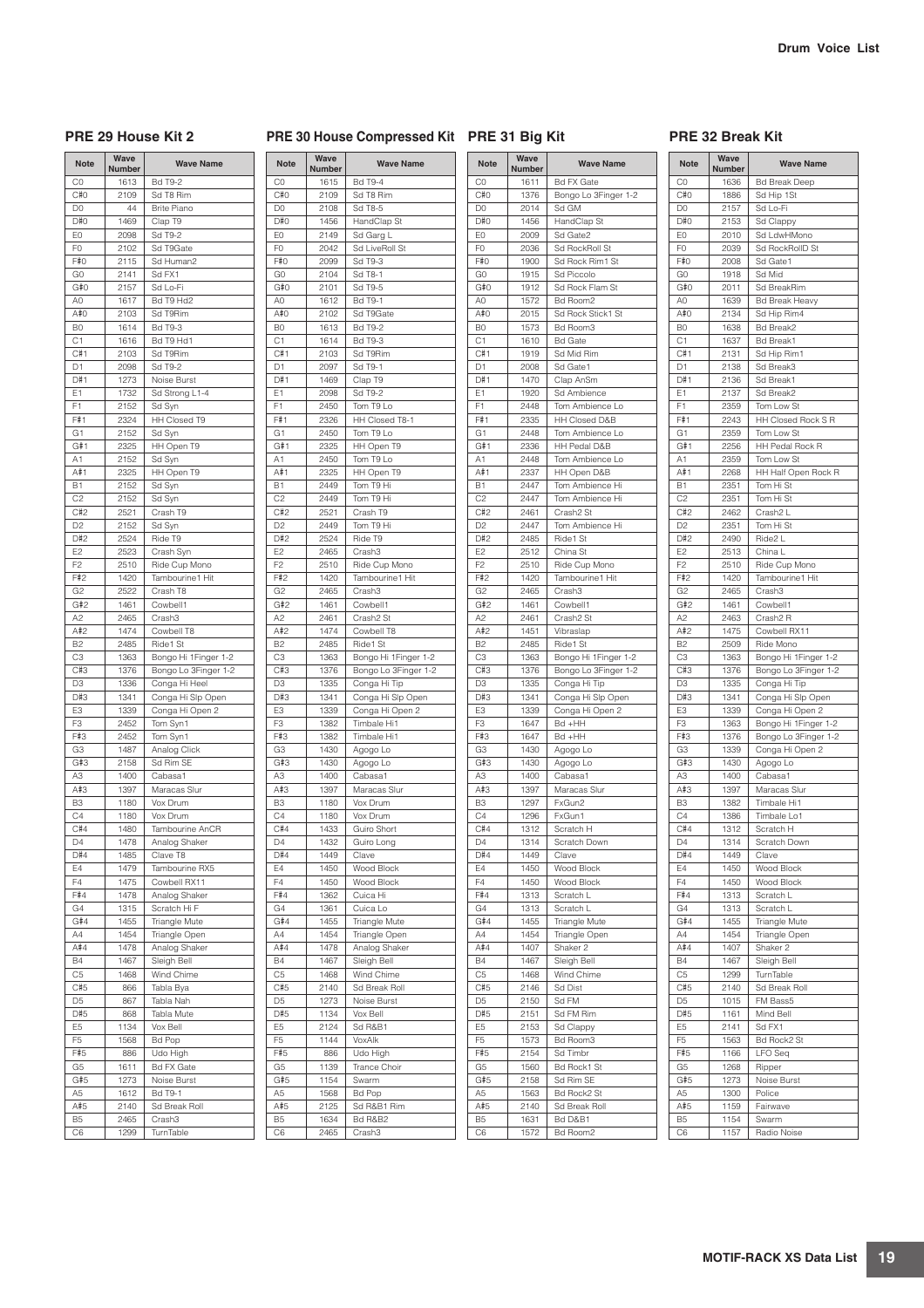## PRE 29 House Kit 2

| Note | Wave Number | Wave Name |
|---|---|---|
| C0 | 1613 | Bd T9-2 |
| C#0 | 2109 | Sd T8 Rim |
| D0 | 44 | Brite Piano |
| D#0 | 1469 | Clap T9 |
| E0 | 2098 | Sd T9-2 |
| F0 | 2102 | Sd T9Gate |
| F#0 | 2115 | Sd Human2 |
| G0 | 2141 | Sd FX1 |
| G#0 | 2157 | Sd Lo-Fi |
| A0 | 1617 | Bd T9 Hd2 |
| A#0 | 2103 | Sd T9Rim |
| B0 | 1614 | Bd T9-3 |
| C1 | 1616 | Bd T9 Hd1 |
| C#1 | 2103 | Sd T9Rim |
| D1 | 2098 | Sd T9-2 |
| D#1 | 1273 | Noise Burst |
| E1 | 1732 | Sd Strong L1-4 |
| F1 | 2152 | Sd Syn |
| F#1 | 2324 | HH Closed T9 |
| G1 | 2152 | Sd Syn |
| G#1 | 2325 | HH Open T9 |
| A1 | 2152 | Sd Syn |
| A#1 | 2325 | HH Open T9 |
| B1 | 2152 | Sd Syn |
| C2 | 2152 | Sd Syn |
| C#2 | 2521 | Crash T9 |
| D2 | 2152 | Sd Syn |
| D#2 | 2524 | Ride T9 |
| E2 | 2523 | Crash Syn |
| F2 | 2510 | Ride Cup Mono |
| F#2 | 1420 | Tambourine1 Hit |
| G2 | 2522 | Crash T8 |
| G#2 | 1461 | Cowbell1 |
| A2 | 2465 | Crash3 |
| A#2 | 1474 | Cowbell T8 |
| B2 | 2485 | Ride1 St |
| C3 | 1363 | Bongo Hi 1Finger 1-2 |
| C#3 | 1376 | Bongo Lo 3Finger 1-2 |
| D3 | 1336 | Conga Hi Heel |
| D#3 | 1341 | Conga Hi Slp Open |
| E3 | 1339 | Conga Hi Open 2 |
| F3 | 2452 | Tom Syn1 |
| F#3 | 2452 | Tom Syn1 |
| G3 | 1487 | Analog Click |
| G#3 | 2158 | Sd Rim SE |
| A3 | 1400 | Cabasa1 |
| A#3 | 1397 | Maracas Slur |
| B3 | 1180 | Vox Drum |
| C4 | 1180 | Vox Drum |
| C#4 | 1480 | Tambourine AnCR |
| D4 | 1478 | Analog Shaker |
| D#4 | 1485 | Clave T8 |
| E4 | 1479 | Tambourine RX5 |
| F4 | 1475 | Cowbell RX11 |
| F#4 | 1478 | Analog Shaker |
| G4 | 1315 | Scratch Hi F |
| G#4 | 1455 | Triangle Mute |
| A4 | 1454 | Triangle Open |
| A#4 | 1478 | Analog Shaker |
| B4 | 1467 | Sleigh Bell |
| C5 | 1468 | Wind Chime |
| C#5 | 866 | Tabla Bya |
| D5 | 867 | Tabla Nah |
| D#5 | 868 | Tabla Mute |
| E5 | 1134 | Vox Bell |
| F5 | 1568 | Bd Pop |
| F#5 | 886 | Udo High |
| G5 | 1611 | Bd FX Gate |
| G#5 | 1273 | Noise Burst |
| A5 | 1612 | Bd T9-1 |
| A#5 | 2140 | Sd Break Roll |
| B5 | 2465 | Crash3 |
| C6 | 1299 | TurnTable |

## PRE 30 House Compressed Kit

| Note | Wave Number | Wave Name |
|---|---|---|
| C0 | 1615 | Bd T9-4 |
| C#0 | 2109 | Sd T8 Rim |
| D0 | 2108 | Sd T8-5 |
| D#0 | 1456 | HandClap St |
| E0 | 2149 | Sd Garg L |
| F0 | 2042 | Sd LiveRoll St |
| F#0 | 2099 | Sd T9-3 |
| G0 | 2104 | Sd T8-1 |
| G#0 | 2101 | Sd T9-5 |
| A0 | 1612 | Bd T9-1 |
| A#0 | 2102 | Sd T9Gate |
| B0 | 1613 | Bd T9-2 |
| C1 | 1614 | Bd T9-3 |
| C#1 | 2103 | Sd T9Rim |
| D1 | 2097 | Sd T9-1 |
| D#1 | 1469 | Clap T9 |
| E1 | 2098 | Sd T9-2 |
| F1 | 2450 | Tom T9 Lo |
| F#1 | 2326 | HH Closed T8-1 |
| G1 | 2450 | Tom T9 Lo |
| G#1 | 2325 | HH Open T9 |
| A1 | 2450 | Tom T9 Lo |
| A#1 | 2325 | HH Open T9 |
| B1 | 2449 | Tom T9 Hi |
| C2 | 2449 | Tom T9 Hi |
| C#2 | 2521 | Crash T9 |
| D2 | 2449 | Tom T9 Hi |
| D#2 | 2524 | Ride T9 |
| E2 | 2465 | Crash3 |
| F2 | 2510 | Ride Cup Mono |
| F#2 | 1420 | Tambourine1 Hit |
| G2 | 2465 | Crash3 |
| G#2 | 1461 | Cowbell1 |
| A2 | 2461 | Crash2 St |
| A#2 | 1474 | Cowbell T8 |
| B2 | 2485 | Ride1 St |
| C3 | 1363 | Bongo Hi 1Finger 1-2 |
| C#3 | 1376 | Bongo Lo 3Finger 1-2 |
| D3 | 1335 | Conga Hi Tip |
| D#3 | 1341 | Conga Hi Slp Open |
| E3 | 1339 | Conga Hi Open 2 |
| F3 | 1382 | Timbale Hi1 |
| F#3 | 1382 | Timbale Hi1 |
| G3 | 1430 | Agogo Lo |
| G#3 | 1430 | Agogo Lo |
| A3 | 1400 | Cabasa1 |
| A#3 | 1397 | Maracas Slur |
| B3 | 1180 | Vox Drum |
| C4 | 1180 | Vox Drum |
| C#4 | 1433 | Guiro Short |
| D4 | 1432 | Guiro Long |
| D#4 | 1449 | Clave |
| E4 | 1450 | Wood Block |
| F4 | 1450 | Wood Block |
| F#4 | 1362 | Cuica Hi |
| G4 | 1361 | Cuica Lo |
| G#4 | 1455 | Triangle Mute |
| A4 | 1454 | Triangle Open |
| A#4 | 1478 | Analog Shaker |
| B4 | 1467 | Sleigh Bell |
| C5 | 1468 | Wind Chime |
| C#5 | 2140 | Sd Break Roll |
| D5 | 1273 | Noise Burst |
| D#5 | 1134 | Vox Bell |
| E5 | 2124 | Sd R&B1 |
| F5 | 1144 | VoxAlk |
| F#5 | 886 | Udo High |
| G5 | 1139 | Trance Choir |
| G#5 | 1154 | Swarm |
| A5 | 1568 | Bd Pop |
| A#5 | 2125 | Sd R&B1 Rim |
| B5 | 1634 | Bd R&B2 |
| C6 | 2465 | Crash3 |

## PRE 31 Big Kit

| Note | Wave Number | Wave Name |
|---|---|---|
| C0 | 1611 | Bd FX Gate |
| C#0 | 1376 | Bongo Lo 3Finger 1-2 |
| D0 | 2014 | Sd GM |
| D#0 | 1456 | HandClap St |
| E0 | 2009 | Sd Gate2 |
| F0 | 2036 | Sd RockRoll St |
| F#0 | 1900 | Sd Rock Rim1 St |
| G0 | 1915 | Sd Piccolo |
| G#0 | 1912 | Sd Rock Flam St |
| A0 | 1572 | Bd Room2 |
| A#0 | 2015 | Sd Rock Stick1 St |
| B0 | 1573 | Bd Room3 |
| C1 | 1610 | Bd Gate |
| C#1 | 1919 | Sd Mid Rim |
| D1 | 2008 | Sd Gate1 |
| D#1 | 1470 | Clap AnSm |
| E1 | 1920 | Sd Ambience |
| F1 | 2448 | Tom Ambience Lo |
| F#1 | 2335 | HH Closed D&B |
| G1 | 2448 | Tom Ambience Lo |
| G#1 | 2336 | HH Pedal D&B |
| A1 | 2448 | Tom Ambience Lo |
| A#1 | 2337 | HH Open D&B |
| B1 | 2447 | Tom Ambience Hi |
| C2 | 2447 | Tom Ambience Hi |
| C#2 | 2461 | Crash2 St |
| D2 | 2447 | Tom Ambience Hi |
| D#2 | 2485 | Ride1 St |
| E2 | 2512 | China St |
| F2 | 2510 | Ride Cup Mono |
| F#2 | 1420 | Tambourine1 Hit |
| G2 | 2465 | Crash3 |
| G#2 | 1461 | Cowbell1 |
| A2 | 2461 | Crash2 St |
| A#2 | 1451 | Vibraslap |
| B2 | 2485 | Ride1 St |
| C3 | 1363 | Bongo Hi 1Finger 1-2 |
| C#3 | 1376 | Bongo Lo 3Finger 1-2 |
| D3 | 1335 | Conga Hi Tip |
| D#3 | 1341 | Conga Hi Slp Open |
| E3 | 1339 | Conga Hi Open 2 |
| F3 | 1647 | Bd +HH |
| F#3 | 1647 | Bd +HH |
| G3 | 1430 | Agogo Lo |
| G#3 | 1430 | Agogo Lo |
| A3 | 1400 | Cabasa1 |
| A#3 | 1397 | Maracas Slur |
| B3 | 1297 | FxGun2 |
| C4 | 1296 | FxGun1 |
| C#4 | 1312 | Scratch H |
| D4 | 1314 | Scratch Down |
| D#4 | 1449 | Clave |
| E4 | 1450 | Wood Block |
| F4 | 1450 | Wood Block |
| F#4 | 1313 | Scratch L |
| G4 | 1313 | Scratch L |
| G#4 | 1455 | Triangle Mute |
| A4 | 1454 | Triangle Open |
| A#4 | 1407 | Shaker 2 |
| B4 | 1467 | Sleigh Bell |
| C5 | 1468 | Wind Chime |
| C#5 | 2146 | Sd Dist |
| D5 | 2150 | Sd FM |
| D#5 | 2151 | Sd FM Rim |
| E5 | 2153 | Sd Clappy |
| F5 | 1573 | Bd Room3 |
| F#5 | 2154 | Sd Timbr |
| G5 | 1560 | Bd Rock1 St |
| G#5 | 2158 | Sd Rim SE |
| A5 | 1563 | Bd Rock2 St |
| A#5 | 2140 | Sd Break Roll |
| B5 | 1631 | Bd D&B1 |
| C6 | 1572 | Bd Room2 |

## PRE 32 Break Kit

| Note | Wave Number | Wave Name |
|---|---|---|
| C0 | 1636 | Bd Break Deep |
| C#0 | 1886 | Sd Hip 1St |
| D0 | 2157 | Sd Lo-Fi |
| D#0 | 2153 | Sd Clappy |
| E0 | 2010 | Sd LdwHMono |
| F0 | 2039 | Sd RockRollD St |
| F#0 | 2008 | Sd Gate1 |
| G0 | 1918 | Sd Mid |
| G#0 | 2011 | Sd BreakRim |
| A0 | 1639 | Bd Break Heavy |
| A#0 | 2134 | Sd Hip Rim4 |
| B0 | 1638 | Bd Break2 |
| C1 | 1637 | Bd Break1 |
| C#1 | 2131 | Sd Hip Rim1 |
| D1 | 2138 | Sd Break3 |
| D#1 | 2136 | Sd Break1 |
| E1 | 2137 | Sd Break2 |
| F1 | 2359 | Tom Low St |
| F#1 | 2243 | HH Closed Rock S R |
| G1 | 2359 | Tom Low St |
| G#1 | 2256 | HH Pedal Rock R |
| A1 | 2359 | Tom Low St |
| A#1 | 2268 | HH Half Open Rock R |
| B1 | 2351 | Tom Hi St |
| C2 | 2351 | Tom Hi St |
| C#2 | 2462 | Crash2 L |
| D2 | 2351 | Tom Hi St |
| D#2 | 2490 | Ride2 L |
| E2 | 2513 | China L |
| F2 | 2510 | Ride Cup Mono |
| F#2 | 1420 | Tambourine1 Hit |
| G2 | 2465 | Crash3 |
| G#2 | 1461 | Cowbell1 |
| A2 | 2463 | Crash2 R |
| A#2 | 1475 | Cowbell RX11 |
| B2 | 2509 | Ride Mono |
| C3 | 1363 | Bongo Hi 1Finger 1-2 |
| C#3 | 1376 | Bongo Lo 3Finger 1-2 |
| D3 | 1335 | Conga Hi Tip |
| D#3 | 1341 | Conga Hi Slp Open |
| E3 | 1339 | Conga Hi Open 2 |
| F3 | 1363 | Bongo Hi 1Finger 1-2 |
| F#3 | 1376 | Bongo Lo 3Finger 1-2 |
| G3 | 1339 | Conga Hi Open 2 |
| G#3 | 1430 | Agogo Lo |
| A3 | 1400 | Cabasa1 |
| A#3 | 1397 | Maracas Slur |
| B3 | 1382 | Timbale Hi1 |
| C4 | 1386 | Timbale Lo1 |
| C#4 | 1312 | Scratch H |
| D4 | 1314 | Scratch Down |
| D#4 | 1449 | Clave |
| E4 | 1450 | Wood Block |
| F4 | 1450 | Wood Block |
| F#4 | 1313 | Scratch L |
| G4 | 1313 | Scratch L |
| G#4 | 1455 | Triangle Mute |
| A4 | 1454 | Triangle Open |
| A#4 | 1407 | Shaker 2 |
| B4 | 1467 | Sleigh Bell |
| C5 | 1299 | TurnTable |
| C#5 | 2140 | Sd Break Roll |
| D5 | 1015 | FM Bass5 |
| D#5 | 1161 | Mind Bell |
| E5 | 2141 | Sd FX1 |
| F5 | 1563 | Bd Rock2 St |
| F#5 | 1166 | LFO Seq |
| G5 | 1268 | Ripper |
| G#5 | 1273 | Noise Burst |
| A5 | 1300 | Police |
| A#5 | 1159 | Fairwave |
| B5 | 1154 | Swarm |
| C6 | 1157 | Radio Noise |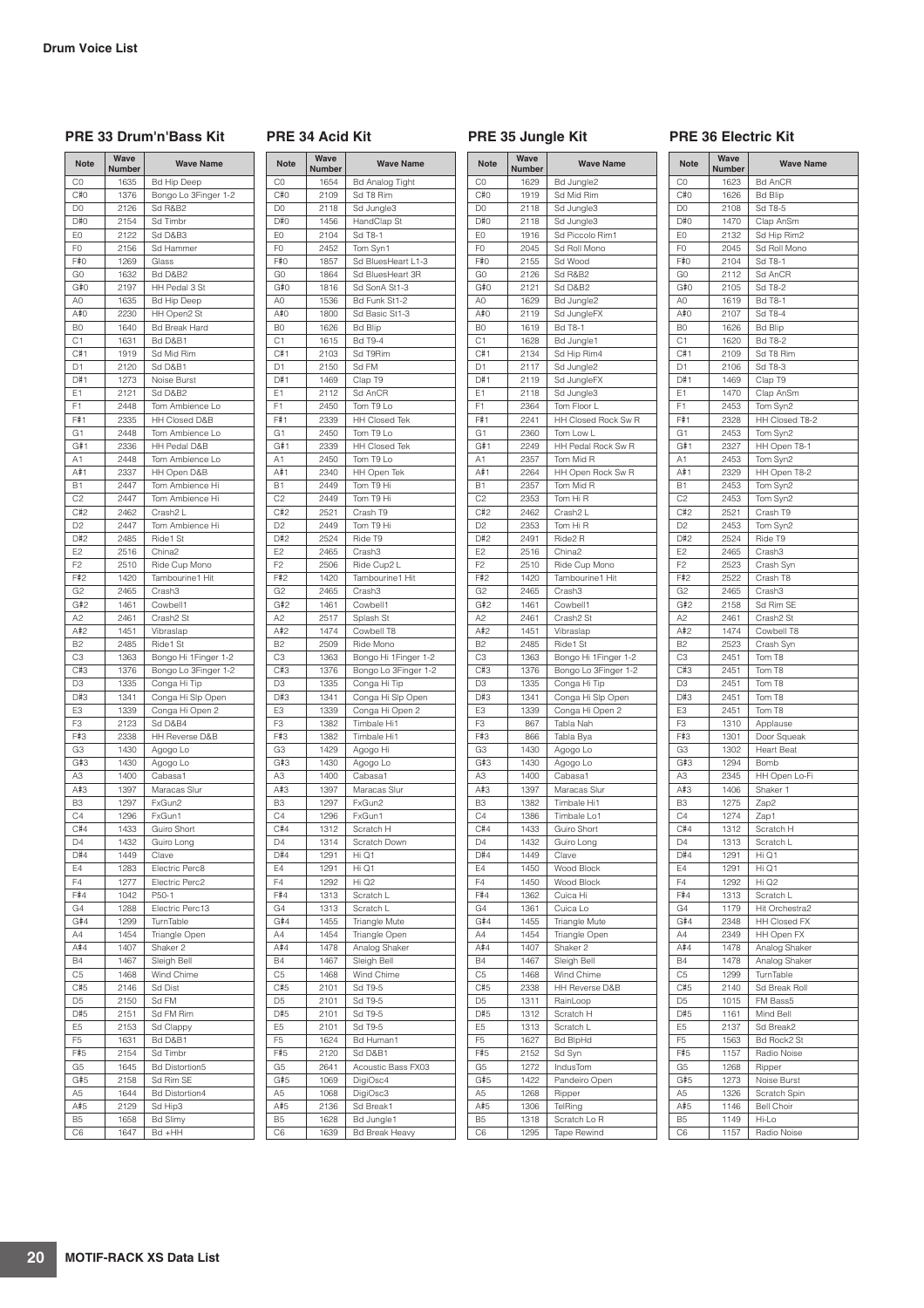**Drum Voice List**

### PRE 33 Drum'n'Bass Kit

| Note | Wave Number | Wave Name |
|---|---|---|
| C0 | 1635 | Bd Hip Deep |
| C#0 | 1376 | Bongo Lo 3Finger 1-2 |
| D0 | 2126 | Sd R&B2 |
| D#0 | 2154 | Sd Timbr |
| E0 | 2122 | Sd D&B3 |
| F0 | 2156 | Sd Hammer |
| F#0 | 1269 | Glass |
| G0 | 1632 | Bd D&B2 |
| G#0 | 2197 | HH Pedal 3 St |
| A0 | 1635 | Bd Hip Deep |
| A#0 | 2230 | HH Open2 St |
| B0 | 1640 | Bd Break Hard |
| C1 | 1631 | Bd D&B1 |
| C#1 | 1919 | Sd Mid Rim |
| D1 | 2120 | Sd D&B1 |
| D#1 | 1273 | Noise Burst |
| E1 | 2121 | Sd D&B2 |
| F1 | 2448 | Tom Ambience Lo |
| F#1 | 2335 | HH Closed D&B |
| G1 | 2448 | Tom Ambience Lo |
| G#1 | 2336 | HH Pedal D&B |
| A1 | 2448 | Tom Ambience Lo |
| A#1 | 2337 | HH Open D&B |
| B1 | 2447 | Tom Ambience Hi |
| C2 | 2447 | Tom Ambience Hi |
| C#2 | 2462 | Crash2 L |
| D2 | 2447 | Tom Ambience Hi |
| D#2 | 2485 | Ride1 St |
| E2 | 2516 | China2 |
| F2 | 2510 | Ride Cup Mono |
| F#2 | 1420 | Tambourine1 Hit |
| G2 | 2465 | Crash3 |
| G#2 | 1461 | Cowbell1 |
| A2 | 2461 | Crash2 St |
| A#2 | 1451 | Vibraslap |
| B2 | 2485 | Ride1 St |
| C3 | 1363 | Bongo Hi 1Finger 1-2 |
| C#3 | 1376 | Bongo Lo 3Finger 1-2 |
| D3 | 1335 | Conga Hi Tip |
| D#3 | 1341 | Conga Hi Slp Open |
| E3 | 1339 | Conga Hi Open 2 |
| F3 | 2123 | Sd D&B4 |
| F#3 | 2338 | HH Reverse D&B |
| G3 | 1430 | Agogo Lo |
| G#3 | 1430 | Agogo Lo |
| A3 | 1400 | Cabasa1 |
| A#3 | 1397 | Maracas Slur |
| B3 | 1297 | FxGun2 |
| C4 | 1296 | FxGun1 |
| C#4 | 1433 | Guiro Short |
| D4 | 1432 | Guiro Long |
| D#4 | 1449 | Clave |
| E4 | 1283 | Electric Perc8 |
| F4 | 1277 | Electric Perc2 |
| F#4 | 1042 | P50-1 |
| G4 | 1288 | Electric Perc13 |
| G#4 | 1299 | TurnTable |
| A4 | 1454 | Triangle Open |
| A#4 | 1407 | Shaker 2 |
| B4 | 1467 | Sleigh Bell |
| C5 | 1468 | Wind Chime |
| C#5 | 2146 | Sd Dist |
| D5 | 2150 | Sd FM |
| D#5 | 2151 | Sd FM Rim |
| E5 | 2153 | Sd Clappy |
| F5 | 1631 | Bd D&B1 |
| F#5 | 2154 | Sd Timbr |
| G5 | 1645 | Bd Distortion5 |
| G#5 | 2158 | Sd Rim SE |
| A5 | 1644 | Bd Distortion4 |
| A#5 | 2129 | Sd Hip3 |
| B5 | 1658 | Bd Slimy |
| C6 | 1647 | Bd +HH |

### PRE 34 Acid Kit

| Note | Wave Number | Wave Name |
|---|---|---|
| C0 | 1654 | Bd Analog Tight |
| C#0 | 2109 | Sd T8 Rim |
| D0 | 2118 | Sd Jungle3 |
| D#0 | 1456 | HandClap St |
| E0 | 2104 | Sd T8-1 |
| F0 | 2452 | Tom Syn1 |
| F#0 | 1857 | Sd BluesHeart L1-3 |
| G0 | 1864 | Sd BluesHeart 3R |
| G#0 | 1816 | Sd SonA St1-3 |
| A0 | 1536 | Bd Funk St1-2 |
| A#0 | 1800 | Sd Basic St1-3 |
| B0 | 1626 | Bd Blip |
| C1 | 1615 | Bd T9-4 |
| C#1 | 2103 | Sd T9Rim |
| D1 | 2150 | Sd FM |
| D#1 | 1469 | Clap T9 |
| E1 | 2112 | Sd AnCR |
| F1 | 2450 | Tom T9 Lo |
| F#1 | 2339 | HH Closed Tek |
| G1 | 2450 | Tom T9 Lo |
| G#1 | 2339 | HH Closed Tek |
| A1 | 2450 | Tom T9 Lo |
| A#1 | 2340 | HH Open Tek |
| B1 | 2449 | Tom T9 Hi |
| C2 | 2449 | Tom T9 Hi |
| C#2 | 2521 | Crash T9 |
| D2 | 2449 | Tom T9 Hi |
| D#2 | 2524 | Ride T9 |
| E2 | 2465 | Crash3 |
| F2 | 2506 | Ride Cup2 L |
| F#2 | 1420 | Tambourine1 Hit |
| G2 | 2465 | Crash3 |
| G#2 | 1461 | Cowbell1 |
| A2 | 2517 | Splash St |
| A#2 | 1474 | Cowbell T8 |
| B2 | 2509 | Ride Mono |
| C3 | 1363 | Bongo Hi 1Finger 1-2 |
| C#3 | 1376 | Bongo Lo 3Finger 1-2 |
| D3 | 1335 | Conga Hi Tip |
| D#3 | 1341 | Conga Hi Slp Open |
| E3 | 1339 | Conga Hi Open 2 |
| F3 | 1382 | Timbale Hi1 |
| F#3 | 1382 | Timbale Hi1 |
| G3 | 1429 | Agogo Hi |
| G#3 | 1430 | Agogo Lo |
| A3 | 1400 | Cabasa1 |
| A#3 | 1397 | Maracas Slur |
| B3 | 1297 | FxGun2 |
| C4 | 1296 | FxGun1 |
| C#4 | 1312 | Scratch H |
| D4 | 1314 | Scratch Down |
| D#4 | 1291 | Hi Q1 |
| E4 | 1291 | Hi Q1 |
| F4 | 1292 | Hi Q2 |
| F#4 | 1313 | Scratch L |
| G4 | 1313 | Scratch L |
| G#4 | 1455 | Triangle Mute |
| A4 | 1454 | Triangle Open |
| A#4 | 1478 | Analog Shaker |
| B4 | 1467 | Sleigh Bell |
| C5 | 1468 | Wind Chime |
| C#5 | 2101 | Sd T9-5 |
| D5 | 2101 | Sd T9-5 |
| D#5 | 2101 | Sd T9-5 |
| E5 | 2101 | Sd T9-5 |
| F5 | 1624 | Bd Human1 |
| F#5 | 2120 | Sd D&B1 |
| G5 | 2641 | Acoustic Bass FX03 |
| G#5 | 1069 | DigiOsc4 |
| A5 | 1068 | DigiOsc3 |
| A#5 | 2136 | Sd Break1 |
| B5 | 1628 | Bd Jungle1 |
| C6 | 1639 | Bd Break Heavy |

### PRE 35 Jungle Kit

| Note | Wave Number | Wave Name |
|---|---|---|
| C0 | 1629 | Bd Jungle2 |
| C#0 | 1919 | Sd Mid Rim |
| D0 | 2118 | Sd Jungle3 |
| D#0 | 2118 | Sd Jungle3 |
| E0 | 1916 | Sd Piccolo Rim1 |
| F0 | 2045 | Sd Roll Mono |
| F#0 | 2155 | Sd Wood |
| G0 | 2126 | Sd R&B2 |
| G#0 | 2121 | Sd D&B2 |
| A0 | 1629 | Bd Jungle2 |
| A#0 | 2119 | Sd JungleFX |
| B0 | 1619 | Bd T8-1 |
| C1 | 1628 | Bd Jungle1 |
| C#1 | 2134 | Sd Hip Rim4 |
| D1 | 2117 | Sd Jungle2 |
| D#1 | 2119 | Sd JungleFX |
| E1 | 2118 | Sd Jungle3 |
| F1 | 2364 | Tom Floor L |
| F#1 | 2241 | HH Closed Rock Sw R |
| G1 | 2360 | Tom Low L |
| G#1 | 2249 | HH Pedal Rock Sw R |
| A1 | 2357 | Tom Mid R |
| A#1 | 2264 | HH Open Rock Sw R |
| B1 | 2357 | Tom Mid R |
| C2 | 2353 | Tom Hi R |
| C#2 | 2462 | Crash2 L |
| D2 | 2353 | Tom Hi R |
| D#2 | 2491 | Ride2 R |
| E2 | 2516 | China2 |
| F2 | 2510 | Ride Cup Mono |
| F#2 | 1420 | Tambourine1 Hit |
| G2 | 2465 | Crash3 |
| G#2 | 1461 | Cowbell1 |
| A2 | 2461 | Crash2 St |
| A#2 | 1451 | Vibraslap |
| B2 | 2485 | Ride1 St |
| C3 | 1363 | Bongo Hi 1Finger 1-2 |
| C#3 | 1376 | Bongo Lo 3Finger 1-2 |
| D3 | 1335 | Conga Hi Tip |
| D#3 | 1341 | Conga Hi Slp Open |
| E3 | 1339 | Conga Hi Open 2 |
| F3 | 867 | Tabla Nah |
| F#3 | 866 | Tabla Bya |
| G3 | 1430 | Agogo Lo |
| G#3 | 1430 | Agogo Lo |
| A3 | 1400 | Cabasa1 |
| A#3 | 1397 | Maracas Slur |
| B3 | 1382 | Timbale Hi1 |
| C4 | 1386 | Timbale Lo1 |
| C#4 | 1433 | Guiro Short |
| D4 | 1432 | Guiro Long |
| D#4 | 1449 | Clave |
| E4 | 1450 | Wood Block |
| F4 | 1450 | Wood Block |
| F#4 | 1362 | Cuica Hi |
| G4 | 1361 | Cuica Lo |
| G#4 | 1455 | Triangle Mute |
| A4 | 1454 | Triangle Open |
| A#4 | 1407 | Shaker 2 |
| B4 | 1467 | Sleigh Bell |
| C5 | 1468 | Wind Chime |
| C#5 | 2338 | HH Reverse D&B |
| D5 | 1311 | RainLoop |
| D#5 | 1312 | Scratch H |
| E5 | 1313 | Scratch L |
| F5 | 1627 | Bd BlpHd |
| F#5 | 2152 | Sd Syn |
| G5 | 1272 | IndusTom |
| G#5 | 1422 | Pandeiro Open |
| A5 | 1268 | Ripper |
| A#5 | 1306 | TelRing |
| B5 | 1318 | Scratch Lo R |
| C6 | 1295 | Tape Rewind |

### PRE 36 Electric Kit

| Note | Wave Number | Wave Name |
|---|---|---|
| C0 | 1623 | Bd AnCR |
| C#0 | 1626 | Bd Blip |
| D0 | 2108 | Sd T8-5 |
| D#0 | 1470 | Clap AnSm |
| E0 | 2132 | Sd Hip Rim2 |
| F0 | 2045 | Sd Roll Mono |
| F#0 | 2104 | Sd T8-1 |
| G0 | 2112 | Sd AnCR |
| G#0 | 2105 | Sd T8-2 |
| A0 | 1619 | Bd T8-1 |
| A#0 | 2107 | Sd T8-4 |
| B0 | 1626 | Bd Blip |
| C1 | 1620 | Bd T8-2 |
| C#1 | 2109 | Sd T8 Rim |
| D1 | 2106 | Sd T8-3 |
| D#1 | 1469 | Clap T9 |
| E1 | 1470 | Clap AnSm |
| F1 | 2453 | Tom Syn2 |
| F#1 | 2328 | HH Closed T8-2 |
| G1 | 2453 | Tom Syn2 |
| G#1 | 2327 | HH Open T8-1 |
| A1 | 2453 | Tom Syn2 |
| A#1 | 2329 | HH Open T8-2 |
| B1 | 2453 | Tom Syn2 |
| C2 | 2453 | Tom Syn2 |
| C#2 | 2521 | Crash T9 |
| D2 | 2453 | Tom Syn2 |
| D#2 | 2524 | Ride T9 |
| E2 | 2465 | Crash3 |
| F2 | 2523 | Crash Syn |
| F#2 | 2522 | Crash T8 |
| G2 | 2465 | Crash3 |
| G#2 | 2158 | Sd Rim SE |
| A2 | 2461 | Crash2 St |
| A#2 | 1474 | Cowbell T8 |
| B2 | 2523 | Crash Syn |
| C3 | 2451 | Tom T8 |
| C#3 | 2451 | Tom T8 |
| D3 | 2451 | Tom T8 |
| D#3 | 2451 | Tom T8 |
| E3 | 2451 | Tom T8 |
| F3 | 1310 | Applause |
| F#3 | 1301 | Door Squeak |
| G3 | 1302 | Heart Beat |
| G#3 | 1294 | Bomb |
| A3 | 2345 | HH Open Lo-Fi |
| A#3 | 1406 | Shaker 1 |
| B3 | 1275 | Zap2 |
| C4 | 1274 | Zap1 |
| C#4 | 1312 | Scratch H |
| D4 | 1313 | Scratch L |
| D#4 | 1291 | Hi Q1 |
| E4 | 1291 | Hi Q1 |
| F4 | 1292 | Hi Q2 |
| F#4 | 1313 | Scratch L |
| G4 | 1179 | Hit Orchestra2 |
| G#4 | 2348 | HH Closed FX |
| A4 | 2349 | HH Open FX |
| A#4 | 1478 | Analog Shaker |
| B4 | 1478 | Analog Shaker |
| C5 | 1299 | TurnTable |
| C#5 | 2140 | Sd Break Roll |
| D5 | 1015 | FM Bass5 |
| D#5 | 1161 | Mind Bell |
| E5 | 2137 | Sd Break2 |
| F5 | 1563 | Bd Rock2 St |
| F#5 | 1157 | Radio Noise |
| G5 | 1268 | Ripper |
| G#5 | 1273 | Noise Burst |
| A5 | 1326 | Scratch Spin |
| A#5 | 1146 | Bell Choir |
| B5 | 1149 | Hi-Lo |
| C6 | 1157 | Radio Noise |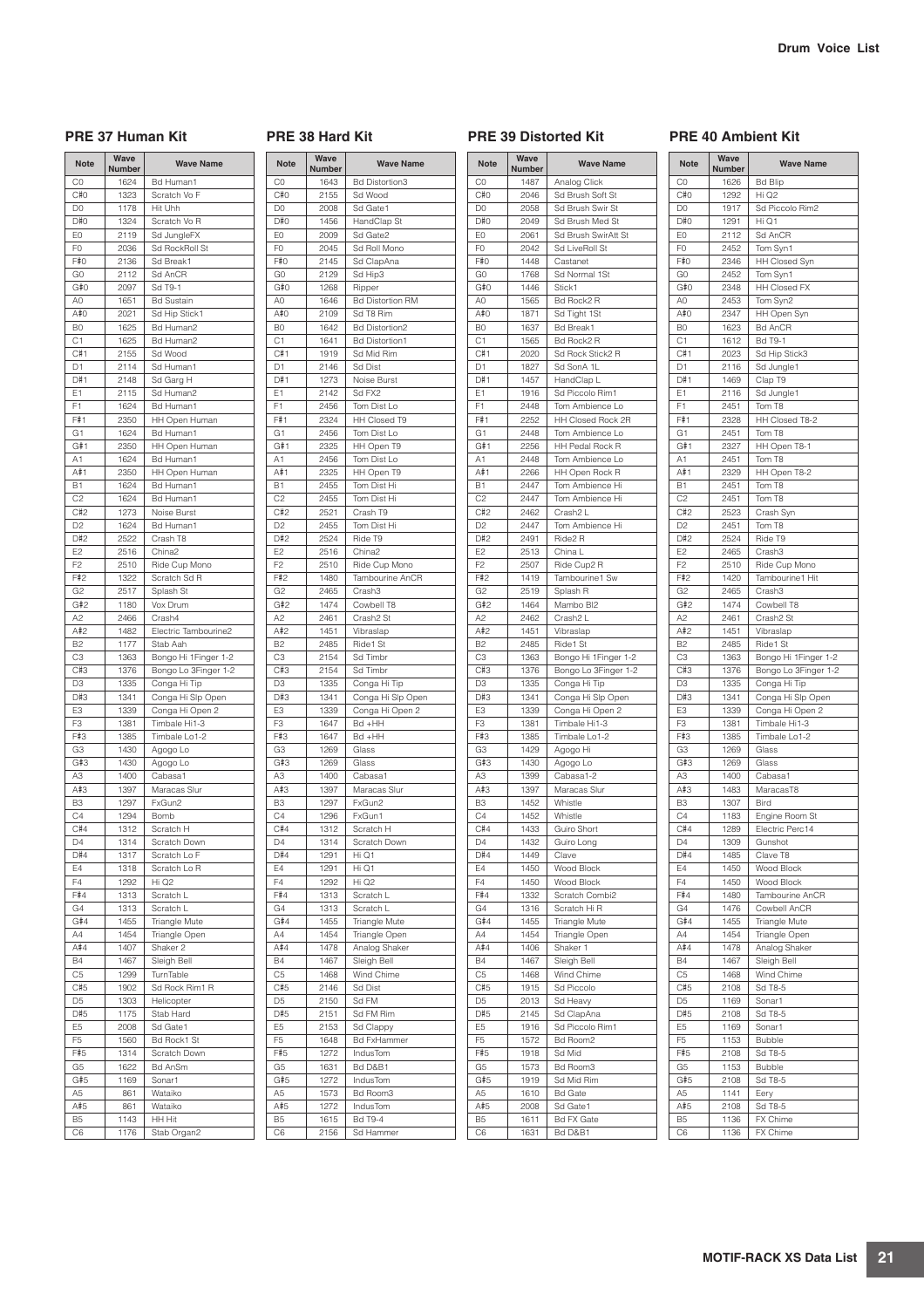## PRE 37 Human Kit

| Note | Wave Number | Wave Name |
|---|---|---|
| C0 | 1624 | Bd Human1 |
| C#0 | 1323 | Scratch Vo F |
| D0 | 1178 | Hit Uhh |
| D#0 | 1324 | Scratch Vo R |
| E0 | 2119 | Sd JungleFX |
| F0 | 2036 | Sd RockRoll St |
| F#0 | 2136 | Sd Break1 |
| G0 | 2112 | Sd AnCR |
| G#0 | 2097 | Sd T9-1 |
| A0 | 1651 | Bd Sustain |
| A#0 | 2021 | Sd Hip Stick1 |
| B0 | 1625 | Bd Human2 |
| C1 | 1625 | Bd Human2 |
| C#1 | 2155 | Sd Wood |
| D1 | 2114 | Sd Human1 |
| D#1 | 2148 | Sd Garg H |
| E1 | 2115 | Sd Human2 |
| F1 | 1624 | Bd Human1 |
| F#1 | 2350 | HH Open Human |
| G1 | 1624 | Bd Human1 |
| G#1 | 2350 | HH Open Human |
| A1 | 1624 | Bd Human1 |
| A#1 | 2350 | HH Open Human |
| B1 | 1624 | Bd Human1 |
| C2 | 1624 | Bd Human1 |
| C#2 | 1273 | Noise Burst |
| D2 | 1624 | Bd Human1 |
| D#2 | 2522 | Crash T8 |
| E2 | 2516 | China2 |
| F2 | 2510 | Ride Cup Mono |
| F#2 | 1322 | Scratch Sd R |
| G2 | 2517 | Splash St |
| G#2 | 1180 | Vox Drum |
| A2 | 2466 | Crash4 |
| A#2 | 1482 | Electric Tambourine2 |
| B2 | 1177 | Stab Aah |
| C3 | 1363 | Bongo Hi 1Finger 1-2 |
| C#3 | 1376 | Bongo Lo 3Finger 1-2 |
| D3 | 1335 | Conga Hi Tip |
| D#3 | 1341 | Conga Hi Slp Open |
| E3 | 1339 | Conga Hi Open 2 |
| F3 | 1381 | Timbale Hi1-3 |
| F#3 | 1385 | Timbale Lo1-2 |
| G3 | 1430 | Agogo Lo |
| G#3 | 1430 | Agogo Lo |
| A3 | 1400 | Cabasa1 |
| A#3 | 1397 | Maracas Slur |
| B3 | 1297 | FxGun2 |
| C4 | 1294 | Bomb |
| C#4 | 1312 | Scratch H |
| D4 | 1314 | Scratch Down |
| D#4 | 1317 | Scratch Lo F |
| E4 | 1318 | Scratch Lo R |
| F4 | 1292 | Hi Q2 |
| F#4 | 1313 | Scratch L |
| G4 | 1313 | Scratch L |
| G#4 | 1455 | Triangle Mute |
| A4 | 1454 | Triangle Open |
| A#4 | 1407 | Shaker 2 |
| B4 | 1467 | Sleigh Bell |
| C5 | 1299 | TurnTable |
| C#5 | 1902 | Sd Rock Rim1 R |
| D5 | 1303 | Helicopter |
| D#5 | 1175 | Stab Hard |
| E5 | 2008 | Sd Gate1 |
| F5 | 1560 | Bd Rock1 St |
| F#5 | 1314 | Scratch Down |
| G5 | 1622 | Bd AnSm |
| G#5 | 1169 | Sonar1 |
| A5 | 861 | Wataiko |
| A#5 | 861 | Wataiko |
| B5 | 1143 | HH Hit |
| C6 | 1176 | Stab Organ2 |

## PRE 38 Hard Kit

| Note | Wave Number | Wave Name |
|---|---|---|
| C0 | 1643 | Bd Distortion3 |
| C#0 | 2155 | Sd Wood |
| D0 | 2008 | Sd Gate1 |
| D#0 | 1456 | HandClap St |
| E0 | 2009 | Sd Gate2 |
| F0 | 2045 | Sd Roll Mono |
| F#0 | 2145 | Sd ClapAna |
| G0 | 2129 | Sd Hip3 |
| G#0 | 1268 | Ripper |
| A0 | 1646 | Bd Distortion RM |
| A#0 | 2109 | Sd T8 Rim |
| B0 | 1642 | Bd Distortion2 |
| C1 | 1641 | Bd Distortion1 |
| C#1 | 1919 | Sd Mid Rim |
| D1 | 2146 | Sd Dist |
| D#1 | 1273 | Noise Burst |
| E1 | 2142 | Sd FX2 |
| F1 | 2456 | Tom Dist Lo |
| F#1 | 2324 | HH Closed T9 |
| G1 | 2456 | Tom Dist Lo |
| G#1 | 2325 | HH Open T9 |
| A1 | 2456 | Tom Dist Lo |
| A#1 | 2325 | HH Open T9 |
| B1 | 2455 | Tom Dist Hi |
| C2 | 2455 | Tom Dist Hi |
| C#2 | 2521 | Crash T9 |
| D2 | 2455 | Tom Dist Hi |
| D#2 | 2524 | Ride T9 |
| E2 | 2516 | China2 |
| F2 | 2510 | Ride Cup Mono |
| F#2 | 1480 | Tambourine AnCR |
| G2 | 2465 | Crash3 |
| G#2 | 1474 | Cowbell T8 |
| A2 | 2461 | Crash2 St |
| A#2 | 1451 | Vibraslap |
| B2 | 2485 | Ride1 St |
| C3 | 2154 | Sd Timbr |
| C#3 | 2154 | Sd Timbr |
| D3 | 1335 | Conga Hi Tip |
| D#3 | 1341 | Conga Hi Slp Open |
| E3 | 1339 | Conga Hi Open 2 |
| F3 | 1647 | Bd +HH |
| F#3 | 1647 | Bd +HH |
| G3 | 1269 | Glass |
| G#3 | 1269 | Glass |
| A3 | 1400 | Cabasa1 |
| A#3 | 1397 | Maracas Slur |
| B3 | 1297 | FxGun2 |
| C4 | 1296 | FxGun1 |
| C#4 | 1312 | Scratch H |
| D4 | 1314 | Scratch Down |
| D#4 | 1291 | Hi Q1 |
| E4 | 1291 | Hi Q1 |
| F4 | 1292 | Hi Q2 |
| F#4 | 1313 | Scratch L |
| G4 | 1313 | Scratch L |
| G#4 | 1455 | Triangle Mute |
| A4 | 1454 | Triangle Open |
| A#4 | 1478 | Analog Shaker |
| B4 | 1467 | Sleigh Bell |
| C5 | 1468 | Wind Chime |
| C#5 | 2146 | Sd Dist |
| D5 | 2150 | Sd FM |
| D#5 | 2151 | Sd FM Rim |
| E5 | 2153 | Sd Clappy |
| F5 | 1648 | Bd FxHammer |
| F#5 | 1272 | IndusTom |
| G5 | 1631 | Bd D&B1 |
| G#5 | 1272 | IndusTom |
| A5 | 1573 | Bd Room3 |
| A#5 | 1272 | IndusTom |
| B5 | 1615 | Bd T9-4 |
| C6 | 2156 | Sd Hammer |

## PRE 39 Distorted Kit

| Note | Wave Number | Wave Name |
|---|---|---|
| C0 | 1487 | Analog Click |
| C#0 | 2046 | Sd Brush Soft St |
| D0 | 2058 | Sd Brush Swir St |
| D#0 | 2049 | Sd Brush Med St |
| E0 | 2061 | Sd Brush SwirAtt St |
| F0 | 2042 | Sd LiveRoll St |
| F#0 | 1448 | Castanet |
| G0 | 1768 | Sd Normal 1St |
| G#0 | 1446 | Stick1 |
| A0 | 1565 | Bd Rock2 R |
| A#0 | 1871 | Sd Tight 1St |
| B0 | 1637 | Bd Break1 |
| C1 | 1565 | Bd Rock2 R |
| C#1 | 2020 | Sd Rock Stick2 R |
| D1 | 1827 | Sd SonA 1L |
| D#1 | 1457 | HandClap L |
| E1 | 1916 | Sd Piccolo Rim1 |
| F1 | 2448 | Tom Ambience Lo |
| F#1 | 2252 | HH Closed Rock 2R |
| G1 | 2448 | Tom Ambience Lo |
| G#1 | 2256 | HH Pedal Rock R |
| A1 | 2448 | Tom Ambience Lo |
| A#1 | 2266 | HH Open Rock R |
| B1 | 2447 | Tom Ambience Hi |
| C2 | 2447 | Tom Ambience Hi |
| C#2 | 2462 | Crash2 L |
| D2 | 2447 | Tom Ambience Hi |
| D#2 | 2491 | Ride2 R |
| E2 | 2513 | China L |
| F2 | 2507 | Ride Cup2 R |
| F#2 | 1419 | Tambourine1 Sw |
| G2 | 2519 | Splash R |
| G#2 | 1464 | Mambo Bl2 |
| A2 | 2462 | Crash2 L |
| A#2 | 1451 | Vibraslap |
| B2 | 2485 | Ride1 St |
| C3 | 1363 | Bongo Hi 1Finger 1-2 |
| C#3 | 1376 | Bongo Lo 3Finger 1-2 |
| D3 | 1335 | Conga Hi Tip |
| D#3 | 1341 | Conga Hi Slp Open |
| E3 | 1339 | Conga Hi Open 2 |
| F3 | 1381 | Timbale Hi1-3 |
| F#3 | 1385 | Timbale Lo1-2 |
| G3 | 1429 | Agogo Hi |
| G#3 | 1430 | Agogo Lo |
| A3 | 1399 | Cabasa1-2 |
| A#3 | 1397 | Maracas Slur |
| B3 | 1452 | Whistle |
| C4 | 1452 | Whistle |
| C#4 | 1433 | Guiro Short |
| D4 | 1432 | Guiro Long |
| D#4 | 1449 | Clave |
| E4 | 1450 | Wood Block |
| F4 | 1450 | Wood Block |
| F#4 | 1332 | Scratch Combi2 |
| G4 | 1316 | Scratch Hi R |
| G#4 | 1455 | Triangle Mute |
| A4 | 1454 | Triangle Open |
| A#4 | 1406 | Shaker 1 |
| B4 | 1467 | Sleigh Bell |
| C5 | 1468 | Wind Chime |
| C#5 | 1915 | Sd Piccolo |
| D5 | 2013 | Sd Heavy |
| D#5 | 2145 | Sd ClapAna |
| E5 | 1916 | Sd Piccolo Rim1 |
| F5 | 1572 | Bd Room2 |
| F#5 | 1918 | Sd Mid |
| G5 | 1573 | Bd Room3 |
| G#5 | 1919 | Sd Mid Rim |
| A5 | 1610 | Bd Gate |
| A#5 | 2008 | Sd Gate1 |
| B5 | 1611 | Bd FX Gate |
| C6 | 1631 | Bd D&B1 |

## PRE 40 Ambient Kit

| Note | Wave Number | Wave Name |
|---|---|---|
| C0 | 1626 | Bd Blip |
| C#0 | 1292 | Hi Q2 |
| D0 | 1917 | Sd Piccolo Rim2 |
| D#0 | 1291 | Hi Q1 |
| E0 | 2112 | Sd AnCR |
| F0 | 2452 | Tom Syn1 |
| F#0 | 2346 | HH Closed Syn |
| G0 | 2452 | Tom Syn1 |
| G#0 | 2348 | HH Closed FX |
| A0 | 2453 | Tom Syn2 |
| A#0 | 2347 | HH Open Syn |
| B0 | 1623 | Bd AnCR |
| C1 | 1612 | Bd T9-1 |
| C#1 | 2023 | Sd Hip Stick3 |
| D1 | 2116 | Sd Jungle1 |
| D#1 | 1469 | Clap T9 |
| E1 | 2116 | Sd Jungle1 |
| F1 | 2451 | Tom T8 |
| F#1 | 2328 | HH Closed T8-2 |
| G1 | 2451 | Tom T8 |
| G#1 | 2327 | HH Open T8-1 |
| A1 | 2451 | Tom T8 |
| A#1 | 2329 | HH Open T8-2 |
| B1 | 2451 | Tom T8 |
| C2 | 2451 | Tom T8 |
| C#2 | 2523 | Crash Syn |
| D2 | 2451 | Tom T8 |
| D#2 | 2524 | Ride T9 |
| E2 | 2465 | Crash3 |
| F2 | 2510 | Ride Cup Mono |
| F#2 | 1420 | Tambourine1 Hit |
| G2 | 2465 | Crash3 |
| G#2 | 1474 | Cowbell T8 |
| A2 | 2461 | Crash2 St |
| A#2 | 1451 | Vibraslap |
| B2 | 2485 | Ride1 St |
| C3 | 1363 | Bongo Hi 1Finger 1-2 |
| C#3 | 1376 | Bongo Lo 3Finger 1-2 |
| D3 | 1335 | Conga Hi Tip |
| D#3 | 1341 | Conga Hi Slp Open |
| E3 | 1339 | Conga Hi Open 2 |
| F3 | 1381 | Timbale Hi1-3 |
| F#3 | 1385 | Timbale Lo1-2 |
| G3 | 1269 | Glass |
| G#3 | 1269 | Glass |
| A3 | 1400 | Cabasa1 |
| A#3 | 1483 | MaracasT8 |
| B3 | 1307 | Bird |
| C4 | 1183 | Engine Room St |
| C#4 | 1289 | Electric Perc14 |
| D4 | 1309 | Gunshot |
| D#4 | 1485 | Clave T8 |
| E4 | 1450 | Wood Block |
| F4 | 1450 | Wood Block |
| F#4 | 1480 | Tambourine AnCR |
| G4 | 1476 | Cowbell AnCR |
| G#4 | 1455 | Triangle Mute |
| A4 | 1454 | Triangle Open |
| A#4 | 1478 | Analog Shaker |
| B4 | 1467 | Sleigh Bell |
| C5 | 1468 | Wind Chime |
| C#5 | 2108 | Sd T8-5 |
| D5 | 1169 | Sonar1 |
| D#5 | 2108 | Sd T8-5 |
| E5 | 1169 | Sonar1 |
| F5 | 1153 | Bubble |
| F#5 | 2108 | Sd T8-5 |
| G5 | 1153 | Bubble |
| G#5 | 2108 | Sd T8-5 |
| A5 | 1141 | Eery |
| A#5 | 2108 | Sd T8-5 |
| B5 | 1136 | FX Chime |
| C6 | 1136 | FX Chime |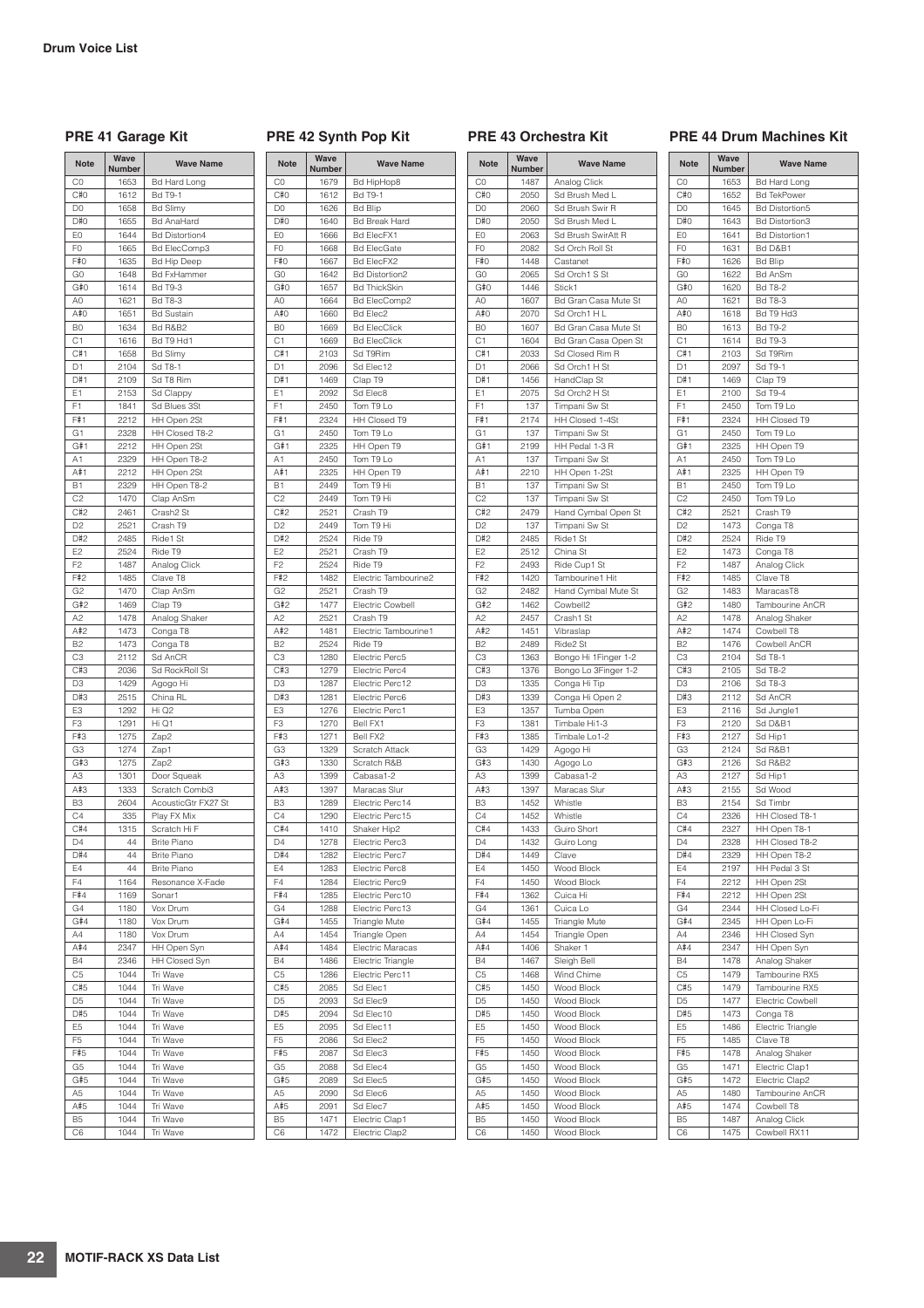## Drum Voice List

### PRE 41 Garage Kit

| Note | Wave Number | Wave Name |
|---|---|---|
| C0 | 1653 | Bd Hard Long |
| C#0 | 1612 | Bd T9-1 |
| D0 | 1658 | Bd Slimy |
| D#0 | 1655 | Bd AnaHard |
| E0 | 1644 | Bd Distortion4 |
| F0 | 1665 | Bd ElecComp3 |
| F#0 | 1635 | Bd Hip Deep |
| G0 | 1648 | Bd FxHammer |
| G#0 | 1614 | Bd T9-3 |
| A0 | 1621 | Bd T8-3 |
| A#0 | 1651 | Bd Sustain |
| B0 | 1634 | Bd R&B2 |
| C1 | 1616 | Bd T9 Hd1 |
| C#1 | 1658 | Bd Slimy |
| D1 | 2104 | Sd T8-1 |
| D#1 | 2109 | Sd T8 Rim |
| E1 | 2153 | Sd Clappy |
| F1 | 1841 | Sd Blues 3St |
| F#1 | 2212 | HH Open 2St |
| G1 | 2328 | HH Closed T8-2 |
| G#1 | 2212 | HH Open 2St |
| A1 | 2329 | HH Open T8-2 |
| A#1 | 2212 | HH Open 2St |
| B1 | 2329 | HH Open T8-2 |
| C2 | 1470 | Clap AnSm |
| C#2 | 2461 | Crash2 St |
| D2 | 2521 | Crash T9 |
| D#2 | 2485 | Ride1 St |
| E2 | 2524 | Ride T9 |
| F2 | 1487 | Analog Click |
| F#2 | 1485 | Clave T8 |
| G2 | 1470 | Clap AnSm |
| G#2 | 1469 | Clap T9 |
| A2 | 1478 | Analog Shaker |
| A#2 | 1473 | Conga T8 |
| B2 | 1473 | Conga T8 |
| C3 | 2112 | Sd AnCR |
| C#3 | 2036 | Sd RockRoll St |
| D3 | 1429 | Agogo Hi |
| D#3 | 2515 | China RL |
| E3 | 1292 | Hi Q2 |
| F3 | 1291 | Hi Q1 |
| F#3 | 1275 | Zap2 |
| G3 | 1274 | Zap1 |
| G#3 | 1275 | Zap2 |
| A3 | 1301 | Door Squeak |
| A#3 | 1333 | Scratch Combi3 |
| B3 | 2604 | AcousticGtr FX27 St |
| C4 | 335 | Play FX Mix |
| C#4 | 1315 | Scratch Hi F |
| D4 | 44 | Brite Piano |
| D#4 | 44 | Brite Piano |
| E4 | 44 | Brite Piano |
| F4 | 1164 | Resonance X-Fade |
| F#4 | 1169 | Sonar1 |
| G4 | 1180 | Vox Drum |
| G#4 | 1180 | Vox Drum |
| A4 | 1180 | Vox Drum |
| A#4 | 2347 | HH Open Syn |
| B4 | 2346 | HH Closed Syn |
| C5 | 1044 | Tri Wave |
| C#5 | 1044 | Tri Wave |
| D5 | 1044 | Tri Wave |
| D#5 | 1044 | Tri Wave |
| E5 | 1044 | Tri Wave |
| F5 | 1044 | Tri Wave |
| F#5 | 1044 | Tri Wave |
| G5 | 1044 | Tri Wave |
| G#5 | 1044 | Tri Wave |
| A5 | 1044 | Tri Wave |
| A#5 | 1044 | Tri Wave |
| B5 | 1044 | Tri Wave |
| C6 | 1044 | Tri Wave |

### PRE 42 Synth Pop Kit

| Note | Wave Number | Wave Name |
|---|---|---|
| C0 | 1679 | Bd HipHop8 |
| C#0 | 1612 | Bd T9-1 |
| D0 | 1626 | Bd Blip |
| D#0 | 1640 | Bd Break Hard |
| E0 | 1666 | Bd ElecFX1 |
| F0 | 1668 | Bd ElecGate |
| F#0 | 1667 | Bd ElecFX2 |
| G0 | 1642 | Bd Distortion2 |
| G#0 | 1657 | Bd ThickSkin |
| A0 | 1664 | Bd ElecComp2 |
| A#0 | 1660 | Bd Elec2 |
| B0 | 1669 | Bd ElecClick |
| C1 | 1669 | Bd ElecClick |
| C#1 | 2103 | Sd T9Rim |
| D1 | 2096 | Sd Elec12 |
| D#1 | 1469 | Clap T9 |
| E1 | 2092 | Sd Elec8 |
| F1 | 2450 | Tom T9 Lo |
| F#1 | 2324 | HH Closed T9 |
| G1 | 2450 | Tom T9 Lo |
| G#1 | 2325 | HH Open T9 |
| A1 | 2450 | Tom T9 Lo |
| A#1 | 2325 | HH Open T9 |
| B1 | 2449 | Tom T9 Hi |
| C2 | 2449 | Tom T9 Hi |
| C#2 | 2521 | Crash T9 |
| D2 | 2449 | Tom T9 Hi |
| D#2 | 2524 | Ride T9 |
| E2 | 2521 | Crash T9 |
| F2 | 2524 | Ride T9 |
| F#2 | 1482 | Electric Tambourine2 |
| G2 | 2521 | Crash T9 |
| G#2 | 1477 | Electric Cowbell |
| A2 | 2521 | Crash T9 |
| A#2 | 1481 | Electric Tambourine1 |
| B2 | 2524 | Ride T9 |
| C3 | 1280 | Electric Perc5 |
| C#3 | 1279 | Electric Perc4 |
| D3 | 1287 | Electric Perc12 |
| D#3 | 1281 | Electric Perc6 |
| E3 | 1276 | Electric Perc1 |
| F3 | 1270 | Bell FX1 |
| F#3 | 1271 | Bell FX2 |
| G3 | 1329 | Scratch Attack |
| G#3 | 1330 | Scratch R&B |
| A3 | 1399 | Cabasa1-2 |
| A#3 | 1397 | Maracas Slur |
| B3 | 1289 | Electric Perc14 |
| C4 | 1290 | Electric Perc15 |
| C#4 | 1410 | Shaker Hip2 |
| D4 | 1278 | Electric Perc3 |
| D#4 | 1282 | Electric Perc7 |
| E4 | 1283 | Electric Perc8 |
| F4 | 1284 | Electric Perc9 |
| F#4 | 1285 | Electric Perc10 |
| G4 | 1288 | Electric Perc13 |
| G#4 | 1455 | Triangle Mute |
| A4 | 1454 | Triangle Open |
| A#4 | 1484 | Electric Maracas |
| B4 | 1486 | Electric Triangle |
| C5 | 1286 | Electric Perc11 |
| C#5 | 2085 | Sd Elec1 |
| D5 | 2093 | Sd Elec9 |
| D#5 | 2094 | Sd Elec10 |
| E5 | 2095 | Sd Elec11 |
| F5 | 2086 | Sd Elec2 |
| F#5 | 2087 | Sd Elec3 |
| G5 | 2088 | Sd Elec4 |
| G#5 | 2089 | Sd Elec5 |
| A5 | 2090 | Sd Elec6 |
| A#5 | 2091 | Sd Elec7 |
| B5 | 1471 | Electric Clap1 |
| C6 | 1472 | Electric Clap2 |

### PRE 43 Orchestra Kit

| Note | Wave Number | Wave Name |
|---|---|---|
| C0 | 1487 | Analog Click |
| C#0 | 2050 | Sd Brush Med L |
| D0 | 2060 | Sd Brush Swir R |
| D#0 | 2050 | Sd Brush Med L |
| E0 | 2063 | Sd Brush SwirAtt R |
| F0 | 2082 | Sd Orch Roll St |
| F#0 | 1448 | Castanet |
| G0 | 2065 | Sd Orch1 S St |
| G#0 | 1446 | Stick1 |
| A0 | 1607 | Bd Gran Casa Mute St |
| A#0 | 2070 | Sd Orch1 H L |
| B0 | 1607 | Bd Gran Casa Mute St |
| C1 | 1604 | Bd Gran Casa Open St |
| C#1 | 2033 | Sd Closed Rim R |
| D1 | 2066 | Sd Orch1 H St |
| D#1 | 1456 | HandClap St |
| E1 | 2075 | Sd Orch2 H St |
| F1 | 137 | Timpani Sw St |
| F#1 | 2174 | HH Closed 1-4St |
| G1 | 137 | Timpani Sw St |
| G#1 | 2199 | HH Pedal 1-3 R |
| A1 | 137 | Timpani Sw St |
| A#1 | 2210 | HH Open 1-2St |
| B1 | 137 | Timpani Sw St |
| C2 | 137 | Timpani Sw St |
| C#2 | 2479 | Hand Cymbal Open St |
| D2 | 137 | Timpani Sw St |
| D#2 | 2485 | Ride1 St |
| E2 | 2512 | China St |
| F2 | 2493 | Ride Cup1 St |
| F#2 | 1420 | Tambourine1 Hit |
| G2 | 2482 | Hand Cymbal Mute St |
| G#2 | 1462 | Cowbell2 |
| A2 | 2457 | Crash1 St |
| A#2 | 1451 | Vibraslap |
| B2 | 2489 | Ride2 St |
| C3 | 1363 | Bongo Hi 1Finger 1-2 |
| C#3 | 1376 | Bongo Lo 3Finger 1-2 |
| D3 | 1335 | Conga Hi Tip |
| D#3 | 1339 | Conga Hi Open 2 |
| E3 | 1357 | Tumba Open |
| F3 | 1381 | Timbale Hi1-3 |
| F#3 | 1385 | Timbale Lo1-2 |
| G3 | 1429 | Agogo Hi |
| G#3 | 1430 | Agogo Lo |
| A3 | 1399 | Cabasa1-2 |
| A#3 | 1397 | Maracas Slur |
| B3 | 1452 | Whistle |
| C4 | 1452 | Whistle |
| C#4 | 1433 | Guiro Short |
| D4 | 1432 | Guiro Long |
| D#4 | 1449 | Clave |
| E4 | 1450 | Wood Block |
| F4 | 1450 | Wood Block |
| F#4 | 1362 | Cuica Hi |
| G4 | 1361 | Cuica Lo |
| G#4 | 1455 | Triangle Mute |
| A4 | 1454 | Triangle Open |
| A#4 | 1406 | Shaker 1 |
| B4 | 1467 | Sleigh Bell |
| C5 | 1468 | Wind Chime |
| C#5 | 1450 | Wood Block |
| D5 | 1450 | Wood Block |
| D#5 | 1450 | Wood Block |
| E5 | 1450 | Wood Block |
| F5 | 1450 | Wood Block |
| F#5 | 1450 | Wood Block |
| G5 | 1450 | Wood Block |
| G#5 | 1450 | Wood Block |
| A5 | 1450 | Wood Block |
| A#5 | 1450 | Wood Block |
| B5 | 1450 | Wood Block |
| C6 | 1450 | Wood Block |

### PRE 44 Drum Machines Kit

| Note | Wave Number | Wave Name |
|---|---|---|
| C0 | 1653 | Bd Hard Long |
| C#0 | 1652 | Bd TekPower |
| D0 | 1645 | Bd Distortion5 |
| D#0 | 1643 | Bd Distortion3 |
| E0 | 1641 | Bd Distortion1 |
| F0 | 1631 | Bd D&B1 |
| F#0 | 1626 | Bd Blip |
| G0 | 1622 | Bd AnSm |
| G#0 | 1620 | Bd T8-2 |
| A0 | 1621 | Bd T8-3 |
| A#0 | 1618 | Bd T9 Hd3 |
| B0 | 1613 | Bd T9-2 |
| C1 | 1614 | Bd T9-3 |
| C#1 | 2103 | Sd T9Rim |
| D1 | 2097 | Sd T9-1 |
| D#1 | 1469 | Clap T9 |
| E1 | 2100 | Sd T9-4 |
| F1 | 2450 | Tom T9 Lo |
| F#1 | 2324 | HH Closed T9 |
| G1 | 2450 | Tom T9 Lo |
| G#1 | 2325 | HH Open T9 |
| A1 | 2450 | Tom T9 Lo |
| A#1 | 2325 | HH Open T9 |
| B1 | 2450 | Tom T9 Lo |
| C2 | 2450 | Tom T9 Lo |
| C#2 | 2521 | Crash T9 |
| D2 | 1473 | Conga T8 |
| D#2 | 2524 | Ride T9 |
| E2 | 1473 | Conga T8 |
| F2 | 1487 | Analog Click |
| F#2 | 1485 | Clave T8 |
| G2 | 1483 | MaracasT8 |
| G#2 | 1480 | Tambourine AnCR |
| A2 | 1478 | Analog Shaker |
| A#2 | 1474 | Cowbell T8 |
| B2 | 1476 | Cowbell AnCR |
| C3 | 2104 | Sd T8-1 |
| C#3 | 2105 | Sd T8-2 |
| D3 | 2106 | Sd T8-3 |
| D#3 | 2112 | Sd AnCR |
| E3 | 2116 | Sd Jungle1 |
| F3 | 2120 | Sd D&B1 |
| F#3 | 2127 | Sd Hip1 |
| G3 | 2124 | Sd R&B1 |
| G#3 | 2126 | Sd R&B2 |
| A3 | 2127 | Sd Hip1 |
| A#3 | 2155 | Sd Wood |
| B3 | 2154 | Sd Timbr |
| C4 | 2326 | HH Closed T8-1 |
| C#4 | 2327 | HH Open T8-1 |
| D4 | 2328 | HH Closed T8-2 |
| D#4 | 2329 | HH Open T8-2 |
| E4 | 2197 | HH Pedal 3 St |
| F4 | 2212 | HH Open 2St |
| F#4 | 2212 | HH Open 2St |
| G4 | 2344 | HH Closed Lo-Fi |
| G#4 | 2345 | HH Open Lo-Fi |
| A4 | 2346 | HH Closed Syn |
| A#4 | 2347 | HH Open Syn |
| B4 | 1478 | Analog Shaker |
| C5 | 1479 | Tambourine RX5 |
| C#5 | 1479 | Tambourine RX5 |
| D5 | 1477 | Electric Cowbell |
| D#5 | 1473 | Conga T8 |
| E5 | 1486 | Electric Triangle |
| F5 | 1485 | Clave T8 |
| F#5 | 1478 | Analog Shaker |
| G5 | 1471 | Electric Clap1 |
| G#5 | 1472 | Electric Clap2 |
| A5 | 1480 | Tambourine AnCR |
| A#5 | 1474 | Cowbell T8 |
| B5 | 1487 | Analog Click |
| C6 | 1475 | Cowbell RX11 |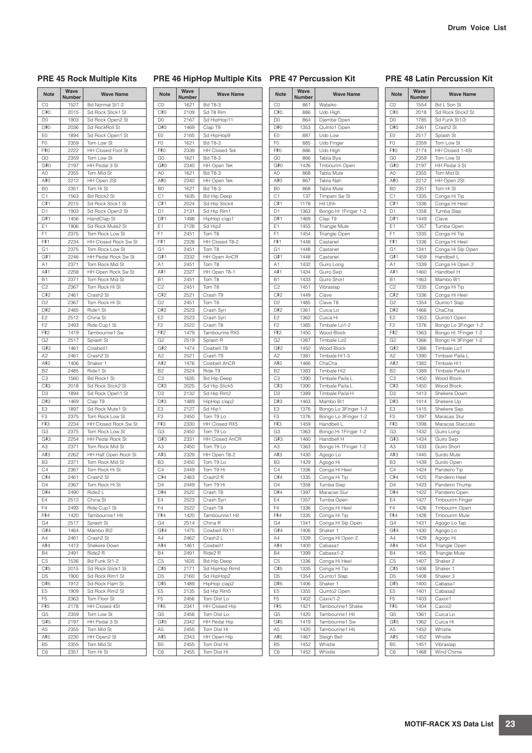## PRE 45 Rock Multiple Kits

| Note | Wave Number | Wave Name |
|---|---|---|
| C0 | 1527 | Bd Normal St1-2 |
| C#0 | 2015 | Sd Rock Stick1 St |
| D0 | 1903 | Sd Rock Open2 St |
| D#0 | 2036 | Sd RockRoll St |
| E0 | 1894 | Sd Rock Open1 St |
| F0 | 2359 | Tom Low St |
| F#0 | 2222 | HH Closed Foot St |
| G0 | 2359 | Tom Low St |
| G#0 | 2197 | HH Pedal 3 St |
| A0 | 2355 | Tom Mid St |
| A#0 | 2212 | HH Open 2St |
| B0 | 2351 | Tom Hi St |
| C1 | 1563 | Bd Rock2 St |
| C#1 | 2015 | Sd Rock Stick1 St |
| D1 | 1903 | Sd Rock Open2 St |
| D#1 | 1456 | HandClap St |
| E1 | 1906 | Sd Rock Mute2 St |
| F1 | 2375 | Tom Rock Low St |
| F#1 | 2234 | HH Closed Rock Sw St |
| G1 | 2375 | Tom Rock Low St |
| G#1 | 2246 | HH Pedal Rock Sw St |
| A1 | 2371 | Tom Rock Mid St |
| A#1 | 2258 | HH Open Rock Sw St |
| B1 | 2371 | Tom Rock Mid St |
| C2 | 2367 | Tom Rock Hi St |
| C#2 | 2461 | Crash2 St |
| D2 | 2367 | Tom Rock Hi St |
| D#2 | 2485 | Ride1 St |
| E2 | 2512 | China St |
| F2 | 2493 | Ride Cup1 St |
| F#2 | 1419 | Tambourine1 Sw |
| G2 | 2517 | Splash St |
| G#2 | 1461 | Cowbell1 |
| A2 | 2461 | Crash2 St |
| A#2 | 1406 | Shaker 1 |
| B2 | 2485 | Ride1 St |
| C3 | 1560 | Bd Rock1 St |
| C#3 | 2018 | Sd Rock Stick2 St |
| D3 | 1894 | Sd Rock Open1 St |
| D#3 | 1469 | Clap T9 |
| E3 | 1897 | Sd Rock Mute1 St |
| F3 | 2375 | Tom Rock Low St |
| F#3 | 2234 | HH Closed Rock Sw St |
| G3 | 2375 | Tom Rock Low St |
| G#3 | 2254 | HH Pedal Rock St |
| A3 | 2371 | Tom Rock Mid St |
| A#3 | 2262 | HH Half Open Rock St |
| B3 | 2371 | Tom Rock Mid St |
| C4 | 2367 | Tom Rock Hi St |
| C#4 | 2461 | Crash2 St |
| D4 | 2367 | Tom Rock Hi St |
| D#4 | 2490 | Ride2 L |
| E4 | 2512 | China St |
| F4 | 2493 | Ride Cup1 St |
| F#4 | 1420 | Tambourine1 Hit |
| G4 | 2517 | Splash St |
| G#4 | 1464 | Mambo Bl2 |
| A4 | 2461 | Crash2 St |
| A#4 | 1413 | Shekere Down |
| B4 | 2491 | Ride2 R |
| C5 | 1536 | Bd Funk St1-2 |
| C#5 | 2015 | Sd Rock Stick1 St |
| D5 | 1900 | Sd Rock Rim1 St |
| D#5 | 1912 | Sd Rock Flam St |
| E5 | 1909 | Sd Rock Rim2 St |
| F5 | 2363 | Tom Floor St |
| F#5 | 2178 | HH Closed 4St |
| G5 | 2359 | Tom Low St |
| G#5 | 2197 | HH Pedal 3 St |
| A5 | 2355 | Tom Mid St |
| A#5 | 2230 | HH Open2 St |
| B5 | 2355 | Tom Mid St |
| C6 | 2351 | Tom Hi St |

## PRE 46 HipHop Multiple Kits

| Note | Wave Number | Wave Name |
|---|---|---|
| C0 | 1621 | Bd T8-3 |
| C#0 | 2109 | Sd T8 Rim |
| D0 | 2167 | Sd HipHop11 |
| D#0 | 1469 | Clap T9 |
| E0 | 2165 | Sd HipHop9 |
| F0 | 1621 | Bd T8-3 |
| F#0 | 2339 | HH Closed Tek |
| G0 | 1621 | Bd T8-3 |
| G#0 | 2340 | HH Open Tek |
| A0 | 1621 | Bd T8-3 |
| A#0 | 2340 | HH Open Tek |
| B0 | 1621 | Bd T8-3 |
| C1 | 1635 | Bd Hip Deep |
| C#1 | 2024 | Sd Hip Stick4 |
| D1 | 2131 | Sd Hip Rim1 |
| D#1 | 1488 | HipHop clap1 |
| E1 | 2128 | Sd Hip2 |
| F1 | 2451 | Tom T8 |
| F#1 | 2328 | HH Closed T8-2 |
| G1 | 2451 | Tom T8 |
| G#1 | 2332 | HH Open AnCR |
| A1 | 2451 | Tom T8 |
| A#1 | 2327 | HH Open T8-1 |
| B1 | 2451 | Tom T8 |
| C2 | 2451 | Tom T8 |
| C#2 | 2521 | Crash T9 |
| D2 | 2451 | Tom T8 |
| D#2 | 2523 | Crash Syn |
| E2 | 2523 | Crash Syn |
| F2 | 2522 | Crash T8 |
| F#2 | 1479 | Tambourine RX5 |
| G2 | 2519 | Splash R |
| G#2 | 1474 | Cowbell T8 |
| A2 | 2521 | Crash T9 |
| A#2 | 1476 | Cowbell AnCR |
| B2 | 2524 | Ride T9 |
| C3 | 1635 | Bd Hip Deep |
| C#3 | 2025 | Sd Hip Stick5 |
| D3 | 2132 | Sd Hip Rim2 |
| D#3 | 1489 | HipHop clap2 |
| E3 | 2127 | Sd Hip1 |
| F3 | 2450 | Tom T9 Lo |
| F#3 | 2330 | HH Closed RX5 |
| G3 | 2450 | Tom T9 Lo |
| G#3 | 2331 | HH Closed AnCR |
| A3 | 2450 | Tom T9 Lo |
| A#3 | 2329 | HH Open T8-2 |
| B3 | 2450 | Tom T9 Lo |
| C4 | 2449 | Tom T9 Hi |
| C#4 | 2463 | Crash2 R |
| D4 | 2449 | Tom T9 Hi |
| D#4 | 2522 | Crash T8 |
| E4 | 2523 | Crash Syn |
| F4 | 2522 | Crash T8 |
| F#4 | 1420 | Tambourine1 Hit |
| G4 | 2514 | China R |
| G#4 | 1475 | Cowbell RX11 |
| A4 | 2462 | Crash2 L |
| A#4 | 1461 | Cowbell1 |
| B4 | 2491 | Ride2 R |
| C5 | 1635 | Bd Hip Deep |
| C#5 | 2171 | Sd HipHop Rim4 |
| D5 | 2160 | Sd HipHop2 |
| D#5 | 1489 | HipHop clap2 |
| E5 | 2135 | Sd Hip Rim5 |
| F5 | 2456 | Tom Dist Lo |
| F#5 | 2341 | HH Closed Hip |
| G5 | 2456 | Tom Dist Lo |
| G#5 | 2342 | HH Pedal Hip |
| A5 | 2455 | Tom Dist Hi |
| A#5 | 2343 | HH Open Hip |
| B5 | 2455 | Tom Dist Hi |
| C6 | 2455 | Tom Dist Hi |

## PRE 47 Percussion Kit

| Note | Wave Number | Wave Name |
|---|---|---|
| C0 | 861 | Wataiko |
| C#0 | 886 | Udo High |
| D0 | 864 | Djembe Open |
| D#0 | 1353 | Quinto1 Open |
| E0 | 887 | Udo Low |
| F0 | 885 | Udo Finger |
| F#0 | 886 | Udo High |
| G0 | 866 | Tabla Bya |
| G#0 | 1426 | Tmbourim Open |
| A0 | 868 | Tabla Mute |
| A#0 | 867 | Tabla Nah |
| B0 | 868 | Tabla Mute |
| C1 | 137 | Timpani Sw St |
| C#1 | 1178 | Hit Uhh |
| D1 | 1363 | Bongo Hi 1Finger 1-2 |
| D#1 | 1469 | Clap T9 |
| E1 | 1455 | Triangle Mute |
| F1 | 1454 | Triangle Open |
| F#1 | 1448 | Castanet |
| G1 | 1448 | Castanet |
| G#1 | 1448 | Castanet |
| A1 | 1432 | Guiro Long |
| A#1 | 1434 | Guiro Swp |
| B1 | 1433 | Guiro Short |
| C2 | 1451 | Vibraslap |
| C#2 | 1449 | Clave |
| D2 | 1485 | Clave T8 |
| D#2 | 1361 | Cuica Lo |
| E2 | 1362 | Cuica Hi |
| F2 | 1385 | Timbale Lo1-2 |
| F#2 | 1450 | Wood Block |
| G2 | 1387 | Timbale Lo2 |
| G#2 | 1450 | Wood Block |
| A2 | 1381 | Timbale Hi1-3 |
| A#2 | 1466 | ChaCha |
| B2 | 1383 | Timbale Hi2 |
| C3 | 1390 | Timbale Paila L |
| C#3 | 1390 | Timbale Paila L |
| D3 | 1389 | Timbale Paila H |
| D#3 | 1463 | Mambo Bl1 |
| E3 | 1376 | Bongo Lo 3Finger 1-2 |
| F3 | 1376 | Bongo Lo 3Finger 1-2 |
| F#3 | 1459 | Handbell L |
| G3 | 1363 | Bongo Hi 1Finger 1-2 |
| G#3 | 1460 | Handbell H |
| A3 | 1363 | Bongo Hi 1Finger 1-2 |
| A#3 | 1430 | Agogo Lo |
| B3 | 1429 | Agogo Hi |
| C4 | 1336 | Conga Hi Heel |
| C#4 | 1335 | Conga Hi Tip |
| D4 | 1358 | Tumba Slap |
| D#4 | 1397 | Maracas Slur |
| E4 | 1357 | Tumba Open |
| F4 | 1336 | Conga Hi Heel |
| F#4 | 1335 | Conga Hi Tip |
| G4 | 1341 | Conga Hi Slp Open |
| G#4 | 1406 | Shaker 1 |
| A4 | 1339 | Conga Hi Open 2 |
| A#4 | 1400 | Cabasa1 |
| B4 | 1399 | Cabasa1-2 |
| C5 | 1336 | Conga Hi Heel |
| C#5 | 1335 | Conga Hi Tip |
| D5 | 1354 | Quinto1 Slap |
| D#5 | 1406 | Shaker 1 |
| E5 | 1355 | Quinto2 Open |
| F5 | 1402 | Caxixi1-2 |
| F#5 | 1421 | Tambourine1 Shake |
| G5 | 1420 | Tambourine1 Hit |
| G#5 | 1419 | Tambourine1 Sw |
| A5 | 1420 | Tambourine1 Hit |
| A#5 | 1467 | Sleigh Bell |
| B5 | 1452 | Whistle |
| C6 | 1452 | Whistle |

## PRE 48 Latin Percussion Kit

| Note | Wave Number | Wave Name |
|---|---|---|
| C0 | 1554 | Bd L Son St |
| C#0 | 2018 | Sd Rock Stick2 St |
| D0 | 1785 | Sd Funk St1/3 |
| D#0 | 2461 | Crash2 St |
| E0 | 2517 | Splash St |
| F0 | 2359 | Tom Low St |
| F#0 | 2174 | HH Closed 1-4St |
| G0 | 2359 | Tom Low St |
| G#0 | 2197 | HH Pedal 3 St |
| A0 | 2355 | Tom Mid St |
| A#0 | 2212 | HH Open 2St |
| B0 | 2351 | Tom Hi St |
| C1 | 1335 | Conga Hi Tip |
| C#1 | 1336 | Conga Hi Heel |
| D1 | 1358 | Tumba Slap |
| D#1 | 1449 | Clave |
| E1 | 1357 | Tumba Open |
| F1 | 1335 | Conga Hi Tip |
| F#1 | 1336 | Conga Hi Heel |
| G1 | 1341 | Conga Hi Slp Open |
| G#1 | 1459 | Handbell L |
| A1 | 1339 | Conga Hi Open 2 |
| A#1 | 1460 | Handbell H |
| B1 | 1463 | Mambo Bl1 |
| C2 | 1335 | Conga Hi Tip |
| C#2 | 1336 | Conga Hi Heel |
| D2 | 1354 | Quinto1 Slap |
| D#2 | 1466 | ChaCha |
| E2 | 1353 | Quinto1 Open |
| F2 | 1376 | Bongo Lo 3Finger 1-2 |
| F#2 | 1363 | Bongo Hi 1Finger 1-2 |
| G2 | 1366 | Bongo Hi 3Finger 1-2 |
| G#2 | 1386 | Timbale Lo1 |
| A2 | 1390 | Timbale Paila L |
| A#2 | 1382 | Timbale Hi1 |
| B2 | 1389 | Timbale Paila H |
| C3 | 1450 | Wood Block |
| C#3 | 1450 | Wood Block |
| D3 | 1413 | Shekere Down |
| D#3 | 1414 | Shekere Up |
| E3 | 1415 | Shekere Sap |
| F3 | 1397 | Maracas Slur |
| F#3 | 1398 | Maracas Staccato |
| G3 | 1432 | Guiro Long |
| G#3 | 1434 | Guiro Swp |
| A3 | 1433 | Guiro Short |
| A#3 | 1440 | Surdo Mute |
| B3 | 1439 | Surdo Open |
| C4 | 1424 | Pandeiro Tip |
| C#4 | 1425 | Pandeiro Heel |
| D4 | 1423 | Pandeiro Thump |
| D#4 | 1422 | Pandeiro Open |
| E4 | 1427 | Tmbourim Finger |
| F4 | 1426 | Tmbourim Open |
| F#4 | 1428 | Tmbourim Mute |
| G4 | 1431 | Agogo Lo Tap |
| G#4 | 1430 | Agogo Lo |
| A4 | 1429 | Agogo Hi |
| A#4 | 1454 | Triangle Open |
| B4 | 1455 | Triangle Mute |
| C5 | 1407 | Shaker 2 |
| C#5 | 1406 | Shaker 1 |
| D5 | 1408 | Shaker 3 |
| D#5 | 1400 | Cabasa1 |
| E5 | 1401 | Cabasa2 |
| F5 | 1403 | Caxixi1 |
| F#5 | 1404 | Caxixi2 |
| G5 | 1361 | Cuica Lo |
| G#5 | 1362 | Cuica Hi |
| A5 | 1452 | Whistle |
| A#5 | 1452 | Whistle |
| B5 | 1451 | Vibraslap |
| C6 | 1468 | Wind Chime |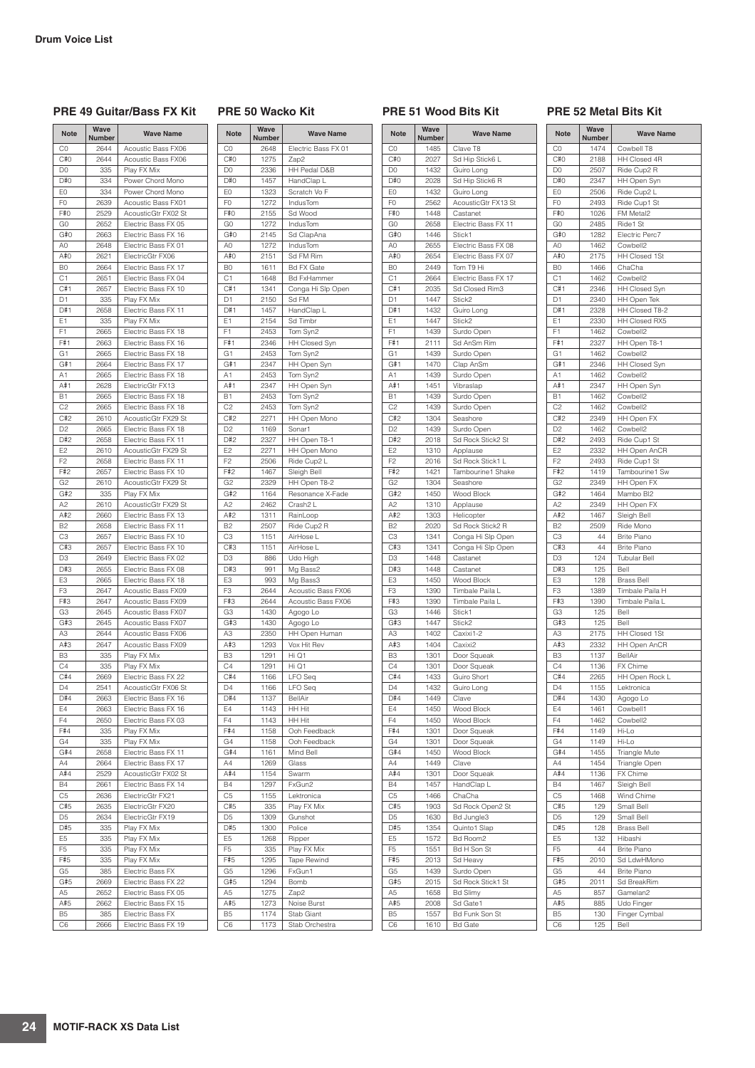## Drum Voice List

### PRE 49 Guitar/Bass FX Kit

| Note | Wave Number | Wave Name |
|---|---|---|
| C0 | 2644 | Acoustic Bass FX06 |
| C#0 | 2644 | Acoustic Bass FX06 |
| D0 | 335 | Play FX Mix |
| D#0 | 334 | Power Chord Mono |
| E0 | 334 | Power Chord Mono |
| F0 | 2639 | Acoustic Bass FX01 |
| F#0 | 2529 | AcousticGtr FX02 St |
| G0 | 2652 | Electric Bass FX 05 |
| G#0 | 2663 | Electric Bass FX 16 |
| A0 | 2648 | Electric Bass FX 01 |
| A#0 | 2621 | ElectricGtr FX06 |
| B0 | 2664 | Electric Bass FX 17 |
| C1 | 2651 | Electric Bass FX 04 |
| C#1 | 2657 | Electric Bass FX 10 |
| D1 | 335 | Play FX Mix |
| D#1 | 2658 | Electric Bass FX 11 |
| E1 | 335 | Play FX Mix |
| F1 | 2665 | Electric Bass FX 18 |
| F#1 | 2663 | Electric Bass FX 16 |
| G1 | 2665 | Electric Bass FX 18 |
| G#1 | 2664 | Electric Bass FX 17 |
| A1 | 2665 | Electric Bass FX 18 |
| A#1 | 2628 | ElectricGtr FX13 |
| B1 | 2665 | Electric Bass FX 18 |
| C2 | 2665 | Electric Bass FX 18 |
| C#2 | 2610 | AcousticGtr FX29 St |
| D2 | 2665 | Electric Bass FX 18 |
| D#2 | 2658 | Electric Bass FX 11 |
| E2 | 2610 | AcousticGtr FX29 St |
| F2 | 2658 | Electric Bass FX 11 |
| F#2 | 2657 | Electric Bass FX 10 |
| G2 | 2610 | AcousticGtr FX29 St |
| G#2 | 335 | Play FX Mix |
| A2 | 2610 | AcousticGtr FX29 St |
| A#2 | 2660 | Electric Bass FX 13 |
| B2 | 2658 | Electric Bass FX 11 |
| C3 | 2657 | Electric Bass FX 10 |
| C#3 | 2657 | Electric Bass FX 10 |
| D3 | 2649 | Electric Bass FX 02 |
| D#3 | 2655 | Electric Bass FX 08 |
| E3 | 2665 | Electric Bass FX 18 |
| F3 | 2647 | Acoustic Bass FX09 |
| F#3 | 2647 | Acoustic Bass FX09 |
| G3 | 2645 | Acoustic Bass FX07 |
| G#3 | 2645 | Acoustic Bass FX07 |
| A3 | 2644 | Acoustic Bass FX06 |
| A#3 | 2647 | Acoustic Bass FX09 |
| B3 | 335 | Play FX Mix |
| C4 | 335 | Play FX Mix |
| C#4 | 2669 | Electric Bass FX 22 |
| D4 | 2541 | AcousticGtr FX06 St |
| D#4 | 2663 | Electric Bass FX 16 |
| E4 | 2663 | Electric Bass FX 16 |
| F4 | 2650 | Electric Bass FX 03 |
| F#4 | 335 | Play FX Mix |
| G4 | 335 | Play FX Mix |
| G#4 | 2658 | Electric Bass FX 11 |
| A4 | 2664 | Electric Bass FX 17 |
| A#4 | 2529 | AcousticGtr FX02 St |
| B4 | 2661 | Electric Bass FX 14 |
| C5 | 2636 | ElectricGtr FX21 |
| C#5 | 2635 | ElectricGtr FX20 |
| D5 | 2634 | ElectricGtr FX19 |
| D#5 | 335 | Play FX Mix |
| E5 | 335 | Play FX Mix |
| F5 | 335 | Play FX Mix |
| F#5 | 335 | Play FX Mix |
| G5 | 385 | Electric Bass FX |
| G#5 | 2669 | Electric Bass FX 22 |
| A5 | 2652 | Electric Bass FX 05 |
| A#5 | 2662 | Electric Bass FX 15 |
| B5 | 385 | Electric Bass FX |
| C6 | 2666 | Electric Bass FX 19 |

### PRE 50 Wacko Kit

| Note | Wave Number | Wave Name |
|---|---|---|
| C0 | 2648 | Electric Bass FX 01 |
| C#0 | 1275 | Zap2 |
| D0 | 2336 | HH Pedal D&B |
| D#0 | 1457 | HandClap L |
| E0 | 1323 | Scratch Vo F |
| F0 | 1272 | IndusTom |
| F#0 | 2155 | Sd Wood |
| G0 | 1272 | IndusTom |
| G#0 | 2145 | Sd ClapAna |
| A0 | 1272 | IndusTom |
| A#0 | 2151 | Sd FM Rim |
| B0 | 1611 | Bd FX Gate |
| C1 | 1648 | Bd FxHammer |
| C#1 | 1341 | Conga Hi Slp Open |
| D1 | 2150 | Sd FM |
| D#1 | 1457 | HandClap L |
| E1 | 2154 | Sd Timbr |
| F1 | 2453 | Tom Syn2 |
| F#1 | 2346 | HH Closed Syn |
| G1 | 2453 | Tom Syn2 |
| G#1 | 2347 | HH Open Syn |
| A1 | 2453 | Tom Syn2 |
| A#1 | 2347 | HH Open Syn |
| B1 | 2453 | Tom Syn2 |
| C2 | 2453 | Tom Syn2 |
| C#2 | 2271 | HH Open Mono |
| D2 | 1169 | Sonar1 |
| D#2 | 2327 | HH Open T8-1 |
| E2 | 2271 | HH Open Mono |
| F2 | 2506 | Ride Cup2 L |
| F#2 | 1467 | Sleigh Bell |
| G2 | 2329 | HH Open T8-2 |
| G#2 | 1164 | Resonance X-Fade |
| A2 | 2462 | Crash2 L |
| A#2 | 1311 | RainLoop |
| B2 | 2507 | Ride Cup2 R |
| C3 | 1151 | AirHose L |
| C#3 | 1151 | AirHose L |
| D3 | 886 | Udo High |
| D#3 | 991 | Mg Bass2 |
| E3 | 993 | Mg Bass3 |
| F3 | 2644 | Acoustic Bass FX06 |
| F#3 | 2644 | Acoustic Bass FX06 |
| G3 | 1430 | Agogo Lo |
| G#3 | 1430 | Agogo Lo |
| A3 | 2350 | HH Open Human |
| A#3 | 1293 | Vox Hit Rev |
| B3 | 1291 | Hi Q1 |
| C4 | 1291 | Hi Q1 |
| C#4 | 1166 | LFO Seq |
| D4 | 1166 | LFO Seq |
| D#4 | 1137 | BellAir |
| E4 | 1143 | HH Hit |
| F4 | 1143 | HH Hit |
| F#4 | 1158 | Ooh Feedback |
| G4 | 1158 | Ooh Feedback |
| G#4 | 1161 | Mind Bell |
| A4 | 1269 | Glass |
| A#4 | 1154 | Swarm |
| B4 | 1297 | FxGun2 |
| C5 | 1155 | Lektronica |
| C#5 | 335 | Play FX Mix |
| D5 | 1309 | Gunshot |
| D#5 | 1300 | Police |
| E5 | 1268 | Ripper |
| F5 | 335 | Play FX Mix |
| F#5 | 1295 | Tape Rewind |
| G5 | 1296 | FxGun1 |
| G#5 | 1294 | Bomb |
| A5 | 1275 | Zap2 |
| A#5 | 1273 | Noise Burst |
| B5 | 1174 | Stab Giant |
| C6 | 1173 | Stab Orchestra |

### PRE 51 Wood Bits Kit

| Note | Wave Number | Wave Name |
|---|---|---|
| C0 | 1485 | Clave T8 |
| C#0 | 2027 | Sd Hip Stick6 L |
| D0 | 1432 | Guiro Long |
| D#0 | 2028 | Sd Hip Stick6 R |
| E0 | 1432 | Guiro Long |
| F0 | 2562 | AcousticGtr FX13 St |
| F#0 | 1448 | Castanet |
| G0 | 2658 | Electric Bass FX 11 |
| G#0 | 1446 | Stick1 |
| A0 | 2655 | Electric Bass FX 08 |
| A#0 | 2654 | Electric Bass FX 07 |
| B0 | 2449 | Tom T9 Hi |
| C1 | 2664 | Electric Bass FX 17 |
| C#1 | 2035 | Sd Closed Rim3 |
| D1 | 1447 | Stick2 |
| D#1 | 1432 | Guiro Long |
| E1 | 1447 | Stick2 |
| F1 | 1439 | Surdo Open |
| F#1 | 2111 | Sd AnSm Rim |
| G1 | 1439 | Surdo Open |
| G#1 | 1470 | Clap AnSm |
| A1 | 1439 | Surdo Open |
| A#1 | 1451 | Vibraslap |
| B1 | 1439 | Surdo Open |
| C2 | 1439 | Surdo Open |
| C#2 | 1304 | Seashore |
| D2 | 1439 | Surdo Open |
| D#2 | 2018 | Sd Rock Stick2 St |
| E2 | 1310 | Applause |
| F2 | 2016 | Sd Rock Stick1 L |
| F#2 | 1421 | Tambourine1 Shake |
| G2 | 1304 | Seashore |
| G#2 | 1450 | Wood Block |
| A2 | 1310 | Applause |
| A#2 | 1303 | Helicopter |
| B2 | 2020 | Sd Rock Stick2 R |
| C3 | 1341 | Conga Hi Slp Open |
| C#3 | 1341 | Conga Hi Slp Open |
| D3 | 1448 | Castanet |
| D#3 | 1448 | Castanet |
| E3 | 1450 | Wood Block |
| F3 | 1390 | Timbale Paila L |
| F#3 | 1390 | Timbale Paila L |
| G3 | 1446 | Stick1 |
| G#3 | 1447 | Stick2 |
| A3 | 1402 | Caxixi1-2 |
| A#3 | 1404 | Caxixi2 |
| B3 | 1301 | Door Squeak |
| C4 | 1301 | Door Squeak |
| C#4 | 1433 | Guiro Short |
| D4 | 1432 | Guiro Long |
| D#4 | 1449 | Clave |
| E4 | 1450 | Wood Block |
| F4 | 1450 | Wood Block |
| F#4 | 1301 | Door Squeak |
| G4 | 1301 | Door Squeak |
| G#4 | 1450 | Wood Block |
| A4 | 1449 | Clave |
| A#4 | 1301 | Door Squeak |
| B4 | 1457 | HandClap L |
| C5 | 1466 | ChaCha |
| C#5 | 1903 | Sd Rock Open2 St |
| D5 | 1630 | Bd Jungle3 |
| D#5 | 1354 | Quinto1 Slap |
| E5 | 1572 | Bd Room2 |
| F5 | 1551 | Bd H Son St |
| F#5 | 2013 | Sd Heavy |
| G5 | 1439 | Surdo Open |
| G#5 | 2015 | Sd Rock Stick1 St |
| A5 | 1658 | Bd Slimy |
| A#5 | 2008 | Sd Gate1 |
| B5 | 1557 | Bd Funk Son St |
| C6 | 1610 | Bd Gate |

### PRE 52 Metal Bits Kit

| Note | Wave Number | Wave Name |
|---|---|---|
| C0 | 1474 | Cowbell T8 |
| C#0 | 2188 | HH Closed 4R |
| D0 | 2507 | Ride Cup2 R |
| D#0 | 2347 | HH Open Syn |
| E0 | 2506 | Ride Cup2 L |
| F0 | 2493 | Ride Cup1 St |
| F#0 | 1026 | FM Metal2 |
| G0 | 2485 | Ride1 St |
| G#0 | 1282 | Electric Perc7 |
| A0 | 1462 | Cowbell2 |
| A#0 | 2175 | HH Closed 1St |
| B0 | 1466 | ChaCha |
| C1 | 1462 | Cowbell2 |
| C#1 | 2346 | HH Closed Syn |
| D1 | 2340 | HH Open Tek |
| D#1 | 2328 | HH Closed T8-2 |
| E1 | 2330 | HH Closed RX5 |
| F1 | 1462 | Cowbell2 |
| F#1 | 2327 | HH Open T8-1 |
| G1 | 1462 | Cowbell2 |
| G#1 | 2346 | HH Closed Syn |
| A1 | 1462 | Cowbell2 |
| A#1 | 2347 | HH Open Syn |
| B1 | 1462 | Cowbell2 |
| C2 | 1462 | Cowbell2 |
| C#2 | 2349 | HH Open FX |
| D2 | 1462 | Cowbell2 |
| D#2 | 2493 | Ride Cup1 St |
| E2 | 2332 | HH Open AnCR |
| F2 | 2493 | Ride Cup1 St |
| F#2 | 1419 | Tambourine1 Sw |
| G2 | 2349 | HH Open FX |
| G#2 | 1464 | Mambo Bl2 |
| A2 | 2349 | HH Open FX |
| A#2 | 1467 | Sleigh Bell |
| B2 | 2509 | Ride Mono |
| C3 | 44 | Brite Piano |
| C#3 | 44 | Brite Piano |
| D3 | 124 | Tubular Bell |
| D#3 | 125 | Bell |
| E3 | 128 | Brass Bell |
| F3 | 1389 | Timbale Paila H |
| F#3 | 1390 | Timbale Paila L |
| G3 | 125 | Bell |
| G#3 | 125 | Bell |
| A3 | 2175 | HH Closed 1St |
| A#3 | 2332 | HH Open AnCR |
| B3 | 1137 | BellAir |
| C4 | 1136 | FX Chime |
| C#4 | 2265 | HH Open Rock L |
| D4 | 1155 | Lektronica |
| D#4 | 1430 | Agogo Lo |
| E4 | 1461 | Cowbell1 |
| F4 | 1462 | Cowbell2 |
| F#4 | 1149 | Hi-Lo |
| G4 | 1149 | Hi-Lo |
| G#4 | 1455 | Triangle Mute |
| A4 | 1454 | Triangle Open |
| A#4 | 1136 | FX Chime |
| B4 | 1467 | Sleigh Bell |
| C5 | 1468 | Wind Chime |
| C#5 | 129 | Small Bell |
| D5 | 129 | Small Bell |
| D#5 | 128 | Brass Bell |
| E5 | 132 | Hibashi |
| F5 | 44 | Brite Piano |
| F#5 | 2010 | Sd LdwHMono |
| G5 | 44 | Brite Piano |
| G#5 | 2011 | Sd BreakRim |
| A5 | 857 | Gamelan2 |
| A#5 | 885 | Udo Finger |
| B5 | 130 | Finger Cymbal |
| C6 | 125 | Bell |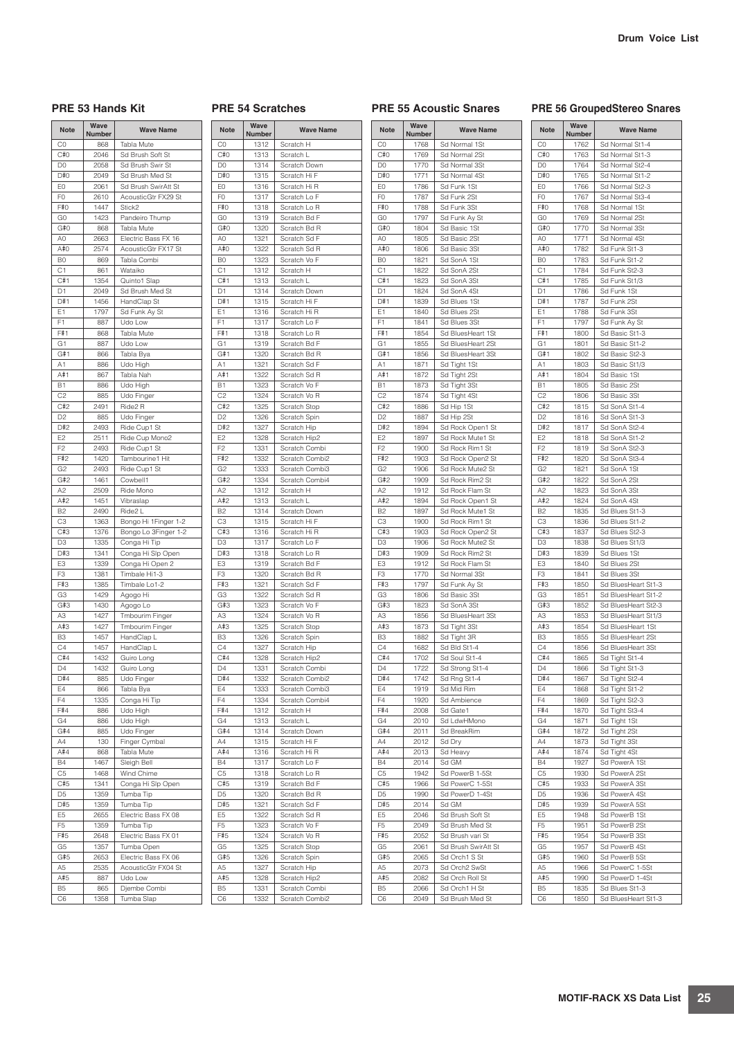## PRE 53 Hands Kit

| Note | Wave Number | Wave Name |
|---|---|---|
| C0 | 868 | Tabla Mute |
| C#0 | 2046 | Sd Brush Soft St |
| D0 | 2058 | Sd Brush Swir St |
| D#0 | 2049 | Sd Brush Med St |
| E0 | 2061 | Sd Brush SwirAtt St |
| F0 | 2610 | AcousticGtr FX29 St |
| F#0 | 1447 | Stick2 |
| G0 | 1423 | Pandeiro Thump |
| G#0 | 868 | Tabla Mute |
| A0 | 2663 | Electric Bass FX 16 |
| A#0 | 2574 | AcousticGtr FX17 St |
| B0 | 869 | Tabla Combi |
| C1 | 861 | Wataiko |
| C#1 | 1354 | Quinto1 Slap |
| D1 | 2049 | Sd Brush Med St |
| D#1 | 1456 | HandClap St |
| E1 | 1797 | Sd Funk Ay St |
| F1 | 887 | Udo Low |
| F#1 | 868 | Tabla Mute |
| G1 | 887 | Udo Low |
| G#1 | 866 | Tabla Bya |
| A1 | 886 | Udo High |
| A#1 | 867 | Tabla Nah |
| B1 | 886 | Udo High |
| C2 | 885 | Udo Finger |
| C#2 | 2491 | Ride2 R |
| D2 | 885 | Udo Finger |
| D#2 | 2493 | Ride Cup1 St |
| E2 | 2511 | Ride Cup Mono2 |
| F2 | 2493 | Ride Cup1 St |
| F#2 | 1420 | Tambourine1 Hit |
| G2 | 2493 | Ride Cup1 St |
| G#2 | 1461 | Cowbell1 |
| A2 | 2509 | Ride Mono |
| A#2 | 1451 | Vibraslap |
| B2 | 2490 | Ride2 L |
| C3 | 1363 | Bongo Hi 1Finger 1-2 |
| C#3 | 1376 | Bongo Lo 3Finger 1-2 |
| D3 | 1335 | Conga Hi Tip |
| D#3 | 1341 | Conga Hi Slp Open |
| E3 | 1339 | Conga Hi Open 2 |
| F3 | 1381 | Timbale Hi1-3 |
| F#3 | 1385 | Timbale Lo1-2 |
| G3 | 1429 | Agogo Hi |
| G#3 | 1430 | Agogo Lo |
| A3 | 1427 | Trnbourim Finger |
| A#3 | 1427 | Trnbourim Finger |
| B3 | 1457 | HandClap L |
| C4 | 1457 | HandClap L |
| C#4 | 1432 | Guiro Long |
| D4 | 1432 | Guiro Long |
| D#4 | 885 | Udo Finger |
| E4 | 866 | Tabla Bya |
| F4 | 1335 | Conga Hi Tip |
| F#4 | 886 | Udo High |
| G4 | 886 | Udo High |
| G#4 | 885 | Udo Finger |
| A4 | 130 | Finger Cymbal |
| A#4 | 868 | Tabla Mute |
| B4 | 1467 | Sleigh Bell |
| C5 | 1468 | Wind Chime |
| C#5 | 1341 | Conga Hi Slp Open |
| D5 | 1359 | Tumba Tip |
| D#5 | 1359 | Tumba Tip |
| E5 | 2655 | Electric Bass FX 08 |
| F5 | 1359 | Tumba Tip |
| F#5 | 2648 | Electric Bass FX 01 |
| G5 | 1357 | Tumba Open |
| G#5 | 2653 | Electric Bass FX 06 |
| A5 | 2535 | AcousticGtr FX04 St |
| A#5 | 887 | Udo Low |
| B5 | 865 | Djembe Combi |
| C6 | 1358 | Tumba Slap |

## PRE 54 Scratches

| Note | Wave Number | Wave Name |
|---|---|---|
| C0 | 1312 | Scratch H |
| C#0 | 1313 | Scratch L |
| D0 | 1314 | Scratch Down |
| D#0 | 1315 | Scratch Hi F |
| E0 | 1316 | Scratch Hi R |
| F0 | 1317 | Scratch Lo F |
| F#0 | 1318 | Scratch Lo R |
| G0 | 1319 | Scratch Bd F |
| G#0 | 1320 | Scratch Bd R |
| A0 | 1321 | Scratch Sd F |
| A#0 | 1322 | Scratch Sd R |
| B0 | 1323 | Scratch Vo F |
| C1 | 1312 | Scratch H |
| C#1 | 1313 | Scratch L |
| D1 | 1314 | Scratch Down |
| D#1 | 1315 | Scratch Hi F |
| E1 | 1316 | Scratch Hi R |
| F1 | 1317 | Scratch Lo F |
| F#1 | 1318 | Scratch Lo R |
| G1 | 1319 | Scratch Bd F |
| G#1 | 1320 | Scratch Bd R |
| A1 | 1321 | Scratch Sd F |
| A#1 | 1322 | Scratch Sd R |
| B1 | 1323 | Scratch Vo F |
| C2 | 1324 | Scratch Vo R |
| C#2 | 1325 | Scratch Stop |
| D2 | 1326 | Scratch Spin |
| D#2 | 1327 | Scratch Hip |
| E2 | 1328 | Scratch Hip2 |
| F2 | 1331 | Scratch Combi |
| F#2 | 1332 | Scratch Combi2 |
| G2 | 1333 | Scratch Combi3 |
| G#2 | 1334 | Scratch Combi4 |
| A2 | 1312 | Scratch H |
| A#2 | 1313 | Scratch L |
| B2 | 1314 | Scratch Down |
| C3 | 1315 | Scratch Hi F |
| C#3 | 1316 | Scratch Hi R |
| D3 | 1317 | Scratch Lo F |
| D#3 | 1318 | Scratch Lo R |
| E3 | 1319 | Scratch Bd F |
| F3 | 1320 | Scratch Bd R |
| F#3 | 1321 | Scratch Sd F |
| G3 | 1322 | Scratch Sd R |
| G#3 | 1323 | Scratch Vo F |
| A3 | 1324 | Scratch Vo R |
| A#3 | 1325 | Scratch Stop |
| B3 | 1326 | Scratch Spin |
| C4 | 1327 | Scratch Hip |
| C#4 | 1328 | Scratch Hip2 |
| D4 | 1331 | Scratch Combi |
| D#4 | 1332 | Scratch Combi2 |
| E4 | 1333 | Scratch Combi3 |
| F4 | 1334 | Scratch Combi4 |
| F#4 | 1312 | Scratch H |
| G4 | 1313 | Scratch L |
| G#4 | 1314 | Scratch Down |
| A4 | 1315 | Scratch Hi F |
| A#4 | 1316 | Scratch Hi R |
| B4 | 1317 | Scratch Lo F |
| C5 | 1318 | Scratch Lo R |
| C#5 | 1319 | Scratch Bd F |
| D5 | 1320 | Scratch Bd R |
| D#5 | 1321 | Scratch Sd F |
| E5 | 1322 | Scratch Sd R |
| F5 | 1323 | Scratch Vo F |
| F#5 | 1324 | Scratch Vo R |
| G5 | 1325 | Scratch Stop |
| G#5 | 1326 | Scratch Spin |
| A5 | 1327 | Scratch Hip |
| A#5 | 1328 | Scratch Hip2 |
| B5 | 1331 | Scratch Combi |
| C6 | 1332 | Scratch Combi2 |

## PRE 55 Acoustic Snares

| Note | Wave Number | Wave Name |
|---|---|---|
| C0 | 1768 | Sd Normal 1St |
| C#0 | 1769 | Sd Normal 2St |
| D0 | 1770 | Sd Normal 3St |
| D#0 | 1771 | Sd Normal 4St |
| E0 | 1786 | Sd Funk 1St |
| F0 | 1787 | Sd Funk 2St |
| F#0 | 1788 | Sd Funk 3St |
| G0 | 1797 | Sd Funk Ay St |
| G#0 | 1804 | Sd Basic 1St |
| A0 | 1805 | Sd Basic 2St |
| A#0 | 1806 | Sd Basic 3St |
| B0 | 1821 | Sd SonA 1St |
| C1 | 1822 | Sd SonA 2St |
| C#1 | 1823 | Sd SonA 3St |
| D1 | 1824 | Sd SonA 4St |
| D#1 | 1839 | Sd Blues 1St |
| E1 | 1840 | Sd Blues 2St |
| F1 | 1841 | Sd Blues 3St |
| F#1 | 1854 | Sd BluesHeart 1St |
| G1 | 1855 | Sd BluesHeart 2St |
| G#1 | 1856 | Sd BluesHeart 3St |
| A1 | 1871 | Sd Tight 1St |
| A#1 | 1872 | Sd Tight 2St |
| B1 | 1873 | Sd Tight 3St |
| C2 | 1874 | Sd Tight 4St |
| C#2 | 1886 | Sd Hip 1St |
| D2 | 1887 | Sd Hip 2St |
| D#2 | 1894 | Sd Rock Open1 St |
| E2 | 1897 | Sd Rock Mute1 St |
| F2 | 1900 | Sd Rock Rim1 St |
| F#2 | 1903 | Sd Rock Open2 St |
| G2 | 1906 | Sd Rock Mute2 St |
| G#2 | 1909 | Sd Rock Rim2 St |
| A2 | 1912 | Sd Rock Flam St |
| A#2 | 1894 | Sd Rock Open1 St |
| B2 | 1897 | Sd Rock Mute1 St |
| C3 | 1900 | Sd Rock Rim1 St |
| C#3 | 1903 | Sd Rock Open2 St |
| D3 | 1906 | Sd Rock Mute2 St |
| D#3 | 1909 | Sd Rock Rim2 St |
| E3 | 1912 | Sd Rock Flam St |
| F3 | 1770 | Sd Normal 3St |
| F#3 | 1797 | Sd Funk Ay St |
| G3 | 1806 | Sd Basic 3St |
| G#3 | 1823 | Sd SonA 3St |
| A3 | 1856 | Sd BluesHeart 3St |
| A#3 | 1873 | Sd Tight 3St |
| B3 | 1882 | Sd Tight 3R |
| C4 | 1682 | Sd Bld St1-4 |
| C#4 | 1702 | Sd Soul St1-4 |
| D4 | 1722 | Sd Strong St1-4 |
| D#4 | 1742 | Sd Rng St1-4 |
| E4 | 1919 | Sd Mid Rim |
| F4 | 1920 | Sd Ambience |
| F#4 | 2008 | Sd Gate1 |
| G4 | 2010 | Sd LdwHMono |
| G#4 | 2011 | Sd BreakRim |
| A4 | 2012 | Sd Dry |
| A#4 | 2013 | Sd Heavy |
| B4 | 2014 | Sd GM |
| C5 | 1942 | Sd PowerB 1-5St |
| C#5 | 1966 | Sd PowerC 1-5St |
| D5 | 1990 | Sd PowerD 1-4St |
| D#5 | 2014 | Sd GM |
| E5 | 2046 | Sd Brush Soft St |
| F5 | 2049 | Sd Brush Med St |
| F#5 | 2052 | Sd Brush vari St |
| G5 | 2061 | Sd Brush SwirAtt St |
| G#5 | 2065 | Sd Orch1 S St |
| A5 | 2073 | Sd Orch2 SwSt |
| A#5 | 2082 | Sd Orch Roll St |
| B5 | 2066 | Sd Orch1 H St |
| C6 | 2049 | Sd Brush Med St |

## PRE 56 GroupedStereo Snares

| Note | Wave Number | Wave Name |
|---|---|---|
| C0 | 1762 | Sd Normal St1-4 |
| C#0 | 1763 | Sd Normal St1-3 |
| D0 | 1764 | Sd Normal St2-4 |
| D#0 | 1765 | Sd Normal St1-2 |
| E0 | 1766 | Sd Normal St2-3 |
| F0 | 1767 | Sd Normal St3-4 |
| F#0 | 1768 | Sd Normal 1St |
| G0 | 1769 | Sd Normal 2St |
| G#0 | 1770 | Sd Normal 3St |
| A0 | 1771 | Sd Normal 4St |
| A#0 | 1782 | Sd Funk St1-3 |
| B0 | 1783 | Sd Funk St1-2 |
| C1 | 1784 | Sd Funk St2-3 |
| C#1 | 1785 | Sd Funk St1/3 |
| D1 | 1786 | Sd Funk 1St |
| D#1 | 1787 | Sd Funk 2St |
| E1 | 1788 | Sd Funk 3St |
| F1 | 1797 | Sd Funk Ay St |
| F#1 | 1800 | Sd Basic St1-3 |
| G1 | 1801 | Sd Basic St1-2 |
| G#1 | 1802 | Sd Basic St2-3 |
| A1 | 1803 | Sd Basic St1/3 |
| A#1 | 1804 | Sd Basic 1St |
| B1 | 1805 | Sd Basic 2St |
| C2 | 1806 | Sd Basic 3St |
| C#2 | 1815 | Sd SonA St1-4 |
| D2 | 1816 | Sd SonA St1-3 |
| D#2 | 1817 | Sd SonA St2-4 |
| E2 | 1818 | Sd SonA St1-2 |
| F2 | 1819 | Sd SonA St2-3 |
| F#2 | 1820 | Sd SonA St3-4 |
| G2 | 1821 | Sd SonA 1St |
| G#2 | 1822 | Sd SonA 2St |
| A2 | 1823 | Sd SonA 3St |
| A#2 | 1824 | Sd SonA 4St |
| B2 | 1835 | Sd Blues St1-3 |
| C3 | 1836 | Sd Blues St1-2 |
| C#3 | 1837 | Sd Blues St2-3 |
| D3 | 1838 | Sd Blues St1/3 |
| D#3 | 1839 | Sd Blues 1St |
| E3 | 1840 | Sd Blues 2St |
| F3 | 1841 | Sd Blues 3St |
| F#3 | 1850 | Sd BluesHeart St1-3 |
| G3 | 1851 | Sd BluesHeart St1-2 |
| G#3 | 1852 | Sd BluesHeart St2-3 |
| A3 | 1853 | Sd BluesHeart St1/3 |
| A#3 | 1854 | Sd BluesHeart 1St |
| B3 | 1855 | Sd BluesHeart 2St |
| C4 | 1856 | Sd BluesHeart 3St |
| C#4 | 1865 | Sd Tight St1-4 |
| D4 | 1866 | Sd Tight St1-3 |
| D#4 | 1867 | Sd Tight St2-4 |
| E4 | 1868 | Sd Tight St1-2 |
| F4 | 1869 | Sd Tight St2-3 |
| F#4 | 1870 | Sd Tight St3-4 |
| G4 | 1871 | Sd Tight 1St |
| G#4 | 1872 | Sd Tight 2St |
| A4 | 1873 | Sd Tight 3St |
| A#4 | 1874 | Sd Tight 4St |
| B4 | 1927 | Sd PowerA 1St |
| C5 | 1930 | Sd PowerA 2St |
| C#5 | 1933 | Sd PowerA 3St |
| D5 | 1936 | Sd PowerA 4St |
| D#5 | 1939 | Sd PowerA 5St |
| E5 | 1948 | Sd PowerB 1St |
| F5 | 1951 | Sd PowerB 2St |
| F#5 | 1954 | Sd PowerB 3St |
| G5 | 1957 | Sd PowerB 4St |
| G#5 | 1960 | Sd PowerB 5St |
| A5 | 1966 | Sd PowerC 1-5St |
| A#5 | 1990 | Sd PowerD 1-4St |
| B5 | 1835 | Sd Blues St1-3 |
| C6 | 1850 | Sd BluesHeart St1-3 |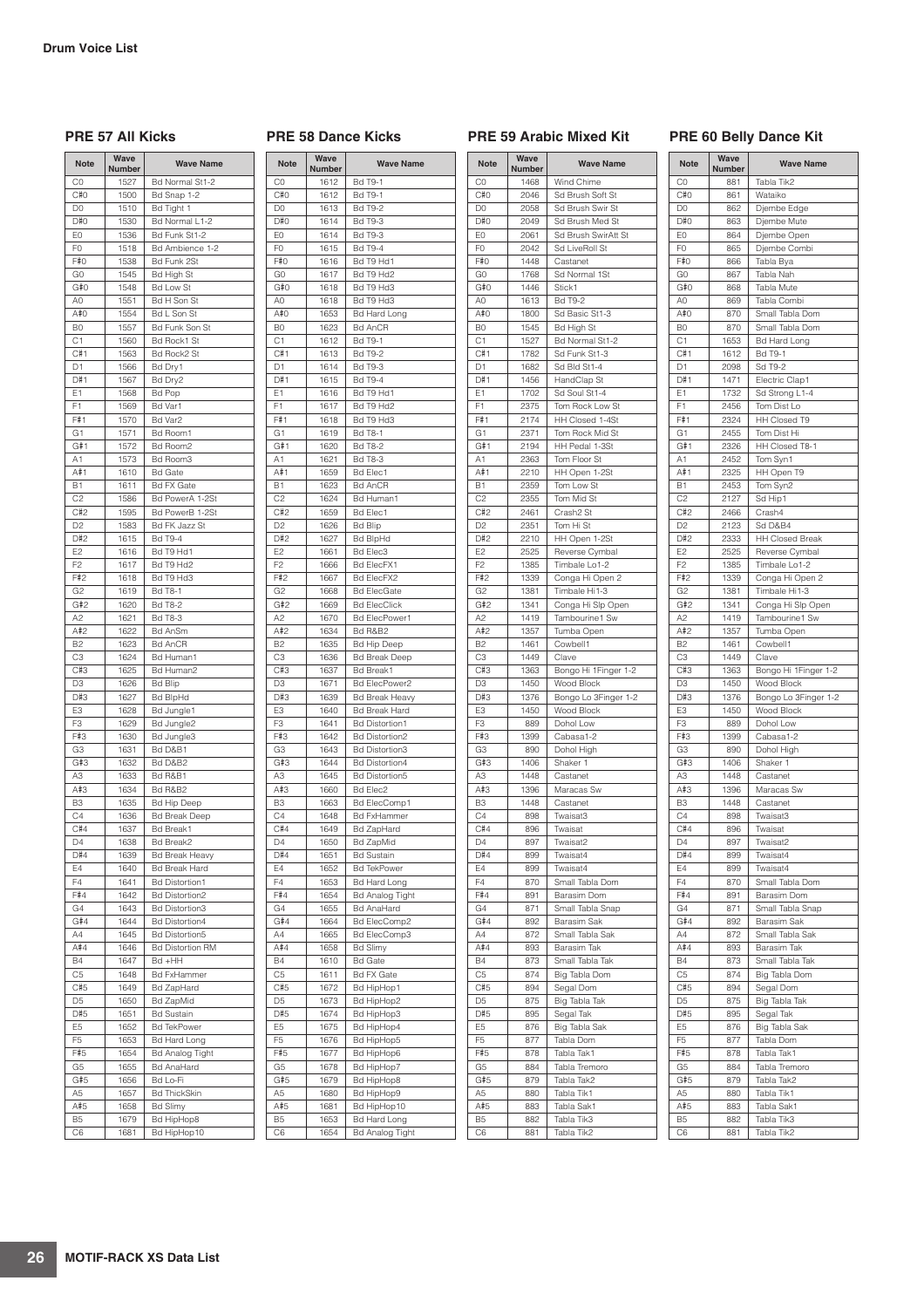**Drum Voice List**

### PRE 57 All Kicks

| Note | Wave Number | Wave Name |
|---|---|---|
| C0 | 1527 | Bd Normal St1-2 |
| C#0 | 1500 | Bd Snap 1-2 |
| D0 | 1510 | Bd Tight 1 |
| D#0 | 1530 | Bd Normal L1-2 |
| E0 | 1536 | Bd Funk St1-2 |
| F0 | 1518 | Bd Ambience 1-2 |
| F#0 | 1538 | Bd Funk 2St |
| G0 | 1545 | Bd High St |
| G#0 | 1548 | Bd Low St |
| A0 | 1551 | Bd H Son St |
| A#0 | 1554 | Bd L Son St |
| B0 | 1557 | Bd Funk Son St |
| C1 | 1560 | Bd Rock1 St |
| C#1 | 1563 | Bd Rock2 St |
| D1 | 1566 | Bd Dry1 |
| D#1 | 1567 | Bd Dry2 |
| E1 | 1568 | Bd Pop |
| F1 | 1569 | Bd Var1 |
| F#1 | 1570 | Bd Var2 |
| G1 | 1571 | Bd Room1 |
| G#1 | 1572 | Bd Room2 |
| A1 | 1573 | Bd Room3 |
| A#1 | 1610 | Bd Gate |
| B1 | 1611 | Bd FX Gate |
| C2 | 1586 | Bd PowerA 1-2St |
| C#2 | 1595 | Bd PowerB 1-2St |
| D2 | 1583 | Bd FK Jazz St |
| D#2 | 1615 | Bd T9-4 |
| E2 | 1616 | Bd T9 Hd1 |
| F2 | 1617 | Bd T9 Hd2 |
| F#2 | 1618 | Bd T9 Hd3 |
| G2 | 1619 | Bd T8-1 |
| G#2 | 1620 | Bd T8-2 |
| A2 | 1621 | Bd T8-3 |
| A#2 | 1622 | Bd AnSm |
| B2 | 1623 | Bd AnCR |
| C3 | 1624 | Bd Human1 |
| C#3 | 1625 | Bd Human2 |
| D3 | 1626 | Bd Blip |
| D#3 | 1627 | Bd BlpHd |
| E3 | 1628 | Bd Jungle1 |
| F3 | 1629 | Bd Jungle2 |
| F#3 | 1630 | Bd Jungle3 |
| G3 | 1631 | Bd D&B1 |
| G#3 | 1632 | Bd D&B2 |
| A3 | 1633 | Bd R&B1 |
| A#3 | 1634 | Bd R&B2 |
| B3 | 1635 | Bd Hip Deep |
| C4 | 1636 | Bd Break Deep |
| C#4 | 1637 | Bd Break1 |
| D4 | 1638 | Bd Break2 |
| D#4 | 1639 | Bd Break Heavy |
| E4 | 1640 | Bd Break Hard |
| F4 | 1641 | Bd Distortion1 |
| F#4 | 1642 | Bd Distortion2 |
| G4 | 1643 | Bd Distortion3 |
| G#4 | 1644 | Bd Distortion4 |
| A4 | 1645 | Bd Distortion5 |
| A#4 | 1646 | Bd Distortion RM |
| B4 | 1647 | Bd +HH |
| C5 | 1648 | Bd FxHammer |
| C#5 | 1649 | Bd ZapHard |
| D5 | 1650 | Bd ZapMid |
| D#5 | 1651 | Bd Sustain |
| E5 | 1652 | Bd TekPower |
| F5 | 1653 | Bd Hard Long |
| F#5 | 1654 | Bd Analog Tight |
| G5 | 1655 | Bd AnaHard |
| G#5 | 1656 | Bd Lo-Fi |
| A5 | 1657 | Bd ThickSkin |
| A#5 | 1658 | Bd Slimy |
| B5 | 1679 | Bd HipHop8 |
| C6 | 1681 | Bd HipHop10 |

### PRE 58 Dance Kicks

| Note | Wave Number | Wave Name |
|---|---|---|
| C0 | 1612 | Bd T9-1 |
| C#0 | 1612 | Bd T9-1 |
| D0 | 1613 | Bd T9-2 |
| D#0 | 1614 | Bd T9-3 |
| E0 | 1614 | Bd T9-3 |
| F0 | 1615 | Bd T9-4 |
| F#0 | 1616 | Bd T9 Hd1 |
| G0 | 1617 | Bd T9 Hd2 |
| G#0 | 1618 | Bd T9 Hd3 |
| A0 | 1618 | Bd T9 Hd3 |
| A#0 | 1653 | Bd Hard Long |
| B0 | 1623 | Bd AnCR |
| C1 | 1612 | Bd T9-1 |
| C#1 | 1613 | Bd T9-2 |
| D1 | 1614 | Bd T9-3 |
| D#1 | 1615 | Bd T9-4 |
| E1 | 1616 | Bd T9 Hd1 |
| F1 | 1617 | Bd T9 Hd2 |
| F#1 | 1618 | Bd T9 Hd3 |
| G1 | 1619 | Bd T8-1 |
| G#1 | 1620 | Bd T8-2 |
| A1 | 1621 | Bd T8-3 |
| A#1 | 1659 | Bd Elec1 |
| B1 | 1623 | Bd AnCR |
| C2 | 1624 | Bd Human1 |
| C#2 | 1659 | Bd Elec1 |
| D2 | 1626 | Bd Blip |
| D#2 | 1627 | Bd BlpHd |
| E2 | 1661 | Bd Elec3 |
| F2 | 1666 | Bd ElecFX1 |
| F#2 | 1667 | Bd ElecFX2 |
| G2 | 1668 | Bd ElecGate |
| G#2 | 1669 | Bd ElecClick |
| A2 | 1670 | Bd ElecPower1 |
| A#2 | 1634 | Bd R&B2 |
| B2 | 1635 | Bd Hip Deep |
| C3 | 1636 | Bd Break Deep |
| C#3 | 1637 | Bd Break1 |
| D3 | 1671 | Bd ElecPower2 |
| D#3 | 1639 | Bd Break Heavy |
| E3 | 1640 | Bd Break Hard |
| F3 | 1641 | Bd Distortion1 |
| F#3 | 1642 | Bd Distortion2 |
| G3 | 1643 | Bd Distortion3 |
| G#3 | 1644 | Bd Distortion4 |
| A3 | 1645 | Bd Distortion5 |
| A#3 | 1660 | Bd Elec2 |
| B3 | 1663 | Bd ElecComp1 |
| C4 | 1648 | Bd FxHammer |
| C#4 | 1649 | Bd ZapHard |
| D4 | 1650 | Bd ZapMid |
| D#4 | 1651 | Bd Sustain |
| E4 | 1652 | Bd TekPower |
| F4 | 1653 | Bd Hard Long |
| F#4 | 1654 | Bd Analog Tight |
| G4 | 1655 | Bd AnaHard |
| G#4 | 1664 | Bd ElecComp2 |
| A4 | 1665 | Bd ElecComp3 |
| A#4 | 1658 | Bd Slimy |
| B4 | 1610 | Bd Gate |
| C5 | 1611 | Bd FX Gate |
| C#5 | 1672 | Bd HipHop1 |
| D5 | 1673 | Bd HipHop2 |
| D#5 | 1674 | Bd HipHop3 |
| E5 | 1675 | Bd HipHop4 |
| F5 | 1676 | Bd HipHop5 |
| F#5 | 1677 | Bd HipHop6 |
| G5 | 1678 | Bd HipHop7 |
| G#5 | 1679 | Bd HipHop8 |
| A5 | 1680 | Bd HipHop9 |
| A#5 | 1681 | Bd HipHop10 |
| B5 | 1653 | Bd Hard Long |
| C6 | 1654 | Bd Analog Tight |

### PRE 59 Arabic Mixed Kit

| Note | Wave Number | Wave Name |
|---|---|---|
| C0 | 1468 | Wind Chime |
| C#0 | 2046 | Sd Brush Soft St |
| D0 | 2058 | Sd Brush Swir St |
| D#0 | 2049 | Sd Brush Med St |
| E0 | 2061 | Sd Brush SwirAtt St |
| F0 | 2042 | Sd LiveRoll St |
| F#0 | 1448 | Castanet |
| G0 | 1768 | Sd Normal 1St |
| G#0 | 1446 | Stick1 |
| A0 | 1613 | Bd T9-2 |
| A#0 | 1800 | Sd Basic St1-3 |
| B0 | 1545 | Bd High St |
| C1 | 1527 | Bd Normal St1-2 |
| C#1 | 1782 | Sd Funk St1-3 |
| D1 | 1682 | Sd Bld St1-4 |
| D#1 | 1456 | HandClap St |
| E1 | 1702 | Sd Soul St1-4 |
| F1 | 2375 | Tom Rock Low St |
| F#1 | 2174 | HH Closed 1-4St |
| G1 | 2371 | Tom Rock Mid St |
| G#1 | 2194 | HH Pedal 1-3St |
| A1 | 2363 | Tom Floor St |
| A#1 | 2210 | HH Open 1-2St |
| B1 | 2359 | Tom Low St |
| C2 | 2355 | Tom Mid St |
| C#2 | 2461 | Crash2 St |
| D2 | 2351 | Tom Hi St |
| D#2 | 2210 | HH Open 1-2St |
| E2 | 2525 | Reverse Cymbal |
| F2 | 1385 | Timbale Lo1-2 |
| F#2 | 1339 | Conga Hi Open 2 |
| G2 | 1381 | Timbale Hi1-3 |
| G#2 | 1341 | Conga Hi Slp Open |
| A2 | 1419 | Tambourine1 Sw |
| A#2 | 1357 | Tumba Open |
| B2 | 1461 | Cowbell1 |
| C3 | 1449 | Clave |
| C#3 | 1363 | Bongo Hi 1Finger 1-2 |
| D3 | 1450 | Wood Block |
| D#3 | 1376 | Bongo Lo 3Finger 1-2 |
| E3 | 1450 | Wood Block |
| F3 | 889 | Dohol Low |
| F#3 | 1399 | Cabasa1-2 |
| G3 | 890 | Dohol High |
| G#3 | 1406 | Shaker 1 |
| A3 | 1448 | Castanet |
| A#3 | 1396 | Maracas Sw |
| B3 | 1448 | Castanet |
| C4 | 898 | Twaisat3 |
| C#4 | 896 | Twaisat |
| D4 | 897 | Twaisat2 |
| D#4 | 899 | Twaisat4 |
| E4 | 899 | Twaisat4 |
| F4 | 870 | Small Tabla Dom |
| F#4 | 891 | Barasim Dom |
| G4 | 871 | Small Tabla Snap |
| G#4 | 892 | Barasim Sak |
| A4 | 872 | Small Tabla Sak |
| A#4 | 893 | Barasim Tak |
| B4 | 873 | Small Tabla Tak |
| C5 | 874 | Big Tabla Dom |
| C#5 | 894 | Segal Dom |
| D5 | 875 | Big Tabla Tak |
| D#5 | 895 | Segal Tak |
| E5 | 876 | Big Tabla Sak |
| F5 | 877 | Tabla Dom |
| F#5 | 878 | Tabla Tak1 |
| G5 | 884 | Tabla Tremoro |
| G#5 | 879 | Tabla Tak2 |
| A5 | 880 | Tabla Tik1 |
| A#5 | 883 | Tabla Sak1 |
| B5 | 882 | Tabla Tik3 |
| C6 | 881 | Tabla Tik2 |

### PRE 60 Belly Dance Kit

| Note | Wave Number | Wave Name |
|---|---|---|
| C0 | 881 | Tabla Tik2 |
| C#0 | 861 | Wataiko |
| D0 | 862 | Djembe Edge |
| D#0 | 863 | Djembe Mute |
| E0 | 864 | Djembe Open |
| F0 | 865 | Djembe Combi |
| F#0 | 866 | Tabla Bya |
| G0 | 867 | Tabla Nah |
| G#0 | 868 | Tabla Mute |
| A0 | 869 | Tabla Combi |
| A#0 | 870 | Small Tabla Dom |
| B0 | 870 | Small Tabla Dom |
| C1 | 1653 | Bd Hard Long |
| C#1 | 1612 | Bd T9-1 |
| D1 | 2098 | Sd T9-2 |
| D#1 | 1471 | Electric Clap1 |
| E1 | 1732 | Sd Strong L1-4 |
| F1 | 2456 | Tom Dist Lo |
| F#1 | 2324 | HH Closed T9 |
| G1 | 2455 | Tom Dist Hi |
| G#1 | 2326 | HH Closed T8-1 |
| A1 | 2452 | Tom Syn1 |
| A#1 | 2325 | HH Open T9 |
| B1 | 2453 | Tom Syn2 |
| C2 | 2127 | Sd Hip1 |
| C#2 | 2466 | Crash4 |
| D2 | 2123 | Sd D&B4 |
| D#2 | 2333 | HH Closed Break |
| E2 | 2525 | Reverse Cymbal |
| F2 | 1385 | Timbale Lo1-2 |
| F#2 | 1339 | Conga Hi Open 2 |
| G2 | 1381 | Timbale Hi1-3 |
| G#2 | 1341 | Conga Hi Slp Open |
| A2 | 1419 | Tambourine1 Sw |
| A#2 | 1357 | Tumba Open |
| B2 | 1461 | Cowbell1 |
| C3 | 1449 | Clave |
| C#3 | 1363 | Bongo Hi 1Finger 1-2 |
| D3 | 1450 | Wood Block |
| D#3 | 1376 | Bongo Lo 3Finger 1-2 |
| E3 | 1450 | Wood Block |
| F3 | 889 | Dohol Low |
| F#3 | 1399 | Cabasa1-2 |
| G3 | 890 | Dohol High |
| G#3 | 1406 | Shaker 1 |
| A3 | 1448 | Castanet |
| A#3 | 1396 | Maracas Sw |
| B3 | 1448 | Castanet |
| C4 | 898 | Twaisat3 |
| C#4 | 896 | Twaisat |
| D4 | 897 | Twaisat2 |
| D#4 | 899 | Twaisat4 |
| E4 | 899 | Twaisat4 |
| F4 | 870 | Small Tabla Dom |
| F#4 | 891 | Barasim Dom |
| G4 | 871 | Small Tabla Snap |
| G#4 | 892 | Barasim Sak |
| A4 | 872 | Small Tabla Sak |
| A#4 | 893 | Barasim Tak |
| B4 | 873 | Small Tabla Tak |
| C5 | 874 | Big Tabla Dom |
| C#5 | 894 | Segal Dom |
| D5 | 875 | Big Tabla Tak |
| D#5 | 895 | Segal Tak |
| E5 | 876 | Big Tabla Sak |
| F5 | 877 | Tabla Dom |
| F#5 | 878 | Tabla Tak1 |
| G5 | 884 | Tabla Tremoro |
| G#5 | 879 | Tabla Tak2 |
| A5 | 880 | Tabla Tik1 |
| A#5 | 883 | Tabla Sak1 |
| B5 | 882 | Tabla Tik3 |
| C6 | 881 | Tabla Tik2 |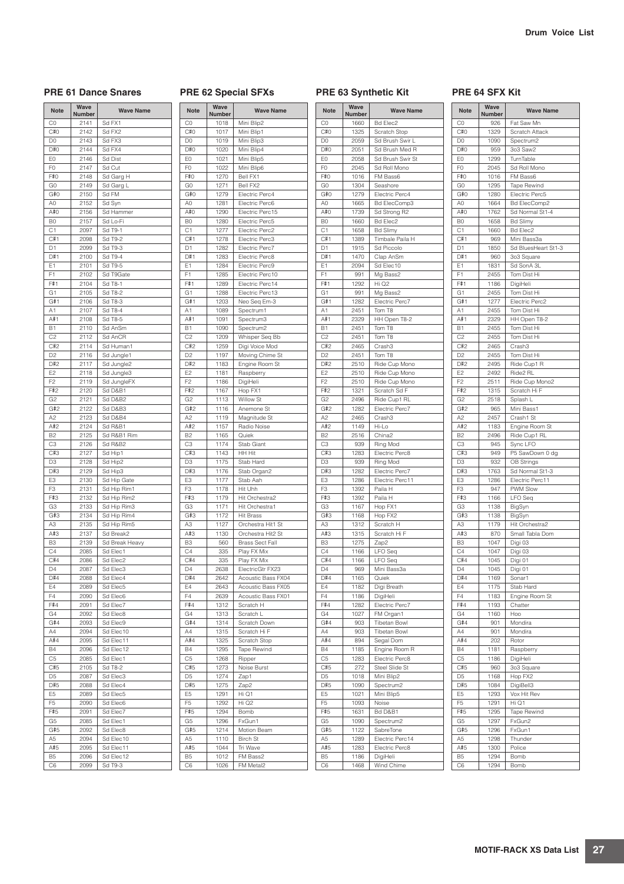### PRE 61 Dance Snares

| Note | Wave Number | Wave Name |
|---|---|---|
| C0 | 2141 | Sd FX1 |
| C#0 | 2142 | Sd FX2 |
| D0 | 2143 | Sd FX3 |
| D#0 | 2144 | Sd FX4 |
| E0 | 2146 | Sd Dist |
| F0 | 2147 | Sd Cut |
| F#0 | 2148 | Sd Garg H |
| G0 | 2149 | Sd Garg L |
| G#0 | 2150 | Sd FM |
| A0 | 2152 | Sd Syn |
| A#0 | 2156 | Sd Hammer |
| B0 | 2157 | Sd Lo-Fi |
| C1 | 2097 | Sd T9-1 |
| C#1 | 2098 | Sd T9-2 |
| D1 | 2099 | Sd T9-3 |
| D#1 | 2100 | Sd T9-4 |
| E1 | 2101 | Sd T9-5 |
| F1 | 2102 | Sd T9Gate |
| F#1 | 2104 | Sd T8-1 |
| G1 | 2105 | Sd T8-2 |
| G#1 | 2106 | Sd T8-3 |
| A1 | 2107 | Sd T8-4 |
| A#1 | 2108 | Sd T8-5 |
| B1 | 2110 | Sd AnSm |
| C2 | 2112 | Sd AnCR |
| C#2 | 2114 | Sd Human1 |
| D2 | 2116 | Sd Jungle1 |
| D#2 | 2117 | Sd Jungle2 |
| E2 | 2118 | Sd Jungle3 |
| F2 | 2119 | Sd JungleFX |
| F#2 | 2120 | Sd D&B1 |
| G2 | 2121 | Sd D&B2 |
| G#2 | 2122 | Sd D&B3 |
| A2 | 2123 | Sd D&B4 |
| A#2 | 2124 | Sd R&B1 |
| B2 | 2125 | Sd R&B1 Rim |
| C3 | 2126 | Sd R&B2 |
| C#3 | 2127 | Sd Hip1 |
| D3 | 2128 | Sd Hip2 |
| D#3 | 2129 | Sd Hip3 |
| E3 | 2130 | Sd Hip Gate |
| F3 | 2131 | Sd Hip Rim1 |
| F#3 | 2132 | Sd Hip Rim2 |
| G3 | 2133 | Sd Hip Rim3 |
| G#3 | 2134 | Sd Hip Rim4 |
| A3 | 2135 | Sd Hip Rim5 |
| A#3 | 2137 | Sd Break2 |
| B3 | 2139 | Sd Break Heavy |
| C4 | 2085 | Sd Elec1 |
| C#4 | 2086 | Sd Elec2 |
| D4 | 2087 | Sd Elec3 |
| D#4 | 2088 | Sd Elec4 |
| E4 | 2089 | Sd Elec5 |
| F4 | 2090 | Sd Elec6 |
| F#4 | 2091 | Sd Elec7 |
| G4 | 2092 | Sd Elec8 |
| G#4 | 2093 | Sd Elec9 |
| A4 | 2094 | Sd Elec10 |
| A#4 | 2095 | Sd Elec11 |
| B4 | 2096 | Sd Elec12 |
| C5 | 2085 | Sd Elec1 |
| C#5 | 2105 | Sd T8-2 |
| D5 | 2087 | Sd Elec3 |
| D#5 | 2088 | Sd Elec4 |
| E5 | 2089 | Sd Elec5 |
| F5 | 2090 | Sd Elec6 |
| F#5 | 2091 | Sd Elec7 |
| G5 | 2085 | Sd Elec1 |
| G#5 | 2092 | Sd Elec8 |
| A5 | 2094 | Sd Elec10 |
| A#5 | 2095 | Sd Elec11 |
| B5 | 2096 | Sd Elec12 |
| C6 | 2099 | Sd T9-3 |

### PRE 62 Special SFXs

| Note | Wave Number | Wave Name |
|---|---|---|
| C0 | 1018 | Mini Blip2 |
| C#0 | 1017 | Mini Blip1 |
| D0 | 1019 | Mini Blip3 |
| D#0 | 1020 | Mini Blip4 |
| E0 | 1021 | Mini Blip5 |
| F0 | 1022 | Mini Blip6 |
| F#0 | 1270 | Bell FX1 |
| G0 | 1271 | Bell FX2 |
| G#0 | 1279 | Electric Perc4 |
| A0 | 1281 | Electric Perc6 |
| A#0 | 1290 | Electric Perc15 |
| B0 | 1280 | Electric Perc5 |
| C1 | 1277 | Electric Perc2 |
| C#1 | 1278 | Electric Perc3 |
| D1 | 1282 | Electric Perc7 |
| D#1 | 1283 | Electric Perc8 |
| E1 | 1284 | Electric Perc9 |
| F1 | 1285 | Electric Perc10 |
| F#1 | 1289 | Electric Perc14 |
| G1 | 1288 | Electric Perc13 |
| G#1 | 1203 | Neo Seq Em-3 |
| A1 | 1089 | Spectrum1 |
| A#1 | 1091 | Spectrum3 |
| B1 | 1090 | Spectrum2 |
| C2 | 1209 | Whisper Seq Bb |
| C#2 | 1259 | Digi Voice Mod |
| D2 | 1197 | Moving Chime St |
| D#2 | 1183 | Engine Room St |
| E2 | 1181 | Raspberry |
| F2 | 1186 | DigiHeli |
| F#2 | 1167 | Hop FX1 |
| G2 | 1113 | Willow St |
| G#2 | 1116 | Anemone St |
| A2 | 1119 | Magnitude St |
| A#2 | 1157 | Radio Noise |
| B2 | 1165 | Quiek |
| C3 | 1174 | Stab Giant |
| C#3 | 1143 | HH Hit |
| D3 | 1175 | Stab Hard |
| D#3 | 1176 | Stab Organ2 |
| E3 | 1177 | Stab Aah |
| F3 | 1178 | Hit Uhh |
| F#3 | 1179 | Hit Orchestra2 |
| G3 | 1171 | Hit Orchestra1 |
| G#3 | 1172 | Hit Brass |
| A3 | 1127 | Orchestra Hit1 St |
| A#3 | 1130 | Orchestra Hit2 St |
| B3 | 560 | Brass Sect Fall |
| C4 | 335 | Play FX Mix |
| C#4 | 335 | Play FX Mix |
| D4 | 2638 | ElectricGtr FX23 |
| D#4 | 2642 | Acoustic Bass FX04 |
| E4 | 2643 | Acoustic Bass FX05 |
| F4 | 2639 | Acoustic Bass FX01 |
| F#4 | 1312 | Scratch H |
| G4 | 1313 | Scratch L |
| G#4 | 1314 | Scratch Down |
| A4 | 1315 | Scratch Hi F |
| A#4 | 1325 | Scratch Stop |
| B4 | 1295 | Tape Rewind |
| C5 | 1268 | Ripper |
| C#5 | 1273 | Noise Burst |
| D5 | 1274 | Zap1 |
| D#5 | 1275 | Zap2 |
| E5 | 1291 | Hi Q1 |
| F5 | 1292 | Hi Q2 |
| F#5 | 1294 | Bomb |
| G5 | 1296 | FxGun1 |
| G#5 | 1214 | Motion Beam |
| A5 | 1110 | Birch St |
| A#5 | 1044 | Tri Wave |
| B5 | 1012 | FM Bass2 |
| C6 | 1026 | FM Metal2 |

### PRE 63 Synthetic Kit

| Note | Wave Number | Wave Name |
|---|---|---|
| C0 | 1660 | Bd Elec2 |
| C#0 | 1325 | Scratch Stop |
| D0 | 2059 | Sd Brush Swir L |
| D#0 | 2051 | Sd Brush Med R |
| E0 | 2058 | Sd Brush Swir St |
| F0 | 2045 | Sd Roll Mono |
| F#0 | 1016 | FM Bass6 |
| G0 | 1304 | Seashore |
| G#0 | 1279 | Electric Perc4 |
| A0 | 1665 | Bd ElecComp3 |
| A#0 | 1739 | Sd Strong R2 |
| B0 | 1660 | Bd Elec2 |
| C1 | 1658 | Bd Slimy |
| C#1 | 1389 | Timbale Paila H |
| D1 | 1915 | Sd Piccolo |
| D#1 | 1470 | Clap AnSm |
| E1 | 2094 | Sd Elec10 |
| F1 | 991 | Mg Bass2 |
| F#1 | 1292 | Hi Q2 |
| G1 | 991 | Mg Bass2 |
| G#1 | 1282 | Electric Perc7 |
| A1 | 2451 | Tom T8 |
| A#1 | 2329 | HH Open T8-2 |
| B1 | 2451 | Tom T8 |
| C2 | 2451 | Tom T8 |
| C#2 | 2465 | Crash3 |
| D2 | 2451 | Tom T8 |
| D#2 | 2510 | Ride Cup Mono |
| E2 | 2510 | Ride Cup Mono |
| F2 | 2510 | Ride Cup Mono |
| F#2 | 1321 | Scratch Sd F |
| G2 | 2496 | Ride Cup1 RL |
| G#2 | 1282 | Electric Perc7 |
| A2 | 2465 | Crash3 |
| A#2 | 1149 | Hi-Lo |
| B2 | 2516 | China2 |
| C3 | 939 | Ring Mod |
| C#3 | 1283 | Electric Perc8 |
| D3 | 939 | Ring Mod |
| D#3 | 1282 | Electric Perc7 |
| E3 | 1286 | Electric Perc11 |
| F3 | 1392 | Paila H |
| F#3 | 1392 | Paila H |
| G3 | 1167 | Hop FX1 |
| G#3 | 1168 | Hop FX2 |
| A3 | 1312 | Scratch H |
| A#3 | 1315 | Scratch Hi F |
| B3 | 1275 | Zap2 |
| C4 | 1166 | LFO Seq |
| C#4 | 1166 | LFO Seq |
| D4 | 969 | Mini Bass3a |
| D#4 | 1165 | Quiek |
| E4 | 1182 | Digi Breath |
| F4 | 1186 | DigiHeli |
| F#4 | 1282 | Electric Perc7 |
| G4 | 1027 | FM Organ1 |
| G#4 | 903 | Tibetan Bowl |
| A4 | 903 | Tibetan Bowl |
| A#4 | 894 | Segal Dom |
| B4 | 1185 | Engine Room R |
| C5 | 1283 | Electric Perc8 |
| C#5 | 272 | Steel Slide St |
| D5 | 1018 | Mini Blip2 |
| D#5 | 1090 | Spectrum2 |
| E5 | 1021 | Mini Blip5 |
| F5 | 1093 | Noise |
| F#5 | 1631 | Bd D&B1 |
| G5 | 1090 | Spectrum2 |
| G#5 | 1122 | SabreTone |
| A5 | 1289 | Electric Perc14 |
| A#5 | 1283 | Electric Perc8 |
| B5 | 1186 | DigiHeli |
| C6 | 1468 | Wind Chime |

### PRE 64 SFX Kit

| Note | Wave Number | Wave Name |
|---|---|---|
| C0 | 926 | Fat Saw Mn |
| C#0 | 1329 | Scratch Attack |
| D0 | 1090 | Spectrum2 |
| D#0 | 959 | 3o3 Saw2 |
| E0 | 1299 | TurnTable |
| F0 | 2045 | Sd Roll Mono |
| F#0 | 1016 | FM Bass6 |
| G0 | 1295 | Tape Rewind |
| G#0 | 1280 | Electric Perc5 |
| A0 | 1664 | Bd ElecComp2 |
| A#0 | 1762 | Sd Normal St1-4 |
| B0 | 1658 | Bd Slimy |
| C1 | 1660 | Bd Elec2 |
| C#1 | 969 | Mini Bass3a |
| D1 | 1850 | Sd BluesHeart St1-3 |
| D#1 | 960 | 3o3 Square |
| E1 | 1831 | Sd SonA 3L |
| F1 | 2455 | Tom Dist Hi |
| F#1 | 1186 | DigiHeli |
| G1 | 2455 | Tom Dist Hi |
| G#1 | 1277 | Electric Perc2 |
| A1 | 2455 | Tom Dist Hi |
| A#1 | 2329 | HH Open T8-2 |
| B1 | 2455 | Tom Dist Hi |
| C2 | 2455 | Tom Dist Hi |
| C#2 | 2465 | Crash3 |
| D2 | 2455 | Tom Dist Hi |
| D#2 | 2495 | Ride Cup1 R |
| E2 | 2492 | Ride2 RL |
| F2 | 2511 | Ride Cup Mono2 |
| F#2 | 1315 | Scratch Hi F |
| G2 | 2518 | Splash L |
| G#2 | 965 | Mini Bass1 |
| A2 | 2457 | Crash1 St |
| A#2 | 1183 | Engine Room St |
| B2 | 2496 | Ride Cup1 RL |
| C3 | 945 | Sync LFO |
| C#3 | 949 | P5 SawDown 0 dg |
| D3 | 932 | OB Strings |
| D#3 | 1763 | Sd Normal St1-3 |
| E3 | 1286 | Electric Perc11 |
| F3 | 947 | PWM Slow |
| F#3 | 1166 | LFO Seq |
| G3 | 1138 | BigSyn |
| G#3 | 1138 | BigSyn |
| A3 | 1179 | Hit Orchestra2 |
| A#3 | 870 | Small Tabla Dom |
| B3 | 1047 | Digi 03 |
| C4 | 1047 | Digi 03 |
| C#4 | 1045 | Digi 01 |
| D4 | 1045 | Digi 01 |
| D#4 | 1169 | Sonar1 |
| E4 | 1175 | Stab Hard |
| F4 | 1183 | Engine Room St |
| F#4 | 1193 | Chatter |
| G4 | 1160 | Hoo |
| G#4 | 901 | Mondira |
| A4 | 901 | Mondira |
| A#4 | 202 | Rotor |
| B4 | 1181 | Raspberry |
| C5 | 1186 | DigiHeli |
| C#5 | 960 | 3o3 Square |
| D5 | 1168 | Hop FX2 |
| D#5 | 1084 | DigiBell3 |
| E5 | 1293 | Vox Hit Rev |
| F5 | 1291 | Hi Q1 |
| F#5 | 1295 | Tape Rewind |
| G5 | 1297 | FxGun2 |
| G#5 | 1296 | FxGun1 |
| A5 | 1298 | Thunder |
| A#5 | 1300 | Police |
| B5 | 1294 | Bomb |
| C6 | 1294 | Bomb |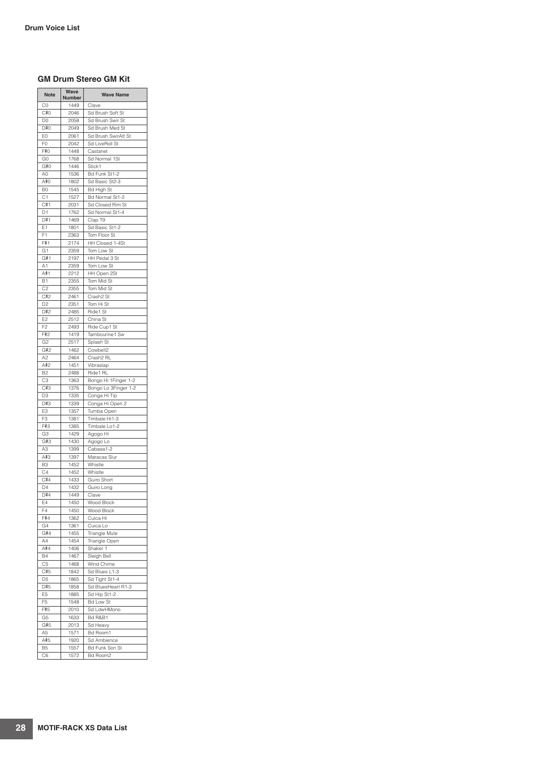## Drum Voice List

### GM Drum Stereo GM Kit

| Note | Wave Number | Wave Name |
|---|---|---|
| C0 | 1449 | Clave |
| C#0 | 2046 | Sd Brush Soft St |
| D0 | 2058 | Sd Brush Swir St |
| D#0 | 2049 | Sd Brush Med St |
| E0 | 2061 | Sd Brush SwirAtt St |
| F0 | 2042 | Sd LiveRoll St |
| F#0 | 1448 | Castanet |
| G0 | 1768 | Sd Normal 1St |
| G#0 | 1446 | Stick1 |
| A0 | 1536 | Bd Funk St1-2 |
| A#0 | 1802 | Sd Basic St2-3 |
| B0 | 1545 | Bd High St |
| C1 | 1527 | Bd Normal St1-2 |
| C#1 | 2031 | Sd Closed Rim St |
| D1 | 1762 | Sd Normal St1-4 |
| D#1 | 1469 | Clap T9 |
| E1 | 1801 | Sd Basic St1-2 |
| F1 | 2363 | Tom Floor St |
| F#1 | 2174 | HH Closed 1-4St |
| G1 | 2359 | Tom Low St |
| G#1 | 2197 | HH Pedal 3 St |
| A1 | 2359 | Tom Low St |
| A#1 | 2212 | HH Open 2St |
| B1 | 2355 | Tom Mid St |
| C2 | 2355 | Tom Mid St |
| C#2 | 2461 | Crash2 St |
| D2 | 2351 | Tom Hi St |
| D#2 | 2485 | Ride1 St |
| E2 | 2512 | China St |
| F2 | 2493 | Ride Cup1 St |
| F#2 | 1419 | Tambourine1 Sw |
| G2 | 2517 | Splash St |
| G#2 | 1462 | Cowbell2 |
| A2 | 2464 | Crash2 RL |
| A#2 | 1451 | Vibraslap |
| B2 | 2488 | Ride1 RL |
| C3 | 1363 | Bongo Hi 1Finger 1-2 |
| C#3 | 1376 | Bongo Lo 3Finger 1-2 |
| D3 | 1335 | Conga Hi Tip |
| D#3 | 1339 | Conga Hi Open 2 |
| E3 | 1357 | Tumba Open |
| F3 | 1381 | Timbale Hi1-3 |
| F#3 | 1385 | Timbale Lo1-2 |
| G3 | 1429 | Agogo Hi |
| G#3 | 1430 | Agogo Lo |
| A3 | 1399 | Cabasa1-2 |
| A#3 | 1397 | Maracas Slur |
| B3 | 1452 | Whistle |
| C4 | 1452 | Whistle |
| C#4 | 1433 | Guiro Short |
| D4 | 1432 | Guiro Long |
| D#4 | 1449 | Clave |
| E4 | 1450 | Wood Block |
| F4 | 1450 | Wood Block |
| F#4 | 1362 | Cuica Hi |
| G4 | 1361 | Cuica Lo |
| G#4 | 1455 | Triangle Mute |
| A4 | 1454 | Triangle Open |
| A#4 | 1406 | Shaker 1 |
| B4 | 1467 | Sleigh Bell |
| C5 | 1468 | Wind Chime |
| C#5 | 1842 | Sd Blues L1-3 |
| D5 | 1865 | Sd Tight St1-4 |
| D#5 | 1858 | Sd BluesHeart R1-3 |
| E5 | 1885 | Sd Hip St1-2 |
| F5 | 1548 | Bd Low St |
| F#5 | 2010 | Sd LdwHMono |
| G5 | 1633 | Bd R&B1 |
| G#5 | 2013 | Sd Heavy |
| A5 | 1571 | Bd Room1 |
| A#5 | 1920 | Sd Ambience |
| B5 | 1557 | Bd Funk Son St |
| C6 | 1572 | Bd Room2 |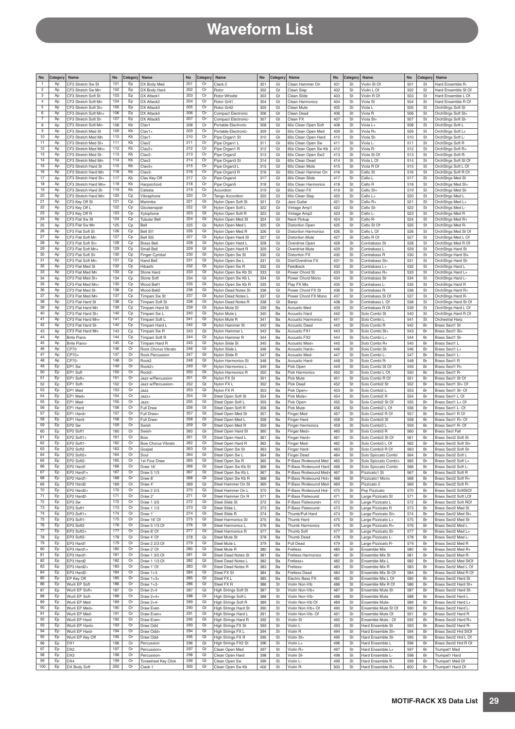# Waveform List

| No | Category | Name | No | Category | Name | No | Category | Name | No | Category | Name | No | Category | Name | No | Category | Name |
|---|---|---|---|---|---|---|---|---|---|---|---|---|---|---|---|---|---|
| 1 | Ap | CF3 Stretch Sw St | 101 | Ep | DX Body Med | 201 | Or | Clack 2 | 301 | Gt | Clean Hammer On | 401 | St | Violin St Of | 501 | St | Hard Ensemble R- |
| 2 | Ap | CF3 Stretch Sw Mn | 102 | Ep | DX Body Hard | 202 | Or | Rotor | 302 | Gt | Clean Slap | 402 | St | Violin L Of | 502 | St | Hard Ensemble St Of |
| 3 | Ap | CF3 Stretch Soft St | 103 | Ep | DX Attack1 | 203 | Or | Rotor Whistle | 303 | Gt | Clean Slide | 403 | St | Violin R Of | 503 | St | Hard Ensemble L Of |
| 4 | Ap | CF3 Stretch Soft Mn | 104 | Ep | DX Attack2 | 204 | Or | Rotor Grit1 | 304 | Gt | Clean Harmonics | 404 | St | Viola St | 504 | St | Hard Ensemble R Of |
| 5 | Ap | CF3 Stretch Soft St+ | 105 | Ep | DX Attack3 | 205 | Or | Rotor Grit2 | 305 | Gt | Clean Mute | 405 | St | Viola L | 505 | St | OrchStrgs Soft St |
| 6 | Ap | CF3 Stretch Soft Mn+ | 106 | Ep | DX Attack4 | 206 | Or | Compact Electronic | 306 | Gt | Clean Dead | 406 | St | Viola R | 506 | St | OrchStrgs Soft St+ |
| 7 | Ap | CF3 Stretch Soft St- | 107 | Ep | DX Attack5 | 207 | Or | Compact Electronic- | 307 | Gt | Clean FX | 407 | St | Viola St+ | 507 | St | OrchStrgs Soft St- |
| 8 | Ap | CF3 Stretch Soft Mn- | 108 | Kb | Clav1 | 208 | Or | Portable Electronic | 308 | Gt | 60s Clean Open Soft | 408 | St | Viola L+ | 508 | St | OrchStrgs Soft L |
| 9 | Ap | CF3 Stretch Med St | 109 | Kb | Clav1+ | 209 | Or | Portable Electronic- | 309 | Gt | 60s Clean Open Med | 409 | St | Viola R+ | 509 | St | OrchStrgs Soft L+ |
| 10 | Ap | CF3 Stretch Med Mn | 110 | Kb | Clav1- | 210 | Or | Pipe Organ1 St | 310 | Gt | 60s Clean Open Hard | 410 | St | Viola St- | 510 | St | OrchStrgs Soft L- |
| 11 | Ap | CF3 Stretch Med St+ | 111 | Kb | Clav2 | 211 | Or | Pipe Organ1 L | 311 | Gt | 60s Clean Open Sw | 411 | St | Viola L- | 511 | St | OrchStrgs Soft R |
| 12 | Ap | CF3 Stretch Med Mn+ | 112 | Kb | Clav2+ | 212 | Or | Pipe Organ1 R | 312 | Gt | 60s Clean Open Sw Kb | 412 | St | Viola R- | 512 | St | OrchStrgs Soft R+ |
| 13 | Ap | CF3 Stretch Med St- | 113 | Kb | Clav2- | 213 | Or | Pipe Organ2 | 313 | Gt | 60s Clean Open Sw2 | 413 | St | Viola St Of | 513 | St | OrchStrgs Soft R- |
| 14 | Ap | CF3 Stretch Med Mn- | 114 | Kb | Clav3 | 214 | Or | Pipe Organ3 St | 314 | Gt | 60s Clean Dead | 414 | St | Viola L Of | 514 | St | OrchStrgs Soft St Of |
| 15 | Ap | CF3 Stretch Hard St | 115 | Kb | Clav3+ | 215 | Or | Pipe Organ3 L | 315 | Gt | 60s Clean Mute | 415 | St | Viola R Of | 515 | St | OrchStrgs Soft L Of |
| 16 | Ap | CF3 Stretch Hard Mn | 116 | Kb | Clav3- | 216 | Or | Pipe Organ3 R | 316 | Gt | 60s Clean Hammer On | 416 | St | Cello St | 516 | St | OrchStrgs Soft R Of |
| 17 | Ap | CF3 Stretch Hard St+ | 117 | Kb | Clav Key Off | 217 | Or | Pipe Organ4 | 317 | Gt | 60s Clean Slide | 417 | St | Cello L | 517 | St | OrchStrgs Med St |
| 18 | Ap | CF3 Stretch Hard Mn+ | 118 | Kb | Harpsichord | 218 | Or | Pipe Organ5 | 318 | Gt | 60s Clean Harmonics | 418 | St | Cello R | 518 | St | OrchStrgs Med St+ |
| 19 | Ap | CF3 Stretch Hard St- | 119 | Kb | Celesta | 219 | Or | Accordion | 319 | Gt | 60s Clean FX | 419 | St | Cello St+ | 519 | St | OrchStrgs Med St- |
| 20 | Ap | CF3 Stretch Hard Mn- | 120 | Cp | Vibraphone | 220 | Or | Tango Accordion | 320 | Gt | 60s Clean Slap | 420 | St | Cello L+ | 520 | St | OrchStrgs Med L |
| 21 | Ap | CF3 Key Off St | 121 | Cp | Marimba | 221 | Gt | Nylon Open Soft St | 321 | Gt | Jazz Guitar | 421 | St | Cello R+ | 521 | St | OrchStrgs Med L+ |
| 22 | Ap | CF3 Key Off L | 122 | Cp | Glockenspiel | 222 | Gt | Nylon Open Soft L | 322 | Gt | Vintage Amp1 | 422 | St | Cello St- | 522 | St | OrchStrgs Med L- |
| 23 | Ap | CF3 Key Off R | 123 | Cp | Xylophone | 223 | Gt | Nylon Open Soft R | 323 | Gt | Vintage Amp2 | 423 | St | Cello L- | 523 | St | OrchStrgs Med R |
| 24 | Ap | CF3 Flat Sw St | 124 | Cp | Tubular Bell | 224 | Gt | Nylon Open Med St | 324 | Gt | Neck Pickup | 424 | St | Cello R- | 524 | St | OrchStrgs Med R+ |
| 25 | Ap | CF3 Flat Sw Mn | 125 | Cp | Bell | 225 | Gt | Nylon Open Med L | 325 | Gt | Distortion Open | 425 | St | Cello St Of | 525 | St | OrchStrgs Med R- |
| 26 | Ap | CF3 Flat Soft St | 126 | Cp | Bell St1 | 226 | Gt | Nylon Open Med R | 326 | Gt | Distortion Harmonics | 426 | St | Cello L Of | 526 | St | OrchStrgs Med St Of |
| 27 | Ap | CF3 Flat Soft Mn | 127 | Cp | Bell St2 | 227 | Gt | Nylon Open Hard St | 327 | Gt | Distortion Mute | 427 | St | Cello R Of | 527 | St | OrchStrgs Med L Of |
| 28 | Ap | CF3 Flat Soft St+ | 128 | Cp | Brass Bell | 228 | Gt | Nylon Open Hard L | 328 | Gt | Overdrive Open | 428 | St | Contrabass St | 528 | St | OrchStrgs Med R Of |
| 29 | Ap | CF3 Flat Soft Mn+ | 129 | Cp | Small Bell | 229 | Gt | Nylon Open Hard R | 329 | Gt | Overdrive Mute | 429 | St | Contrabass L | 529 | St | OrchStrgs Hard St |
| 30 | Ap | CF3 Flat Soft St- | 130 | Cp | Finger Cymbal | 230 | Gt | Nylon Open Sw St | 330 | Gt | Distortion FX | 430 | St | Contrabass R | 530 | St | OrchStrgs Hard St+ |
| 31 | Ap | CF3 Flat Soft Mn- | 131 | Cp | Hand Bell | 231 | Gt | Nylon Open Sw L | 331 | Gt | Dist/Overdrive FX | 431 | St | Contrabass St+ | 531 | St | OrchStrgs Hard St- |
| 32 | Ap | CF3 Flat Med St | 132 | Cp | Hibashi | 232 | Gt | Nylon Open Sw R | 332 | Gt | Feedback | 432 | St | Contrabass L+ | 532 | St | OrchStrgs Hard L |
| 33 | Ap | CF3 Flat Med Mn | 133 | Cp | Stone Hard | 233 | Gt | Nylon Open Sw Kb St | 333 | Gt | Power Chord St | 433 | St | Contrabass R+ | 533 | St | OrchStrgs Hard L+ |
| 34 | Ap | CF3 Flat Med St+ | 134 | Cp | Stone Soft | 234 | Gt | Nylon Open Sw Kb L | 334 | Gt | Power Chord Mono | 434 | St | Contrabass St- | 534 | St | OrchStrgs Hard L- |
| 35 | Ap | CF3 Flat Med Mn+ | 135 | Cp | Wood Bell1 | 235 | Gt | Nylon Open Sw Kb R | 335 | Gt | Play FX Mix | 435 | St | Contrabass L- | 535 | St | OrchStrgs Hard R |
| 36 | Ap | CF3 Flat Med St- | 136 | Cp | Wood Bell2 | 236 | Gt | Nylon Dead Notes St | 336 | Gt | Power Chord FX St | 436 | St | Contrabass R- | 536 | St | OrchStrgs Hard R+ |
| 37 | Ap | CF3 Flat Med Mn- | 137 | Cp | Timpani Sw St | 237 | Gt | Nylon Dead Notes L | 337 | Gt | Power Chord FX Mono | 437 | St | Contrabass St Of | 537 | St | OrchStrgs Hard R- |
| 38 | Ap | CF3 Flat Hard St | 138 | Cp | Timpani Soft St | 238 | Gt | Nylon Dead Notes R | 338 | Gt | Banjo | 438 | St | Contrabass L Of | 538 | St | OrchStrgs Hard St Of |
| 39 | Ap | CF3 Flat Hard Mn | 139 | Cp | Timpani Hard St | 239 | Gt | Nylon Mute St | 339 | Ba | Acoustic Med | 439 | St | Contrabass R Of | 539 | St | OrchStrgs Hard L Of |
| 40 | Ap | CF3 Flat Hard St+ | 140 | Cp | Timpani Sw L | 240 | Gt | Nylon Mute L | 340 | Ba | Acoustic Hard | 440 | St | Solo Combi St | 540 | St | OrchStrgs Hard R Of |
| 41 | Ap | CF3 Flat Hard Mn+ | 141 | Cp | Timpani Soft L | 241 | Gt | Nylon Mute R | 341 | Ba | Acoustic Harmonics | 441 | St | Solo Combi L | 541 | St | Orchestral Harp |
| 42 | Ap | CF3 Flat Hard St- | 142 | Cp | Timpani Hard L | 242 | Gt | Nylon Hammer St | 342 | Ba | Acoustic Dead | 442 | St | Solo Combi R | 542 | Br | Brass Sect1 St |
| 43 | Ap | CF3 Flat Hard Mn- | 143 | Cp | Timpani Sw R | 243 | Gt | Nylon Hammer L | 343 | Ba | Acoustic FX1 | 443 | St | Solo Combi St+ | 543 | Br | Brass Sect1 St+ |
| 44 | Ap | Brite Piano | 144 | Cp | Timpani Soft R | 244 | Gt | Nylon Hammer R | 344 | Ba | Acoustic FX2 | 444 | St | Solo Combi L+ | 544 | Br | Brass Sect1 St- |
| 45 | Ap | Brite Piano- | 145 | Cp | Timpani Hard R | 245 | Gt | Nylon Slide St | 345 | Ba | Acoustic Med+ | 445 | St | Solo Combi R+ | 545 | Br | Brass Sect1 L |
| 46 | Ap | CP70 | 146 | Or | Rock Chorus Vibrato | 246 | Gt | Nylon Slide L | 346 | Ba | Acoustic Hard+ | 446 | St | Solo Combi St- | 546 | Br | Brass Sect1 L+ |
| 47 | Ap | CP70+ | 147 | Or | Rock Percussion | 247 | Gt | Nylon Slide R | 347 | Ba | Acoustic Med- | 447 | St | Solo Combi L- | 547 | Br | Brass Sect1 L- |
| 48 | Ap | CP70- | 148 | Or | Rock2 | 248 | Gt | Nylon Harmonics St | 348 | Ba | Acoustic Hard- | 448 | St | Solo Combi R- | 548 | Br | Brass Sect1 R |
| 49 | Ep | EP1 Sw | 149 | Or | Rock2+ | 249 | Gt | Nylon Harmonics L | 349 | Ba | Pick Open | 449 | St | Solo Combi St Of | 549 | Br | Brass Sect1 R+ |
| 50 | Ep | EP1 Soft | 150 | Or | Rock2- | 250 | Gt | Nylon Harmonics R | 350 | Ba | Pick Harmonics | 450 | St | Solo Combi L Of | 550 | Br | Brass Sect1 R- |
| 51 | Ep | EP1 Soft+ | 151 | Or | Jazz w/Percussion | 251 | Gt | Nylon FX St | 351 | Ba | Pick Mute | 451 | St | Solo Combi R Of | 551 | Br | Brass Sect1 St Of |
| 52 | Ep | EP1 Soft- | 152 | Or | Jazz w/Percussion- | 252 | Gt | Nylon FX L | 352 | Ba | Pick Dead | 452 | St | Solo Combi2 St | 552 | Br | Brass Sect1 St+ Of |
| 53 | Ep | EP1 Med | 153 | Or | Jazz | 253 | Gt | Nylon FX R | 353 | Ba | Pick Open+ | 453 | St | Solo Combi2 L | 553 | Br | Brass Sect1 St- Of |
| 54 | Ep | EP1 Med+ | 154 | Or | Jazz+ | 254 | Gt | Steel Open Soft St | 354 | Ba | Pick Mute+ | 454 | St | Solo Combi2 R | 554 | Br | Brass Sect1 L Of |
| 55 | Ep | EP1 Med- | 155 | Or | Jazz- | 255 | Gt | Steel Open Soft L | 355 | Ba | Pick Open- | 455 | St | Solo Combi2 St Of | 555 | Br | Brass Sect1 L+ Of |
| 56 | Ep | EP1 Hard | 156 | Or | Full Draw | 256 | Gt | Steel Open Soft R | 356 | Ba | Pick Mute- | 456 | St | Solo Combi2 L Of | 556 | Br | Brass Sect1 L- Of |
| 57 | Ep | EP1 Hard+ | 157 | Or | Full Draw+ | 257 | Gt | Steel Open Med St | 357 | Ba | Finger Med | 457 | St | Solo Combi2 R Of | 557 | Br | Brass Sect1 R Of |
| 58 | Ep | EP1 Hard- | 158 | Or | Full Draw- | 258 | Gt | Steel Open Med L | 358 | Ba | Finger Hard | 458 | St | Solo Combi3 St | 558 | Br | Brass Sect1 R+ Of |
| 59 | Ep | EP2 Sw | 159 | Or | Swish | 259 | Gt | Steel Open Med R | 359 | Ba | Finger Harmonics | 459 | St | Solo Combi3 L | 559 | Br | Brass Sect1 R- Of |
| 60 | Ep | EP2 Soft1 | 160 | Or | Swish- | 260 | Gt | Steel Open Hard St | 360 | Ba | Finger Med+ | 460 | St | Solo Combi3 R | 560 | Br | Brass Sect Fall |
| 61 | Ep | EP2 Soft1+ | 161 | Or | Bow | 261 | Gt | Steel Open Hard L | 361 | Ba | Finger Hard+ | 461 | St | Solo Combi3 St Of | 561 | Br | Brass Sect2 Soft St |
| 62 | Ep | EP2 Soft1- | 162 | Or | Bow Chorus Vibrato | 262 | Gt | Steel Open Hard R | 362 | Ba | Finger Med- | 462 | St | Solo Combi3 L Of | 562 | Br | Brass Sect2 Soft St+ |
| 63 | Ep | EP2 Soft2 | 163 | Or | Gospel | 263 | Gt | Steel Open Sw St | 363 | Ba | Finger Hard- | 463 | St | Solo Combi3 R Of | 563 | Br | Brass Sect2 Soft St- |
| 64 | Ep | EP2 Soft2+ | 164 | Or | Soul | 264 | Gt | Steel Open Sw L | 364 | Ba | Finger Dead | 464 | St | Solo Spiccato Combi | 564 | Br | Brass Sect2 Soft L |
| 65 | Ep | EP2 Soft2- | 165 | Or | 1st Four Draw | 265 | Gt | Steel Open Sw R | 365 | Ba | P-Bass Rndwound Med | 465 | St | Solo Spiccato Combi+ | 565 | Br | Brass Sect2 Soft L+ |
| 66 | Ep | EP2 Hard1 | 166 | Or | Draw 16' | 266 | Gt | Steel Open Sw Kb St | 366 | Ba | P-Bass Rndwound Hard | 466 | St | Solo Spiccato Combi- | 566 | Br | Brass Sect2 Soft L- |
| 67 | Ep | EP2 Hard1+ | 167 | Or | Draw 5 1/3 | 267 | Gt | Steel Open Sw Kb L | 367 | Ba | P-Bass Rndwound Med+ | 467 | St | Pizzicato1 St | 567 | Br | Brass Sect2 Soft R |
| 68 | Ep | EP2 Hard1- | 168 | Or | Draw 8' | 268 | Gt | Steel Open Sw Kb R | 368 | Ba | P-Bass Rndwound Hrd+ | 468 | St | Pizzicato1 Mono | 568 | Br | Brass Sect2 Soft R+ |
| 69 | Ep | EP2 Hard2 | 169 | Or | Draw 4' | 269 | Gt | Steel Hammer On St | 369 | Ba | P-Bass Rndwound Med- | 469 | St | Pizzicato 2 | 569 | Br | Brass Sect2 Soft R- |
| 70 | Ep | EP2 Hard2+ | 170 | Or | Draw 2 2/3 | 270 | Gt | Steel Hammer On L | 370 | Ba | P-Bass Rndwound Hrd- | 470 | St | Pop Pizzicato | 570 | Br | Brass Sect2 SoftStOf |
| 71 | Ep | EP2 Hard2- | 171 | Or | Draw 2' | 271 | Gt | Steel Hammer On R | 371 | Ba | P-Bass Flatwound | 471 | St | Large Pizzicato St | 571 | Br | Brass Sect2 Soft LOf |
| 72 | Ep | EP3 Sw | 172 | Or | Draw 1 3/5 | 272 | Gt | Steel Slide St | 372 | Ba | P-Bass Flatwound+ | 472 | St | Large Pizzicato L | 572 | Br | Brass Sect2 Soft ROf |
| 73 | Ep | EP3 Soft1 | 173 | Or | Draw 1 1/3 | 273 | Gt | Steel Slide L | 373 | Ba | P-Bass Flatwound- | 473 | St | Large Pizzicato R | 573 | Br | Brass Sect2 Med St |
| 74 | Ep | EP3 Soft1+ | 174 | Or | Draw 1' | 274 | Gt | Steel Slide R | 374 | Ba | Thumb/Pull Hard | 474 | St | Large Pizzicato St+ | 574 | Br | Brass Sect2 Med St+ |
| 75 | Ep | EP3 Soft1- | 175 | Or | Draw 16' Of | 275 | Gt | Steel Harmonics St | 375 | Ba | Thumb Hard | 475 | St | Large Pizzicato L+ | 575 | Br | Brass Sect2 Med St- |
| 76 | Ep | EP3 Soft2 | 176 | Or | Draw 5 1/3 Of | 276 | Gt | Steel Harmonics L | 376 | Ba | Thumb Harmonics | 476 | St | Large Pizzicato R+ | 576 | Br | Brass Sect2 Med L |
| 77 | Ep | EP3 Soft2+ | 177 | Or | Draw 8' Of | 277 | Gt | Steel Harmonics R | 377 | Ba | Thumb Soft | 477 | St | Large Pizzicato St- | 577 | Br | Brass Sect2 Med L+ |
| 78 | Ep | EP3 Soft2- | 178 | Or | Draw 4' Of | 278 | Gt | Steel Mute St | 378 | Ba | Thumb Dead | 478 | St | Large Pizzicato L- | 578 | Br | Brass Sect2 Med L- |
| 79 | Ep | EP3 Hard1 | 179 | Or | Draw 2 2/3 Of | 279 | Gt | Steel Mute L | 379 | Ba | Pull Dead | 479 | St | Large Pizzicato R- | 579 | Br | Brass Sect2 Med R |
| 80 | Ep | EP3 Hard1+ | 180 | Or | Draw 2' Of | 280 | Gt | Steel Mute R | 380 | Ba | Fretless | 480 | St | Ensemble Mix | 580 | Br | Brass Sect2 Med R+ |
| 81 | Ep | EP3 Hard1- | 181 | Or | Draw 1 3/5 Of | 281 | Gt | Steel Dead Notes St | 381 | Ba | Fretless Harmonics | 481 | St | Ensemble Mix St | 581 | Br | Brass Sect2 Med R- |
| 82 | Ep | EP3 Hard2 | 182 | Or | Draw 1 1/3 Of | 282 | Gt | Steel Dead Notes L | 382 | Ba | Fretless+ | 482 | St | Ensemble Mix L | 582 | Br | Brass Sect2 Med StOf |
| 83 | Ep | EP3 Hard2+ | 183 | Or | Draw 1' Of | 283 | Gt | Steel Dead Notes R | 383 | Ba | Fretless- | 483 | St | Ensemble Mix R | 583 | Br | Brass Sect2 Med L Of |
| 84 | Ep | EP3 Hard2- | 184 | Or | Draw 1+3 | 284 | Gt | Steel FX St | 384 | Ba | Fretless Dead | 484 | St | Ensemble Mix St Of | 584 | Br | Brass Sect2 Med R Of |
| 85 | Ep | EP Key Off | 185 | Or | Draw 1+3+ | 285 | Gt | Steel FX L | 385 | Ba | Electric Bass FX | 485 | St | Ensemble Mix L Of | 585 | Br | Brass Sect2 Hard St |
| 86 | Ep | Wurli EP Soft | 186 | Or | Draw 1+3- | 286 | Gt | Steel FX R | 386 | St | Violin Non-Vib | 486 | St | Ensemble Mix R Of | 586 | Br | Brass Sect2 Hard St+ |
| 87 | Ep | Wurli EP Soft+ | 187 | Or | Draw 2+4 | 287 | Gt | High Strings Soft St | 387 | St | Violin Non-Vib+ | 487 | St | Ensemble Mute St | 587 | Br | Brass Sect2 Hard St- |
| 88 | Ep | Wurli EP Soft- | 188 | Or | Draw 2+4+ | 288 | Gt | High Strings Soft L | 388 | St | Violin Non-Vib- | 488 | St | Ensemble Mute | 588 | Br | Brass Sect2 Hard L |
| 89 | Ep | Wurli EP Med | 189 | Or | Draw 2+4- | 289 | Gt | High Strings Soft R | 389 | St | Violin Non-Vib Of | 489 | St | Ensemble Mute- | 589 | Br | Brass Sect2 Hard L+ |
| 90 | Ep | Wurli EP Med+ | 190 | Or | Draw Even | 290 | Gt | High Strings Hard St | 390 | St | Violin Non-Vib+ Of | 490 | St | Ensemble Mute St Of | 590 | Br | Brass Sect2 Hard L- |
| 91 | Ep | Wurli EP Med- | 191 | Or | Draw Even+ | 291 | Gt | High Strings Hard L | 391 | St | Violin Non-Vib- Of | 491 | St | Ensemble Mute Of | 591 | Br | Brass Sect2 Hard R |
| 92 | Ep | Wurli EP Hard | 192 | Or | Draw Even- | 292 | Gt | High Strings Hard R | 392 | St | Violin St | 492 | St | Ensemble Mute - Of | 592 | Br | Brass Sect2 Hard R+ |
| 93 | Ep | Wurli EP Hard+ | 193 | Or | Draw Odd | 293 | Gt | High Strings FX St | 393 | St | Violin L | 493 | St | Hard Ensemble St | 593 | Br | Brass Sect2 Hard R- |
| 94 | Ep | Wurli EP Hard- | 194 | Or | Draw Odd+ | 294 | Gt | High Strings FX L | 394 | St | Violin R | 494 | St | Hard Ensemble St+ | 594 | Br | Brass Sect2 Hrd StOf |
| 95 | Ep | Wurli EP Key Off | 195 | Or | Draw Odd- | 295 | Gt | High Strings FX R | 395 | St | Violin St+ | 495 | St | Hard Ensemble St- | 595 | Br | Brass Sect2 Hrd L Of |
| 96 | Ep | DX1 | 196 | Or | Percussion | 296 | Gt | High Strings FX2 St | 396 | St | Violin L+ | 496 | St | Hard Ensemble L | 596 | Br | Brass Sect2 Hrd R Of |
| 97 | Ep | DX2 | 197 | Or | Percussion+ | 297 | Gt | Clean Open Med | 397 | St | Violin R+ | 497 | St | Hard Ensemble L+ | 597 | Br | Trumpet1 Med |
| 98 | Ep | DX3 | 198 | Or | Percussion- | 298 | Gt | Clean Open Hard | 398 | St | Violin St- | 498 | St | Hard Ensemble L- | 598 | Br | Trumpet1 Hard |
| 99 | Ep | DX4 | 199 | Or | Tonewheel Key Click | 299 | Gt | Clean Open Sw | 399 | St | Violin L- | 499 | St | Hard Ensemble R | 599 | Br | Trumpet1 Med Of |
| 100 | Ep | DX Body Soft | 200 | Or | Clack 1 | 300 | Gt | Clean Open Sw Kb | 400 | St | Violin R- | 500 | St | Hard Ensemble R+ | 600 | Br | Trumpet1 Hard Of |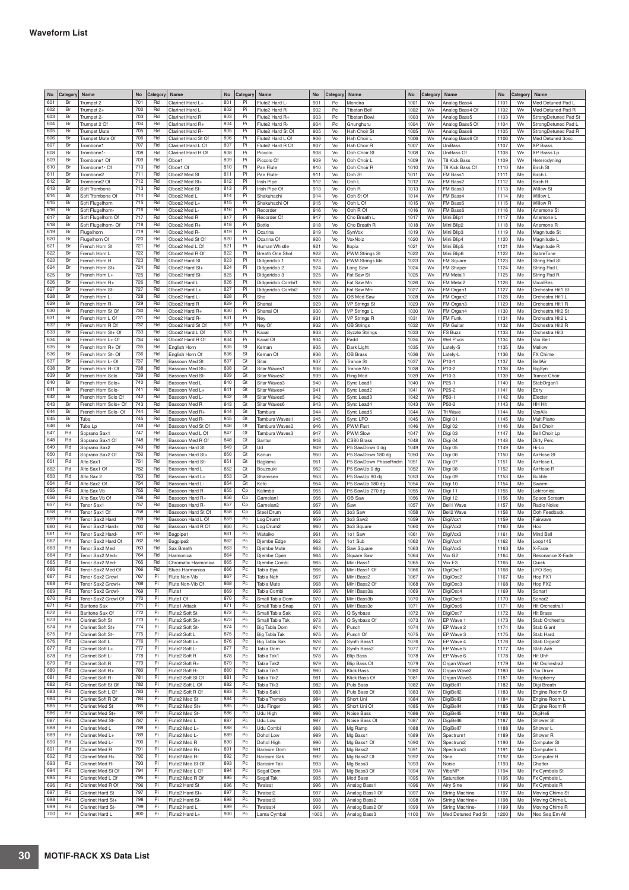## Waveform List

| No | Category | Name | No | Category | Name | No | Category | Name | No | Category | Name | No | Category | Name | No | Category | Name |
|---|---|---|---|---|---|---|---|---|---|---|---|---|---|---|---|---|---|
| 601 | Br | Trumpet 2 | 701 | Rd | Clarinet Hard L+ | 801 | Pi | Flute2 Hard L- | 901 | Pc | Mondira | 1001 | Wv | Analog Bass4 | 1101 | Wv | Med Detuned Pad L |
| 602 | Br | Trumpet 2+ | 702 | Rd | Clarinet Hard L- | 802 | Pi | Flute2 Hard R | 902 | Pc | Tibetan Bell | 1002 | Wv | Analog Bass4 Of | 1102 | Wv | Med Detuned Pad R |
| 603 | Br | Trumpet 2- | 703 | Rd | Clarinet Hard R | 803 | Pi | Flute2 Hard R+ | 903 | Pc | Tibetan Bowl | 1003 | Wv | Analog Bass5 | 1103 | Wv | StrongDetuned Pad St |
| 604 | Br | Trumpet 2 Of | 704 | Rd | Clarinet Hard R+ | 804 | Pi | Flute2 Hard R- | 904 | Pc | Ghunghuru | 1004 | Wv | Analog Bass5 Of | 1104 | Wv | StrongDetuned Pad L |
| 605 | Br | Trumpet Mute | 705 | Rd | Clarinet Hard R- | 805 | Pi | Flute2 Hard St Of | 905 | Vo | Hah Choir St | 1005 | Wv | Analog Bass6 | 1105 | Wv | StrongDetuned Pad R |
| 606 | Br | Trumpet Mute Of | 706 | Rd | Clarinet Hard St Of | 806 | Pi | Flute2 Hard L Of | 906 | Vo | Hah Choir L | 1006 | Wv | Analog Bass6 Of | 1106 | Wv | Med Detuned 3osc |
| 607 | Br | Trombone1 | 707 | Rd | Clarinet Hard L Of | 807 | Pi | Flute2 Hard R Of | 907 | Vo | Hah Choir R | 1007 | Wv | UniBass | 1107 | Wv | XP Brass |
| 608 | Br | Trombone1- | 708 | Rd | Clarinet Hard R Of | 808 | Pi | Piccolo | 908 | Vo | Ooh Choir St | 1008 | Wv | UniBass Of | 1108 | Wv | XP Brass Lp |
| 609 | Br | Trombone1 Of | 709 | Rd | Oboe1 | 809 | Pi | Piccolo Of | 909 | Vo | Ooh Choir L | 1009 | Wv | T8 Kick Bass | 1109 | Wv | Heterodyning |
| 610 | Br | Trombone1- Of | 710 | Rd | Oboe1 Of | 810 | Pi | Pan Flute | 910 | Vo | Ooh Choir R | 1010 | Wv | T8 Kick Bass Of | 1110 | Me | Birch St |
| 611 | Br | Trombone2 | 711 | Rd | Oboe2 Med St | 811 | Pi | Pan Flute- | 911 | Vo | Ooh St | 1011 | Wv | FM Bass1 | 1111 | Me | Birch L |
| 612 | Br | Trombone2 Of | 712 | Rd | Oboe2 Med St+ | 812 | Pi | Irish Pipe | 912 | Vo | Ooh L | 1012 | Wv | FM Bass2 | 1112 | Me | Birch R |
| 613 | Br | Soft Trombone | 713 | Rd | Oboe2 Med St- | 813 | Pi | Irish Pipe Of | 913 | Vo | Ooh R | 1013 | Wv | FM Bass3 | 1113 | Me | Willow St |
| 614 | Br | Soft Trombone Of | 714 | Rd | Oboe2 Med L | 814 | Pi | Shakuhachi | 914 | Vo | Ooh St Of | 1014 | Wv | FM Bass4 | 1114 | Me | Willow L |
| 615 | Br | Soft Flugelhorn | 715 | Rd | Oboe2 Med L+ | 815 | Pi | Shakuhachi Of | 915 | Vo | Ooh L Of | 1015 | Wv | FM Bass5 | 1115 | Me | Willow R |
| 616 | Br | Soft Flugelhorn- | 716 | Rd | Oboe2 Med L- | 816 | Pi | Recorder | 916 | Vo | Ooh R Of | 1016 | Wv | FM Bass6 | 1116 | Me | Anemone St |
| 617 | Br | Soft Flugelhorn Of | 717 | Rd | Oboe2 Med R | 817 | Pi | Recorder Of | 917 | Vo | Cho Breath L | 1017 | Wv | Mini Blip1 | 1117 | Me | Anemone L |
| 618 | Br | Soft Flugelhorn- Of | 718 | Rd | Oboe2 Med R+ | 818 | Pi | Bottle | 918 | Vo | Cho Breath R | 1018 | Wv | Mini Blip2 | 1118 | Me | Anemone R |
| 619 | Br | Flugelhorn | 719 | Rd | Oboe2 Med R- | 819 | Pi | Ocarina | 919 | Vo | SynVox | 1019 | Wv | Mini Blip3 | 1119 | Me | Magnitude St |
| 620 | Br | Flugelhorn Of | 720 | Rd | Oboe2 Med St Of | 820 | Pi | Ocarina Of | 920 | Vo | VoxNoiz | 1020 | Wv | Mini Blip4 | 1120 | Me | Magnitude L |
| 621 | Br | French Horn St | 721 | Rd | Oboe2 Med L Of | 821 | Pi | Human Whistle | 921 | Vo | Itopia | 1021 | Wv | Mini Blip5 | 1121 | Me | Magnitude R |
| 622 | Br | French Horn L | 722 | Rd | Oboe2 Med R Of | 822 | Pi | Breath One Shot | 922 | Wv | PWM Strings St | 1022 | Wv | Mini Blip6 | 1122 | Me | SabreTone |
| 623 | Br | French Horn R | 723 | Rd | Oboe2 Hard St | 823 | Pi | Didgeridoo 1 | 923 | Wv | PWM Strings Mn | 1023 | Wv | FM Square | 1123 | Me | String Pad St |
| 624 | Br | French Horn St+ | 724 | Rd | Oboe2 Hard St+ | 824 | Pi | Didgeridoo 2 | 924 | Wv | Long Saw | 1024 | Wv | FM Shaper | 1124 | Me | String Pad L |
| 625 | Br | French Horn L+ | 725 | Rd | Oboe2 Hard St- | 825 | Pi | Didgeridoo 3 | 925 | Wv | Fat Saw St | 1025 | Wv | FM Metal1 | 1125 | Me | String Pad R |
| 626 | Br | French Horn R+ | 726 | Rd | Oboe2 Hard L | 826 | Pi | Didgeridoo Combi1 | 926 | Wv | Fat Saw Mn | 1026 | Wv | FM Metal2 | 1126 | Me | VocalRes |
| 627 | Br | French Horn St- | 727 | Rd | Oboe2 Hard L+ | 827 | Pi | Didgeridoo Combi2 | 927 | Wv | Fat Saw Mn- | 1027 | Wv | FM Organ1 | 1127 | Me | Orchestra Hit1 St |
| 628 | Br | French Horn L- | 728 | Rd | Oboe2 Hard L- | 828 | Pi | Sho | 928 | Wv | OB Mod Saw | 1028 | Wv | FM Organ2 | 1128 | Me | Orchestra Hit1 L |
| 629 | Br | French Horn R- | 729 | Rd | Oboe2 Hard R | 829 | Pi | Shanai | 929 | Wv | VP Strings St | 1029 | Wv | FM Organ3 | 1129 | Me | Orchestra Hit1 R |
| 630 | Br | French Horn St Of | 730 | Rd | Oboe2 Hard R+ | 830 | Pi | Shanai Of | 930 | Wv | VP Strings L | 1030 | Wv | FM Organ4 | 1130 | Me | Orchestra Hit2 St |
| 631 | Br | French Horn L Of | 731 | Rd | Oboe2 Hard R- | 831 | Pi | Ney | 931 | Wv | VP Strings R | 1031 | Wv | FM Funk | 1131 | Me | Orchestra Hit2 L |
| 632 | Br | French Horn R Of | 732 | Rd | Oboe2 Hard St Of | 832 | Pi | Ney Of | 932 | Wv | OB Strings | 1032 | Wv | FM Guitar | 1132 | Me | Orchestra Hit2 R |
| 633 | Br | French Horn St+ Of | 733 | Rd | Oboe2 Hard L Of | 833 | Pi | Kaval | 933 | Wv | Syzzle Strings | 1033 | Wv | FS Buzz | 1133 | Me | Orchestra Hit3 |
| 634 | Br | French Horn L+ Of | 734 | Rd | Oboe2 Hard R Of | 834 | Pi | Kaval Of | 934 | Wv | Padd | 1034 | Wv | Wet Pluck | 1134 | Me | Vox Bell |
| 635 | Br | French Horn R+ Of | 735 | Rd | English Horn | 835 | St | Keman | 935 | Wv | Dark Light | 1035 | Wv | Lately-S | 1135 | Me | Mellow |
| 636 | Br | French Horn St- Of | 736 | Rd | English Horn Of | 836 | St | Keman Of | 936 | Wv | OB Brass | 1036 | Wv | Lately-L | 1136 | Me | FX Chime |
| 637 | Br | French Horn L- Of | 737 | Rd | Bassoon Med St | 837 | Gt | Sitar | 937 | Wv | Trance St | 1037 | Wv | P10-1 | 1137 | Me | BellAir |
| 638 | Br | French Horn R- Of | 738 | Rd | Bassoon Med St+ | 838 | Gt | Sitar Waves1 | 938 | Wv | Trance Mn | 1038 | Wv | P10-2 | 1138 | Me | BigSyn |
| 639 | Br | French Horn Solo | 739 | Rd | Bassoon Med St- | 839 | Gt | Sitar Waves2 | 939 | Wv | Ring Mod | 1039 | Wv | P10-3 | 1139 | Me | Trance Choir |
| 640 | Br | French Horn Solo+ | 740 | Rd | Bassoon Med L | 840 | Gt | Sitar Waves3 | 940 | Wv | Sync Lead1 | 1040 | Wv | P25-1 | 1140 | Me | StabOrgan1 |
| 641 | Br | French Horn Solo- | 741 | Rd | Bassoon Med L+ | 841 | Gt | Sitar Waves4 | 941 | Wv | Sync Lead2 | 1041 | Wv | P25-2 | 1141 | Me | Eery |
| 642 | Br | French Horn Solo Of | 742 | Rd | Bassoon Med L- | 842 | Gt | Sitar Waves5 | 942 | Wv | Sync Lead3 | 1042 | Wv | P50-1 | 1142 | Me | Electer |
| 643 | Br | French Horn Solo+ Of | 743 | Rd | Bassoon Med R | 843 | Gt | Sitar Waves6 | 943 | Wv | Sync Lead4 | 1043 | Wv | P50-2 | 1143 | Me | HH Hit |
| 644 | Br | French Horn Solo- Of | 744 | Rd | Bassoon Med R+ | 844 | Gt | Tambura | 944 | Wv | Sync Lead5 | 1044 | Wv | Tri Wave | 1144 | Me | VoxAlk |
| 645 | Br | Tuba | 745 | Rd | Bassoon Med R- | 845 | Gt | Tambura Waves1 | 945 | Wv | Sync LFO | 1045 | Wv | Digi 01 | 1145 | Me | MultiPiano |
| 646 | Br | Tuba Lp | 746 | Rd | Bassoon Med St Of | 846 | Gt | Tambura Waves2 | 946 | Wv | PWM Fast | 1046 | Wv | Digi 02 | 1146 | Me | Bell Choir |
| 647 | Rd | Soprano Sax1 | 747 | Rd | Bassoon Med L Of | 847 | Gt | Tambura Waves3 | 947 | Wv | PWM Slow | 1047 | Wv | Digi 03 | 1147 | Me | Bell Choir Lp |
| 648 | Rd | Soprano Sax1 Of | 748 | Rd | Bassoon Med R Of | 848 | Gt | Santur | 948 | Wv | CS80 Brass | 1048 | Wv | Digi 04 | 1148 | Me | Dirty Perc |
| 649 | Rd | Soprano Sax2 | 749 | Rd | Bassoon Hard St | 849 | Gt | Ud | 949 | Wv | P5 SawDown 0 dg | 1049 | Wv | Digi 05 | 1149 | Me | Hi-Lo |
| 650 | Rd | Soprano Sax2 Of | 750 | Rd | Bassoon Hard St+ | 850 | Gt | Kanun | 950 | Wv | P5 SawDown 180 dg | 1050 | Wv | Digi 06 | 1150 | Me | AirHose St |
| 651 | Rd | Alto Sax1 | 751 | Rd | Bassoon Hard St- | 851 | Gt | Baglama | 951 | Wv | P5 SawDown PhaseRndm | 1051 | Wv | Digi 07 | 1151 | Me | AirHose L |
| 652 | Rd | Alto Sax1 Of | 752 | Rd | Bassoon Hard L | 852 | Gt | Bouzouki | 952 | Wv | P5 SawUp 0 dg | 1052 | Wv | Digi 08 | 1152 | Me | AirHose R |
| 653 | Rd | Alto Sax 2 | 753 | Rd | Bassoon Hard L+ | 853 | Gt | Shamisen | 953 | Wv | P5 SawUp 90 dg | 1053 | Wv | Digi 09 | 1153 | Me | Bubble |
| 654 | Rd | Alto Sax2 Of | 754 | Rd | Bassoon Hard L- | 854 | Gt | Koto | 954 | Wv | P5 SawUp 180 dg | 1054 | Wv | Digi 10 | 1154 | Me | Swarm |
| 655 | Rd | Alto Sax Vb | 755 | Rd | Bassoon Hard R | 855 | Cp | Kalimba | 955 | Wv | P5 SawUp 270 dg | 1055 | Wv | Digi 11 | 1155 | Me | Lektronica |
| 656 | Rd | Alto Sax Vb Of | 756 | Rd | Bassoon Hard R+ | 856 | Cp | Gamelan1 | 956 | Wv | OB Saw | 1056 | Wv | Digi 12 | 1156 | Me | Space Scream |
| 657 | Rd | Tenor Sax1 | 757 | Rd | Bassoon Hard R- | 857 | Cp | Gamelan2 | 957 | Wv | Saw | 1057 | Wv | Bell1 Wave | 1157 | Me | Radio Noise |
| 658 | Rd | Tenor Sax1 Of | 758 | Rd | Bassoon Hard St Of | 858 | Cp | Steel Drum | 958 | Wv | 3o3 Saw | 1058 | Wv | Bell2 Wave | 1158 | Me | Ooh Feedback |
| 659 | Rd | Tenor Sax2 Hard | 759 | Rd | Bassoon Hard L Of | 859 | Pc | Log Drum1 | 959 | Wv | 3o3 Saw2 | 1059 | Wv | DigiVox1 | 1159 | Me | Fairwave |
| 660 | Rd | Tenor Sax2 Hard+ | 760 | Rd | Bassoon Hard R Of | 860 | Pc | Log Drum2 | 960 | Wv | 3o3 Square | 1060 | Wv | DigiVox2 | 1160 | Me | Hoo |
| 661 | Rd | Tenor Sax2 Hard- | 761 | Rd | Bagpipe1 | 861 | Pc | Wataiko | 961 | Wv | 1o1 Saw | 1061 | Wv | DigiVox3 | 1161 | Me | Mind Bell |
| 662 | Rd | Tenor Sax2 Hard Of | 762 | Rd | Bagpipe2 | 862 | Pc | Djembe Edge | 962 | Wv | 1o1 Sub | 1062 | Wv | DigiVox4 | 1162 | Me | Loop145 |
| 663 | Rd | Tenor Sax2 Med | 763 | Rd | Sax Breath | 863 | Pc | Djembe Mute | 963 | Wv | Saw Square | 1063 | Wv | DigiVox5 | 1163 | Me | X-Fade |
| 664 | Rd | Tenor Sax2 Med+ | 764 | Rd | Harmonica | 864 | Pc | Djembe Open | 964 | Wv | Square Saw | 1064 | Wv | Vox G2 | 1164 | Me | Resonance X-Fade |
| 665 | Rd | Tenor Sax2 Med- | 765 | Rd | Chromatic Harmonica | 865 | Pc | Djembe Combi | 965 | Wv | Mini Bass1 | 1065 | Wv | Vox E3 | 1165 | Me | Quiek |
| 666 | Rd | Tenor Sax2 Med Of | 766 | Rd | Blues Harmonica | 866 | Pc | Tabla Bya | 966 | Wv | Mini Bass1 Of | 1066 | Wv | DigiOsc1 | 1166 | Me | LFO Seq |
| 667 | Rd | Tenor Sax2 Growl | 767 | Pi | Flute Non-Vib | 867 | Pc | Tabla Nah | 967 | Wv | Mini Bass2 | 1067 | Wv | DigiOsc2 | 1167 | Me | Hop FX1 |
| 668 | Rd | Tenor Sax2 Growl+ | 768 | Pi | Flute Non-Vib Of | 868 | Pc | Tabla Mute | 968 | Wv | Mini Bass2 Of | 1068 | Wv | DigiOsc3 | 1168 | Me | Hop FX2 |
| 669 | Rd | Tenor Sax2 Growl- | 769 | Pi | Flute1 | 869 | Pc | Tabla Combi | 969 | Wv | Mini Bass3a | 1069 | Wv | DigiOsc4 | 1169 | Me | Sonar1 |
| 670 | Rd | Tenor Sax2 Growl Of | 770 | Pi | Flute1 Of | 870 | Pc | Small Tabla Dom | 970 | Wv | Mini Bass3b | 1070 | Wv | DigiOsc5 | 1170 | Me | Sonar2 |
| 671 | Rd | Baritone Sax | 771 | Pi | Flute1 Attack | 871 | Pc | Small Tabla Snap | 971 | Wv | Mini Bass3c | 1071 | Wv | DigiOsc6 | 1171 | Me | Hit Orchestra1 |
| 672 | Rd | Baritone Sax Of | 772 | Pi | Flute2 Soft St | 872 | Pc | Small Tabla Sak | 972 | Wv | Q Synbass | 1072 | Wv | DigiOsc7 | 1172 | Me | Hit Brass |
| 673 | Rd | Clarinet Soft St | 773 | Pi | Flute2 Soft St+ | 873 | Pc | Small Tabla Tak | 973 | Wv | Q Synbass Of | 1073 | Wv | EP Wave 1 | 1173 | Me | Stab Orchestra |
| 674 | Rd | Clarinet Soft St+ | 774 | Pi | Flute2 Soft St- | 874 | Pc | Big Tabla Dom | 974 | Wv | Punch | 1074 | Wv | EP Wave 2 | 1174 | Me | Stab Giant |
| 675 | Rd | Clarinet Soft St- | 775 | Pi | Flute2 Soft L | 875 | Pc | Big Tabla Tak | 975 | Wv | Punch Of | 1075 | Wv | EP Wave 3 | 1175 | Me | Stab Hard |
| 676 | Rd | Clarinet Soft L | 776 | Pi | Flute2 Soft L+ | 876 | Pc | Big Tabla Sak | 976 | Wv | Synth Bass1 | 1076 | Wv | EP Wave 4 | 1176 | Me | Stab Organ2 |
| 677 | Rd | Clarinet Soft L+ | 777 | Pi | Flute2 Soft L- | 877 | Pc | Tabla Dom | 977 | Wv | Synth Bass2 | 1077 | Wv | EP Wave 5 | 1177 | Me | Stab Aah |
| 678 | Rd | Clarinet Soft L- | 778 | Pi | Flute2 Soft R | 878 | Pc | Tabla Tak1 | 978 | Wv | Blip Bass | 1078 | Wv | EP Wave 6 | 1178 | Me | Hit Uhh |
| 679 | Rd | Clarinet Soft R | 779 | Pi | Flute2 Soft R+ | 879 | Pc | Tabla Tak2 | 979 | Wv | Blip Bass Of | 1079 | Wv | Organ Wave1 | 1179 | Me | Hit Orchestra2 |
| 680 | Rd | Clarinet Soft R+ | 780 | Pi | Flute2 Soft R- | 880 | Pc | Tabla Tik1 | 980 | Wv | Klick Bass | 1080 | Wv | Organ Wave2 | 1180 | Me | Vox Drum |
| 681 | Rd | Clarinet Soft R- | 781 | Pi | Flute2 Soft St Of | 881 | Pc | Tabla Tik2 | 981 | Wv | Klick Bass Of | 1081 | Wv | Organ Wave3 | 1181 | Me | Raspberry |
| 682 | Rd | Clarinet Soft St Of | 782 | Pi | Flute2 Soft L Of | 882 | Pc | Tabla Tik3 | 982 | Wv | Puls Bass | 1082 | Wv | DigiBell1 | 1182 | Me | Digi Breath |
| 683 | Rd | Clarinet Soft L Of | 783 | Pi | Flute2 Soft R Of | 883 | Pc | Tabla Sak1 | 983 | Wv | Puls Bass Of | 1083 | Wv | DigiBell2 | 1183 | Me | Engine Room St |
| 684 | Rd | Clarinet Soft R Of | 784 | Pi | Flute2 Med St | 884 | Pc | Tabla Tremolo | 984 | Wv | Short Uni | 1084 | Wv | DigiBell3 | 1184 | Me | Engine Room L |
| 685 | Rd | Clarinet Med St | 785 | Pi | Flute2 Med St+ | 885 | Pc | Udu Finger | 985 | Wv | Short Uni Of | 1085 | Wv | DigiBell4 | 1185 | Me | Engine Room R |
| 686 | Rd | Clarinet Med St+ | 786 | Pi | Flute2 Med St- | 886 | Pc | Udu High | 986 | Wv | Noise Bass | 1086 | Wv | DigiBell5 | 1186 | Me | DigiHell |
| 687 | Rd | Clarinet Med St- | 787 | Pi | Flute2 Med L | 887 | Pc | Udu Low | 987 | Wv | Noise Bass Of | 1087 | Wv | DigiBell6 | 1187 | Me | Shower St |
| 688 | Rd | Clarinet Med L | 788 | Pi | Flute2 Med L+ | 888 | Pc | Udu Combi | 988 | Wv | Mg Ramp | 1088 | Wv | DigiBell7 | 1188 | Me | Shower L |
| 689 | Rd | Clarinet Med L+ | 789 | Pi | Flute2 Med L- | 889 | Pc | Dohol Low | 989 | Wv | Mg Bass1 | 1089 | Wv | Spectrum1 | 1189 | Me | Shower R |
| 690 | Rd | Clarinet Med L- | 790 | Pi | Flute2 Med R | 890 | Pc | Dohol High | 990 | Wv | Mg Bass1 Of | 1090 | Wv | Spectrum2 | 1190 | Me | Computer St |
| 691 | Rd | Clarinet Med R | 791 | Pi | Flute2 Med R+ | 891 | Pc | Barasim Dom | 991 | Wv | Mg Bass2 | 1091 | Wv | Spectrum3 | 1191 | Me | Computer L |
| 692 | Rd | Clarinet Med R+ | 792 | Pi | Flute2 Med R- | 892 | Pc | Barasim Sak | 992 | Wv | Mg Bass2 Of | 1092 | Wv | Sine | 1192 | Me | Computer R |
| 693 | Rd | Clarinet Med R- | 793 | Pi | Flute2 Med St Of | 893 | Pc | Barasim Tak | 993 | Wv | Mg Bass3 | 1093 | Wv | Noise | 1193 | Me | Chatter |
| 694 | Rd | Clarinet Med St Of | 794 | Pi | Flute2 Med L Of | 894 | Pc | Segal Dom | 994 | Wv | Mg Bass3 Of | 1094 | Wv | VibeNP | 1194 | Me | Fx Cymbals St |
| 695 | Rd | Clarinet Med L Of | 795 | Pi | Flute2 Med R Of | 895 | Pc | Segal Tak | 995 | Wv | Mod Bass | 1095 | Wv | Saturation | 1195 | Me | Fx Cymbals L |
| 696 | Rd | Clarinet Med R Of | 796 | Pi | Flute2 Hard St | 896 | Pc | Twaisat | 996 | Wv | Analog Bass1 | 1096 | Wv | Airy Sine | 1196 | Me | Fx Cymbals R |
| 697 | Rd | Clarinet Hard St | 797 | Pi | Flute2 Hard St+ | 897 | Pc | Twaisat2 | 997 | Wv | Analog Bass1 Of | 1097 | Wv | String Machine | 1197 | Me | Moving Chime St |
| 698 | Rd | Clarinet Hard St+ | 798 | Pi | Flute2 Hard St- | 898 | Pc | Twaisat3 | 998 | Wv | Analog Bass2 | 1098 | Wv | String Machine+ | 1198 | Me | Moving Chime L |
| 699 | Rd | Clarinet Hard St- | 799 | Pi | Flute2 Hard L | 899 | Pc | Twaisat4 | 999 | Wv | Analog Bass2 Of | 1099 | Wv | String Machine- | 1199 | Me | Moving Chime R |
| 700 | Rd | Clarinet Hard L | 800 | Pi | Flute2 Hard L+ | 900 | Pc | Lama Cymbal | 1000 | Wv | Analog Bass3 | 1100 | Wv | Med Detuned Pad St | 1200 | Me | Neo Seq Em All |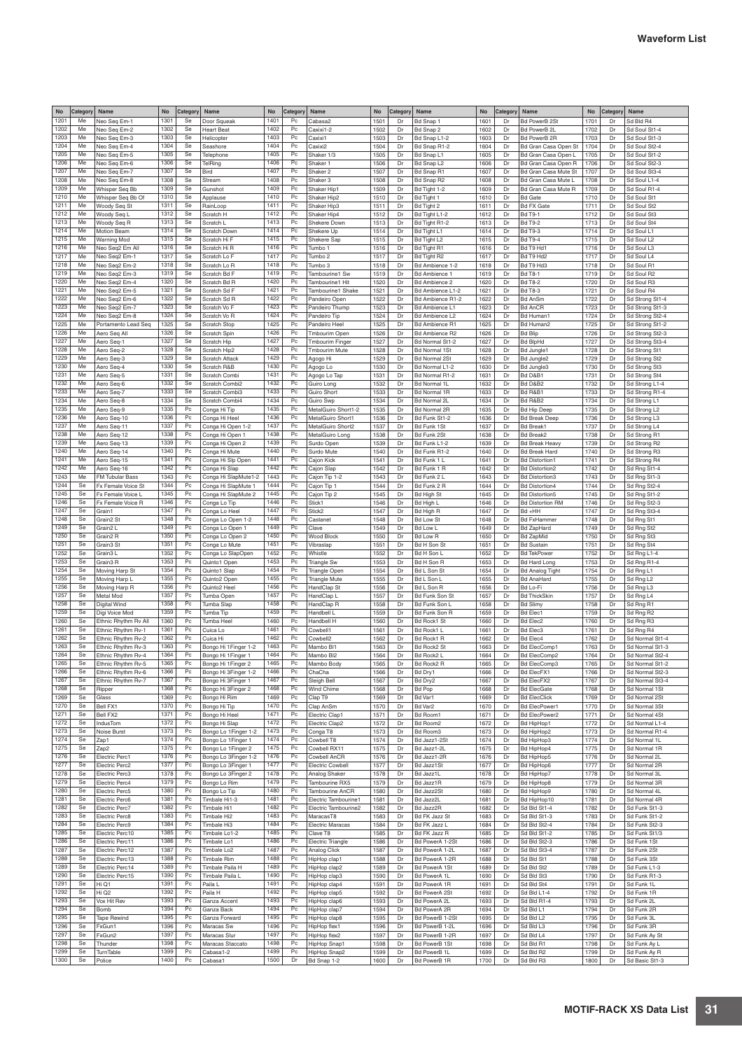## Waveform List

| No | Category | Name | No | Category | Name | No | Category | Name | No | Category | Name | No | Category | Name | No | Category | Name |
|---|---|---|---|---|---|---|---|---|---|---|---|---|---|---|---|---|---|
| 1201 | Me | Neo Seq Em-1 | 1301 | Se | Door Squeak | 1401 | Pc | Cabasa2 | 1501 | Dr | Bd Snap 1 | 1601 | Dr | Bd PowerB 2St | 1701 | Dr | Sd Bld R4 |
| 1202 | Me | Neo Seq Em-2 | 1302 | Se | Heart Beat | 1402 | Pc | Caxixi1-2 | 1502 | Dr | Bd Snap 2 | 1602 | Dr | Bd PowerB 2L | 1702 | Dr | Sd Soul St1-4 |
| 1203 | Me | Neo Seq Em-3 | 1303 | Se | Helicopter | 1403 | Pc | Caxixi1 | 1503 | Dr | Bd Snap L1-2 | 1603 | Dr | Bd PowerB 2R | 1703 | Dr | Sd Soul St1-3 |
| 1204 | Me | Neo Seq Em-4 | 1304 | Se | Seashore | 1404 | Pc | Caxixi2 | 1504 | Dr | Bd Snap R1-2 | 1604 | Dr | Bd Gran Casa Open St | 1704 | Dr | Sd Soul St2-4 |
| 1205 | Me | Neo Seq Em-5 | 1305 | Se | Telephone | 1405 | Pc | Shaker 1/3 | 1505 | Dr | Bd Snap L1 | 1605 | Dr | Bd Gran Casa Open L | 1705 | Dr | Sd Soul St1-2 |
| 1206 | Me | Neo Seq Em-6 | 1306 | Se | TelRing | 1406 | Pc | Shaker 1 | 1506 | Dr | Bd Snap L2 | 1606 | Dr | Bd Gran Casa Open R | 1706 | Dr | Sd Soul St2-3 |
| 1207 | Me | Neo Seq Em-7 | 1307 | Se | Bird | 1407 | Pc | Shaker 2 | 1507 | Dr | Bd Snap R1 | 1607 | Dr | Bd Gran Casa Mute St | 1707 | Dr | Sd Soul St3-4 |
| 1208 | Me | Neo Seq Em-8 | 1308 | Se | Stream | 1408 | Pc | Shaker 3 | 1508 | Dr | Bd Snap R2 | 1608 | Dr | Bd Gran Casa Mute L | 1708 | Dr | Sd Soul L1-4 |
| 1209 | Me | Whisper Seq Bb | 1309 | Se | Gunshot | 1409 | Pc | Shaker Hip1 | 1509 | Dr | Bd Tight 1-2 | 1609 | Dr | Bd Gran Casa Mute R | 1709 | Dr | Sd Soul R1-4 |
| 1210 | Me | Whisper Seq Bb Of | 1310 | Se | Applause | 1410 | Pc | Shaker Hip2 | 1510 | Dr | Bd Tight 1 | 1610 | Dr | Bd Gate | 1710 | Dr | Sd Soul St1 |
| 1211 | Me | Woody Seq St | 1311 | Se | RainLoop | 1411 | Pc | Shaker Hip3 | 1511 | Dr | Bd Tight 2 | 1611 | Dr | Bd FX Gate | 1711 | Dr | Sd Soul St2 |
| 1212 | Me | Woody Seq L | 1312 | Se | Scratch H | 1412 | Pc | Shaker Hip4 | 1512 | Dr | Bd Tight L1-2 | 1612 | Dr | Bd T9-1 | 1712 | Dr | Sd Soul St3 |
| 1213 | Me | Woody Seq R | 1313 | Se | Scratch L | 1413 | Pc | Shekere Down | 1513 | Dr | Bd Tight R1-2 | 1613 | Dr | Bd T9-2 | 1713 | Dr | Sd Soul St4 |
| 1214 | Me | Motion Beam | 1314 | Se | Scratch Down | 1414 | Pc | Shekere Up | 1514 | Dr | Bd Tight L1 | 1614 | Dr | Bd T9-3 | 1714 | Dr | Sd Soul L1 |
| 1215 | Me | Warning Mod | 1315 | Se | Scratch Hi F | 1415 | Pc | Shekere Sap | 1515 | Dr | Bd Tight L2 | 1615 | Dr | Bd T9-4 | 1715 | Dr | Sd Soul L2 |
| 1216 | Me | Neo Seq2 Em All | 1316 | Se | Scratch Hi R | 1416 | Pc | Tumbo 1 | 1516 | Dr | Bd Tight R1 | 1616 | Dr | Bd T9 Hd1 | 1716 | Dr | Sd Soul L3 |
| 1217 | Me | Neo Seq2 Em-1 | 1317 | Se | Scratch Lo F | 1417 | Pc | Tumbo 2 | 1517 | Dr | Bd Tight R2 | 1617 | Dr | Bd T9 Hd2 | 1717 | Dr | Sd Soul L4 |
| 1218 | Me | Neo Seq2 Em-2 | 1318 | Se | Scratch Lo R | 1418 | Pc | Tumbo 3 | 1518 | Dr | Bd Ambience 1-2 | 1618 | Dr | Bd T9 Hd3 | 1718 | Dr | Sd Soul R1 |
| 1219 | Me | Neo Seq2 Em-3 | 1319 | Se | Scratch Bd F | 1419 | Pc | Tambourine1 Sw | 1519 | Dr | Bd Ambience 1 | 1619 | Dr | Bd T8-1 | 1719 | Dr | Sd Soul R2 |
| 1220 | Me | Neo Seq2 Em-4 | 1320 | Se | Scratch Bd R | 1420 | Pc | Tambourine1 Hit | 1520 | Dr | Bd Ambience 2 | 1620 | Dr | Bd T8-2 | 1720 | Dr | Sd Soul R3 |
| 1221 | Me | Neo Seq2 Em-5 | 1321 | Se | Scratch Sd F | 1421 | Pc | Tambourine1 Shake | 1521 | Dr | Bd Ambience L1-2 | 1621 | Dr | Bd T8-3 | 1721 | Dr | Sd Soul R4 |
| 1222 | Me | Neo Seq2 Em-6 | 1322 | Se | Scratch Sd R | 1422 | Pc | Pandeiro Open | 1522 | Dr | Bd Ambience R1-2 | 1622 | Dr | Bd AnSm | 1722 | Dr | Sd Strong St1-4 |
| 1223 | Me | Neo Seq2 Em-7 | 1323 | Se | Scratch Vo F | 1423 | Pc | Pandeiro Thump | 1523 | Dr | Bd Ambience L1 | 1623 | Dr | Bd AnCR | 1723 | Dr | Sd Strong St1-3 |
| 1224 | Me | Neo Seq2 Em-8 | 1324 | Se | Scratch Vo R | 1424 | Pc | Pandeiro Tip | 1524 | Dr | Bd Ambience L2 | 1624 | Dr | Bd Human1 | 1724 | Dr | Sd Strong St2-4 |
| 1225 | Me | Portamento Lead Seq | 1325 | Se | Scratch Stop | 1425 | Pc | Pandeiro Heel | 1525 | Dr | Bd Ambience R1 | 1625 | Dr | Bd Human2 | 1725 | Dr | Sd Strong St1-2 |
| 1226 | Me | Aero Seq All | 1326 | Se | Scratch Spin | 1426 | Pc | Tmbourim Open | 1526 | Dr | Bd Ambience R2 | 1626 | Dr | Bd Blip | 1726 | Dr | Sd Strong St2-3 |
| 1227 | Me | Aero Seq-1 | 1327 | Se | Scratch Hip | 1427 | Pc | Tmbourim Finger | 1527 | Dr | Bd Normal St1-2 | 1627 | Dr | Bd BlpHd | 1727 | Dr | Sd Strong St3-4 |
| 1228 | Me | Aero Seq-2 | 1328 | Se | Scratch Hip2 | 1428 | Pc | Tmbourim Mute | 1528 | Dr | Bd Normal 1St | 1628 | Dr | Bd Jungle1 | 1728 | Dr | Sd Strong St1 |
| 1229 | Me | Aero Seq-3 | 1329 | Se | Scratch Attack | 1429 | Pc | Agogo Hi | 1529 | Dr | Bd Normal 2St | 1629 | Dr | Bd Jungle2 | 1729 | Dr | Sd Strong St2 |
| 1230 | Me | Aero Seq-4 | 1330 | Se | Scratch R&B | 1430 | Pc | Agogo Lo | 1530 | Dr | Bd Normal L1-2 | 1630 | Dr | Bd Jungle3 | 1730 | Dr | Sd Strong St3 |
| 1231 | Me | Aero Seq-5 | 1331 | Se | Scratch Combi | 1431 | Pc | Agogo Lo Tap | 1531 | Dr | Bd Normal R1-2 | 1631 | Dr | Bd D&B1 | 1731 | Dr | Sd Strong St4 |
| 1232 | Me | Aero Seq-6 | 1332 | Se | Scratch Combi2 | 1432 | Pc | Guiro Long | 1532 | Dr | Bd Normal 1L | 1632 | Dr | Bd D&B2 | 1732 | Dr | Sd Strong L1-4 |
| 1233 | Me | Aero Seq-7 | 1333 | Se | Scratch Combi3 | 1433 | Pc | Guiro Short | 1533 | Dr | Bd Normal 1R | 1633 | Dr | Bd R&B1 | 1733 | Dr | Sd Strong R1-4 |
| 1234 | Me | Aero Seq-8 | 1334 | Se | Scratch Combi4 | 1434 | Pc | Guiro Swp | 1534 | Dr | Bd Normal 2L | 1634 | Dr | Bd R&B2 | 1734 | Dr | Sd Strong L1 |
| 1235 | Me | Aero Seq-9 | 1335 | Pc | Conga Hi Tip | 1435 | Pc | MetalGuiro Short1-2 | 1535 | Dr | Bd Normal 2R | 1635 | Dr | Bd Hip Deep | 1735 | Dr | Sd Strong L2 |
| 1236 | Me | Aero Seq-10 | 1336 | Pc | Conga Hi Heel | 1436 | Pc | MetalGuiro Short1 | 1536 | Dr | Bd Funk St1-2 | 1636 | Dr | Bd Break Deep | 1736 | Dr | Sd Strong L3 |
| 1237 | Me | Aero Seq-11 | 1337 | Pc | Conga Hi Open 1-2 | 1437 | Pc | MetalGuiro Short2 | 1537 | Dr | Bd Funk 1St | 1637 | Dr | Bd Break1 | 1737 | Dr | Sd Strong L4 |
| 1238 | Me | Aero Seq-12 | 1338 | Pc | Conga Hi Open 1 | 1438 | Pc | MetalGuiro Long | 1538 | Dr | Bd Funk 2St | 1638 | Dr | Bd Break2 | 1738 | Dr | Sd Strong R1 |
| 1239 | Me | Aero Seq-13 | 1339 | Pc | Conga Hi Open 2 | 1439 | Pc | Surdo Open | 1539 | Dr | Bd Funk L1-2 | 1639 | Dr | Bd Break Heavy | 1739 | Dr | Sd Strong R2 |
| 1240 | Me | Aero Seq-14 | 1340 | Pc | Conga Hi Mute | 1440 | Pc | Surdo Mute | 1540 | Dr | Bd Funk R1-2 | 1640 | Dr | Bd Break Hard | 1740 | Dr | Sd Strong R3 |
| 1241 | Me | Aero Seq-15 | 1341 | Pc | Conga Hi Slp Open | 1441 | Pc | Cajon Kick | 1541 | Dr | Bd Funk 1 L | 1641 | Dr | Bd Distortion1 | 1741 | Dr | Sd Strong R4 |
| 1242 | Me | Aero Seq-16 | 1342 | Pc | Conga Hi Slap | 1442 | Pc | Cajon Slap | 1542 | Dr | Bd Funk 1 R | 1642 | Dr | Bd Distortion2 | 1742 | Dr | Sd Rng St1-4 |
| 1243 | Me | FM Tubular Bass | 1343 | Pc | Conga Hi SlapMute1-2 | 1443 | Pc | Cajon Tip 1-2 | 1543 | Dr | Bd Funk 2 L | 1643 | Dr | Bd Distortion3 | 1743 | Dr | Sd Rng St1-3 |
| 1244 | Se | Fx Female Voice St | 1344 | Pc | Conga Hi SlapMute 1 | 1444 | Pc | Cajon Tip 1 | 1544 | Dr | Bd Funk 2 R | 1644 | Dr | Bd Distortion4 | 1744 | Dr | Sd Rng St2-4 |
| 1245 | Se | Fx Female Voice L | 1345 | Pc | Conga Hi SlapMute 2 | 1445 | Pc | Cajon Tip 2 | 1545 | Dr | Bd High St | 1645 | Dr | Bd Distortion5 | 1745 | Dr | Sd Rng St1-2 |
| 1246 | Se | Fx Female Voice R | 1346 | Pc | Conga Lo Tip | 1446 | Pc | Stick1 | 1546 | Dr | Bd High L | 1646 | Dr | Bd Distortion RM | 1746 | Dr | Sd Rng St2-3 |
| 1247 | Se | Grain1 | 1347 | Pc | Conga Lo Heel | 1447 | Pc | Stick2 | 1547 | Dr | Bd High R | 1647 | Dr | Bd +HH | 1747 | Dr | Sd Rng St3-4 |
| 1248 | Se | Grain2 St | 1348 | Pc | Conga Lo Open 1-2 | 1448 | Pc | Castanet | 1548 | Dr | Bd Low St | 1648 | Dr | Bd FxHammer | 1748 | Dr | Sd Rng St1 |
| 1249 | Se | Grain2 L | 1349 | Pc | Conga Lo Open 1 | 1449 | Pc | Clave | 1549 | Dr | Bd Low L | 1649 | Dr | Bd ZapHard | 1749 | Dr | Sd Rng St2 |
| 1250 | Se | Grain2 R | 1350 | Pc | Conga Lo Open 2 | 1450 | Pc | Wood Block | 1550 | Dr | Bd Low R | 1650 | Dr | Bd ZapMid | 1750 | Dr | Sd Rng St3 |
| 1251 | Se | Grain3 St | 1351 | Pc | Conga Lo Mute | 1451 | Pc | Vibraslap | 1551 | Dr | Bd H Son St | 1651 | Dr | Bd Sustain | 1751 | Dr | Sd Rng St4 |
| 1252 | Se | Grain3 L | 1352 | Pc | Conga Lo SlapOpen | 1452 | Pc | Whistle | 1552 | Dr | Bd H Son L | 1652 | Dr | Bd TekPower | 1752 | Dr | Sd Rng L1-4 |
| 1253 | Se | Grain3 R | 1353 | Pc | Quinto1 Open | 1453 | Pc | Triangle Sw | 1553 | Dr | Bd H Son R | 1653 | Dr | Bd Hard Long | 1753 | Dr | Sd Rng R1-4 |
| 1254 | Se | Moving Harp St | 1354 | Pc | Quinto1 Slap | 1454 | Pc | Triangle Open | 1554 | Dr | Bd L Son St | 1654 | Dr | Bd Analog Tight | 1754 | Dr | Sd Rng L1 |
| 1255 | Se | Moving Harp L | 1355 | Pc | Quinto2 Open | 1455 | Pc | Triangle Mute | 1555 | Dr | Bd L Son L | 1655 | Dr | Bd AnaHard | 1755 | Dr | Sd Rng L2 |
| 1256 | Se | Moving Harp R | 1356 | Pc | Quinto2 Heel | 1456 | Pc | HandClap St | 1556 | Dr | Bd L Son R | 1656 | Dr | Bd Lo-Fi | 1756 | Dr | Sd Rng L3 |
| 1257 | Se | Metal Mod | 1357 | Pc | Tumba Open | 1457 | Pc | HandClap L | 1557 | Dr | Bd Funk Son St | 1657 | Dr | Bd ThickSkin | 1757 | Dr | Sd Rng L4 |
| 1258 | Se | Digital Wind | 1358 | Pc | Tumba Slap | 1458 | Pc | HandClap R | 1558 | Dr | Bd Funk Son L | 1658 | Dr | Bd Slimy | 1758 | Dr | Sd Rng R1 |
| 1259 | Se | Digi Voice Mod | 1359 | Pc | Tumba Tip | 1459 | Pc | Handbell L | 1559 | Dr | Bd Funk Son R | 1659 | Dr | Bd Elec1 | 1759 | Dr | Sd Rng R2 |
| 1260 | Se | Ethnic Rhythm Rv All | 1360 | Pc | Tumba Heel | 1460 | Pc | Handbell H | 1560 | Dr | Bd Rock1 St | 1660 | Dr | Bd Elec2 | 1760 | Dr | Sd Rng R3 |
| 1261 | Se | Ethnic Rhythm Rv-1 | 1361 | Pc | Cuica Lo | 1461 | Pc | Cowbell1 | 1561 | Dr | Bd Rock1 L | 1661 | Dr | Bd Elec3 | 1761 | Dr | Sd Rng R4 |
| 1262 | Se | Ethnic Rhythm Rv-2 | 1362 | Pc | Cuica Hi | 1462 | Pc | Cowbell2 | 1562 | Dr | Bd Rock1 R | 1662 | Dr | Bd Elec4 | 1762 | Dr | Sd Normal St1-4 |
| 1263 | Se | Ethnic Rhythm Rv-3 | 1363 | Pc | Bongo Hi 1Finger 1-2 | 1463 | Pc | Mambo Bl1 | 1563 | Dr | Bd Rock2 St | 1663 | Dr | Bd ElecComp1 | 1763 | Dr | Sd Normal St1-3 |
| 1264 | Se | Ethnic Rhythm Rv-4 | 1364 | Pc | Bongo Hi 1Finger 1 | 1464 | Pc | Mambo Bl2 | 1564 | Dr | Bd Rock2 L | 1664 | Dr | Bd ElecComp2 | 1764 | Dr | Sd Normal St2-4 |
| 1265 | Se | Ethnic Rhythm Rv-5 | 1365 | Pc | Bongo Hi 1Finger 2 | 1465 | Pc | Mambo Body | 1565 | Dr | Bd Rock2 R | 1665 | Dr | Bd ElecComp3 | 1765 | Dr | Sd Normal St1-2 |
| 1266 | Se | Ethnic Rhythm Rv-6 | 1366 | Pc | Bongo Hi 3Finger 1-2 | 1466 | Pc | ChaCha | 1566 | Dr | Bd Dry1 | 1666 | Dr | Bd ElecFX1 | 1766 | Dr | Sd Normal St2-3 |
| 1267 | Se | Ethnic Rhythm Rv-7 | 1367 | Pc | Bongo Hi 3Finger 1 | 1467 | Pc | Sleigh Bell | 1567 | Dr | Bd Dry2 | 1667 | Dr | Bd ElecFX2 | 1767 | Dr | Sd Normal St3-4 |
| 1268 | Se | Ripper | 1368 | Pc | Bongo Hi 3Finger 2 | 1468 | Pc | Wind Chime | 1568 | Dr | Bd Pop | 1668 | Dr | Bd ElecGate | 1768 | Dr | Sd Normal 1St |
| 1269 | Se | Glass | 1369 | Pc | Bongo Hi Rim | 1469 | Pc | Clap T9 | 1569 | Dr | Bd Var1 | 1669 | Dr | Bd ElecClick | 1769 | Dr | Sd Normal 2St |
| 1270 | Se | Bell FX1 | 1370 | Pc | Bongo Hi Tip | 1470 | Pc | Clap AnSm | 1570 | Dr | Bd Var2 | 1670 | Dr | Bd ElecPower1 | 1770 | Dr | Sd Normal 3St |
| 1271 | Se | Bell FX2 | 1371 | Pc | Bongo Hi Heel | 1471 | Pc | Electric Clap1 | 1571 | Dr | Bd Room1 | 1671 | Dr | Bd ElecPower2 | 1771 | Dr | Sd Normal 4St |
| 1272 | Se | IndusTom | 1372 | Pc | Bongo Hi Slap | 1472 | Pc | Electric Clap2 | 1572 | Dr | Bd Room2 | 1672 | Dr | Bd HipHop1 | 1772 | Dr | Sd Normal L1-4 |
| 1273 | Se | Noise Burst | 1373 | Pc | Bongo Lo 1Finger 1-2 | 1473 | Pc | Conga T8 | 1573 | Dr | Bd Room3 | 1673 | Dr | Bd HipHop2 | 1773 | Dr | Sd Normal R1-4 |
| 1274 | Se | Zap1 | 1374 | Pc | Bongo Lo 1Finger 1 | 1474 | Pc | Cowbell T8 | 1574 | Dr | Bd Jazz1-2St | 1674 | Dr | Bd HipHop3 | 1774 | Dr | Sd Normal 1L |
| 1275 | Se | Zap2 | 1375 | Pc | Bongo Lo 1Finger 2 | 1475 | Pc | Cowbell RX11 | 1575 | Dr | Bd Jazz1-2L | 1675 | Dr | Bd HipHop4 | 1775 | Dr | Sd Normal 1R |
| 1276 | Se | Electric Perc1 | 1376 | Pc | Bongo Lo 3Finger 1-2 | 1476 | Pc | Cowbell AnCR | 1576 | Dr | Bd Jazz1-2R | 1676 | Dr | Bd HipHop5 | 1776 | Dr | Sd Normal 2L |
| 1277 | Se | Electric Perc2 | 1377 | Pc | Bongo Lo 3Finger 1 | 1477 | Pc | Electric Cowbell | 1577 | Dr | Bd Jazz1St | 1677 | Dr | Bd HipHop6 | 1777 | Dr | Sd Normal 2R |
| 1278 | Se | Electric Perc3 | 1378 | Pc | Bongo Lo 3Finger 2 | 1478 | Pc | Analog Shaker | 1578 | Dr | Bd Jazz1L | 1678 | Dr | Bd HipHop7 | 1778 | Dr | Sd Normal 3L |
| 1279 | Se | Electric Perc4 | 1379 | Pc | Bongo Lo Rim | 1479 | Pc | Tambourine RX5 | 1579 | Dr | Bd Jazz1R | 1679 | Dr | Bd HipHop8 | 1779 | Dr | Sd Normal 3R |
| 1280 | Se | Electric Perc5 | 1380 | Pc | Bongo Lo Tip | 1480 | Pc | Tambourine AnCR | 1580 | Dr | Bd Jazz2St | 1680 | Dr | Bd HipHop9 | 1780 | Dr | Sd Normal 4L |
| 1281 | Se | Electric Perc6 | 1381 | Pc | Timbale Hi1-3 | 1481 | Pc | Electric Tambourine1 | 1581 | Dr | Bd Jazz2L | 1681 | Dr | Bd HipHop10 | 1781 | Dr | Sd Normal 4R |
| 1282 | Se | Electric Perc7 | 1382 | Pc | Timbale Hi1 | 1482 | Pc | Electric Tambourine2 | 1582 | Dr | Bd Jazz2R | 1682 | Dr | Sd Bld St1-4 | 1782 | Dr | Sd Funk St1-3 |
| 1283 | Se | Electric Perc8 | 1383 | Pc | Timbale Hi2 | 1483 | Pc | MaracasT8 | 1583 | Dr | Bd FK Jazz St | 1683 | Dr | Sd Bld St1-3 | 1783 | Dr | Sd Funk St1-2 |
| 1284 | Se | Electric Perc9 | 1384 | Pc | Timbale Hi3 | 1484 | Pc | Electric Maracas | 1584 | Dr | Bd FK Jazz L | 1684 | Dr | Sd Bld St2-4 | 1784 | Dr | Sd Funk St2-3 |
| 1285 | Se | Electric Perc10 | 1385 | Pc | Timbale Lo1-2 | 1485 | Pc | Clave T8 | 1585 | Dr | Bd FK Jazz R | 1685 | Dr | Sd Bld St1-2 | 1785 | Dr | Sd Funk St1/3 |
| 1286 | Se | Electric Perc11 | 1386 | Pc | Timbale Lo1 | 1486 | Pc | Electric Triangle | 1586 | Dr | Bd PowerA 1-2St | 1686 | Dr | Sd Bld St2-3 | 1786 | Dr | Sd Funk 1St |
| 1287 | Se | Electric Perc12 | 1387 | Pc | Timbale Lo2 | 1487 | Pc | Analog Click | 1587 | Dr | Bd PowerA 1-2L | 1687 | Dr | Sd Bld St3-4 | 1787 | Dr | Sd Funk 2St |
| 1288 | Se | Electric Perc13 | 1388 | Pc | Timbale Rim | 1488 | Pc | HipHop clap1 | 1588 | Dr | Bd PowerA 1-2R | 1688 | Dr | Sd Bld St1 | 1788 | Dr | Sd Funk 3St |
| 1289 | Se | Electric Perc14 | 1389 | Pc | Timbale Paila H | 1489 | Pc | HipHop clap2 | 1589 | Dr | Bd PowerA 1St | 1689 | Dr | Sd Bld St2 | 1789 | Dr | Sd Funk L1-3 |
| 1290 | Se | Electric Perc15 | 1390 | Pc | Timbale Paila L | 1490 | Pc | HipHop clap3 | 1590 | Dr | Bd PowerA 1L | 1690 | Dr | Sd Bld St3 | 1790 | Dr | Sd Funk R1-3 |
| 1291 | Se | Hi Q1 | 1391 | Pc | Paila L | 1491 | Pc | HipHop clap4 | 1591 | Dr | Bd PowerA 1R | 1691 | Dr | Sd Bld St4 | 1791 | Dr | Sd Funk 1L |
| 1292 | Se | Hi Q2 | 1392 | Pc | Paila H | 1492 | Pc | HipHop clap5 | 1592 | Dr | Bd PowerA 2St | 1692 | Dr | Sd Bld L1-4 | 1792 | Dr | Sd Funk 1R |
| 1293 | Se | Vox Hit Rev | 1393 | Pc | Ganza Accent | 1493 | Pc | HipHop clap6 | 1593 | Dr | Bd PowerA 2L | 1693 | Dr | Sd Bld R1-4 | 1793 | Dr | Sd Funk 2L |
| 1294 | Se | Bomb | 1394 | Pc | Ganza Back | 1494 | Pc | HipHop clap7 | 1594 | Dr | Bd PowerA 2R | 1694 | Dr | Sd Bld L1 | 1794 | Dr | Sd Funk 2R |
| 1295 | Se | Tape Rewind | 1395 | Pc | Ganza Forward | 1495 | Pc | HipHop clap8 | 1595 | Dr | Bd PowerB 1-2St | 1695 | Dr | Sd Bld L2 | 1795 | Dr | Sd Funk 3L |
| 1296 | Se | FxGun1 | 1396 | Pc | Maracas Sw | 1496 | Pc | HipHop flex1 | 1596 | Dr | Bd PowerB 1-2L | 1696 | Dr | Sd Bld L3 | 1796 | Dr | Sd Funk 3R |
| 1297 | Se | FxGun2 | 1397 | Pc | Maracas Slur | 1497 | Pc | HipHop flex2 | 1597 | Dr | Bd PowerB 1-2R | 1697 | Dr | Sd Bld L4 | 1797 | Dr | Sd Funk Ay St |
| 1298 | Se | Thunder | 1398 | Pc | Maracas Staccato | 1498 | Pc | HipHop Snap1 | 1598 | Dr | Bd PowerB 1St | 1698 | Dr | Sd Bld R1 | 1798 | Dr | Sd Funk Ay L |
| 1299 | Se | TurnTable | 1399 | Pc | Cabasa1-2 | 1499 | Pc | HipHop Snap2 | 1599 | Dr | Bd PowerB 1L | 1699 | Dr | Sd Bld R2 | 1799 | Dr | Sd Funk Ay R |
| 1300 | Se | Police | 1400 | Pc | Cabasa1 | 1500 | Dr | Bd Snap 1-2 | 1600 | Dr | Bd PowerB 1R | 1700 | Dr | Sd Bld R3 | 1800 | Dr | Sd Basic St1-3 |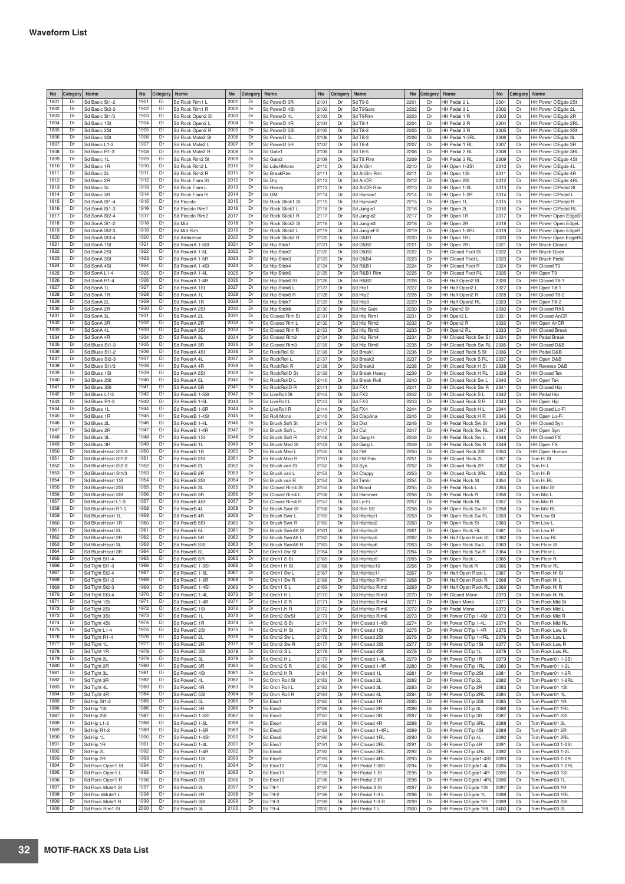## Waveform List

| No | Category | Name | No | Category | Name | No | Category | Name | No | Category | Name | No | Category | Name | No | Category | Name |
|---|---|---|---|---|---|---|---|---|---|---|---|---|---|---|---|---|---|
| 1801 | Dr | Sd Basic St1-2 | 1901 | Dr | Sd Rock Rim1 L | 2001 | Dr | Sd PowerD 3R | 2101 | Dr | Sd T9-5 | 2201 | Dr | HH Pedal 2 L | 2301 | Dr | HH Power ClEgde 2St |
| 1802 | Dr | Sd Basic St2-3 | 1902 | Dr | Sd Rock Rim1 R | 2002 | Dr | Sd PowerD 4St | 2102 | Dr | Sd T9Gate | 2202 | Dr | HH Pedal 3 L | 2302 | Dr | HH Power ClEgde 2L |
| 1803 | Dr | Sd Basic St1/3 | 1903 | Dr | Sd Rock Open2 St | 2003 | Dr | Sd PowerD 4L | 2103 | Dr | Sd T9Rim | 2203 | Dr | HH Pedal 1 R | 2303 | Dr | HH Power ClEgde 2R |
| 1804 | Dr | Sd Basic 1St | 1904 | Dr | Sd Rock Open2 L | 2004 | Dr | Sd PowerD 4R | 2104 | Dr | Sd T8-1 | 2204 | Dr | HH Pedal 2 R | 2304 | Dr | HH Power ClEgde 2RL |
| 1805 | Dr | Sd Basic 2St | 1905 | Dr | Sd Rock Open2 R | 2005 | Dr | Sd PowerD 5St | 2105 | Dr | Sd T8-2 | 2205 | Dr | HH Pedal 3 R | 2305 | Dr | HH Power ClEgde 3St |
| 1806 | Dr | Sd Basic 3St | 1906 | Dr | Sd Rock Mute2 St | 2006 | Dr | Sd PowerD 5L | 2106 | Dr | Sd T8-3 | 2206 | Dr | HH Pedal 1-3RL | 2306 | Dr | HH Power ClEgde 3L |
| 1807 | Dr | Sd Basic L1-3 | 1907 | Dr | Sd Rock Mute2 L | 2007 | Dr | Sd PowerD 5R | 2107 | Dr | Sd T8-4 | 2207 | Dr | HH Pedal 1 RL | 2307 | Dr | HH Power ClEgde 3R |
| 1808 | Dr | Sd Basic R1-3 | 1908 | Dr | Sd Rock Mute2 R | 2008 | Dr | Sd Gate1 | 2108 | Dr | Sd T8-5 | 2208 | Dr | HH Pedal 2 RL | 2308 | Dr | HH Power ClEgde 3RL |
| 1809 | Dr | Sd Basic 1L | 1909 | Dr | Sd Rock Rim2 St | 2009 | Dr | Sd Gate2 | 2109 | Dr | Sd T8 Rim | 2209 | Dr | HH Pedal 3 RL | 2309 | Dr | HH Power ClEgde 4St |
| 1810 | Dr | Sd Basic 1R | 1910 | Dr | Sd Rock Rim2 L | 2010 | Dr | Sd LdwHMono | 2110 | Dr | Sd AnSm | 2210 | Dr | HH Open 1-2St | 2310 | Dr | HH Power ClEgde 4L |
| 1811 | Dr | Sd Basic 2L | 1911 | Dr | Sd Rock Rim2 R | 2011 | Dr | Sd BreakRim | 2111 | Dr | Sd AnSm Rim | 2211 | Dr | HH Open 1St | 2311 | Dr | HH Power ClEgde 4R |
| 1812 | Dr | Sd Basic 2R | 1912 | Dr | Sd Rock Flam St | 2012 | Dr | Sd Dry | 2112 | Dr | Sd AnCR | 2212 | Dr | HH Open 2St | 2312 | Dr | HH Power ClEgde 4RL |
| 1813 | Dr | Sd Basic 3L | 1913 | Dr | Sd Rock Flam L | 2013 | Dr | Sd Heavy | 2113 | Dr | Sd AnCR Rim | 2213 | Dr | HH Open 1-2L | 2313 | Dr | HH Power ClPedal St |
| 1814 | Dr | Sd Basic 3R | 1914 | Dr | Sd Rock Flam R | 2014 | Dr | Sd GM | 2114 | Dr | Sd Human1 | 2214 | Dr | HH Open 1-2R | 2314 | Dr | HH Power ClPedal L |
| 1815 | Dr | Sd SonA St1-4 | 1915 | Dr | Sd Piccolo | 2015 | Dr | Sd Rock Stick1 St | 2115 | Dr | Sd Human2 | 2215 | Dr | HH Open 1L | 2315 | Dr | HH Power ClPedal R |
| 1816 | Dr | Sd SonA St1-3 | 1916 | Dr | Sd Piccolo Rim1 | 2016 | Dr | Sd Rock Stick1 L | 2116 | Dr | Sd Jungle1 | 2216 | Dr | HH Open 2L | 2316 | Dr | HH Power ClPedal RL |
| 1817 | Dr | Sd SonA St2-4 | 1917 | Dr | Sd Piccolo Rim2 | 2017 | Dr | Sd Rock Stick1 R | 2117 | Dr | Sd Jungle2 | 2217 | Dr | HH Open 1R | 2317 | Dr | HH Power Open EdgeSt |
| 1818 | Dr | Sd SonA St1-2 | 1918 | Dr | Sd Mid | 2018 | Dr | Sd Rock Stick2 St | 2118 | Dr | Sd Jungle3 | 2218 | Dr | HH Open 2R | 2318 | Dr | HH Power Open EdgeL |
| 1819 | Dr | Sd SonA St2-3 | 1919 | Dr | Sd Mid Rim | 2019 | Dr | Sd Rock Stick2 L | 2119 | Dr | Sd JungleFX | 2219 | Dr | HH Open 1-2RL | 2319 | Dr | HH Power Open EdgeR |
| 1820 | Dr | Sd SonA St3-4 | 1920 | Dr | Sd Ambience | 2020 | Dr | Sd Rock Stick2 R | 2120 | Dr | Sd D&B1 | 2220 | Dr | HH Open 1RL | 2320 | Dr | HH Power Open EdgeRL |
| 1821 | Dr | Sd SonA 1St | 1921 | Dr | Sd PowerA 1-5St | 2021 | Dr | Sd Hip Stick1 | 2121 | Dr | Sd D&B2 | 2221 | Dr | HH Open 2RL | 2321 | Dr | HH Brush Closed |
| 1822 | Dr | Sd SonA 2St | 1922 | Dr | Sd PowerA 1-5L | 2022 | Dr | Sd Hip Stick2 | 2122 | Dr | Sd D&B3 | 2222 | Dr | HH Closed Foot St | 2322 | Dr | HH Brush Open |
| 1823 | Dr | Sd SonA 3St | 1923 | Dr | Sd PowerA 1-5R | 2023 | Dr | Sd Hip Stick3 | 2123 | Dr | Sd D&B4 | 2223 | Dr | HH Closed Foot L | 2323 | Dr | HH Brush Pedal |
| 1824 | Dr | Sd SonA 4St | 1924 | Dr | Sd PowerA 1-4St | 2024 | Dr | Sd Hip Stick4 | 2124 | Dr | Sd R&B1 | 2224 | Dr | HH Closed Foot R | 2324 | Dr | HH Closed T9 |
| 1825 | Dr | Sd SonA L1-4 | 1925 | Dr | Sd PowerA 1-4L | 2025 | Dr | Sd Hip Stick5 | 2125 | Dr | Sd R&B1 Rim | 2225 | Dr | HH Closed Foot RL | 2325 | Dr | HH Open T9 |
| 1826 | Dr | Sd SonA R1-4 | 1926 | Dr | Sd PowerA 1-4R | 2026 | Dr | Sd Hip Stick6 St | 2126 | Dr | Sd R&B2 | 2226 | Dr | HH Half Open2 St | 2326 | Dr | HH Closed T8-1 |
| 1827 | Dr | Sd SonA 1L | 1927 | Dr | Sd PowerA 1St | 2027 | Dr | Sd Hip Stick6 L | 2127 | Dr | Sd Hip1 | 2227 | Dr | HH Half Open2 L | 2327 | Dr | HH Open T8-1 |
| 1828 | Dr | Sd SonA 1R | 1928 | Dr | Sd PowerA 1L | 2028 | Dr | Sd Hip Stick6 R | 2128 | Dr | Sd Hip2 | 2228 | Dr | HH Half Open2 R | 2328 | Dr | HH Closed T8-2 |
| 1829 | Dr | Sd SonA 2L | 1929 | Dr | Sd PowerA 1R | 2029 | Dr | Sd Hip Stick7 | 2129 | Dr | Sd Hip3 | 2229 | Dr | HH Half Open2 RL | 2329 | Dr | HH Open T8-2 |
| 1830 | Dr | Sd SonA 2R | 1930 | Dr | Sd PowerA 2St | 2030 | Dr | Sd Hip Stick8 | 2130 | Dr | Sd Hip Gate | 2230 | Dr | HH Open2 St | 2330 | Dr | HH Closed RX5 |
| 1831 | Dr | Sd SonA 3L | 1931 | Dr | Sd PowerA 2L | 2031 | Dr | Sd Closed Rim St | 2131 | Dr | Sd Hip Rim1 | 2231 | Dr | HH Open2 L | 2331 | Dr | HH Closed AnCR |
| 1832 | Dr | Sd SonA 3R | 1932 | Dr | Sd PowerA 2R | 2032 | Dr | Sd Closed Rim L | 2132 | Dr | Sd Hip Rim2 | 2232 | Dr | HH Open2 R | 2332 | Dr | HH Open AnCR |
| 1833 | Dr | Sd SonA 4L | 1933 | Dr | Sd PowerA 3St | 2033 | Dr | Sd Closed Rim R | 2133 | Dr | Sd Hip Rim3 | 2233 | Dr | HH Open2 RL | 2333 | Dr | HH Closed Break |
| 1834 | Dr | Sd SonA 4R | 1934 | Dr | Sd PowerA 3L | 2034 | Dr | Sd Closed Rim2 | 2134 | Dr | Sd Hip Rim4 | 2234 | Dr | HH Closed Rock Sw St | 2334 | Dr | HH Pedal Break |
| 1835 | Dr | Sd Blues St1-3 | 1935 | Dr | Sd PowerA 3R | 2035 | Dr | Sd Closed Rim3 | 2135 | Dr | Sd Hip Rim5 | 2235 | Dr | HH Closed Rock Sw RL | 2335 | Dr | HH Closed D&B |
| 1836 | Dr | Sd Blues St1-2 | 1936 | Dr | Sd PowerA 4St | 2036 | Dr | Sd RockRoll St | 2136 | Dr | Sd Break1 | 2236 | Dr | HH Closed Rock S St | 2336 | Dr | HH Pedal D&B |
| 1837 | Dr | Sd Blues St2-3 | 1937 | Dr | Sd PowerA 4L | 2037 | Dr | Sd RockRoll L | 2137 | Dr | Sd Break2 | 2237 | Dr | HH Closed Rock S RL | 2337 | Dr | HH Open D&B |
| 1838 | Dr | Sd Blues St1/3 | 1938 | Dr | Sd PowerA 4R | 2038 | Dr | Sd RockRoll R | 2138 | Dr | Sd Break3 | 2238 | Dr | HH Closed Rock H St | 2338 | Dr | HH Reverse D&B |
| 1839 | Dr | Sd Blues 1St | 1939 | Dr | Sd PowerA 5St | 2039 | Dr | Sd RockRollD St | 2139 | Dr | Sd Break Heavy | 2239 | Dr | HH Closed Rock H RL | 2339 | Dr | HH Closed Tek |
| 1840 | Dr | Sd Blues 2St | 1940 | Dr | Sd PowerA 5L | 2040 | Dr | Sd RockRollD L | 2140 | Dr | Sd Break Roll | 2240 | Dr | HH Closed Rock Sw L | 2340 | Dr | HH Open Tek |
| 1841 | Dr | Sd Blues 3St | 1941 | Dr | Sd PowerA 5R | 2041 | Dr | Sd RockRollD R | 2141 | Dr | Sd FX1 | 2241 | Dr | HH Closed Rock Sw R | 2341 | Dr | HH Closed Hip |
| 1842 | Dr | Sd Blues L1-3 | 1942 | Dr | Sd PowerB 1-5St | 2042 | Dr | Sd LiveRoll St | 2142 | Dr | Sd FX2 | 2242 | Dr | HH Closed Rock S L | 2342 | Dr | HH Pedal Hip |
| 1843 | Dr | Sd Blues R1-3 | 1943 | Dr | Sd PowerB 1-5L | 2043 | Dr | Sd LiveRoll L | 2143 | Dr | Sd FX3 | 2243 | Dr | HH Closed Rock S R | 2343 | Dr | HH Open Hip |
| 1844 | Dr | Sd Blues 1L | 1944 | Dr | Sd PowerB 1-5R | 2044 | Dr | Sd LiveRoll R | 2144 | Dr | Sd FX4 | 2244 | Dr | HH Closed Rock H L | 2344 | Dr | HH Closed Lo-Fi |
| 1845 | Dr | Sd Blues 1R | 1945 | Dr | Sd PowerB 1-4St | 2045 | Dr | Sd Roll Mono | 2145 | Dr | Sd ClapAna | 2245 | Dr | HH Closed Rock H R | 2345 | Dr | HH Open Lo-Fi |
| 1846 | Dr | Sd Blues 2L | 1946 | Dr | Sd PowerB 1-4L | 2046 | Dr | Sd Brush Soft St | 2146 | Dr | Sd Dist | 2246 | Dr | HH Pedal Rock Sw St | 2346 | Dr | HH Closed Syn |
| 1847 | Dr | Sd Blues 2R | 1947 | Dr | Sd PowerB 1-4R | 2047 | Dr | Sd Brush Soft L | 2147 | Dr | Sd Cut | 2247 | Dr | HH Pedal Rock Sw RL | 2347 | Dr | HH Open Syn |
| 1848 | Dr | Sd Blues 3L | 1948 | Dr | Sd PowerB 1St | 2048 | Dr | Sd Brush Soft R | 2148 | Dr | Sd Garg H | 2248 | Dr | HH Pedal Rock Sw L | 2348 | Dr | HH Closed FX |
| 1849 | Dr | Sd Blues 3R | 1949 | Dr | Sd PowerB 1L | 2049 | Dr | Sd Brush Med St | 2149 | Dr | Sd Garg L | 2249 | Dr | HH Pedal Rock Sw R | 2349 | Dr | HH Open FX |
| 1850 | Dr | Sd BluesHeart St1-3 | 1950 | Dr | Sd PowerB 1R | 2050 | Dr | Sd Brush Med L | 2150 | Dr | Sd FM | 2250 | Dr | HH Closed Rock 2St | 2350 | Dr | HH Open Human |
| 1851 | Dr | Sd BluesHeart St1-2 | 1951 | Dr | Sd PowerB 2St | 2051 | Dr | Sd Brush Med R | 2151 | Dr | Sd FM Rim | 2251 | Dr | HH Closed Rock 2L | 2351 | Dr | Tom Hi St |
| 1852 | Dr | Sd BluesHeart St2-3 | 1952 | Dr | Sd PowerB 2L | 2052 | Dr | Sd Brush vari St | 2152 | Dr | Sd Syn | 2252 | Dr | HH Closed Rock 2R | 2352 | Dr | Tom Hi L |
| 1853 | Dr | Sd BluesHeart St1/3 | 1953 | Dr | Sd PowerB 2R | 2053 | Dr | Sd Brush vari L | 2153 | Dr | Sd Clappy | 2253 | Dr | HH Closed Rock 2RL | 2353 | Dr | Tom Hi R |
| 1854 | Dr | Sd BluesHeart 1St | 1954 | Dr | Sd PowerB 3St | 2054 | Dr | Sd Brush vari R | 2154 | Dr | Sd Timbr | 2254 | Dr | HH Pedal Rock St | 2354 | Dr | Tom Hi RL |
| 1855 | Dr | Sd BluesHeart 2St | 1955 | Dr | Sd PowerB 3L | 2055 | Dr | Sd Closed Rim4 St | 2155 | Dr | Sd Wood | 2255 | Dr | HH Pedal Rock L | 2355 | Dr | Tom Mid St |
| 1856 | Dr | Sd BluesHeart 3St | 1956 | Dr | Sd PowerB 3R | 2056 | Dr | Sd Closed Rim4 L | 2156 | Dr | Sd Hammer | 2256 | Dr | HH Pedal Rock R | 2356 | Dr | Tom Mid L |
| 1857 | Dr | Sd BluesHeart L1-3 | 1957 | Dr | Sd PowerB 4St | 2057 | Dr | Sd Closed Rim4 R | 2157 | Dr | Sd Lo-Fi | 2257 | Dr | HH Pedal Rock RL | 2357 | Dr | Tom Mid R |
| 1858 | Dr | Sd BluesHeart R1-3 | 1958 | Dr | Sd PowerB 4L | 2058 | Dr | Sd Brush Swir St | 2158 | Dr | Sd Rim SE | 2258 | Dr | HH Open Rock Sw St | 2358 | Dr | Tom Mid RL |
| 1859 | Dr | Sd BluesHeart 1L | 1959 | Dr | Sd PowerB 4R | 2059 | Dr | Sd Brush Swir L | 2159 | Dr | Sd HipHop1 | 2259 | Dr | HH Open Rock Sw RL | 2359 | Dr | Tom Low St |
| 1860 | Dr | Sd BluesHeart 1R | 1960 | Dr | Sd PowerB 5St | 2060 | Dr | Sd Brush Swir R | 2160 | Dr | Sd HipHop2 | 2260 | Dr | HH Open Rock St | 2360 | Dr | Tom Low L |
| 1861 | Dr | Sd BluesHeart 2L | 1961 | Dr | Sd PowerB 5L | 2061 | Dr | Sd Brush SwirAtt St | 2161 | Dr | Sd HipHop3 | 2261 | Dr | HH Open Rock RL | 2361 | Dr | Tom Low R |
| 1862 | Dr | Sd BluesHeart 2R | 1962 | Dr | Sd PowerB 5R | 2062 | Dr | Sd Brush SwirAtt L | 2162 | Dr | Sd HipHop5 | 2262 | Dr | HH Half Open Rock St | 2362 | Dr | Tom Low RL |
| 1863 | Dr | Sd BluesHeart 3L | 1963 | Dr | Sd PowerB SSt | 2063 | Dr | Sd Brush SwirAtt R | 2163 | Dr | Sd HipHop6 | 2263 | Dr | HH Open Rock Sw L | 2363 | Dr | Tom Floor St |
| 1864 | Dr | Sd BluesHeart 3R | 1964 | Dr | Sd PowerB SL | 2064 | Dr | Sd Orch1 Sw St | 2164 | Dr | Sd HipHop7 | 2264 | Dr | HH Open Rock Sw R | 2364 | Dr | Tom Floor L |
| 1865 | Dr | Sd Tight St1-4 | 1965 | Dr | Sd PowerB SR | 2065 | Dr | Sd Orch1 S St | 2165 | Dr | Sd HipHop9 | 2265 | Dr | HH Open Rock L | 2365 | Dr | Tom Floor R |
| 1866 | Dr | Sd Tight St1-3 | 1966 | Dr | Sd PowerC 1-5St | 2066 | Dr | Sd Orch1 H St | 2166 | Dr | Sd HipHop10 | 2266 | Dr | HH Open Rock R | 2366 | Dr | Tom Floor RL |
| 1867 | Dr | Sd Tight St2-4 | 1967 | Dr | Sd PowerC 1-5L | 2067 | Dr | Sd Orch1 Sw L | 2167 | Dr | Sd HipHop11 | 2267 | Dr | HH Half Open Rock L | 2367 | Dr | Tom Rock Hi St |
| 1868 | Dr | Sd Tight St1-2 | 1968 | Dr | Sd PowerC 1-5R | 2068 | Dr | Sd Orch1 Sw R | 2168 | Dr | Sd HipHop Rim1 | 2268 | Dr | HH Half Open Rock R | 2368 | Dr | Tom Rock Hi L |
| 1869 | Dr | Sd Tight St2-3 | 1969 | Dr | Sd PowerC 1-4St | 2069 | Dr | Sd Orch1 S L | 2169 | Dr | Sd HipHop Rim2 | 2269 | Dr | HH Half Open Rock RL | 2369 | Dr | Tom Rock Hi R |
| 1870 | Dr | Sd Tight St3-4 | 1970 | Dr | Sd PowerC 1-4L | 2070 | Dr | Sd Orch1 H L | 2170 | Dr | Sd HipHop Rim3 | 2270 | Dr | HH Closed Mono | 2370 | Dr | Tom Rock Hi RL |
| 1871 | Dr | Sd Tight 1St | 1971 | Dr | Sd PowerC 1-4R | 2071 | Dr | Sd Orch1 S R | 2171 | Dr | Sd HipHop Rim4 | 2271 | Dr | HH Open Mono | 2371 | Dr | Tom Rock Mid St |
| 1872 | Dr | Sd Tight 2St | 1972 | Dr | Sd PowerC 1St | 2072 | Dr | Sd Orch1 H R | 2172 | Dr | Sd HipHop Rim5 | 2272 | Dr | HH Pedal Mono | 2372 | Dr | Tom Rock Mid L |
| 1873 | Dr | Sd Tight 3St | 1973 | Dr | Sd PowerC 1L | 2073 | Dr | Sd Orch2 SwSt | 2173 | Dr | Sd HipHop Rim6 | 2273 | Dr | HH Power ClTip 1-4St | 2373 | Dr | Tom Rock Mid R |
| 1874 | Dr | Sd Tight 4St | 1974 | Dr | Sd PowerC 1R | 2074 | Dr | Sd Orch2 S St | 2174 | Dr | HH Closed 1-4St | 2274 | Dr | HH Power ClTip 1-4L | 2374 | Dr | Tom Rock Mid RL |
| 1875 | Dr | Sd Tight L1-4 | 1975 | Dr | Sd PowerC 2St | 2075 | Dr | Sd Orch2 H St | 2175 | Dr | HH Closed 1St | 2275 | Dr | HH Power ClTip 1-4R | 2375 | Dr | Tom Rock Low St |
| 1876 | Dr | Sd Tight R1-4 | 1976 | Dr | Sd PowerC 2L | 2076 | Dr | Sd Orch2 Sw L | 2176 | Dr | HH Closed 2St | 2276 | Dr | HH Power ClTip 1-4RL | 2376 | Dr | Tom Rock Low L |
| 1877 | Dr | Sd Tight 1L | 1977 | Dr | Sd PowerC 2R | 2077 | Dr | Sd Orch2 Sw R | 2177 | Dr | HH Closed 3St | 2277 | Dr | HH Power ClTip 1St | 2377 | Dr | Tom Rock Low R |
| 1878 | Dr | Sd Tight 1R | 1978 | Dr | Sd PowerC 3St | 2078 | Dr | Sd Orch2 S L | 2178 | Dr | HH Closed 4St | 2278 | Dr | HH Power ClTip 1L | 2378 | Dr | Tom Rock Low RL |
| 1879 | Dr | Sd Tight 2L | 1979 | Dr | Sd PowerC 3L | 2079 | Dr | Sd Orch2 H L | 2179 | Dr | HH Closed 1-4L | 2279 | Dr | HH Power ClTip 1R | 2379 | Dr | Tom Power01 1-2St |
| 1880 | Dr | Sd Tight 2R | 1980 | Dr | Sd PowerC 3R | 2080 | Dr | Sd Orch2 S R | 2180 | Dr | HH Closed 1-4R | 2280 | Dr | HH Power ClTip 1RL | 2380 | Dr | Tom Power01 1-2L |
| 1881 | Dr | Sd Tight 3L | 1981 | Dr | Sd PowerC 4St | 2081 | Dr | Sd Orch2 H R | 2181 | Dr | HH Closed 1L | 2281 | Dr | HH Power ClTip 2St | 2381 | Dr | Tom Power01 1-2R |
| 1882 | Dr | Sd Tight 3R | 1982 | Dr | Sd PowerC 4L | 2082 | Dr | Sd Orch Roll St | 2182 | Dr | HH Closed 2L | 2282 | Dr | HH Power ClTip 2L | 2382 | Dr | Tom Power01 1-2RL |
| 1883 | Dr | Sd Tight 4L | 1983 | Dr | Sd PowerC 4R | 2083 | Dr | Sd Orch Roll L | 2183 | Dr | HH Closed 3L | 2283 | Dr | HH Power ClTip 2R | 2383 | Dr | Tom Power01 1St |
| 1884 | Dr | Sd Tight 4R | 1984 | Dr | Sd PowerC 5St | 2084 | Dr | Sd Orch Roll R | 2184 | Dr | HH Closed 4L | 2284 | Dr | HH Power ClTip 2RL | 2384 | Dr | Tom Power01 1L |
| 1885 | Dr | Sd Hip St1-2 | 1985 | Dr | Sd PowerC 5L | 2085 | Dr | Sd Elec1 | 2185 | Dr | HH Closed 1R | 2285 | Dr | HH Power ClTip 3St | 2385 | Dr | Tom Power01 1R |
| 1886 | Dr | Sd Hip 1St | 1986 | Dr | Sd PowerC 5R | 2086 | Dr | Sd Elec2 | 2186 | Dr | HH Closed 2R | 2286 | Dr | HH Power ClTip 3L | 2386 | Dr | Tom Power01 1RL |
| 1887 | Dr | Sd Hip 2St | 1987 | Dr | Sd PowerD 1-5St | 2087 | Dr | Sd Elec3 | 2187 | Dr | HH Closed 3R | 2287 | Dr | HH Power ClTip 3R | 2387 | Dr | Tom Power01 2St |
| 1888 | Dr | Sd Hip L1-2 | 1988 | Dr | Sd PowerD 1-5L | 2088 | Dr | Sd Elec4 | 2188 | Dr | HH Closed 4R | 2288 | Dr | HH Power ClTip 3RL | 2388 | Dr | Tom Power01 2L |
| 1889 | Dr | Sd Hip R1-2 | 1989 | Dr | Sd PowerD 1-5R | 2089 | Dr | Sd Elec5 | 2189 | Dr | HH Closed 1-4RL | 2289 | Dr | HH Power ClTip 4St | 2389 | Dr | Tom Power01 2R |
| 1890 | Dr | Sd Hip 1L | 1990 | Dr | Sd PowerD 1-4St | 2090 | Dr | Sd Elec6 | 2190 | Dr | HH Closed 1RL | 2290 | Dr | HH Power ClTip 4L | 2390 | Dr | Tom Power01 2RL |
| 1891 | Dr | Sd Hip 1R | 1991 | Dr | Sd PowerD 1-4L | 2091 | Dr | Sd Elec7 | 2191 | Dr | HH Closed 2RL | 2291 | Dr | HH Power ClTip 4R | 2391 | Dr | Tom Power03 1-2St |
| 1892 | Dr | Sd Hip 2L | 1992 | Dr | Sd PowerD 1-4R | 2092 | Dr | Sd Elec8 | 2192 | Dr | HH Closed 3RL | 2292 | Dr | HH Power ClTip 4RL | 2392 | Dr | Tom Power03 1-2L |
| 1893 | Dr | Sd Hip 2R | 1993 | Dr | Sd PowerD 1St | 2093 | Dr | Sd Elec9 | 2193 | Dr | HH Closed 4RL | 2293 | Dr | HH Power ClEgde1-4St | 2393 | Dr | Tom Power03 1-2R |
| 1894 | Dr | Sd Rock Open1 St | 1994 | Dr | Sd PowerD 1L | 2094 | Dr | Sd Elec10 | 2194 | Dr | HH Pedal 1-3St | 2294 | Dr | HH Power ClEgde1-4L | 2394 | Dr | Tom Power03 1-2RL |
| 1895 | Dr | Sd Rock Open1 L | 1995 | Dr | Sd PowerD 1R | 2095 | Dr | Sd Elec11 | 2195 | Dr | HH Pedal 1 St | 2295 | Dr | HH Power ClEgde1-4R | 2395 | Dr | Tom Power03 1St |
| 1896 | Dr | Sd Rock Open1 R | 1996 | Dr | Sd PowerD 2St | 2096 | Dr | Sd Elec12 | 2196 | Dr | HH Pedal 2 St | 2296 | Dr | HH Power ClEgde1-4RL | 2396 | Dr | Tom Power03 1L |
| 1897 | Dr | Sd Rock Mute1 St | 1997 | Dr | Sd PowerD 2L | 2097 | Dr | Sd T9-1 | 2197 | Dr | HH Pedal 3 St | 2297 | Dr | HH Power ClEgde 1St | 2397 | Dr | Tom Power03 1R |
| 1898 | Dr | Sd Roc kMute1 L | 1998 | Dr | Sd PowerD 2R | 2098 | Dr | Sd T9-2 | 2198 | Dr | HH Pedal 1-3 L | 2298 | Dr | HH Power ClEgde 1L | 2398 | Dr | Tom Power03 1RL |
| 1899 | Dr | Sd Rock Mute1 R | 1999 | Dr | Sd PowerD 3St | 2099 | Dr | Sd T9-3 | 2199 | Dr | HH Pedal 1-3 R | 2299 | Dr | HH Power ClEgde 1R | 2399 | Dr | Tom Power03 2St |
| 1900 | Dr | Sd Rock Rim1 St | 2000 | Dr | Sd PowerD 3L | 2100 | Dr | Sd T9-4 | 2200 | Dr | HH Pedal 1 L | 2300 | Dr | HH Power ClEgde 1RL | 2400 | Dr | Tom Power03 2L |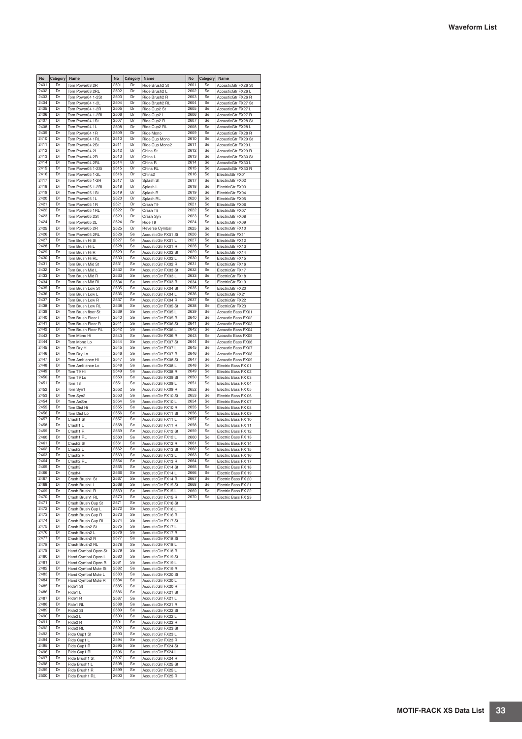| No | Category | Name | No | Category | Name | No | Category | Name |
|---|---|---|---|---|---|---|---|---|
| 2401 | Dr | Tom Power03 2R | 2501 | Dr | Ride Brush2 St | 2601 | Se | AcousticGtr FX26 St |
| 2402 | Dr | Tom Power03 2RL | 2502 | Dr | Ride Brush2 L | 2602 | Se | AcousticGtr FX26 L |
| 2403 | Dr | Tom Power04 1-2St | 2503 | Dr | Ride Brush2 R | 2603 | Se | AcousticGtr FX26 R |
| 2404 | Dr | Tom Power04 1-2L | 2504 | Dr | Ride Brush2 RL | 2604 | Se | AcousticGtr FX27 St |
| 2405 | Dr | Tom Power04 1-2R | 2505 | Dr | Ride Cup2 St | 2605 | Se | AcousticGtr FX27 L |
| 2406 | Dr | Tom Power04 1-2RL | 2506 | Dr | Ride Cup2 L | 2606 | Se | AcousticGtr FX27 R |
| 2407 | Dr | Tom Power04 1St | 2507 | Dr | Ride Cup2 R | 2607 | Se | AcousticGtr FX28 St |
| 2408 | Dr | Tom Power04 1L | 2508 | Dr | Ride Cup2 RL | 2608 | Se | AcousticGtr FX28 L |
| 2409 | Dr | Tom Power04 1R | 2509 | Dr | Ride Mono | 2609 | Se | AcousticGtr FX28 R |
| 2410 | Dr | Tom Power04 1RL | 2510 | Dr | Ride Cup Mono | 2610 | Se | AcousticGtr FX29 St |
| 2411 | Dr | Tom Power04 2St | 2511 | Dr | Ride Cup Mono2 | 2611 | Se | AcousticGtr FX29 L |
| 2412 | Dr | Tom Power04 2L | 2512 | Dr | China St | 2612 | Se | AcousticGtr FX29 R |
| 2413 | Dr | Tom Power04 2R | 2513 | Dr | China L | 2613 | Se | AcousticGtr FX30 St |
| 2414 | Dr | Tom Power04 2RL | 2514 | Dr | China R | 2614 | Se | AcousticGtr FX30 L |
| 2415 | Dr | Tom Power05 1-2St | 2515 | Dr | China RL | 2615 | Se | AcousticGtr FX30 R |
| 2416 | Dr | Tom Power05 1-2L | 2516 | Dr | China2 | 2616 | Se | ElectricGtr FX01 |
| 2417 | Dr | Tom Power05 1-2R | 2517 | Dr | Splash St | 2617 | Se | ElectricGtr FX02 |
| 2418 | Dr | Tom Power05 1-2RL | 2518 | Dr | Splash L | 2618 | Se | ElectricGtr FX03 |
| 2419 | Dr | Tom Power05 1St | 2519 | Dr | Splash R | 2619 | Se | ElectricGtr FX04 |
| 2420 | Dr | Tom Power05 1L | 2520 | Dr | Splash RL | 2620 | Se | ElectricGtr FX05 |
| 2421 | Dr | Tom Power05 1R | 2521 | Dr | Crash T9 | 2621 | Se | ElectricGtr FX06 |
| 2422 | Dr | Tom Power05 1RL | 2522 | Dr | Crash T8 | 2622 | Se | ElectricGtr FX07 |
| 2423 | Dr | Tom Power05 2St | 2523 | Dr | Crash Syn | 2623 | Se | ElectricGtr FX08 |
| 2424 | Dr | Tom Power05 2L | 2524 | Dr | Ride T9 | 2624 | Se | ElectricGtr FX09 |
| 2425 | Dr | Tom Power05 2R | 2525 | Dr | Reverse Cymbal | 2625 | Se | ElectricGtr FX10 |
| 2426 | Dr | Tom Power05 2RL | 2526 | Se | AcousticGtr FX01 St | 2626 | Se | ElectricGtr FX11 |
| 2427 | Dr | Tom Brush Hi St | 2527 | Se | AcousticGtr FX01 L | 2627 | Se | ElectricGtr FX12 |
| 2428 | Dr | Tom Brush Hi L | 2528 | Se | AcousticGtr FX01 R | 2628 | Se | ElectricGtr FX13 |
| 2429 | Dr | Tom Brush Hi R | 2529 | Se | AcousticGtr FX02 St | 2629 | Se | ElectricGtr FX14 |
| 2430 | Dr | Tom Brush Hi RL | 2530 | Se | AcousticGtr FX02 L | 2630 | Se | ElectricGtr FX15 |
| 2431 | Dr | Tom Brush Mid St | 2531 | Se | AcousticGtr FX02 R | 2631 | Se | ElectricGtr FX16 |
| 2432 | Dr | Tom Brush Mid L | 2532 | Se | AcousticGtr FX03 St | 2632 | Se | ElectricGtr FX17 |
| 2433 | Dr | Tom Brush Mid R | 2533 | Se | AcousticGtr FX03 L | 2633 | Se | ElectricGtr FX18 |
| 2434 | Dr | Tom Brush Mid RL | 2534 | Se | AcousticGtr FX03 R | 2634 | Se | ElectricGtr FX19 |
| 2435 | Dr | Tom Brush Low St | 2535 | Se | AcousticGtr FX04 St | 2635 | Se | ElectricGtr FX20 |
| 2436 | Dr | Tom Brush Low L | 2536 | Se | AcousticGtr FX04 L | 2636 | Se | ElectricGtr FX21 |
| 2437 | Dr | Tom Brush Low R | 2537 | Se | AcousticGtr FX04 R | 2637 | Se | ElectricGtr FX22 |
| 2438 | Dr | Tom Brush Low RL | 2538 | Se | AcousticGtr FX05 St | 2638 | Se | ElectricGtr FX23 |
| 2439 | Dr | Tom Brush floor St | 2539 | Se | AcousticGtr FX05 L | 2639 | Se | Acoustic Bass FX01 |
| 2440 | Dr | Tom Brush Floor L | 2540 | Se | AcousticGtr FX05 R | 2640 | Se | Acoustic Bass FX02 |
| 2441 | Dr | Tom Brush Floor R | 2541 | Se | AcousticGtr FX06 St | 2641 | Se | Acoustic Bass FX03 |
| 2442 | Dr | Tom Brush Floor RL | 2542 | Se | AcousticGtr FX06 L | 2642 | Se | Acoustic Bass FX04 |
| 2443 | Dr | Tom Mono Hi | 2543 | Se | AcousticGtr FX06 R | 2643 | Se | Acoustic Bass FX05 |
| 2444 | Dr | Tom Mono Lo | 2544 | Se | AcousticGtr FX07 St | 2644 | Se | Acoustic Bass FX06 |
| 2445 | Dr | Tom Dry Hi | 2545 | Se | AcousticGtr FX07 L | 2645 | Se | Acoustic Bass FX07 |
| 2446 | Dr | Tom Dry Lo | 2546 | Se | AcousticGtr FX07 R | 2646 | Se | Acoustic Bass FX08 |
| 2447 | Dr | Tom Ambience Hi | 2547 | Se | AcousticGtr FX08 St | 2647 | Se | Acoustic Bass FX09 |
| 2448 | Dr | Tom Ambience Lo | 2548 | Se | AcousticGtr FX08 L | 2648 | Se | Electric Bass FX 01 |
| 2449 | Dr | Tom T9 Hi | 2549 | Se | AcousticGtr FX08 R | 2649 | Se | Electric Bass FX 02 |
| 2450 | Dr | Tom T9 Lo | 2550 | Se | AcousticGtr FX09 St | 2650 | Se | Electric Bass FX 03 |
| 2451 | Dr | Tom T8 | 2551 | Se | AcousticGtr FX09 L | 2651 | Se | Electric Bass FX 04 |
| 2452 | Dr | Tom Syn1 | 2552 | Se | AcousticGtr FX09 R | 2652 | Se | Electric Bass FX 05 |
| 2453 | Dr | Tom Syn2 | 2553 | Se | AcousticGtr FX10 St | 2653 | Se | Electric Bass FX 06 |
| 2454 | Dr | Tom AnSm | 2554 | Se | AcousticGtr FX10 L | 2654 | Se | Electric Bass FX 07 |
| 2455 | Dr | Tom Dist Hi | 2555 | Se | AcousticGtr FX10 R | 2655 | Se | Electric Bass FX 08 |
| 2456 | Dr | Tom Dist Lo | 2556 | Se | AcousticGtr FX11 St | 2656 | Se | Electric Bass FX 09 |
| 2457 | Dr | Crash1 St | 2557 | Se | AcousticGtr FX11 L | 2657 | Se | Electric Bass FX 10 |
| 2458 | Dr | Crash1 L | 2558 | Se | AcousticGtr FX11 R | 2658 | Se | Electric Bass FX 11 |
| 2459 | Dr | Crash1 R | 2559 | Se | AcousticGtr FX12 St | 2659 | Se | Electric Bass FX 12 |
| 2460 | Dr | Crash1 RL | 2560 | Se | AcousticGtr FX12 L | 2660 | Se | Electric Bass FX 13 |
| 2461 | Dr | Crash2 St | 2561 | Se | AcousticGtr FX12 R | 2661 | Se | Electric Bass FX 14 |
| 2462 | Dr | Crash2 L | 2562 | Se | AcousticGtr FX13 St | 2662 | Se | Electric Bass FX 15 |
| 2463 | Dr | Crash2 R | 2563 | Se | AcousticGtr FX13 L | 2663 | Se | Electric Bass FX 16 |
| 2464 | Dr | Crash2 RL | 2564 | Se | AcousticGtr FX13 R | 2664 | Se | Electric Bass FX 17 |
| 2465 | Dr | Crash3 | 2565 | Se | AcousticGtr FX14 St | 2665 | Se | Electric Bass FX 18 |
| 2466 | Dr | Crash4 | 2566 | Se | AcousticGtr FX14 L | 2666 | Se | Electric Bass FX 19 |
| 2467 | Dr | Crash Brush1 St | 2567 | Se | AcousticGtr FX14 R | 2667 | Se | Electric Bass FX 20 |
| 2468 | Dr | Crash Brush1 L | 2568 | Se | AcousticGtr FX15 St | 2668 | Se | Electric Bass FX 21 |
| 2469 | Dr | Crash Brush1 R | 2569 | Se | AcousticGtr FX15 L | 2669 | Se | Electric Bass FX 22 |
| 2470 | Dr | Crash Brush1 RL | 2570 | Se | AcousticGtr FX15 R | 2670 | Se | Electric Bass FX 23 |
| 2471 | Dr | Crash Brush Cup St | 2571 | Se | AcousticGtr FX16 St | | | |
| 2472 | Dr | Crash Brush Cup L | 2572 | Se | AcousticGtr FX16 L | | | |
| 2473 | Dr | Crash Brush Cup R | 2573 | Se | AcousticGtr FX16 R | | | |
| 2474 | Dr | Crash Brush Cup RL | 2574 | Se | AcousticGtr FX17 St | | | |
| 2475 | Dr | Crash Brush2 St | 2575 | Se | AcousticGtr FX17 L | | | |
| 2476 | Dr | Crash Brush2 L | 2576 | Se | AcousticGtr FX17 R | | | |
| 2477 | Dr | Crash Brush2 R | 2577 | Se | AcousticGtr FX18 St | | | |
| 2478 | Dr | Crash Brush2 RL | 2578 | Se | AcousticGtr FX18 L | | | |
| 2479 | Dr | Hand Cymbal Open St | 2579 | Se | AcousticGtr FX18 R | | | |
| 2480 | Dr | Hand Cymbal Open L | 2580 | Se | AcousticGtr FX19 St | | | |
| 2481 | Dr | Hand Cymbal Open R | 2581 | Se | AcousticGtr FX19 L | | | |
| 2482 | Dr | Hand Cymbal Mute St | 2582 | Se | AcousticGtr FX19 R | | | |
| 2483 | Dr | Hand Cymbal Mute L | 2583 | Se | AcousticGtr FX20 St | | | |
| 2484 | Dr | Hand Cymbal Mute R | 2584 | Se | AcousticGtr FX20 L | | | |
| 2485 | Dr | Ride1 St | 2585 | Se | AcousticGtr FX20 R | | | |
| 2486 | Dr | Ride1 L | 2586 | Se | AcousticGtr FX21 St | | | |
| 2487 | Dr | Ride1 R | 2587 | Se | AcousticGtr FX21 L | | | |
| 2488 | Dr | Ride1 RL | 2588 | Se | AcousticGtr FX21 R | | | |
| 2489 | Dr | Ride2 St | 2589 | Se | AcousticGtr FX22 St | | | |
| 2490 | Dr | Ride2 L | 2590 | Se | AcousticGtr FX22 L | | | |
| 2491 | Dr | Ride2 R | 2591 | Se | AcousticGtr FX22 R | | | |
| 2492 | Dr | Ride2 RL | 2592 | Se | AcousticGtr FX23 St | | | |
| 2493 | Dr | Ride Cup1 St | 2593 | Se | AcousticGtr FX23 L | | | |
| 2494 | Dr | Ride Cup1 L | 2594 | Se | AcousticGtr FX23 R | | | |
| 2495 | Dr | Ride Cup1 R | 2595 | Se | AcousticGtr FX24 St | | | |
| 2496 | Dr | Ride Cup1 RL | 2596 | Se | AcousticGtr FX24 L | | | |
| 2497 | Dr | Ride Brush1 St | 2597 | Se | AcousticGtr FX24 R | | | |
| 2498 | Dr | Ride Brush1 L | 2598 | Se | AcousticGtr FX25 St | | | |
| 2499 | Dr | Ride Brush1 R | 2599 | Se | AcousticGtr FX25 L | | | |
| 2500 | Dr | Ride Brush1 RL | 2600 | Se | AcousticGtr FX25 R | | | |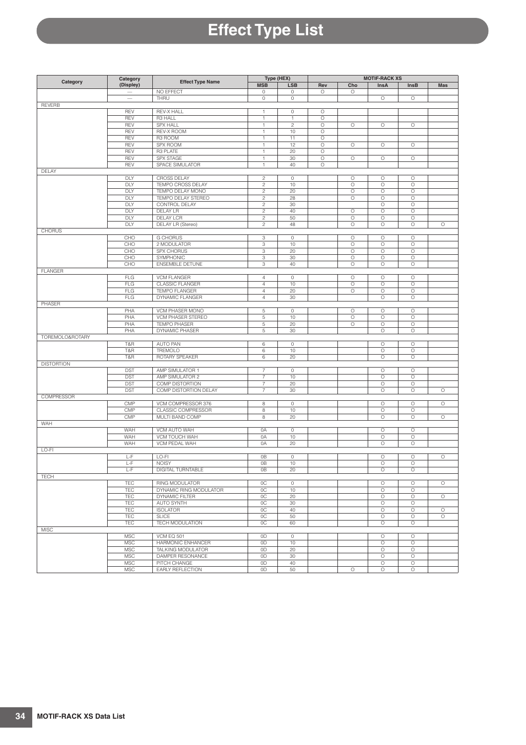# Effect Type List

| Category | Category (Displey) | Effect Type Name | Type (HEX) | | MOTIF-RACK XS | | | | |
|---|---|---|---|---|---|---|---|---|---|
| | | | MSB | LSB | Rev | Cho | InsA | InsB | Mas |
| | — | NO EFFECT | 0 | 0 | ○ | ○ | | | |
| | — | THRU | 0 | 0 | | | ○ | ○ | |
| REVERB | | | | | | | | | |
| | REV | REV-X HALL | 1 | 0 | ○ | | | | |
| | REV | R3 HALL | 1 | 1 | ○ | | | | |
| | REV | SPX HALL | 1 | 2 | ○ | ○ | ○ | ○ | |
| | REV | REV-X ROOM | 1 | 10 | ○ | | | | |
| | REV | R3 ROOM | 1 | 11 | ○ | | | | |
| | REV | SPX ROOM | 1 | 12 | ○ | ○ | ○ | ○ | |
| | REV | R3 PLATE | 1 | 20 | ○ | | | | |
| | REV | SPX STAGE | 1 | 30 | ○ | ○ | ○ | ○ | |
| | REV | SPACE SIMULATOR | 1 | 40 | ○ | | | | |
| DELAY | | | | | | | | | |
| | DLY | CROSS DELAY | 2 | 0 | | ○ | ○ | ○ | |
| | DLY | TEMPO CROSS DELAY | 2 | 10 | | ○ | ○ | ○ | |
| | DLY | TEMPO DELAY MONO | 2 | 20 | | ○ | ○ | ○ | |
| | DLY | TEMPO DELAY STEREO | 2 | 28 | | ○ | ○ | ○ | |
| | DLY | CONTROL DELAY | 2 | 30 | | | ○ | ○ | |
| | DLY | DELAY LR | 2 | 40 | | ○ | ○ | ○ | |
| | DLY | DELAY LCR | 2 | 50 | | ○ | ○ | ○ | |
| | DLY | DELAY LR (Stereo) | 2 | 48 | | ○ | ○ | ○ | ○ |
| CHORUS | | | | | | | | | |
| | CHO | G CHORUS | 3 | 0 | | ○ | ○ | ○ | |
| | CHO | 2 MODULATOR | 3 | 10 | | ○ | ○ | ○ | |
| | CHO | SPX CHORUS | 3 | 20 | | ○ | ○ | ○ | |
| | CHO | SYMPHONIC | 3 | 30 | | ○ | ○ | ○ | |
| | CHO | ENSEMBLE DETUNE | 3 | 40 | | ○ | ○ | ○ | |
| FLANGER | | | | | | | | | |
| | FLG | VCM FLANGER | 4 | 0 | | ○ | ○ | ○ | |
| | FLG | CLASSIC FLANGER | 4 | 10 | | ○ | ○ | ○ | |
| | FLG | TEMPO FLANGER | 4 | 20 | | ○ | ○ | ○ | |
| | FLG | DYNAMIC FLANGER | 4 | 30 | | | ○ | ○ | |
| PHASER | | | | | | | | | |
| | PHA | VCM PHASER MONO | 5 | 0 | | ○ | ○ | ○ | |
| | PHA | VCM PHASER STEREO | 5 | 10 | | ○ | ○ | ○ | |
| | PHA | TEMPO PHASER | 5 | 20 | | ○ | ○ | ○ | |
| | PHA | DYNAMIC PHASER | 5 | 30 | | | ○ | ○ | |
| TOREMOLO&ROTARY | | | | | | | | | |
| | T&R | AUTO PAN | 6 | 0 | | | ○ | ○ | |
| | T&R | TREMOLO | 6 | 10 | | | ○ | ○ | |
| | T&R | ROTARY SPEAKER | 6 | 20 | | | ○ | ○ | |
| DISTORTION | | | | | | | | | |
| | DST | AMP SIMULATOR 1 | 7 | 0 | | | ○ | ○ | |
| | DST | AMP SIMULATOR 2 | 7 | 10 | | | ○ | ○ | |
| | DST | COMP DISTORTION | 7 | 20 | | | ○ | ○ | |
| | DST | COMP DISTORTION DELAY | 7 | 30 | | | ○ | ○ | ○ |
| COMPRESSOR | | | | | | | | | |
| | CMP | VCM COMPRESSOR 376 | 8 | 0 | | | ○ | ○ | ○ |
| | CMP | CLASSIC COMPRESSOR | 8 | 10 | | | ○ | ○ | |
| | CMP | MULTI BAND COMP | 8 | 20 | | | ○ | ○ | ○ |
| WAH | | | | | | | | | |
| | WAH | VCM AUTO WAH | 0A | 0 | | | ○ | ○ | |
| | WAH | VCM TOUCH WAH | 0A | 10 | | | ○ | ○ | |
| | WAH | VCM PEDAL WAH | 0A | 20 | | | ○ | ○ | |
| LO-FI | | | | | | | | | |
| | L-F | LO-FI | 0B | 0 | | | ○ | ○ | ○ |
| | L-F | NOISY | 0B | 10 | | | ○ | ○ | |
| | L-F | DIGITAL TURNTABLE | 0B | 20 | | | ○ | ○ | |
| TECH | | | | | | | | | |
| | TEC | RING MODULATOR | 0C | 0 | | | ○ | ○ | ○ |
| | TEC | DYNAMIC RING MODULATOR | 0C | 10 | | | ○ | ○ | |
| | TEC | DYNAMIC FILTER | 0C | 20 | | | ○ | ○ | ○ |
| | TEC | AUTO SYNTH | 0C | 30 | | | ○ | ○ | |
| | TEC | ISOLATOR | 0C | 40 | | | ○ | ○ | ○ |
| | TEC | SLICE | 0C | 50 | | | ○ | ○ | ○ |
| | TEC | TECH MODULATION | 0C | 60 | | | ○ | ○ | |
| MISC | | | | | | | | | |
| | MSC | VCM EQ 501 | 0D | 0 | | | ○ | ○ | |
| | MSC | HARMONIC ENHANCER | 0D | 10 | | | ○ | ○ | |
| | MSC | TALKING MODULATOR | 0D | 20 | | | ○ | ○ | |
| | MSC | DAMPER RESONANCE | 0D | 30 | | | ○ | ○ | |
| | MSC | PITCH CHANGE | 0D | 40 | | | ○ | ○ | |
| | MSC | EARLY REFLECTION | 0D | 50 | | ○ | ○ | ○ | |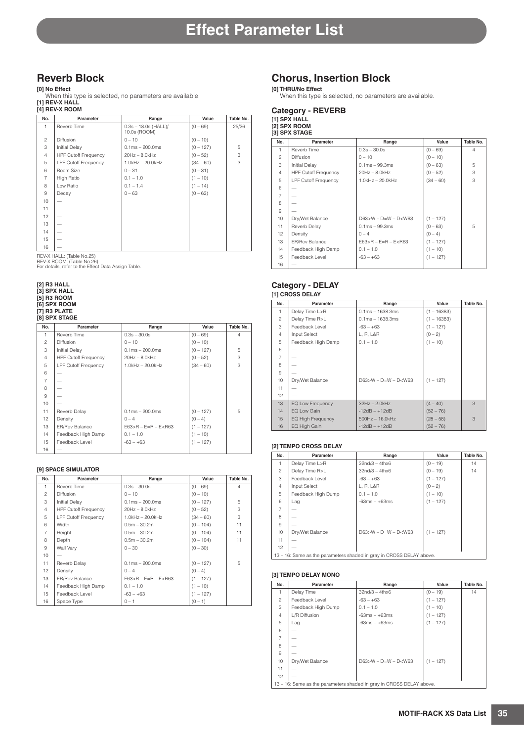# Effect Parameter List

## Reverb Block

**[0] No Effect**

When this type is selected, no parameters are available.

**[1] REV-X HALL**
**[4] REV-X ROOM**

| No. | Parameter | Range | Value | Table No. |
|---|---|---|---|---|
| 1 | Reverb Time | 0.3s – 18.0s (HALL)/ 10.0s (ROOM) | (0 – 69) | 25/26 |
| 2 | Diffusion | 0 – 10 | (0 – 10) | |
| 3 | Initial Delay | 0.1ms – 200.0ms | (0 – 127) | 5 |
| 4 | HPF Cutoff Frequency | 20Hz – 8.0kHz | (0 – 52) | 3 |
| 5 | LPF Cutoff Frequency | 1.0kHz – 20.0kHz | (34 – 60) | 3 |
| 6 | Room Size | 0 – 31 | (0 – 31) | |
| 7 | High Ratio | 0.1 – 1.0 | (1 – 10) | |
| 8 | Low Ratio | 0.1 – 1.4 | (1 – 14) | |
| 9 | Decay | 0 – 63 | (0 – 63) | |
| 10 | — | | | |
| 11 | — | | | |
| 12 | — | | | |
| 13 | — | | | |
| 14 | — | | | |
| 15 | — | | | |
| 16 | — | | | |

REV-X HALL: (Table No.25)
REV-X ROOM: (Table No.26)
For details, refer to the Effect Data Assign Table.

**[2] R3 HALL**
**[3] SPX HALL**
**[5] R3 ROOM**
**[6] SPX ROOM**
**[7] R3 PLATE**
**[8] SPX STAGE**

| No. | Parameter | Range | Value | Table No. |
|---|---|---|---|---|
| 1 | Reverb Time | 0.3s – 30.0s | (0 – 69) | 4 |
| 2 | Diffusion | 0 – 10 | (0 – 10) | |
| 3 | Initial Delay | 0.1ms – 200.0ms | (0 – 127) | 5 |
| 4 | HPF Cutoff Frequency | 20Hz – 8.0kHz | (0 – 52) | 3 |
| 5 | LPF Cutoff Frequency | 1.0kHz – 20.0kHz | (34 – 60) | 3 |
| 6 | — | | | |
| 7 | — | | | |
| 8 | — | | | |
| 9 | — | | | |
| 10 | — | | | |
| 11 | Reverb Delay | 0.1ms – 200.0ms | (0 – 127) | 5 |
| 12 | Density | 0 – 4 | (0 – 4) | |
| 13 | ER/Rev Balance | E63>R – E=R – E<R63 | (1 – 127) | |
| 14 | Feedback High Damp | 0.1 – 1.0 | (1 – 10) | |
| 15 | Feedback Level | -63 – +63 | (1 – 127) | |
| 16 | — | | | |

**[9] SPACE SIMULATOR**

| No. | Parameter | Range | Value | Table No. |
|---|---|---|---|---|
| 1 | Reverb Time | 0.3s – 30.0s | (0 – 69) | 4 |
| 2 | Diffusion | 0 – 10 | (0 – 10) | |
| 3 | Initial Delay | 0.1ms – 200.0ms | (0 – 127) | 5 |
| 4 | HPF Cutoff Frequency | 20Hz – 8.0kHz | (0 – 52) | 3 |
| 5 | LPF Cutoff Frequency | 1.0kHz – 20.0kHz | (34 – 60) | 3 |
| 6 | Width | 0.5m – 30.2m | (0 – 104) | 11 |
| 7 | Height | 0.5m – 30.2m | (0 – 104) | 11 |
| 8 | Depth | 0.5m – 30.2m | (0 – 104) | 11 |
| 9 | Wall Vary | 0 – 30 | (0 – 30) | |
| 10 | — | | | |
| 11 | Reverb Delay | 0.1ms – 200.0ms | (0 – 127) | 5 |
| 12 | Density | 0 – 4 | (0 – 4) | |
| 13 | ER/Rev Balance | E63>R – E=R – E<R63 | (1 – 127) | |
| 14 | Feedback High Damp | 0.1 – 1.0 | (1 – 10) | |
| 15 | Feedback Level | -63 – +63 | (1 – 127) | |
| 16 | Space Type | 0 – 1 | (0 – 1) | |

## Chorus, Insertion Block

**[0] THRU/No Effect**

When this type is selected, no parameters are available.

### Category - REVERB

**[1] SPX HALL**
**[2] SPX ROOM**
**[3] SPX STAGE**

| No. | Parameter | Range | Value | Table No. |
|---|---|---|---|---|
| 1 | Reverb Time | 0.3s – 30.0s | (0 – 69) | 4 |
| 2 | Diffusion | 0 – 10 | (0 – 10) | |
| 3 | Initial Delay | 0.1ms – 99.3ms | (0 – 63) | 5 |
| 4 | HPF Cutoff Frequency | 20Hz – 8.0kHz | (0 – 52) | 3 |
| 5 | LPF Cutoff Frequency | 1.0kHz – 20.0kHz | (34 – 60) | 3 |
| 6 | — | | | |
| 7 | — | | | |
| 8 | — | | | |
| 9 | — | | | |
| 10 | Dry/Wet Balance | D63>W – D=W – D<W63 | (1 – 127) | |
| 11 | Reverb Delay | 0.1ms – 99.3ms | (0 – 63) | 5 |
| 12 | Density | 0 – 4 | (0 – 4) | |
| 13 | ER/Rev Balance | E63>R – E=R – E<R63 | (1 – 127) | |
| 14 | Feedback High Damp | 0.1 – 1.0 | (1 – 10) | |
| 15 | Feedback Level | -63 – +63 | (1 – 127) | |
| 16 | — | | | |

### Category - DELAY

**[1] CROSS DELAY**

| No. | Parameter | Range | Value | Table No. |
|---|---|---|---|---|
| 1 | Delay Time L>R | 0.1ms – 1638.3ms | (1 – 16383) | |
| 2 | Delay Time R>L | 0.1ms – 1638.3ms | (1 – 16383) | |
| 3 | Feedback Level | -63 – +63 | (1 – 127) | |
| 4 | Input Select | L, R, L&R | (0 – 2) | |
| 5 | Feedback High Damp | 0.1 – 1.0 | (1 – 10) | |
| 6 | — | | | |
| 7 | — | | | |
| 8 | — | | | |
| 9 | — | | | |
| 10 | Dry/Wet Balance | D63>W – D=W – D<W63 | (1 – 127) | |
| 11 | — | | | |
| 12 | — | | | |
| 13 | EQ Low Frequency | 32Hz – 2.0kHz | (4 – 40) | 3 |
| 14 | EQ Low Gain | -12dB – +12dB | (52 – 76) | |
| 15 | EQ High Frequency | 500Hz – 16.0kHz | (28 – 58) | 3 |
| 16 | EQ High Gain | -12dB – +12dB | (52 – 76) | |

**[2] TEMPO CROSS DELAY**

| No. | Parameter | Range | Value | Table No. |
|---|---|---|---|---|
| 1 | Delay Time L>R | 32nd/3 – 4thx6 | (0 – 19) | 14 |
| 2 | Delay Time R>L | 32nd/3 – 4thx6 | (0 – 19) | 14 |
| 3 | Feedback Level | -63 – +63 | (1 – 127) | |
| 4 | Input Select | L, R, L&R | (0 – 2) | |
| 5 | Feedback High Dump | 0.1 – 1.0 | (1 – 10) | |
| 6 | Lag | -63ms – +63ms | (1 – 127) | |
| 7 | — | | | |
| 8 | — | | | |
| 9 | — | | | |
| 10 | Dry/Wet Balance | D63>W – D=W – D<W63 | (1 – 127) | |
| 11 | — | | | |
| 12 | — | | | |
| 13 – 16: Same as the parameters shaded in gray in CROSS DELAY above. | | | | |

**[3] TEMPO DELAY MONO**

| No. | Parameter | Range | Value | Table No. |
|---|---|---|---|---|
| 1 | Delay Time | 32nd/3 – 4thx6 | (0 – 19) | 14 |
| 2 | Feedback Level | -63 – +63 | (1 – 127) | |
| 3 | Feedback High Dump | 0.1 – 1.0 | (1 – 10) | |
| 4 | L/R Diffusion | -63ms – +63ms | (1 – 127) | |
| 5 | Lag | -63ms – +63ms | (1 – 127) | |
| 6 | — | | | |
| 7 | — | | | |
| 8 | — | | | |
| 9 | — | | | |
| 10 | Dry/Wet Balance | D63>W – D=W – D<W63 | (1 – 127) | |
| 11 | — | | | |
| 12 | — | | | |
| 13 – 16: Same as the parameters shaded in gray in CROSS DELAY above. | | | | |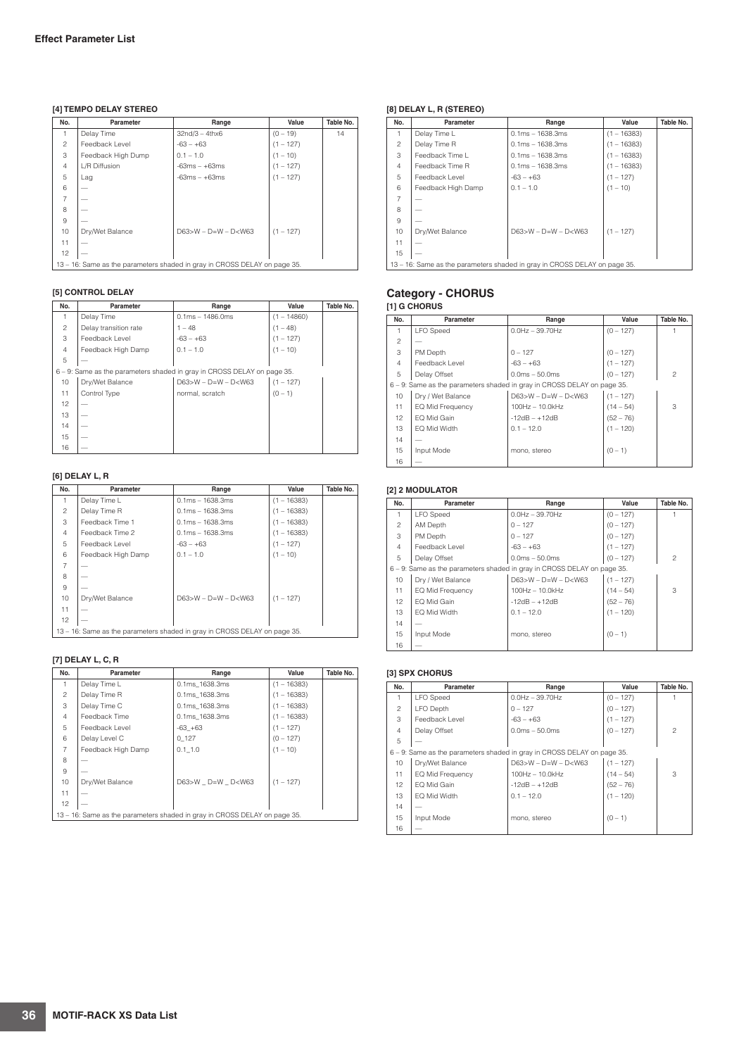## Effect Parameter List

### [4] TEMPO DELAY STEREO

| No. | Parameter | Range | Value | Table No. |
|---|---|---|---|---|
| 1 | Delay Time | 32nd/3 – 4thx6 | (0 – 19) | 14 |
| 2 | Feedback Level | -63 – +63 | (1 – 127) | |
| 3 | Feedback High Dump | 0.1 – 1.0 | (1 – 10) | |
| 4 | L/R Diffusion | -63ms – +63ms | (1 – 127) | |
| 5 | Lag | -63ms – +63ms | (1 – 127) | |
| 6 | — | | | |
| 7 | — | | | |
| 8 | — | | | |
| 9 | — | | | |
| 10 | Dry/Wet Balance | D63>W – D=W – D<W63 | (1 – 127) | |
| 11 | — | | | |
| 12 | — | | | |
| 13 – 16: Same as the parameters shaded in gray in CROSS DELAY on page 35. | | | | |

### [5] CONTROL DELAY

| No. | Parameter | Range | Value | Table No. |
|---|---|---|---|---|
| 1 | Delay Time | 0.1ms – 1486.0ms | (1 – 14860) | |
| 2 | Delay transition rate | 1 – 48 | (1 – 48) | |
| 3 | Feedback Level | -63 – +63 | (1 – 127) | |
| 4 | Feedback High Dump | 0.1 – 1.0 | (1 – 10) | |
| 5 | — | | | |
| 6 – 9: Same as the parameters shaded in gray in CROSS DELAY on page 35. | | | | |
| 10 | Dry/Wet Balance | D63>W – D=W – D<W63 | (1 – 127) | |
| 11 | Control Type | normal, scratch | (0 – 1) | |
| 12 | — | | | |
| 13 | — | | | |
| 14 | — | | | |
| 15 | — | | | |
| 16 | — | | | |

### [6] DELAY L, R

| No. | Parameter | Range | Value | Table No. |
|---|---|---|---|---|
| 1 | Delay Time L | 0.1ms – 1638.3ms | (1 – 16383) | |
| 2 | Delay Time R | 0.1ms – 1638.3ms | (1 – 16383) | |
| 3 | Feedback Time 1 | 0.1ms – 1638.3ms | (1 – 16383) | |
| 4 | Feedback Time 2 | 0.1ms – 1638.3ms | (1 – 16383) | |
| 5 | Feedback Level | -63 – +63 | (1 – 127) | |
| 6 | Feedback High Damp | 0.1 – 1.0 | (1 – 10) | |
| 7 | — | | | |
| 8 | — | | | |
| 9 | — | | | |
| 10 | Dry/Wet Balance | D63>W – D=W – D<W63 | (1 – 127) | |
| 11 | — | | | |
| 12 | — | | | |
| 13 – 16: Same as the parameters shaded in gray in CROSS DELAY on page 35. | | | | |

### [7] DELAY L, C, R

| No. | Parameter | Range | Value | Table No. |
|---|---|---|---|---|
| 1 | Delay Time L | 0.1ms_1638.3ms | (1 – 16383) | |
| 2 | Delay Time R | 0.1ms_1638.3ms | (1 – 16383) | |
| 3 | Delay Time C | 0.1ms_1638.3ms | (1 – 16383) | |
| 4 | Feedback Time | 0.1ms_1638.3ms | (1 – 16383) | |
| 5 | Feedback Level | -63_+63 | (1 – 127) | |
| 6 | Delay Level C | 0_127 | (0 – 127) | |
| 7 | Feedback High Damp | 0.1_1.0 | (1 – 10) | |
| 8 | — | | | |
| 9 | — | | | |
| 10 | Dry/Wet Balance | D63>W _ D=W _ D<W63 | (1 – 127) | |
| 11 | — | | | |
| 12 | — | | | |
| 13 – 16: Same as the parameters shaded in gray in CROSS DELAY on page 35. | | | | |

### [8] DELAY L, R (STEREO)

| No. | Parameter | Range | Value | Table No. |
|---|---|---|---|---|
| 1 | Delay Time L | 0.1ms – 1638.3ms | (1 – 16383) | |
| 2 | Delay Time R | 0.1ms – 1638.3ms | (1 – 16383) | |
| 3 | Feedback Time L | 0.1ms – 1638.3ms | (1 – 16383) | |
| 4 | Feedback Time R | 0.1ms – 1638.3ms | (1 – 16383) | |
| 5 | Feedback Level | -63 – +63 | (1 – 127) | |
| 6 | Feedback High Damp | 0.1 – 1.0 | (1 – 10) | |
| 7 | — | | | |
| 8 | — | | | |
| 9 | — | | | |
| 10 | Dry/Wet Balance | D63>W – D=W – D<W63 | (1 – 127) | |
| 11 | — | | | |
| 15 | — | | | |
| 13 – 16: Same as the parameters shaded in gray in CROSS DELAY on page 35. | | | | |

## Category - CHORUS

### [1] G CHORUS

| No. | Parameter | Range | Value | Table No. |
|---|---|---|---|---|
| 1 | LFO Speed | 0.0Hz – 39.70Hz | (0 – 127) | 1 |
| 2 | — | | | |
| 3 | PM Depth | 0 – 127 | (0 – 127) | |
| 4 | Feedback Level | -63 – +63 | (1 – 127) | |
| 5 | Delay Offset | 0.0ms – 50.0ms | (0 – 127) | 2 |
| 6 – 9: Same as the parameters shaded in gray in CROSS DELAY on page 35. | | | | |
| 10 | Dry / Wet Balance | D63>W – D=W – D<W63 | (1 – 127) | |
| 11 | EQ Mid Frequency | 100Hz – 10.0kHz | (14 – 54) | 3 |
| 12 | EQ Mid Gain | -12dB – +12dB | (52 – 76) | |
| 13 | EQ Mid Width | 0.1 – 12.0 | (1 – 120) | |
| 14 | — | | | |
| 15 | Input Mode | mono, stereo | (0 – 1) | |
| 16 | — | | | |

### [2] 2 MODULATOR

| No. | Parameter | Range | Value | Table No. |
|---|---|---|---|---|
| 1 | LFO Speed | 0.0Hz – 39.70Hz | (0 – 127) | 1 |
| 2 | AM Depth | 0 – 127 | (0 – 127) | |
| 3 | PM Depth | 0 – 127 | (0 – 127) | |
| 4 | Feedback Level | -63 – +63 | (1 – 127) | |
| 5 | Delay Offset | 0.0ms – 50.0ms | (0 – 127) | 2 |
| 6 – 9: Same as the parameters shaded in gray in CROSS DELAY on page 35. | | | | |
| 10 | Dry / Wet Balance | D63>W – D=W – D<W63 | (1 – 127) | |
| 11 | EQ Mid Frequency | 100Hz – 10.0kHz | (14 – 54) | 3 |
| 12 | EQ Mid Gain | -12dB – +12dB | (52 – 76) | |
| 13 | EQ Mid Width | 0.1 – 12.0 | (1 – 120) | |
| 14 | — | | | |
| 15 | Input Mode | mono, stereo | (0 – 1) | |
| 16 | — | | | |

### [3] SPX CHORUS

| No. | Parameter | Range | Value | Table No. |
|---|---|---|---|---|
| 1 | LFO Speed | 0.0Hz – 39.70Hz | (0 – 127) | 1 |
| 2 | LFO Depth | 0 – 127 | (0 – 127) | |
| 3 | Feedback Level | -63 – +63 | (1 – 127) | |
| 4 | Delay Offset | 0.0ms – 50.0ms | (0 – 127) | 2 |
| 5 | — | | | |
| 6 – 9: Same as the parameters shaded in gray in CROSS DELAY on page 35. | | | | |
| 10 | Dry/Wet Balance | D63>W – D=W – D<W63 | (1 – 127) | |
| 11 | EQ Mid Frequency | 100Hz – 10.0kHz | (14 – 54) | 3 |
| 12 | EQ Mid Gain | -12dB – +12dB | (52 – 76) | |
| 13 | EQ Mid Width | 0.1 – 12.0 | (1 – 120) | |
| 14 | — | | | |
| 15 | Input Mode | mono, stereo | (0 – 1) | |
| 16 | — | | | |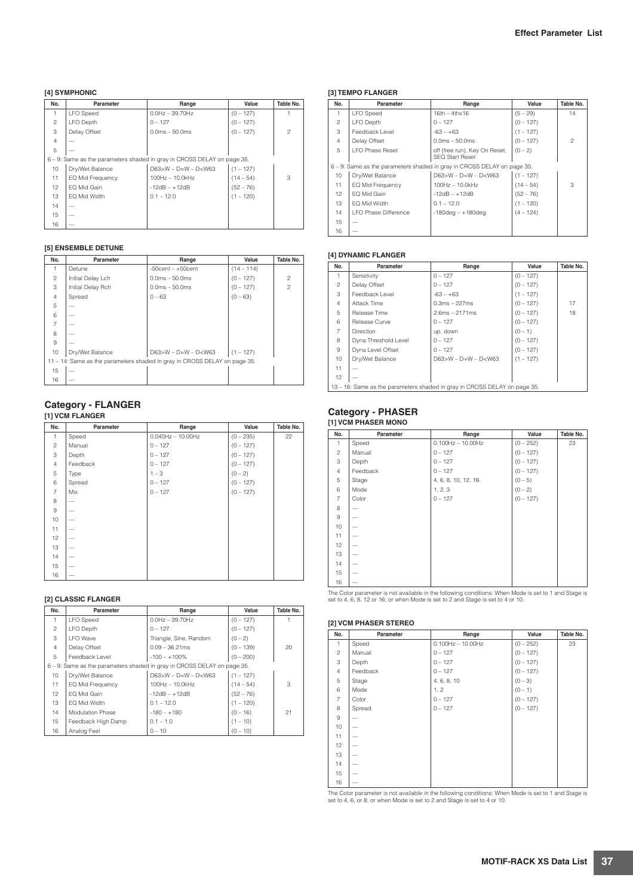#### [4] SYMPHONIC

| No. | Parameter | Range | Value | Table No. |
|---|---|---|---|---|
| 1 | LFO Speed | 0.0Hz – 39.70Hz | (0 – 127) | 1 |
| 2 | LFO Depth | 0 – 127 | (0 – 127) | |
| 3 | Delay Offset | 0.0ms – 50.0ms | (0 – 127) | 2 |
| 4 | — | | | |
| 5 | — | | | |
| 6 – 9: Same as the parameters shaded in gray in CROSS DELAY on page 35. | | | | |
| 10 | Dry/Wet Balance | D63>W – D=W – D<W63 | (1 – 127) | |
| 11 | EQ Mid Frequency | 100Hz – 10.0kHz | (14 – 54) | 3 |
| 12 | EQ Mid Gain | -12dB – +12dB | (52 – 76) | |
| 13 | EQ Mid Width | 0.1 – 12.0 | (1 – 120) | |
| 14 | — | | | |
| 15 | — | | | |
| 16 | — | | | |

#### [5] ENSEMBLE DETUNE

| No. | Parameter | Range | Value | Table No. |
|---|---|---|---|---|
| 1 | Detune | -50cent – +50cent | (14 – 114) | |
| 2 | Initial Delay Lch | 0.0ms – 50.0ms | (0 – 127) | 2 |
| 3 | Initial Delay Rch | 0.0ms – 50.0ms | (0 – 127) | 2 |
| 4 | Spread | 0 – 63 | (0 – 63) | |
| 5 | — | | | |
| 6 | — | | | |
| 7 | — | | | |
| 8 | — | | | |
| 9 | — | | | |
| 10 | Dry/Wet Balance | D63>W – D=W – D<W63 | (1 – 127) | |
| 11 – 14: Same as the parameters shaded in gray in CROSS DELAY on page 35. | | | | |
| 15 | — | | | |
| 16 | — | | | |

## Category - FLANGER

#### [1] VCM FLANGER

| No. | Parameter | Range | Value | Table No. |
|---|---|---|---|---|
| 1 | Speed | 0.040Hz – 10.00Hz | (0 – 235) | 22 |
| 2 | Manual | 0 – 127 | (0 – 127) | |
| 3 | Depth | 0 – 127 | (0 – 127) | |
| 4 | Feedback | 0 – 127 | (0 – 127) | |
| 5 | Type | 1 – 3 | (0 – 2) | |
| 6 | Spread | 0 – 127 | (0 – 127) | |
| 7 | Mix | 0 – 127 | (0 – 127) | |
| 8 | — | | | |
| 9 | — | | | |
| 10 | — | | | |
| 11 | — | | | |
| 12 | — | | | |
| 13 | — | | | |
| 14 | — | | | |
| 15 | — | | | |
| 16 | — | | | |

#### [2] CLASSIC FLANGER

| No. | Parameter | Range | Value | Table No. |
|---|---|---|---|---|
| 1 | LFO Speed | 0.0Hz – 39.70Hz | (0 – 127) | 1 |
| 2 | LFO Depth | 0 – 127 | (0 – 127) | |
| 3 | LFO Wave | Triangle, Sine, Random | (0 – 2) | |
| 4 | Delay Offset | 0.09 – 36.21ms | (0 – 139) | 20 |
| 5 | Feedback Level | -100 – +100% | (0 – 200) | |
| 6 – 9: Same as the parameters shaded in gray in CROSS DELAY on page 35. | | | | |
| 10 | Dry/Wet Balance | D63>W – D=W – D<W63 | (1 – 127) | |
| 11 | EQ Mid Frequency | 100Hz – 10.0kHz | (14 – 54) | 3 |
| 12 | EQ Mid Gain | -12dB – +12dB | (52 – 76) | |
| 13 | EQ Mid Width | 0.1 – 12.0 | (1 – 120) | |
| 14 | Modulation Phase | -180 – +180 | (0 – 16) | 21 |
| 15 | Feedback High Damp | 0.1 – 1.0 | (1 – 10) | |
| 16 | Analog Feel | 0 – 10 | (0 – 10) | |

#### [3] TEMPO FLANGER

| No. | Parameter | Range | Value | Table No. |
|---|---|---|---|---|
| 1 | LFO Speed | 16th – 4thx16 | (5 – 29) | 14 |
| 2 | LFO Depth | 0 – 127 | (0 – 127) | |
| 3 | Feedback Level | -63 – +63 | (1 – 127) | |
| 4 | Delay Offset | 0.0ms – 50.0ms | (0 – 127) | 2 |
| 5 | LFO Phase Reset | off (free run), Key On Reset, SEQ Start Reset | (0 – 2) | |
| 6 – 9: Same as the parameters shaded in gray in CROSS DELAY on page 35. | | | | |
| 10 | Dry/Wet Balance | D63>W – D=W – D<W63 | (1 – 127) | |
| 11 | EQ Mid Frequency | 100Hz – 10.0kHz | (14 – 54) | 3 |
| 12 | EQ Mid Gain | -12dB – +12dB | (52 – 76) | |
| 13 | EQ Mid Width | 0.1 – 12.0 | (1 – 120) | |
| 14 | LFO Phase Difference | -180deg – +180deg | (4 – 124) | |
| 15 | — | | | |
| 16 | — | | | |

#### [4] DYNAMIC FLANGER

| No. | Parameter | Range | Value | Table No. |
|---|---|---|---|---|
| 1 | Sensitivity | 0 – 127 | (0 – 127) | |
| 2 | Delay Offset | 0 – 127 | (0 – 127) | |
| 3 | Feedback Level | -63 – +63 | (1 – 127) | |
| 4 | Attack Time | 0.3ms – 227ms | (0 – 127) | 17 |
| 5 | Release Time | 2.6ms – 2171ms | (0 – 127) | 18 |
| 6 | Release Curve | 0 – 127 | (0 – 127) | |
| 7 | Direction | up, down | (0 – 1) | |
| 8 | Dyna Threshold Level | 0 – 127 | (0 – 127) | |
| 9 | Dyna Level Offset | 0 – 127 | (0 – 127) | |
| 10 | Dry/Wet Balance | D63>W – D=W – D<W63 | (1 – 127) | |
| 11 | — | | | |
| 12 | — | | | |
| 13 – 16: Same as the parameters shaded in gray in CROSS DELAY on page 35. | | | | |

## Category - PHASER

#### [1] VCM PHASER MONO

| No. | Parameter | Range | Value | Table No. |
|---|---|---|---|---|
| 1 | Speed | 0.100Hz – 10.00Hz | (0 – 252) | 23 |
| 2 | Manual | 0 – 127 | (0 – 127) | |
| 3 | Depth | 0 – 127 | (0 – 127) | |
| 4 | Feedback | 0 – 127 | (0 – 127) | |
| 5 | Stage | 4, 6, 8, 10, 12, 16 | (0 – 5) | |
| 6 | Mode | 1, 2, 3 | (0 – 2) | |
| 7 | Color | 0 – 127 | (0 – 127) | |
| 8 | — | | | |
| 9 | — | | | |
| 10 | — | | | |
| 11 | — | | | |
| 12 | — | | | |
| 13 | — | | | |
| 14 | — | | | |
| 15 | — | | | |
| 16 | — | | | |

The Color parameter is not available in the following conditions: When Mode is set to 1 and Stage is set to 4, 6, 8. 12 or 16; or when Mode is set to 2 and Stage is set to 4 or 10.

#### [2] VCM PHASER STEREO

| No. | Parameter | Range | Value | Table No. |
|---|---|---|---|---|
| 1 | Speed | 0.100Hz – 10.00Hz | (0 – 252) | 23 |
| 2 | Manual | 0 – 127 | (0 – 127) | |
| 3 | Depth | 0 – 127 | (0 – 127) | |
| 4 | Feedback | 0 – 127 | (0 – 127) | |
| 5 | Stage | 4, 6, 8, 10 | (0 – 3) | |
| 6 | Mode | 1, 2 | (0 – 1) | |
| 7 | Color | 0 – 127 | (0 – 127) | |
| 8 | Spread | 0 – 127 | (0 – 127) | |
| 9 | — | | | |
| 10 | — | | | |
| 11 | — | | | |
| 12 | — | | | |
| 13 | — | | | |
| 14 | — | | | |
| 15 | — | | | |
| 16 | — | | | |

The Color parameter is not available in the following conditions: When Mode is set to 1 and Stage is set to 4, 6, or 8; or when Mode is set to 2 and Stage is set to 4 or 10.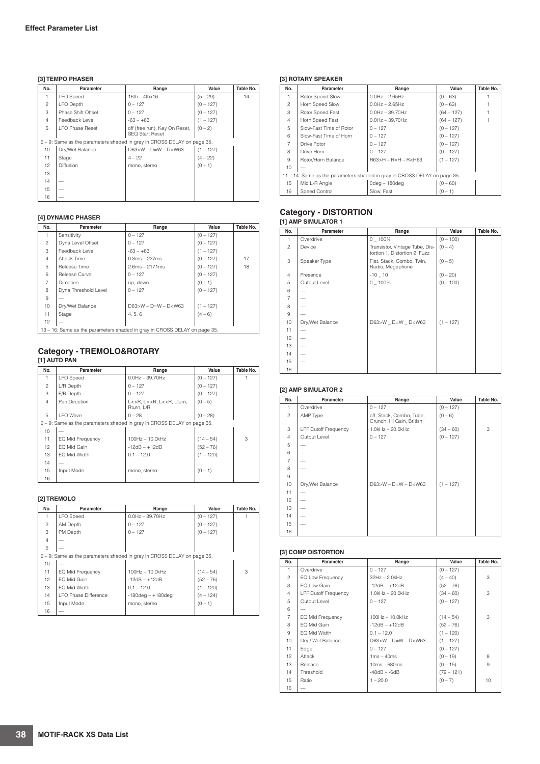## Effect Parameter List

#### [3] TEMPO PHASER

| No. | Parameter | Range | Value | Table No. |
|---|---|---|---|---|
| 1 | LFO Speed | 16th – 4thx16 | (5 – 29) | 14 |
| 2 | LFO Depth | 0 – 127 | (0 – 127) | |
| 3 | Phase Shift Offset | 0 – 127 | (0 – 127) | |
| 4 | Feedback Level | -63 – +63 | (1 – 127) | |
| 5 | LFO Phase Reset | off (free run), Key On Reset, SEQ Start Reset | (0 – 2) | |
| 6 – 9: Same as the parameters shaded in gray in CROSS DELAY on page 35. | | | | |
| 10 | Dry/Wet Balance | D63>W – D=W – D<W63 | (1 – 127) | |
| 11 | Stage | 4 – 22 | (4 – 22) | |
| 12 | Diffusion | mono, stereo | (0 – 1) | |
| 13 | — | | | |
| 14 | — | | | |
| 15 | — | | | |
| 16 | — | | | |

#### [4] DYNAMIC PHASER

| No. | Parameter | Range | Value | Table No. |
|---|---|---|---|---|
| 1 | Sensitivity | 0 – 127 | (0 – 127) | |
| 2 | Dyna Level Offset | 0 – 127 | (0 – 127) | |
| 3 | Feedback Level | -63 – +63 | (1 – 127) | |
| 4 | Attack Time | 0.3ms – 227ms | (0 – 127) | 17 |
| 5 | Release Time | 2.6ms – 2171ms | (0 – 127) | 18 |
| 6 | Release Curve | 0 – 127 | (0 – 127) | |
| 7 | Direction | up, down | (0 – 1) | |
| 8 | Dyna Threshold Level | 0 – 127 | (0 – 127) | |
| 9 | — | | | |
| 10 | Dry/Wet Balance | D63>W – D=W – D<W63 | (1 – 127) | |
| 11 | Stage | 4, 5, 6 | (4 – 6) | |
| 12 | — | | | |
| 13 – 16: Same as the parameters shaded in gray in CROSS DELAY on page 35. | | | | |

### Category - TREMOLO&ROTARY

#### [1] AUTO PAN

| No. | Parameter | Range | Value | Table No. |
|---|---|---|---|---|
| 1 | LFO Speed | 0.0Hz – 39.70Hz | (0 – 127) | 1 |
| 2 | L/R Depth | 0 – 127 | (0 – 127) | |
| 3 | F/R Depth | 0 – 127 | (0 – 127) | |
| 4 | Pan Direction | L<>R, L>>R, L<<R, Lturn, Rturn, L/R | (0 – 5) | |
| 5 | LFO Wave | 0 – 28 | (0 – 28) | |
| 6 – 9: Same as the parameters shaded in gray in CROSS DELAY on page 35. | | | | |
| 10 | — | | | |
| 11 | EQ Mid Frequency | 100Hz – 10.0kHz | (14 – 54) | 3 |
| 12 | EQ Mid Gain | -12dB – +12dB | (52 – 76) | |
| 13 | EQ Mid Width | 0.1 – 12.0 | (1 – 120) | |
| 14 | — | | | |
| 15 | Input Mode | mono, stereo | (0 – 1) | |
| 16 | — | | | |

#### [2] TREMOLO

| No. | Parameter | Range | Value | Table No. |
|---|---|---|---|---|
| 1 | LFO Speed | 0.0Hz – 39.70Hz | (0 – 127) | 1 |
| 2 | AM Depth | 0 – 127 | (0 – 127) | |
| 3 | PM Depth | 0 – 127 | (0 – 127) | |
| 4 | — | | | |
| 5 | — | | | |
| 6 – 9: Same as the parameters shaded in gray in CROSS DELAY on page 35. | | | | |
| 10 | — | | | |
| 11 | EQ Mid Frequency | 100Hz – 10.0kHz | (14 – 54) | 3 |
| 12 | EQ Mid Gain | -12dB – +12dB | (52 – 76) | |
| 13 | EQ Mid Width | 0.1 – 12.0 | (1 – 120) | |
| 14 | LFO Phase Difference | -180deg – +180deg | (4 – 124) | |
| 15 | Input Mode | mono, stereo | (0 – 1) | |
| 16 | — | | | |

#### [3] ROTARY SPEAKER

| No. | Parameter | Range | Value | Table No. |
|---|---|---|---|---|
| 1 | Rotor Speed Slow | 0.0Hz – 2.65Hz | (0 – 63) | 1 |
| 2 | Horn Speed Slow | 0.0Hz – 2.65Hz | (0 – 63) | 1 |
| 3 | Rotor Speed Fast | 0.0Hz – 39.70Hz | (64 – 127) | 1 |
| 4 | Horn Speed Fast | 0.0Hz – 39.70Hz | (64 – 127) | 1 |
| 5 | Slow-Fast Time of Rotor | 0 – 127 | (0 – 127) | |
| 6 | Slow-Fast Time of Horn | 0 – 127 | (0 – 127) | |
| 7 | Drive Rotor | 0 – 127 | (0 – 127) | |
| 8 | Drive Horn | 0 – 127 | (0 – 127) | |
| 9 | Rotor/Horn Balance | R63>H – R=H – R<H63 | (1 – 127) | |
| 10 | — | | | |
| 11 – 14: Same as the parameters shaded in gray in CROSS DELAY on page 35. | | | | |
| 15 | Mic L-R Angle | 0deg – 180deg | (0 – 60) | |
| 16 | Speed Control | Slow, Fast | (0 – 1) | |

### Category - DISTORTION

#### [1] AMP SIMULATOR 1

| No. | Parameter | Range | Value | Table No. |
|---|---|---|---|---|
| 1 | Overdrive | 0 _ 100% | (0 – 100) | |
| 2 | Device | Transistor, Vintage Tube, Distortion 1, Distortion 2, Fuzz | (0 – 4) | |
| 3 | Speaker Type | Flat, Stack, Combo, Twin, Radio, Megaphone | (0 – 5) | |
| 4 | Presence | -10 _ 10 | (0 – 20) | |
| 5 | Output Level | 0 _ 100% | (0 – 100) | |
| 6 | — | | | |
| 7 | — | | | |
| 8 | — | | | |
| 9 | — | | | |
| 10 | Dry/Wet Balance | D63>W _ D=W _ D<W63 | (1 – 127) | |
| 11 | — | | | |
| 12 | — | | | |
| 13 | — | | | |
| 14 | — | | | |
| 15 | — | | | |
| 16 | — | | | |

#### [2] AMP SIMULATOR 2

| No. | Parameter | Range | Value | Table No. |
|---|---|---|---|---|
| 1 | Overdrive | 0 – 127 | (0 – 127) | |
| 2 | AMP Type | off, Stack, Combo, Tube, Crunch, Hi Gain, British | (0 – 6) | |
| 3 | LPF Cutoff Frequency | 1.0kHz – 20.0kHz | (34 – 60) | 3 |
| 4 | Output Level | 0 – 127 | (0 – 127) | |
| 5 | — | | | |
| 6 | — | | | |
| 7 | — | | | |
| 8 | — | | | |
| 9 | — | | | |
| 10 | Dry/Wet Balance | D63>W – D=W – D<W63 | (1 – 127) | |
| 11 | — | | | |
| 12 | — | | | |
| 13 | — | | | |
| 14 | — | | | |
| 15 | — | | | |
| 16 | — | | | |

#### [3] COMP DISTORTION

| No. | Parameter | Range | Value | Table No. |
|---|---|---|---|---|
| 1 | Overdrive | 0 – 127 | (0 – 127) | |
| 2 | EQ Low Frequency | 32Hz – 2.0kHz | (4 – 40) | 3 |
| 3 | EQ Low Gain | -12dB – +12dB | (52 – 76) | |
| 4 | LPF Cutoff Frequency | 1.0kHz – 20.0kHz | (34 – 60) | 3 |
| 5 | Output Level | 0 – 127 | (0 – 127) | |
| 6 | — | | | |
| 7 | EQ Mid Frequency | 100Hz – 10.0kHz | (14 – 54) | 3 |
| 8 | EQ Mid Gain | -12dB – +12dB | (52 – 76) | |
| 9 | EQ Mid Width | 0.1 – 12.0 | (1 – 120) | |
| 10 | Dry / Wet Balance | D63>W – D=W – D<W63 | (1 – 127) | |
| 11 | Edge | 0 – 127 | (0 – 127) | |
| 12 | Attack | 1ms – 40ms | (0 – 19) | 8 |
| 13 | Release | 10ms – 680ms | (0 – 15) | 9 |
| 14 | Threshold | -48dB – -6dB | (79 – 121) | |
| 15 | Ratio | 1 – 20.0 | (0 – 7) | 10 |
| 16 | — | | | |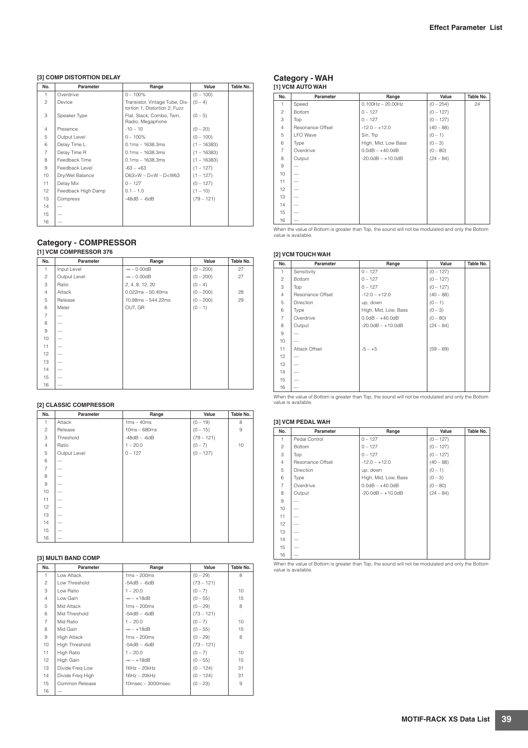#### [3] COMP DISTORTION DELAY

| No. | Parameter | Range | Value | Table No. |
|---|---|---|---|---|
| 1 | Overdrive | 0 – 100% | (0 – 100) | |
| 2 | Device | Transistor, Vintage Tube, Distortion 1, Distortion 2, Fuzz | (0 – 4) | |
| 3 | Speaker Type | Flat, Stack, Combo, Twin, Radio, Megaphone | (0 – 5) | |
| 4 | Presence | -10 – 10 | (0 – 20) | |
| 5 | Output Level | 0 – 100% | (0 – 100) | |
| 6 | Delay Time L | 0.1ms – 1638.3ms | (1 – 16383) | |
| 7 | Delay Time R | 0.1ms – 1638.3ms | (1 – 16383) | |
| 8 | Feedback Time | 0.1ms – 1638.3ms | (1 – 16383) | |
| 9 | Feedback Level | -63 – +63 | (1 – 127) | |
| 10 | Dry/Wet Balance | D63>W – D=W – D<W63 | (1 – 127) | |
| 11 | Delay Mix | 0 – 127 | (0 – 127) | |
| 12 | Feedback High Damp | 0.1 – 1.0 | (1 – 10) | |
| 13 | Compress | -48dB – -6dB | (79 – 121) | |
| 14 | — | | | |
| 15 | — | | | |
| 16 | — | | | |

## Category - COMPRESSOR

#### [1] VCM COMPRESSOR 376

| No. | Parameter | Range | Value | Table No. |
|---|---|---|---|---|
| 1 | Input Level | -∞ – 0.00dB | (0 – 200) | 27 |
| 2 | Output Level | -∞ – 0.00dB | (0 – 200) | 27 |
| 3 | Ratio | 2, 4, 8, 12, 20 | (0 – 4) | |
| 4 | Attack | 0.022ms – 50.40ms | (0 – 200) | 28 |
| 5 | Release | 10.88ms – 544.22ms | (0 – 200) | 29 |
| 6 | Meter | OUT, GR | (0 – 1) | |
| 7 | — | | | |
| 8 | — | | | |
| 9 | — | | | |
| 10 | — | | | |
| 11 | — | | | |
| 12 | — | | | |
| 13 | — | | | |
| 14 | — | | | |
| 15 | — | | | |
| 16 | — | | | |

#### [2] CLASSIC COMPRESSOR

| No. | Parameter | Range | Value | Table No. |
|---|---|---|---|---|
| 1 | Attack | 1ms – 40ms | (0 – 19) | 8 |
| 2 | Release | 10ms – 680ms | (0 – 15) | 9 |
| 3 | Threshold | -48dB – -6dB | (79 – 121) | |
| 4 | Ratio | 1 – 20.0 | (0 – 7) | 10 |
| 5 | Output Level | 0 – 127 | (0 – 127) | |
| 6 | — | | | |
| 7 | — | | | |
| 8 | — | | | |
| 9 | — | | | |
| 10 | — | | | |
| 11 | — | | | |
| 12 | — | | | |
| 13 | — | | | |
| 14 | — | | | |
| 15 | — | | | |
| 16 | — | | | |

#### [3] MULTI BAND COMP

| No. | Parameter | Range | Value | Table No. |
|---|---|---|---|---|
| 1 | Low Attack | 1ms – 200ms | (0 – 29) | 8 |
| 2 | Low Threshold | -54dB – -6dB | (73 – 121) | |
| 3 | Low Ratio | 1 – 20.0 | (0 – 7) | 10 |
| 4 | Low Gain | -∞ – +18dB | (0 – 55) | 15 |
| 5 | Mid Attack | 1ms – 200ms | (0 – 29) | 8 |
| 6 | Mid Threshold | -54dB – -6dB | (73 – 121) | |
| 7 | Mid Ratio | 1 – 20.0 | (0 – 7) | 10 |
| 8 | Mid Gain | -∞ – +18dB | (0 – 55) | 15 |
| 9 | High Attack | 1ms – 200ms | (0 – 29) | 8 |
| 10 | High Threshold | -54dB – -6dB | (73 – 121) | |
| 11 | High Ratio | 1 – 20.0 | (0 – 7) | 10 |
| 12 | High Gain | -∞ – +18dB | (0 – 55) | 15 |
| 13 | Divide Freq Low | 16Hz – 20kHz | (0 – 124) | 31 |
| 14 | Divide Freq High | 16Hz – 20kHz | (0 – 124) | 31 |
| 15 | Common Release | 10msec – 3000msec | (0 – 23) | 9 |
| 16 | — | | | |

## Category - WAH

#### [1] VCM AUTO WAH

| No. | Parameter | Range | Value | Table No. |
|---|---|---|---|---|
| 1 | Speed | 0.100Hz – 20.00Hz | (0 – 254) | 24 |
| 2 | Bottom | 0 – 127 | (0 – 127) | |
| 3 | Top | 0 – 127 | (0 – 127) | |
| 4 | Resonance Offset | -12.0 – +12.0 | (40 – 88) | |
| 5 | LFO Wave | Sin, Trp | (0 – 1) | |
| 6 | Type | High, Mid, Low Bass | (0 – 3) | |
| 7 | Overdrive | 0.0dB – +40.0dB | (0 – 80) | |
| 8 | Output | -20.0dB – +10.0dB | (24 – 84) | |
| 9 | — | | | |
| 10 | — | | | |
| 11 | — | | | |
| 12 | — | | | |
| 13 | — | | | |
| 14 | — | | | |
| 15 | — | | | |
| 16 | — | | | |

When the value of Bottom is greater than Top, the sound will not be modulated and only the Bottom value is available.

#### [2] VCM TOUCH WAH

| No. | Parameter | Range | Value | Table No. |
|---|---|---|---|---|
| 1 | Sensitivity | 0 – 127 | (0 – 127) | |
| 2 | Bottom | 0 – 127 | (0 – 127) | |
| 3 | Top | 0 – 127 | (0 – 127) | |
| 4 | Resonance Offset | -12.0 – +12.0 | (40 – 88) | |
| 5 | Direction | up, down | (0 – 1) | |
| 6 | Type | High, Mid, Low, Bass | (0 – 3) | |
| 7 | Overdrive | 0.0dB – +40.0dB | (0 – 80) | |
| 8 | Output | -20.0dB – +10.0dB | (24 – 84) | |
| 9 | — | | | |
| 10 | — | | | |
| 11 | Attack Offset | -5 – +5 | (59 – 69) | |
| 12 | — | | | |
| 13 | — | | | |
| 14 | — | | | |
| 15 | — | | | |
| 16 | — | | | |

When the value of Bottom is greater than Top, the sound will not be modulated and only the Bottom value is available.

#### [3] VCM PEDAL WAH

| No. | Parameter | Range | Value | Table No. |
|---|---|---|---|---|
| 1 | Pedal Control | 0 – 127 | (0 – 127) | |
| 2 | Bottom | 0 – 127 | (0 – 127) | |
| 3 | Top | 0 – 127 | (0 – 127) | |
| 4 | Resonance Offset | -12.0 – +12.0 | (40 – 88) | |
| 5 | Direction | up, down | (0 – 1) | |
| 6 | Type | High, Mid, Low, Bass | (0 – 3) | |
| 7 | Overdrive | 0.0dB – +40.0dB | (0 – 80) | |
| 8 | Output | -20.0dB – +10.0dB | (24 – 84) | |
| 9 | — | | | |
| 10 | — | | | |
| 11 | — | | | |
| 12 | — | | | |
| 13 | — | | | |
| 14 | — | | | |
| 15 | — | | | |
| 16 | — | | | |

When the value of Bottom is greater than Top, the sound will not be modulated and only the Bottom value is available.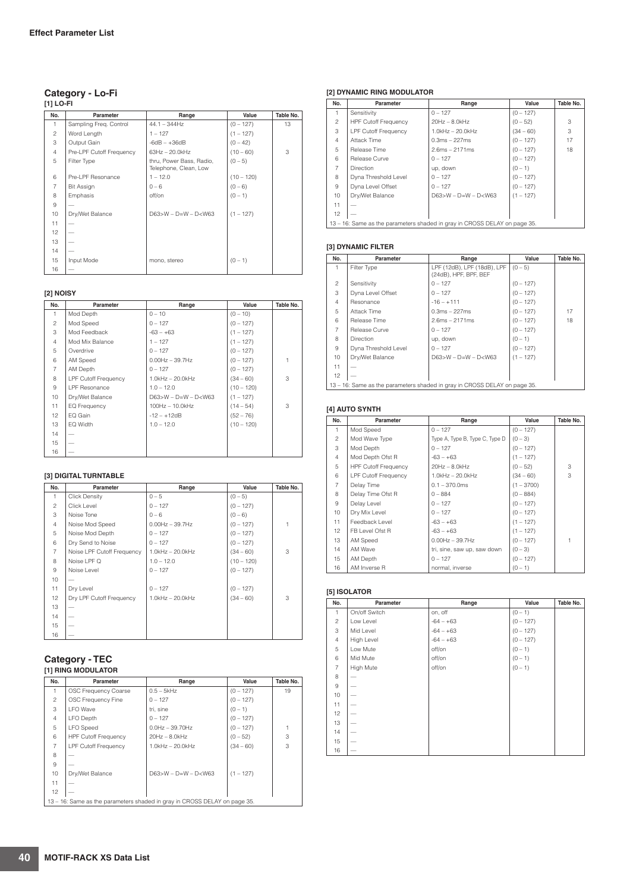## Category - Lo-Fi

### [1] LO-FI

| No. | Parameter | Range | Value | Table No. |
|---|---|---|---|---|
| 1 | Sampling Freq. Control | 44.1 – 344Hz | (0 – 127) | 13 |
| 2 | Word Length | 1 – 127 | (1 – 127) | |
| 3 | Output Gain | -6dB – +36dB | (0 – 42) | |
| 4 | Pre-LPF Cutoff Frequency | 63Hz – 20.0kHz | (10 – 60) | 3 |
| 5 | Filter Type | thru, Power Bass, Radio, Telephone, Clean, Low | (0 – 5) | |
| 6 | Pre-LPF Resonance | 1 – 12.0 | (10 – 120) | |
| 7 | Bit Assign | 0 – 6 | (0 – 6) | |
| 8 | Emphasis | off/on | (0 – 1) | |
| 9 | — | | | |
| 10 | Dry/Wet Balance | D63>W – D=W – D<W63 | (1 – 127) | |
| 11 | — | | | |
| 12 | — | | | |
| 13 | — | | | |
| 14 | — | | | |
| 15 | Input Mode | mono, stereo | (0 – 1) | |
| 16 | — | | | |

### [2] NOISY

| No. | Parameter | Range | Value | Table No. |
|---|---|---|---|---|
| 1 | Mod Depth | 0 – 10 | (0 – 10) | |
| 2 | Mod Speed | 0 – 127 | (0 – 127) | |
| 3 | Mod Feedback | -63 – +63 | (1 – 127) | |
| 4 | Mod Mix Balance | 1 – 127 | (1 – 127) | |
| 5 | Overdrive | 0 – 127 | (0 – 127) | |
| 6 | AM Speed | 0.00Hz – 39.7Hz | (0 – 127) | 1 |
| 7 | AM Depth | 0 – 127 | (0 – 127) | |
| 8 | LPF Cutoff Frequency | 1.0kHz – 20.0kHz | (34 – 60) | 3 |
| 9 | LPF Resonance | 1.0 – 12.0 | (10 – 120) | |
| 10 | Dry/Wet Balance | D63>W – D=W – D<W63 | (1 – 127) | |
| 11 | EQ Frequency | 100Hz – 10.0kHz | (14 – 54) | 3 |
| 12 | EQ Gain | -12 – +12dB | (52 – 76) | |
| 13 | EQ Width | 1.0 – 12.0 | (10 – 120) | |
| 14 | — | | | |
| 15 | — | | | |
| 16 | — | | | |

### [3] DIGITAL TURNTABLE

| No. | Parameter | Range | Value | Table No. |
|---|---|---|---|---|
| 1 | Click Density | 0 – 5 | (0 – 5) | |
| 2 | Click Level | 0 – 127 | (0 – 127) | |
| 3 | Noise Tone | 0 – 6 | (0 – 6) | |
| 4 | Noise Mod Speed | 0.00Hz – 39.7Hz | (0 – 127) | 1 |
| 5 | Noise Mod Depth | 0 – 127 | (0 – 127) | |
| 6 | Dry Send to Noise | 0 – 127 | (0 – 127) | |
| 7 | Noise LPF Cutoff Frequency | 1.0kHz – 20.0kHz | (34 – 60) | 3 |
| 8 | Noise LPF Q | 1.0 – 12.0 | (10 – 120) | |
| 9 | Noise Level | 0 – 127 | (0 – 127) | |
| 10 | — | | | |
| 11 | Dry Level | 0 – 127 | (0 – 127) | |
| 12 | Dry LPF Cutoff Frequency | 1.0kHz – 20.0kHz | (34 – 60) | 3 |
| 13 | — | | | |
| 14 | — | | | |
| 15 | — | | | |
| 16 | — | | | |

## Category - TEC

### [1] RING MODULATOR

| No. | Parameter | Range | Value | Table No. |
|---|---|---|---|---|
| 1 | OSC Frequency Coarse | 0.5 – 5kHz | (0 – 127) | 19 |
| 2 | OSC Frequency Fine | 0 – 127 | (0 – 127) | |
| 3 | LFO Wave | tri, sine | (0 – 1) | |
| 4 | LFO Depth | 0 – 127 | (0 – 127) | |
| 5 | LFO Speed | 0.0Hz – 39.70Hz | (0 – 127) | 1 |
| 6 | HPF Cutoff Frequency | 20Hz – 8.0kHz | (0 – 52) | 3 |
| 7 | LPF Cutoff Frequency | 1.0kHz – 20.0kHz | (34 – 60) | 3 |
| 8 | — | | | |
| 9 | — | | | |
| 10 | Dry/Wet Balance | D63>W – D=W – D<W63 | (1 – 127) | |
| 11 | — | | | |
| 12 | — | | | |
| 13 – 16: Same as the parameters shaded in gray in CROSS DELAY on page 35. | | | | |

### [2] DYNAMIC RING MODULATOR

| No. | Parameter | Range | Value | Table No. |
|---|---|---|---|---|
| 1 | Sensitivity | 0 – 127 | (0 – 127) | |
| 2 | HPF Cutoff Frequency | 20Hz – 8.0kHz | (0 – 52) | 3 |
| 3 | LPF Cutoff Frequency | 1.0kHz – 20.0kHz | (34 – 60) | 3 |
| 4 | Attack Time | 0.3ms – 227ms | (0 – 127) | 17 |
| 5 | Release Time | 2.6ms – 2171ms | (0 – 127) | 18 |
| 6 | Release Curve | 0 – 127 | (0 – 127) | |
| 7 | Direction | up, down | (0 – 1) | |
| 8 | Dyna Threshold Level | 0 – 127 | (0 – 127) | |
| 9 | Dyna Level Offset | 0 – 127 | (0 – 127) | |
| 10 | Dry/Wet Balance | D63>W – D=W – D<W63 | (1 – 127) | |
| 11 | — | | | |
| 12 | — | | | |
| 13 – 16: Same as the parameters shaded in gray in CROSS DELAY on page 35. | | | | |

### [3] DYNAMIC FILTER

| No. | Parameter | Range | Value | Table No. |
|---|---|---|---|---|
| 1 | Filter Type | LPF (12dB), LPF (18dB), LPF (24dB), HPF, BPF, BEF | (0 – 5) | |
| 2 | Sensitivity | 0 – 127 | (0 – 127) | |
| 3 | Dyna Level Offset | 0 – 127 | (0 – 127) | |
| 4 | Resonance | -16 – +111 | (0 – 127) | |
| 5 | Attack Time | 0.3ms – 227ms | (0 – 127) | 17 |
| 6 | Release Time | 2.6ms – 2171ms | (0 – 127) | 18 |
| 7 | Release Curve | 0 – 127 | (0 – 127) | |
| 8 | Direction | up, down | (0 – 1) | |
| 9 | Dyna Threshold Level | 0 – 127 | (0 – 127) | |
| 10 | Dry/Wet Balance | D63>W – D=W – D<W63 | (1 – 127) | |
| 11 | — | | | |
| 12 | — | | | |
| 13 – 16: Same as the parameters shaded in gray in CROSS DELAY on page 35. | | | | |

### [4] AUTO SYNTH

| No. | Parameter | Range | Value | Table No. |
|---|---|---|---|---|
| 1 | Mod Speed | 0 – 127 | (0 – 127) | |
| 2 | Mod Wave Type | Type A, Type B, Type C, Type D | (0 – 3) | |
| 3 | Mod Depth | 0 – 127 | (0 – 127) | |
| 4 | Mod Depth Ofst R | -63 – +63 | (1 – 127) | |
| 5 | HPF Cutoff Frequency | 20Hz – 8.0kHz | (0 – 52) | 3 |
| 6 | LPF Cutoff Frequency | 1.0kHz – 20.0kHz | (34 – 60) | 3 |
| 7 | Delay Time | 0.1 – 370.0ms | (1 – 3700) | |
| 8 | Delay Time Ofst R | 0 – 884 | (0 – 884) | |
| 9 | Delay Level | 0 – 127 | (0 – 127) | |
| 10 | Dry Mix Level | 0 – 127 | (0 – 127) | |
| 11 | Feedback Level | -63 – +63 | (1 – 127) | |
| 12 | FB Level Ofst R | -63 – +63 | (1 – 127) | |
| 13 | AM Speed | 0.00Hz – 39.7Hz | (0 – 127) | 1 |
| 14 | AM Wave | tri, sine, saw up, saw down | (0 – 3) | |
| 15 | AM Depth | 0 – 127 | (0 – 127) | |
| 16 | AM Inverse R | normal, inverse | (0 – 1) | |

### [5] ISOLATOR

| No. | Parameter | Range | Value | Table No. |
|---|---|---|---|---|
| 1 | On/off Switch | on, off | (0 – 1) | |
| 2 | Low Level | -64 – +63 | (0 – 127) | |
| 3 | Mid Level | -64 – +63 | (0 – 127) | |
| 4 | High Level | -64 – +63 | (0 – 127) | |
| 5 | Low Mute | off/on | (0 – 1) | |
| 6 | Mid Mute | off/on | (0 – 1) | |
| 7 | High Mute | off/on | (0 – 1) | |
| 8 | — | | | |
| 9 | — | | | |
| 10 | — | | | |
| 11 | — | | | |
| 12 | — | | | |
| 13 | — | | | |
| 14 | — | | | |
| 15 | — | | | |
| 16 | — | | | |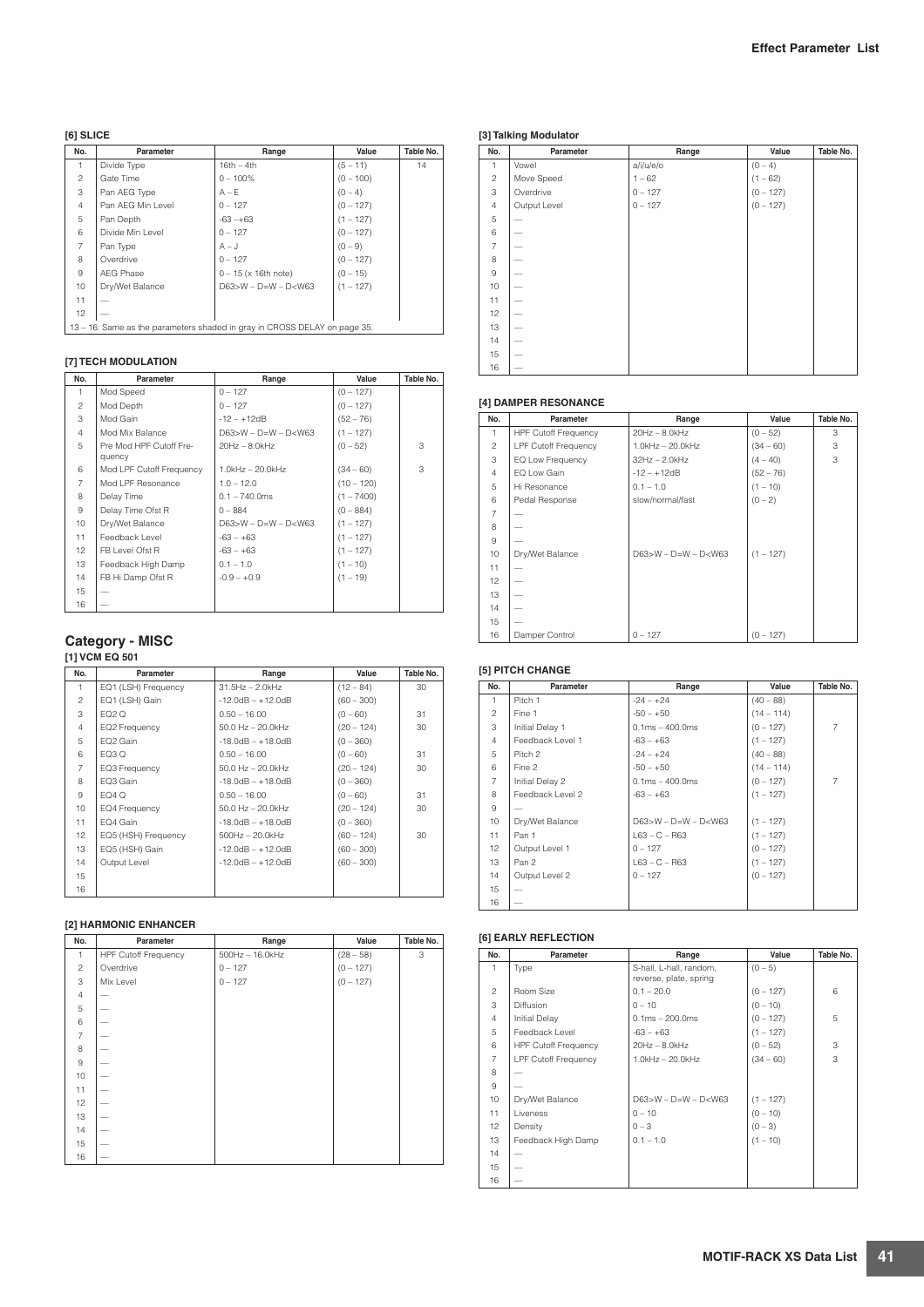#### [6] SLICE

| No. | Parameter | Range | Value | Table No. |
|---|---|---|---|---|
| 1 | Divide Type | 16th – 4th | (5 – 11) | 14 |
| 2 | Gate Time | 0 – 100% | (0 – 100) | |
| 3 | Pan AEG Type | A – E | (0 – 4) | |
| 4 | Pan AEG Min Level | 0 – 127 | (0 – 127) | |
| 5 | Pan Depth | -63 –+63 | (1 – 127) | |
| 6 | Divide Min Level | 0 – 127 | (0 – 127) | |
| 7 | Pan Type | A – J | (0 – 9) | |
| 8 | Overdrive | 0 – 127 | (0 – 127) | |
| 9 | AEG Phase | 0 – 15 (x 16th note) | (0 – 15) | |
| 10 | Dry/Wet Balance | D63>W – D=W – D<W63 | (1 – 127) | |
| 11 | — | | | |
| 12 | — | | | |
| 13 – 16: Same as the parameters shaded in gray in CROSS DELAY on page 35. | | | | |

#### [7] TECH MODULATION

| No. | Parameter | Range | Value | Table No. |
|---|---|---|---|---|
| 1 | Mod Speed | 0 – 127 | (0 – 127) | |
| 2 | Mod Depth | 0 – 127 | (0 – 127) | |
| 3 | Mod Gain | -12 – +12dB | (52 – 76) | |
| 4 | Mod Mix Balance | D63>W – D=W – D<W63 | (1 – 127) | |
| 5 | Pre Mod HPF Cutoff Frequency | 20Hz – 8.0kHz | (0 – 52) | 3 |
| 6 | Mod LPF Cutoff Frequency | 1.0kHz – 20.0kHz | (34 – 60) | 3 |
| 7 | Mod LPF Resonance | 1.0 – 12.0 | (10 – 120) | |
| 8 | Delay Time | 0.1 – 740.0ms | (1 – 7400) | |
| 9 | Delay Time Ofst R | 0 – 884 | (0 – 884) | |
| 10 | Dry/Wet Balance | D63>W – D=W – D<W63 | (1 – 127) | |
| 11 | Feedback Level | -63 – +63 | (1 – 127) | |
| 12 | FB Level Ofst R | -63 – +63 | (1 – 127) | |
| 13 | Feedback High Damp | 0.1 – 1.0 | (1 – 10) | |
| 14 | FB Hi Damp Ofst R | -0.9 – +0.9 | (1 – 19) | |
| 15 | — | | | |
| 16 | — | | | |

## Category - MISC

#### [1] VCM EQ 501

| No. | Parameter | Range | Value | Table No. |
|---|---|---|---|---|
| 1 | EQ1 (LSH) Frequency | 31.5Hz – 2.0kHz | (12 – 84) | 30 |
| 2 | EQ1 (LSH) Gain | -12.0dB – +12.0dB | (60 – 300) | |
| 3 | EQ2 Q | 0.50 – 16.00 | (0 – 60) | 31 |
| 4 | EQ2 Frequency | 50.0 Hz – 20.0kHz | (20 – 124) | 30 |
| 5 | EQ2 Gain | -18.0dB – +18.0dB | (0 – 360) | |
| 6 | EQ3 Q | 0.50 – 16.00 | (0 – 60) | 31 |
| 7 | EQ3 Frequency | 50.0 Hz – 20.0kHz | (20 – 124) | 30 |
| 8 | EQ3 Gain | -18.0dB – +18.0dB | (0 – 360) | |
| 9 | EQ4 Q | 0.50 – 16.00 | (0 – 60) | 31 |
| 10 | EQ4 Frequency | 50.0 Hz – 20.0kHz | (20 – 124) | 30 |
| 11 | EQ4 Gain | -18.0dB – +18.0dB | (0 – 360) | |
| 12 | EQ5 (HSH) Frequency | 500Hz – 20.0kHz | (60 – 124) | 30 |
| 13 | EQ5 (HSH) Gain | -12.0dB – +12.0dB | (60 – 300) | |
| 14 | Output Level | -12.0dB – +12.0dB | (60 – 300) | |
| 15 | | | | |
| 16 | | | | |

#### [2] HARMONIC ENHANCER

| No. | Parameter | Range | Value | Table No. |
|---|---|---|---|---|
| 1 | HPF Cutoff Frequency | 500Hz – 16.0kHz | (28 – 58) | 3 |
| 2 | Overdrive | 0 – 127 | (0 – 127) | |
| 3 | Mix Level | 0 – 127 | (0 – 127) | |
| 4 | — | | | |
| 5 | — | | | |
| 6 | — | | | |
| 7 | — | | | |
| 8 | — | | | |
| 9 | — | | | |
| 10 | — | | | |
| 11 | — | | | |
| 12 | — | | | |
| 13 | — | | | |
| 14 | — | | | |
| 15 | — | | | |
| 16 | — | | | |

#### [3] Talking Modulator

| No. | Parameter | Range | Value | Table No. |
|---|---|---|---|---|
| 1 | Vowel | a/i/u/e/o | (0 – 4) | |
| 2 | Move Speed | 1 – 62 | (1 – 62) | |
| 3 | Overdrive | 0 – 127 | (0 – 127) | |
| 4 | Output Level | 0 – 127 | (0 – 127) | |
| 5 | — | | | |
| 6 | — | | | |
| 7 | — | | | |
| 8 | — | | | |
| 9 | — | | | |
| 10 | — | | | |
| 11 | — | | | |
| 12 | — | | | |
| 13 | — | | | |
| 14 | — | | | |
| 15 | — | | | |
| 16 | — | | | |

#### [4] DAMPER RESONANCE

| No. | Parameter | Range | Value | Table No. |
|---|---|---|---|---|
| 1 | HPF Cutoff Frequency | 20Hz – 8.0kHz | (0 – 52) | 3 |
| 2 | LPF Cutoff Frequency | 1.0kHz – 20.0kHz | (34 – 60) | 3 |
| 3 | EQ Low Frequency | 32Hz – 2.0kHz | (4 – 40) | 3 |
| 4 | EQ Low Gain | -12 – +12dB | (52 – 76) | |
| 5 | Hi Resonance | 0.1 – 1.0 | (1 – 10) | |
| 6 | Pedal Response | slow/normal/fast | (0 – 2) | |
| 7 | — | | | |
| 8 | — | | | |
| 9 | — | | | |
| 10 | Dry/Wet Balance | D63>W – D=W – D<W63 | (1 – 127) | |
| 11 | — | | | |
| 12 | — | | | |
| 13 | — | | | |
| 14 | — | | | |
| 15 | — | | | |
| 16 | Damper Control | 0 – 127 | (0 – 127) | |

#### [5] PITCH CHANGE

| No. | Parameter | Range | Value | Table No. |
|---|---|---|---|---|
| 1 | Pitch 1 | -24 – +24 | (40 – 88) | |
| 2 | Fine 1 | -50 – +50 | (14 – 114) | |
| 3 | Initial Delay 1 | 0.1ms – 400.0ms | (0 – 127) | 7 |
| 4 | Feedback Level 1 | -63 – +63 | (1 – 127) | |
| 5 | Pitch 2 | -24 – +24 | (40 – 88) | |
| 6 | Fine 2 | -50 – +50 | (14 – 114) | |
| 7 | Initial Delay 2 | 0.1ms – 400.0ms | (0 – 127) | 7 |
| 8 | Feedback Level 2 | -63 – +63 | (1 – 127) | |
| 9 | — | | | |
| 10 | Dry/Wet Balance | D63>W – D=W – D<W63 | (1 – 127) | |
| 11 | Pan 1 | L63 – C – R63 | (1 – 127) | |
| 12 | Output Level 1 | 0 – 127 | (0 – 127) | |
| 13 | Pan 2 | L63 – C – R63 | (1 – 127) | |
| 14 | Output Level 2 | 0 – 127 | (0 – 127) | |
| 15 | — | | | |
| 16 | — | | | |

#### [6] EARLY REFLECTION

| No. | Parameter | Range | Value | Table No. |
|---|---|---|---|---|
| 1 | Type | S-hall, L-hall, random, reverse, plate, spring | (0 – 5) | |
| 2 | Room Size | 0.1 – 20.0 | (0 – 127) | 6 |
| 3 | Diffusion | 0 – 10 | (0 – 10) | |
| 4 | Initial Delay | 0.1ms – 200.0ms | (0 – 127) | 5 |
| 5 | Feedback Level | -63 – +63 | (1 – 127) | |
| 6 | HPF Cutoff Frequency | 20Hz – 8.0kHz | (0 – 52) | 3 |
| 7 | LPF Cutoff Frequency | 1.0kHz – 20.0kHz | (34 – 60) | 3 |
| 8 | — | | | |
| 9 | — | | | |
| 10 | Dry/Wet Balance | D63>W – D=W – D<W63 | (1 – 127) | |
| 11 | Liveness | 0 – 10 | (0 – 10) | |
| 12 | Density | 0 – 3 | (0 – 3) | |
| 13 | Feedback High Damp | 0.1 – 1.0 | (1 – 10) | |
| 14 | — | | | |
| 15 | — | | | |
| 16 | — | | | |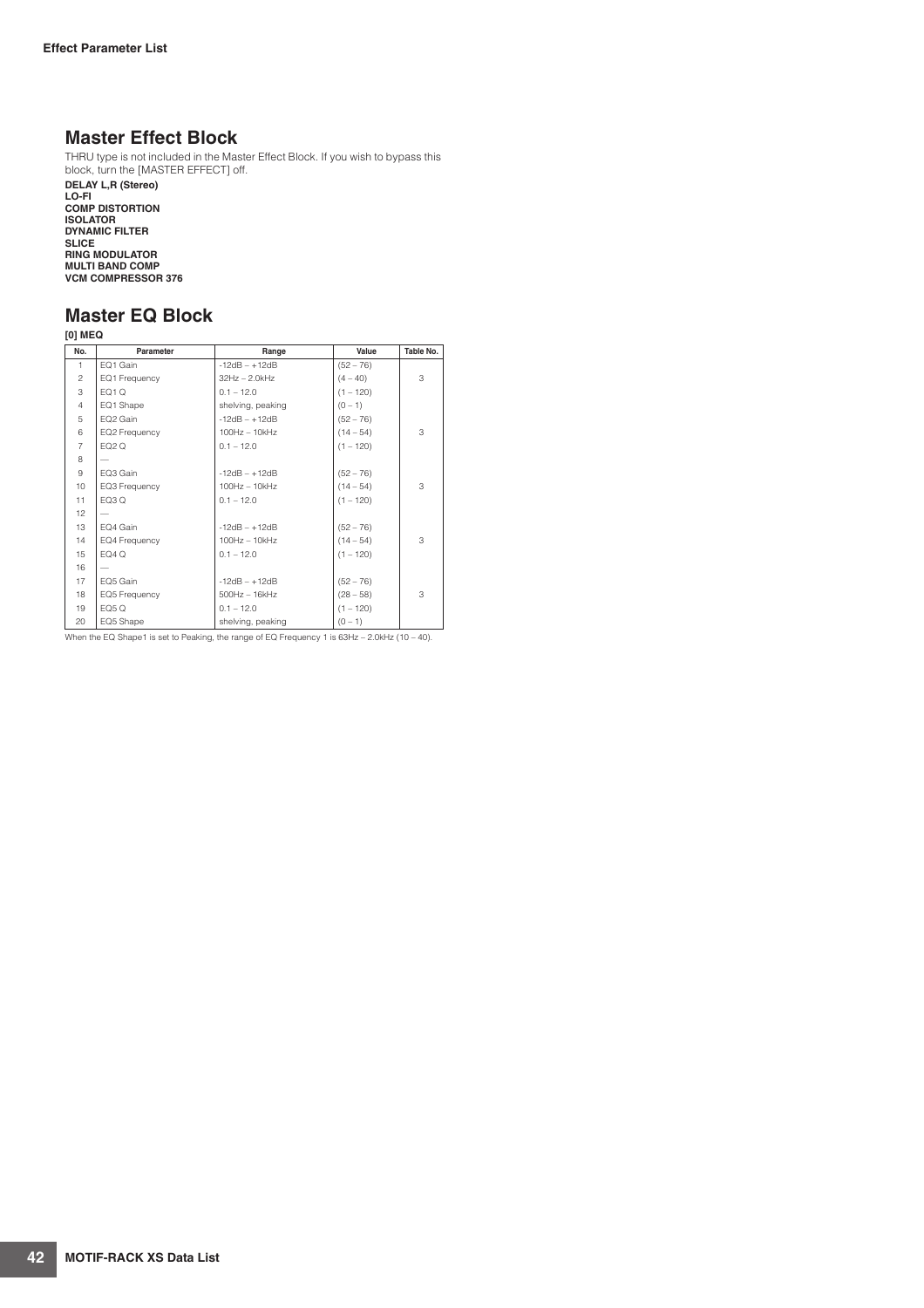## Master Effect Block

THRU type is not included in the Master Effect Block. If you wish to bypass this block, turn the [MASTER EFFECT] off.

**DELAY L,R (Stereo)**
**LO-FI**
**COMP DISTORTION**
**ISOLATOR**
**DYNAMIC FILTER**
**SLICE**
**RING MODULATOR**
**MULTI BAND COMP**
**VCM COMPRESSOR 376**

## Master EQ Block

**[0] MEQ**

| No. | Parameter | Range | Value | Table No. |
|---|---|---|---|---|
| 1 | EQ1 Gain | -12dB – +12dB | (52 – 76) | |
| 2 | EQ1 Frequency | 32Hz – 2.0kHz | (4 – 40) | 3 |
| 3 | EQ1 Q | 0.1 – 12.0 | (1 – 120) | |
| 4 | EQ1 Shape | shelving, peaking | (0 – 1) | |
| 5 | EQ2 Gain | -12dB – +12dB | (52 – 76) | |
| 6 | EQ2 Frequency | 100Hz – 10kHz | (14 – 54) | 3 |
| 7 | EQ2 Q | 0.1 – 12.0 | (1 – 120) | |
| 8 | — | | | |
| 9 | EQ3 Gain | -12dB – +12dB | (52 – 76) | |
| 10 | EQ3 Frequency | 100Hz – 10kHz | (14 – 54) | 3 |
| 11 | EQ3 Q | 0.1 – 12.0 | (1 – 120) | |
| 12 | — | | | |
| 13 | EQ4 Gain | -12dB – +12dB | (52 – 76) | |
| 14 | EQ4 Frequency | 100Hz – 10kHz | (14 – 54) | 3 |
| 15 | EQ4 Q | 0.1 – 12.0 | (1 – 120) | |
| 16 | — | | | |
| 17 | EQ5 Gain | -12dB – +12dB | (52 – 76) | |
| 18 | EQ5 Frequency | 500Hz – 16kHz | (28 – 58) | 3 |
| 19 | EQ5 Q | 0.1 – 12.0 | (1 – 120) | |
| 20 | EQ5 Shape | shelving, peaking | (0 – 1) | |

When the EQ Shape1 is set to Peaking, the range of EQ Frequency 1 is 63Hz – 2.0kHz (10 – 40).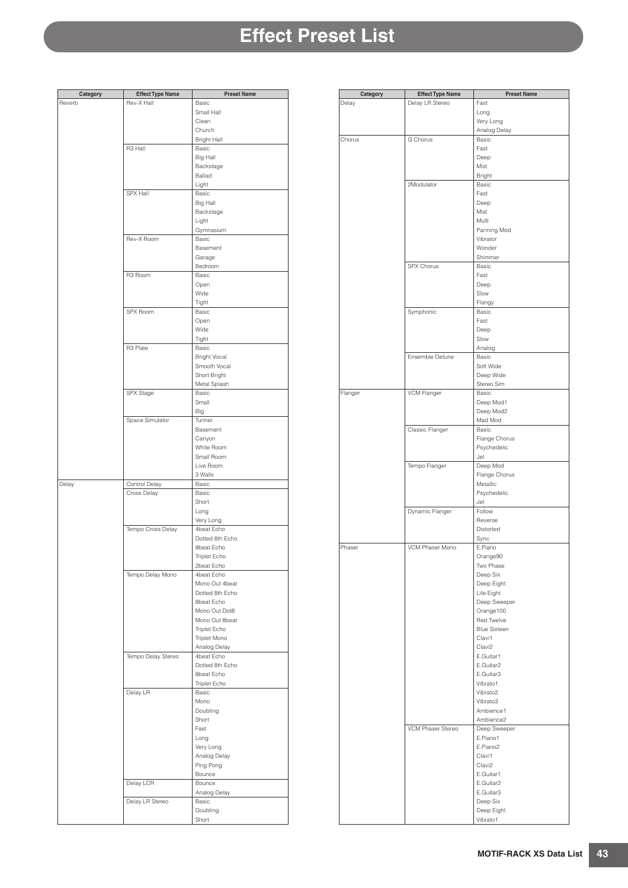# Effect Preset List

| Category | Effect Type Name | Preset Name |
|---|---|---|
| Reverb | Rev-X Hall | Basic |
| | | Small Hall |
| | | Clean |
| | | Church |
| | | Bright Hall |
| | R3 Hall | Basic |
| | | Big Hall |
| | | Backstage |
| | | Ballad |
| | | Light |
| | SPX Hall | Basic |
| | | Big Hall |
| | | Backstage |
| | | Light |
| | | Gymnasium |
| | Rev-X Room | Basic |
| | | Basement |
| | | Garage |
| | | Bedroom |
| | R3 Room | Basic |
| | | Open |
| | | Wide |
| | | Tight |
| | SPX Room | Basic |
| | | Open |
| | | Wide |
| | | Tight |
| | R3 Plate | Basic |
| | | Bright Vocal |
| | | Smooth Vocal |
| | | Short Bright |
| | | Metal Splash |
| | SPX Stage | Basic |
| | | Small |
| | | Big |
| | Space Simulator | Tunnel |
| | | Basement |
| | | Canyon |
| | | White Room |
| | | Small Room |
| | | Live Room |
| | | 3 Walls |
| Delay | Control Delay | Basic |
| | Cross Delay | Basic |
| | | Short |
| | | Long |
| | | Very Long |
| | Tempo Cross Delay | 4beat Echo |
| | | Dotted 8th Echo |
| | | 8beat Echo |
| | | Triplet Echo |
| | | 2beat Echo |
| | Tempo Delay Mono | 4beat Echo |
| | | Mono Out 4beat |
| | | Dotted 8th Echo |
| | | 8beat Echo |
| | | Mono Out Dot8 |
| | | Mono Out 8beat |
| | | Triplet Echo |
| | | Triplet Mono |
| | | Analog Delay |
| | Tempo Delay Stereo | 4beat Echo |
| | | Dotted 8th Echo |
| | | 8beat Echo |
| | | Triplet Echo |
| | Delay LR | Basic |
| | | Mono |
| | | Doubling |
| | | Short |
| | | Fast |
| | | Long |
| | | Very Long |
| | | Analog Delay |
| | | Ping Pong |
| | | Bounce |
| | Delay LCR | Bounce |
| | | Analog Delay |
| | Delay LR Stereo | Basic |
| | | Doubling |
| | | Short |

| Category | Effect Type Name | Preset Name |
|---|---|---|
| Delay | Delay LR Stereo | Fast |
| | | Long |
| | | Very Long |
| | | Analog Delay |
| Chorus | G Chorus | Basic |
| | | Fast |
| | | Deep |
| | | Mist |
| | | Bright |
| | 2Modulator | Basic |
| | | Fast |
| | | Deep |
| | | Mist |
| | | Multi |
| | | Panning Mod |
| | | Vibrator |
| | | Wonder |
| | | Shimmer |
| | SPX Chorus | Basic |
| | | Fast |
| | | Deep |
| | | Slow |
| | | Flangy |
| | Symphonic | Basic |
| | | Fast |
| | | Deep |
| | | Slow |
| | | Analog |
| | Ensemble Detune | Basic |
| | | Soft Wide |
| | | Deep Wide |
| | | Stereo Sim |
| Flanger | VCM Flanger | Basic |
| | | Deep Mod1 |
| | | Deep Mod2 |
| | | Mad Mod |
| | Classic Flanger | Basic |
| | | Flange Chorus |
| | | Psychedelic |
| | | Jet |
| | Tempo Flanger | Deep Mod |
| | | Flange Chorus |
| | | Metallic |
| | | Psychedelic |
| | | Jet |
| | Dynamic Flanger | Follow |
| | | Reverse |
| | | Distorted |
| | | Sync |
| Phaser | VCM Phaser Mono | E.Piano |
| | | Orange90 |
| | | Two Phase |
| | | Deep Six |
| | | Deep Eight |
| | | Lite Eight |
| | | Deep Sweeper |
| | | Orange100 |
| | | Red Twelve |
| | | Blue Sixteen |
| | | Clavi1 |
| | | Clavi2 |
| | | E.Guitar1 |
| | | E.Guitar2 |
| | | E.Guitar3 |
| | | Vibrato1 |
| | | Vibrato2 |
| | | Vibrato3 |
| | | Ambience1 |
| | | Ambience2 |
| | VCM Phaser Stereo | Deep Sweeper |
| | | E.Piano1 |
| | | E.Piano2 |
| | | Clavi1 |
| | | Clavi2 |
| | | E.Guitar1 |
| | | E.Guitar2 |
| | | E.Guitar3 |
| | | Deep Six |
| | | Deep Eight |
| | | Vibrato1 |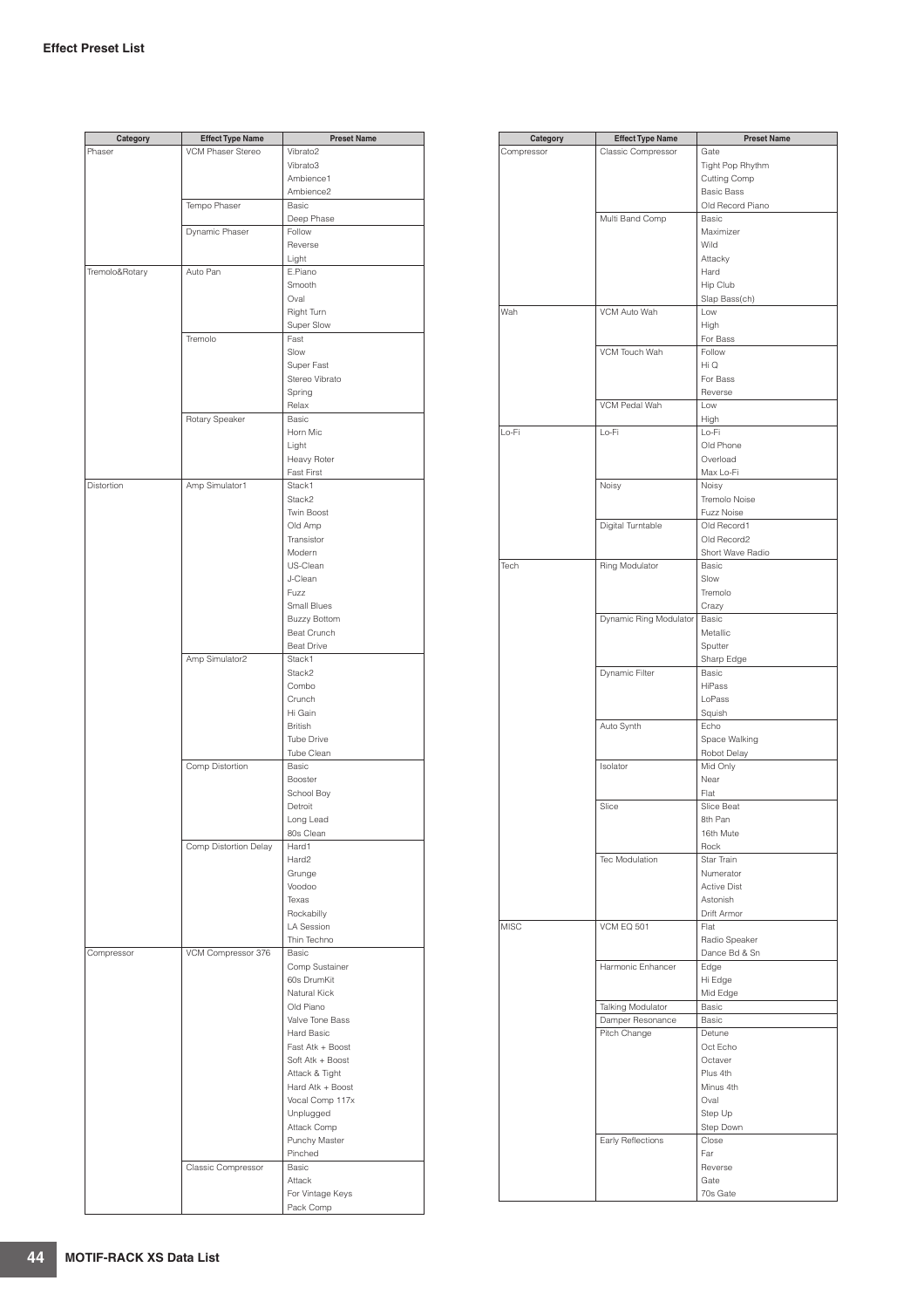## Effect Preset List

| Category | Effect Type Name | Preset Name |
|---|---|---|
| Phaser | VCM Phaser Stereo | Vibrato2 |
| | | Vibrato3 |
| | | Ambience1 |
| | | Ambience2 |
| | Tempo Phaser | Basic |
| | | Deep Phase |
| | Dynamic Phaser | Follow |
| | | Reverse |
| | | Light |
| Tremolo&Rotary | Auto Pan | E.Piano |
| | | Smooth |
| | | Oval |
| | | Right Turn |
| | | Super Slow |
| | Tremolo | Fast |
| | | Slow |
| | | Super Fast |
| | | Stereo Vibrato |
| | | Spring |
| | | Relax |
| | Rotary Speaker | Basic |
| | | Horn Mic |
| | | Light |
| | | Heavy Roter |
| | | Fast First |
| Distortion | Amp Simulator1 | Stack1 |
| | | Stack2 |
| | | Twin Boost |
| | | Old Amp |
| | | Transistor |
| | | Modern |
| | | US-Clean |
| | | J-Clean |
| | | Fuzz |
| | | Small Blues |
| | | Buzzy Bottom |
| | | Beat Crunch |
| | | Beat Drive |
| | Amp Simulator2 | Stack1 |
| | | Stack2 |
| | | Combo |
| | | Crunch |
| | | Hi Gain |
| | | British |
| | | Tube Drive |
| | | Tube Clean |
| | Comp Distortion | Basic |
| | | Booster |
| | | School Boy |
| | | Detroit |
| | | Long Lead |
| | | 80s Clean |
| | Comp Distortion Delay | Hard1 |
| | | Hard2 |
| | | Grunge |
| | | Voodoo |
| | | Texas |
| | | Rockabilly |
| | | LA Session |
| | | Thin Techno |
| Compressor | VCM Compressor 376 | Basic |
| | | Comp Sustainer |
| | | 60s DrumKit |
| | | Natural Kick |
| | | Old Piano |
| | | Valve Tone Bass |
| | | Hard Basic |
| | | Fast Atk + Boost |
| | | Soft Atk + Boost |
| | | Attack & Tight |
| | | Hard Atk + Boost |
| | | Vocal Comp 117x |
| | | Unplugged |
| | | Attack Comp |
| | | Punchy Master |
| | | Pinched |
| | Classic Compressor | Basic |
| | | Attack |
| | | For Vintage Keys |
| | | Pack Comp |

| Category | Effect Type Name | Preset Name |
|---|---|---|
| Compressor | Classic Compressor | Gate |
| | | Tight Pop Rhythm |
| | | Cutting Comp |
| | | Basic Bass |
| | | Old Record Piano |
| | Multi Band Comp | Basic |
| | | Maximizer |
| | | Wild |
| | | Attacky |
| | | Hard |
| | | Hip Club |
| | | Slap Bass(ch) |
| Wah | VCM Auto Wah | Low |
| | | High |
| | | For Bass |
| | VCM Touch Wah | Follow |
| | | Hi Q |
| | | For Bass |
| | | Reverse |
| | VCM Pedal Wah | Low |
| | | High |
| Lo-Fi | Lo-Fi | Lo-Fi |
| | | Old Phone |
| | | Overload |
| | | Max Lo-Fi |
| | Noisy | Noisy |
| | | Tremolo Noise |
| | | Fuzz Noise |
| | Digital Turntable | Old Record1 |
| | | Old Record2 |
| | | Short Wave Radio |
| Tech | Ring Modulator | Basic |
| | | Slow |
| | | Tremolo |
| | | Crazy |
| | Dynamic Ring Modulator | Basic |
| | | Metallic |
| | | Sputter |
| | | Sharp Edge |
| | Dynamic Filter | Basic |
| | | HiPass |
| | | LoPass |
| | | Squish |
| | Auto Synth | Echo |
| | | Space Walking |
| | | Robot Delay |
| | Isolator | Mid Only |
| | | Near |
| | | Flat |
| | Slice | Slice Beat |
| | | 8th Pan |
| | | 16th Mute |
| | | Rock |
| | Tec Modulation | Star Train |
| | | Numerator |
| | | Active Dist |
| | | Astonish |
| | | Drift Armor |
| MISC | VCM EQ 501 | Flat |
| | | Radio Speaker |
| | | Dance Bd & Sn |
| | Harmonic Enhancer | Edge |
| | | Hi Edge |
| | | Mid Edge |
| | Talking Modulator | Basic |
| | Damper Resonance | Basic |
| | Pitch Change | Detune |
| | | Oct Echo |
| | | Octaver |
| | | Plus 4th |
| | | Minus 4th |
| | | Oval |
| | | Step Up |
| | | Step Down |
| | Early Reflections | Close |
| | | Far |
| | | Reverse |
| | | Gate |
| | | 70s Gate |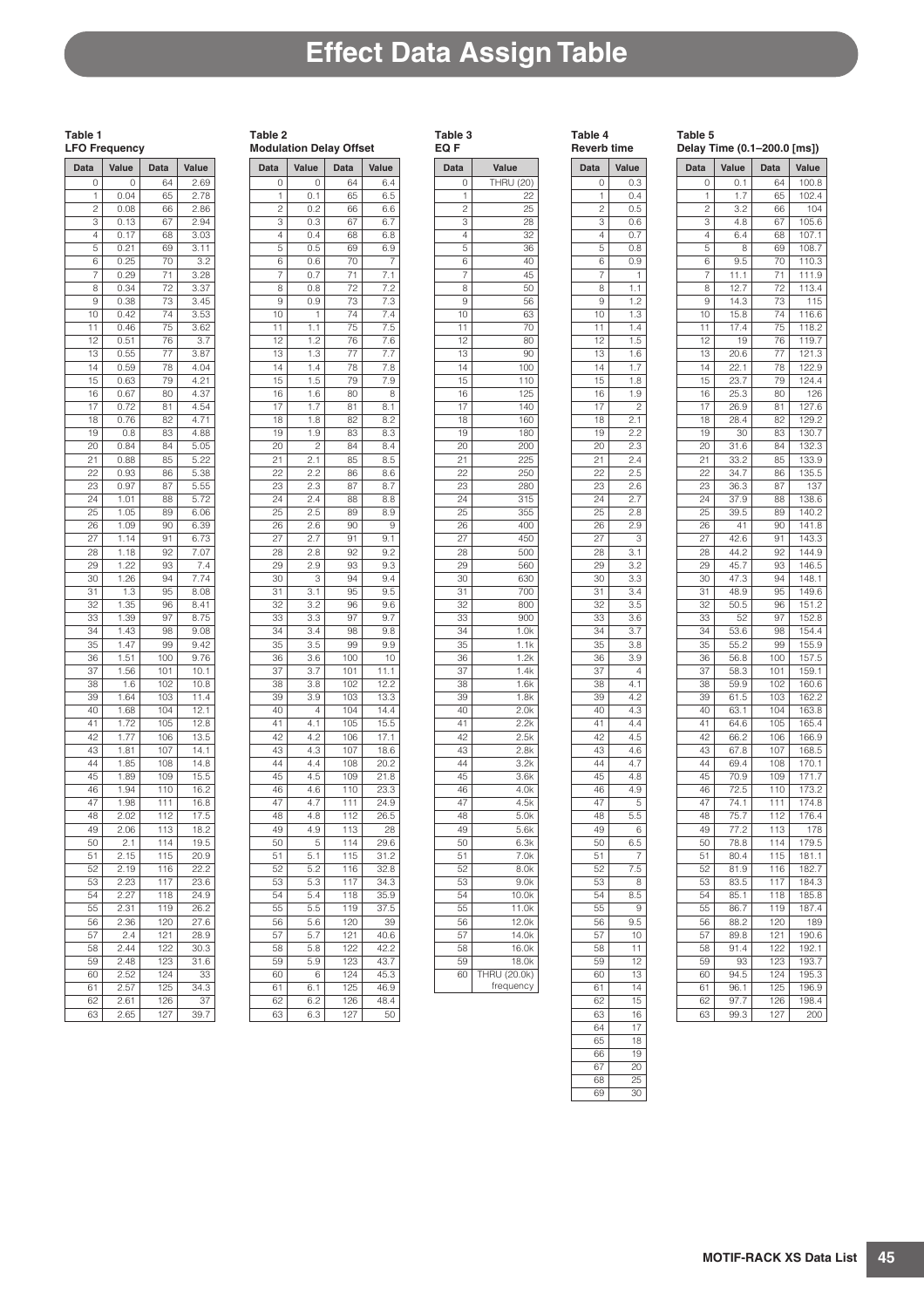# Effect Data Assign Table

**Table 1**
**LFO Frequency**

| Data | Value | Data | Value |
|---|---|---|---|
| 0 | 0 | 64 | 2.69 |
| 1 | 0.04 | 65 | 2.78 |
| 2 | 0.08 | 66 | 2.86 |
| 3 | 0.13 | 67 | 2.94 |
| 4 | 0.17 | 68 | 3.03 |
| 5 | 0.21 | 69 | 3.11 |
| 6 | 0.25 | 70 | 3.2 |
| 7 | 0.29 | 71 | 3.28 |
| 8 | 0.34 | 72 | 3.37 |
| 9 | 0.38 | 73 | 3.45 |
| 10 | 0.42 | 74 | 3.53 |
| 11 | 0.46 | 75 | 3.62 |
| 12 | 0.51 | 76 | 3.7 |
| 13 | 0.55 | 77 | 3.87 |
| 14 | 0.59 | 78 | 4.04 |
| 15 | 0.63 | 79 | 4.21 |
| 16 | 0.67 | 80 | 4.37 |
| 17 | 0.72 | 81 | 4.54 |
| 18 | 0.76 | 82 | 4.71 |
| 19 | 0.8 | 83 | 4.88 |
| 20 | 0.84 | 84 | 5.05 |
| 21 | 0.88 | 85 | 5.22 |
| 22 | 0.93 | 86 | 5.38 |
| 23 | 0.97 | 87 | 5.55 |
| 24 | 1.01 | 88 | 5.72 |
| 25 | 1.05 | 89 | 6.06 |
| 26 | 1.09 | 90 | 6.39 |
| 27 | 1.14 | 91 | 6.73 |
| 28 | 1.18 | 92 | 7.07 |
| 29 | 1.22 | 93 | 7.4 |
| 30 | 1.26 | 94 | 7.74 |
| 31 | 1.3 | 95 | 8.08 |
| 32 | 1.35 | 96 | 8.41 |
| 33 | 1.39 | 97 | 8.75 |
| 34 | 1.43 | 98 | 9.08 |
| 35 | 1.47 | 99 | 9.42 |
| 36 | 1.51 | 100 | 9.76 |
| 37 | 1.56 | 101 | 10.1 |
| 38 | 1.6 | 102 | 10.8 |
| 39 | 1.64 | 103 | 11.4 |
| 40 | 1.68 | 104 | 12.1 |
| 41 | 1.72 | 105 | 12.8 |
| 42 | 1.77 | 106 | 13.5 |
| 43 | 1.81 | 107 | 14.1 |
| 44 | 1.85 | 108 | 14.8 |
| 45 | 1.89 | 109 | 15.5 |
| 46 | 1.94 | 110 | 16.2 |
| 47 | 1.98 | 111 | 16.8 |
| 48 | 2.02 | 112 | 17.5 |
| 49 | 2.06 | 113 | 18.2 |
| 50 | 2.1 | 114 | 19.5 |
| 51 | 2.15 | 115 | 20.9 |
| 52 | 2.19 | 116 | 22.2 |
| 53 | 2.23 | 117 | 23.6 |
| 54 | 2.27 | 118 | 24.9 |
| 55 | 2.31 | 119 | 26.2 |
| 56 | 2.36 | 120 | 27.6 |
| 57 | 2.4 | 121 | 28.9 |
| 58 | 2.44 | 122 | 30.3 |
| 59 | 2.48 | 123 | 31.6 |
| 60 | 2.52 | 124 | 33 |
| 61 | 2.57 | 125 | 34.3 |
| 62 | 2.61 | 126 | 37 |
| 63 | 2.65 | 127 | 39.7 |

**Table 2**
**Modulation Delay Offset**

| Data | Value | Data | Value |
|---|---|---|---|
| 0 | 0 | 64 | 6.4 |
| 1 | 0.1 | 65 | 6.5 |
| 2 | 0.2 | 66 | 6.6 |
| 3 | 0.3 | 67 | 6.7 |
| 4 | 0.4 | 68 | 6.8 |
| 5 | 0.5 | 69 | 6.9 |
| 6 | 0.6 | 70 | 7 |
| 7 | 0.7 | 71 | 7.1 |
| 8 | 0.8 | 72 | 7.2 |
| 9 | 0.9 | 73 | 7.3 |
| 10 | 1 | 74 | 7.4 |
| 11 | 1.1 | 75 | 7.5 |
| 12 | 1.2 | 76 | 7.6 |
| 13 | 1.3 | 77 | 7.7 |
| 14 | 1.4 | 78 | 7.8 |
| 15 | 1.5 | 79 | 7.9 |
| 16 | 1.6 | 80 | 8 |
| 17 | 1.7 | 81 | 8.1 |
| 18 | 1.8 | 82 | 8.2 |
| 19 | 1.9 | 83 | 8.3 |
| 20 | 2 | 84 | 8.4 |
| 21 | 2.1 | 85 | 8.5 |
| 22 | 2.2 | 86 | 8.6 |
| 23 | 2.3 | 87 | 8.7 |
| 24 | 2.4 | 88 | 8.8 |
| 25 | 2.5 | 89 | 8.9 |
| 26 | 2.6 | 90 | 9 |
| 27 | 2.7 | 91 | 9.1 |
| 28 | 2.8 | 92 | 9.2 |
| 29 | 2.9 | 93 | 9.3 |
| 30 | 3 | 94 | 9.4 |
| 31 | 3.1 | 95 | 9.5 |
| 32 | 3.2 | 96 | 9.6 |
| 33 | 3.3 | 97 | 9.7 |
| 34 | 3.4 | 98 | 9.8 |
| 35 | 3.5 | 99 | 9.9 |
| 36 | 3.6 | 100 | 10 |
| 37 | 3.7 | 101 | 11.1 |
| 38 | 3.8 | 102 | 12.2 |
| 39 | 3.9 | 103 | 13.3 |
| 40 | 4 | 104 | 14.4 |
| 41 | 4.1 | 105 | 15.5 |
| 42 | 4.2 | 106 | 17.1 |
| 43 | 4.3 | 107 | 18.6 |
| 44 | 4.4 | 108 | 20.2 |
| 45 | 4.5 | 109 | 21.8 |
| 46 | 4.6 | 110 | 23.3 |
| 47 | 4.7 | 111 | 24.9 |
| 48 | 4.8 | 112 | 26.5 |
| 49 | 4.9 | 113 | 28 |
| 50 | 5 | 114 | 29.6 |
| 51 | 5.1 | 115 | 31.2 |
| 52 | 5.2 | 116 | 32.8 |
| 53 | 5.3 | 117 | 34.3 |
| 54 | 5.4 | 118 | 35.9 |
| 55 | 5.5 | 119 | 37.5 |
| 56 | 5.6 | 120 | 39 |
| 57 | 5.7 | 121 | 40.6 |
| 58 | 5.8 | 122 | 42.2 |
| 59 | 5.9 | 123 | 43.7 |
| 60 | 6 | 124 | 45.3 |
| 61 | 6.1 | 125 | 46.9 |
| 62 | 6.2 | 126 | 48.4 |
| 63 | 6.3 | 127 | 50 |

**Table 3**
**EQ F**

| Data | Value |
|---|---|
| 0 | THRU (20) |
| 1 | 22 |
| 2 | 25 |
| 3 | 28 |
| 4 | 32 |
| 5 | 36 |
| 6 | 40 |
| 7 | 45 |
| 8 | 50 |
| 9 | 56 |
| 10 | 63 |
| 11 | 70 |
| 12 | 80 |
| 13 | 90 |
| 14 | 100 |
| 15 | 110 |
| 16 | 125 |
| 17 | 140 |
| 18 | 160 |
| 19 | 180 |
| 20 | 200 |
| 21 | 225 |
| 22 | 250 |
| 23 | 280 |
| 24 | 315 |
| 25 | 355 |
| 26 | 400 |
| 27 | 450 |
| 28 | 500 |
| 29 | 560 |
| 30 | 630 |
| 31 | 700 |
| 32 | 800 |
| 33 | 900 |
| 34 | 1.0k |
| 35 | 1.1k |
| 36 | 1.2k |
| 37 | 1.4k |
| 38 | 1.6k |
| 39 | 1.8k |
| 40 | 2.0k |
| 41 | 2.2k |
| 42 | 2.5k |
| 43 | 2.8k |
| 44 | 3.2k |
| 45 | 3.6k |
| 46 | 4.0k |
| 47 | 4.5k |
| 48 | 5.0k |
| 49 | 5.6k |
| 50 | 6.3k |
| 51 | 7.0k |
| 52 | 8.0k |
| 53 | 9.0k |
| 54 | 10.0k |
| 55 | 11.0k |
| 56 | 12.0k |
| 57 | 14.0k |
| 58 | 16.0k |
| 59 | 18.0k |
| 60 | THRU (20.0k) frequency |

**Table 4**
**Reverb time**

| Data | Value |
|---|---|
| 0 | 0.3 |
| 1 | 0.4 |
| 2 | 0.5 |
| 3 | 0.6 |
| 4 | 0.7 |
| 5 | 0.8 |
| 6 | 0.9 |
| 7 | 1 |
| 8 | 1.1 |
| 9 | 1.2 |
| 10 | 1.3 |
| 11 | 1.4 |
| 12 | 1.5 |
| 13 | 1.6 |
| 14 | 1.7 |
| 15 | 1.8 |
| 16 | 1.9 |
| 17 | 2 |
| 18 | 2.1 |
| 19 | 2.2 |
| 20 | 2.3 |
| 21 | 2.4 |
| 22 | 2.5 |
| 23 | 2.6 |
| 24 | 2.7 |
| 25 | 2.8 |
| 26 | 2.9 |
| 27 | 3 |
| 28 | 3.1 |
| 29 | 3.2 |
| 30 | 3.3 |
| 31 | 3.4 |
| 32 | 3.5 |
| 33 | 3.6 |
| 34 | 3.7 |
| 35 | 3.8 |
| 36 | 3.9 |
| 37 | 4 |
| 38 | 4.1 |
| 39 | 4.2 |
| 40 | 4.3 |
| 41 | 4.4 |
| 42 | 4.5 |
| 43 | 4.6 |
| 44 | 4.7 |
| 45 | 4.8 |
| 46 | 4.9 |
| 47 | 5 |
| 48 | 5.5 |
| 49 | 6 |
| 50 | 6.5 |
| 51 | 7 |
| 52 | 7.5 |
| 53 | 8 |
| 54 | 8.5 |
| 55 | 9 |
| 56 | 9.5 |
| 57 | 10 |
| 58 | 11 |
| 59 | 12 |
| 60 | 13 |
| 61 | 14 |
| 62 | 15 |
| 63 | 16 |
| 64 | 17 |
| 65 | 18 |
| 66 | 19 |
| 67 | 20 |
| 68 | 25 |
| 69 | 30 |

**Table 5**
**Delay Time (0.1–200.0 [ms])**

| Data | Value | Data | Value |
|---|---|---|---|
| 0 | 0.1 | 64 | 100.8 |
| 1 | 1.7 | 65 | 102.4 |
| 2 | 3.2 | 66 | 104 |
| 3 | 4.8 | 67 | 105.6 |
| 4 | 6.4 | 68 | 107.1 |
| 5 | 8 | 69 | 108.7 |
| 6 | 9.5 | 70 | 110.3 |
| 7 | 11.1 | 71 | 111.9 |
| 8 | 12.7 | 72 | 113.4 |
| 9 | 14.3 | 73 | 115 |
| 10 | 15.8 | 74 | 116.6 |
| 11 | 17.4 | 75 | 118.2 |
| 12 | 19 | 76 | 119.7 |
| 13 | 20.6 | 77 | 121.3 |
| 14 | 22.1 | 78 | 122.9 |
| 15 | 23.7 | 79 | 124.4 |
| 16 | 25.3 | 80 | 126 |
| 17 | 26.9 | 81 | 127.6 |
| 18 | 28.4 | 82 | 129.2 |
| 19 | 30 | 83 | 130.7 |
| 20 | 31.6 | 84 | 132.3 |
| 21 | 33.2 | 85 | 133.9 |
| 22 | 34.7 | 86 | 135.5 |
| 23 | 36.3 | 87 | 137 |
| 24 | 37.9 | 88 | 138.6 |
| 25 | 39.5 | 89 | 140.2 |
| 26 | 41 | 90 | 141.8 |
| 27 | 42.6 | 91 | 143.3 |
| 28 | 44.2 | 92 | 144.9 |
| 29 | 45.7 | 93 | 146.5 |
| 30 | 47.3 | 94 | 148.1 |
| 31 | 48.9 | 95 | 149.6 |
| 32 | 50.5 | 96 | 151.2 |
| 33 | 52 | 97 | 152.8 |
| 34 | 53.6 | 98 | 154.4 |
| 35 | 55.2 | 99 | 155.9 |
| 36 | 56.8 | 100 | 157.5 |
| 37 | 58.3 | 101 | 159.1 |
| 38 | 59.9 | 102 | 160.6 |
| 39 | 61.5 | 103 | 162.2 |
| 40 | 63.1 | 104 | 163.8 |
| 41 | 64.6 | 105 | 165.4 |
| 42 | 66.2 | 106 | 166.9 |
| 43 | 67.8 | 107 | 168.5 |
| 44 | 69.4 | 108 | 170.1 |
| 45 | 70.9 | 109 | 171.7 |
| 46 | 72.5 | 110 | 173.2 |
| 47 | 74.1 | 111 | 174.8 |
| 48 | 75.7 | 112 | 176.4 |
| 49 | 77.2 | 113 | 178 |
| 50 | 78.8 | 114 | 179.5 |
| 51 | 80.4 | 115 | 181.1 |
| 52 | 81.9 | 116 | 182.7 |
| 53 | 83.5 | 117 | 184.3 |
| 54 | 85.1 | 118 | 185.8 |
| 55 | 86.7 | 119 | 187.4 |
| 56 | 88.2 | 120 | 189 |
| 57 | 89.8 | 121 | 190.6 |
| 58 | 91.4 | 122 | 192.1 |
| 59 | 93 | 123 | 193.7 |
| 60 | 94.5 | 124 | 195.3 |
| 61 | 96.1 | 125 | 196.9 |
| 62 | 97.7 | 126 | 198.4 |
| 63 | 99.3 | 127 | 200 |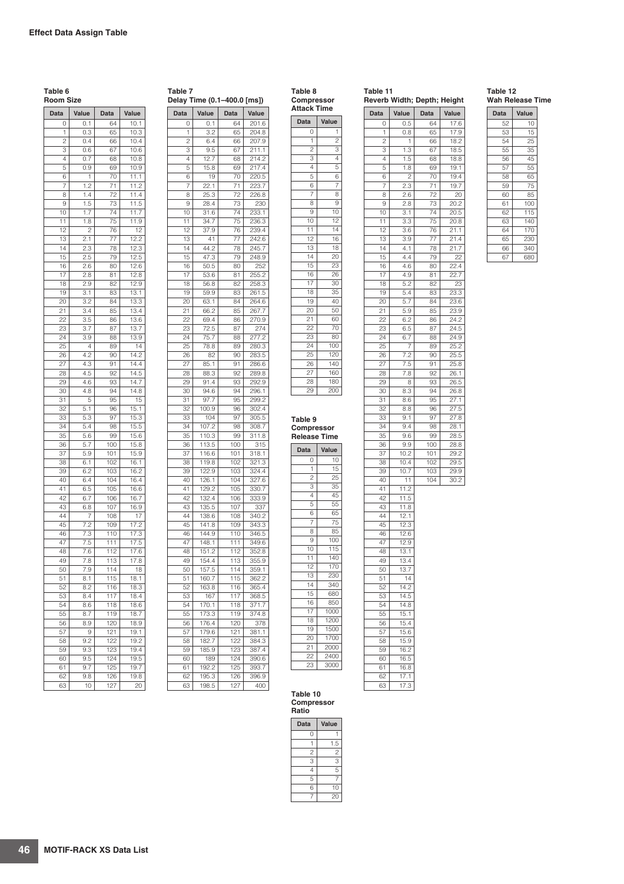**Effect Data Assign Table**

**Table 6**
**Room Size**

| Data | Value | Data | Value |
|---|---|---|---|
| 0 | 0.1 | 64 | 10.1 |
| 1 | 0.3 | 65 | 10.3 |
| 2 | 0.4 | 66 | 10.4 |
| 3 | 0.6 | 67 | 10.6 |
| 4 | 0.7 | 68 | 10.8 |
| 5 | 0.9 | 69 | 10.9 |
| 6 | 1 | 70 | 11.1 |
| 7 | 1.2 | 71 | 11.2 |
| 8 | 1.4 | 72 | 11.4 |
| 9 | 1.5 | 73 | 11.5 |
| 10 | 1.7 | 74 | 11.7 |
| 11 | 1.8 | 75 | 11.9 |
| 12 | 2 | 76 | 12 |
| 13 | 2.1 | 77 | 12.2 |
| 14 | 2.3 | 78 | 12.3 |
| 15 | 2.5 | 79 | 12.5 |
| 16 | 2.6 | 80 | 12.6 |
| 17 | 2.8 | 81 | 12.8 |
| 18 | 2.9 | 82 | 12.9 |
| 19 | 3.1 | 83 | 13.1 |
| 20 | 3.2 | 84 | 13.3 |
| 21 | 3.4 | 85 | 13.4 |
| 22 | 3.5 | 86 | 13.6 |
| 23 | 3.7 | 87 | 13.7 |
| 24 | 3.9 | 88 | 13.9 |
| 25 | 4 | 89 | 14 |
| 26 | 4.2 | 90 | 14.2 |
| 27 | 4.3 | 91 | 14.4 |
| 28 | 4.5 | 92 | 14.5 |
| 29 | 4.6 | 93 | 14.7 |
| 30 | 4.8 | 94 | 14.8 |
| 31 | 5 | 95 | 15 |
| 32 | 5.1 | 96 | 15.1 |
| 33 | 5.3 | 97 | 15.3 |
| 34 | 5.4 | 98 | 15.5 |
| 35 | 5.6 | 99 | 15.6 |
| 36 | 5.7 | 100 | 15.8 |
| 37 | 5.9 | 101 | 15.9 |
| 38 | 6.1 | 102 | 16.1 |
| 39 | 6.2 | 103 | 16.2 |
| 40 | 6.4 | 104 | 16.4 |
| 41 | 6.5 | 105 | 16.6 |
| 42 | 6.7 | 106 | 16.7 |
| 43 | 6.8 | 107 | 16.9 |
| 44 | 7 | 108 | 17 |
| 45 | 7.2 | 109 | 17.2 |
| 46 | 7.3 | 110 | 17.3 |
| 47 | 7.5 | 111 | 17.5 |
| 48 | 7.6 | 112 | 17.6 |
| 49 | 7.8 | 113 | 17.8 |
| 50 | 7.9 | 114 | 18 |
| 51 | 8.1 | 115 | 18.1 |
| 52 | 8.2 | 116 | 18.3 |
| 53 | 8.4 | 117 | 18.4 |
| 54 | 8.6 | 118 | 18.6 |
| 55 | 8.7 | 119 | 18.7 |
| 56 | 8.9 | 120 | 18.9 |
| 57 | 9 | 121 | 19.1 |
| 58 | 9.2 | 122 | 19.2 |
| 59 | 9.3 | 123 | 19.4 |
| 60 | 9.5 | 124 | 19.5 |
| 61 | 9.7 | 125 | 19.7 |
| 62 | 9.8 | 126 | 19.8 |
| 63 | 10 | 127 | 20 |

**Table 7**
**Delay Time (0.1–400.0 [ms])**

| Data | Value | Data | Value |
|---|---|---|---|
| 0 | 0.1 | 64 | 201.6 |
| 1 | 3.2 | 65 | 204.8 |
| 2 | 6.4 | 66 | 207.9 |
| 3 | 9.5 | 67 | 211.1 |
| 4 | 12.7 | 68 | 214.2 |
| 5 | 15.8 | 69 | 217.4 |
| 6 | 19 | 70 | 220.5 |
| 7 | 22.1 | 71 | 223.7 |
| 8 | 25.3 | 72 | 226.8 |
| 9 | 28.4 | 73 | 230 |
| 10 | 31.6 | 74 | 233.1 |
| 11 | 34.7 | 75 | 236.3 |
| 12 | 37.9 | 76 | 239.4 |
| 13 | 41 | 77 | 242.6 |
| 14 | 44.2 | 78 | 245.7 |
| 15 | 47.3 | 79 | 248.9 |
| 16 | 50.5 | 80 | 252 |
| 17 | 53.6 | 81 | 255.2 |
| 18 | 56.8 | 82 | 258.3 |
| 19 | 59.9 | 83 | 261.5 |
| 20 | 63.1 | 84 | 264.6 |
| 21 | 66.2 | 85 | 267.7 |
| 22 | 69.4 | 86 | 270.9 |
| 23 | 72.5 | 87 | 274 |
| 24 | 75.7 | 88 | 277.2 |
| 25 | 78.8 | 89 | 280.3 |
| 26 | 82 | 90 | 283.5 |
| 27 | 85.1 | 91 | 286.6 |
| 28 | 88.3 | 92 | 289.8 |
| 29 | 91.4 | 93 | 292.9 |
| 30 | 94.6 | 94 | 296.1 |
| 31 | 97.7 | 95 | 299.2 |
| 32 | 100.9 | 96 | 302.4 |
| 33 | 104 | 97 | 305.5 |
| 34 | 107.2 | 98 | 308.7 |
| 35 | 110.3 | 99 | 311.8 |
| 36 | 113.5 | 100 | 315 |
| 37 | 116.6 | 101 | 318.1 |
| 38 | 119.8 | 102 | 321.3 |
| 39 | 122.9 | 103 | 324.4 |
| 40 | 126.1 | 104 | 327.6 |
| 41 | 129.2 | 105 | 330.7 |
| 42 | 132.4 | 106 | 333.9 |
| 43 | 135.5 | 107 | 337 |
| 44 | 138.6 | 108 | 340.2 |
| 45 | 141.8 | 109 | 343.3 |
| 46 | 144.9 | 110 | 346.5 |
| 47 | 148.1 | 111 | 349.6 |
| 48 | 151.2 | 112 | 352.8 |
| 49 | 154.4 | 113 | 355.9 |
| 50 | 157.5 | 114 | 359.1 |
| 51 | 160.7 | 115 | 362.2 |
| 52 | 163.8 | 116 | 365.4 |
| 53 | 167 | 117 | 368.5 |
| 54 | 170.1 | 118 | 371.7 |
| 55 | 173.3 | 119 | 374.8 |
| 56 | 176.4 | 120 | 378 |
| 57 | 179.6 | 121 | 381.1 |
| 58 | 182.7 | 122 | 384.3 |
| 59 | 185.9 | 123 | 387.4 |
| 60 | 189 | 124 | 390.6 |
| 61 | 192.2 | 125 | 393.7 |
| 62 | 195.3 | 126 | 396.9 |
| 63 | 198.5 | 127 | 400 |

**Table 8**
**Compressor Attack Time**

| Data | Value |
|---|---|
| 0 | 1 |
| 1 | 2 |
| 2 | 3 |
| 3 | 4 |
| 4 | 5 |
| 5 | 6 |
| 6 | 7 |
| 7 | 8 |
| 8 | 9 |
| 9 | 10 |
| 10 | 12 |
| 11 | 14 |
| 12 | 16 |
| 13 | 18 |
| 14 | 20 |
| 15 | 23 |
| 16 | 26 |
| 17 | 30 |
| 18 | 35 |
| 19 | 40 |
| 20 | 50 |
| 21 | 60 |
| 22 | 70 |
| 23 | 80 |
| 24 | 100 |
| 25 | 120 |
| 26 | 140 |
| 27 | 160 |
| 28 | 180 |
| 29 | 200 |

**Table 9**
**Compressor Release Time**

| Data | Value |
|---|---|
| 0 | 10 |
| 1 | 15 |
| 2 | 25 |
| 3 | 35 |
| 4 | 45 |
| 5 | 55 |
| 6 | 65 |
| 7 | 75 |
| 8 | 85 |
| 9 | 100 |
| 10 | 115 |
| 11 | 140 |
| 12 | 170 |
| 13 | 230 |
| 14 | 340 |
| 15 | 680 |
| 16 | 850 |
| 17 | 1000 |
| 18 | 1200 |
| 19 | 1500 |
| 20 | 1700 |
| 21 | 2000 |
| 22 | 2400 |
| 23 | 3000 |

**Table 10**
**Compressor Ratio**

| Data | Value |
|---|---|
| 0 | 1 |
| 1 | 1.5 |
| 2 | 2 |
| 3 | 3 |
| 4 | 5 |
| 5 | 7 |
| 6 | 10 |
| 7 | 20 |

**Table 11**
**Reverb Width; Depth; Height**

| Data | Value | Data | Value |
|---|---|---|---|
| 0 | 0.5 | 64 | 17.6 |
| 1 | 0.8 | 65 | 17.9 |
| 2 | 1 | 66 | 18.2 |
| 3 | 1.3 | 67 | 18.5 |
| 4 | 1.5 | 68 | 18.8 |
| 5 | 1.8 | 69 | 19.1 |
| 6 | 2 | 70 | 19.4 |
| 7 | 2.3 | 71 | 19.7 |
| 8 | 2.6 | 72 | 20 |
| 9 | 2.8 | 73 | 20.2 |
| 10 | 3.1 | 74 | 20.5 |
| 11 | 3.3 | 75 | 20.8 |
| 12 | 3.6 | 76 | 21.1 |
| 13 | 3.9 | 77 | 21.4 |
| 14 | 4.1 | 78 | 21.7 |
| 15 | 4.4 | 79 | 22 |
| 16 | 4.6 | 80 | 22.4 |
| 17 | 4.9 | 81 | 22.7 |
| 18 | 5.2 | 82 | 23 |
| 19 | 5.4 | 83 | 23.3 |
| 20 | 5.7 | 84 | 23.6 |
| 21 | 5.9 | 85 | 23.9 |
| 22 | 6.2 | 86 | 24.2 |
| 23 | 6.5 | 87 | 24.5 |
| 24 | 6.7 | 88 | 24.9 |
| 25 | 7 | 89 | 25.2 |
| 26 | 7.2 | 90 | 25.5 |
| 27 | 7.5 | 91 | 25.8 |
| 28 | 7.8 | 92 | 26.1 |
| 29 | 8 | 93 | 26.5 |
| 30 | 8.3 | 94 | 26.8 |
| 31 | 8.6 | 95 | 27.1 |
| 32 | 8.8 | 96 | 27.5 |
| 33 | 9.1 | 97 | 27.8 |
| 34 | 9.4 | 98 | 28.1 |
| 35 | 9.6 | 99 | 28.5 |
| 36 | 9.9 | 100 | 28.8 |
| 37 | 10.2 | 101 | 29.2 |
| 38 | 10.4 | 102 | 29.5 |
| 39 | 10.7 | 103 | 29.9 |
| 40 | 11 | 104 | 30.2 |
| 41 | 11.2 | | |
| 42 | 11.5 | | |
| 43 | 11.8 | | |
| 44 | 12.1 | | |
| 45 | 12.3 | | |
| 46 | 12.6 | | |
| 47 | 12.9 | | |
| 48 | 13.1 | | |
| 49 | 13.4 | | |
| 50 | 13.7 | | |
| 51 | 14 | | |
| 52 | 14.2 | | |
| 53 | 14.5 | | |
| 54 | 14.8 | | |
| 55 | 15.1 | | |
| 56 | 15.4 | | |
| 57 | 15.6 | | |
| 58 | 15.9 | | |
| 59 | 16.2 | | |
| 60 | 16.5 | | |
| 61 | 16.8 | | |
| 62 | 17.1 | | |
| 63 | 17.3 | | |

**Table 12**
**Wah Release Time**

| Data | Value |
|---|---|
| 52 | 10 |
| 53 | 15 |
| 54 | 25 |
| 55 | 35 |
| 56 | 45 |
| 57 | 55 |
| 58 | 65 |
| 59 | 75 |
| 60 | 85 |
| 61 | 100 |
| 62 | 115 |
| 63 | 140 |
| 64 | 170 |
| 65 | 230 |
| 66 | 340 |
| 67 | 680 |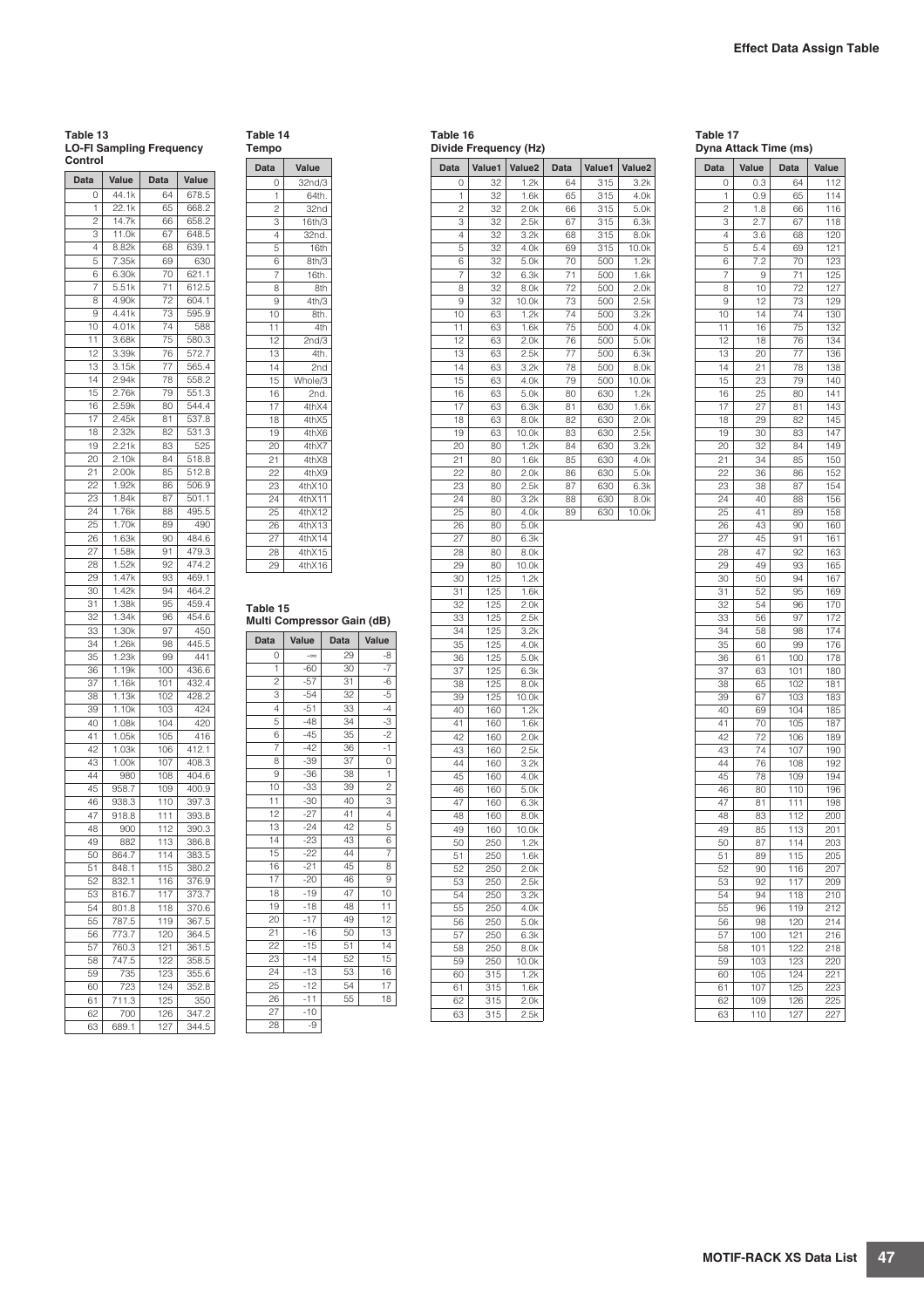**Table 13**
**LO-FI Sampling Frequency Control**

| Data | Value | Data | Value |
|---|---|---|---|
| 0 | 44.1k | 64 | 678.5 |
| 1 | 22.1k | 65 | 668.2 |
| 2 | 14.7k | 66 | 658.2 |
| 3 | 11.0k | 67 | 648.5 |
| 4 | 8.82k | 68 | 639.1 |
| 5 | 7.35k | 69 | 630 |
| 6 | 6.30k | 70 | 621.1 |
| 7 | 5.51k | 71 | 612.5 |
| 8 | 4.90k | 72 | 604.1 |
| 9 | 4.41k | 73 | 595.9 |
| 10 | 4.01k | 74 | 588 |
| 11 | 3.68k | 75 | 580.3 |
| 12 | 3.39k | 76 | 572.7 |
| 13 | 3.15k | 77 | 565.4 |
| 14 | 2.94k | 78 | 558.2 |
| 15 | 2.76k | 79 | 551.3 |
| 16 | 2.59k | 80 | 544.4 |
| 17 | 2.45k | 81 | 537.8 |
| 18 | 2.32k | 82 | 531.3 |
| 19 | 2.21k | 83 | 525 |
| 20 | 2.10k | 84 | 518.8 |
| 21 | 2.00k | 85 | 512.8 |
| 22 | 1.92k | 86 | 506.9 |
| 23 | 1.84k | 87 | 501.1 |
| 24 | 1.76k | 88 | 495.5 |
| 25 | 1.70k | 89 | 490 |
| 26 | 1.63k | 90 | 484.6 |
| 27 | 1.58k | 91 | 479.3 |
| 28 | 1.52k | 92 | 474.2 |
| 29 | 1.47k | 93 | 469.1 |
| 30 | 1.42k | 94 | 464.2 |
| 31 | 1.38k | 95 | 459.4 |
| 32 | 1.34k | 96 | 454.6 |
| 33 | 1.30k | 97 | 450 |
| 34 | 1.26k | 98 | 445.5 |
| 35 | 1.23k | 99 | 441 |
| 36 | 1.19k | 100 | 436.6 |
| 37 | 1.16k | 101 | 432.4 |
| 38 | 1.13k | 102 | 428.2 |
| 39 | 1.10k | 103 | 424 |
| 40 | 1.08k | 104 | 420 |
| 41 | 1.05k | 105 | 416 |
| 42 | 1.03k | 106 | 412.1 |
| 43 | 1.00k | 107 | 408.3 |
| 44 | 980 | 108 | 404.6 |
| 45 | 958.7 | 109 | 400.9 |
| 46 | 938.3 | 110 | 397.3 |
| 47 | 918.8 | 111 | 393.8 |
| 48 | 900 | 112 | 390.3 |
| 49 | 882 | 113 | 386.8 |
| 50 | 864.7 | 114 | 383.5 |
| 51 | 848.1 | 115 | 380.2 |
| 52 | 832.1 | 116 | 376.9 |
| 53 | 816.7 | 117 | 373.7 |
| 54 | 801.8 | 118 | 370.6 |
| 55 | 787.5 | 119 | 367.5 |
| 56 | 773.7 | 120 | 364.5 |
| 57 | 760.3 | 121 | 361.5 |
| 58 | 747.5 | 122 | 358.5 |
| 59 | 735 | 123 | 355.6 |
| 60 | 723 | 124 | 352.8 |
| 61 | 711.3 | 125 | 350 |
| 62 | 700 | 126 | 347.2 |
| 63 | 689.1 | 127 | 344.5 |

**Table 14**
**Tempo**

| Data | Value |
|---|---|
| 0 | 32nd/3 |
| 1 | 64th. |
| 2 | 32nd |
| 3 | 16th/3 |
| 4 | 32nd. |
| 5 | 16th |
| 6 | 8th/3 |
| 7 | 16th. |
| 8 | 8th |
| 9 | 4th/3 |
| 10 | 8th. |
| 11 | 4th |
| 12 | 2nd/3 |
| 13 | 4th. |
| 14 | 2nd |
| 15 | Whole/3 |
| 16 | 2nd. |
| 17 | 4thX4 |
| 18 | 4thX5 |
| 19 | 4thX6 |
| 20 | 4thX7 |
| 21 | 4thX8 |
| 22 | 4thX9 |
| 23 | 4thX10 |
| 24 | 4thX11 |
| 25 | 4thX12 |
| 26 | 4thX13 |
| 27 | 4thX14 |
| 28 | 4thX15 |
| 29 | 4thX16 |

**Table 15**
**Multi Compressor Gain (dB)**

| Data | Value | Data | Value |
|---|---|---|---|
| 0 | -∞ | 29 | -8 |
| 1 | -60 | 30 | -7 |
| 2 | -57 | 31 | -6 |
| 3 | -54 | 32 | -5 |
| 4 | -51 | 33 | -4 |
| 5 | -48 | 34 | -3 |
| 6 | -45 | 35 | -2 |
| 7 | -42 | 36 | -1 |
| 8 | -39 | 37 | 0 |
| 9 | -36 | 38 | 1 |
| 10 | -33 | 39 | 2 |
| 11 | -30 | 40 | 3 |
| 12 | -27 | 41 | 4 |
| 13 | -24 | 42 | 5 |
| 14 | -23 | 43 | 6 |
| 15 | -22 | 44 | 7 |
| 16 | -21 | 45 | 8 |
| 17 | -20 | 46 | 9 |
| 18 | -19 | 47 | 10 |
| 19 | -18 | 48 | 11 |
| 20 | -17 | 49 | 12 |
| 21 | -16 | 50 | 13 |
| 22 | -15 | 51 | 14 |
| 23 | -14 | 52 | 15 |
| 24 | -13 | 53 | 16 |
| 25 | -12 | 54 | 17 |
| 26 | -11 | 55 | 18 |
| 27 | -10 | | |
| 28 | -9 | | |

**Table 16**
**Divide Frequency (Hz)**

| Data | Value1 | Value2 | Data | Value1 | Value2 |
|---|---|---|---|---|---|
| 0 | 32 | 1.2k | 64 | 315 | 3.2k |
| 1 | 32 | 1.6k | 65 | 315 | 4.0k |
| 2 | 32 | 2.0k | 66 | 315 | 5.0k |
| 3 | 32 | 2.5k | 67 | 315 | 6.3k |
| 4 | 32 | 3.2k | 68 | 315 | 8.0k |
| 5 | 32 | 4.0k | 69 | 315 | 10.0k |
| 6 | 32 | 5.0k | 70 | 500 | 1.2k |
| 7 | 32 | 6.3k | 71 | 500 | 1.6k |
| 8 | 32 | 8.0k | 72 | 500 | 2.0k |
| 9 | 32 | 10.0k | 73 | 500 | 2.5k |
| 10 | 63 | 1.2k | 74 | 500 | 3.2k |
| 11 | 63 | 1.6k | 75 | 500 | 4.0k |
| 12 | 63 | 2.0k | 76 | 500 | 5.0k |
| 13 | 63 | 2.5k | 77 | 500 | 6.3k |
| 14 | 63 | 3.2k | 78 | 500 | 8.0k |
| 15 | 63 | 4.0k | 79 | 500 | 10.0k |
| 16 | 63 | 5.0k | 80 | 630 | 1.2k |
| 17 | 63 | 6.3k | 81 | 630 | 1.6k |
| 18 | 63 | 8.0k | 82 | 630 | 2.0k |
| 19 | 63 | 10.0k | 83 | 630 | 2.5k |
| 20 | 80 | 1.2k | 84 | 630 | 3.2k |
| 21 | 80 | 1.6k | 85 | 630 | 4.0k |
| 22 | 80 | 2.0k | 86 | 630 | 5.0k |
| 23 | 80 | 2.5k | 87 | 630 | 6.3k |
| 24 | 80 | 3.2k | 88 | 630 | 8.0k |
| 25 | 80 | 4.0k | 89 | 630 | 10.0k |
| 26 | 80 | 5.0k | | | |
| 27 | 80 | 6.3k | | | |
| 28 | 80 | 8.0k | | | |
| 29 | 80 | 10.0k | | | |
| 30 | 125 | 1.2k | | | |
| 31 | 125 | 1.6k | | | |
| 32 | 125 | 2.0k | | | |
| 33 | 125 | 2.5k | | | |
| 34 | 125 | 3.2k | | | |
| 35 | 125 | 4.0k | | | |
| 36 | 125 | 5.0k | | | |
| 37 | 125 | 6.3k | | | |
| 38 | 125 | 8.0k | | | |
| 39 | 125 | 10.0k | | | |
| 40 | 160 | 1.2k | | | |
| 41 | 160 | 1.6k | | | |
| 42 | 160 | 2.0k | | | |
| 43 | 160 | 2.5k | | | |
| 44 | 160 | 3.2k | | | |
| 45 | 160 | 4.0k | | | |
| 46 | 160 | 5.0k | | | |
| 47 | 160 | 6.3k | | | |
| 48 | 160 | 8.0k | | | |
| 49 | 160 | 10.0k | | | |
| 50 | 250 | 1.2k | | | |
| 51 | 250 | 1.6k | | | |
| 52 | 250 | 2.0k | | | |
| 53 | 250 | 2.5k | | | |
| 54 | 250 | 3.2k | | | |
| 55 | 250 | 4.0k | | | |
| 56 | 250 | 5.0k | | | |
| 57 | 250 | 6.3k | | | |
| 58 | 250 | 8.0k | | | |
| 59 | 250 | 10.0k | | | |
| 60 | 315 | 1.2k | | | |
| 61 | 315 | 1.6k | | | |
| 62 | 315 | 2.0k | | | |
| 63 | 315 | 2.5k | | | |

**Table 17**
**Dyna Attack Time (ms)**

| Data | Value | Data | Value |
|---|---|---|---|
| 0 | 0.3 | 64 | 112 |
| 1 | 0.9 | 65 | 114 |
| 2 | 1.8 | 66 | 116 |
| 3 | 2.7 | 67 | 118 |
| 4 | 3.6 | 68 | 120 |
| 5 | 5.4 | 69 | 121 |
| 6 | 7.2 | 70 | 123 |
| 7 | 9 | 71 | 125 |
| 8 | 10 | 72 | 127 |
| 9 | 12 | 73 | 129 |
| 10 | 14 | 74 | 130 |
| 11 | 16 | 75 | 132 |
| 12 | 18 | 76 | 134 |
| 13 | 20 | 77 | 136 |
| 14 | 21 | 78 | 138 |
| 15 | 23 | 79 | 140 |
| 16 | 25 | 80 | 141 |
| 17 | 27 | 81 | 143 |
| 18 | 29 | 82 | 145 |
| 19 | 30 | 83 | 147 |
| 20 | 32 | 84 | 149 |
| 21 | 34 | 85 | 150 |
| 22 | 36 | 86 | 152 |
| 23 | 38 | 87 | 154 |
| 24 | 40 | 88 | 156 |
| 25 | 41 | 89 | 158 |
| 26 | 43 | 90 | 160 |
| 27 | 45 | 91 | 161 |
| 28 | 47 | 92 | 163 |
| 29 | 49 | 93 | 165 |
| 30 | 50 | 94 | 167 |
| 31 | 52 | 95 | 169 |
| 32 | 54 | 96 | 170 |
| 33 | 56 | 97 | 172 |
| 34 | 58 | 98 | 174 |
| 35 | 60 | 99 | 176 |
| 36 | 61 | 100 | 178 |
| 37 | 63 | 101 | 180 |
| 38 | 65 | 102 | 181 |
| 39 | 67 | 103 | 183 |
| 40 | 69 | 104 | 185 |
| 41 | 70 | 105 | 187 |
| 42 | 72 | 106 | 189 |
| 43 | 74 | 107 | 190 |
| 44 | 76 | 108 | 192 |
| 45 | 78 | 109 | 194 |
| 46 | 80 | 110 | 196 |
| 47 | 81 | 111 | 198 |
| 48 | 83 | 112 | 200 |
| 49 | 85 | 113 | 201 |
| 50 | 87 | 114 | 203 |
| 51 | 89 | 115 | 205 |
| 52 | 90 | 116 | 207 |
| 53 | 92 | 117 | 209 |
| 54 | 94 | 118 | 210 |
| 55 | 96 | 119 | 212 |
| 56 | 98 | 120 | 214 |
| 57 | 100 | 121 | 216 |
| 58 | 101 | 122 | 218 |
| 59 | 103 | 123 | 220 |
| 60 | 105 | 124 | 221 |
| 61 | 107 | 125 | 223 |
| 62 | 109 | 126 | 225 |
| 63 | 110 | 127 | 227 |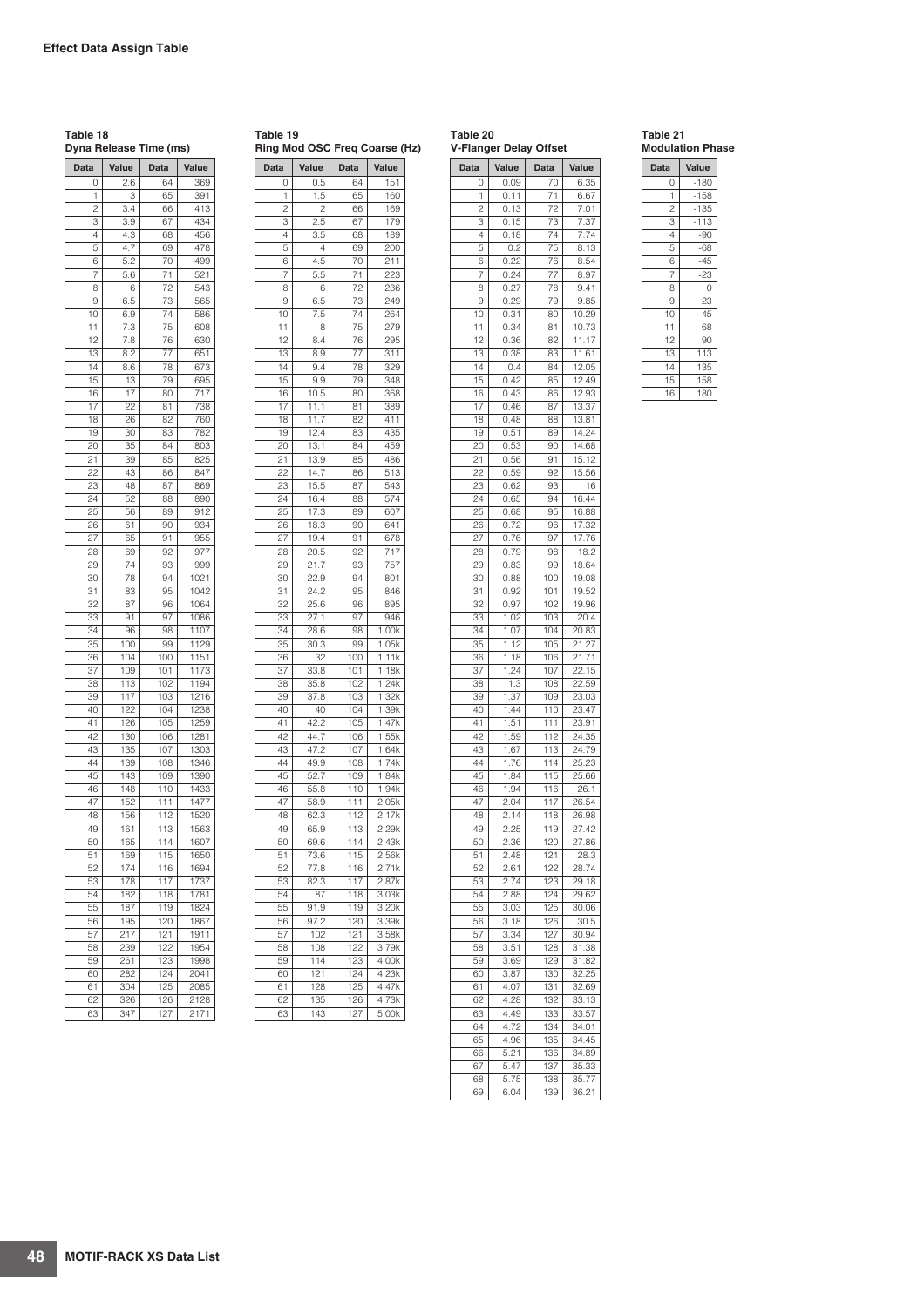## Effect Data Assign Table

**Table 18**
**Dyna Release Time (ms)**

| Data | Value | Data | Value |
|---|---|---|---|
| 0 | 2.6 | 64 | 369 |
| 1 | 3 | 65 | 391 |
| 2 | 3.4 | 66 | 413 |
| 3 | 3.9 | 67 | 434 |
| 4 | 4.3 | 68 | 456 |
| 5 | 4.7 | 69 | 478 |
| 6 | 5.2 | 70 | 499 |
| 7 | 5.6 | 71 | 521 |
| 8 | 6 | 72 | 543 |
| 9 | 6.5 | 73 | 565 |
| 10 | 6.9 | 74 | 586 |
| 11 | 7.3 | 75 | 608 |
| 12 | 7.8 | 76 | 630 |
| 13 | 8.2 | 77 | 651 |
| 14 | 8.6 | 78 | 673 |
| 15 | 13 | 79 | 695 |
| 16 | 17 | 80 | 717 |
| 17 | 22 | 81 | 738 |
| 18 | 26 | 82 | 760 |
| 19 | 30 | 83 | 782 |
| 20 | 35 | 84 | 803 |
| 21 | 39 | 85 | 825 |
| 22 | 43 | 86 | 847 |
| 23 | 48 | 87 | 869 |
| 24 | 52 | 88 | 890 |
| 25 | 56 | 89 | 912 |
| 26 | 61 | 90 | 934 |
| 27 | 65 | 91 | 955 |
| 28 | 69 | 92 | 977 |
| 29 | 74 | 93 | 999 |
| 30 | 78 | 94 | 1021 |
| 31 | 83 | 95 | 1042 |
| 32 | 87 | 96 | 1064 |
| 33 | 91 | 97 | 1086 |
| 34 | 96 | 98 | 1107 |
| 35 | 100 | 99 | 1129 |
| 36 | 104 | 100 | 1151 |
| 37 | 109 | 101 | 1173 |
| 38 | 113 | 102 | 1194 |
| 39 | 117 | 103 | 1216 |
| 40 | 122 | 104 | 1238 |
| 41 | 126 | 105 | 1259 |
| 42 | 130 | 106 | 1281 |
| 43 | 135 | 107 | 1303 |
| 44 | 139 | 108 | 1346 |
| 45 | 143 | 109 | 1390 |
| 46 | 148 | 110 | 1433 |
| 47 | 152 | 111 | 1477 |
| 48 | 156 | 112 | 1520 |
| 49 | 161 | 113 | 1563 |
| 50 | 165 | 114 | 1607 |
| 51 | 169 | 115 | 1650 |
| 52 | 174 | 116 | 1694 |
| 53 | 178 | 117 | 1737 |
| 54 | 182 | 118 | 1781 |
| 55 | 187 | 119 | 1824 |
| 56 | 195 | 120 | 1867 |
| 57 | 217 | 121 | 1911 |
| 58 | 239 | 122 | 1954 |
| 59 | 261 | 123 | 1998 |
| 60 | 282 | 124 | 2041 |
| 61 | 304 | 125 | 2085 |
| 62 | 326 | 126 | 2128 |
| 63 | 347 | 127 | 2171 |

**Table 19**
**Ring Mod OSC Freq Coarse (Hz)**

| Data | Value | Data | Value |
|---|---|---|---|
| 0 | 0.5 | 64 | 151 |
| 1 | 1.5 | 65 | 160 |
| 2 | 2 | 66 | 169 |
| 3 | 2.5 | 67 | 179 |
| 4 | 3.5 | 68 | 189 |
| 5 | 4 | 69 | 200 |
| 6 | 4.5 | 70 | 211 |
| 7 | 5.5 | 71 | 223 |
| 8 | 6 | 72 | 236 |
| 9 | 6.5 | 73 | 249 |
| 10 | 7.5 | 74 | 264 |
| 11 | 8 | 75 | 279 |
| 12 | 8.4 | 76 | 295 |
| 13 | 8.9 | 77 | 311 |
| 14 | 9.4 | 78 | 329 |
| 15 | 9.9 | 79 | 348 |
| 16 | 10.5 | 80 | 368 |
| 17 | 11.1 | 81 | 389 |
| 18 | 11.7 | 82 | 411 |
| 19 | 12.4 | 83 | 435 |
| 20 | 13.1 | 84 | 459 |
| 21 | 13.9 | 85 | 486 |
| 22 | 14.7 | 86 | 513 |
| 23 | 15.5 | 87 | 543 |
| 24 | 16.4 | 88 | 574 |
| 25 | 17.3 | 89 | 607 |
| 26 | 18.3 | 90 | 641 |
| 27 | 19.4 | 91 | 678 |
| 28 | 20.5 | 92 | 717 |
| 29 | 21.7 | 93 | 757 |
| 30 | 22.9 | 94 | 801 |
| 31 | 24.2 | 95 | 846 |
| 32 | 25.6 | 96 | 895 |
| 33 | 27.1 | 97 | 946 |
| 34 | 28.6 | 98 | 1.00k |
| 35 | 30.3 | 99 | 1.05k |
| 36 | 32 | 100 | 1.11k |
| 37 | 33.8 | 101 | 1.18k |
| 38 | 35.8 | 102 | 1.24k |
| 39 | 37.8 | 103 | 1.32k |
| 40 | 40 | 104 | 1.39k |
| 41 | 42.2 | 105 | 1.47k |
| 42 | 44.7 | 106 | 1.55k |
| 43 | 47.2 | 107 | 1.64k |
| 44 | 49.9 | 108 | 1.74k |
| 45 | 52.7 | 109 | 1.84k |
| 46 | 55.8 | 110 | 1.94k |
| 47 | 58.9 | 111 | 2.05k |
| 48 | 62.3 | 112 | 2.17k |
| 49 | 65.9 | 113 | 2.29k |
| 50 | 69.6 | 114 | 2.43k |
| 51 | 73.6 | 115 | 2.56k |
| 52 | 77.8 | 116 | 2.71k |
| 53 | 82.3 | 117 | 2.87k |
| 54 | 87 | 118 | 3.03k |
| 55 | 91.9 | 119 | 3.20k |
| 56 | 97.2 | 120 | 3.39k |
| 57 | 102 | 121 | 3.58k |
| 58 | 108 | 122 | 3.79k |
| 59 | 114 | 123 | 4.00k |
| 60 | 121 | 124 | 4.23k |
| 61 | 128 | 125 | 4.47k |
| 62 | 135 | 126 | 4.73k |
| 63 | 143 | 127 | 5.00k |

**Table 20**
**V-Flanger Delay Offset**

| Data | Value | Data | Value |
|---|---|---|---|
| 0 | 0.09 | 70 | 6.35 |
| 1 | 0.11 | 71 | 6.67 |
| 2 | 0.13 | 72 | 7.01 |
| 3 | 0.15 | 73 | 7.37 |
| 4 | 0.18 | 74 | 7.74 |
| 5 | 0.2 | 75 | 8.13 |
| 6 | 0.22 | 76 | 8.54 |
| 7 | 0.24 | 77 | 8.97 |
| 8 | 0.27 | 78 | 9.41 |
| 9 | 0.29 | 79 | 9.85 |
| 10 | 0.31 | 80 | 10.29 |
| 11 | 0.34 | 81 | 10.73 |
| 12 | 0.36 | 82 | 11.17 |
| 13 | 0.38 | 83 | 11.61 |
| 14 | 0.4 | 84 | 12.05 |
| 15 | 0.42 | 85 | 12.49 |
| 16 | 0.43 | 86 | 12.93 |
| 17 | 0.46 | 87 | 13.37 |
| 18 | 0.48 | 88 | 13.81 |
| 19 | 0.51 | 89 | 14.24 |
| 20 | 0.53 | 90 | 14.68 |
| 21 | 0.56 | 91 | 15.12 |
| 22 | 0.59 | 92 | 15.56 |
| 23 | 0.62 | 93 | 16 |
| 24 | 0.65 | 94 | 16.44 |
| 25 | 0.68 | 95 | 16.88 |
| 26 | 0.72 | 96 | 17.32 |
| 27 | 0.76 | 97 | 17.76 |
| 28 | 0.79 | 98 | 18.2 |
| 29 | 0.83 | 99 | 18.64 |
| 30 | 0.88 | 100 | 19.08 |
| 31 | 0.92 | 101 | 19.52 |
| 32 | 0.97 | 102 | 19.96 |
| 33 | 1.02 | 103 | 20.4 |
| 34 | 1.07 | 104 | 20.83 |
| 35 | 1.12 | 105 | 21.27 |
| 36 | 1.18 | 106 | 21.71 |
| 37 | 1.24 | 107 | 22.15 |
| 38 | 1.3 | 108 | 22.59 |
| 39 | 1.37 | 109 | 23.03 |
| 40 | 1.44 | 110 | 23.47 |
| 41 | 1.51 | 111 | 23.91 |
| 42 | 1.59 | 112 | 24.35 |
| 43 | 1.67 | 113 | 24.79 |
| 44 | 1.76 | 114 | 25.23 |
| 45 | 1.84 | 115 | 25.66 |
| 46 | 1.94 | 116 | 26.1 |
| 47 | 2.04 | 117 | 26.54 |
| 48 | 2.14 | 118 | 26.98 |
| 49 | 2.25 | 119 | 27.42 |
| 50 | 2.36 | 120 | 27.86 |
| 51 | 2.48 | 121 | 28.3 |
| 52 | 2.61 | 122 | 28.74 |
| 53 | 2.74 | 123 | 29.18 |
| 54 | 2.88 | 124 | 29.62 |
| 55 | 3.03 | 125 | 30.06 |
| 56 | 3.18 | 126 | 30.5 |
| 57 | 3.34 | 127 | 30.94 |
| 58 | 3.51 | 128 | 31.38 |
| 59 | 3.69 | 129 | 31.82 |
| 60 | 3.87 | 130 | 32.25 |
| 61 | 4.07 | 131 | 32.69 |
| 62 | 4.28 | 132 | 33.13 |
| 63 | 4.49 | 133 | 33.57 |
| 64 | 4.72 | 134 | 34.01 |
| 65 | 4.96 | 135 | 34.45 |
| 66 | 5.21 | 136 | 34.89 |
| 67 | 5.47 | 137 | 35.33 |
| 68 | 5.75 | 138 | 35.77 |
| 69 | 6.04 | 139 | 36.21 |

**Table 21**
**Modulation Phase**

| Data | Value |
|---|---|
| 0 | -180 |
| 1 | -158 |
| 2 | -135 |
| 3 | -113 |
| 4 | -90 |
| 5 | -68 |
| 6 | -45 |
| 7 | -23 |
| 8 | 0 |
| 9 | 23 |
| 10 | 45 |
| 11 | 68 |
| 12 | 90 |
| 13 | 113 |
| 14 | 135 |
| 15 | 158 |
| 16 | 180 |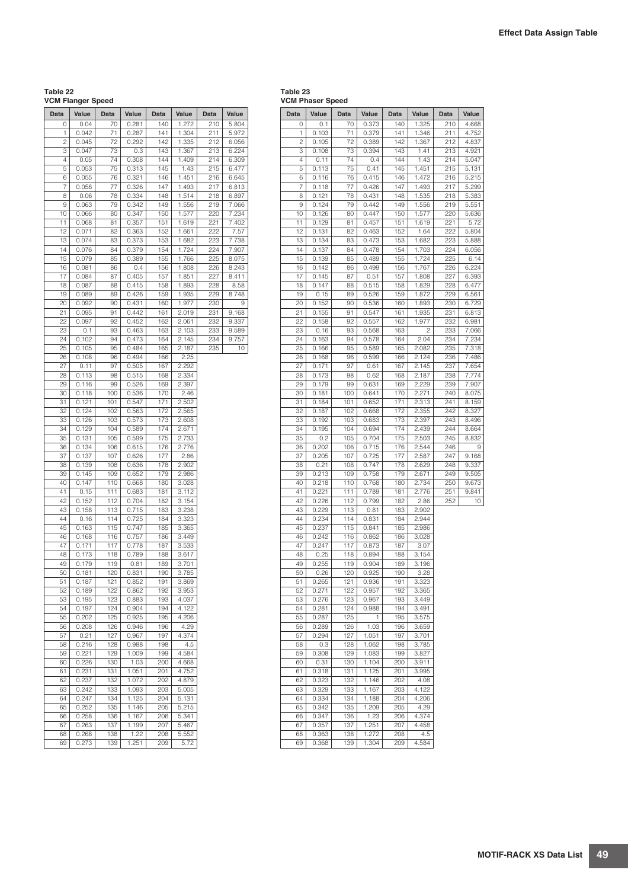**Table 22**
**VCM Flanger Speed**

| Data | Value | Data | Value | Data | Value | Data | Value |
|---|---|---|---|---|---|---|---|
| 0 | 0.04 | 70 | 0.281 | 140 | 1.272 | 210 | 5.804 |
| 1 | 0.042 | 71 | 0.287 | 141 | 1.304 | 211 | 5.972 |
| 2 | 0.045 | 72 | 0.292 | 142 | 1.335 | 212 | 6.056 |
| 3 | 0.047 | 73 | 0.3 | 143 | 1.367 | 213 | 6.224 |
| 4 | 0.05 | 74 | 0.308 | 144 | 1.409 | 214 | 6.309 |
| 5 | 0.053 | 75 | 0.313 | 145 | 1.43 | 215 | 6.477 |
| 6 | 0.055 | 76 | 0.321 | 146 | 1.451 | 216 | 6.645 |
| 7 | 0.058 | 77 | 0.326 | 147 | 1.493 | 217 | 6.813 |
| 8 | 0.06 | 78 | 0.334 | 148 | 1.514 | 218 | 6.897 |
| 9 | 0.063 | 79 | 0.342 | 149 | 1.556 | 219 | 7.066 |
| 10 | 0.066 | 80 | 0.347 | 150 | 1.577 | 220 | 7.234 |
| 11 | 0.068 | 81 | 0.357 | 151 | 1.619 | 221 | 7.402 |
| 12 | 0.071 | 82 | 0.363 | 152 | 1.661 | 222 | 7.57 |
| 13 | 0.074 | 83 | 0.373 | 153 | 1.682 | 223 | 7.738 |
| 14 | 0.076 | 84 | 0.379 | 154 | 1.724 | 224 | 7.907 |
| 15 | 0.079 | 85 | 0.389 | 155 | 1.766 | 225 | 8.075 |
| 16 | 0.081 | 86 | 0.4 | 156 | 1.808 | 226 | 8.243 |
| 17 | 0.084 | 87 | 0.405 | 157 | 1.851 | 227 | 8.411 |
| 18 | 0.087 | 88 | 0.415 | 158 | 1.893 | 228 | 8.58 |
| 19 | 0.089 | 89 | 0.426 | 159 | 1.935 | 229 | 8.748 |
| 20 | 0.092 | 90 | 0.431 | 160 | 1.977 | 230 | 9 |
| 21 | 0.095 | 91 | 0.442 | 161 | 2.019 | 231 | 9.168 |
| 22 | 0.097 | 92 | 0.452 | 162 | 2.061 | 232 | 9.337 |
| 23 | 0.1 | 93 | 0.463 | 163 | 2.103 | 233 | 9.589 |
| 24 | 0.102 | 94 | 0.473 | 164 | 2.145 | 234 | 9.757 |
| 25 | 0.105 | 95 | 0.484 | 165 | 2.187 | 235 | 10 |
| 26 | 0.108 | 96 | 0.494 | 166 | 2.25 | | |
| 27 | 0.11 | 97 | 0.505 | 167 | 2.292 | | |
| 28 | 0.113 | 98 | 0.515 | 168 | 2.334 | | |
| 29 | 0.116 | 99 | 0.526 | 169 | 2.397 | | |
| 30 | 0.118 | 100 | 0.536 | 170 | 2.46 | | |
| 31 | 0.121 | 101 | 0.547 | 171 | 2.502 | | |
| 32 | 0.124 | 102 | 0.563 | 172 | 2.565 | | |
| 33 | 0.126 | 103 | 0.573 | 173 | 2.608 | | |
| 34 | 0.129 | 104 | 0.589 | 174 | 2.671 | | |
| 35 | 0.131 | 105 | 0.599 | 175 | 2.733 | | |
| 36 | 0.134 | 106 | 0.615 | 176 | 2.776 | | |
| 37 | 0.137 | 107 | 0.626 | 177 | 2.86 | | |
| 38 | 0.139 | 108 | 0.636 | 178 | 2.902 | | |
| 39 | 0.145 | 109 | 0.652 | 179 | 2.986 | | |
| 40 | 0.147 | 110 | 0.668 | 180 | 3.028 | | |
| 41 | 0.15 | 111 | 0.683 | 181 | 3.112 | | |
| 42 | 0.152 | 112 | 0.704 | 182 | 3.154 | | |
| 43 | 0.158 | 113 | 0.715 | 183 | 3.238 | | |
| 44 | 0.16 | 114 | 0.725 | 184 | 3.323 | | |
| 45 | 0.163 | 115 | 0.747 | 185 | 3.365 | | |
| 46 | 0.168 | 116 | 0.757 | 186 | 3.449 | | |
| 47 | 0.171 | 117 | 0.778 | 187 | 3.533 | | |
| 48 | 0.173 | 118 | 0.789 | 188 | 3.617 | | |
| 49 | 0.179 | 119 | 0.81 | 189 | 3.701 | | |
| 50 | 0.181 | 120 | 0.831 | 190 | 3.785 | | |
| 51 | 0.187 | 121 | 0.852 | 191 | 3.869 | | |
| 52 | 0.189 | 122 | 0.862 | 192 | 3.953 | | |
| 53 | 0.195 | 123 | 0.883 | 193 | 4.037 | | |
| 54 | 0.197 | 124 | 0.904 | 194 | 4.122 | | |
| 55 | 0.202 | 125 | 0.925 | 195 | 4.206 | | |
| 56 | 0.208 | 126 | 0.946 | 196 | 4.29 | | |
| 57 | 0.21 | 127 | 0.967 | 197 | 4.374 | | |
| 58 | 0.216 | 128 | 0.988 | 198 | 4.5 | | |
| 59 | 0.221 | 129 | 1.009 | 199 | 4.584 | | |
| 60 | 0.226 | 130 | 1.03 | 200 | 4.668 | | |
| 61 | 0.231 | 131 | 1.051 | 201 | 4.752 | | |
| 62 | 0.237 | 132 | 1.072 | 202 | 4.879 | | |
| 63 | 0.242 | 133 | 1.093 | 203 | 5.005 | | |
| 64 | 0.247 | 134 | 1.125 | 204 | 5.131 | | |
| 65 | 0.252 | 135 | 1.146 | 205 | 5.215 | | |
| 66 | 0.258 | 136 | 1.167 | 206 | 5.341 | | |
| 67 | 0.263 | 137 | 1.199 | 207 | 5.467 | | |
| 68 | 0.268 | 138 | 1.22 | 208 | 5.552 | | |
| 69 | 0.273 | 139 | 1.251 | 209 | 5.72 | | |

**Table 23**
**VCM Phaser Speed**

| Data | Value | Data | Value | Data | Value | Data | Value |
|---|---|---|---|---|---|---|---|
| 0 | 0.1 | 70 | 0.373 | 140 | 1.325 | 210 | 4.668 |
| 1 | 0.103 | 71 | 0.379 | 141 | 1.346 | 211 | 4.752 |
| 2 | 0.105 | 72 | 0.389 | 142 | 1.367 | 212 | 4.837 |
| 3 | 0.108 | 73 | 0.394 | 143 | 1.41 | 213 | 4.921 |
| 4 | 0.11 | 74 | 0.4 | 144 | 1.43 | 214 | 5.047 |
| 5 | 0.113 | 75 | 0.41 | 145 | 1.451 | 215 | 5.131 |
| 6 | 0.116 | 76 | 0.415 | 146 | 1.472 | 216 | 5.215 |
| 7 | 0.118 | 77 | 0.426 | 147 | 1.493 | 217 | 5.299 |
| 8 | 0.121 | 78 | 0.431 | 148 | 1.535 | 218 | 5.383 |
| 9 | 0.124 | 79 | 0.442 | 149 | 1.556 | 219 | 5.551 |
| 10 | 0.126 | 80 | 0.447 | 150 | 1.577 | 220 | 5.636 |
| 11 | 0.129 | 81 | 0.457 | 151 | 1.619 | 221 | 5.72 |
| 12 | 0.131 | 82 | 0.463 | 152 | 1.64 | 222 | 5.804 |
| 13 | 0.134 | 83 | 0.473 | 153 | 1.682 | 223 | 5.888 |
| 14 | 0.137 | 84 | 0.478 | 154 | 1.703 | 224 | 6.056 |
| 15 | 0.139 | 85 | 0.489 | 155 | 1.724 | 225 | 6.14 |
| 16 | 0.142 | 86 | 0.499 | 156 | 1.767 | 226 | 6.224 |
| 17 | 0.145 | 87 | 0.51 | 157 | 1.808 | 227 | 6.393 |
| 18 | 0.147 | 88 | 0.515 | 158 | 1.829 | 228 | 6.477 |
| 19 | 0.15 | 89 | 0.526 | 159 | 1.872 | 229 | 6.561 |
| 20 | 0.152 | 90 | 0.536 | 160 | 1.893 | 230 | 6.729 |
| 21 | 0.155 | 91 | 0.547 | 161 | 1.935 | 231 | 6.813 |
| 22 | 0.158 | 92 | 0.557 | 162 | 1.977 | 232 | 6.981 |
| 23 | 0.16 | 93 | 0.568 | 163 | 2 | 233 | 7.066 |
| 24 | 0.163 | 94 | 0.578 | 164 | 2.04 | 234 | 7.234 |
| 25 | 0.166 | 95 | 0.589 | 165 | 2.082 | 235 | 7.318 |
| 26 | 0.168 | 96 | 0.599 | 166 | 2.124 | 236 | 7.486 |
| 27 | 0.171 | 97 | 0.61 | 167 | 2.145 | 237 | 7.654 |
| 28 | 0.173 | 98 | 0.62 | 168 | 2.187 | 238 | 7.774 |
| 29 | 0.179 | 99 | 0.631 | 169 | 2.229 | 239 | 7.907 |
| 30 | 0.181 | 100 | 0.641 | 170 | 2.271 | 240 | 8.075 |
| 31 | 0.184 | 101 | 0.652 | 171 | 2.313 | 241 | 8.159 |
| 32 | 0.187 | 102 | 0.668 | 172 | 2.355 | 242 | 8.327 |
| 33 | 0.192 | 103 | 0.683 | 173 | 2.397 | 243 | 8.496 |
| 34 | 0.195 | 104 | 0.694 | 174 | 2.439 | 244 | 8.664 |
| 35 | 0.2 | 105 | 0.704 | 175 | 2.503 | 245 | 8.832 |
| 36 | 0.202 | 106 | 0.715 | 176 | 2.544 | 246 | 9 |
| 37 | 0.205 | 107 | 0.725 | 177 | 2.587 | 247 | 9.168 |
| 38 | 0.21 | 108 | 0.747 | 178 | 2.629 | 248 | 9.337 |
| 39 | 0.213 | 109 | 0.758 | 179 | 2.671 | 249 | 9.505 |
| 40 | 0.218 | 110 | 0.768 | 180 | 2.734 | 250 | 9.673 |
| 41 | 0.221 | 111 | 0.789 | 181 | 2.776 | 251 | 9.841 |
| 42 | 0.226 | 112 | 0.799 | 182 | 2.86 | 252 | 10 |
| 43 | 0.229 | 113 | 0.81 | 183 | 2.902 | | |
| 44 | 0.234 | 114 | 0.831 | 184 | 2.944 | | |
| 45 | 0.237 | 115 | 0.841 | 185 | 2.986 | | |
| 46 | 0.242 | 116 | 0.862 | 186 | 3.028 | | |
| 47 | 0.247 | 117 | 0.873 | 187 | 3.07 | | |
| 48 | 0.25 | 118 | 0.894 | 188 | 3.154 | | |
| 49 | 0.255 | 119 | 0.904 | 189 | 3.196 | | |
| 50 | 0.26 | 120 | 0.925 | 190 | 3.28 | | |
| 51 | 0.265 | 121 | 0.936 | 191 | 3.323 | | |
| 52 | 0.271 | 122 | 0.957 | 192 | 3.365 | | |
| 53 | 0.276 | 123 | 0.967 | 193 | 3.449 | | |
| 54 | 0.281 | 124 | 0.988 | 194 | 3.491 | | |
| 55 | 0.287 | 125 | 1 | 195 | 3.575 | | |
| 56 | 0.289 | 126 | 1.03 | 196 | 3.659 | | |
| 57 | 0.294 | 127 | 1.051 | 197 | 3.701 | | |
| 58 | 0.3 | 128 | 1.062 | 198 | 3.785 | | |
| 59 | 0.308 | 129 | 1.083 | 199 | 3.827 | | |
| 60 | 0.31 | 130 | 1.104 | 200 | 3.911 | | |
| 61 | 0.318 | 131 | 1.125 | 201 | 3.995 | | |
| 62 | 0.323 | 132 | 1.146 | 202 | 4.08 | | |
| 63 | 0.329 | 133 | 1.167 | 203 | 4.122 | | |
| 64 | 0.334 | 134 | 1.188 | 204 | 4.206 | | |
| 65 | 0.342 | 135 | 1.209 | 205 | 4.29 | | |
| 66 | 0.347 | 136 | 1.23 | 206 | 4.374 | | |
| 67 | 0.357 | 137 | 1.251 | 207 | 4.458 | | |
| 68 | 0.363 | 138 | 1.272 | 208 | 4.5 | | |
| 69 | 0.368 | 139 | 1.304 | 209 | 4.584 | | |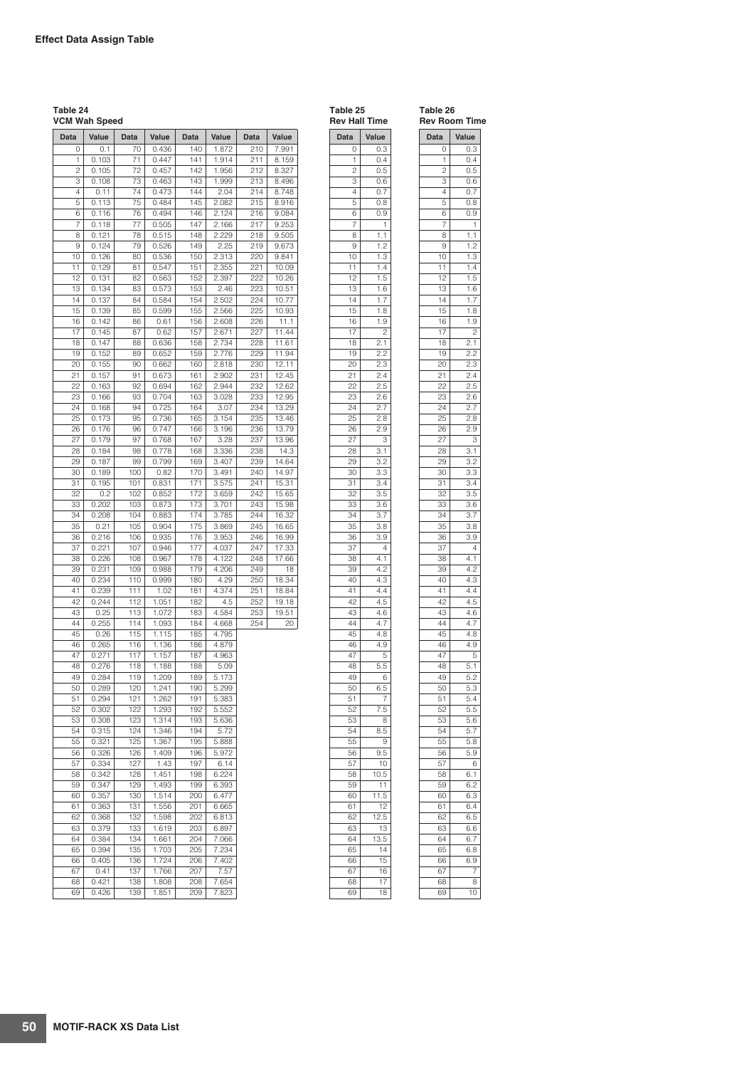## Effect Data Assign Table

**Table 24**
**VCM Wah Speed**

| Data | Value | Data | Value | Data | Value | Data | Value |
|---|---|---|---|---|---|---|---|
| 0 | 0.1 | 70 | 0.436 | 140 | 1.872 | 210 | 7.991 |
| 1 | 0.103 | 71 | 0.447 | 141 | 1.914 | 211 | 8.159 |
| 2 | 0.105 | 72 | 0.457 | 142 | 1.956 | 212 | 8.327 |
| 3 | 0.108 | 73 | 0.463 | 143 | 1.999 | 213 | 8.496 |
| 4 | 0.11 | 74 | 0.473 | 144 | 2.04 | 214 | 8.748 |
| 5 | 0.113 | 75 | 0.484 | 145 | 2.082 | 215 | 8.916 |
| 6 | 0.116 | 76 | 0.494 | 146 | 2.124 | 216 | 9.084 |
| 7 | 0.118 | 77 | 0.505 | 147 | 2.166 | 217 | 9.253 |
| 8 | 0.121 | 78 | 0.515 | 148 | 2.229 | 218 | 9.505 |
| 9 | 0.124 | 79 | 0.526 | 149 | 2.25 | 219 | 9.673 |
| 10 | 0.126 | 80 | 0.536 | 150 | 2.313 | 220 | 9.841 |
| 11 | 0.129 | 81 | 0.547 | 151 | 2.355 | 221 | 10.09 |
| 12 | 0.131 | 82 | 0.563 | 152 | 2.397 | 222 | 10.26 |
| 13 | 0.134 | 83 | 0.573 | 153 | 2.46 | 223 | 10.51 |
| 14 | 0.137 | 84 | 0.584 | 154 | 2.502 | 224 | 10.77 |
| 15 | 0.139 | 85 | 0.599 | 155 | 2.566 | 225 | 10.93 |
| 16 | 0.142 | 86 | 0.61 | 156 | 2.608 | 226 | 11.1 |
| 17 | 0.145 | 87 | 0.62 | 157 | 2.671 | 227 | 11.44 |
| 18 | 0.147 | 88 | 0.636 | 158 | 2.734 | 228 | 11.61 |
| 19 | 0.152 | 89 | 0.652 | 159 | 2.776 | 229 | 11.94 |
| 20 | 0.155 | 90 | 0.662 | 160 | 2.818 | 230 | 12.11 |
| 21 | 0.157 | 91 | 0.673 | 161 | 2.902 | 231 | 12.45 |
| 22 | 0.163 | 92 | 0.694 | 162 | 2.944 | 232 | 12.62 |
| 23 | 0.166 | 93 | 0.704 | 163 | 3.028 | 233 | 12.95 |
| 24 | 0.168 | 94 | 0.725 | 164 | 3.07 | 234 | 13.29 |
| 25 | 0.173 | 95 | 0.736 | 165 | 3.154 | 235 | 13.46 |
| 26 | 0.176 | 96 | 0.747 | 166 | 3.196 | 236 | 13.79 |
| 27 | 0.179 | 97 | 0.768 | 167 | 3.28 | 237 | 13.96 |
| 28 | 0.184 | 98 | 0.778 | 168 | 3.336 | 238 | 14.3 |
| 29 | 0.187 | 99 | 0.799 | 169 | 3.407 | 239 | 14.64 |
| 30 | 0.189 | 100 | 0.82 | 170 | 3.491 | 240 | 14.97 |
| 31 | 0.195 | 101 | 0.831 | 171 | 3.575 | 241 | 15.31 |
| 32 | 0.2 | 102 | 0.852 | 172 | 3.659 | 242 | 15.65 |
| 33 | 0.202 | 103 | 0.873 | 173 | 3.701 | 243 | 15.98 |
| 34 | 0.208 | 104 | 0.883 | 174 | 3.785 | 244 | 16.32 |
| 35 | 0.21 | 105 | 0.904 | 175 | 3.869 | 245 | 16.65 |
| 36 | 0.216 | 106 | 0.935 | 176 | 3.953 | 246 | 16.99 |
| 37 | 0.221 | 107 | 0.946 | 177 | 4.037 | 247 | 17.33 |
| 38 | 0.226 | 108 | 0.967 | 178 | 4.122 | 248 | 17.66 |
| 39 | 0.231 | 109 | 0.988 | 179 | 4.206 | 249 | 18 |
| 40 | 0.234 | 110 | 0.999 | 180 | 4.29 | 250 | 18.34 |
| 41 | 0.239 | 111 | 1.02 | 181 | 4.374 | 251 | 18.84 |
| 42 | 0.244 | 112 | 1.051 | 182 | 4.5 | 252 | 19.18 |
| 43 | 0.25 | 113 | 1.072 | 183 | 4.584 | 253 | 19.51 |
| 44 | 0.255 | 114 | 1.093 | 184 | 4.668 | 254 | 20 |
| 45 | 0.26 | 115 | 1.115 | 185 | 4.795 | | |
| 46 | 0.265 | 116 | 1.136 | 186 | 4.879 | | |
| 47 | 0.271 | 117 | 1.157 | 187 | 4.963 | | |
| 48 | 0.276 | 118 | 1.188 | 188 | 5.09 | | |
| 49 | 0.284 | 119 | 1.209 | 189 | 5.173 | | |
| 50 | 0.289 | 120 | 1.241 | 190 | 5.299 | | |
| 51 | 0.294 | 121 | 1.262 | 191 | 5.383 | | |
| 52 | 0.302 | 122 | 1.293 | 192 | 5.552 | | |
| 53 | 0.308 | 123 | 1.314 | 193 | 5.636 | | |
| 54 | 0.315 | 124 | 1.346 | 194 | 5.72 | | |
| 55 | 0.321 | 125 | 1.367 | 195 | 5.888 | | |
| 56 | 0.326 | 126 | 1.409 | 196 | 5.972 | | |
| 57 | 0.334 | 127 | 1.43 | 197 | 6.14 | | |
| 58 | 0.342 | 128 | 1.451 | 198 | 6.224 | | |
| 59 | 0.347 | 129 | 1.493 | 199 | 6.393 | | |
| 60 | 0.357 | 130 | 1.514 | 200 | 6.477 | | |
| 61 | 0.363 | 131 | 1.556 | 201 | 6.665 | | |
| 62 | 0.368 | 132 | 1.598 | 202 | 6.813 | | |
| 63 | 0.379 | 133 | 1.619 | 203 | 6.897 | | |
| 64 | 0.384 | 134 | 1.661 | 204 | 7.066 | | |
| 65 | 0.394 | 135 | 1.703 | 205 | 7.234 | | |
| 66 | 0.405 | 136 | 1.724 | 206 | 7.402 | | |
| 67 | 0.41 | 137 | 1.766 | 207 | 7.57 | | |
| 68 | 0.421 | 138 | 1.808 | 208 | 7.654 | | |
| 69 | 0.426 | 139 | 1.851 | 209 | 7.823 | | |

**Table 25**
**Rev Hall Time**

| Data | Value |
|---|---|
| 0 | 0.3 |
| 1 | 0.4 |
| 2 | 0.5 |
| 3 | 0.6 |
| 4 | 0.7 |
| 5 | 0.8 |
| 6 | 0.9 |
| 7 | 1 |
| 8 | 1.1 |
| 9 | 1.2 |
| 10 | 1.3 |
| 11 | 1.4 |
| 12 | 1.5 |
| 13 | 1.6 |
| 14 | 1.7 |
| 15 | 1.8 |
| 16 | 1.9 |
| 17 | 2 |
| 18 | 2.1 |
| 19 | 2.2 |
| 20 | 2.3 |
| 21 | 2.4 |
| 22 | 2.5 |
| 23 | 2.6 |
| 24 | 2.7 |
| 25 | 2.8 |
| 26 | 2.9 |
| 27 | 3 |
| 28 | 3.1 |
| 29 | 3.2 |
| 30 | 3.3 |
| 31 | 3.4 |
| 32 | 3.5 |
| 33 | 3.6 |
| 34 | 3.7 |
| 35 | 3.8 |
| 36 | 3.9 |
| 37 | 4 |
| 38 | 4.1 |
| 39 | 4.2 |
| 40 | 4.3 |
| 41 | 4.4 |
| 42 | 4.5 |
| 43 | 4.6 |
| 44 | 4.7 |
| 45 | 4.8 |
| 46 | 4.9 |
| 47 | 5 |
| 48 | 5.5 |
| 49 | 6 |
| 50 | 6.5 |
| 51 | 7 |
| 52 | 7.5 |
| 53 | 8 |
| 54 | 8.5 |
| 55 | 9 |
| 56 | 9.5 |
| 57 | 10 |
| 58 | 10.5 |
| 59 | 11 |
| 60 | 11.5 |
| 61 | 12 |
| 62 | 12.5 |
| 63 | 13 |
| 64 | 13.5 |
| 65 | 14 |
| 66 | 15 |
| 67 | 16 |
| 68 | 17 |
| 69 | 18 |

**Table 26**
**Rev Room Time**

| Data | Value |
|---|---|
| 0 | 0.3 |
| 1 | 0.4 |
| 2 | 0.5 |
| 3 | 0.6 |
| 4 | 0.7 |
| 5 | 0.8 |
| 6 | 0.9 |
| 7 | 1 |
| 8 | 1.1 |
| 9 | 1.2 |
| 10 | 1.3 |
| 11 | 1.4 |
| 12 | 1.5 |
| 13 | 1.6 |
| 14 | 1.7 |
| 15 | 1.8 |
| 16 | 1.9 |
| 17 | 2 |
| 18 | 2.1 |
| 19 | 2.2 |
| 20 | 2.3 |
| 21 | 2.4 |
| 22 | 2.5 |
| 23 | 2.6 |
| 24 | 2.7 |
| 25 | 2.8 |
| 26 | 2.9 |
| 27 | 3 |
| 28 | 3.1 |
| 29 | 3.2 |
| 30 | 3.3 |
| 31 | 3.4 |
| 32 | 3.5 |
| 33 | 3.6 |
| 34 | 3.7 |
| 35 | 3.8 |
| 36 | 3.9 |
| 37 | 4 |
| 38 | 4.1 |
| 39 | 4.2 |
| 40 | 4.3 |
| 41 | 4.4 |
| 42 | 4.5 |
| 43 | 4.6 |
| 44 | 4.7 |
| 45 | 4.8 |
| 46 | 4.9 |
| 47 | 5 |
| 48 | 5.1 |
| 49 | 5.2 |
| 50 | 5.3 |
| 51 | 5.4 |
| 52 | 5.5 |
| 53 | 5.6 |
| 54 | 5.7 |
| 55 | 5.8 |
| 56 | 5.9 |
| 57 | 6 |
| 58 | 6.1 |
| 59 | 6.2 |
| 60 | 6.3 |
| 61 | 6.4 |
| 62 | 6.5 |
| 63 | 6.6 |
| 64 | 6.7 |
| 65 | 6.8 |
| 66 | 6.9 |
| 67 | 7 |
| 68 | 8 |
| 69 | 10 |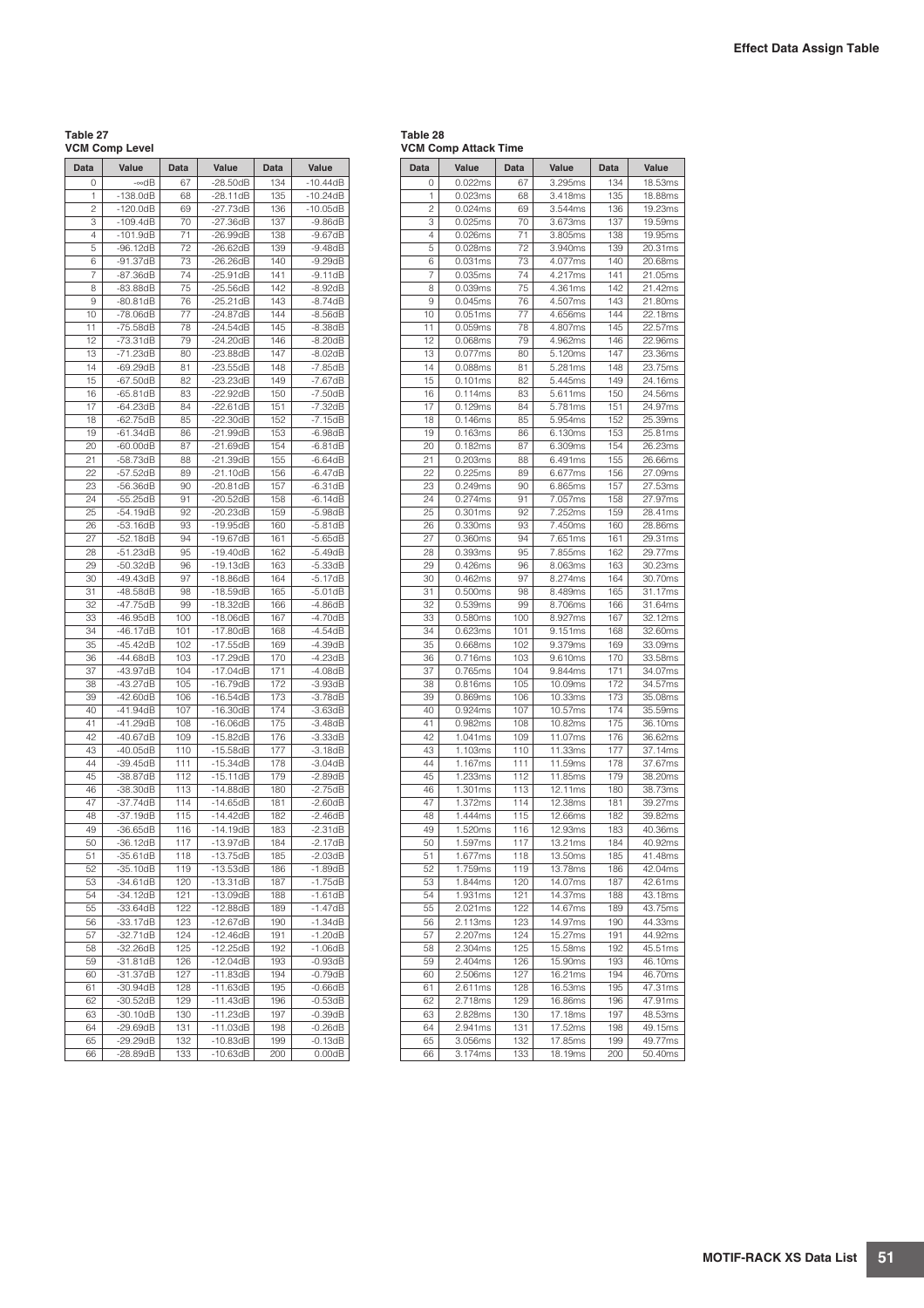**Table 27**
**VCM Comp Level**

| Data | Value | Data | Value | Data | Value |
|---|---|---|---|---|---|
| 0 | -∞dB | 67 | -28.50dB | 134 | -10.44dB |
| 1 | -138.0dB | 68 | -28.11dB | 135 | -10.24dB |
| 2 | -120.0dB | 69 | -27.73dB | 136 | -10.05dB |
| 3 | -109.4dB | 70 | -27.36dB | 137 | -9.86dB |
| 4 | -101.9dB | 71 | -26.99dB | 138 | -9.67dB |
| 5 | -96.12dB | 72 | -26.62dB | 139 | -9.48dB |
| 6 | -91.37dB | 73 | -26.26dB | 140 | -9.29dB |
| 7 | -87.36dB | 74 | -25.91dB | 141 | -9.11dB |
| 8 | -83.88dB | 75 | -25.56dB | 142 | -8.92dB |
| 9 | -80.81dB | 76 | -25.21dB | 143 | -8.74dB |
| 10 | -78.06dB | 77 | -24.87dB | 144 | -8.56dB |
| 11 | -75.58dB | 78 | -24.54dB | 145 | -8.38dB |
| 12 | -73.31dB | 79 | -24.20dB | 146 | -8.20dB |
| 13 | -71.23dB | 80 | -23.88dB | 147 | -8.02dB |
| 14 | -69.29dB | 81 | -23.55dB | 148 | -7.85dB |
| 15 | -67.50dB | 82 | -23.23dB | 149 | -7.67dB |
| 16 | -65.81dB | 83 | -22.92dB | 150 | -7.50dB |
| 17 | -64.23dB | 84 | -22.61dB | 151 | -7.32dB |
| 18 | -62.75dB | 85 | -22.30dB | 152 | -7.15dB |
| 19 | -61.34dB | 86 | -21.99dB | 153 | -6.98dB |
| 20 | -60.00dB | 87 | -21.69dB | 154 | -6.81dB |
| 21 | -58.73dB | 88 | -21.39dB | 155 | -6.64dB |
| 22 | -57.52dB | 89 | -21.10dB | 156 | -6.47dB |
| 23 | -56.36dB | 90 | -20.81dB | 157 | -6.31dB |
| 24 | -55.25dB | 91 | -20.52dB | 158 | -6.14dB |
| 25 | -54.19dB | 92 | -20.23dB | 159 | -5.98dB |
| 26 | -53.16dB | 93 | -19.95dB | 160 | -5.81dB |
| 27 | -52.18dB | 94 | -19.67dB | 161 | -5.65dB |
| 28 | -51.23dB | 95 | -19.40dB | 162 | -5.49dB |
| 29 | -50.32dB | 96 | -19.13dB | 163 | -5.33dB |
| 30 | -49.43dB | 97 | -18.86dB | 164 | -5.17dB |
| 31 | -48.58dB | 98 | -18.59dB | 165 | -5.01dB |
| 32 | -47.75dB | 99 | -18.32dB | 166 | -4.86dB |
| 33 | -46.95dB | 100 | -18.06dB | 167 | -4.70dB |
| 34 | -46.17dB | 101 | -17.80dB | 168 | -4.54dB |
| 35 | -45.42dB | 102 | -17.55dB | 169 | -4.39dB |
| 36 | -44.68dB | 103 | -17.29dB | 170 | -4.23dB |
| 37 | -43.97dB | 104 | -17.04dB | 171 | -4.08dB |
| 38 | -43.27dB | 105 | -16.79dB | 172 | -3.93dB |
| 39 | -42.60dB | 106 | -16.54dB | 173 | -3.78dB |
| 40 | -41.94dB | 107 | -16.30dB | 174 | -3.63dB |
| 41 | -41.29dB | 108 | -16.06dB | 175 | -3.48dB |
| 42 | -40.67dB | 109 | -15.82dB | 176 | -3.33dB |
| 43 | -40.05dB | 110 | -15.58dB | 177 | -3.18dB |
| 44 | -39.45dB | 111 | -15.34dB | 178 | -3.04dB |
| 45 | -38.87dB | 112 | -15.11dB | 179 | -2.89dB |
| 46 | -38.30dB | 113 | -14.88dB | 180 | -2.75dB |
| 47 | -37.74dB | 114 | -14.65dB | 181 | -2.60dB |
| 48 | -37.19dB | 115 | -14.42dB | 182 | -2.46dB |
| 49 | -36.65dB | 116 | -14.19dB | 183 | -2.31dB |
| 50 | -36.12dB | 117 | -13.97dB | 184 | -2.17dB |
| 51 | -35.61dB | 118 | -13.75dB | 185 | -2.03dB |
| 52 | -35.10dB | 119 | -13.53dB | 186 | -1.89dB |
| 53 | -34.61dB | 120 | -13.31dB | 187 | -1.75dB |
| 54 | -34.12dB | 121 | -13.09dB | 188 | -1.61dB |
| 55 | -33.64dB | 122 | -12.88dB | 189 | -1.47dB |
| 56 | -33.17dB | 123 | -12.67dB | 190 | -1.34dB |
| 57 | -32.71dB | 124 | -12.46dB | 191 | -1.20dB |
| 58 | -32.26dB | 125 | -12.25dB | 192 | -1.06dB |
| 59 | -31.81dB | 126 | -12.04dB | 193 | -0.93dB |
| 60 | -31.37dB | 127 | -11.83dB | 194 | -0.79dB |
| 61 | -30.94dB | 128 | -11.63dB | 195 | -0.66dB |
| 62 | -30.52dB | 129 | -11.43dB | 196 | -0.53dB |
| 63 | -30.10dB | 130 | -11.23dB | 197 | -0.39dB |
| 64 | -29.69dB | 131 | -11.03dB | 198 | -0.26dB |
| 65 | -29.29dB | 132 | -10.83dB | 199 | -0.13dB |
| 66 | -28.89dB | 133 | -10.63dB | 200 | 0.00dB |

**Table 28**
**VCM Comp Attack Time**

| Data | Value | Data | Value | Data | Value |
|---|---|---|---|---|---|
| 0 | 0.022ms | 67 | 3.295ms | 134 | 18.53ms |
| 1 | 0.023ms | 68 | 3.418ms | 135 | 18.88ms |
| 2 | 0.024ms | 69 | 3.544ms | 136 | 19.23ms |
| 3 | 0.025ms | 70 | 3.673ms | 137 | 19.59ms |
| 4 | 0.026ms | 71 | 3.805ms | 138 | 19.95ms |
| 5 | 0.028ms | 72 | 3.940ms | 139 | 20.31ms |
| 6 | 0.031ms | 73 | 4.077ms | 140 | 20.68ms |
| 7 | 0.035ms | 74 | 4.217ms | 141 | 21.05ms |
| 8 | 0.039ms | 75 | 4.361ms | 142 | 21.42ms |
| 9 | 0.045ms | 76 | 4.507ms | 143 | 21.80ms |
| 10 | 0.051ms | 77 | 4.656ms | 144 | 22.18ms |
| 11 | 0.059ms | 78 | 4.807ms | 145 | 22.57ms |
| 12 | 0.068ms | 79 | 4.962ms | 146 | 22.96ms |
| 13 | 0.077ms | 80 | 5.120ms | 147 | 23.36ms |
| 14 | 0.088ms | 81 | 5.281ms | 148 | 23.75ms |
| 15 | 0.101ms | 82 | 5.445ms | 149 | 24.16ms |
| 16 | 0.114ms | 83 | 5.611ms | 150 | 24.56ms |
| 17 | 0.129ms | 84 | 5.781ms | 151 | 24.97ms |
| 18 | 0.146ms | 85 | 5.954ms | 152 | 25.39ms |
| 19 | 0.163ms | 86 | 6.130ms | 153 | 25.81ms |
| 20 | 0.182ms | 87 | 6.309ms | 154 | 26.23ms |
| 21 | 0.203ms | 88 | 6.491ms | 155 | 26.66ms |
| 22 | 0.225ms | 89 | 6.677ms | 156 | 27.09ms |
| 23 | 0.249ms | 90 | 6.865ms | 157 | 27.53ms |
| 24 | 0.274ms | 91 | 7.057ms | 158 | 27.97ms |
| 25 | 0.301ms | 92 | 7.252ms | 159 | 28.41ms |
| 26 | 0.330ms | 93 | 7.450ms | 160 | 28.86ms |
| 27 | 0.360ms | 94 | 7.651ms | 161 | 29.31ms |
| 28 | 0.393ms | 95 | 7.855ms | 162 | 29.77ms |
| 29 | 0.426ms | 96 | 8.063ms | 163 | 30.23ms |
| 30 | 0.462ms | 97 | 8.274ms | 164 | 30.70ms |
| 31 | 0.500ms | 98 | 8.489ms | 165 | 31.17ms |
| 32 | 0.539ms | 99 | 8.706ms | 166 | 31.64ms |
| 33 | 0.580ms | 100 | 8.927ms | 167 | 32.12ms |
| 34 | 0.623ms | 101 | 9.151ms | 168 | 32.60ms |
| 35 | 0.668ms | 102 | 9.379ms | 169 | 33.09ms |
| 36 | 0.716ms | 103 | 9.610ms | 170 | 33.58ms |
| 37 | 0.765ms | 104 | 9.844ms | 171 | 34.07ms |
| 38 | 0.816ms | 105 | 10.09ms | 172 | 34.57ms |
| 39 | 0.869ms | 106 | 10.33ms | 173 | 35.08ms |
| 40 | 0.924ms | 107 | 10.57ms | 174 | 35.59ms |
| 41 | 0.982ms | 108 | 10.82ms | 175 | 36.10ms |
| 42 | 1.041ms | 109 | 11.07ms | 176 | 36.62ms |
| 43 | 1.103ms | 110 | 11.33ms | 177 | 37.14ms |
| 44 | 1.167ms | 111 | 11.59ms | 178 | 37.67ms |
| 45 | 1.233ms | 112 | 11.85ms | 179 | 38.20ms |
| 46 | 1.301ms | 113 | 12.11ms | 180 | 38.73ms |
| 47 | 1.372ms | 114 | 12.38ms | 181 | 39.27ms |
| 48 | 1.444ms | 115 | 12.66ms | 182 | 39.82ms |
| 49 | 1.520ms | 116 | 12.93ms | 183 | 40.36ms |
| 50 | 1.597ms | 117 | 13.21ms | 184 | 40.92ms |
| 51 | 1.677ms | 118 | 13.50ms | 185 | 41.48ms |
| 52 | 1.759ms | 119 | 13.78ms | 186 | 42.04ms |
| 53 | 1.844ms | 120 | 14.07ms | 187 | 42.61ms |
| 54 | 1.931ms | 121 | 14.37ms | 188 | 43.18ms |
| 55 | 2.021ms | 122 | 14.67ms | 189 | 43.75ms |
| 56 | 2.113ms | 123 | 14.97ms | 190 | 44.33ms |
| 57 | 2.207ms | 124 | 15.27ms | 191 | 44.92ms |
| 58 | 2.304ms | 125 | 15.58ms | 192 | 45.51ms |
| 59 | 2.404ms | 126 | 15.90ms | 193 | 46.10ms |
| 60 | 2.506ms | 127 | 16.21ms | 194 | 46.70ms |
| 61 | 2.611ms | 128 | 16.53ms | 195 | 47.31ms |
| 62 | 2.718ms | 129 | 16.86ms | 196 | 47.91ms |
| 63 | 2.828ms | 130 | 17.18ms | 197 | 48.53ms |
| 64 | 2.941ms | 131 | 17.52ms | 198 | 49.15ms |
| 65 | 3.056ms | 132 | 17.85ms | 199 | 49.77ms |
| 66 | 3.174ms | 133 | 18.19ms | 200 | 50.40ms |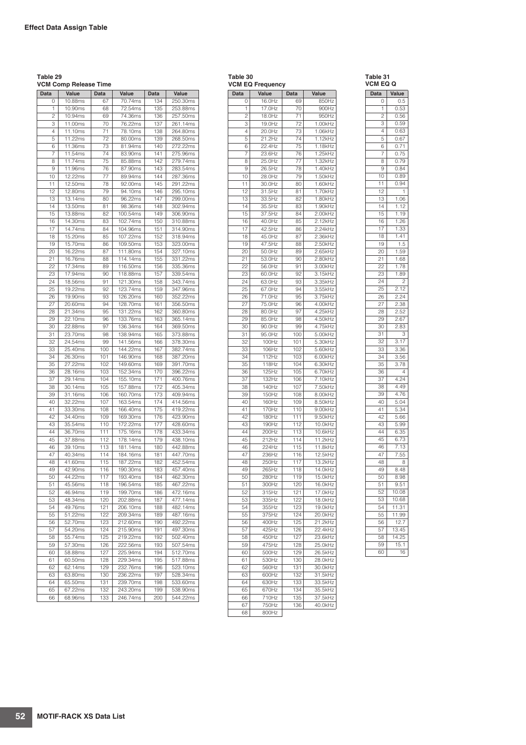## Effect Data Assign Table

**Table 29**
**VCM Comp Release Time**

| Data | Value | Data | Value | Data | Value |
|---|---|---|---|---|---|
| 0 | 10.88ms | 67 | 70.74ms | 134 | 250.30ms |
| 1 | 10.90ms | 68 | 72.54ms | 135 | 253.88ms |
| 2 | 10.94ms | 69 | 74.36ms | 136 | 257.50ms |
| 3 | 11.00ms | 70 | 76.22ms | 137 | 261.14ms |
| 4 | 11.10ms | 71 | 78.10ms | 138 | 264.80ms |
| 5 | 11.22ms | 72 | 80.00ms | 139 | 268.50ms |
| 6 | 11.36ms | 73 | 81.94ms | 140 | 272.22ms |
| 7 | 11.54ms | 74 | 83.90ms | 141 | 275.96ms |
| 8 | 11.74ms | 75 | 85.88ms | 142 | 279.74ms |
| 9 | 11.96ms | 76 | 87.90ms | 143 | 283.54ms |
| 10 | 12.22ms | 77 | 89.94ms | 144 | 287.36ms |
| 11 | 12.50ms | 78 | 92.00ms | 145 | 291.22ms |
| 12 | 12.80ms | 79 | 94.10ms | 146 | 295.10ms |
| 13 | 13.14ms | 80 | 96.22ms | 147 | 299.00ms |
| 14 | 13.50ms | 81 | 98.36ms | 148 | 302.94ms |
| 15 | 13.88ms | 82 | 100.54ms | 149 | 306.90ms |
| 16 | 14.30ms | 83 | 102.74ms | 150 | 310.88ms |
| 17 | 14.74ms | 84 | 104.96ms | 151 | 314.90ms |
| 18 | 15.20ms | 85 | 107.22ms | 152 | 318.94ms |
| 19 | 15.70ms | 86 | 109.50ms | 153 | 323.00ms |
| 20 | 16.22ms | 87 | 111.80ms | 154 | 327.10ms |
| 21 | 16.76ms | 88 | 114.14ms | 155 | 331.22ms |
| 22 | 17.34ms | 89 | 116.50ms | 156 | 335.36ms |
| 23 | 17.94ms | 90 | 118.88ms | 157 | 339.54ms |
| 24 | 18.56ms | 91 | 121.30ms | 158 | 343.74ms |
| 25 | 19.22ms | 92 | 123.74ms | 159 | 347.96ms |
| 26 | 19.90ms | 93 | 126.20ms | 160 | 352.22ms |
| 27 | 20.60ms | 94 | 128.70ms | 161 | 356.50ms |
| 28 | 21.34ms | 95 | 131.22ms | 162 | 360.80ms |
| 29 | 22.10ms | 96 | 133.76ms | 163 | 365.14ms |
| 30 | 22.88ms | 97 | 136.34ms | 164 | 369.50ms |
| 31 | 23.70ms | 98 | 138.94ms | 165 | 373.88ms |
| 32 | 24.54ms | 99 | 141.56ms | 166 | 378.30ms |
| 33 | 25.40ms | 100 | 144.22ms | 167 | 382.74ms |
| 34 | 26.30ms | 101 | 146.90ms | 168 | 387.20ms |
| 35 | 27.22ms | 102 | 149.60ms | 169 | 391.70ms |
| 36 | 28.16ms | 103 | 152.34ms | 170 | 396.22ms |
| 37 | 29.14ms | 104 | 155.10ms | 171 | 400.76ms |
| 38 | 30.14ms | 105 | 157.88ms | 172 | 405.34ms |
| 39 | 31.16ms | 106 | 160.70ms | 173 | 409.94ms |
| 40 | 32.22ms | 107 | 163.54ms | 174 | 414.56ms |
| 41 | 33.30ms | 108 | 166.40ms | 175 | 419.22ms |
| 42 | 34.40ms | 109 | 169.30ms | 176 | 423.90ms |
| 43 | 35.54ms | 110 | 172.22ms | 177 | 428.60ms |
| 44 | 36.70ms | 111 | 175.16ms | 178 | 433.34ms |
| 45 | 37.88ms | 112 | 178.14ms | 179 | 438.10ms |
| 46 | 39.10ms | 113 | 181.14ms | 180 | 442.88ms |
| 47 | 40.34ms | 114 | 184.16ms | 181 | 447.70ms |
| 48 | 41.60ms | 115 | 187.22ms | 182 | 452.54ms |
| 49 | 42.90ms | 116 | 190.30ms | 183 | 457.40ms |
| 50 | 44.22ms | 117 | 193.40ms | 184 | 462.30ms |
| 51 | 45.56ms | 118 | 196.54ms | 185 | 467.22ms |
| 52 | 46.94ms | 119 | 199.70ms | 186 | 472.16ms |
| 53 | 48.34ms | 120 | 202.88ms | 187 | 477.14ms |
| 54 | 49.76ms | 121 | 206.10ms | 188 | 482.14ms |
| 55 | 51.22ms | 122 | 209.34ms | 189 | 487.16ms |
| 56 | 52.70ms | 123 | 212.60ms | 190 | 492.22ms |
| 57 | 54.20ms | 124 | 215.90ms | 191 | 497.30ms |
| 58 | 55.74ms | 125 | 219.22ms | 192 | 502.40ms |
| 59 | 57.30ms | 126 | 222.56ms | 193 | 507.54ms |
| 60 | 58.88ms | 127 | 225.94ms | 194 | 512.70ms |
| 61 | 60.50ms | 128 | 229.34ms | 195 | 517.88ms |
| 62 | 62.14ms | 129 | 232.76ms | 196 | 523.10ms |
| 63 | 63.80ms | 130 | 236.22ms | 197 | 528.34ms |
| 64 | 65.50ms | 131 | 239.70ms | 198 | 533.60ms |
| 65 | 67.22ms | 132 | 243.20ms | 199 | 538.90ms |
| 66 | 68.96ms | 133 | 246.74ms | 200 | 544.22ms |

**Table 30**
**VCM EQ Frequency**

| Data | Value | Data | Value |
|---|---|---|---|
| 0 | 16.0Hz | 69 | 850Hz |
| 1 | 17.0Hz | 70 | 900Hz |
| 2 | 18.0Hz | 71 | 950Hz |
| 3 | 19.0Hz | 72 | 1.00kHz |
| 4 | 20.0Hz | 73 | 1.06kHz |
| 5 | 21.2Hz | 74 | 1.12kHz |
| 6 | 22.4Hz | 75 | 1.18kHz |
| 7 | 23.6Hz | 76 | 1.25kHz |
| 8 | 25.0Hz | 77 | 1.32kHz |
| 9 | 26.5Hz | 78 | 1.40kHz |
| 10 | 28.0Hz | 79 | 1.50kHz |
| 11 | 30.0Hz | 80 | 1.60kHz |
| 12 | 31.5Hz | 81 | 1.70kHz |
| 13 | 33.5Hz | 82 | 1.80kHz |
| 14 | 35.5Hz | 83 | 1.90kHz |
| 15 | 37.5Hz | 84 | 2.00kHz |
| 16 | 40.0Hz | 85 | 2.12kHz |
| 17 | 42.5Hz | 86 | 2.24kHz |
| 18 | 45.0Hz | 87 | 2.36kHz |
| 19 | 47.5Hz | 88 | 2.50kHz |
| 20 | 50.0Hz | 89 | 2.65kHz |
| 21 | 53.0Hz | 90 | 2.80kHz |
| 22 | 56.0Hz | 91 | 3.00kHz |
| 23 | 60.0Hz | 92 | 3.15kHz |
| 24 | 63.0Hz | 93 | 3.35kHz |
| 25 | 67.0Hz | 94 | 3.55kHz |
| 26 | 71.0Hz | 95 | 3.75kHz |
| 27 | 75.0Hz | 96 | 4.00kHz |
| 28 | 80.0Hz | 97 | 4.25kHz |
| 29 | 85.0Hz | 98 | 4.50kHz |
| 30 | 90.0Hz | 99 | 4.75kHz |
| 31 | 95.0Hz | 100 | 5.00kHz |
| 32 | 100Hz | 101 | 5.30kHz |
| 33 | 106Hz | 102 | 5.60kHz |
| 34 | 112Hz | 103 | 6.00kHz |
| 35 | 118Hz | 104 | 6.30kHz |
| 36 | 125Hz | 105 | 6.70kHz |
| 37 | 132Hz | 106 | 7.10kHz |
| 38 | 140Hz | 107 | 7.50kHz |
| 39 | 150Hz | 108 | 8.00kHz |
| 40 | 160Hz | 109 | 8.50kHz |
| 41 | 170Hz | 110 | 9.00kHz |
| 42 | 180Hz | 111 | 9.50kHz |
| 43 | 190Hz | 112 | 10.0kHz |
| 44 | 200Hz | 113 | 10.6kHz |
| 45 | 212Hz | 114 | 11.2kHz |
| 46 | 224Hz | 115 | 11.8kHz |
| 47 | 236Hz | 116 | 12.5kHz |
| 48 | 250Hz | 117 | 13.2kHz |
| 49 | 265Hz | 118 | 14.0kHz |
| 50 | 280Hz | 119 | 15.0kHz |
| 51 | 300Hz | 120 | 16.0kHz |
| 52 | 315Hz | 121 | 17.0kHz |
| 53 | 335Hz | 122 | 18.0kHz |
| 54 | 355Hz | 123 | 19.0kHz |
| 55 | 375Hz | 124 | 20.0kHz |
| 56 | 400Hz | 125 | 21.2kHz |
| 57 | 425Hz | 126 | 22.4kHz |
| 58 | 450Hz | 127 | 23.6kHz |
| 59 | 475Hz | 128 | 25.0kHz |
| 60 | 500Hz | 129 | 26.5kHz |
| 61 | 530Hz | 130 | 28.0kHz |
| 62 | 560Hz | 131 | 30.0kHz |
| 63 | 600Hz | 132 | 31.5kHz |
| 64 | 630Hz | 133 | 33.5kHz |
| 65 | 670Hz | 134 | 35.5kHz |
| 66 | 710Hz | 135 | 37.5kHz |
| 67 | 750Hz | 136 | 40.0kHz |
| 68 | 800Hz | | |

**Table 31**
**VCM EQ Q**

| Data | Value |
|---|---|
| 0 | 0.5 |
| 1 | 0.53 |
| 2 | 0.56 |
| 3 | 0.59 |
| 4 | 0.63 |
| 5 | 0.67 |
| 6 | 0.71 |
| 7 | 0.75 |
| 8 | 0.79 |
| 9 | 0.84 |
| 10 | 0.89 |
| 11 | 0.94 |
| 12 | 1 |
| 13 | 1.06 |
| 14 | 1.12 |
| 15 | 1.19 |
| 16 | 1.26 |
| 17 | 1.33 |
| 18 | 1.41 |
| 19 | 1.5 |
| 20 | 1.59 |
| 21 | 1.68 |
| 22 | 1.78 |
| 23 | 1.89 |
| 24 | 2 |
| 25 | 2.12 |
| 26 | 2.24 |
| 27 | 2.38 |
| 28 | 2.52 |
| 29 | 2.67 |
| 30 | 2.83 |
| 31 | 3 |
| 32 | 3.17 |
| 33 | 3.36 |
| 34 | 3.56 |
| 35 | 3.78 |
| 36 | 4 |
| 37 | 4.24 |
| 38 | 4.49 |
| 39 | 4.76 |
| 40 | 5.04 |
| 41 | 5.34 |
| 42 | 5.66 |
| 43 | 5.99 |
| 44 | 6.35 |
| 45 | 6.73 |
| 46 | 7.13 |
| 47 | 7.55 |
| 48 | 8 |
| 49 | 8.48 |
| 50 | 8.98 |
| 51 | 9.51 |
| 52 | 10.08 |
| 53 | 10.68 |
| 54 | 11.31 |
| 55 | 11.99 |
| 56 | 12.7 |
| 57 | 13.45 |
| 58 | 14.25 |
| 59 | 15.1 |
| 60 | 16 |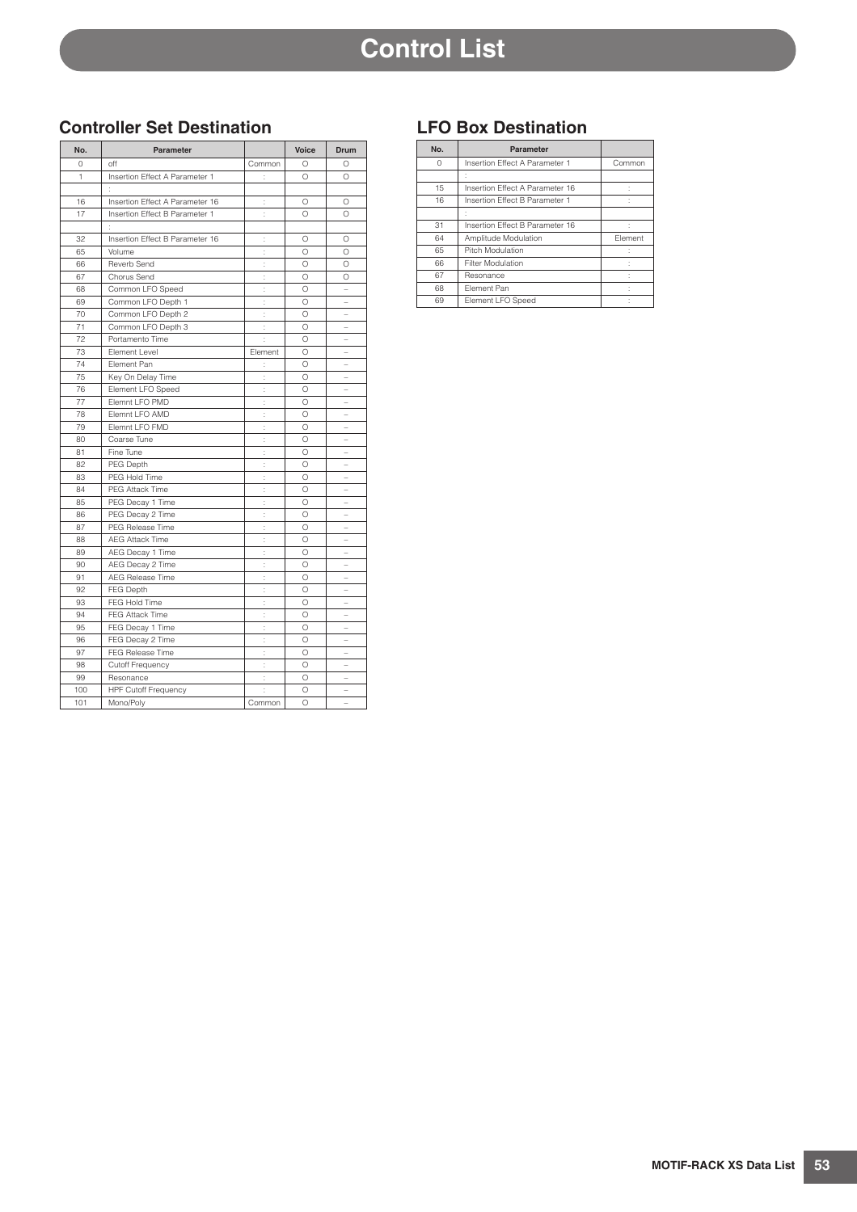# Control List

## Controller Set Destination

| No. | Parameter | | Voice | Drum |
|---|---|---|---|---|
| 0 | off | Common | O | O |
| 1 | Insertion Effect A Parameter 1 | : | O | O |
| | : | | | |
| 16 | Insertion Effect A Parameter 16 | : | O | O |
| 17 | Insertion Effect B Parameter 1 | : | O | O |
| | : | | | |
| 32 | Insertion Effect B Parameter 16 | : | O | O |
| 65 | Volume | : | O | O |
| 66 | Reverb Send | : | O | O |
| 67 | Chorus Send | : | O | O |
| 68 | Common LFO Speed | : | O | – |
| 69 | Common LFO Depth 1 | : | O | – |
| 70 | Common LFO Depth 2 | : | O | – |
| 71 | Common LFO Depth 3 | : | O | – |
| 72 | Portamento Time | : | O | – |
| 73 | Element Level | Element | O | – |
| 74 | Element Pan | : | O | – |
| 75 | Key On Delay Time | : | O | – |
| 76 | Element LFO Speed | : | O | – |
| 77 | Elemnt LFO PMD | : | O | – |
| 78 | Elemnt LFO AMD | : | O | – |
| 79 | Elemnt LFO FMD | : | O | – |
| 80 | Coarse Tune | : | O | – |
| 81 | Fine Tune | : | O | – |
| 82 | PEG Depth | : | O | – |
| 83 | PEG Hold Time | : | O | – |
| 84 | PEG Attack Time | : | O | – |
| 85 | PEG Decay 1 Time | : | O | – |
| 86 | PEG Decay 2 Time | : | O | – |
| 87 | PEG Release Time | : | O | – |
| 88 | AEG Attack Time | : | O | – |
| 89 | AEG Decay 1 Time | : | O | – |
| 90 | AEG Decay 2 Time | : | O | – |
| 91 | AEG Release Time | : | O | – |
| 92 | FEG Depth | : | O | – |
| 93 | FEG Hold Time | : | O | – |
| 94 | FEG Attack Time | : | O | – |
| 95 | FEG Decay 1 Time | : | O | – |
| 96 | FEG Decay 2 Time | : | O | – |
| 97 | FEG Release Time | : | O | – |
| 98 | Cutoff Frequency | : | O | – |
| 99 | Resonance | : | O | – |
| 100 | HPF Cutoff Frequency | : | O | – |
| 101 | Mono/Poly | Common | O | – |

## LFO Box Destination

| No. | Parameter | |
|---|---|---|
| 0 | Insertion Effect A Parameter 1 | Common |
| | : | |
| 15 | Insertion Effect A Parameter 16 | : |
| 16 | Insertion Effect B Parameter 1 | : |
| | : | |
| 31 | Insertion Effect B Parameter 16 | : |
| 64 | Amplitude Modulation | Element |
| 65 | Pitch Modulation | : |
| 66 | Filter Modulation | : |
| 67 | Resonance | : |
| 68 | Element Pan | : |
| 69 | Element LFO Speed | : |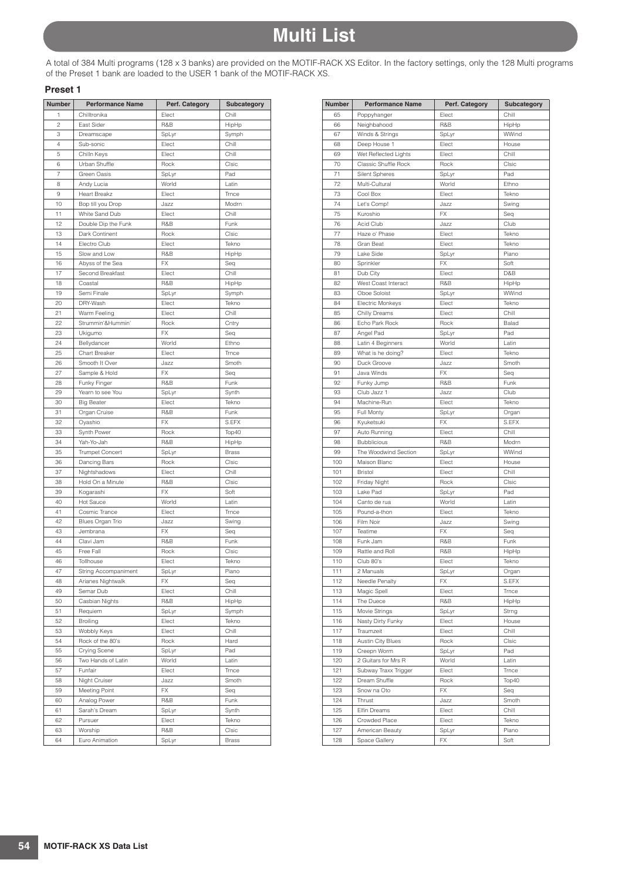# Multi List

A total of 384 Multi programs (128 x 3 banks) are provided on the MOTIF-RACK XS Editor. In the factory settings, only the 128 Multi programs of the Preset 1 bank are loaded to the USER 1 bank of the MOTIF-RACK XS.

### Preset 1

| Number | Performance Name | Perf. Category | Subcategory |
|---|---|---|---|
| 1 | Chilltronika | Elect | Chill |
| 2 | East Sider | R&B | HipHp |
| 3 | Dreamscape | SpLyr | Symph |
| 4 | Sub-sonic | Elect | Chill |
| 5 | Chilln Keys | Elect | Chill |
| 6 | Urban Shuffle | Rock | Clsic |
| 7 | Green Oasis | SpLyr | Pad |
| 8 | Andy Lucia | World | Latin |
| 9 | Heart Breakz | Elect | Trnce |
| 10 | Bop till you Drop | Jazz | Modrn |
| 11 | White Sand Dub | Elect | Chill |
| 12 | Double Dip the Funk | R&B | Funk |
| 13 | Dark Continent | Rock | Clsic |
| 14 | Electro Club | Elect | Tekno |
| 15 | Slow and Low | R&B | HipHp |
| 16 | Abyss of the Sea | FX | Seq |
| 17 | Second Breakfast | Elect | Chill |
| 18 | Coastal | R&B | HipHp |
| 19 | Semi Finale | SpLyr | Symph |
| 20 | DRY-Wash | Elect | Tekno |
| 21 | Warm Feeling | Elect | Chill |
| 22 | Strummin'&Hummin' | Rock | Cntry |
| 23 | Ukigumo | FX | Seq |
| 24 | Bellydancer | World | Ethno |
| 25 | Chart Breaker | Elect | Trnce |
| 26 | Smooth It Over | Jazz | Smoth |
| 27 | Sample & Hold | FX | Seq |
| 28 | Funky Finger | R&B | Funk |
| 29 | Yearn to see You | SpLyr | Synth |
| 30 | Big Beater | Elect | Tekno |
| 31 | Organ Cruise | R&B | Funk |
| 32 | Oyashio | FX | S.EFX |
| 33 | Synth Power | Rock | Top40 |
| 34 | Yah-Yo-Jah | R&B | HipHp |
| 35 | Trumpet Concert | SpLyr | Brass |
| 36 | Dancing Bars | Rock | Clsic |
| 37 | Nightshadows | Elect | Chill |
| 38 | Hold On a Minute | R&B | Clsic |
| 39 | Kogarashi | FX | Soft |
| 40 | Hot Sauce | World | Latin |
| 41 | Cosmic Trance | Elect | Trnce |
| 42 | Blues Organ Trio | Jazz | Swing |
| 43 | Jembrana | FX | Seq |
| 44 | Clavi Jam | R&B | Funk |
| 45 | Free Fall | Rock | Clsic |
| 46 | Tollhouse | Elect | Tekno |
| 47 | String Accompaniment | SpLyr | Piano |
| 48 | Arianes Nightwalk | FX | Seq |
| 49 | Semar Dub | Elect | Chill |
| 50 | Casbian Nights | R&B | HipHp |
| 51 | Requiem | SpLyr | Symph |
| 52 | Broiling | Elect | Tekno |
| 53 | Wobbly Keys | Elect | Chill |
| 54 | Rock of the 80's | Rock | Hard |
| 55 | Crying Scene | SpLyr | Pad |
| 56 | Two Hands of Latin | World | Latin |
| 57 | Funfair | Elect | Trnce |
| 58 | Night Cruiser | Jazz | Smoth |
| 59 | Meeting Point | FX | Seq |
| 60 | Analog Power | R&B | Funk |
| 61 | Sarah's Dream | SpLyr | Synth |
| 62 | Pursuer | Elect | Tekno |
| 63 | Worship | R&B | Clsic |
| 64 | Euro Animation | SpLyr | Brass |
| 65 | Poppyhanger | Elect | Chill |
| 66 | Neighbahood | R&B | HipHp |
| 67 | Winds & Strings | SpLyr | WWind |
| 68 | Deep House 1 | Elect | House |
| 69 | Wet Reflected Lights | Elect | Chill |
| 70 | Classic Shuffle Rock | Rock | Clsic |
| 71 | Silent Spheres | SpLyr | Pad |
| 72 | Multi-Cultural | World | Ethno |
| 73 | Cool Box | Elect | Tekno |
| 74 | Let's Comp! | Jazz | Swing |
| 75 | Kuroshio | FX | Seq |
| 76 | Acid Club | Jazz | Club |
| 77 | Haze o' Phase | Elect | Tekno |
| 78 | Gran Beat | Elect | Tekno |
| 79 | Lake Side | SpLyr | Piano |
| 80 | Sprinkler | FX | Soft |
| 81 | Dub City | Elect | D&B |
| 82 | West Coast Interact | R&B | HipHp |
| 83 | Oboe Soloist | SpLyr | WWind |
| 84 | Electric Monkeys | Elect | Tekno |
| 85 | Chilly Dreams | Elect | Chill |
| 86 | Echo Park Rock | Rock | Balad |
| 87 | Angel Pad | SpLyr | Pad |
| 88 | Latin 4 Beginners | World | Latin |
| 89 | What is he doing? | Elect | Tekno |
| 90 | Duck Groove | Jazz | Smoth |
| 91 | Java Winds | FX | Seq |
| 92 | Funky Jump | R&B | Funk |
| 93 | Club Jazz 1 | Jazz | Club |
| 94 | Machine-Run | Elect | Tekno |
| 95 | Full Monty | SpLyr | Organ |
| 96 | Kyuketsuki | FX | S.EFX |
| 97 | Auto Running | Elect | Chill |
| 98 | Bubblicious | R&B | Modrn |
| 99 | The Woodwind Section | SpLyr | WWind |
| 100 | Maison Blanc | Elect | House |
| 101 | Bristol | Elect | Chill |
| 102 | Friday Night | Rock | Clsic |
| 103 | Lake Pad | SpLyr | Pad |
| 104 | Canto de rua | World | Latin |
| 105 | Pound-a-thon | Elect | Tekno |
| 106 | Film Noir | Jazz | Swing |
| 107 | Teatime | FX | Seq |
| 108 | Funk Jam | R&B | Funk |
| 109 | Rattle and Roll | R&B | HipHp |
| 110 | Club 80's | Elect | Tekno |
| 111 | 2 Manuals | SpLyr | Organ |
| 112 | Needle Penalty | FX | S.EFX |
| 113 | Magic Spell | Elect | Trnce |
| 114 | The Duece | R&B | HipHp |
| 115 | Movie Strings | SpLyr | Strng |
| 116 | Nasty Dirty Funky | Elect | House |
| 117 | Traumzeit | Elect | Chill |
| 118 | Austin City Blues | Rock | Clsic |
| 119 | Creepn Worm | SpLyr | Pad |
| 120 | 2 Guitars for Mrs R | World | Latin |
| 121 | Subway Traxx Trigger | Elect | Trnce |
| 122 | Dream Shuffle | Rock | Top40 |
| 123 | Snow na Oto | FX | Seq |
| 124 | Thrust | Jazz | Smoth |
| 125 | Elfin Dreams | Elect | Chill |
| 126 | Crowded Place | Elect | Tekno |
| 127 | American Beauty | SpLyr | Piano |
| 128 | Space Gallery | FX | Soft |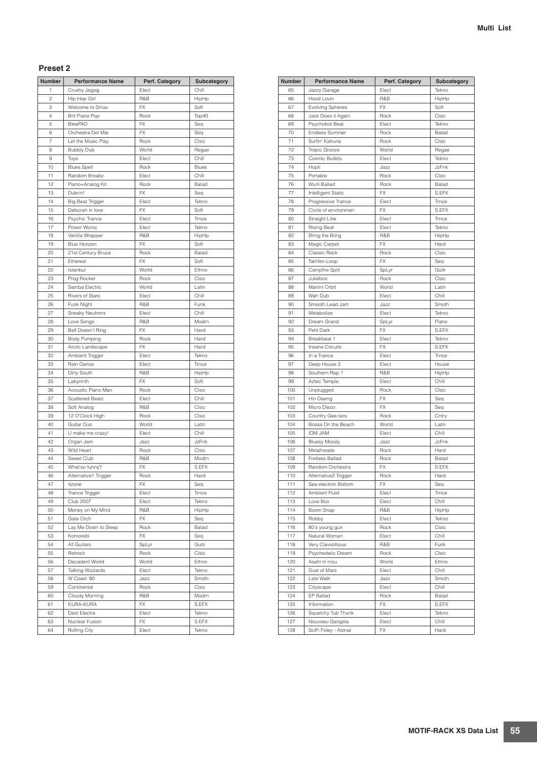## Preset 2

| Number | Performance Name | Perf. Category | Subcategory |
|---|---|---|---|
| 1 | Crushy Jegog | Elect | Chill |
| 2 | Hip Hop Girl | R&B | HipHp |
| 3 | Welcome to Sirius | FX | Soft |
| 4 | Brit Piano Pop | Rock | Top40 |
| 5 | BleePAD | FX | Seq |
| 6 | Orchestra Del Mar | FX | Seq |
| 7 | Let the Music Play | Rock | Clsic |
| 8 | Bubbly Dub | World | Regae |
| 9 | Toys | Elect | Chill |
| 10 | Blues Spell | Rock | Blues |
| 11 | Random Breakz | Elect | Chill |
| 12 | Piano+Analog Kit | Rock | Balad |
| 13 | Dubrin! | FX | Seq |
| 14 | Big Beat Trigger | Elect | Tekno |
| 15 | Deborah in love | FX | Soft |
| 16 | Psychic Trance | Elect | Trnce |
| 17 | Power Worxx | Elect | Tekno |
| 18 | Vanilla Wrapper | R&B | HipHp |
| 19 | Blue Horizon | FX | Soft |
| 20 | 21st Century Bruce | Rock | Balad |
| 21 | Ethereal | FX | Soft |
| 22 | Istanbul | World | Ethno |
| 23 | Prog Rocker | Rock | Clsic |
| 24 | Samba Electric | World | Latin |
| 25 | Rivers of Stars | Elect | Chill |
| 26 | Funk Night | R&B | Funk |
| 27 | Sneaky Neutrons | Elect | Chill |
| 28 | Love Songs | R&B | Modrn |
| 29 | Bell Doesn't Ring | FX | Hard |
| 30 | Body Pumping | Rock | Hard |
| 31 | Arctic Landscape | FX | Hard |
| 32 | Ambient Trigger | Elect | Tekno |
| 33 | Rain Dance | Elect | Trnce |
| 34 | Dirty South | R&B | HipHp |
| 35 | Labyrinth | FX | Soft |
| 36 | Acoustic Piano Man | Rock | Clsic |
| 37 | Scattered Beatz | Elect | Chill |
| 38 | Soft Analog | R&B | Clsic |
| 39 | 12 O'Clock High | Rock | Clsic |
| 40 | Guitar Duo | World | Latin |
| 41 | U make me crazy! | Elect | Chill |
| 42 | Organ Jam | Jazz | JzFnk |
| 43 | Wild Heart | Rock | Clsic |
| 44 | Sweet Club | R&B | Modrn |
| 45 | What'so funny? | FX | S.EFX |
| 46 | Alternative1 Trigger | Rock | Hard |
| 47 | 4zone | FX | Seq |
| 48 | Trance Trigger | Elect | Trnce |
| 49 | Club 2007 | Elect | Tekno |
| 50 | Money on My Mind | R&B | HipHp |
| 51 | Gate Orch | FX | Seq |
| 52 | Lay Me Down to Sleep | Rock | Balad |
| 53 | Komorebi | FX | Seq |
| 54 | All Guitars | SpLyr | Guitr |
| 55 | Retrock | Rock | Clsic |
| 56 | Decadent World | World | Ethno |
| 57 | Talking Wizzards | Elect | Tekno |
| 58 | W Coast '80 | Jazz | Smoth |
| 59 | Continental | Rock | Clsic |
| 60 | Cloudy Morning | R&B | Modrn |
| 61 | KURA-KURA | FX | S.EFX |
| 62 | Dest Electra | Elect | Tekno |
| 63 | Nuclear Fusion | FX | S.EFX |
| 64 | Rolling City | Elect | Tekno |
| 65 | Jazzy Garage | Elect | Tekno |
| 66 | Hood Lovin | R&B | HipHp |
| 67 | Evolving Spheres | FX | Soft |
| 68 | Jack Does it Again | Rock | Clsic |
| 69 | Psychobot Beat | Elect | Tekno |
| 70 | Endless Summer | Rock | Balad |
| 71 | Surfin' Kahuna | Rock | Clsic |
| 72 | Tropic Groove | World | Regae |
| 73 | Cosmic Bullets | Elect | Tekno |
| 74 | Hopit | Jazz | JzFnk |
| 75 | Portable | Rock | Clsic |
| 76 | Wurli Ballad | Rock | Balad |
| 77 | Intelligent Static | FX | S.EFX |
| 78 | Progressive Trance | Elect | Trnce |
| 79 | Circle of environmen | FX | S.EFX |
| 80 | Straight Line | Elect | Trnce |
| 81 | Rising Beat | Elect | Tekno |
| 82 | Bring the Bling | R&B | HipHp |
| 83 | Magic Carpet | FX | Hard |
| 84 | Classic Rock | Rock | Clsic |
| 85 | Tamfen-Loop | FX | Seq |
| 86 | Campfire Split | SpLyr | Guitr |
| 87 | Jukebox | Rock | Clsic |
| 88 | Martini Orbit | World | Latin |
| 89 | Wah Dub | Elect | Chill |
| 90 | Smooth Lead Jam | Jazz | Smoth |
| 91 | Metabolize | Elect | Tekno |
| 92 | Dream Grand | SpLyr | Piano |
| 93 | Petit Dark | FX | S.EFX |
| 94 | Breakbeat 1 | Elect | Tekno |
| 95 | Insane Circuits | FX | S.EFX |
| 96 | In a Trance | Elect | Trnce |
| 97 | Deep House 2 | Elect | House |
| 98 | Southern Rap 1 | R&B | HipHp |
| 99 | Aztec Temple | Elect | Chill |
| 100 | Unplugged | Rock | Clsic |
| 101 | Hin Daeng | FX | Seq |
| 102 | Micro Disco | FX | Seq |
| 103 | Country Gee-tars | Rock | Cntry |
| 104 | Bossa On the Beach | World | Latin |
| 105 | IDM JAM | Elect | Chill |
| 106 | Bluesy Moody | Jazz | JzFnk |
| 107 | Metalheads | Rock | Hard |
| 108 | Fretless Ballad | Rock | Balad |
| 109 | Random Orchestra | FX | S.EFX |
| 110 | Alternative2 Trigger | Rock | Hard |
| 111 | Sea electron Bottom | FX | Seq |
| 112 | Ambient Fluid | Elect | Trnce |
| 113 | Love Box | Elect | Chill |
| 114 | Boom Snap | R&B | HipHp |
| 115 | Robby | Elect | Tekno |
| 116 | 80's young gun | Rock | Clsic |
| 117 | Natural Woman | Elect | Chill |
| 118 | Very Clavistitious | R&B | Funk |
| 119 | Psychedelic Dream | Rock | Clsic |
| 120 | Asahi ni niou | World | Ethno |
| 121 | Dust of Mars | Elect | Chill |
| 122 | Late Walk | Jazz | Smoth |
| 123 | Cityscape | Elect | Chill |
| 124 | EP Ballad | Rock | Balad |
| 125 | Information | FX | S.EFX |
| 126 | Squelchy Tub Thunk | Elect | Tekno |
| 127 | Nouveau Gangsta | Elect | Chill |
| 128 | SciFi Foley - Atonal | FX | Hard |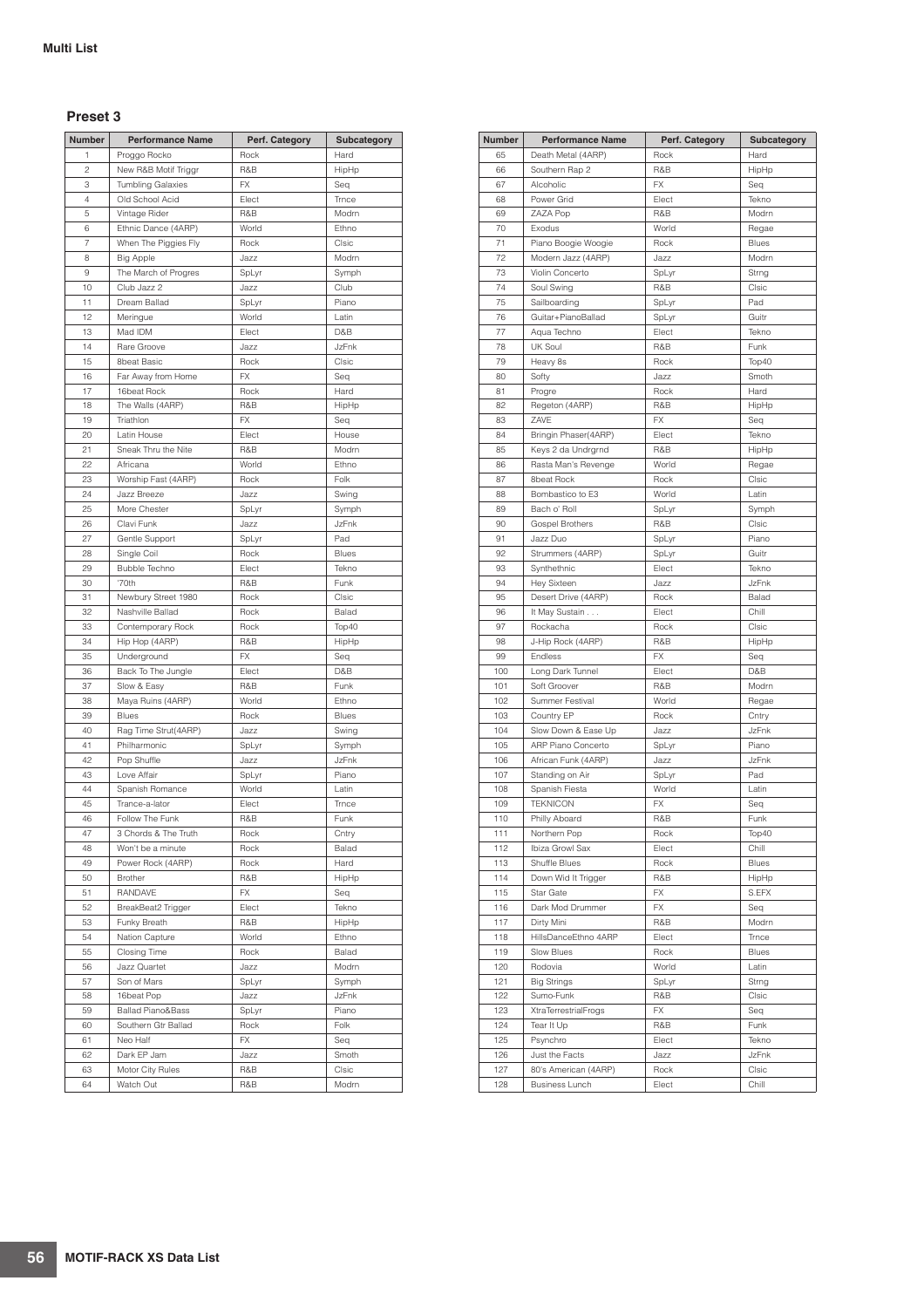## Multi List

### Preset 3

| Number | Performance Name | Perf. Category | Subcategory |
|---|---|---|---|
| 1 | Proggo Rocko | Rock | Hard |
| 2 | New R&B Motif Triggr | R&B | HipHp |
| 3 | Tumbling Galaxies | FX | Seq |
| 4 | Old School Acid | Elect | Trnce |
| 5 | Vintage Rider | R&B | Modrn |
| 6 | Ethnic Dance (4ARP) | World | Ethno |
| 7 | When The Piggies Fly | Rock | Clsic |
| 8 | Big Apple | Jazz | Modrn |
| 9 | The March of Progres | SpLyr | Symph |
| 10 | Club Jazz 2 | Jazz | Club |
| 11 | Dream Ballad | SpLyr | Piano |
| 12 | Meringue | World | Latin |
| 13 | Mad IDM | Elect | D&B |
| 14 | Rare Groove | Jazz | JzFnk |
| 15 | 8beat Basic | Rock | Clsic |
| 16 | Far Away from Home | FX | Seq |
| 17 | 16beat Rock | Rock | Hard |
| 18 | The Walls (4ARP) | R&B | HipHp |
| 19 | Triathlon | FX | Seq |
| 20 | Latin House | Elect | House |
| 21 | Sneak Thru the Nite | R&B | Modrn |
| 22 | Africana | World | Ethno |
| 23 | Worship Fast (4ARP) | Rock | Folk |
| 24 | Jazz Breeze | Jazz | Swing |
| 25 | More Chester | SpLyr | Symph |
| 26 | Clavi Funk | Jazz | JzFnk |
| 27 | Gentle Support | SpLyr | Pad |
| 28 | Single Coil | Rock | Blues |
| 29 | Bubble Techno | Elect | Tekno |
| 30 | '70th | R&B | Funk |
| 31 | Newbury Street 1980 | Rock | Clsic |
| 32 | Nashville Ballad | Rock | Balad |
| 33 | Contemporary Rock | Rock | Top40 |
| 34 | Hip Hop (4ARP) | R&B | HipHp |
| 35 | Underground | FX | Seq |
| 36 | Back To The Jungle | Elect | D&B |
| 37 | Slow & Easy | R&B | Funk |
| 38 | Maya Ruins (4ARP) | World | Ethno |
| 39 | Blues | Rock | Blues |
| 40 | Rag Time Strut(4ARP) | Jazz | Swing |
| 41 | Philharmonic | SpLyr | Symph |
| 42 | Pop Shuffle | Jazz | JzFnk |
| 43 | Love Affair | SpLyr | Piano |
| 44 | Spanish Romance | World | Latin |
| 45 | Trance-a-lator | Elect | Trnce |
| 46 | Follow The Funk | R&B | Funk |
| 47 | 3 Chords & The Truth | Rock | Cntry |
| 48 | Won't be a minute | Rock | Balad |
| 49 | Power Rock (4ARP) | Rock | Hard |
| 50 | Brother | R&B | HipHp |
| 51 | RANDAVE | FX | Seq |
| 52 | BreakBeat2 Trigger | Elect | Tekno |
| 53 | Funky Breath | R&B | HipHp |
| 54 | Nation Capture | World | Ethno |
| 55 | Closing Time | Rock | Balad |
| 56 | Jazz Quartet | Jazz | Modrn |
| 57 | Son of Mars | SpLyr | Symph |
| 58 | 16beat Pop | Jazz | JzFnk |
| 59 | Ballad Piano&Bass | SpLyr | Piano |
| 60 | Southern Gtr Ballad | Rock | Folk |
| 61 | Neo Half | FX | Seq |
| 62 | Dark EP Jam | Jazz | Smoth |
| 63 | Motor City Rules | R&B | Clsic |
| 64 | Watch Out | R&B | Modrn |
| 65 | Death Metal (4ARP) | Rock | Hard |
| 66 | Southern Rap 2 | R&B | HipHp |
| 67 | Alcoholic | FX | Seq |
| 68 | Power Grid | Elect | Tekno |
| 69 | ZAZA Pop | R&B | Modrn |
| 70 | Exodus | World | Regae |
| 71 | Piano Boogie Woogie | Rock | Blues |
| 72 | Modern Jazz (4ARP) | Jazz | Modrn |
| 73 | Violin Concerto | SpLyr | Strng |
| 74 | Soul Swing | R&B | Clsic |
| 75 | Sailboarding | SpLyr | Pad |
| 76 | Guitar+PianoBallad | SpLyr | Guitr |
| 77 | Aqua Techno | Elect | Tekno |
| 78 | UK Soul | R&B | Funk |
| 79 | Heavy 8s | Rock | Top40 |
| 80 | Softy | Jazz | Smoth |
| 81 | Progre | Rock | Hard |
| 82 | Regeton (4ARP) | R&B | HipHp |
| 83 | ZAVE | FX | Seq |
| 84 | Bringin Phaser(4ARP) | Elect | Tekno |
| 85 | Keys 2 da Undrgrnd | R&B | HipHp |
| 86 | Rasta Man's Revenge | World | Regae |
| 87 | 8beat Rock | Rock | Clsic |
| 88 | Bombastico to E3 | World | Latin |
| 89 | Bach o' Roll | SpLyr | Symph |
| 90 | Gospel Brothers | R&B | Clsic |
| 91 | Jazz Duo | SpLyr | Piano |
| 92 | Strummers (4ARP) | SpLyr | Guitr |
| 93 | Synthethnic | Elect | Tekno |
| 94 | Hey Sixteen | Jazz | JzFnk |
| 95 | Desert Drive (4ARP) | Rock | Balad |
| 96 | It May Sustain . . . | Elect | Chill |
| 97 | Rockacha | Rock | Clsic |
| 98 | J-Hip Rock (4ARP) | R&B | HipHp |
| 99 | Endless | FX | Seq |
| 100 | Long Dark Tunnel | Elect | D&B |
| 101 | Soft Groover | R&B | Modrn |
| 102 | Summer Festival | World | Regae |
| 103 | Country EP | Rock | Cntry |
| 104 | Slow Down & Ease Up | Jazz | JzFnk |
| 105 | ARP Piano Concerto | SpLyr | Piano |
| 106 | African Funk (4ARP) | Jazz | JzFnk |
| 107 | Standing on Air | SpLyr | Pad |
| 108 | Spanish Fiesta | World | Latin |
| 109 | TEKNICON | FX | Seq |
| 110 | Philly Aboard | R&B | Funk |
| 111 | Northern Pop | Rock | Top40 |
| 112 | Ibiza Growl Sax | Elect | Chill |
| 113 | Shuffle Blues | Rock | Blues |
| 114 | Down Wid It Trigger | R&B | HipHp |
| 115 | Star Gate | FX | S.EFX |
| 116 | Dark Mod Drummer | FX | Seq |
| 117 | Dirty Mini | R&B | Modrn |
| 118 | HillsDanceEthno 4ARP | Elect | Trnce |
| 119 | Slow Blues | Rock | Blues |
| 120 | Rodovia | World | Latin |
| 121 | Big Strings | SpLyr | Strng |
| 122 | Sumo-Funk | R&B | Clsic |
| 123 | XtraTerrestrialFrogs | FX | Seq |
| 124 | Tear It Up | R&B | Funk |
| 125 | Psynchro | Elect | Tekno |
| 126 | Just the Facts | Jazz | JzFnk |
| 127 | 80's American (4ARP) | Rock | Clsic |
| 128 | Business Lunch | Elect | Chill |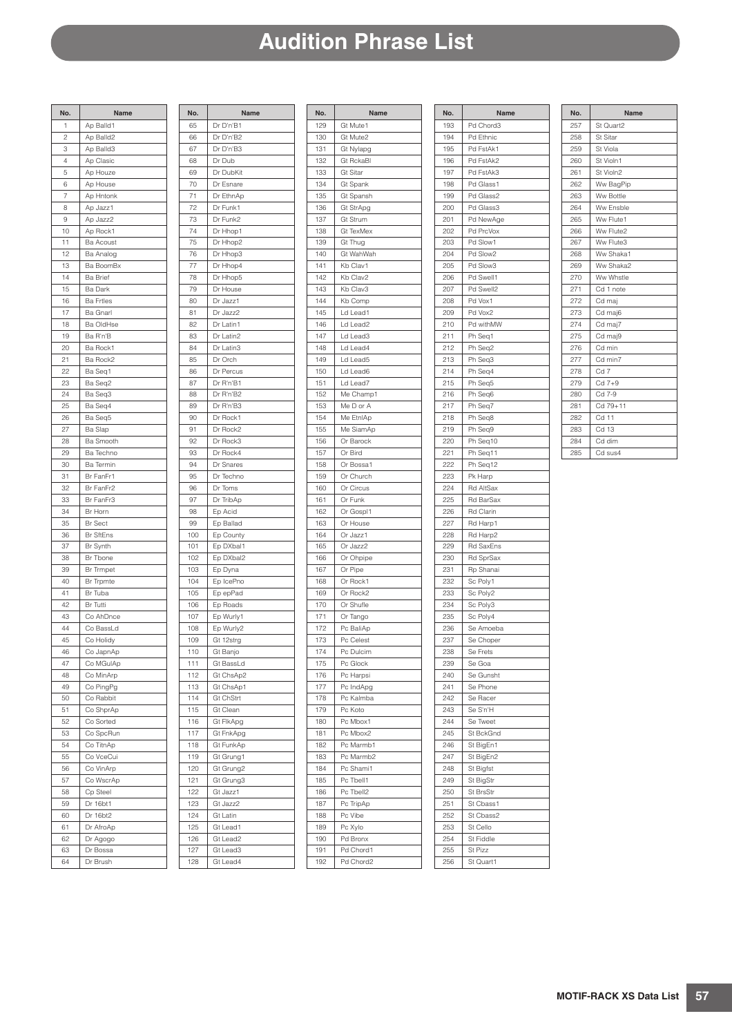# Audition Phrase List

| No. | Name |
|---|---|
| 1 | Ap Balld1 |
| 2 | Ap Balld2 |
| 3 | Ap Balld3 |
| 4 | Ap Clasic |
| 5 | Ap Houze |
| 6 | Ap House |
| 7 | Ap Hntonk |
| 8 | Ap Jazz1 |
| 9 | Ap Jazz2 |
| 10 | Ap Rock1 |
| 11 | Ba Acoust |
| 12 | Ba Analog |
| 13 | Ba BoomBx |
| 14 | Ba Brief |
| 15 | Ba Dark |
| 16 | Ba Frtles |
| 17 | Ba Gnarl |
| 18 | Ba OldHse |
| 19 | Ba R'n'B |
| 20 | Ba Rock1 |
| 21 | Ba Rock2 |
| 22 | Ba Seq1 |
| 23 | Ba Seq2 |
| 24 | Ba Seq3 |
| 25 | Ba Seq4 |
| 26 | Ba Seq5 |
| 27 | Ba Slap |
| 28 | Ba Smooth |
| 29 | Ba Techno |
| 30 | Ba Termin |
| 31 | Br FanFr1 |
| 32 | Br FanFr2 |
| 33 | Br FanFr3 |
| 34 | Br Horn |
| 35 | Br Sect |
| 36 | Br SftEns |
| 37 | Br Synth |
| 38 | Br Tbone |
| 39 | Br Trmpet |
| 40 | Br Trpmte |
| 41 | Br Tuba |
| 42 | Br Tutti |
| 43 | Co AhDnce |
| 44 | Co BassLd |
| 45 | Co Holidy |
| 46 | Co JapnAp |
| 47 | Co MGuIAp |
| 48 | Co MinArp |
| 49 | Co PingPg |
| 50 | Co Rabbit |
| 51 | Co ShprAp |
| 52 | Co Sorted |
| 53 | Co SpcRun |
| 54 | Co TitnAp |
| 55 | Co VceCui |
| 56 | Co VinArp |
| 57 | Co WscrAp |
| 58 | Cp Steel |
| 59 | Dr 16bt1 |
| 60 | Dr 16bt2 |
| 61 | Dr AfroAp |
| 62 | Dr Agogo |
| 63 | Dr Bossa |
| 64 | Dr Brush |
| 65 | Dr D'n'B1 |
| 66 | Dr D'n'B2 |
| 67 | Dr D'n'B3 |
| 68 | Dr Dub |
| 69 | Dr DubKit |
| 70 | Dr Esnare |
| 71 | Dr EthnAp |
| 72 | Dr Funk1 |
| 73 | Dr Funk2 |
| 74 | Dr Hhop1 |
| 75 | Dr Hhop2 |
| 76 | Dr Hhop3 |
| 77 | Dr Hhop4 |
| 78 | Dr Hhop5 |
| 79 | Dr House |
| 80 | Dr Jazz1 |
| 81 | Dr Jazz2 |
| 82 | Dr Latin1 |
| 83 | Dr Latin2 |
| 84 | Dr Latin3 |
| 85 | Dr Orch |
| 86 | Dr Percus |
| 87 | Dr R'n'B1 |
| 88 | Dr R'n'B2 |
| 89 | Dr R'n'B3 |
| 90 | Dr Rock1 |
| 91 | Dr Rock2 |
| 92 | Dr Rock3 |
| 93 | Dr Rock4 |
| 94 | Dr Snares |
| 95 | Dr Techno |
| 96 | Dr Toms |
| 97 | Dr TribAp |
| 98 | Ep Acid |
| 99 | Ep Ballad |
| 100 | Ep County |
| 101 | Ep DXbal1 |
| 102 | Ep DXbal2 |
| 103 | Ep Dyna |
| 104 | Ep IcePno |
| 105 | Ep epPad |
| 106 | Ep Roads |
| 107 | Ep Wurly1 |
| 108 | Ep Wurly2 |
| 109 | Gt 12strg |
| 110 | Gt Banjo |
| 111 | Gt BassLd |
| 112 | Gt ChsAp2 |
| 113 | Gt ChsAp1 |
| 114 | Gt ChStrt |
| 115 | Gt Clean |
| 116 | Gt FlkApg |
| 117 | Gt FnkApg |
| 118 | Gt FunkAp |
| 119 | Gt Grung1 |
| 120 | Gt Grung2 |
| 121 | Gt Grung3 |
| 122 | Gt Jazz1 |
| 123 | Gt Jazz2 |
| 124 | Gt Latin |
| 125 | Gt Lead1 |
| 126 | Gt Lead2 |
| 127 | Gt Lead3 |
| 128 | Gt Lead4 |
| 129 | Gt Mute1 |
| 130 | Gt Mute2 |
| 131 | Gt Nylapg |
| 132 | Gt RckaBl |
| 133 | Gt Sitar |
| 134 | Gt Spank |
| 135 | Gt Spansh |
| 136 | Gt StrApg |
| 137 | Gt Strum |
| 138 | Gt TexMex |
| 139 | Gt Thug |
| 140 | Gt WahWah |
| 141 | Kb Clav1 |
| 142 | Kb Clav2 |
| 143 | Kb Clav3 |
| 144 | Kb Comp |
| 145 | Ld Lead1 |
| 146 | Ld Lead2 |
| 147 | Ld Lead3 |
| 148 | Ld Lead4 |
| 149 | Ld Lead5 |
| 150 | Ld Lead6 |
| 151 | Ld Lead7 |
| 152 | Me Champ1 |
| 153 | Me D or A |
| 154 | Me EtnlAp |
| 155 | Me SiamAp |
| 156 | Or Barock |
| 157 | Or Bird |
| 158 | Or Bossa1 |
| 159 | Or Church |
| 160 | Or Circus |
| 161 | Or Funk |
| 162 | Or Gospl1 |
| 163 | Or House |
| 164 | Or Jazz1 |
| 165 | Or Jazz2 |
| 166 | Or Ohpipe |
| 167 | Or Pipe |
| 168 | Or Rock1 |
| 169 | Or Rock2 |
| 170 | Or Shufle |
| 171 | Or Tango |
| 172 | Pc BaliAp |
| 173 | Pc Celest |
| 174 | Pc Dulcim |
| 175 | Pc Glock |
| 176 | Pc Harpsi |
| 177 | Pc IndApg |
| 178 | Pc Kalmba |
| 179 | Pc Koto |
| 180 | Pc Mbox1 |
| 181 | Pc Mbox2 |
| 182 | Pc Marmb1 |
| 183 | Pc Marmb2 |
| 184 | Pc Shami1 |
| 185 | Pc Tbell1 |
| 186 | Pc Tbell2 |
| 187 | Pc TripAp |
| 188 | Pc Vibe |
| 189 | Pc Xylo |
| 190 | Pd Bronx |
| 191 | Pd Chord1 |
| 192 | Pd Chord2 |
| 193 | Pd Chord3 |
| 194 | Pd Ethnic |
| 195 | Pd FstAk1 |
| 196 | Pd FstAk2 |
| 197 | Pd FstAk3 |
| 198 | Pd Glass1 |
| 199 | Pd Glass2 |
| 200 | Pd Glass3 |
| 201 | Pd NewAge |
| 202 | Pd PrcVox |
| 203 | Pd Slow1 |
| 204 | Pd Slow2 |
| 205 | Pd Slow3 |
| 206 | Pd Swell1 |
| 207 | Pd Swell2 |
| 208 | Pd Vox1 |
| 209 | Pd Vox2 |
| 210 | Pd withMW |
| 211 | Ph Seq1 |
| 212 | Ph Seq2 |
| 213 | Ph Seq3 |
| 214 | Ph Seq4 |
| 215 | Ph Seq5 |
| 216 | Ph Seq6 |
| 217 | Ph Seq7 |
| 218 | Ph Seq8 |
| 219 | Ph Seq9 |
| 220 | Ph Seq10 |
| 221 | Ph Seq11 |
| 222 | Ph Seq12 |
| 223 | Pk Harp |
| 224 | Rd AltSax |
| 225 | Rd BarSax |
| 226 | Rd Clarin |
| 227 | Rd Harp1 |
| 228 | Rd Harp2 |
| 229 | Rd SaxEns |
| 230 | Rd SprSax |
| 231 | Rp Shanai |
| 232 | Sc Poly1 |
| 233 | Sc Poly2 |
| 234 | Sc Poly3 |
| 235 | Sc Poly4 |
| 236 | Se Amoeba |
| 237 | Se Choper |
| 238 | Se Frets |
| 239 | Se Goa |
| 240 | Se Gunsht |
| 241 | Se Phone |
| 242 | Se Racer |
| 243 | Se S'n'H |
| 244 | Se Tweet |
| 245 | St BckGnd |
| 246 | St BigEn1 |
| 247 | St BigEn2 |
| 248 | St Bigfst |
| 249 | St BigStr |
| 250 | St BrsStr |
| 251 | St Cbass1 |
| 252 | St Cbass2 |
| 253 | St Cello |
| 254 | St Fiddle |
| 255 | St Pizz |
| 256 | St Quart1 |
| 257 | St Quart2 |
| 258 | St Sitar |
| 259 | St Viola |
| 260 | St Violn1 |
| 261 | St Violn2 |
| 262 | Ww BagPip |
| 263 | Ww Bottle |
| 264 | Ww Ensble |
| 265 | Ww Flute1 |
| 266 | Ww Flute2 |
| 267 | Ww Flute3 |
| 268 | Ww Shaka1 |
| 269 | Ww Shaka2 |
| 270 | Ww Whstle |
| 271 | Cd 1 note |
| 272 | Cd maj |
| 273 | Cd maj6 |
| 274 | Cd maj7 |
| 275 | Cd maj9 |
| 276 | Cd min |
| 277 | Cd min7 |
| 278 | Cd 7 |
| 279 | Cd 7+9 |
| 280 | Cd 7-9 |
| 281 | Cd 79+11 |
| 282 | Cd 11 |
| 283 | Cd 13 |
| 284 | Cd dim |
| 285 | Cd sus4 |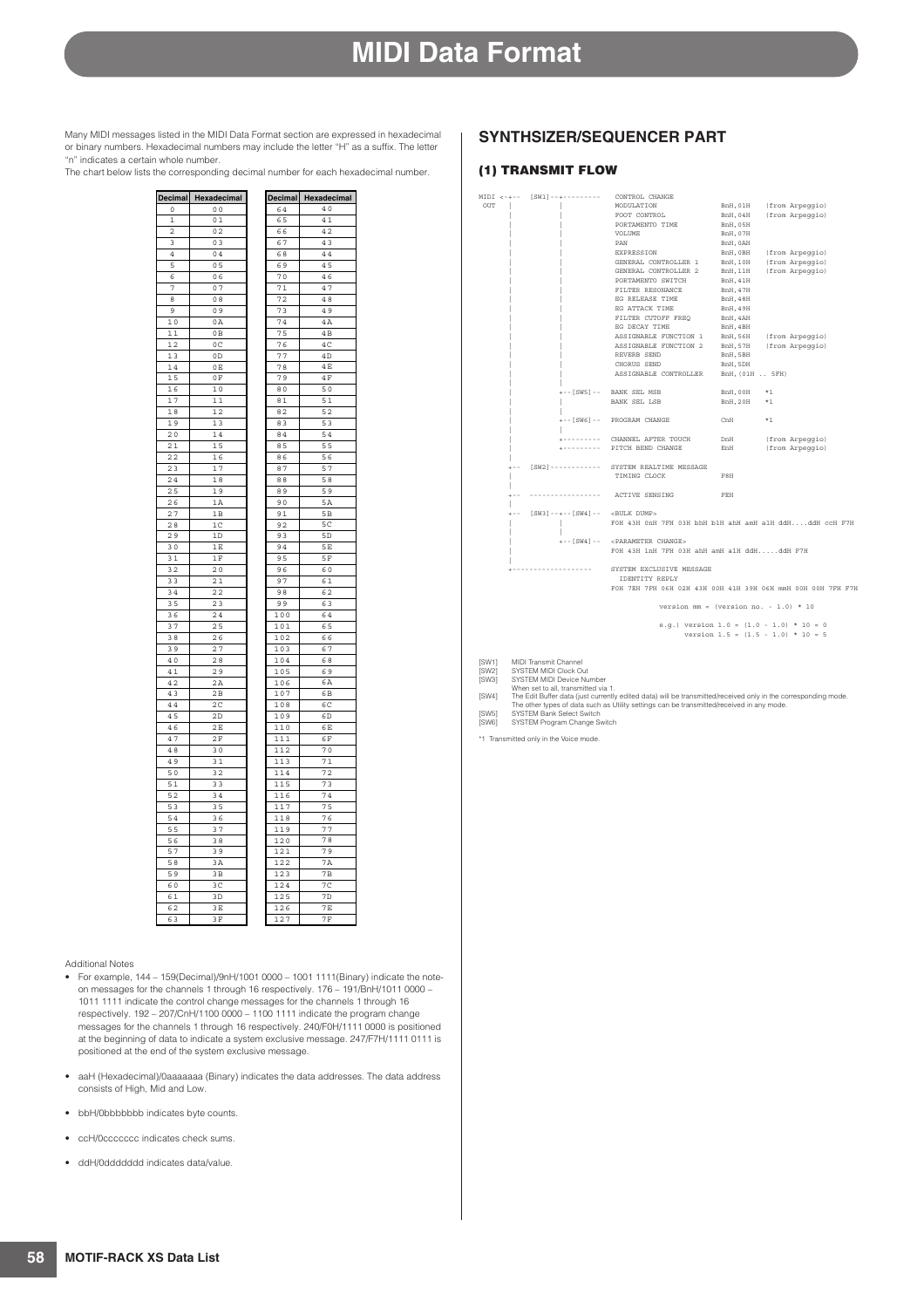# MIDI Data Format

Many MIDI messages listed in the MIDI Data Format section are expressed in hexadecimal or binary numbers. Hexadecimal numbers may include the letter "H" as a suffix. The letter "n" indicates a certain whole number.

The chart below lists the corresponding decimal number for each hexadecimal number.

| Decimal | Hexadecimal | Decimal | Hexadecimal |
|---|---|---|---|
| 0 | 00 | 64 | 40 |
| 1 | 01 | 65 | 41 |
| 2 | 02 | 66 | 42 |
| 3 | 03 | 67 | 43 |
| 4 | 04 | 68 | 44 |
| 5 | 05 | 69 | 45 |
| 6 | 06 | 70 | 46 |
| 7 | 07 | 71 | 47 |
| 8 | 08 | 72 | 48 |
| 9 | 09 | 73 | 49 |
| 10 | 0A | 74 | 4A |
| 11 | 0B | 75 | 4B |
| 12 | 0C | 76 | 4C |
| 13 | 0D | 77 | 4D |
| 14 | 0E | 78 | 4E |
| 15 | 0F | 79 | 4F |
| 16 | 10 | 80 | 50 |
| 17 | 11 | 81 | 51 |
| 18 | 12 | 82 | 52 |
| 19 | 13 | 83 | 53 |
| 20 | 14 | 84 | 54 |
| 21 | 15 | 85 | 55 |
| 22 | 16 | 86 | 56 |
| 23 | 17 | 87 | 57 |
| 24 | 18 | 88 | 58 |
| 25 | 19 | 89 | 59 |
| 26 | 1A | 90 | 5A |
| 27 | 1B | 91 | 5B |
| 28 | 1C | 92 | 5C |
| 29 | 1D | 93 | 5D |
| 30 | 1E | 94 | 5E |
| 31 | 1F | 95 | 5F |
| 32 | 20 | 96 | 60 |
| 33 | 21 | 97 | 61 |
| 34 | 22 | 98 | 62 |
| 35 | 23 | 99 | 63 |
| 36 | 24 | 100 | 64 |
| 37 | 25 | 101 | 65 |
| 38 | 26 | 102 | 66 |
| 39 | 27 | 103 | 67 |
| 40 | 28 | 104 | 68 |
| 41 | 29 | 105 | 69 |
| 42 | 2A | 106 | 6A |
| 43 | 2B | 107 | 6B |
| 44 | 2C | 108 | 6C |
| 45 | 2D | 109 | 6D |
| 46 | 2E | 110 | 6E |
| 47 | 2F | 111 | 6F |
| 48 | 30 | 112 | 70 |
| 49 | 31 | 113 | 71 |
| 50 | 32 | 114 | 72 |
| 51 | 33 | 115 | 73 |
| 52 | 34 | 116 | 74 |
| 53 | 35 | 117 | 75 |
| 54 | 36 | 118 | 76 |
| 55 | 37 | 119 | 77 |
| 56 | 38 | 120 | 78 |
| 57 | 39 | 121 | 79 |
| 58 | 3A | 122 | 7A |
| 59 | 3B | 123 | 7B |
| 60 | 3C | 124 | 7C |
| 61 | 3D | 125 | 7D |
| 62 | 3E | 126 | 7E |
| 63 | 3F | 127 | 7F |

Additional Notes

- For example, 144 – 159(Decimal)/9nH/1001 0000 – 1001 1111(Binary) indicate the note-on messages for the channels 1 through 16 respectively. 176 – 191/BnH/1011 0000 – 1011 1111 indicate the control change messages for the channels 1 through 16 respectively. 192 – 207/CnH/1100 0000 – 1100 1111 indicate the program change messages for the channels 1 through 16 respectively. 240/F0H/1111 0000 is positioned at the beginning of data to indicate a system exclusive message. 247/F7H/1111 0111 is positioned at the end of the system exclusive message.
- aaH (Hexadecimal)/0aaaaaaa (Binary) indicates the data addresses. The data address consists of High, Mid and Low.
- bbH/0bbbbbbb indicates byte counts.
- ccH/0ccccccc indicates check sums.
- ddH/0ddddddd indicates data/value.

## SYNTHSIZER/SEQUENCER PART

### (1) TRANSMIT FLOW

```
MIDI <-+-- [SW1]--+--------- CONTROL CHANGE
 OUT   |          |          MODULATION              BnH,01H    (from Arpeggio)
       |          |          FOOT CONTROL            BnH,04H    (from Arpeggio)
       |          |          PORTAMENTO TIME         BnH,05H
       |          |          VOLUME                  BnH,07H
       |          |          PAN                     BnH,0AH
       |          |          EXPRESSION              BnH,0BH    (from Arpeggio)
       |          |          GENERAL CONTROLLER 1    BnH,10H    (from Arpeggio)
       |          |          GENERAL CONTROLLER 2    BnH,11H    (from Arpeggio)
       |          |          PORTAMENTO SWITCH       BnH,41H
       |          |          FILTER RESONANCE        BnH,47H
       |          |          EG RELEASE TIME         BnH,48H
       |          |          EG ATTACK TIME          BnH,49H
       |          |          FILTER CUTOFF FREQ      BnH,4AH
       |          |          EG DECAY TIME           BnH,4BH
       |          |          ASSIGNABLE FUNCTION 1   BnH,56H    (from Arpeggio)
       |          |          ASSIGNABLE FUNCTION 2   BnH,57H    (from Arpeggio)
       |          |          REVERB SEND             BnH,5BH
       |          |          CHORUS SEND             BnH,5DH
       |          |          ASSIGNABLE CONTROLLER   BnH,(01H .. 5FH)
       |          |
       |          +--[SW5]-- BANK SEL MSB            BnH,00H    *1
       |          |          BANK SEL LSB            BnH,20H    *1
       |          |
       |          +--[SW6]-- PROGRAM CHANGE          CnH        *1
       |          |
       |          +--------- CHANNEL AFTER TOUCH     DnH        (from Arpeggio)
       |          +--------- PITCH BEND CHANGE       EnH        (from Arpeggio)
       |
       +-- [SW2]------------ SYSTEM REALTIME MESSAGE
       |                      TIMING CLOCK           F8H
       |
       +-- ----------------- ACTIVE SENSING          FEH
       |
       +-- [SW3]--+--[SW4]-- <BULK DUMP>
       |          |          F0H 43H 0nH 7FH 03H bhH blH ahH amH alH ddH....ddH ccH F7H
       |          |
       |          +--[SW4]-- <PARAMETER CHANGE>
       |                     F0H 43H 1nH 7FH 03H ahH amH alH ddH.....ddH F7H
       |
       +-------------------  SYSTEM EXCLUSIVE MESSAGE
                              IDENTITY REPLY
                             F0H 7EH 7FH 06H 02H 43H 00H 41H 39H 06H mmH 00H 00H 7FH F7H

                                   version mm = (version no. - 1.0) * 10

                                   e.g.) version 1.0 = (1.0 - 1.0) * 10 = 0
                                         version 1.5 = (1.5 - 1.0) * 10 = 5
```

[SW1] MIDI Transmit Channel
[SW2] SYSTEM MIDI Clock Out
[SW3] SYSTEM MIDI Device Number
When set to all, transmitted via 1.
[SW4] The Edit Buffer data (just currently edited data) will be transmitted/received only in the corresponding mode.
The other types of data such as Utility settings can be transmitted/received in any mode.
[SW5] SYSTEM Bank Select Switch
[SW6] SYSTEM Program Change Switch

*1 Transmitted only in the Voice mode.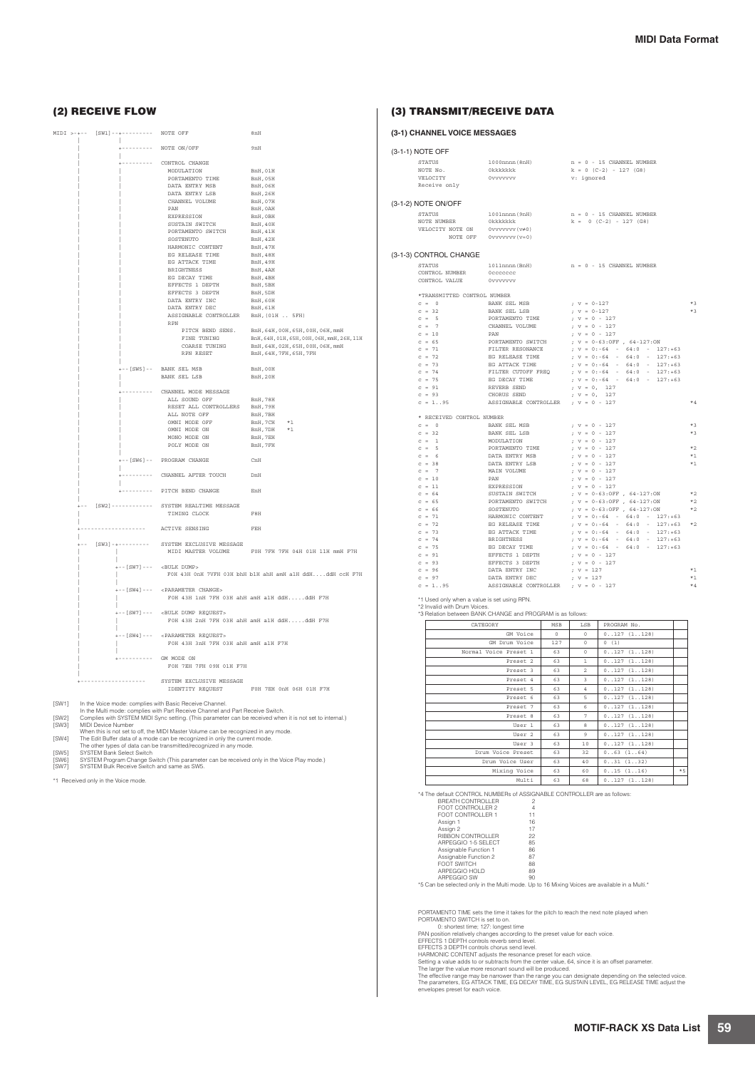## (2) RECEIVE FLOW

```
MIDI >-+-- [SW1]--+--------- NOTE OFF                   8nH
       |          |
       |          +--------- NOTE ON/OFF                9nH
       |          |
       |          +--------- CONTROL CHANGE
       |          |          MODULATION                 BnH,01H
       |          |          PORTAMENTO TIME            BnH,05H
       |          |          DATA ENTRY MSB             BnH,06H
       |          |          DATA ENTRY LSB             BnH,26H
       |          |          CHANNEL VOLUME             BnH,07H
       |          |          PAN                        BnH,0AH
       |          |          EXPRESSION                 BnH,0BH
       |          |          SUSTAIN SWITCH             BnH,40H
       |          |          PORTAMENTO SWITCH          BnH,41H
       |          |          SOSTENUTO                  BnH,42H
       |          |          HARMONIC CONTENT           BnH,47H
       |          |          EG RELEASE TIME            BnH,48H
       |          |          EG ATTACK TIME             BnH,49H
       |          |          BRIGHTNESS                 BnH,4AH
       |          |          EG DECAY TIME              BnH,4BH
       |          |          EFFECTS 1 DEPTH            BnH,5BH
       |          |          EFFECTS 3 DEPTH            BnH,5DH
       |          |          DATA ENTRY INC             BnH,60H
       |          |          DATA ENTRY DEC             BnH,61H
       |          |          ASSIGNABLE CONTROLLER      BnH,(01H .. 5FH)
       |          |          RPN
       |          |             PITCH BEND SENS.        BnH,64H,00H,65H,00H,06H,mmH
       |          |             FINE TUNING             BnH,64H,01H,65H,00H,06H,mmH,26H,llH
       |          |             COARSE TUNING           BnH,64H,02H,65H,00H,06H,mmH
       |          |             RPN RESET               BnH,64H,7FH,65H,7FH
       |          |
       |          +--[SW5]-- BANK SEL MSB               BnH,00H
       |          |          BANK SEL LSB               BnH,20H
       |          |
       |          +--------- CHANNEL MODE MESSAGE
       |          |          ALL SOUND OFF              BnH,78H
       |          |          RESET ALL CONTROLLERS      BnH,79H
       |          |          ALL NOTE OFF               BnH,7BH
       |          |          OMNI MODE OFF              BnH,7CH   *1
       |          |          OMNI MODE ON               BnH,7DH   *1
       |          |          MONO MODE ON               BnH,7EH
       |          |          POLY MODE ON               BnH,7FH
       |          |
       |          +--[SW6]-- PROGRAM CHANGE             CnH
       |          |
       |          +--------- CHANNEL AFTER TOUCH        DnH
       |          |
       |          +--------- PITCH BEND CHANGE          EnH
       |
       +-- [SW2]------------ SYSTEM REALTIME MESSAGE
       |                     TIMING CLOCK               F8H
       |
       +-------------------- ACTIVE SENSING             FEH
       |
       +-- [SW3]-+---------- SYSTEM EXCLUSIVE MESSAGE
       |         |           MIDI MASTER VOLUME         F0H 7FH 7FH 04H 01H 11H mmH F7H
       |         |
       |         +--[SW7]--- <BULK DUMP>
       |         |           F0H 43H 0nH 7VFH 03H bhH blH ahH amH alH ddH....ddH ccH F7H
       |         |
       |         +--[SW4]--- <PARAMETER CHANGE>
       |         |           F0H 43H 1nH 7FH 03H ahH amH alH ddH.....ddH F7H
       |         |
       |         +--[SW7]--- <BULK DUMP REQUEST>
       |         |           F0H 43H 2nH 7FH 03H ahH amH alH ddH.....ddH F7H
       |         |
       |         +--[SW4]--- <PARAMETER REQUEST>
       |         |           F0H 43H 3nH 7FH 03H ahH amH alH F7H
       |         |
       |         +---------- GM MODE ON
       |                     F0H 7EH 7FH 09H 01H F7H
       |
       +-------------------- SYSTEM EXCLUSIVE MESSAGE
                             IDENTITY REQUEST           F0H 7EH 0nH 06H 01H F7H
```

[SW1] In the Voice mode: complies with Basic Receive Channel.
In the Multi mode: complies with Part Receive Channel and Part Receive Switch.
[SW2] Complies with SYSTEM MIDI Sync setting. (This parameter can be received when it is not set to internal.)
[SW3] MIDI Device Number
When this is not set to off, the MIDI Master Volume can be recognized in any mode.
[SW4] The Edit Buffer data of a mode can be recognized in only the current mode.
The other types of data can be transmitted/recognized in any mode.
[SW5] SYSTEM Bank Select Switch
[SW6] SYSTEM Program Change Switch (This parameter can be received only in the Voice Play mode.)
[SW7] SYSTEM Bulk Receive Switch and same as SW5.

*1 Received only in the Voice mode.

## (3) TRANSMIT/RECEIVE DATA

### (3-1) CHANNEL VOICE MESSAGES

#### (3-1-1) NOTE OFF

```
STATUS          1000nnnn(8nH)      n = 0 - 15 CHANNEL NUMBER
NOTE No.        0kkkkkkk           k = 0 (C-2) - 127 (G8)
VELOCITY        0vvvvvvv           v: ignored
Receive only
```

#### (3-1-2) NOTE ON/OFF

```
STATUS            1001nnnn(9nH)      n = 0 - 15 CHANNEL NUMBER
NOTE NUMBER       0kkkkkkk           k = 0 (C-2) - 127 (G8)
VELOCITY NOTE ON  0vvvvvvv(v≠0)
         NOTE OFF 0vvvvvvv(v=0)
```

#### (3-1-3) CONTROL CHANGE

```
STATUS          1011nnnn(BnH)      n = 0 - 15 CHANNEL NUMBER
CONTROL NUMBER  0ccccccc
CONTROL VALUE   0vvvvvvv

*TRANSMITTED CONTROL NUMBER
c = 0       BANK SEL MSB           ; v = 0-127                      *3
c = 32      BANK SEL LSB           ; v = 0-127                      *3
c = 5       PORTAMENTO TIME        ; v = 0 - 127
c = 7       CHANNEL VOLUME         ; v = 0 - 127
c = 10      PAN                    ; v = 0 - 127
c = 65      PORTAMENTO SWITCH      ; v = 0-63:OFF , 64-127:ON
c = 71      FILTER RESONANCE       ; v = 0:-64 - 64:0 - 127:+63
c = 72      EG RELEASE TIME        ; v = 0:-64 - 64:0 - 127:+63
c = 73      EG ATTACK TIME         ; v = 0:-64 - 64:0 - 127:+63
c = 74      FILTER CUTOFF FREQ     ; v = 0:-64 - 64:0 - 127:+63
c = 75      EG DECAY TIME          ; v = 0:-64 - 64:0 - 127:+63
c = 91      REVERB SEND            ; v = 0, 127
c = 93      CHORUS SEND            ; v = 0, 127
c = 1..95   ASSIGNABLE CONTROLLER  ; v = 0 - 127                    *4

* RECEIVED CONTROL NUMBER
c = 0       BANK SEL MSB           ; v = 0 - 127                    *3
c = 32      BANK SEL LSB           ; v = 0 - 127                    *3
c = 1       MODULATION             ; v = 0 - 127
c = 5       PORTAMENTO TIME        ; v = 0 - 127                    *2
c = 6       DATA ENTRY MSB         ; v = 0 - 127                    *1
c = 38      DATA ENTRY LSB         ; v = 0 - 127                    *1
c = 7       MAIN VOLUME            ; v = 0 - 127
c = 10      PAN                    ; v = 0 - 127
c = 11      EXPRESSION             ; v = 0 - 127
c = 64      SUSTAIN SWITCH         ; v = 0-63:OFF , 64-127:ON       *2
c = 65      PORTAMENTO SWITCH      ; v = 0-63:OFF , 64-127:ON       *2
c = 66      SOSTENUTO              ; v = 0-63:OFF , 64-127:ON       *2
c = 71      HARMONIC CONTENT       ; v = 0:-64 - 64:0 - 127:+63
c = 72      EG RELEASE TIME        ; v = 0:-64 - 64:0 - 127:+63     *2
c = 73      EG ATTACK TIME         ; v = 0:-64 - 64:0 - 127:+63
c = 74      BRIGHTNESS             ; v = 0:-64 - 64:0 - 127:+63
c = 75      EG DECAY TIME          ; v = 0:-64 - 64:0 - 127:+63
c = 91      EFFECTS 1 DEPTH        ; v = 0 - 127
c = 93      EFFECTS 3 DEPTH        ; v = 0 - 127
c = 96      DATA ENTRY INC         ; v = 127                        *1
c = 97      DATA ENTRY DEC         ; v = 127                        *1
c = 1..95   ASSIGNABLE CONTROLLER  ; v = 0 - 127                    *4
```

*1 Used only when a value is set using RPN.
*2 Invalid with Drum Voices.
*3 Relation between BANK CHANGE and PROGRAM is as follows:

| CATEGORY | MSB | LSB | PROGRAM No. | |
|---|---|---|---|---|
| GM Voice | 0 | 0 | 0..127 (1..128) | |
| GM Drum Voice | 127 | 0 | 0 (1) | |
| Normal Voice Preset 1 | 63 | 0 | 0..127 (1..128) | |
| Preset 2 | 63 | 1 | 0..127 (1..128) | |
| Preset 3 | 63 | 2 | 0..127 (1..128) | |
| Preset 4 | 63 | 3 | 0..127 (1..128) | |
| Preset 5 | 63 | 4 | 0..127 (1..128) | |
| Preset 6 | 63 | 5 | 0..127 (1..128) | |
| Preset 7 | 63 | 6 | 0..127 (1..128) | |
| Preset 8 | 63 | 7 | 0..127 (1..128) | |
| User 1 | 63 | 8 | 0..127 (1..128) | |
| User 2 | 63 | 9 | 0..127 (1..128) | |
| User 3 | 63 | 10 | 0..127 (1..128) | |
| Drum Voice Preset | 63 | 32 | 0..63 (1..64) | |
| Drum Voice User | 63 | 40 | 0..31 (1..32) | |
| Mixing Voice | 63 | 60 | 0..15 (1..16) | *5 |
| Multi | 63 | 68 | 0..127 (1..128) | |

*4 The default CONTROL NUMBERs of ASSIGNABLE CONTROLLER are as follows:

| | |
|---|---|
| BREATH CONTROLLER | 2 |
| FOOT CONTROLLER 2 | 4 |
| FOOT CONTROLLER 1 | 11 |
| Assign 1 | 16 |
| Assign 2 | 17 |
| RIBBON CONTROLLER | 22 |
| ARPEGGIO 1-5 SELECT | 85 |
| Assignable Function 1 | 86 |
| Assignable Function 2 | 87 |
| FOOT SWITCH | 88 |
| ARPEGGIO HOLD | 89 |
| ARPEGGIO SW | 90 |

*5 Can be selected only in the Multi mode. Up to 16 Mixing Voices are available in a Multi.*

PORTAMENTO TIME sets the time it takes for the pitch to reach the next note played when PORTAMENTO SWITCH is set to on.
0: shortest time; 127: longest time
PAN position relatively changes according to the preset value for each voice.
EFFECTS 1 DEPTH controls reverb send level.
EFFECTS 3 DEPTH controls chorus send level.
HARMONIC CONTENT adjusts the resonance preset for each voice.
Setting a value adds to or subtracts from the center value, 64, since it is an offset parameter.
The larger the value more resonant sound will be produced.
The effective range may be narrower than the range you can designate depending on the selected voice.
The parameters, EG ATTACK TIME, EG DECAY TIME, EG SUSTAIN LEVEL, EG RELEASE TIME adjust the envelopes preset for each voice.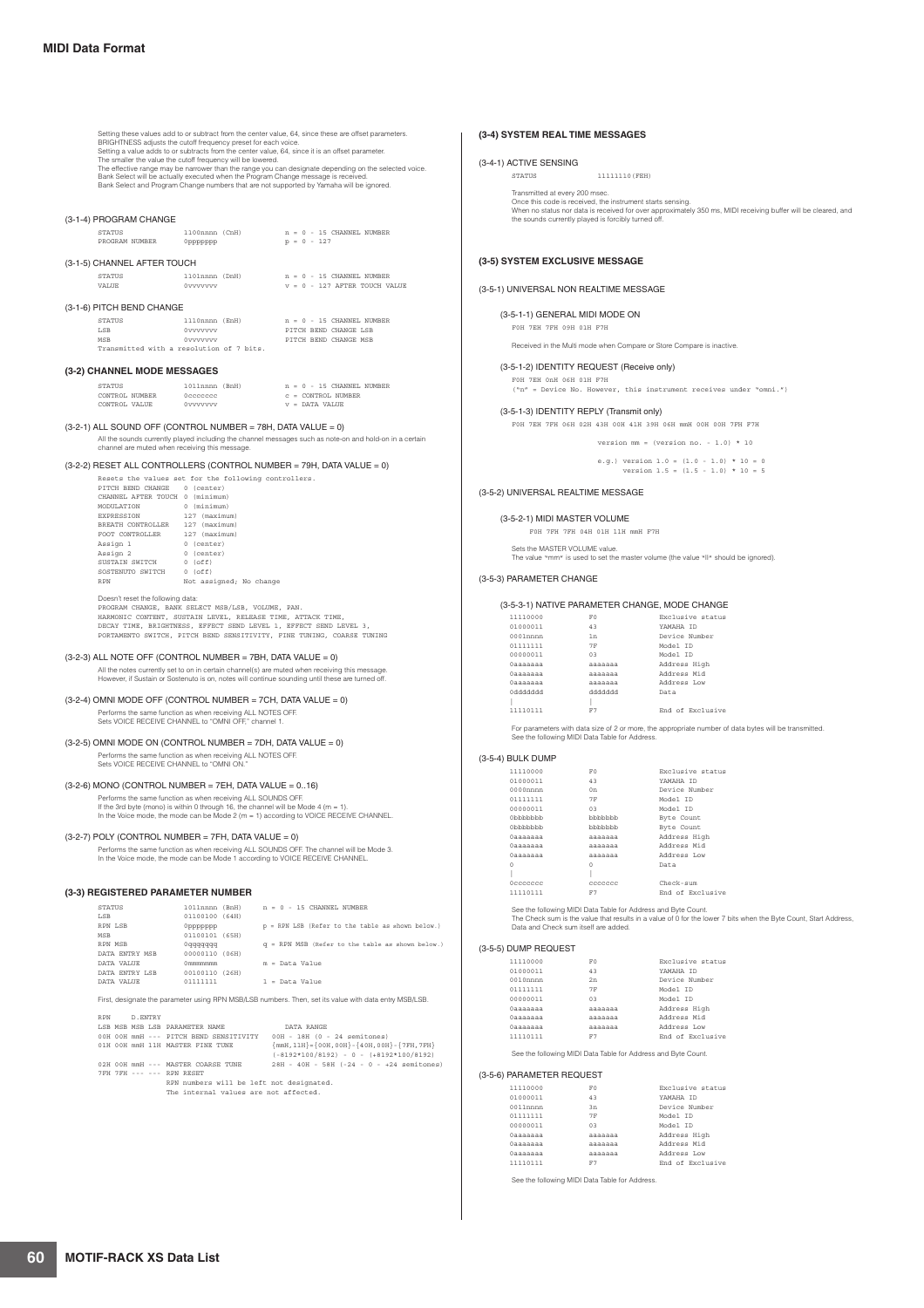Setting these values add to or subtract from the center value, 64, since these are offset parameters.
BRIGHTNESS adjusts the cutoff frequency preset for each voice.
Setting a value adds to or subtracts from the center value, 64, since it is an offset parameter.
The smaller the value the cutoff frequency will be lowered.
The effective range may be narrower than the range you can designate depending on the selected voice.
Bank Select will be actually executed when the Program Change message is received.
Bank Select and Program Change numbers that are not supported by Yamaha will be ignored.

### (3-1-4) PROGRAM CHANGE

```
STATUS          1100nnnn (CnH)      n = 0 - 15 CHANNEL NUMBER
PROGRAM NUMBER  0ppppppp            p = 0 - 127
```

### (3-1-5) CHANNEL AFTER TOUCH

```
STATUS          1101nnnn (DnH)      n = 0 - 15 CHANNEL NUMBER
VALUE           0vvvvvvv            v = 0 - 127 AFTER TOUCH VALUE
```

### (3-1-6) PITCH BEND CHANGE

```
STATUS          1110nnnn (EnH)      n = 0 - 15 CHANNEL NUMBER
LSB             0vvvvvvv            PITCH BEND CHANGE LSB
MSB             0vvvvvvv            PITCH BEND CHANGE MSB
Transmitted with a resolution of 7 bits.
```

## (3-2) CHANNEL MODE MESSAGES

```
STATUS          1011nnnn (BnH)      n = 0 - 15 CHANNEL NUMBER
CONTROL NUMBER  0ccccccc            c = CONTROL NUMBER
CONTROL VALUE   0vvvvvvv            v = DATA VALUE
```

### (3-2-1) ALL SOUND OFF (CONTROL NUMBER = 78H, DATA VALUE = 0)

All the sounds currently played including the channel messages such as note-on and hold-on in a certain channel are muted when receiving this message.

### (3-2-2) RESET ALL CONTROLLERS (CONTROL NUMBER = 79H, DATA VALUE = 0)

```
Resets the values set for the following controllers.
PITCH BEND CHANGE     0 (center)
CHANNEL AFTER TOUCH   0 (minimum)
MODULATION            0 (minimum)
EXPRESSION            127 (maximum)
BREATH CONTROLLER     127 (maximum)
FOOT CONTROLLER       127 (maximum)
Assign 1              0 (center)
Assign 2              0 (center)
SUSTAIN SWITCH        0 (off)
SOSTENUTO SWITCH      0 (off)
RPN                   Not assigned; No change
```

Doesn't reset the following data:

```
PROGRAM CHANGE, BANK SELECT MSB/LSB, VOLUME, PAN.
HARMONIC CONTENT, SUSTAIN LEVEL, RELEASE TIME, ATTACK TIME,
DECAY TIME, BRIGHTNESS, EFFECT SEND LEVEL 1, EFFECT SEND LEVEL 3,
PORTAMENTO SWITCH, PITCH BEND SENSITIVITY, FINE TUNING, COARSE TUNING
```

### (3-2-3) ALL NOTE OFF (CONTROL NUMBER = 7BH, DATA VALUE = 0)

All the notes currently set to on in certain channel(s) are muted when receiving this message.
However, if Sustain or Sostenuto is on, notes will continue sounding until these are turned off.

### (3-2-4) OMNI MODE OFF (CONTROL NUMBER = 7CH, DATA VALUE = 0)

Performs the same function as when receiving ALL NOTES OFF.
Sets VOICE RECEIVE CHANNEL to "OMNI OFF," channel 1.

### (3-2-5) OMNI MODE ON (CONTROL NUMBER = 7DH, DATA VALUE = 0)

Performs the same function as when receiving ALL NOTES OFF.
Sets VOICE RECEIVE CHANNEL to "OMNI ON."

### (3-2-6) MONO (CONTROL NUMBER = 7EH, DATA VALUE = 0..16)

Performs the same function as when receiving ALL SOUNDS OFF.
If the 3rd byte (mono) is within 0 through 16, the channel will be Mode 4 (m = 1).
In the Voice mode, the mode can be Mode 2 (m = 1) according to VOICE RECEIVE CHANNEL.

### (3-2-7) POLY (CONTROL NUMBER = 7FH, DATA VALUE = 0)

Performs the same function as when receiving ALL SOUNDS OFF. The channel will be Mode 3.
In the Voice mode, the mode can be Mode 1 according to VOICE RECEIVE CHANNEL.

## (3-3) REGISTERED PARAMETER NUMBER

```
STATUS          1011nnnn (BnH)      n = 0 - 15 CHANNEL NUMBER
LSB             01100100 (64H)
RPN LSB         0ppppppp            p = RPN LSB (Refer to the table as shown below.)
MSB             01100101 (65H)
RPN MSB         0qqqqqqq            q = RPN MSB (Refer to the table as shown below.)
DATA ENTRY MSB  00000110 (06H)
DATA VALUE      0mmmmmmm            m = Data Value
DATA ENTRY LSB  00100110 (26H)
DATA VALUE      01111111            l = Data Value
```

First, designate the parameter using RPN MSB/LSB numbers. Then, set its value with data entry MSB/LSB.

```
RPN     D.ENTRY
LSB MSB MSB LSB  PARAMETER NAME          DATA RANGE
00H 00H mmH ---  PITCH BEND SENSITIVITY  00H - 18H (0 - 24 semitones)
01H 00H mmH 11H  MASTER FINE TUNE        {mmH,11H}={00H,00H}-{40H,00H}-{7FH,7FH}
                                         (-8192*100/8192) - 0 - (+8192*100/8192)
02H 00H mmH ---  MASTER COARSE TUNE      28H - 40H - 58H (-24 - 0 - +24 semitones)
7FH 7FH --- ---  RPN RESET
                 RPN numbers will be left not designated.
                 The internal values are not affected.
```

## (3-4) SYSTEM REAL TIME MESSAGES

### (3-4-1) ACTIVE SENSING

```
STATUS          11111110(FEH)
```

Transmitted at every 200 msec.
Once this code is received, the instrument starts sensing.
When no status nor data is received for over approximately 350 ms, MIDI receiving buffer will be cleared, and the sounds currently played is forcibly turned off.

## (3-5) SYSTEM EXCLUSIVE MESSAGE

### (3-5-1) UNIVERSAL NON REALTIME MESSAGE

#### (3-5-1-1) GENERAL MIDI MODE ON

```
F0H 7EH 7FH 09H 01H F7H
```

Received in the Multi mode when Compare or Store Compare is inactive.

#### (3-5-1-2) IDENTITY REQUEST (Receive only)

```
F0H 7EH 0nH 06H 01H F7H
("n" = Device No. However, this instrument receives under "omni.")
```

#### (3-5-1-3) IDENTITY REPLY (Transmit only)

```
F0H 7EH 7FH 06H 02H 43H 00H 41H 39H 06H mmH 00H 00H 7FH F7H

               version mm = (version no. - 1.0) * 10

               e.g.) version 1.0 = (1.0 - 1.0) * 10 = 0
                     version 1.5 = (1.5 - 1.0) * 10 = 5
```

### (3-5-2) UNIVERSAL REALTIME MESSAGE

#### (3-5-2-1) MIDI MASTER VOLUME

```
F0H 7FH 7FH 04H 01H 11H mmH F7H
```

Sets the MASTER VOLUME value.
The value "mm" is used to set the master volume (the value "ll" should be ignored).

### (3-5-3) PARAMETER CHANGE

#### (3-5-3-1) NATIVE PARAMETER CHANGE, MODE CHANGE

```
11110000    F0        Exclusive status
01000011    43        YAMAHA ID
0001nnnn    1n        Device Number
01111111    7F        Model ID
00000011    03        Model ID
0aaaaaaa    aaaaaaa   Address High
0aaaaaaa    aaaaaaa   Address Mid
0aaaaaaa    aaaaaaa   Address Low
0ddddddd    ddddddd   Data
|           |
11110111    F7        End of Exclusive
```

For parameters with data size of 2 or more, the appropriate number of data bytes will be transmitted.
See the following MIDI Data Table for Address.

### (3-5-4) BULK DUMP

```
11110000    F0        Exclusive status
01000011    43        YAMAHA ID
0000nnnn    0n        Device Number
01111111    7F        Model ID
00000011    03        Model ID
0bbbbbbb    bbbbbbb   Byte Count
0bbbbbbb    bbbbbbb   Byte Count
0aaaaaaa    aaaaaaa   Address High
0aaaaaaa    aaaaaaa   Address Mid
0aaaaaaa    aaaaaaa   Address Low
0           0         Data
|           |
0ccccccc    ccccccc   Check-sum
11110111    F7        End of Exclusive
```

See the following MIDI Data Table for Address and Byte Count.
The Check sum is the value that results in a value of 0 for the lower 7 bits when the Byte Count, Start Address, Data and Check sum itself are added.

### (3-5-5) DUMP REQUEST

```
11110000    F0        Exclusive status
01000011    43        YAMAHA ID
0010nnnn    2n        Device Number
01111111    7F        Model ID
00000011    03        Model ID
0aaaaaaa    aaaaaaa   Address High
0aaaaaaa    aaaaaaa   Address Mid
0aaaaaaa    aaaaaaa   Address Low
11110111    F7        End of Exclusive
```

See the following MIDI Data Table for Address and Byte Count.

### (3-5-6) PARAMETER REQUEST

```
11110000    F0        Exclusive status
01000011    43        YAMAHA ID
0011nnnn    3n        Device Number
01111111    7F        Model ID
00000011    03        Model ID
0aaaaaaa    aaaaaaa   Address High
0aaaaaaa    aaaaaaa   Address Mid
0aaaaaaa    aaaaaaa   Address Low
11110111    F7        End of Exclusive
```

See the following MIDI Data Table for Address.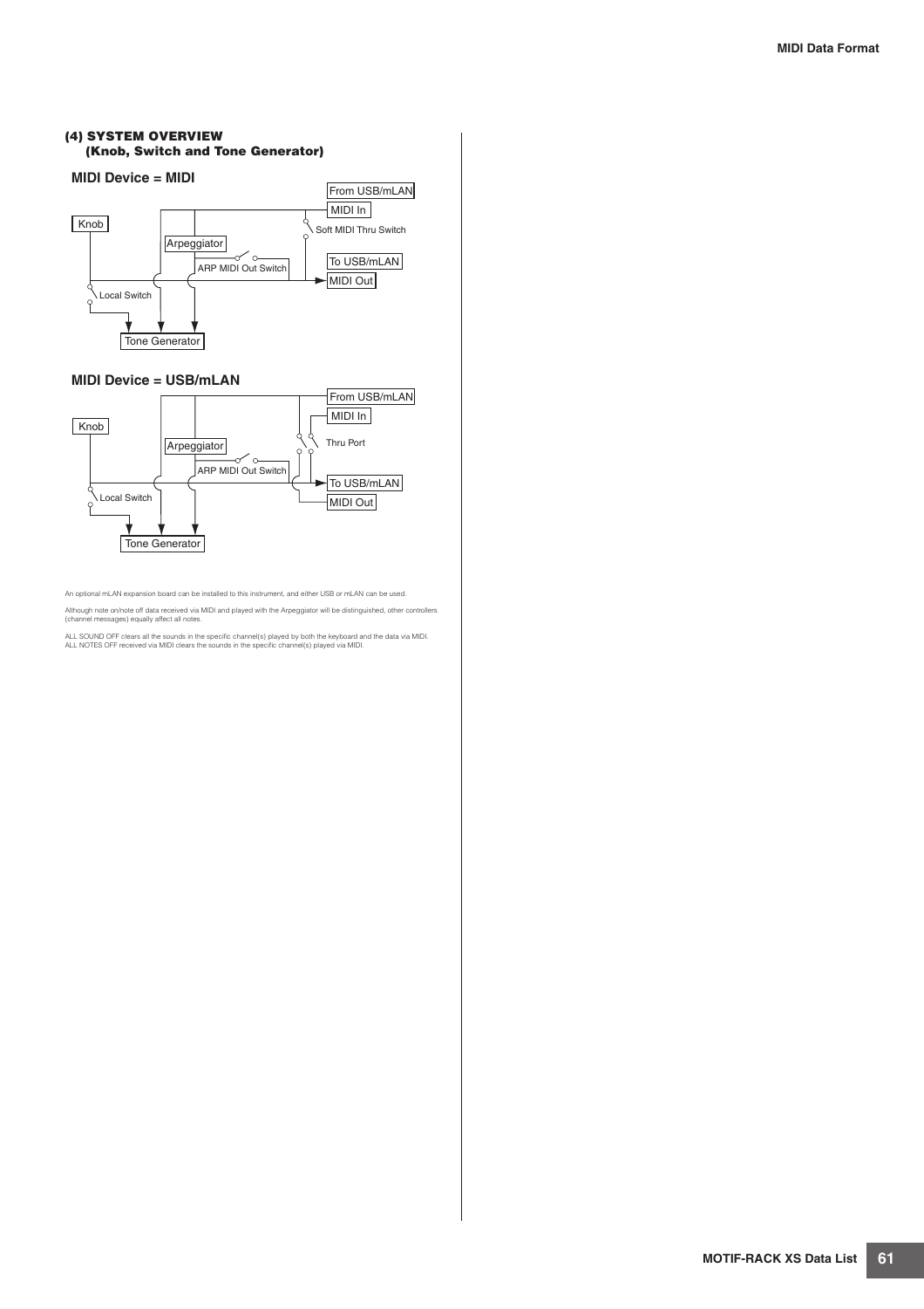#### (4) SYSTEM OVERVIEW
#### (Knob, Switch and Tone Generator)

**MIDI Device = MIDI**

From USB/mLAN

MIDI In

Knob

Soft MIDI Thru Switch

Arpeggiator

To USB/mLAN

ARP MIDI Out Switch

MIDI Out

Local Switch

Tone Generator

**MIDI Device = USB/mLAN**

From USB/mLAN

MIDI In

Knob

Thru Port

Arpeggiator

ARP MIDI Out Switch

To USB/mLAN

Local Switch

MIDI Out

Tone Generator

An optional mLAN expansion board can be installed to this instrument, and either USB or mLAN can be used.

Although note on/note off data received via MIDI and played with the Arpeggiator will be distinguished, other controllers (channel messages) equally affect all notes.

ALL SOUND OFF clears all the sounds in the specific channel(s) played by both the keyboard and the data via MIDI.
ALL NOTES OFF received via MIDI clears the sounds in the specific channel(s) played via MIDI.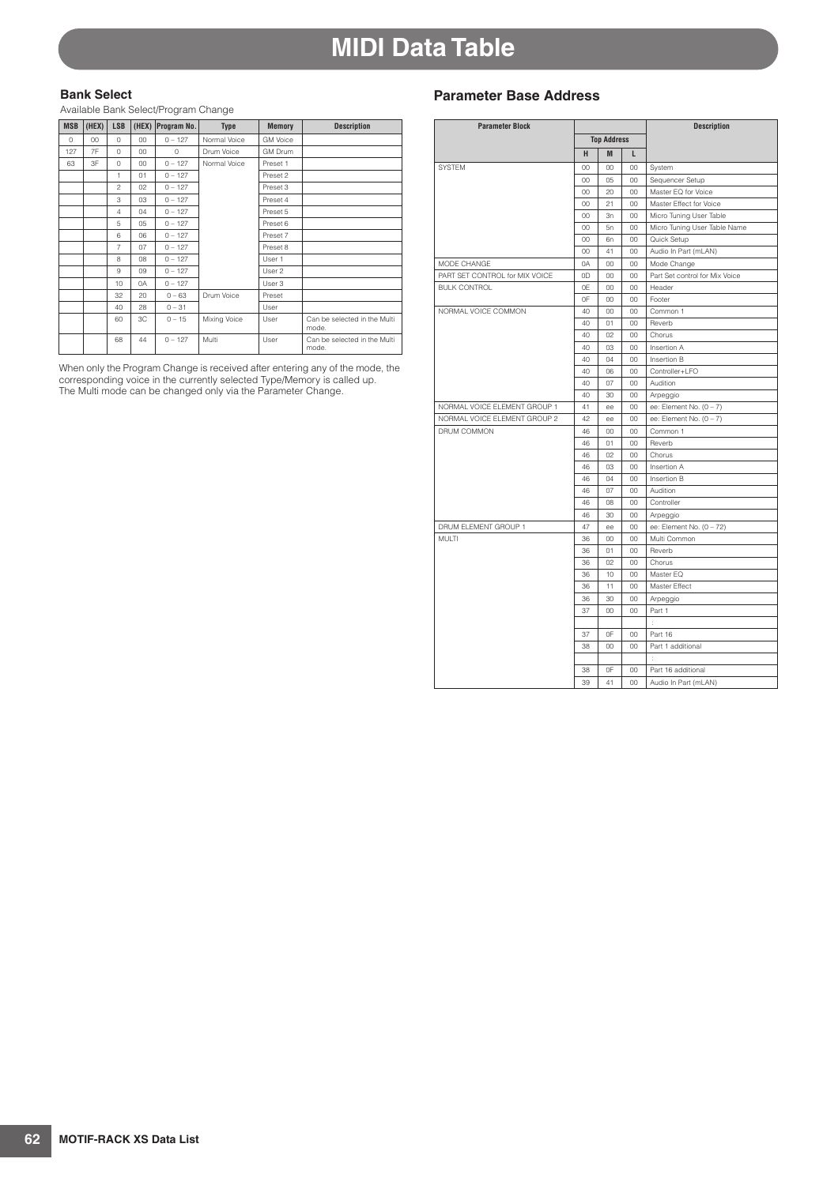# MIDI Data Table

## Bank Select

Available Bank Select/Program Change

| MSB | (HEX) | LSB | (HEX) | Program No. | Type | Memory | Description |
|---|---|---|---|---|---|---|---|
| 0 | 00 | 0 | 00 | 0 – 127 | Normal Voice | GM Voice | |
| 127 | 7F | 0 | 00 | 0 | Drum Voice | GM Drum | |
| 63 | 3F | 0 | 00 | 0 – 127 | Normal Voice | Preset 1 | |
| | | 1 | 01 | 0 – 127 | | Preset 2 | |
| | | 2 | 02 | 0 – 127 | | Preset 3 | |
| | | 3 | 03 | 0 – 127 | | Preset 4 | |
| | | 4 | 04 | 0 – 127 | | Preset 5 | |
| | | 5 | 05 | 0 – 127 | | Preset 6 | |
| | | 6 | 06 | 0 – 127 | | Preset 7 | |
| | | 7 | 07 | 0 – 127 | | Preset 8 | |
| | | 8 | 08 | 0 – 127 | | User 1 | |
| | | 9 | 09 | 0 – 127 | | User 2 | |
| | | 10 | 0A | 0 – 127 | | User 3 | |
| | | 32 | 20 | 0 – 63 | Drum Voice | Preset | |
| | | 40 | 28 | 0 – 31 | | User | |
| | | 60 | 3C | 0 – 15 | Mixing Voice | User | Can be selected in the Multi mode. |
| | | 68 | 44 | 0 – 127 | Multi | User | Can be selected in the Multi mode. |

When only the Program Change is received after entering any of the mode, the corresponding voice in the currently selected Type/Memory is called up.
The Multi mode can be changed only via the Parameter Change.

## Parameter Base Address

| Parameter Block | Top Address | | | Description |
|---|---|---|---|---|
| | H | M | L | |
| SYSTEM | 00 | 00 | 00 | System |
| | 00 | 05 | 00 | Sequencer Setup |
| | 00 | 20 | 00 | Master EQ for Voice |
| | 00 | 21 | 00 | Master Effect for Voice |
| | 00 | 3n | 00 | Micro Tuning User Table |
| | 00 | 5n | 00 | Micro Tuning User Table Name |
| | 00 | 6n | 00 | Quick Setup |
| | 00 | 41 | 00 | Audio In Part (mLAN) |
| MODE CHANGE | 0A | 00 | 00 | Mode Change |
| PART SET CONTROL for MIX VOICE | 0D | 00 | 00 | Part Set control for Mix Voice |
| BULK CONTROL | 0E | 00 | 00 | Header |
| | 0F | 00 | 00 | Footer |
| NORMAL VOICE COMMON | 40 | 00 | 00 | Common 1 |
| | 40 | 01 | 00 | Reverb |
| | 40 | 02 | 00 | Chorus |
| | 40 | 03 | 00 | Insertion A |
| | 40 | 04 | 00 | Insertion B |
| | 40 | 06 | 00 | Controller+LFO |
| | 40 | 07 | 00 | Audition |
| | 40 | 30 | 00 | Arpeggio |
| NORMAL VOICE ELEMENT GROUP 1 | 41 | ee | 00 | ee: Element No. (0 – 7) |
| NORMAL VOICE ELEMENT GROUP 2 | 42 | ee | 00 | ee: Element No. (0 – 7) |
| DRUM COMMON | 46 | 00 | 00 | Common 1 |
| | 46 | 01 | 00 | Reverb |
| | 46 | 02 | 00 | Chorus |
| | 46 | 03 | 00 | Insertion A |
| | 46 | 04 | 00 | Insertion B |
| | 46 | 07 | 00 | Audition |
| | 46 | 08 | 00 | Controller |
| | 46 | 30 | 00 | Arpeggio |
| DRUM ELEMENT GROUP 1 | 47 | ee | 00 | ee: Element No. (0 – 72) |
| MULTI | 36 | 00 | 00 | Multi Common |
| | 36 | 01 | 00 | Reverb |
| | 36 | 02 | 00 | Chorus |
| | 36 | 10 | 00 | Master EQ |
| | 36 | 11 | 00 | Master Effect |
| | 36 | 30 | 00 | Arpeggio |
| | 37 | 00 | 00 | Part 1 |
| | | | | : |
| | 37 | 0F | 00 | Part 16 |
| | 38 | 00 | 00 | Part 1 additional |
| | | | | : |
| | 38 | 0F | 00 | Part 16 additional |
| | 39 | 41 | 00 | Audio In Part (mLAN) |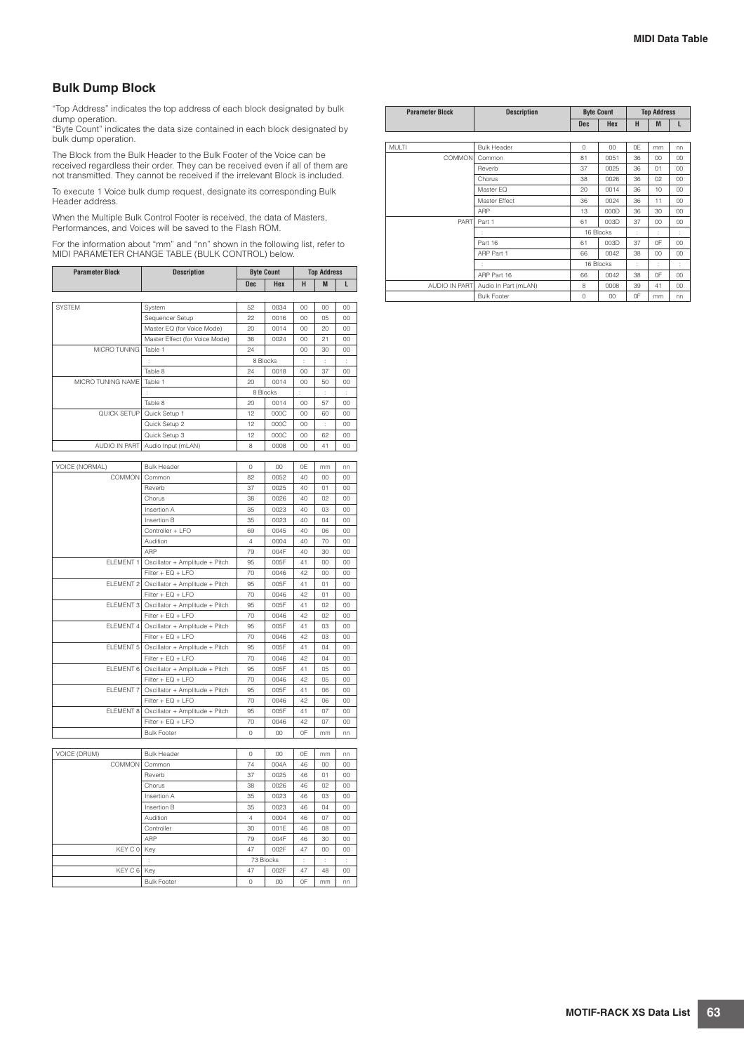## Bulk Dump Block

"Top Address" indicates the top address of each block designated by bulk dump operation.
"Byte Count" indicates the data size contained in each block designated by bulk dump operation.

The Block from the Bulk Header to the Bulk Footer of the Voice can be received regardless their order. They can be received even if all of them are not transmitted. They cannot be received if the irrelevant Block is included.

To execute 1 Voice bulk dump request, designate its corresponding Bulk Header address.

When the Multiple Bulk Control Footer is received, the data of Masters, Performances, and Voices will be saved to the Flash ROM.

For the information about "mm" and "nn" shown in the following list, refer to MIDI PARAMETER CHANGE TABLE (BULK CONTROL) below.

| Parameter Block | Description | Byte Count | | Top Address | | |
|---|---|---|---|---|---|---|
| | | Dec | Hex | H | M | L |
| SYSTEM | System | 52 | 0034 | 00 | 00 | 00 |
| | Sequencer Setup | 22 | 0016 | 00 | 05 | 00 |
| | Master EQ (for Voice Mode) | 20 | 0014 | 00 | 20 | 00 |
| | Master Effect (for Voice Mode) | 36 | 0024 | 00 | 21 | 00 |
| MICRO TUNING | Table 1 | 24 | | 00 | 30 | 00 |
| | : | 8 Blocks | | : | : | : |
| | Table 8 | 24 | 0018 | 00 | 37 | 00 |
| MICRO TUNING NAME | Table 1 | 20 | 0014 | 00 | 50 | 00 |
| | : | 8 Blocks | | : | : | : |
| | Table 8 | 20 | 0014 | 00 | 57 | 00 |
| QUICK SETUP | Quick Setup 1 | 12 | 000C | 00 | 60 | 00 |
| | Quick Setup 2 | 12 | 000C | 00 | : | 00 |
| | Quick Setup 3 | 12 | 000C | 00 | 62 | 00 |
| AUDIO IN PART | Audio Input (mLAN) | 8 | 0008 | 00 | 41 | 00 |

| Parameter Block | Description | Byte Count | | Top Address | | |
|---|---|---|---|---|---|---|
| | | Dec | Hex | H | M | L |
| VOICE (NORMAL) | Bulk Header | 0 | 00 | 0E | mm | nn |
| COMMON | Common | 82 | 0052 | 40 | 00 | 00 |
| | Reverb | 37 | 0025 | 40 | 01 | 00 |
| | Chorus | 38 | 0026 | 40 | 02 | 00 |
| | Insertion A | 35 | 0023 | 40 | 03 | 00 |
| | Insertion B | 35 | 0023 | 40 | 04 | 00 |
| | Controller + LFO | 69 | 0045 | 40 | 06 | 00 |
| | Audition | 4 | 0004 | 40 | 70 | 00 |
| | ARP | 79 | 004F | 40 | 30 | 00 |
| ELEMENT 1 | Oscillator + Amplitude + Pitch | 95 | 005F | 41 | 00 | 00 |
| | Filter + EQ + LFO | 70 | 0046 | 42 | 00 | 00 |
| ELEMENT 2 | Oscillator + Amplitude + Pitch | 95 | 005F | 41 | 01 | 00 |
| | Filter + EQ + LFO | 70 | 0046 | 42 | 01 | 00 |
| ELEMENT 3 | Oscillator + Amplitude + Pitch | 95 | 005F | 41 | 02 | 00 |
| | Filter + EQ + LFO | 70 | 0046 | 42 | 02 | 00 |
| ELEMENT 4 | Oscillator + Amplitude + Pitch | 95 | 005F | 41 | 03 | 00 |
| | Filter + EQ + LFO | 70 | 0046 | 42 | 03 | 00 |
| ELEMENT 5 | Oscillator + Amplitude + Pitch | 95 | 005F | 41 | 04 | 00 |
| | Filter + EQ + LFO | 70 | 0046 | 42 | 04 | 00 |
| ELEMENT 6 | Oscillator + Amplitude + Pitch | 95 | 005F | 41 | 05 | 00 |
| | Filter + EQ + LFO | 70 | 0046 | 42 | 05 | 00 |
| ELEMENT 7 | Oscillator + Amplitude + Pitch | 95 | 005F | 41 | 06 | 00 |
| | Filter + EQ + LFO | 70 | 0046 | 42 | 06 | 00 |
| ELEMENT 8 | Oscillator + Amplitude + Pitch | 95 | 005F | 41 | 07 | 00 |
| | Filter + EQ + LFO | 70 | 0046 | 42 | 07 | 00 |
| | Bulk Footer | 0 | 00 | 0F | mm | nn |

| Parameter Block | Description | Byte Count | | Top Address | | |
|---|---|---|---|---|---|---|
| | | Dec | Hex | H | M | L |
| VOICE (DRUM) | Bulk Header | 0 | 00 | 0E | mm | nn |
| COMMON | Common | 74 | 004A | 46 | 00 | 00 |
| | Reverb | 37 | 0025 | 46 | 01 | 00 |
| | Chorus | 38 | 0026 | 46 | 02 | 00 |
| | Insertion A | 35 | 0023 | 46 | 03 | 00 |
| | Insertion B | 35 | 0023 | 46 | 04 | 00 |
| | Audition | 4 | 0004 | 46 | 07 | 00 |
| | Controller | 30 | 001E | 46 | 08 | 00 |
| | ARP | 79 | 004F | 46 | 30 | 00 |
| KEY C 0 | Key | 47 | 002F | 47 | 00 | 00 |
| | : | 73 Blocks | | : | : | : |
| KEY C 6 | Key | 47 | 002F | 47 | 48 | 00 |
| | Bulk Footer | 0 | 00 | 0F | mm | nn |

| Parameter Block | Description | Byte Count | | Top Address | | |
|---|---|---|---|---|---|---|
| | | Dec | Hex | H | M | L |
| MULTI | Bulk Header | 0 | 00 | 0E | mm | nn |
| COMMON | Common | 81 | 0051 | 36 | 00 | 00 |
| | Reverb | 37 | 0025 | 36 | 01 | 00 |
| | Chorus | 38 | 0026 | 36 | 02 | 00 |
| | Master EQ | 20 | 0014 | 36 | 10 | 00 |
| | Master Effect | 36 | 0024 | 36 | 11 | 00 |
| | ARP | 13 | 000D | 36 | 30 | 00 |
| PART | Part 1 | 61 | 003D | 37 | 00 | 00 |
| | : | 16 Blocks | | : | : | : |
| | Part 16 | 61 | 003D | 37 | 0F | 00 |
| | ARP Part 1 | 66 | 0042 | 38 | 00 | 00 |
| | : | 16 Blocks | | : | : | : |
| | ARP Part 16 | 66 | 0042 | 38 | 0F | 00 |
| AUDIO IN PART | Audio In Part (mLAN) | 8 | 0008 | 39 | 41 | 00 |
| | Bulk Footer | 0 | 00 | 0F | mm | nn |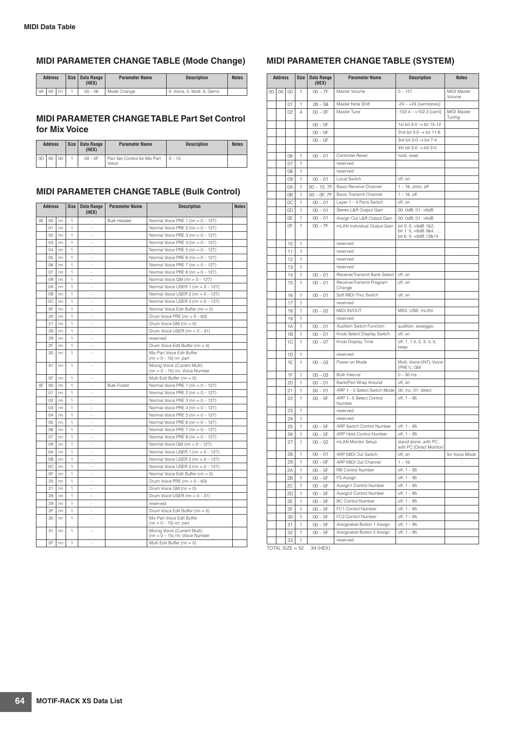## MIDI PARAMETER CHANGE TABLE (Mode Change)

| Address | | | Size | Data Range (HEX) | Parameter Name | Description | Notes |
|---|---|---|---|---|---|---|---|
| 0A | 00 | 01 | 1 | 00 – 06 | Mode Change | 0: Voice, 5: Multi, 6: Demo | |

## MIDI PARAMETER CHANGE TABLE Part Set Control for Mix Voice

| Address | | | Size | Data Range (HEX) | Parameter Name | Description | Notes |
|---|---|---|---|---|---|---|---|
| 0D | 00 | 00 | 1 | 00 – 0F | Part Set Control for Mix Part Voice | 0 – 15 | |

## MIDI PARAMETER CHANGE TABLE (Bulk Control)

| Address | | | Size | Data Range (HEX) | Parameter Name | Description | Notes |
|---|---|---|---|---|---|---|---|
| 0E | 00 | nn | 1 | - | Bulk Header | Normal Voice PRE 1 (nn = 0 – 127) | |
| | 01 | nn | 1 | - | | Normal Voice PRE 2 (nn = 0 – 127) | |
| | 02 | nn | 1 | - | | Normal Voice PRE 3 (nn = 0 – 127) | |
| | 03 | nn | 1 | - | | Normal Voice PRE 4 (nn = 0 – 127) | |
| | 04 | nn | 1 | - | | Normal Voice PRE 5 (nn = 0 – 127) | |
| | 05 | nn | 1 | - | | Normal Voice PRE 6 (nn = 0 – 127) | |
| | 06 | nn | 1 | - | | Normal Voice PRE 7 (nn = 0 – 127) | |
| | 07 | nn | 1 | - | | Normal Voice PRE 8 (nn = 0 – 127) | |
| | 09 | nn | 1 | - | | Normal Voice GM (nn = 0 – 127) | |
| | 0A | nn | 1 | - | | Normal Voice USER 1 (nn = 0 – 127) | |
| | 0B | nn | 1 | - | | Normal Voice USER 2 (nn = 0 – 127) | |
| | 0C | nn | 1 | - | | Normal Voice USER 3 (nn = 0 – 127) | |
| | 0F | nn | 1 | - | | Normal Voice Edit Buffer (nn = 0) | |
| | 20 | nn | 1 | - | | Drum Voice PRE (nn = 0 – 63) | |
| | 21 | nn | 1 | - | | Drum Voice GM (nn = 0) | |
| | 28 | nn | 1 | - | | Drum Voice USER (nn = 0 – 31) | |
| | 29 | nn | 1 | - | | reserved | |
| | 2F | nn | 1 | - | | Drum Voice Edit Buffer (nn = 0) | |
| | 30 | nn | 1 | - | | Mix Part Voice Edit Buffer (nn = 0 – 15) nn: part | |
| | 31 | nn | 1 | - | | Mixing Voice (Current Multi) (nn = 0 – 15) nn: Voice Number | |
| | 5F | nn | 1 | - | | Multi Edit Buffer (nn = 0) | |
| 0F | 00 | nn | 1 | - | Bulk Footer | Normal Voice PRE 1 (nn = 0 – 127) | |
| | 01 | nn | 1 | - | | Normal Voice PRE 2 (nn = 0 – 127) | |
| | 02 | nn | 1 | - | | Normal Voice PRE 3 (nn = 0 – 127) | |
| | 03 | nn | 1 | - | | Normal Voice PRE 4 (nn = 0 – 127) | |
| | 04 | nn | 1 | - | | Normal Voice PRE 5 (nn = 0 – 127) | |
| | 05 | nn | 1 | - | | Normal Voice PRE 6 (nn = 0 – 127) | |
| | 06 | nn | 1 | - | | Normal Voice PRE 7 (nn = 0 – 127) | |
| | 07 | nn | 1 | - | | Normal Voice PRE 8 (nn = 0 – 127) | |
| | 09 | nn | 1 | - | | Normal Voice GM (nn = 0 – 127) | |
| | 0A | nn | 1 | - | | Normal Voice USER 1 (nn = 0 – 127) | |
| | 0B | nn | 1 | - | | Normal Voice USER 2 (nn = 0 – 127) | |
| | 0C | nn | 1 | - | | Normal Voice USER 3 (nn = 0 – 127) | |
| | 0F | nn | 1 | - | | Normal Voice Edit Buffer (nn = 0) | |
| | 20 | nn | 1 | - | | Drum Voice PRE (nn = 0 – 63) | |
| | 21 | nn | 1 | - | | Drum Voice GM (nn = 0) | |
| | 28 | nn | 1 | - | | Drum Voice USER (nn = 0 – 31) | |
| | 29 | nn | 1 | - | | reserved | |
| | 2F | nn | 1 | - | | Drum Voice Edit Buffer (nn = 0) | |
| | 30 | nn | 1 | - | | Mix Part Voice Edit Buffer (nn = 0 – 15) nn: part | |
| | 31 | nn | 1 | - | | Mixing Voice (Current Multi) (nn = 0 – 15) nn: Voice Number | |
| | 5F | nn | 1 | - | | Multi Edit Buffer (nn = 0) | |

## MIDI PARAMETER CHANGE TABLE (SYSTEM)

| Address | | | Size | Data Range (HEX) | Parameter Name | Description | Notes |
|---|---|---|---|---|---|---|---|
| 00 | 00 | 00 | 1 | 00 – 7F | Master Volume | 0 – 127 | MIDI Master Volume |
| | | 01 | 1 | 28 – 58 | Master Note Shift | -24 – +24 [semitones] | |
| | | 02 | 4 | 00 – 0F | Master Tune | -102.4 – +102.3 [cent] | MIDI Master Tuning |
| | | | | 00 – 0F | | 1st bit 3-0 → bit 15-12 | |
| | | | | 00 – 0F | | 2nd bit 3-0 → bit 11-8 | |
| | | | | 00 – 0F | | 3rd bit 3-0 → bit 7-4 | |
| | | | | | | 4th bit 3-0 → bit 3-0 | |
| | | 06 | 1 | 00 – 01 | Controller Reset | hold, reset | |
| | | 07 | 1 | | reserved | | |
| | | 08 | 1 | | reserved | | |
| | | 09 | 1 | 00 – 01 | Local Switch | off, on | |
| | | 0A | 1 | 00 – 10, 7F | Basic Receive Channel | 1 – 16, omni, off | |
| | | 0B | 1 | 00 – 0F, 7F | Basic Transmit Channel | 1 – 16, off | |
| | | 0C | 1 | 00 – 01 | Layer 1 – 4 Parts Switch | off, on | |
| | | 0D | 1 | 00 – 01 | Stereo L&R Output Gain | 00: 0dB, 01: +6dB | |
| | | 0E | 1 | 00 – 01 | Assign Out L&R Output Gain | 00: 0dB, 01: +6dB | |
| | | 0F | 1 | 00 – 7F | mLAN Individual Output Gain | bit 0: 0, +6dB 1&2, bit 1: 0, +6dB 3&4, ..., bit 6: 0, +6dB 13&14 | |
| | | 10 | 1 | | reserved | | |
| | | 11 | 1 | | reserved | | |
| | | 12 | 1 | | reserved | | |
| | | 13 | 1 | | reserved | | |
| | | 14 | 1 | 00 – 01 | Receive/Transmit Bank Select | off, on | |
| | | 15 | 1 | 00 – 01 | Receive/Transmit Program Change | off, on | |
| | | 16 | 1 | 00 – 01 | Soft MIDI Thru Switch | off, on | |
| | | 17 | 1 | | reserved | | |
| | | 18 | 1 | 00 – 02 | MIDI IN/OUT | MIDI, USB, mLAN | |
| | | 19 | 1 | | reserved | | |
| | | 1A | 1 | 00 – 01 | Audition Switch Function | audition, arpeggio | |
| | | 1B | 1 | 00 – 01 | Knob Select Display Switch | off, on | |
| | | 1C | 1 | 00 – 07 | Knob Display Time | off, 1, 1.5, 2, 3, 4, 5, keep | |
| | | 1D | 1 | | reserved | | |
| | | 1E | 1 | 00 – 03 | Power on Mode | Multi, Voice (INT), Voice (PRE1), GM | |
| | | 1F | 1 | 00 – 03 | Bulk Interval | 0 – 30 ms | |
| | | 20 | 1 | 00 – 01 | Bank/Part Wrap Around | off, on | |
| | | 21 | 1 | 00 – 01 | ARP 1 – 5 Select Switch Mode | 00: inc, 01: direct | |
| | | 22 | 1 | 00 – 5F | ARP 1– 5 Select Control Number | off, 1 – 95 | |
| | | 23 | 1 | | reserved | | |
| | | 24 | 1 | | reserved | | |
| | | 25 | 1 | 00 – 5F | ARP Switch Control Number | off, 1 – 95 | |
| | | 26 | 1 | 00 – 5F | ARP Hold Control Number | off, 1 – 95 | |
| | | 27 | 1 | 00 – 02 | mLAN Monitor Setup | stand alone, with PC, with PC (Direct Monitor) | |
| | | 28 | 1 | 00 – 01 | ARP MIDI Out Switch | off, on | for Voice Mode |
| | | 29 | 1 | 00 – 0F | ARP MIDI Out Channel | 1 – 16 | : |
| | | 2A | 1 | 00 – 5F | RB Control Number | off, 1 – 95 | |
| | | 2B | 1 | 00 – 5F | FS Assign | off, 1 – 95 | |
| | | 2C | 1 | 00 – 5F | Assign1 Control Number | off, 1 – 95 | |
| | | 2D | 1 | 00 – 5F | Assign2 Control Number | off, 1 – 95 | |
| | | 2E | 1 | 00 – 5F | BC Control Number | off, 1 – 95 | |
| | | 2F | 1 | 00 – 5F | FC1 Control Number | off, 1 – 95 | |
| | | 30 | 1 | 00 – 5F | FC2 Control Number | off, 1 – 95 | |
| | | 31 | 1 | 00 – 5F | Assignable Button 1 Assign | off, 1 – 95 | |
| | | 32 | 1 | 00 – 5F | Assignable Button 2 Assign | off, 1 – 95 | |
| | | 33 | 1 | | reserved | | |

TOTAL SIZE = 52 34 (HEX)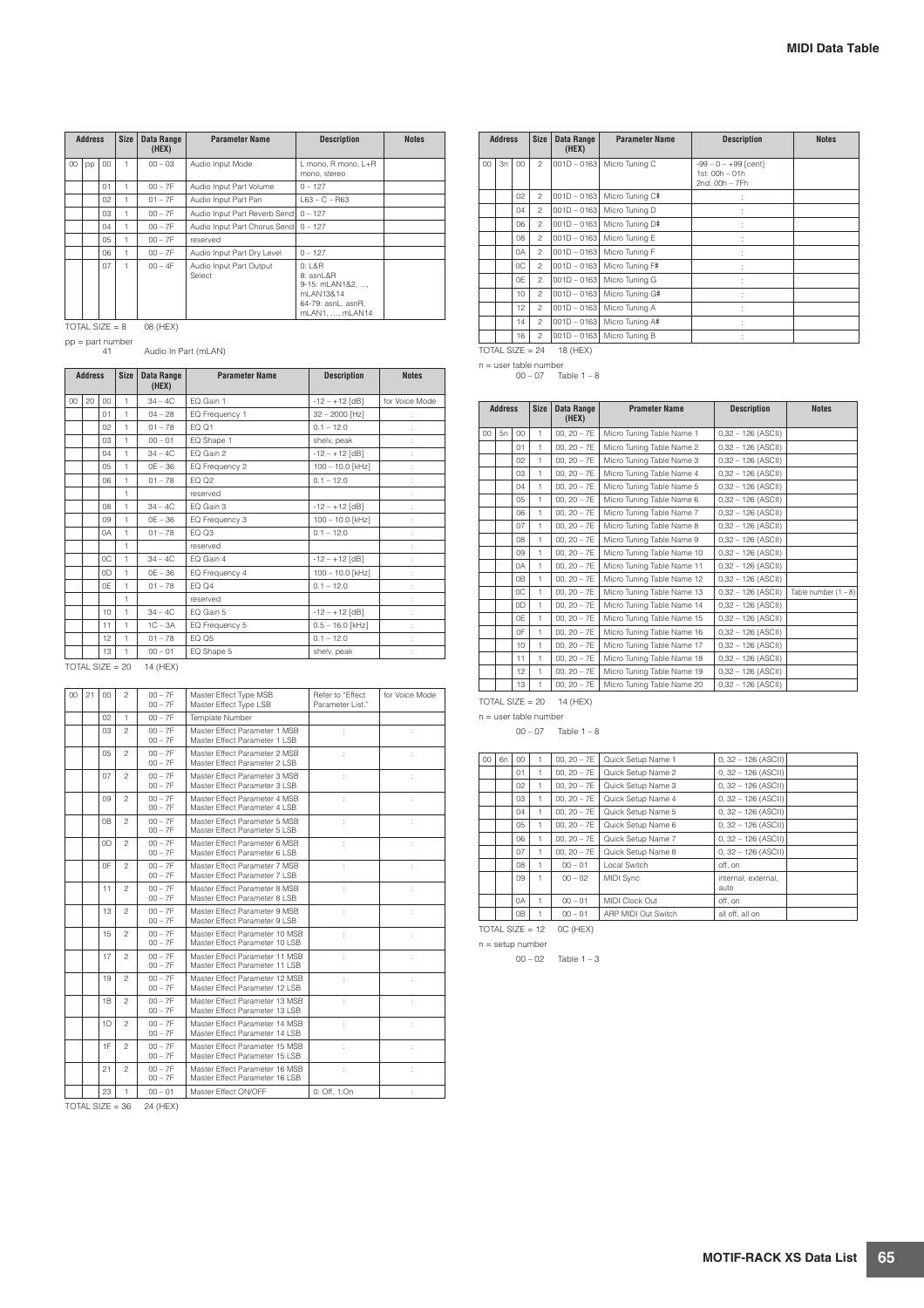| Address | | | Size | Data Range (HEX) | Parameter Name | Description | Notes |
|---|---|---|---|---|---|---|---|
| 00 | pp | 00 | 1 | 00 – 03 | Audio Input Mode | L mono, R mono, L+R mono, stereo | |
| | | 01 | 1 | 00 – 7F | Audio Input Part Volume | 0 – 127 | |
| | | 02 | 1 | 01 – 7F | Audio Input Part Pan | L63 – C – R63 | |
| | | 03 | 1 | 00 – 7F | Audio Input Part Reverb Send | 0 – 127 | |
| | | 04 | 1 | 00 – 7F | Audio Input Part Chorus Send | 0 – 127 | |
| | | 05 | 1 | 00 – 7F | reserved | | |
| | | 06 | 1 | 00 – 7F | Audio Input Part Dry Level | 0 – 127 | |
| | | 07 | 1 | 00 – 4F | Audio Input Part Output Select | 0: L&R<br>8: asnL&R<br>9-15: mLAN1&2, ..., mLAN13&14<br>64-79: asnL, asnR, mLAN1, ..., mLAN14 | |

TOTAL SIZE = 8 08 (HEX)

pp = part number
41 Audio In Part (mLAN)

| Address | | | Size | Data Range (HEX) | Parameter Name | Description | Notes |
|---|---|---|---|---|---|---|---|
| 00 | 20 | 00 | 1 | 34 – 4C | EQ Gain 1 | -12 – +12 [dB] | for Voice Mode |
| | | 01 | 1 | 04 – 28 | EQ Frequency 1 | 32 – 2000 [Hz] | : |
| | | 02 | 1 | 01 – 78 | EQ Q1 | 0.1 – 12.0 | : |
| | | 03 | 1 | 00 – 01 | EQ Shape 1 | shelv, peak | : |
| | | 04 | 1 | 34 – 4C | EQ Gain 2 | -12 – +12 [dB] | : |
| | | 05 | 1 | 0E – 36 | EQ Frequency 2 | 100 – 10.0 [kHz] | : |
| | | 06 | 1 | 01 – 78 | EQ Q2 | 0.1 – 12.0 | : |
| | | | 1 | | reserved | | : |
| | | 08 | 1 | 34 – 4C | EQ Gain 3 | -12 – +12 [dB] | : |
| | | 09 | 1 | 0E – 36 | EQ Frequency 3 | 100 – 10.0 [kHz] | : |
| | | 0A | 1 | 01 – 78 | EQ Q3 | 0.1 – 12.0 | : |
| | | | 1 | | reserved | | : |
| | | 0C | 1 | 34 – 4C | EQ Gain 4 | -12 – +12 [dB] | : |
| | | 0D | 1 | 0E – 36 | EQ Frequency 4 | 100 – 10.0 [kHz] | : |
| | | 0E | 1 | 01 – 78 | EQ Q4 | 0.1 – 12.0 | : |
| | | | 1 | | reserved | | : |
| | | 10 | 1 | 34 – 4C | EQ Gain 5 | -12 – +12 [dB] | : |
| | | 11 | 1 | 1C – 3A | EQ Frequency 5 | 0.5 – 16.0 [kHz] | : |
| | | 12 | 1 | 01 – 78 | EQ Q5 | 0.1 – 12.0 | : |
| | | 13 | 1 | 00 – 01 | EQ Shape 5 | shelv, peak | : |

TOTAL SIZE = 20 14 (HEX)

| Address | | | Size | Data Range (HEX) | Parameter Name | Description | Notes |
|---|---|---|---|---|---|---|---|
| 00 | 21 | 00 | 2 | 00 – 7F<br>00 – 7F | Master Effect Type MSB<br>Master Effect Type LSB | Refer to "Effect Parameter List." | for Voice Mode |
| | | 02 | 1 | 00 – 7F | Template Number | | |
| | | 03 | 2 | 00 – 7F<br>00 – 7F | Master Effect Parameter 1 MSB<br>Master Effect Parameter 1 LSB | : | : |
| | | 05 | 2 | 00 – 7F<br>00 – 7F | Master Effect Parameter 2 MSB<br>Master Effect Parameter 2 LSB | : | : |
| | | 07 | 2 | 00 – 7F<br>00 – 7F | Master Effect Parameter 3 MSB<br>Master Effect Parameter 3 LSB | : | : |
| | | 09 | 2 | 00 – 7F<br>00 – 7F | Master Effect Parameter 4 MSB<br>Master Effect Parameter 4 LSB | : | : |
| | | 0B | 2 | 00 – 7F<br>00 – 7F | Master Effect Parameter 5 MSB<br>Master Effect Parameter 5 LSB | : | : |
| | | 0D | 2 | 00 – 7F<br>00 – 7F | Master Effect Parameter 6 MSB<br>Master Effect Parameter 6 LSB | : | : |
| | | 0F | 2 | 00 – 7F<br>00 – 7F | Master Effect Parameter 7 MSB<br>Master Effect Parameter 7 LSB | : | : |
| | | 11 | 2 | 00 – 7F<br>00 – 7F | Master Effect Parameter 8 MSB<br>Master Effect Parameter 8 LSB | : | : |
| | | 13 | 2 | 00 – 7F<br>00 – 7F | Master Effect Parameter 9 MSB<br>Master Effect Parameter 9 LSB | : | : |
| | | 15 | 2 | 00 – 7F<br>00 – 7F | Master Effect Parameter 10 MSB<br>Master Effect Parameter 10 LSB | : | : |
| | | 17 | 2 | 00 – 7F<br>00 – 7F | Master Effect Parameter 11 MSB<br>Master Effect Parameter 11 LSB | : | : |
| | | 19 | 2 | 00 – 7F<br>00 – 7F | Master Effect Parameter 12 MSB<br>Master Effect Parameter 12 LSB | : | : |
| | | 1B | 2 | 00 – 7F<br>00 – 7F | Master Effect Parameter 13 MSB<br>Master Effect Parameter 13 LSB | : | : |
| | | 1D | 2 | 00 – 7F<br>00 – 7F | Master Effect Parameter 14 MSB<br>Master Effect Parameter 14 LSB | : | : |
| | | 1F | 2 | 00 – 7F<br>00 – 7F | Master Effect Parameter 15 MSB<br>Master Effect Parameter 15 LSB | : | : |
| | | 21 | 2 | 00 – 7F<br>00 – 7F | Master Effect Parameter 16 MSB<br>Master Effect Parameter 16 LSB | : | : |
| | | 23 | 1 | 00 – 01 | Master Effect ON/OFF | 0: Off, 1:On | : |

TOTAL SIZE = 36 24 (HEX)

| Address | | | Size | Data Range (HEX) | Parameter Name | Description | Notes |
|---|---|---|---|---|---|---|---|
| 00 | 3n | 00 | 2 | 001D – 0163 | Micro Tuning C | -99 – 0 – +99 [cent]<br>1st: 00h – 01h<br>2nd: 00h – 7Fh | |
| | | 02 | 2 | 001D – 0163 | Micro Tuning C# | : | |
| | | 04 | 2 | 001D – 0163 | Micro Tuning D | : | |
| | | 06 | 2 | 001D – 0163 | Micro Tuning D# | : | |
| | | 08 | 2 | 001D – 0163 | Micro Tuning E | : | |
| | | 0A | 2 | 001D – 0163 | Micro Tuning F | : | |
| | | 0C | 2 | 001D – 0163 | Micro Tuning F# | : | |
| | | 0E | 2 | 001D – 0163 | Micro Tuning G | : | |
| | | 10 | 2 | 001D – 0163 | Micro Tuning G# | : | |
| | | 12 | 2 | 001D – 0163 | Micro Tuning A | : | |
| | | 14 | 2 | 001D – 0163 | Micro Tuning A# | : | |
| | | 16 | 2 | 001D – 0163 | Micro Tuning B | : | |

TOTAL SIZE = 24 18 (HEX)

n = user table number
00 – 07 Table 1 – 8

| Address | | | Size | Data Range (HEX) | Prameter Name | Description | Notes |
|---|---|---|---|---|---|---|---|
| 00 | 5n | 00 | 1 | 00, 20 – 7E | Micro Tuning Table Name 1 | 0,32 – 126 (ASCII) | |
| | | 01 | 1 | 00, 20 – 7E | Micro Tuning Table Name 2 | 0,32 – 126 (ASCII) | |
| | | 02 | 1 | 00, 20 – 7E | Micro Tuning Table Name 3 | 0,32 – 126 (ASCII) | |
| | | 03 | 1 | 00, 20 – 7E | Micro Tuning Table Name 4 | 0,32 – 126 (ASCII) | |
| | | 04 | 1 | 00, 20 – 7E | Micro Tuning Table Name 5 | 0,32 – 126 (ASCII) | |
| | | 05 | 1 | 00, 20 – 7E | Micro Tuning Table Name 6 | 0,32 – 126 (ASCII) | |
| | | 06 | 1 | 00, 20 – 7E | Micro Tuning Table Name 7 | 0,32 – 126 (ASCII) | |
| | | 07 | 1 | 00, 20 – 7E | Micro Tuning Table Name 8 | 0,32 – 126 (ASCII) | |
| | | 08 | 1 | 00, 20 – 7E | Micro Tuning Table Name 9 | 0,32 – 126 (ASCII) | |
| | | 09 | 1 | 00, 20 – 7E | Micro Tuning Table Name 10 | 0,32 – 126 (ASCII) | |
| | | 0A | 1 | 00, 20 – 7E | Micro Tuning Table Name 11 | 0,32 – 126 (ASCII) | |
| | | 0B | 1 | 00, 20 – 7E | Micro Tuning Table Name 12 | 0,32 – 126 (ASCII) | |
| | | 0C | 1 | 00, 20 – 7E | Micro Tuning Table Name 13 | 0,32 – 126 (ASCII) | Table number (1 – 8) |
| | | 0D | 1 | 00, 20 – 7E | Micro Tuning Table Name 14 | 0,32 – 126 (ASCII) | |
| | | 0E | 1 | 00, 20 – 7E | Micro Tuning Table Name 15 | 0,32 – 126 (ASCII) | |
| | | 0F | 1 | 00, 20 – 7E | Micro Tuning Table Name 16 | 0,32 – 126 (ASCII) | |
| | | 10 | 1 | 00, 20 – 7E | Micro Tuning Table Name 17 | 0,32 – 126 (ASCII) | |
| | | 11 | 1 | 00, 20 – 7E | Micro Tuning Table Name 18 | 0,32 – 126 (ASCII) | |
| | | 12 | 1 | 00, 20 – 7E | Micro Tuning Table Name 19 | 0,32 – 126 (ASCII) | |
| | | 13 | 1 | 00, 20 – 7E | Micro Tuning Table Name 20 | 0,32 – 126 (ASCII) | |

TOTAL SIZE = 20 14 (HEX)

n = user table number
00 – 07 Table 1 – 8

| Address | | | Size | Data Range (HEX) | Parameter Name | Description | Notes |
|---|---|---|---|---|---|---|---|
| 00 | 6n | 00 | 1 | 00, 20 – 7E | Quick Setup Name 1 | 0, 32 – 126 (ASCII) | |
| | | 01 | 1 | 00, 20 – 7E | Quick Setup Name 2 | 0, 32 – 126 (ASCII) | |
| | | 02 | 1 | 00, 20 – 7E | Quick Setup Name 3 | 0, 32 – 126 (ASCII) | |
| | | 03 | 1 | 00, 20 – 7E | Quick Setup Name 4 | 0, 32 – 126 (ASCII) | |
| | | 04 | 1 | 00, 20 – 7E | Quick Setup Name 5 | 0, 32 – 126 (ASCII) | |
| | | 05 | 1 | 00, 20 – 7E | Quick Setup Name 6 | 0, 32 – 126 (ASCII) | |
| | | 06 | 1 | 00, 20 – 7E | Quick Setup Name 7 | 0, 32 – 126 (ASCII) | |
| | | 07 | 1 | 00, 20 – 7E | Quick Setup Name 8 | 0, 32 – 126 (ASCII) | |
| | | 08 | 1 | 00 – 01 | Local Switch | off, on | |
| | | 09 | 1 | 00 – 02 | MIDI Sync | internal, external, auto | |
| | | 0A | 1 | 00 – 01 | MIDI Clock Out | off, on | |
| | | 0B | 1 | 00 – 01 | ARP MIDI Out Switch | all off, all on | |

TOTAL SIZE = 12 0C (HEX)

n = setup number
00 – 02 Table 1 – 3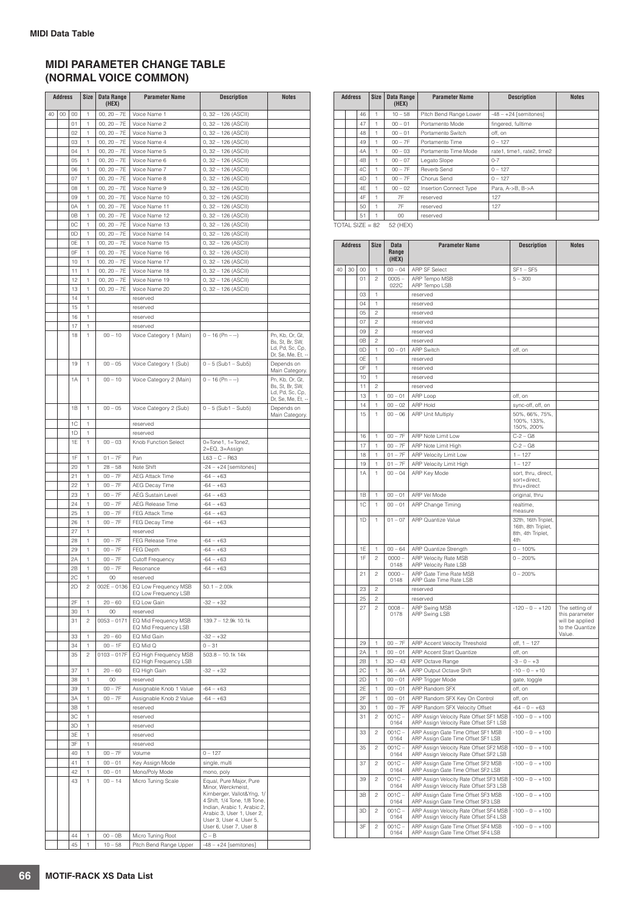# MIDI PARAMETER CHANGE TABLE (NORMAL VOICE COMMON)

| Address | | | Size | Data Range (HEX) | Parameter Name | Description | Notes |
|---|---|---|---|---|---|---|---|
| 40 | 00 | 00 | 1 | 00, 20 – 7E | Voice Name 1 | 0, 32 – 126 (ASCII) | |
| | | 01 | 1 | 00, 20 – 7E | Voice Name 2 | 0, 32 – 126 (ASCII) | |
| | | 02 | 1 | 00, 20 – 7E | Voice Name 3 | 0, 32 – 126 (ASCII) | |
| | | 03 | 1 | 00, 20 – 7E | Voice Name 4 | 0, 32 – 126 (ASCII) | |
| | | 04 | 1 | 00, 20 – 7E | Voice Name 5 | 0, 32 – 126 (ASCII) | |
| | | 05 | 1 | 00, 20 – 7E | Voice Name 6 | 0, 32 – 126 (ASCII) | |
| | | 06 | 1 | 00, 20 – 7E | Voice Name 7 | 0, 32 – 126 (ASCII) | |
| | | 07 | 1 | 00, 20 – 7E | Voice Name 8 | 0, 32 – 126 (ASCII) | |
| | | 08 | 1 | 00, 20 – 7E | Voice Name 9 | 0, 32 – 126 (ASCII) | |
| | | 09 | 1 | 00, 20 – 7E | Voice Name 10 | 0, 32 – 126 (ASCII) | |
| | | 0A | 1 | 00, 20 – 7E | Voice Name 11 | 0, 32 – 126 (ASCII) | |
| | | 0B | 1 | 00, 20 – 7E | Voice Name 12 | 0, 32 – 126 (ASCII) | |
| | | 0C | 1 | 00, 20 – 7E | Voice Name 13 | 0, 32 – 126 (ASCII) | |
| | | 0D | 1 | 00, 20 – 7E | Voice Name 14 | 0, 32 – 126 (ASCII) | |
| | | 0E | 1 | 00, 20 – 7E | Voice Name 15 | 0, 32 – 126 (ASCII) | |
| | | 0F | 1 | 00, 20 – 7E | Voice Name 16 | 0, 32 – 126 (ASCII) | |
| | | 10 | 1 | 00, 20 – 7E | Voice Name 17 | 0, 32 – 126 (ASCII) | |
| | | 11 | 1 | 00, 20 – 7E | Voice Name 18 | 0, 32 – 126 (ASCII) | |
| | | 12 | 1 | 00, 20 – 7E | Voice Name 19 | 0, 32 – 126 (ASCII) | |
| | | 13 | 1 | 00, 20 – 7E | Voice Name 20 | 0, 32 – 126 (ASCII) | |
| | | 14 | 1 | | reserved | | |
| | | 15 | 1 | | reserved | | |
| | | 16 | 1 | | reserved | | |
| | | 17 | 1 | | reserved | | |
| | | 18 | 1 | 00 – 10 | Voice Category 1 (Main) | 0 – 16 (Pn – --) | Pn, Kb, Or, Gt, Bs, St, Br, SW, Ld, Pd, Sc, Cp, Dr, Se, Me, Et, -- |
| | | 19 | 1 | 00 – 05 | Voice Category 1 (Sub) | 0 – 5 (Sub1 – Sub5) | Depends on Main Category. |
| | | 1A | 1 | 00 – 10 | Voice Category 2 (Main) | 0 – 16 (Pn – --) | Pn, Kb, Or, Gt, Bs, St, Br, SW, Ld, Pd, Sc, Cp, Dr, Se, Me, Et, -- |
| | | 1B | 1 | 00 – 05 | Voice Category 2 (Sub) | 0 – 5 (Sub1 – Sub5) | Depends on Main Category. |
| | | 1C | 1 | | reserved | | |
| | | 1D | 1 | | reserved | | |
| | | 1E | 1 | 00 – 03 | Knob Function Select | 0=Tone1, 1=Tone2, 2=EQ, 3=Assign | |
| | | 1F | 1 | 01 – 7F | Pan | L63 – C – R63 | |
| | | 20 | 1 | 28 – 58 | Note Shift | -24 – +24 [semitones] | |
| | | 21 | 1 | 00 – 7F | AEG Attack Time | -64 – +63 | |
| | | 22 | 1 | 00 – 7F | AEG Decay Time | -64 – +63 | |
| | | 23 | 1 | 00 – 7F | AEG Sustain Level | -64 – +63 | |
| | | 24 | 1 | 00 – 7F | AEG Release Time | -64 – +63 | |
| | | 25 | 1 | 00 – 7F | FEG Attack Time | -64 – +63 | |
| | | 26 | 1 | 00 – 7F | FEG Decay Time | -64 – +63 | |
| | | 27 | 1 | | reserved | | |
| | | 28 | 1 | 00 – 7F | FEG Release Time | -64 – +63 | |
| | | 29 | 1 | 00 – 7F | FEG Depth | -64 – +63 | |
| | | 2A | 1 | 00 – 7F | Cutoff Frequency | -64 – +63 | |
| | | 2B | 1 | 00 – 7F | Resonance | -64 – +63 | |
| | | 2C | 1 | 00 | reserved | | |
| | | 2D | 2 | 002E – 0136 | EQ Low Frequency MSB<br>EQ Low Frequency LSB | 50.1 – 2.00k | |
| | | 2F | 1 | 20 – 60 | EQ Low Gain | -32 – +32 | |
| | | 30 | 1 | 00 | reserved | | |
| | | 31 | 2 | 0053 – 0171 | EQ Mid Frequency MSB<br>EQ Mid Frequency LSB | 139.7 – 12.9k 10.1k | |
| | | 33 | 1 | 20 – 60 | EQ Mid Gain | -32 – +32 | |
| | | 34 | 1 | 00 – 1F | EQ Mid Q | 0 – 31 | |
| | | 35 | 2 | 0103 – 017F | EQ High Frequency MSB<br>EQ High Frequency LSB | 503.8 – 10.1k 14k | |
| | | 37 | 1 | 20 – 60 | EQ High Gain | -32 – +32 | |
| | | 38 | 1 | 00 | reserved | | |
| | | 39 | 1 | 00 – 7F | Assignable Knob 1 Value | -64 – +63 | |
| | | 3A | 1 | 00 – 7F | Assignable Knob 2 Value | -64 – +63 | |
| | | 3B | 1 | | reserved | | |
| | | 3C | 1 | | reserved | | |
| | | 3D | 1 | | reserved | | |
| | | 3E | 1 | | reserved | | |
| | | 3F | 1 | | reserved | | |
| | | 40 | 1 | 00 – 7F | Volume | 0 – 127 | |
| | | 41 | 1 | 00 – 01 | Key Assign Mode | single, multi | |
| | | 42 | 1 | 00 – 01 | Mono/Poly Mode | mono, poly | |
| | | 43 | 1 | 00 – 14 | Micro Tuning Scale | Equal, Pure Major, Pure Minor, Werckmeist, Kirnberger, Vallot&Yng, 1/4 Shift, 1/4 Tone, 1/8 Tone, Indian, Arabic 1, Arabic 2, Arabic 3, User 1, User 2, User 3, User 4, User 5, User 6, User 7, User 8 | |
| | | 44 | 1 | 00 – 0B | Micro Tuning Root | C – B | |
| | | 45 | 1 | 10 – 58 | Pitch Bend Range Upper | -48 – +24 [semitones] | |
| | | 46 | 1 | 10 – 58 | Pitch Bend Range Lower | -48 – +24 [semitones] | |
| | | 47 | 1 | 00 – 01 | Portamento Mode | fingered, fulltime | |
| | | 48 | 1 | 00 – 01 | Portamento Switch | off, on | |
| | | 49 | 1 | 00 – 7F | Portamento Time | 0 – 127 | |
| | | 4A | 1 | 00 – 03 | Portamento Time Mode | rate1, time1, rate2, time2 | |
| | | 4B | 1 | 00 – 07 | Legato Slope | 0-7 | |
| | | 4C | 1 | 00 – 7F | Reverb Send | 0 – 127 | |
| | | 4D | 1 | 00 – 7F | Chorus Send | 0 – 127 | |
| | | 4E | 1 | 00 – 02 | Insertion Connect Type | Para, A->B, B->A | |
| | | 4F | 1 | 7F | reserved | 127 | |
| | | 50 | 1 | 7F | reserved | 127 | |
| | | 51 | 1 | 00 | reserved | | |

TOTAL SIZE = 82     52 (HEX)

| Address | | | Size | Data Range (HEX) | Parameter Name | Description | Notes |
|---|---|---|---|---|---|---|---|
| 40 | 30 | 00 | 1 | 00 – 04 | ARP SF Select | SF1 – SF5 | |
| | | 01 | 2 | 0005 – 022C | ARP Tempo MSB<br>ARP Tempo LSB | 5 – 300 | |
| | | 03 | 1 | | reserved | | |
| | | 04 | 1 | | reserved | | |
| | | 05 | 2 | | reserved | | |
| | | 07 | 2 | | reserved | | |
| | | 09 | 2 | | reserved | | |
| | | 0B | 2 | | reserved | | |
| | | 0D | 1 | 00 – 01 | ARP Switch | off, on | |
| | | 0E | 1 | | reserved | | |
| | | 0F | 1 | | reserved | | |
| | | 10 | 1 | | reserved | | |
| | | 11 | 2 | | reserved | | |
| | | 13 | 1 | 00 – 01 | ARP Loop | off, on | |
| | | 14 | 1 | 00 – 02 | ARP Hold | sync-off, off, on | |
| | | 15 | 1 | 00 – 06 | ARP Unit Multiply | 50%, 66%, 75%, 100%, 133%, 150%, 200% | |
| | | 16 | 1 | 00 – 7F | ARP Note Limit Low | C-2 – G8 | |
| | | 17 | 1 | 00 – 7F | ARP Note Limit High | C-2 – G8 | |
| | | 18 | 1 | 01 – 7F | ARP Velocity Limit Low | 1 – 127 | |
| | | 19 | 1 | 01 – 7F | ARP Velocity Limit High | 1 – 127 | |
| | | 1A | 1 | 00 – 04 | ARP Key Mode | sort, thru, direct, sort+direct, thru+direct | |
| | | 1B | 1 | 00 – 01 | ARP Vel Mode | original, thru | |
| | | 1C | 1 | 00 – 01 | ARP Change Timing | realtime, measure | |
| | | 1D | 1 | 01 – 07 | ARP Quantize Value | 32th, 16th Triplet, 16th, 8th Triplet, 8th, 4th Triplet, 4th | |
| | | 1E | 1 | 00 – 64 | ARP Quantize Strength | 0 – 100% | |
| | | 1F | 2 | 0000 – 0148 | ARP Velocity Rate MSB<br>ARP Velocity Rate LSB | 0 – 200% | |
| | | 21 | 2 | 0000 – 0148 | ARP Gate Time Rate MSB<br>ARP Gate Time Rate LSB | 0 – 200% | |
| | | 23 | 2 | | reserved | | |
| | | 25 | 2 | | reserved | | |
| | | 27 | 2 | 0008 – 0178 | ARP Swing MSB<br>ARP Swing LSB | -120 – 0 – +120 | The setting of this parameter will be applied to the Quantize Value. |
| | | 29 | 1 | 00 – 7F | ARP Accent Velocity Threshold | off, 1 – 127 | |
| | | 2A | 1 | 00 – 01 | ARP Accent Start Quantize | off, on | |
| | | 2B | 1 | 3D – 43 | ARP Octave Range | -3 – 0 – +3 | |
| | | 2C | 1 | 36 – 4A | ARP Output Octave Shift | -10 – 0 – +10 | |
| | | 2D | 1 | 00 – 01 | ARP Trigger Mode | gate, toggle | |
| | | 2E | 1 | 00 – 01 | ARP Random SFX | off, on | |
| | | 2F | 1 | 00 – 01 | ARP Random SFX Key On Control | off, on | |
| | | 30 | 1 | 00 – 7F | ARP Random SFX Velocity Offset | -64 – 0 – +63 | |
| | | 31 | 2 | 001C – 0164 | ARP Assign Velocity Rate Offset SF1 MSB<br>ARP Assign Velocity Rate Offset SF1 LSB | -100 – 0 – +100 | |
| | | 33 | 2 | 001C – 0164 | ARP Assign Gate Time Offset SF1 MSB<br>ARP Assign Gate Time Offset SF1 LSB | -100 – 0 – +100 | |
| | | 35 | 2 | 001C – 0164 | ARP Assign Velocity Rate Offset SF2 MSB<br>ARP Assign Velocity Rate Offset SF2 LSB | -100 – 0 – +100 | |
| | | 37 | 2 | 001C – 0164 | ARP Assign Gate Time Offset SF2 MSB<br>ARP Assign Gate Time Offset SF2 LSB | -100 – 0 – +100 | |
| | | 39 | 2 | 001C – 0164 | ARP Assign Velocity Rate Offset SF3 MSB<br>ARP Assign Velocity Rate Offset SF3 LSB | -100 – 0 – +100 | |
| | | 3B | 2 | 001C – 0164 | ARP Assign Gate Time Offset SF3 MSB<br>ARP Assign Gate Time Offset SF3 LSB | -100 – 0 – +100 | |
| | | 3D | 2 | 001C – 0164 | ARP Assign Velocity Rate Offset SF4 MSB<br>ARP Assign Velocity Rate Offset SF4 LSB | -100 – 0 – +100 | |
| | | 3F | 2 | 001C – 0164 | ARP Assign Gate Time Offset SF4 MSB<br>ARP Assign Gate Time Offset SF4 LSB | -100 – 0 – +100 | |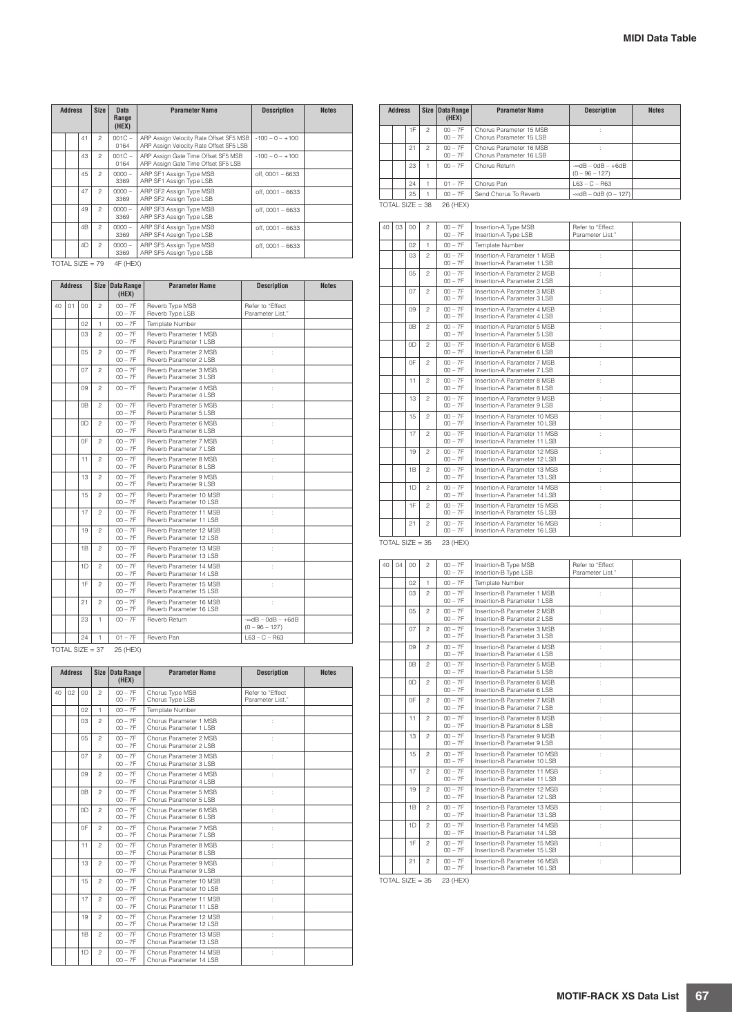| Address | | | Size | Data Range (HEX) | Parameter Name | Description | Notes |
|---|---|---|---|---|---|---|---|
| | | 41 | 2 | 001C – 0164 | ARP Assign Velocity Rate Offset SF5 MSB<br>ARP Assign Velocity Rate Offset SF5 LSB | -100 – 0 – +100 | |
| | | 43 | 2 | 001C – 0164 | ARP Assign Gate Time Offset SF5 MSB<br>ARP Assign Gate Time Offset SF5 LSB | -100 – 0 – +100 | |
| | | 45 | 2 | 0000 – 3369 | ARP SF1 Assign Type MSB<br>ARP SF1 Assign Type LSB | off, 0001 – 6633 | |
| | | 47 | 2 | 0000 – 3369 | ARP SF2 Assign Type MSB<br>ARP SF2 Assign Type LSB | off, 0001 – 6633 | |
| | | 49 | 2 | 0000 – 3369 | ARP SF3 Assign Type MSB<br>ARP SF3 Assign Type LSB | off, 0001 – 6633 | |
| | | 4B | 2 | 0000 – 3369 | ARP SF4 Assign Type MSB<br>ARP SF4 Assign Type LSB | off, 0001 – 6633 | |
| | | 4D | 2 | 0000 – 3369 | ARP SF5 Assign Type MSB<br>ARP SF5 Assign Type LSB | off, 0001 – 6633 | |

TOTAL SIZE = 79 4F (HEX)

| Address | | | Size | Data Range (HEX) | Parameter Name | Description | Notes |
|---|---|---|---|---|---|---|---|
| 40 | 01 | 00 | 2 | 00 – 7F<br>00 – 7F | Reverb Type MSB<br>Reverb Type LSB | Refer to "Effect Parameter List." | |
| | | 02 | 1 | 00 – 7F | Template Number | | |
| | | 03 | 2 | 00 – 7F<br>00 – 7F | Reverb Parameter 1 MSB<br>Reverb Parameter 1 LSB | : | |
| | | 05 | 2 | 00 – 7F<br>00 – 7F | Reverb Parameter 2 MSB<br>Reverb Parameter 2 LSB | : | |
| | | 07 | 2 | 00 – 7F<br>00 – 7F | Reverb Parameter 3 MSB<br>Reverb Parameter 3 LSB | : | |
| | | 09 | 2 | 00 – 7F | Reverb Parameter 4 MSB<br>Reverb Parameter 4 LSB | : | |
| | | 0B | 2 | 00 – 7F<br>00 – 7F | Reverb Parameter 5 MSB<br>Reverb Parameter 5 LSB | : | |
| | | 0D | 2 | 00 – 7F<br>00 – 7F | Reverb Parameter 6 MSB<br>Reverb Parameter 6 LSB | : | |
| | | 0F | 2 | 00 – 7F<br>00 – 7F | Reverb Parameter 7 MSB<br>Reverb Parameter 7 LSB | : | |
| | | 11 | 2 | 00 – 7F<br>00 – 7F | Reverb Parameter 8 MSB<br>Reverb Parameter 8 LSB | : | |
| | | 13 | 2 | 00 – 7F<br>00 – 7F | Reverb Parameter 9 MSB<br>Reverb Parameter 9 LSB | : | |
| | | 15 | 2 | 00 – 7F<br>00 – 7F | Reverb Parameter 10 MSB<br>Reverb Parameter 10 LSB | : | |
| | | 17 | 2 | 00 – 7F<br>00 – 7F | Reverb Parameter 11 MSB<br>Reverb Parameter 11 LSB | : | |
| | | 19 | 2 | 00 – 7F<br>00 – 7F | Reverb Parameter 12 MSB<br>Reverb Parameter 12 LSB | : | |
| | | 1B | 2 | 00 – 7F<br>00 – 7F | Reverb Parameter 13 MSB<br>Reverb Parameter 13 LSB | : | |
| | | 1D | 2 | 00 – 7F<br>00 – 7F | Reverb Parameter 14 MSB<br>Reverb Parameter 14 LSB | : | |
| | | 1F | 2 | 00 – 7F<br>00 – 7F | Reverb Parameter 15 MSB<br>Reverb Parameter 15 LSB | : | |
| | | 21 | 2 | 00 – 7F<br>00 – 7F | Reverb Parameter 16 MSB<br>Reverb Parameter 16 LSB | : | |
| | | 23 | 1 | 00 – 7F | Reverb Return | -∞dB – 0dB – +6dB (0 – 96 – 127) | |
| | | 24 | 1 | 01 – 7F | Reverb Pan | L63 – C – R63 | |

TOTAL SIZE = 37 25 (HEX)

| Address | | | Size | Data Range (HEX) | Parameter Name | Description | Notes |
|---|---|---|---|---|---|---|---|
| 40 | 02 | 00 | 2 | 00 – 7F<br>00 – 7F | Chorus Type MSB<br>Chorus Type LSB | Refer to "Effect Parameter List." | |
| | | 02 | 1 | 00 – 7F | Template Number | | |
| | | 03 | 2 | 00 – 7F<br>00 – 7F | Chorus Parameter 1 MSB<br>Chorus Parameter 1 LSB | : | |
| | | 05 | 2 | 00 – 7F<br>00 – 7F | Chorus Parameter 2 MSB<br>Chorus Parameter 2 LSB | : | |
| | | 07 | 2 | 00 – 7F<br>00 – 7F | Chorus Parameter 3 MSB<br>Chorus Parameter 3 LSB | : | |
| | | 09 | 2 | 00 – 7F<br>00 – 7F | Chorus Parameter 4 MSB<br>Chorus Parameter 4 LSB | : | |
| | | 0B | 2 | 00 – 7F<br>00 – 7F | Chorus Parameter 5 MSB<br>Chorus Parameter 5 LSB | : | |
| | | 0D | 2 | 00 – 7F<br>00 – 7F | Chorus Parameter 6 MSB<br>Chorus Parameter 6 LSB | : | |
| | | 0F | 2 | 00 – 7F<br>00 – 7F | Chorus Parameter 7 MSB<br>Chorus Parameter 7 LSB | : | |
| | | 11 | 2 | 00 – 7F<br>00 – 7F | Chorus Parameter 8 MSB<br>Chorus Parameter 8 LSB | : | |
| | | 13 | 2 | 00 – 7F<br>00 – 7F | Chorus Parameter 9 MSB<br>Chorus Parameter 9 LSB | : | |
| | | 15 | 2 | 00 – 7F<br>00 – 7F | Chorus Parameter 10 MSB<br>Chorus Parameter 10 LSB | : | |
| | | 17 | 2 | 00 – 7F<br>00 – 7F | Chorus Parameter 11 MSB<br>Chorus Parameter 11 LSB | : | |
| | | 19 | 2 | 00 – 7F<br>00 – 7F | Chorus Parameter 12 MSB<br>Chorus Parameter 12 LSB | : | |
| | | 1B | 2 | 00 – 7F<br>00 – 7F | Chorus Parameter 13 MSB<br>Chorus Parameter 13 LSB | : | |
| | | 1D | 2 | 00 – 7F<br>00 – 7F | Chorus Parameter 14 MSB<br>Chorus Parameter 14 LSB | : | |
| | | 1F | 2 | 00 – 7F<br>00 – 7F | Chorus Parameter 15 MSB<br>Chorus Parameter 15 LSB | : | |
| | | 21 | 2 | 00 – 7F<br>00 – 7F | Chorus Parameter 16 MSB<br>Chorus Parameter 16 LSB | : | |
| | | 23 | 1 | 00 – 7F | Chorus Return | -∞dB – 0dB – +6dB (0 – 96 – 127) | |
| | | 24 | 1 | 01 – 7F | Chorus Pan | L63 – C – R63 | |
| | | 25 | 1 | 00 – 7F | Send Chorus To Reverb | -∞dB – 0dB (0 – 127) | |

TOTAL SIZE = 38 26 (HEX)

| Address | | | Size | Data Range (HEX) | Parameter Name | Description | Notes |
|---|---|---|---|---|---|---|---|
| 40 | 03 | 00 | 2 | 00 – 7F<br>00 – 7F | Insertion-A Type MSB<br>Insertion-A Type LSB | Refer to "Effect Parameter List." | |
| | | 02 | 1 | 00 – 7F | Template Number | | |
| | | 03 | 2 | 00 – 7F<br>00 – 7F | Insertion-A Parameter 1 MSB<br>Insertion-A Parameter 1 LSB | : | |
| | | 05 | 2 | 00 – 7F<br>00 – 7F | Insertion-A Parameter 2 MSB<br>Insertion-A Parameter 2 LSB | : | |
| | | 07 | 2 | 00 – 7F<br>00 – 7F | Insertion-A Parameter 3 MSB<br>Insertion-A Parameter 3 LSB | : | |
| | | 09 | 2 | 00 – 7F<br>00 – 7F | Insertion-A Parameter 4 MSB<br>Insertion-A Parameter 4 LSB | : | |
| | | 0B | 2 | 00 – 7F<br>00 – 7F | Insertion-A Parameter 5 MSB<br>Insertion-A Parameter 5 LSB | : | |
| | | 0D | 2 | 00 – 7F<br>00 – 7F | Insertion-A Parameter 6 MSB<br>Insertion-A Parameter 6 LSB | : | |
| | | 0F | 2 | 00 – 7F<br>00 – 7F | Insertion-A Parameter 7 MSB<br>Insertion-A Parameter 7 LSB | : | |
| | | 11 | 2 | 00 – 7F<br>00 – 7F | Insertion-A Parameter 8 MSB<br>Insertion-A Parameter 8 LSB | : | |
| | | 13 | 2 | 00 – 7F<br>00 – 7F | Insertion-A Parameter 9 MSB<br>Insertion-A Parameter 9 LSB | : | |
| | | 15 | 2 | 00 – 7F<br>00 – 7F | Insertion-A Parameter 10 MSB<br>Insertion-A Parameter 10 LSB | : | |
| | | 17 | 2 | 00 – 7F<br>00 – 7F | Insertion-A Parameter 11 MSB<br>Insertion-A Parameter 11 LSB | : | |
| | | 19 | 2 | 00 – 7F<br>00 – 7F | Insertion-A Parameter 12 MSB<br>Insertion-A Parameter 12 LSB | : | |
| | | 1B | 2 | 00 – 7F<br>00 – 7F | Insertion-A Parameter 13 MSB<br>Insertion-A Parameter 13 LSB | : | |
| | | 1D | 2 | 00 – 7F<br>00 – 7F | Insertion-A Parameter 14 MSB<br>Insertion-A Parameter 14 LSB | : | |
| | | 1F | 2 | 00 – 7F<br>00 – 7F | Insertion-A Parameter 15 MSB<br>Insertion-A Parameter 15 LSB | : | |
| | | 21 | 2 | 00 – 7F<br>00 – 7F | Insertion-A Parameter 16 MSB<br>Insertion-A Parameter 16 LSB | : | |

TOTAL SIZE = 35 23 (HEX)

| Address | | | Size | Data Range (HEX) | Parameter Name | Description | Notes |
|---|---|---|---|---|---|---|---|
| 40 | 04 | 00 | 2 | 00 – 7F<br>00 – 7F | Insertion-B Type MSB<br>Insertion-B Type LSB | Refer to "Effect Parameter List." | |
| | | 02 | 1 | 00 – 7F | Template Number | | |
| | | 03 | 2 | 00 – 7F<br>00 – 7F | Insertion-B Parameter 1 MSB<br>Insertion-B Parameter 1 LSB | : | |
| | | 05 | 2 | 00 – 7F<br>00 – 7F | Insertion-B Parameter 2 MSB<br>Insertion-B Parameter 2 LSB | : | |
| | | 07 | 2 | 00 – 7F<br>00 – 7F | Insertion-B Parameter 3 MSB<br>Insertion-B Parameter 3 LSB | : | |
| | | 09 | 2 | 00 – 7F<br>00 – 7F | Insertion-B Parameter 4 MSB<br>Insertion-B Parameter 4 LSB | : | |
| | | 0B | 2 | 00 – 7F<br>00 – 7F | Insertion-B Parameter 5 MSB<br>Insertion-B Parameter 5 LSB | : | |
| | | 0D | 2 | 00 – 7F<br>00 – 7F | Insertion-B Parameter 6 MSB<br>Insertion-B Parameter 6 LSB | : | |
| | | 0F | 2 | 00 – 7F<br>00 – 7F | Insertion-B Parameter 7 MSB<br>Insertion-B Parameter 7 LSB | : | |
| | | 11 | 2 | 00 – 7F<br>00 – 7F | Insertion-B Parameter 8 MSB<br>Insertion-B Parameter 8 LSB | : | |
| | | 13 | 2 | 00 – 7F<br>00 – 7F | Insertion-B Parameter 9 MSB<br>Insertion-B Parameter 9 LSB | : | |
| | | 15 | 2 | 00 – 7F<br>00 – 7F | Insertion-B Parameter 10 MSB<br>Insertion-B Parameter 10 LSB | : | |
| | | 17 | 2 | 00 – 7F<br>00 – 7F | Insertion-B Parameter 11 MSB<br>Insertion-B Parameter 11 LSB | : | |
| | | 19 | 2 | 00 – 7F<br>00 – 7F | Insertion-B Parameter 12 MSB<br>Insertion-B Parameter 12 LSB | : | |
| | | 1B | 2 | 00 – 7F<br>00 – 7F | Insertion-B Parameter 13 MSB<br>Insertion-B Parameter 13 LSB | : | |
| | | 1D | 2 | 00 – 7F<br>00 – 7F | Insertion-B Parameter 14 MSB<br>Insertion-B Parameter 14 LSB | : | |
| | | 1F | 2 | 00 – 7F<br>00 – 7F | Insertion-B Parameter 15 MSB<br>Insertion-B Parameter 15 LSB | : | |
| | | 21 | 2 | 00 – 7F<br>00 – 7F | Insertion-B Parameter 16 MSB<br>Insertion-B Parameter 16 LSB | : | |

TOTAL SIZE = 35 23 (HEX)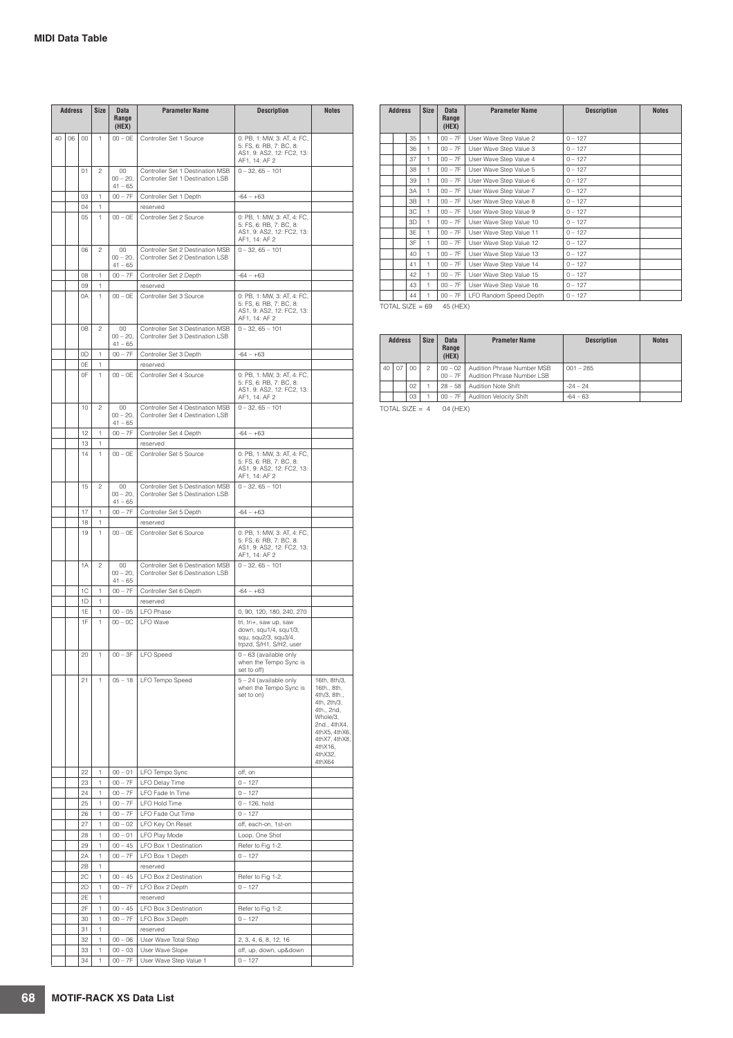## MIDI Data Table

| Address | | | Size | Data Range (HEX) | Parameter Name | Description | Notes |
|---|---|---|---|---|---|---|---|
| 40 | 06 | 00 | 1 | 00 – 0E | Controller Set 1 Source | 0: PB, 1: MW, 3: AT, 4: FC, 5: FS, 6: RB, 7: BC, 8: AS1, 9: AS2, 12: FC2, 13: AF1, 14: AF 2 | |
| | | 01 | 2 | 00<br>00 – 20, 41 – 65 | Controller Set 1 Destination MSB<br>Controller Set 1 Destination LSB | 0 – 32, 65 – 101 | |
| | | 03 | 1 | 00 – 7F | Controller Set 1 Depth | -64 – +63 | |
| | | 04 | 1 | | reserved | | |
| | | 05 | 1 | 00 – 0E | Controller Set 2 Source | 0: PB, 1: MW, 3: AT, 4: FC, 5: FS, 6: RB, 7: BC, 8: AS1, 9: AS2, 12: FC2, 13: AF1, 14: AF 2 | |
| | | 06 | 2 | 00<br>00 – 20, 41 – 65 | Controller Set 2 Destination MSB<br>Controller Set 2 Destination LSB | 0 – 32, 65 – 101 | |
| | | 08 | 1 | 00 – 7F | Controller Set 2 Depth | -64 – +63 | |
| | | 09 | 1 | | reserved | | |
| | | 0A | 1 | 00 – 0E | Controller Set 3 Source | 0: PB, 1: MW, 3: AT, 4: FC, 5: FS, 6: RB, 7: BC, 8: AS1, 9: AS2, 12: FC2, 13: AF1, 14: AF 2 | |
| | | 0B | 2 | 00<br>00 – 20, 41 – 65 | Controller Set 3 Destination MSB<br>Controller Set 3 Destination LSB | 0 – 32, 65 – 101 | |
| | | 0D | 1 | 00 – 7F | Controller Set 3 Depth | -64 – +63 | |
| | | 0E | 1 | | reserved | | |
| | | 0F | 1 | 00 – 0E | Controller Set 4 Source | 0: PB, 1: MW, 3: AT, 4: FC, 5: FS, 6: RB, 7: BC, 8: AS1, 9: AS2, 12: FC2, 13: AF1, 14: AF 2 | |
| | | 10 | 2 | 00<br>00 – 20, 41 – 65 | Controller Set 4 Destination MSB<br>Controller Set 4 Destination LSB | 0 – 32, 65 – 101 | |
| | | 12 | 1 | 00 – 7F | Controller Set 4 Depth | -64 – +63 | |
| | | 13 | 1 | | reserved | | |
| | | 14 | 1 | 00 – 0E | Controller Set 5 Source | 0: PB, 1: MW, 3: AT, 4: FC, 5: FS, 6: RB, 7: BC, 8: AS1, 9: AS2, 12: FC2, 13: AF1, 14: AF 2 | |
| | | 15 | 2 | 00<br>00 – 20, 41 – 65 | Controller Set 5 Destination MSB<br>Controller Set 5 Destination LSB | 0 – 32, 65 – 101 | |
| | | 17 | 1 | 00 – 7F | Controller Set 5 Depth | -64 – +63 | |
| | | 18 | 1 | | reserved | | |
| | | 19 | 1 | 00 – 0E | Controller Set 6 Source | 0: PB, 1: MW, 3: AT, 4: FC, 5: FS, 6: RB, 7: BC, 8: AS1, 9: AS2, 12: FC2, 13: AF1, 14: AF 2 | |
| | | 1A | 2 | 00<br>00 – 20, 41 – 65 | Controller Set 6 Destination MSB<br>Controller Set 6 Destination LSB | 0 – 32, 65 – 101 | |
| | | 1C | 1 | 00 – 7F | Controller Set 6 Depth | -64 – +63 | |
| | | 1D | 1 | | reserved | | |
| | | 1E | 1 | 00 – 05 | LFO Phase | 0, 90, 120, 180, 240, 270 | |
| | | 1F | 1 | 00 – 0C | LFO Wave | tri, tri+, saw up, saw down, squ1/4, squ1/3, squ, squ2/3, squ3/4, trpzd, S/H1, S/H2, user | |
| | | 20 | 1 | 00 – 3F | LFO Speed | 0 – 63 (available only when the Tempo Sync is set to off) | |
| | | 21 | 1 | 05 – 18 | LFO Tempo Speed | 5 – 24 (available only when the Tempo Sync is set to on) | 16th, 8th/3, 16th., 8th, 4th/3, 8th., 4th, 2th/3, 4th., 2nd, Whole/3, 2nd., 4thX4, 4thX5, 4thX6, 4thX7, 4thX8, 4thX16, 4thX32, 4thX64 |
| | | 22 | 1 | 00 – 01 | LFO Tempo Sync | off, on | |
| | | 23 | 1 | 00 – 7F | LFO Delay Time | 0 – 127 | |
| | | 24 | 1 | 00 – 7F | LFO Fade In Time | 0 – 127 | |
| | | 25 | 1 | 00 – 7F | LFO Hold Time | 0 – 126, hold | |
| | | 26 | 1 | 00 – 7F | LFO Fade Out Time | 0 – 127 | |
| | | 27 | 1 | 00 – 02 | LFO Key On Reset | off, each-on, 1st-on | |
| | | 28 | 1 | 00 – 01 | LFO Play Mode | Loop, One Shot | |
| | | 29 | 1 | 00 – 45 | LFO Box 1 Destination | Refer to Fig 1-2. | |
| | | 2A | 1 | 00 – 7F | LFO Box 1 Depth | 0 – 127 | |
| | | 2B | 1 | | reserved | | |
| | | 2C | 1 | 00 – 45 | LFO Box 2 Destination | Refer to Fig 1-2. | |
| | | 2D | 1 | 00 – 7F | LFO Box 2 Depth | 0 – 127 | |
| | | 2E | 1 | | reserved | | |
| | | 2F | 1 | 00 – 45 | LFO Box 3 Destination | Refer to Fig 1-2. | |
| | | 30 | 1 | 00 – 7F | LFO Box 3 Depth | 0 – 127 | |
| | | 31 | 1 | | reserved | | |
| | | 32 | 1 | 00 – 06 | User Wave Total Step | 2, 3, 4, 6, 8, 12, 16 | |
| | | 33 | 1 | 00 – 03 | User Wave Slope | off, up, down, up&down | |
| | | 34 | 1 | 00 – 7F | User Wave Step Value 1 | 0 – 127 | |
| | | 35 | 1 | 00 – 7F | User Wave Step Value 2 | 0 – 127 | |
| | | 36 | 1 | 00 – 7F | User Wave Step Value 3 | 0 – 127 | |
| | | 37 | 1 | 00 – 7F | User Wave Step Value 4 | 0 – 127 | |
| | | 38 | 1 | 00 – 7F | User Wave Step Value 5 | 0 – 127 | |
| | | 39 | 1 | 00 – 7F | User Wave Step Value 6 | 0 – 127 | |
| | | 3A | 1 | 00 – 7F | User Wave Step Value 7 | 0 – 127 | |
| | | 3B | 1 | 00 – 7F | User Wave Step Value 8 | 0 – 127 | |
| | | 3C | 1 | 00 – 7F | User Wave Step Value 9 | 0 – 127 | |
| | | 3D | 1 | 00 – 7F | User Wave Step Value 10 | 0 – 127 | |
| | | 3E | 1 | 00 – 7F | User Wave Step Value 11 | 0 – 127 | |
| | | 3F | 1 | 00 – 7F | User Wave Step Value 12 | 0 – 127 | |
| | | 40 | 1 | 00 – 7F | User Wave Step Value 13 | 0 – 127 | |
| | | 41 | 1 | 00 – 7F | User Wave Step Value 14 | 0 – 127 | |
| | | 42 | 1 | 00 – 7F | User Wave Step Value 15 | 0 – 127 | |
| | | 43 | 1 | 00 – 7F | User Wave Step Value 16 | 0 – 127 | |
| | | 44 | 1 | 00 – 7F | LFO Random Speed Depth | 0 – 127 | |

TOTAL SIZE = 69    45 (HEX)

| Address | | | Size | Data Range (HEX) | Prameter Name | Description | Notes |
|---|---|---|---|---|---|---|---|
| 40 | 07 | 00 | 2 | 00 – 02<br>00 – 7F | Audition Phrase Number MSB<br>Audition Phrase Number LSB | 001 – 285 | |
| | | 02 | 1 | 28 – 58 | Audition Note Shift | -24 – 24 | |
| | | 03 | 1 | 00 – 7F | Audition Velocity Shift | -64 – 63 | |

TOTAL SIZE = 4    04 (HEX)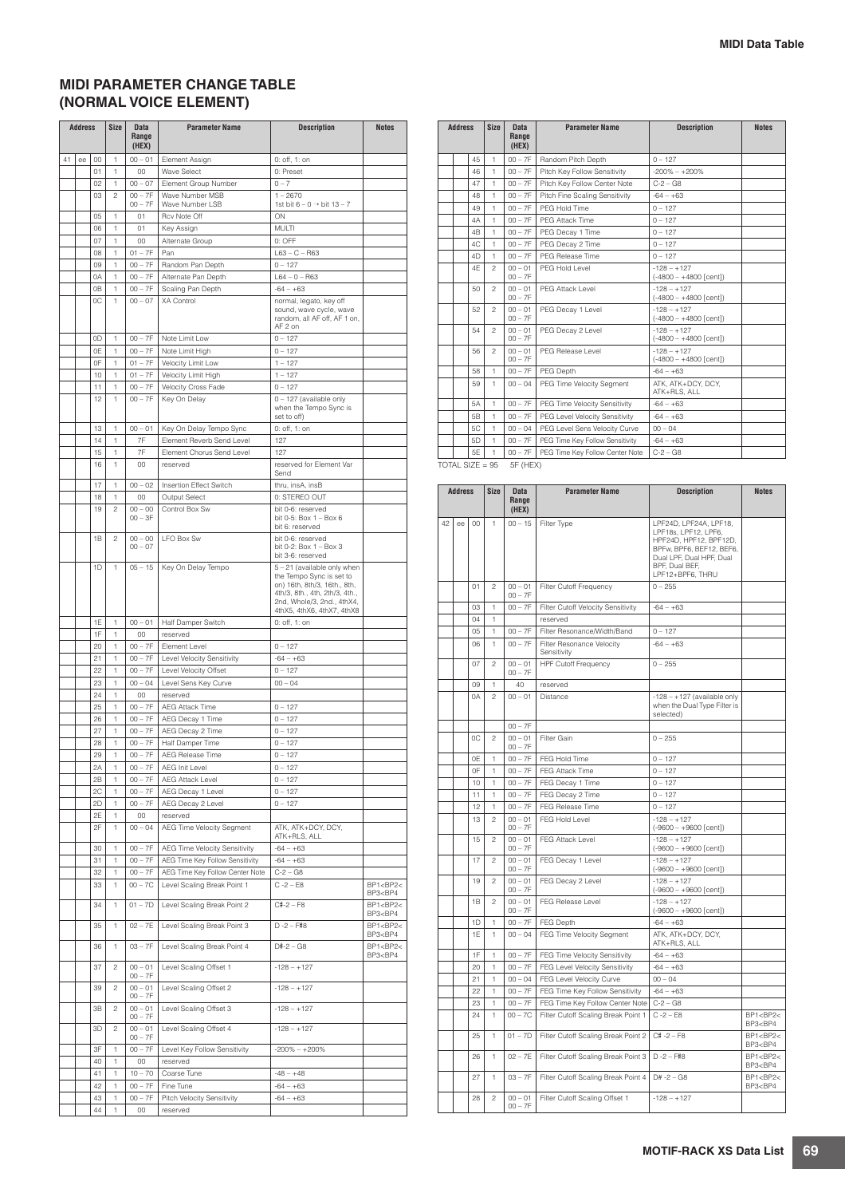## MIDI PARAMETER CHANGE TABLE (NORMAL VOICE ELEMENT)

| Address | | | Size | Data Range (HEX) | Parameter Name | Description | Notes |
|---|---|---|---|---|---|---|---|
| 41 | ee | 00 | 1 | 00 – 01 | Element Assign | 0: off, 1: on | |
| | | 01 | 1 | 00 | Wave Select | 0: Preset | |
| | | 02 | 1 | 00 – 07 | Element Group Number | 0 – 7 | |
| | | 03 | 2 | 00 – 7F<br>00 – 7F | Wave Number MSB<br>Wave Number LSB | 1 – 2670<br>1st bit 6 – 0 → bit 13 – 7 | |
| | | 05 | 1 | 01 | Rcv Note Off | ON | |
| | | 06 | 1 | 01 | Key Assign | MULTI | |
| | | 07 | 1 | 00 | Alternate Group | 0: OFF | |
| | | 08 | 1 | 01 – 7F | Pan | L63 – C – R63 | |
| | | 09 | 1 | 00 – 7F | Random Pan Depth | 0 – 127 | |
| | | 0A | 1 | 00 – 7F | Alternate Pan Depth | L64 – 0 – R63 | |
| | | 0B | 1 | 00 – 7F | Scaling Pan Depth | -64 – +63 | |
| | | 0C | 1 | 00 – 07 | XA Control | normal, legato, key off sound, wave cycle, wave random, all AF off, AF 1 on, AF 2 on | |
| | | 0D | 1 | 00 – 7F | Note Limit Low | 0 – 127 | |
| | | 0E | 1 | 00 – 7F | Note Limit High | 0 – 127 | |
| | | 0F | 1 | 01 – 7F | Velocity Limit Low | 1 – 127 | |
| | | 10 | 1 | 01 – 7F | Velocity Limit High | 1 – 127 | |
| | | 11 | 1 | 00 – 7F | Velocity Cross Fade | 0 – 127 | |
| | | 12 | 1 | 00 – 7F | Key On Delay | 0 – 127 (available only when the Tempo Sync is set to off) | |
| | | 13 | 1 | 00 – 01 | Key On Delay Tempo Sync | 0: off, 1: on | |
| | | 14 | 1 | 7F | Element Reverb Send Level | 127 | |
| | | 15 | 1 | 7F | Element Chorus Send Level | 127 | |
| | | 16 | 1 | 00 | reserved | reserved for Element Var Send | |
| | | 17 | 1 | 00 – 02 | Insertion Effect Switch | thru, insA, insB | |
| | | 18 | 1 | 00 | Output Select | 0: STEREO OUT | |
| | | 19 | 2 | 00 – 00<br>00 – 3F | Control Box Sw | bit 0-6: reserved<br>bit 0-5: Box 1 – Box 6<br>bit 6: reserved | |
| | | 1B | 2 | 00 – 00<br>00 – 07 | LFO Box Sw | bit 0-6: reserved<br>bit 0-2: Box 1 – Box 3<br>bit 3-6: reserved | |
| | | 1D | 1 | 05 – 15 | Key On Delay Tempo | 5 – 21 (available only when the Tempo Sync is set to on) 16th, 8th/3, 16th., 8th, 4th/3, 8th., 4th, 2th/3, 4th., 2nd, Whole/3, 2nd., 4thX4, 4thX5, 4thX6, 4thX7, 4thX8 | |
| | | 1E | 1 | 00 – 01 | Half Damper Switch | 0: off, 1: on | |
| | | 1F | 1 | 00 | reserved | | |
| | | 20 | 1 | 00 – 7F | Element Level | 0 – 127 | |
| | | 21 | 1 | 00 – 7F | Level Velocity Sensitivity | -64 – +63 | |
| | | 22 | 1 | 00 – 7F | Level Velocity Offset | 0 – 127 | |
| | | 23 | 1 | 00 – 04 | Level Sens Key Curve | 00 – 04 | |
| | | 24 | 1 | 00 | reserved | | |
| | | 25 | 1 | 00 – 7F | AEG Attack Time | 0 – 127 | |
| | | 26 | 1 | 00 – 7F | AEG Decay 1 Time | 0 – 127 | |
| | | 27 | 1 | 00 – 7F | AEG Decay 2 Time | 0 – 127 | |
| | | 28 | 1 | 00 – 7F | Half Damper Time | 0 – 127 | |
| | | 29 | 1 | 00 – 7F | AEG Release Time | 0 – 127 | |
| | | 2A | 1 | 00 – 7F | AEG Init Level | 0 – 127 | |
| | | 2B | 1 | 00 – 7F | AEG Attack Level | 0 – 127 | |
| | | 2C | 1 | 00 – 7F | AEG Decay 1 Level | 0 – 127 | |
| | | 2D | 1 | 00 – 7F | AEG Decay 2 Level | 0 – 127 | |
| | | 2E | 1 | 00 | reserved | | |
| | | 2F | 1 | 00 – 04 | AEG Time Velocity Segment | ATK, ATK+DCY, DCY, ATK+RLS, ALL | |
| | | 30 | 1 | 00 – 7F | AEG Time Velocity Sensitivity | -64 – +63 | |
| | | 31 | 1 | 00 – 7F | AEG Time Key Follow Sensitivity | -64 – +63 | |
| | | 32 | 1 | 00 – 7F | AEG Time Key Follow Center Note | C-2 – G8 | |
| | | 33 | 1 | 00 – 7C | Level Scaling Break Point 1 | C -2 – E8 | BP1<BP2< BP3<BP4 |
| | | 34 | 1 | 01 – 7D | Level Scaling Break Point 2 | C#-2 – F8 | BP1<BP2< BP3<BP4 |
| | | 35 | 1 | 02 – 7E | Level Scaling Break Point 3 | D -2 – F#8 | BP1<BP2< BP3<BP4 |
| | | 36 | 1 | 03 – 7F | Level Scaling Break Point 4 | D#-2 – G8 | BP1<BP2< BP3<BP4 |
| | | 37 | 2 | 00 – 01<br>00 – 7F | Level Scaling Offset 1 | -128 – +127 | |
| | | 39 | 2 | 00 – 01<br>00 – 7F | Level Scaling Offset 2 | -128 – +127 | |
| | | 3B | 2 | 00 – 01<br>00 – 7F | Level Scaling Offset 3 | -128 – +127 | |
| | | 3D | 2 | 00 – 01<br>00 – 7F | Level Scaling Offset 4 | -128 – +127 | |
| | | 3F | 1 | 00 – 7F | Level Key Follow Sensitivity | -200% – +200% | |
| | | 40 | 1 | 00 | reserved | | |
| | | 41 | 1 | 10 – 70 | Coarse Tune | -48 – +48 | |
| | | 42 | 1 | 00 – 7F | Fine Tune | -64 – +63 | |
| | | 43 | 1 | 00 – 7F | Pitch Velocity Sensitivity | -64 – +63 | |
| | | 44 | 1 | 00 | reserved | | |
| | | 45 | 1 | 00 – 7F | Random Pitch Depth | 0 – 127 | |
| | | 46 | 1 | 00 – 7F | Pitch Key Follow Sensitivity | -200% – +200% | |
| | | 47 | 1 | 00 – 7F | Pitch Key Follow Center Note | C-2 – G8 | |
| | | 48 | 1 | 00 – 7F | Pitch Fine Scaling Sensitivity | -64 – +63 | |
| | | 49 | 1 | 00 – 7F | PEG Hold Time | 0 – 127 | |
| | | 4A | 1 | 00 – 7F | PEG Attack Time | 0 – 127 | |
| | | 4B | 1 | 00 – 7F | PEG Decay 1 Time | 0 – 127 | |
| | | 4C | 1 | 00 – 7F | PEG Decay 2 Time | 0 – 127 | |
| | | 4D | 1 | 00 – 7F | PEG Release Time | 0 – 127 | |
| | | 4E | 2 | 00 – 01<br>00 – 7F | PEG Hold Level | -128 – +127<br>(-4800 – +4800 [cent]) | |
| | | 50 | 2 | 00 – 01<br>00 – 7F | PEG Attack Level | -128 – +127<br>(-4800 – +4800 [cent]) | |
| | | 52 | 2 | 00 – 01<br>00 – 7F | PEG Decay 1 Level | -128 – +127<br>(-4800 – +4800 [cent]) | |
| | | 54 | 2 | 00 – 01<br>00 – 7F | PEG Decay 2 Level | -128 – +127<br>(-4800 – +4800 [cent]) | |
| | | 56 | 2 | 00 – 01<br>00 – 7F | PEG Release Level | -128 – +127<br>(-4800 – +4800 [cent]) | |
| | | 58 | 1 | 00 – 7F | PEG Depth | -64 – +63 | |
| | | 59 | 1 | 00 – 04 | PEG Time Velocity Segment | ATK, ATK+DCY, DCY, ATK+RLS, ALL | |
| | | 5A | 1 | 00 – 7F | PEG Time Velocity Sensitivity | -64 – +63 | |
| | | 5B | 1 | 00 – 7F | PEG Level Velocity Sensitivity | -64 – +63 | |
| | | 5C | 1 | 00 – 04 | PEG Level Sens Velocity Curve | 00 – 04 | |
| | | 5D | 1 | 00 – 7F | PEG Time Key Follow Sensitivity | -64 – +63 | |
| | | 5E | 1 | 00 – 7F | PEG Time Key Follow Center Note | C-2 – G8 | |

TOTAL SIZE = 95 5F (HEX)

| Address | | | Size | Data Range (HEX) | Parameter Name | Description | Notes |
|---|---|---|---|---|---|---|---|
| 42 | ee | 00 | 1 | 00 – 15 | Filter Type | LPF24D, LPF24A, LPF18, LPF18s, LPF12, LPF6, HPF24D, HPF12, BPF12D, BPFw, BPF6, BEF12, BEF6, Dual LPF, Dual HPF, Dual BPF, Dual BEF, LPF12+BPF6, THRU | |
| | | 01 | 2 | 00 – 01<br>00 – 7F | Filter Cutoff Frequency | 0 – 255 | |
| | | 03 | 1 | 00 – 7F | Filter Cutoff Velocity Sensitivity | -64 – +63 | |
| | | 04 | 1 | | reserved | | |
| | | 05 | 1 | 00 – 7F | Filter Resonance/Width/Band | 0 – 127 | |
| | | 06 | 1 | 00 – 7F | Filter Resonance Velocity Sensitivity | -64 – +63 | |
| | | 07 | 2 | 00 – 01<br>00 – 7F | HPF Cutoff Frequency | 0 – 255 | |
| | | 09 | 1 | 40 | reserved | | |
| | | 0A | 2 | 00 – 01<br>00 – 7F | Distance | -128 – +127 (available only when the Dual Type Filter is selected) | |
| | | 0C | 2 | 00 – 01<br>00 – 7F | Filter Gain | 0 – 255 | |
| | | 0E | 1 | 00 – 7F | FEG Hold Time | 0 – 127 | |
| | | 0F | 1 | 00 – 7F | FEG Attack Time | 0 – 127 | |
| | | 10 | 1 | 00 – 7F | FEG Decay 1 Time | 0 – 127 | |
| | | 11 | 1 | 00 – 7F | FEG Decay 2 Time | 0 – 127 | |
| | | 12 | 1 | 00 – 7F | FEG Release Time | 0 – 127 | |
| | | 13 | 2 | 00 – 01<br>00 – 7F | FEG Hold Level | -128 – +127<br>(-9600 – +9600 [cent]) | |
| | | 15 | 2 | 00 – 01<br>00 – 7F | FEG Attack Level | -128 – +127<br>(-9600 – +9600 [cent]) | |
| | | 17 | 2 | 00 – 01<br>00 – 7F | FEG Decay 1 Level | -128 – +127<br>(-9600 – +9600 [cent]) | |
| | | 19 | 2 | 00 – 01<br>00 – 7F | FEG Decay 2 Level | -128 – +127<br>(-9600 – +9600 [cent]) | |
| | | 1B | 2 | 00 – 01<br>00 – 7F | FEG Release Level | -128 – +127<br>(-9600 – +9600 [cent]) | |
| | | 1D | 1 | 00 – 7F | FEG Depth | -64 – +63 | |
| | | 1E | 1 | 00 – 04 | FEG Time Velocity Segment | ATK, ATK+DCY, DCY, ATK+RLS, ALL | |
| | | 1F | 1 | 00 – 7F | FEG Time Velocity Sensitivity | -64 – +63 | |
| | | 20 | 1 | 00 – 7F | FEG Level Velocity Sensitivity | -64 – +63 | |
| | | 21 | 1 | 00 – 04 | FEG Level Velocity Curve | 00 – 04 | |
| | | 22 | 1 | 00 – 7F | FEG Time Key Follow Sensitivity | -64 – +63 | |
| | | 23 | 1 | 00 – 7F | FEG Time Key Follow Center Note | C-2 – G8 | |
| | | 24 | 1 | 00 – 7C | Filter Cutoff Scaling Break Point 1 | C -2 – E8 | BP1<BP2< BP3<BP4 |
| | | 25 | 1 | 01 – 7D | Filter Cutoff Scaling Break Point 2 | C# -2 – F8 | BP1<BP2< BP3<BP4 |
| | | 26 | 1 | 02 – 7E | Filter Cutoff Scaling Break Point 3 | D -2 – F#8 | BP1<BP2< BP3<BP4 |
| | | 27 | 1 | 03 – 7F | Filter Cutoff Scaling Break Point 4 | D# -2 – G8 | BP1<BP2< BP3<BP4 |
| | | 28 | 2 | 00 – 01<br>00 – 7F | Filter Cutoff Scaling Offset 1 | -128 – +127 | |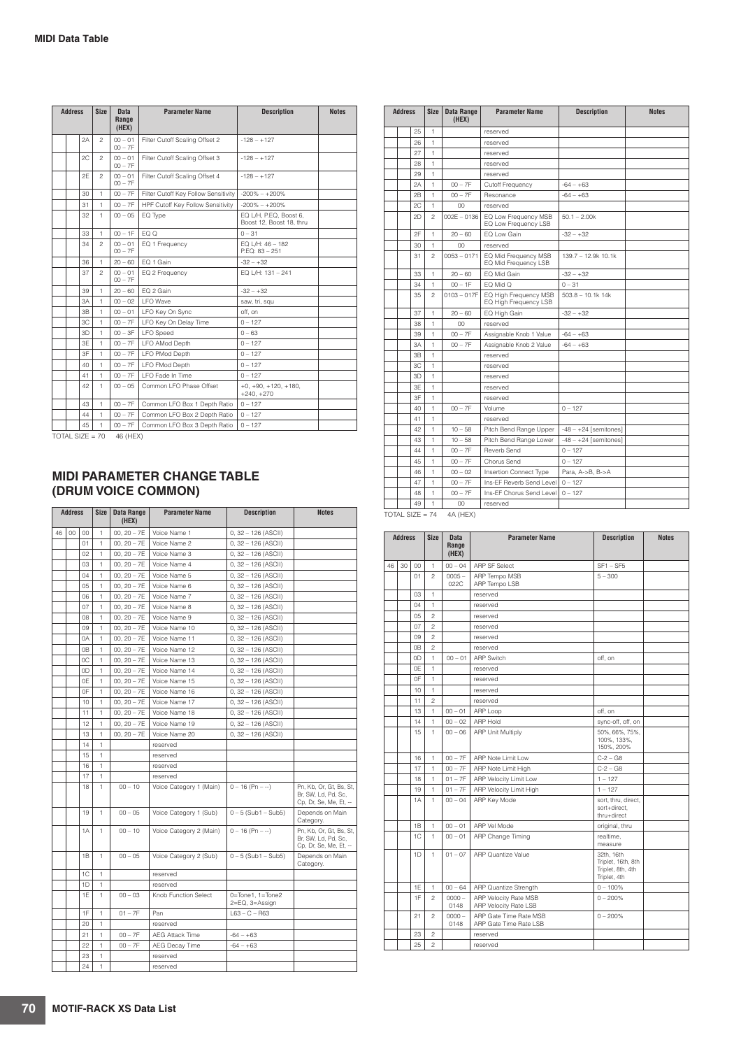## MIDI Data Table

| Address | | | Size | Data Range (HEX) | Parameter Name | Description | Notes |
|---|---|---|---|---|---|---|---|
| | | 2A | 2 | 00 – 01<br>00 – 7F | Filter Cutoff Scaling Offset 2 | -128 – +127 | |
| | | 2C | 2 | 00 – 01<br>00 – 7F | Filter Cutoff Scaling Offset 3 | -128 – +127 | |
| | | 2E | 2 | 00 – 01<br>00 – 7F | Filter Cutoff Scaling Offset 4 | -128 – +127 | |
| | | 30 | 1 | 00 – 7F | Filter Cutoff Key Follow Sensitivity | -200% – +200% | |
| | | 31 | 1 | 00 – 7F | HPF Cutoff Key Follow Sensitivity | -200% – +200% | |
| | | 32 | 1 | 00 – 05 | EQ Type | EQ L/H, P.EQ, Boost 6, Boost 12, Boost 18, thru | |
| | | 33 | 1 | 00 – 1F | EQ Q | 0 – 31 | |
| | | 34 | 2 | 00 – 01<br>00 – 7F | EQ 1 Frequency | EQ L/H: 46 – 182<br>P.EQ: 83 – 251 | |
| | | 36 | 1 | 20 – 60 | EQ 1 Gain | -32 – +32 | |
| | | 37 | 2 | 00 – 01<br>00 – 7F | EQ 2 Frequency | EQ L/H: 131 – 241 | |
| | | 39 | 1 | 20 – 60 | EQ 2 Gain | -32 – +32 | |
| | | 3A | 1 | 00 – 02 | LFO Wave | saw, tri, squ | |
| | | 3B | 1 | 00 – 01 | LFO Key On Sync | off, on | |
| | | 3C | 1 | 00 – 7F | LFO Key On Delay Time | 0 – 127 | |
| | | 3D | 1 | 00 – 3F | LFO Speed | 0 – 63 | |
| | | 3E | 1 | 00 – 7F | LFO AMod Depth | 0 – 127 | |
| | | 3F | 1 | 00 – 7F | LFO PMod Depth | 0 – 127 | |
| | | 40 | 1 | 00 – 7F | LFO FMod Depth | 0 – 127 | |
| | | 41 | 1 | 00 – 7F | LFO Fade In Time | 0 – 127 | |
| | | 42 | 1 | 00 – 05 | Common LFO Phase Offset | +0, +90, +120, +180, +240, +270 | |
| | | 43 | 1 | 00 – 7F | Common LFO Box 1 Depth Ratio | 0 – 127 | |
| | | 44 | 1 | 00 – 7F | Common LFO Box 2 Depth Ratio | 0 – 127 | |
| | | 45 | 1 | 00 – 7F | Common LFO Box 3 Depth Ratio | 0 – 127 | |

TOTAL SIZE = 70 46 (HEX)

## MIDI PARAMETER CHANGE TABLE (DRUM VOICE COMMON)

| Address | | | Size | Data Range (HEX) | Parameter Name | Description | Notes |
|---|---|---|---|---|---|---|---|
| 46 | 00 | 00 | 1 | 00, 20 – 7E | Voice Name 1 | 0, 32 – 126 (ASCII) | |
| | | 01 | 1 | 00, 20 – 7E | Voice Name 2 | 0, 32 – 126 (ASCII) | |
| | | 02 | 1 | 00, 20 – 7E | Voice Name 3 | 0, 32 – 126 (ASCII) | |
| | | 03 | 1 | 00, 20 – 7E | Voice Name 4 | 0, 32 – 126 (ASCII) | |
| | | 04 | 1 | 00, 20 – 7E | Voice Name 5 | 0, 32 – 126 (ASCII) | |
| | | 05 | 1 | 00, 20 – 7E | Voice Name 6 | 0, 32 – 126 (ASCII) | |
| | | 06 | 1 | 00, 20 – 7E | Voice Name 7 | 0, 32 – 126 (ASCII) | |
| | | 07 | 1 | 00, 20 – 7E | Voice Name 8 | 0, 32 – 126 (ASCII) | |
| | | 08 | 1 | 00, 20 – 7E | Voice Name 9 | 0, 32 – 126 (ASCII) | |
| | | 09 | 1 | 00, 20 – 7E | Voice Name 10 | 0, 32 – 126 (ASCII) | |
| | | 0A | 1 | 00, 20 – 7E | Voice Name 11 | 0, 32 – 126 (ASCII) | |
| | | 0B | 1 | 00, 20 – 7E | Voice Name 12 | 0, 32 – 126 (ASCII) | |
| | | 0C | 1 | 00, 20 – 7E | Voice Name 13 | 0, 32 – 126 (ASCII) | |
| | | 0D | 1 | 00, 20 – 7E | Voice Name 14 | 0, 32 – 126 (ASCII) | |
| | | 0E | 1 | 00, 20 – 7E | Voice Name 15 | 0, 32 – 126 (ASCII) | |
| | | 0F | 1 | 00, 20 – 7E | Voice Name 16 | 0, 32 – 126 (ASCII) | |
| | | 10 | 1 | 00, 20 – 7E | Voice Name 17 | 0, 32 – 126 (ASCII) | |
| | | 11 | 1 | 00, 20 – 7E | Voice Name 18 | 0, 32 – 126 (ASCII) | |
| | | 12 | 1 | 00, 20 – 7E | Voice Name 19 | 0, 32 – 126 (ASCII) | |
| | | 13 | 1 | 00, 20 – 7E | Voice Name 20 | 0, 32 – 126 (ASCII) | |
| | | 14 | 1 | | reserved | | |
| | | 15 | 1 | | reserved | | |
| | | 16 | 1 | | reserved | | |
| | | 17 | 1 | | reserved | | |
| | | 18 | 1 | 00 – 10 | Voice Category 1 (Main) | 0 – 16 (Pn – --) | Pn, Kb, Or, Gt, Bs, St, Br, SW, Ld, Pd, Sc, Cp, Dr, Se, Me, Et, -- |
| | | 19 | 1 | 00 – 05 | Voice Category 1 (Sub) | 0 – 5 (Sub1 – Sub5) | Depends on Main Category. |
| | | 1A | 1 | 00 – 10 | Voice Category 2 (Main) | 0 – 16 (Pn – --) | Pn, Kb, Or, Gt, Bs, St, Br, SW, Ld, Pd, Sc, Cp, Dr, Se, Me, Et, -- |
| | | 1B | 1 | 00 – 05 | Voice Category 2 (Sub) | 0 – 5 (Sub1 – Sub5) | Depends on Main Category. |
| | | 1C | 1 | | reserved | | |
| | | 1D | 1 | | reserved | | |
| | | 1E | 1 | 00 – 03 | Knob Function Select | 0=Tone1, 1=Tone2 2=EQ, 3=Assign | |
| | | 1F | 1 | 01 – 7F | Pan | L63 – C – R63 | |
| | | 20 | 1 | | reserved | | |
| | | 21 | 1 | 00 – 7F | AEG Attack Time | -64 – +63 | |
| | | 22 | 1 | 00 – 7F | AEG Decay Time | -64 – +63 | |
| | | 23 | 1 | | reserved | | |
| | | 24 | 1 | | reserved | | |
| | | 25 | 1 | | reserved | | |
| | | 26 | 1 | | reserved | | |
| | | 27 | 1 | | reserved | | |
| | | 28 | 1 | | reserved | | |
| | | 29 | 1 | | reserved | | |
| | | 2A | 1 | 00 – 7F | Cutoff Frequency | -64 – +63 | |
| | | 2B | 1 | 00 – 7F | Resonance | -64 – +63 | |
| | | 2C | 1 | 00 | reserved | | |
| | | 2D | 2 | 002E – 0136 | EQ Low Frequency MSB<br>EQ Low Frequency LSB | 50.1 – 2.00k | |
| | | 2F | 1 | 20 – 60 | EQ Low Gain | -32 – +32 | |
| | | 30 | 1 | 00 | reserved | | |
| | | 31 | 2 | 0053 – 0171 | EQ Mid Frequency MSB<br>EQ Mid Frequency LSB | 139.7 – 12.9k 10.1k | |
| | | 33 | 1 | 20 – 60 | EQ Mid Gain | -32 – +32 | |
| | | 34 | 1 | 00 – 1F | EQ Mid Q | 0 – 31 | |
| | | 35 | 2 | 0103 – 017F | EQ High Frequency MSB<br>EQ High Frequency LSB | 503.8 – 10.1k 14k | |
| | | 37 | 1 | 20 – 60 | EQ High Gain | -32 – +32 | |
| | | 38 | 1 | 00 | reserved | | |
| | | 39 | 1 | 00 – 7F | Assignable Knob 1 Value | -64 – +63 | |
| | | 3A | 1 | 00 – 7F | Assignable Knob 2 Value | -64 – +63 | |
| | | 3B | 1 | | reserved | | |
| | | 3C | 1 | | reserved | | |
| | | 3D | 1 | | reserved | | |
| | | 3E | 1 | | reserved | | |
| | | 3F | 1 | | reserved | | |
| | | 40 | 1 | 00 – 7F | Volume | 0 – 127 | |
| | | 41 | 1 | | reserved | | |
| | | 42 | 1 | 10 – 58 | Pitch Bend Range Upper | -48 – +24 [semitones] | |
| | | 43 | 1 | 10 – 58 | Pitch Bend Range Lower | -48 – +24 [semitones] | |
| | | 44 | 1 | 00 – 7F | Reverb Send | 0 – 127 | |
| | | 45 | 1 | 00 – 7F | Chorus Send | 0 – 127 | |
| | | 46 | 1 | 00 – 02 | Insertion Connect Type | Para, A->B, B->A | |
| | | 47 | 1 | 00 – 7F | Ins-EF Reverb Send Level | 0 – 127 | |
| | | 48 | 1 | 00 – 7F | Ins-EF Chorus Send Level | 0 – 127 | |
| | | 49 | 1 | 00 | reserved | | |

TOTAL SIZE = 74 4A (HEX)

| Address | | | Size | Data Range (HEX) | Parameter Name | Description | Notes |
|---|---|---|---|---|---|---|---|
| 46 | 30 | 00 | 1 | 00 – 04 | ARP SF Select | SF1 – SF5 | |
| | | 01 | 2 | 0005 – 022C | ARP Tempo MSB<br>ARP Tempo LSB | 5 – 300 | |
| | | 03 | 1 | | reserved | | |
| | | 04 | 1 | | reserved | | |
| | | 05 | 2 | | reserved | | |
| | | 07 | 2 | | reserved | | |
| | | 09 | 2 | | reserved | | |
| | | 0B | 2 | | reserved | | |
| | | 0D | 1 | 00 – 01 | ARP Switch | off, on | |
| | | 0E | 1 | | reserved | | |
| | | 0F | 1 | | reserved | | |
| | | 10 | 1 | | reserved | | |
| | | 11 | 2 | | reserved | | |
| | | 13 | 1 | 00 – 01 | ARP Loop | off, on | |
| | | 14 | 1 | 00 – 02 | ARP Hold | sync-off, off, on | |
| | | 15 | 1 | 00 – 06 | ARP Unit Multiply | 50%, 66%, 75%, 100%, 133%, 150%, 200% | |
| | | 16 | 1 | 00 – 7F | ARP Note Limit Low | C-2 – G8 | |
| | | 17 | 1 | 00 – 7F | ARP Note Limit High | C-2 – G8 | |
| | | 18 | 1 | 01 – 7F | ARP Velocity Limit Low | 1 – 127 | |
| | | 19 | 1 | 01 – 7F | ARP Velocity Limit High | 1 – 127 | |
| | | 1A | 1 | 00 – 04 | ARP Key Mode | sort, thru, direct, sort+direct, thru+direct | |
| | | 1B | 1 | 00 – 01 | ARP Vel Mode | original, thru | |
| | | 1C | 1 | 00 – 01 | ARP Change Timing | realtime, measure | |
| | | 1D | 1 | 01 – 07 | ARP Quantize Value | 32th, 16th Triplet, 16th, 8th Triplet, 8th, 4th Triplet, 4th | |
| | | 1E | 1 | 00 – 64 | ARP Quantize Strength | 0 – 100% | |
| | | 1F | 2 | 0000 – 0148 | ARP Velocity Rate MSB<br>ARP Velocity Rate LSB | 0 – 200% | |
| | | 21 | 2 | 0000 – 0148 | ARP Gate Time Rate MSB<br>ARP Gate Time Rate LSB | 0 – 200% | |
| | | 23 | 2 | | reserved | | |
| | | 25 | 2 | | reserved | | |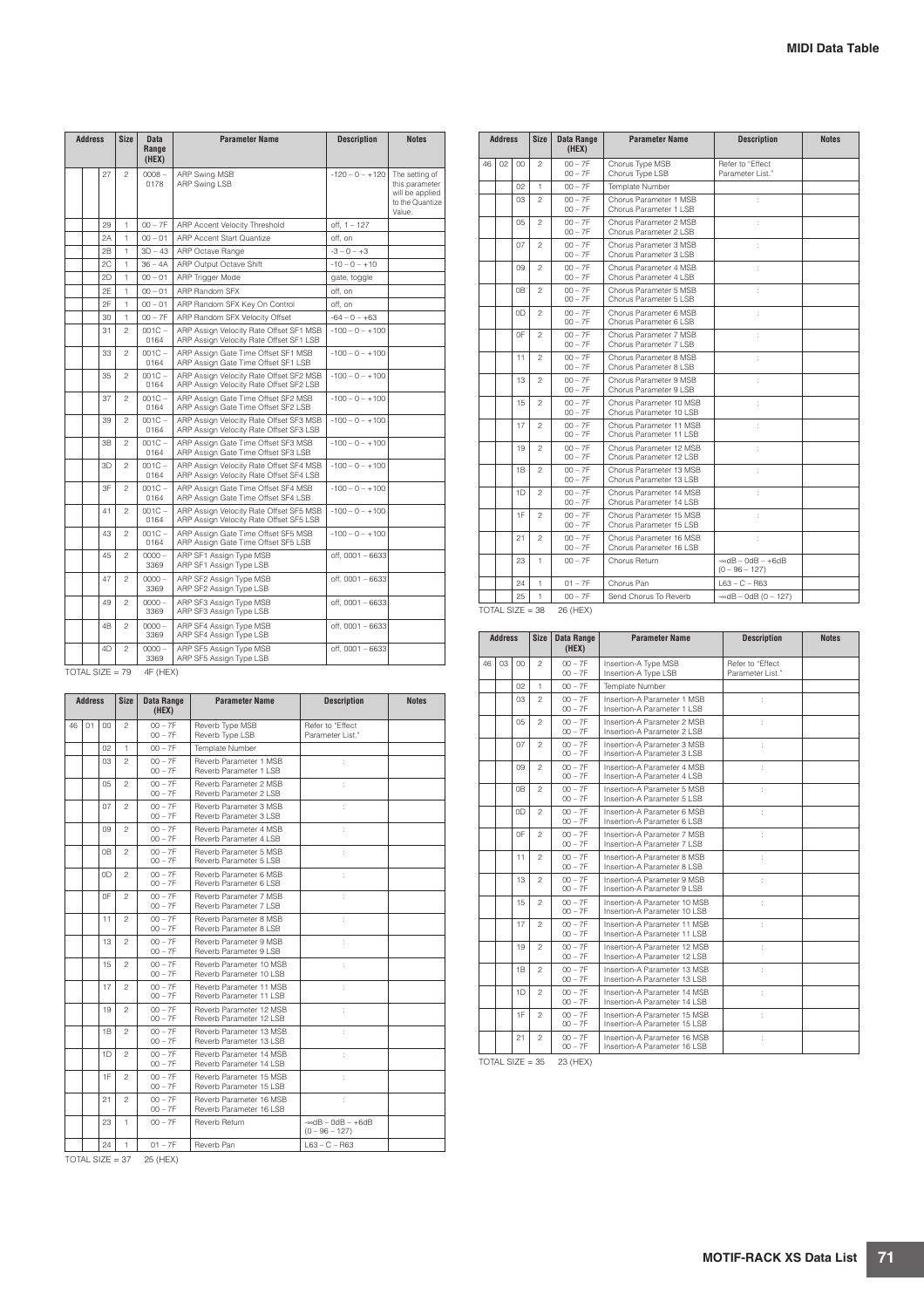| Address | | | Size | Data Range (HEX) | Parameter Name | Description | Notes |
|---|---|---|---|---|---|---|---|
| | | 27 | 2 | 0008 – 0178 | ARP Swing MSB<br>ARP Swing LSB | -120 – 0 – +120 | The setting of this parameter will be applied to the Quantize Value. |
| | | 29 | 1 | 00 – 7F | ARP Accent Velocity Threshold | off, 1 – 127 | |
| | | 2A | 1 | 00 – 01 | ARP Accent Start Quantize | off, on | |
| | | 2B | 1 | 3D – 43 | ARP Octave Range | -3 – 0 – +3 | |
| | | 2C | 1 | 36 – 4A | ARP Output Octave Shift | -10 – 0 – +10 | |
| | | 2D | 1 | 00 – 01 | ARP Trigger Mode | gate, toggle | |
| | | 2E | 1 | 00 – 01 | ARP Random SFX | off, on | |
| | | 2F | 1 | 00 – 01 | ARP Random SFX Key On Control | off, on | |
| | | 30 | 1 | 00 – 7F | ARP Random SFX Velocity Offset | -64 – 0 – +63 | |
| | | 31 | 2 | 001C – 0164 | ARP Assign Velocity Rate Offset SF1 MSB<br>ARP Assign Velocity Rate Offset SF1 LSB | -100 – 0 – +100 | |
| | | 33 | 2 | 001C – 0164 | ARP Assign Gate Time Offset SF1 MSB<br>ARP Assign Gate Time Offset SF1 LSB | -100 – 0 – +100 | |
| | | 35 | 2 | 001C – 0164 | ARP Assign Velocity Rate Offset SF2 MSB<br>ARP Assign Velocity Rate Offset SF2 LSB | -100 – 0 – +100 | |
| | | 37 | 2 | 001C – 0164 | ARP Assign Gate Time Offset SF2 MSB<br>ARP Assign Gate Time Offset SF2 LSB | -100 – 0 – +100 | |
| | | 39 | 2 | 001C – 0164 | ARP Assign Velocity Rate Offset SF3 MSB<br>ARP Assign Velocity Rate Offset SF3 LSB | -100 – 0 – +100 | |
| | | 3B | 2 | 001C – 0164 | ARP Assign Gate Time Offset SF3 MSB<br>ARP Assign Gate Time Offset SF3 LSB | -100 – 0 – +100 | |
| | | 3D | 2 | 001C – 0164 | ARP Assign Velocity Rate Offset SF4 MSB<br>ARP Assign Velocity Rate Offset SF4 LSB | -100 – 0 – +100 | |
| | | 3F | 2 | 001C – 0164 | ARP Assign Gate Time Offset SF4 MSB<br>ARP Assign Gate Time Offset SF4 LSB | -100 – 0 – +100 | |
| | | 41 | 2 | 001C – 0164 | ARP Assign Velocity Rate Offset SF5 MSB<br>ARP Assign Velocity Rate Offset SF5 LSB | -100 – 0 – +100 | |
| | | 43 | 2 | 001C – 0164 | ARP Assign Gate Time Offset SF5 MSB<br>ARP Assign Gate Time Offset SF5 LSB | -100 – 0 – +100 | |
| | | 45 | 2 | 0000 – 3369 | ARP SF1 Assign Type MSB<br>ARP SF1 Assign Type LSB | off, 0001 – 6633 | |
| | | 47 | 2 | 0000 – 3369 | ARP SF2 Assign Type MSB<br>ARP SF2 Assign Type LSB | off, 0001 – 6633 | |
| | | 49 | 2 | 0000 – 3369 | ARP SF3 Assign Type MSB<br>ARP SF3 Assign Type LSB | off, 0001 – 6633 | |
| | | 4B | 2 | 0000 – 3369 | ARP SF4 Assign Type MSB<br>ARP SF4 Assign Type LSB | off, 0001 – 6633 | |
| | | 4D | 2 | 0000 – 3369 | ARP SF5 Assign Type MSB<br>ARP SF5 Assign Type LSB | off, 0001 – 6633 | |

TOTAL SIZE = 79    4F (HEX)

| Address | | | Size | Data Range (HEX) | Parameter Name | Description | Notes |
|---|---|---|---|---|---|---|---|
| 46 | 01 | 00 | 2 | 00 – 7F<br>00 – 7F | Reverb Type MSB<br>Reverb Type LSB | Refer to "Effect Parameter List." | |
| | | 02 | 1 | 00 – 7F | Template Number | | |
| | | 03 | 2 | 00 – 7F<br>00 – 7F | Reverb Parameter 1 MSB<br>Reverb Parameter 1 LSB | : | |
| | | 05 | 2 | 00 – 7F<br>00 – 7F | Reverb Parameter 2 MSB<br>Reverb Parameter 2 LSB | : | |
| | | 07 | 2 | 00 – 7F<br>00 – 7F | Reverb Parameter 3 MSB<br>Reverb Parameter 3 LSB | : | |
| | | 09 | 2 | 00 – 7F<br>00 – 7F | Reverb Parameter 4 MSB<br>Reverb Parameter 4 LSB | : | |
| | | 0B | 2 | 00 – 7F<br>00 – 7F | Reverb Parameter 5 MSB<br>Reverb Parameter 5 LSB | : | |
| | | 0D | 2 | 00 – 7F<br>00 – 7F | Reverb Parameter 6 MSB<br>Reverb Parameter 6 LSB | : | |
| | | 0F | 2 | 00 – 7F<br>00 – 7F | Reverb Parameter 7 MSB<br>Reverb Parameter 7 LSB | : | |
| | | 11 | 2 | 00 – 7F<br>00 – 7F | Reverb Parameter 8 MSB<br>Reverb Parameter 8 LSB | : | |
| | | 13 | 2 | 00 – 7F<br>00 – 7F | Reverb Parameter 9 MSB<br>Reverb Parameter 9 LSB | : | |
| | | 15 | 2 | 00 – 7F<br>00 – 7F | Reverb Parameter 10 MSB<br>Reverb Parameter 10 LSB | : | |
| | | 17 | 2 | 00 – 7F<br>00 – 7F | Reverb Parameter 11 MSB<br>Reverb Parameter 11 LSB | : | |
| | | 19 | 2 | 00 – 7F<br>00 – 7F | Reverb Parameter 12 MSB<br>Reverb Parameter 12 LSB | : | |
| | | 1B | 2 | 00 – 7F<br>00 – 7F | Reverb Parameter 13 MSB<br>Reverb Parameter 13 LSB | : | |
| | | 1D | 2 | 00 – 7F<br>00 – 7F | Reverb Parameter 14 MSB<br>Reverb Parameter 14 LSB | : | |
| | | 1F | 2 | 00 – 7F<br>00 – 7F | Reverb Parameter 15 MSB<br>Reverb Parameter 15 LSB | : | |
| | | 21 | 2 | 00 – 7F<br>00 – 7F | Reverb Parameter 16 MSB<br>Reverb Parameter 16 LSB | : | |
| | | 23 | 1 | 00 – 7F | Reverb Return | -∞dB – 0dB – +6dB (0 – 96 – 127) | |
| | | 24 | 1 | 01 – 7F | Reverb Pan | L63 – C – R63 | |

TOTAL SIZE = 37    25 (HEX)

| Address | | | Size | Data Range (HEX) | Parameter Name | Description | Notes |
|---|---|---|---|---|---|---|---|
| 46 | 02 | 00 | 2 | 00 – 7F<br>00 – 7F | Chorus Type MSB<br>Chorus Type LSB | Refer to "Effect Parameter List." | |
| | | 02 | 1 | 00 – 7F | Template Number | | |
| | | 03 | 2 | 00 – 7F<br>00 – 7F | Chorus Parameter 1 MSB<br>Chorus Parameter 1 LSB | : | |
| | | 05 | 2 | 00 – 7F<br>00 – 7F | Chorus Parameter 2 MSB<br>Chorus Parameter 2 LSB | : | |
| | | 07 | 2 | 00 – 7F<br>00 – 7F | Chorus Parameter 3 MSB<br>Chorus Parameter 3 LSB | : | |
| | | 09 | 2 | 00 – 7F<br>00 – 7F | Chorus Parameter 4 MSB<br>Chorus Parameter 4 LSB | : | |
| | | 0B | 2 | 00 – 7F<br>00 – 7F | Chorus Parameter 5 MSB<br>Chorus Parameter 5 LSB | : | |
| | | 0D | 2 | 00 – 7F<br>00 – 7F | Chorus Parameter 6 MSB<br>Chorus Parameter 6 LSB | : | |
| | | 0F | 2 | 00 – 7F<br>00 – 7F | Chorus Parameter 7 MSB<br>Chorus Parameter 7 LSB | : | |
| | | 11 | 2 | 00 – 7F<br>00 – 7F | Chorus Parameter 8 MSB<br>Chorus Parameter 8 LSB | : | |
| | | 13 | 2 | 00 – 7F<br>00 – 7F | Chorus Parameter 9 MSB<br>Chorus Parameter 9 LSB | : | |
| | | 15 | 2 | 00 – 7F<br>00 – 7F | Chorus Parameter 10 MSB<br>Chorus Parameter 10 LSB | : | |
| | | 17 | 2 | 00 – 7F<br>00 – 7F | Chorus Parameter 11 MSB<br>Chorus Parameter 11 LSB | : | |
| | | 19 | 2 | 00 – 7F<br>00 – 7F | Chorus Parameter 12 MSB<br>Chorus Parameter 12 LSB | : | |
| | | 1B | 2 | 00 – 7F<br>00 – 7F | Chorus Parameter 13 MSB<br>Chorus Parameter 13 LSB | : | |
| | | 1D | 2 | 00 – 7F<br>00 – 7F | Chorus Parameter 14 MSB<br>Chorus Parameter 14 LSB | : | |
| | | 1F | 2 | 00 – 7F<br>00 – 7F | Chorus Parameter 15 MSB<br>Chorus Parameter 15 LSB | : | |
| | | 21 | 2 | 00 – 7F<br>00 – 7F | Chorus Parameter 16 MSB<br>Chorus Parameter 16 LSB | : | |
| | | 23 | 1 | 00 – 7F | Chorus Return | -∞dB – 0dB – +6dB (0 – 96 – 127) | |
| | | 24 | 1 | 01 – 7F | Chorus Pan | L63 – C – R63 | |
| | | 25 | 1 | 00 – 7F | Send Chorus To Reverb | -∞dB – 0dB (0 – 127) | |

TOTAL SIZE = 38    26 (HEX)

| Address | | | Size | Data Range (HEX) | Parameter Name | Description | Notes |
|---|---|---|---|---|---|---|---|
| 46 | 03 | 00 | 2 | 00 – 7F<br>00 – 7F | Insertion-A Type MSB<br>Insertion-A Type LSB | Refer to "Effect Parameter List." | |
| | | 02 | 1 | 00 – 7F | Template Number | | |
| | | 03 | 2 | 00 – 7F<br>00 – 7F | Insertion-A Parameter 1 MSB<br>Insertion-A Parameter 1 LSB | : | |
| | | 05 | 2 | 00 – 7F<br>00 – 7F | Insertion-A Parameter 2 MSB<br>Insertion-A Parameter 2 LSB | : | |
| | | 07 | 2 | 00 – 7F<br>00 – 7F | Insertion-A Parameter 3 MSB<br>Insertion-A Parameter 3 LSB | : | |
| | | 09 | 2 | 00 – 7F<br>00 – 7F | Insertion-A Parameter 4 MSB<br>Insertion-A Parameter 4 LSB | : | |
| | | 0B | 2 | 00 – 7F<br>00 – 7F | Insertion-A Parameter 5 MSB<br>Insertion-A Parameter 5 LSB | : | |
| | | 0D | 2 | 00 – 7F<br>00 – 7F | Insertion-A Parameter 6 MSB<br>Insertion-A Parameter 6 LSB | : | |
| | | 0F | 2 | 00 – 7F<br>00 – 7F | Insertion-A Parameter 7 MSB<br>Insertion-A Parameter 7 LSB | : | |
| | | 11 | 2 | 00 – 7F<br>00 – 7F | Insertion-A Parameter 8 MSB<br>Insertion-A Parameter 8 LSB | : | |
| | | 13 | 2 | 00 – 7F<br>00 – 7F | Insertion-A Parameter 9 MSB<br>Insertion-A Parameter 9 LSB | : | |
| | | 15 | 2 | 00 – 7F<br>00 – 7F | Insertion-A Parameter 10 MSB<br>Insertion-A Parameter 10 LSB | : | |
| | | 17 | 2 | 00 – 7F<br>00 – 7F | Insertion-A Parameter 11 MSB<br>Insertion-A Parameter 11 LSB | : | |
| | | 19 | 2 | 00 – 7F<br>00 – 7F | Insertion-A Parameter 12 MSB<br>Insertion-A Parameter 12 LSB | : | |
| | | 1B | 2 | 00 – 7F<br>00 – 7F | Insertion-A Parameter 13 MSB<br>Insertion-A Parameter 13 LSB | : | |
| | | 1D | 2 | 00 – 7F<br>00 – 7F | Insertion-A Parameter 14 MSB<br>Insertion-A Parameter 14 LSB | : | |
| | | 1F | 2 | 00 – 7F<br>00 – 7F | Insertion-A Parameter 15 MSB<br>Insertion-A Parameter 15 LSB | : | |
| | | 21 | 2 | 00 – 7F<br>00 – 7F | Insertion-A Parameter 16 MSB<br>Insertion-A Parameter 16 LSB | : | |

TOTAL SIZE = 35    23 (HEX)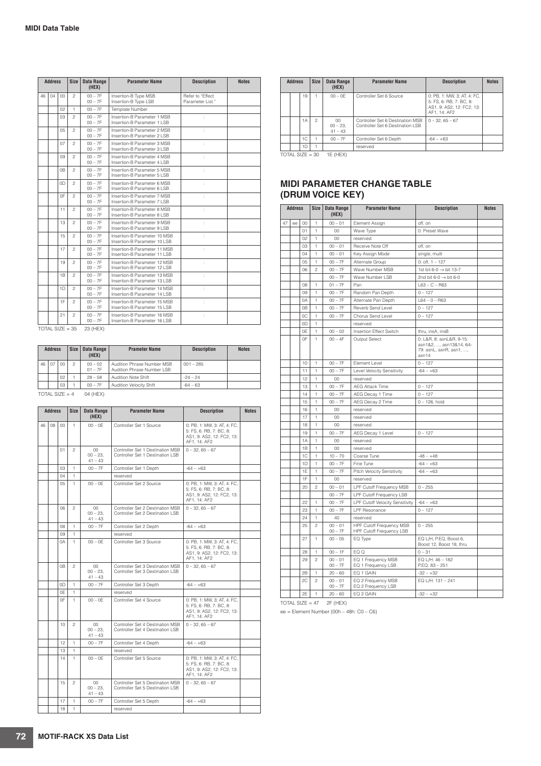## MIDI Data Table

| Address | | | Size | Data Range (HEX) | Parameter Name | Description | Notes |
|---|---|---|---|---|---|---|---|
| 46 | 04 | 00 | 2 | 00 – 7F<br>00 – 7F | Insertion-B Type MSB<br>Insertion-B Type LSB | Refer to "Effect Parameter List." | |
| | | 02 | 1 | 00 – 7F | Template Number | | |
| | | 03 | 2 | 00 – 7F<br>00 – 7F | Insertion-B Parameter 1 MSB<br>Insertion-B Parameter 1 LSB | : | |
| | | 05 | 2 | 00 – 7F<br>00 – 7F | Insertion-B Parameter 2 MSB<br>Insertion-B Parameter 2 LSB | : | |
| | | 07 | 2 | 00 – 7F<br>00 – 7F | Insertion-B Parameter 3 MSB<br>Insertion-B Parameter 3 LSB | : | |
| | | 09 | 2 | 00 – 7F<br>00 – 7F | Insertion-B Parameter 4 MSB<br>Insertion-B Parameter 4 LSB | : | |
| | | 0B | 2 | 00 – 7F<br>00 – 7F | Insertion-B Parameter 5 MSB<br>Insertion-B Parameter 5 LSB | : | |
| | | 0D | 2 | 00 – 7F<br>00 – 7F | Insertion-B Parameter 6 MSB<br>Insertion-B Parameter 6 LSB | : | |
| | | 0F | 2 | 00 – 7F<br>00 – 7F | Insertion-B Parameter 7 MSB<br>Insertion-B Parameter 7 LSB | : | |
| | | 11 | 2 | 00 – 7F<br>00 – 7F | Insertion-B Parameter 8 MSB<br>Insertion-B Parameter 8 LSB | : | |
| | | 13 | 2 | 00 – 7F<br>00 – 7F | Insertion-B Parameter 9 MSB<br>Insertion-B Parameter 9 LSB | : | |
| | | 15 | 2 | 00 – 7F<br>00 – 7F | Insertion-B Parameter 10 MSB<br>Insertion-B Parameter 10 LSB | : | |
| | | 17 | 2 | 00 – 7F<br>00 – 7F | Insertion-B Parameter 11 MSB<br>Insertion-B Parameter 11 LSB | : | |
| | | 19 | 2 | 00 – 7F<br>00 – 7F | Insertion-B Parameter 12 MSB<br>Insertion-B Parameter 12 LSB | : | |
| | | 1B | 2 | 00 – 7F<br>00 – 7F | Insertion-B Parameter 13 MSB<br>Insertion-B Parameter 13 LSB | : | |
| | | 1D | 2 | 00 – 7F<br>00 – 7F | Insertion-B Parameter 14 MSB<br>Insertion-B Parameter 14 LSB | : | |
| | | 1F | 2 | 00 – 7F<br>00 – 7F | Insertion-B Parameter 15 MSB<br>Insertion-B Parameter 15 LSB | : | |
| | | 21 | 2 | 00 – 7F<br>00 – 7F | Insertion-B Parameter 16 MSB<br>Insertion-B Parameter 16 LSB | : | |

TOTAL SIZE = 35 23 (HEX)

| Address | | | Size | Data Range (HEX) | Prameter Name | Description | Notes |
|---|---|---|---|---|---|---|---|
| 46 | 07 | 00 | 2 | 00 – 02<br>01 – 7F | Audition Phrase Number MSB<br>Audition Phrase Number LSB | 001 – 285 | |
| | | 02 | 1 | 28 – 58 | Audition Note Shift | -24 – 24 | |
| | | 03 | 1 | 00 – 7F | Audition Velocity Shift | -64 – 63 | |

TOTAL SIZE = 4 04 (HEX)

| Address | | | Size | Data Range (HEX) | Parameter Name | Description | Notes |
|---|---|---|---|---|---|---|---|
| 46 | 08 | 00 | 1 | 00 – 0E | Controller Set 1 Source | 0: PB, 1: MW, 3: AT, 4: FC, 5: FS, 6: RB, 7: BC, 8: AS1, 9: AS2, 12: FC2, 13: AF1, 14: AF2 | |
| | | 01 | 2 | 00<br>00 – 23,<br>41 – 43 | Controller Set 1 Destination MSB<br>Controller Set 1 Destination LSB | 0 – 32, 65 – 67 | |
| | | 03 | 1 | 00 – 7F | Controller Set 1 Depth | -64 – +63 | |
| | | 04 | 1 | | reserved | | |
| | | 05 | 1 | 00 – 0E | Controller Set 2 Source | 0: PB, 1: MW, 3: AT, 4: FC, 5: FS, 6: RB, 7: BC, 8: AS1, 9: AS2, 12: FC2, 13: AF1, 14: AF2 | |
| | | 06 | 2 | 00<br>00 – 23,<br>41 – 43 | Controller Set 2 Destination MSB<br>Controller Set 2 Destination LSB | 0 – 32, 65 – 67 | |
| | | 08 | 1 | 00 – 7F | Controller Set 2 Depth | -64 – +63 | |
| | | 09 | 1 | | reserved | | |
| | | 0A | 1 | 00 – 0E | Controller Set 3 Source | 0: PB, 1: MW, 3: AT, 4: FC, 5: FS, 6: RB, 7: BC, 8: AS1, 9: AS2, 12: FC2, 13: AF1, 14: AF2 | |
| | | 0B | 2 | 00<br>00 – 23,<br>41 – 43 | Controller Set 3 Destination MSB<br>Controller Set 3 Destination LSB | 0 – 32, 65 – 67 | |
| | | 0D | 1 | 00 – 7F | Controller Set 3 Depth | -64 – +63 | |
| | | 0E | 1 | | reserved | | |
| | | 0F | 1 | 00 – 0E | Controller Set 4 Source | 0: PB, 1: MW, 3: AT, 4: FC, 5: FS, 6: RB, 7: BC, 8: AS1, 9: AS2, 12: FC2, 13: AF1, 14: AF2 | |
| | | 10 | 2 | 00<br>00 – 23,<br>41 – 43 | Controller Set 4 Destination MSB<br>Controller Set 4 Destination LSB | 0 – 32, 65 – 67 | |
| | | 12 | 1 | 00 – 7F | Controller Set 4 Depth | -64 – +63 | |
| | | 13 | 1 | | reserved | | |
| | | 14 | 1 | 00 – 0E | Controller Set 5 Source | 0: PB, 1: MW, 3: AT, 4: FC, 5: FS, 6: RB, 7: BC, 8: AS1, 9: AS2, 12: FC2, 13: AF1, 14: AF2 | |
| | | 15 | 2 | 00<br>00 – 23,<br>41 – 43 | Controller Set 5 Destination MSB<br>Controller Set 5 Destination LSB | 0 – 32, 65 – 67 | |
| | | 17 | 1 | 00 – 7F | Controller Set 5 Depth | -64 – +63 | |
| | | 18 | 1 | | reserved | | |
| | | 19 | 1 | 00 – 0E | Controller Set 6 Source | 0: PB, 1: MW, 3: AT, 4: FC, 5: FS, 6: RB, 7: BC, 8: AS1, 9: AS2, 12: FC2, 13: AF1, 14: AF2 | |
| | | 1A | 2 | 00<br>00 – 23,<br>41 – 43 | Controller Set 6 Destination MSB<br>Controller Set 6 Destination LSB | 0 – 32, 65 – 67 | |
| | | 1C | 1 | 00 – 7F | Controller Set 6 Depth | -64 – +63 | |
| | | 1D | 1 | | reserved | | |

TOTAL SIZE = 30 1E (HEX)

## MIDI PARAMETER CHANGE TABLE (DRUM VOICE KEY)

| Address | | | Size | Data Range (HEX) | Parameter Name | Description | Notes |
|---|---|---|---|---|---|---|---|
| 47 | ee | 00 | 1 | 00 – 01 | Element Assign | off, on | |
| | | 01 | 1 | 00 | Wave Type | 0: Preset Wave | |
| | | 02 | 1 | 00 | reserved | | |
| | | 03 | 1 | 00 – 01 | Receive Note Off | off, on | |
| | | 04 | 1 | 00 – 01 | Key Assign Mode | single, multi | |
| | | 05 | 1 | 00 – 7F | Alternate Group | 0: off, 1 – 127 | |
| | | 06 | 2 | 00 – 7F | Wave Number MSB | 1st bit 6-0 → bit 13-7 | |
| | | | | 00 – 7F | Wave Number LSB | 2nd bit 6-0 → bit 6-0 | |
| | | 08 | 1 | 01 – 7F | Pan | L63 – C – R63 | |
| | | 09 | 1 | 00 – 7F | Random Pan Depth | 0 – 127 | |
| | | 0A | 1 | 00 – 7F | Alternate Pan Depth | L64 – 0 – R63 | |
| | | 0B | 1 | 00 – 7F | Reverb Send Level | 0 – 127 | |
| | | 0C | 1 | 00 – 7F | Chorus Send Level | 0 – 127 | |
| | | 0D | 1 | | reserved | | |
| | | 0E | 1 | 00 – 02 | Insertion Effect Switch | thru, insA, insB | |
| | | 0F | 1 | 00 – 4F | Output Select | 0: L&R, 8: asnL&R, 9-15: asn1&2, ..., asn13&14, 64-79: asnL, asnR, asn1, ..., asn14 | |
| | | 10 | 1 | 00 – 7F | Element Level | 0 – 127 | |
| | | 11 | 1 | 00 – 7F | Level Velocity Sensitivity | -64 – +63 | |
| | | 12 | 1 | 00 | reserved | | |
| | | 13 | 1 | 00 – 7F | AEG Attack Time | 0 – 127 | |
| | | 14 | 1 | 00 – 7F | AEG Decay 1 Time | 0 – 127 | |
| | | 15 | 1 | 00 – 7F | AEG Decay 2 Time | 0 – 126, hold | |
| | | 16 | 1 | 00 | reserved | | |
| | | 17 | 1 | 00 | reserved | | |
| | | 18 | 1 | 00 | reserved | | |
| | | 19 | 1 | 00 – 7F | AEG Decay 1 Level | 0 – 127 | |
| | | 1A | 1 | 00 | reserved | | |
| | | 1B | 1 | 00 | reserved | | |
| | | 1C | 1 | 10 – 70 | Coarse Tune | -48 – +48 | |
| | | 1D | 1 | 00 – 7F | Fine Tune | -64 – +63 | |
| | | 1E | 1 | 00 – 7F | Pitch Velocity Sensitivity | -64 – +63 | |
| | | 1F | 1 | 00 | reserved | | |
| | | 20 | 2 | 00 – 01 | LPF Cutoff Frequency MSB | 0 – 255 | |
| | | | | 00 – 7F | LPF Cutoff Frequency LSB | | |
| | | 22 | 1 | 00 – 7F | LPF Cutoff Velocity Sensitivity | -64 – +63 | |
| | | 23 | 1 | 00 – 7F | LPF Resonance | 0 – 127 | |
| | | 24 | 1 | 40 | reserved | | |
| | | 25 | 2 | 00 – 01<br>00 – 7F | HPF Cutoff Frequency MSB<br>HPF Cutoff Frequency LSB | 0 – 255 | |
| | | 27 | 1 | 00 – 05 | EQ Type | EQ L/H, P.EQ, Boost 6, Boost 12, Boost 18, thru | |
| | | 28 | 1 | 00 – 1F | EQ Q | 0 – 31 | |
| | | 29 | 2 | 00 – 01<br>00 – 7F | EQ 1 Frequency MSB<br>EQ 1 Frequency LSB | EQ L/H: 46 – 182<br>P.EQ: 83 – 251 | |
| | | 2B | 1 | 20 – 60 | EQ 1 GAIN | -32 – +32 | |
| | | 2C | 2 | 00 – 01<br>00 – 7F | EQ 2 Frequency MSB<br>EQ 2 Frequency LSB | EQ L/H: 131 – 241 | |
| | | 2E | 1 | 20 – 60 | EQ 2 GAIN | -32 – +32 | |

TOTAL SIZE = 47 2F (HEX)

ee = Element Number (00h – 48h: C0 – C6)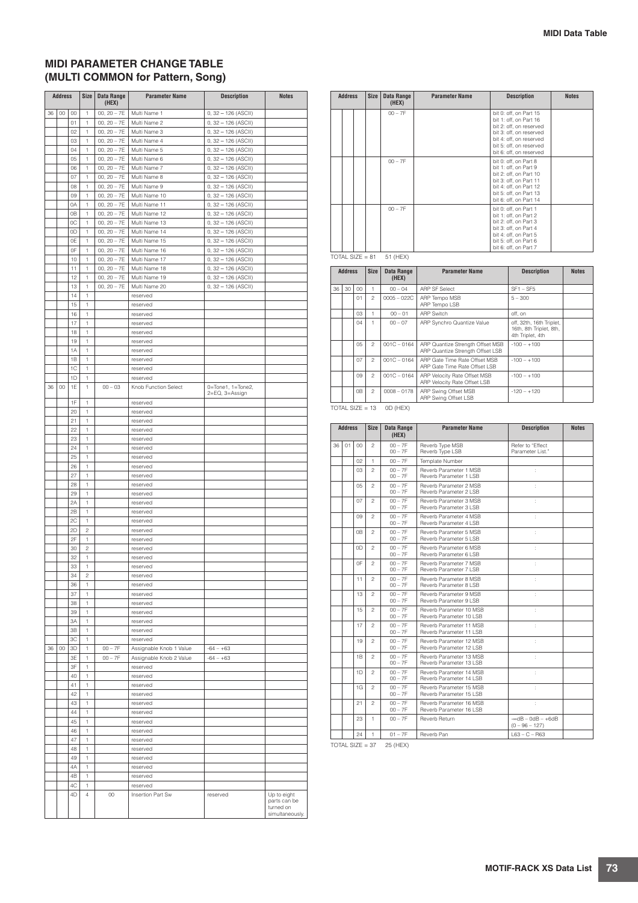## MIDI PARAMETER CHANGE TABLE (MULTI COMMON for Pattern, Song)

| Address | | | Size | Data Range (HEX) | Parameter Name | Description | Notes |
|---|---|---|---|---|---|---|---|
| 36 | 00 | 00 | 1 | 00, 20 – 7E | Multi Name 1 | 0, 32 – 126 (ASCII) | |
| | | 01 | 1 | 00, 20 – 7E | Multi Name 2 | 0, 32 – 126 (ASCII) | |
| | | 02 | 1 | 00, 20 – 7E | Multi Name 3 | 0, 32 – 126 (ASCII) | |
| | | 03 | 1 | 00, 20 – 7E | Multi Name 4 | 0, 32 – 126 (ASCII) | |
| | | 04 | 1 | 00, 20 – 7E | Multi Name 5 | 0, 32 – 126 (ASCII) | |
| | | 05 | 1 | 00, 20 – 7E | Multi Name 6 | 0, 32 – 126 (ASCII) | |
| | | 06 | 1 | 00, 20 – 7E | Multi Name 7 | 0, 32 – 126 (ASCII) | |
| | | 07 | 1 | 00, 20 – 7E | Multi Name 8 | 0, 32 – 126 (ASCII) | |
| | | 08 | 1 | 00, 20 – 7E | Multi Name 9 | 0, 32 – 126 (ASCII) | |
| | | 09 | 1 | 00, 20 – 7E | Multi Name 10 | 0, 32 – 126 (ASCII) | |
| | | 0A | 1 | 00, 20 – 7E | Multi Name 11 | 0, 32 – 126 (ASCII) | |
| | | 0B | 1 | 00, 20 – 7E | Multi Name 12 | 0, 32 – 126 (ASCII) | |
| | | 0C | 1 | 00, 20 – 7E | Multi Name 13 | 0, 32 – 126 (ASCII) | |
| | | 0D | 1 | 00, 20 – 7E | Multi Name 14 | 0, 32 – 126 (ASCII) | |
| | | 0E | 1 | 00, 20 – 7E | Multi Name 15 | 0, 32 – 126 (ASCII) | |
| | | 0F | 1 | 00, 20 – 7E | Multi Name 16 | 0, 32 – 126 (ASCII) | |
| | | 10 | 1 | 00, 20 – 7E | Multi Name 17 | 0, 32 – 126 (ASCII) | |
| | | 11 | 1 | 00, 20 – 7E | Multi Name 18 | 0, 32 – 126 (ASCII) | |
| | | 12 | 1 | 00, 20 – 7E | Multi Name 19 | 0, 32 – 126 (ASCII) | |
| | | 13 | 1 | 00, 20 – 7E | Multi Name 20 | 0, 32 – 126 (ASCII) | |
| | | 14 | 1 | | reserved | | |
| | | 15 | 1 | | reserved | | |
| | | 16 | 1 | | reserved | | |
| | | 17 | 1 | | reserved | | |
| | | 18 | 1 | | reserved | | |
| | | 19 | 1 | | reserved | | |
| | | 1A | 1 | | reserved | | |
| | | 1B | 1 | | reserved | | |
| | | 1C | 1 | | reserved | | |
| | | 1D | 1 | | reserved | | |
| 36 | 00 | 1E | 1 | 00 – 03 | Knob Function Select | 0=Tone1, 1=Tone2, 2=EQ, 3=Assign | |
| | | 1F | 1 | | reserved | | |
| | | 20 | 1 | | reserved | | |
| | | 21 | 1 | | reserved | | |
| | | 22 | 1 | | reserved | | |
| | | 23 | 1 | | reserved | | |
| | | 24 | 1 | | reserved | | |
| | | 25 | 1 | | reserved | | |
| | | 26 | 1 | | reserved | | |
| | | 27 | 1 | | reserved | | |
| | | 28 | 1 | | reserved | | |
| | | 29 | 1 | | reserved | | |
| | | 2A | 1 | | reserved | | |
| | | 2B | 1 | | reserved | | |
| | | 2C | 1 | | reserved | | |
| | | 2D | 2 | | reserved | | |
| | | 2F | 1 | | reserved | | |
| | | 30 | 2 | | reserved | | |
| | | 32 | 1 | | reserved | | |
| | | 33 | 1 | | reserved | | |
| | | 34 | 2 | | reserved | | |
| | | 36 | 1 | | reserved | | |
| | | 37 | 1 | | reserved | | |
| | | 38 | 1 | | reserved | | |
| | | 39 | 1 | | reserved | | |
| | | 3A | 1 | | reserved | | |
| | | 3B | 1 | | reserved | | |
| | | 3C | 1 | | reserved | | |
| 36 | 00 | 3D | 1 | 00 – 7F | Assignable Knob 1 Value | -64 – +63 | |
| | | 3E | 1 | 00 – 7F | Assignable Knob 2 Value | -64 – +63 | |
| | | 3F | 1 | | reserved | | |
| | | 40 | 1 | | reserved | | |
| | | 41 | 1 | | reserved | | |
| | | 42 | 1 | | reserved | | |
| | | 43 | 1 | | reserved | | |
| | | 44 | 1 | | reserved | | |
| | | 45 | 1 | | reserved | | |
| | | 46 | 1 | | reserved | | |
| | | 47 | 1 | | reserved | | |
| | | 48 | 1 | | reserved | | |
| | | 49 | 1 | | reserved | | |
| | | 4A | 1 | | reserved | | |
| | | 4B | 1 | | reserved | | |
| | | 4C | 1 | | reserved | | |
| | | 4D | 4 | 00 | Insertion Part Sw | reserved | Up to eight parts can be turned on simultaneously. |
| | | | | 00 – 7F | | bit 0: off, on Part 15<br>bit 1: off, on Part 16<br>bit 2: off, on reserved<br>bit 3: off, on reserved<br>bit 4: off, on reserved<br>bit 5: off, on reserved<br>bit 6: off, on reserved | |
| | | | | 00 – 7F | | bit 0: off, on Part 8<br>bit 1: off, on Part 9<br>bit 2: off, on Part 10<br>bit 3: off, on Part 11<br>bit 4: off, on Part 12<br>bit 5: off, on Part 13<br>bit 6: off, on Part 14 | |
| | | | | 00 – 7F | | bit 0: off, on Part 1<br>bit 1: off, on Part 2<br>bit 2: off, on Part 3<br>bit 3: off, on Part 4<br>bit 4: off, on Part 5<br>bit 5: off, on Part 6<br>bit 6: off, on Part 7 | |

TOTAL SIZE = 81 51 (HEX)

| Address | | | Size | Data Range (HEX) | Parameter Name | Description | Notes |
|---|---|---|---|---|---|---|---|
| 36 | 30 | 00 | 1 | 00 – 04 | ARP SF Select | SF1 – SF5 | |
| | | 01 | 2 | 0005 – 022C | ARP Tempo MSB<br>ARP Tempo LSB | 5 – 300 | |
| | | 03 | 1 | 00 – 01 | ARP Switch | off, on | |
| | | 04 | 1 | 00 – 07 | ARP Synchro Quantize Value | off, 32th, 16th Triplet, 16th, 8th Triplet, 8th, 4th Triplet, 4th | |
| | | 05 | 2 | 001C – 0164 | ARP Quantize Strength Offset MSB<br>ARP Quantize Strength Offset LSB | -100 – +100 | |
| | | 07 | 2 | 001C – 0164 | ARP Gate Time Rate Offset MSB<br>ARP Gate Time Rate Offset LSB | -100 – +100 | |
| | | 09 | 2 | 001C – 0164 | ARP Velocity Rate Offset MSB<br>ARP Velocity Rate Offset LSB | -100 – +100 | |
| | | 0B | 2 | 0008 – 0178 | ARP Swing Offset MSB<br>ARP Swing Offset LSB | -120 – +120 | |

TOTAL SIZE = 13 0D (HEX)

| Address | | | Size | Data Range (HEX) | Parameter Name | Description | Notes |
|---|---|---|---|---|---|---|---|
| 36 | 01 | 00 | 2 | 00 – 7F<br>00 – 7F | Reverb Type MSB<br>Reverb Type LSB | Refer to "Effect Parameter List." | |
| | | 02 | 1 | 00 – 7F | Template Number | | |
| | | 03 | 2 | 00 – 7F<br>00 – 7F | Reverb Parameter 1 MSB<br>Reverb Parameter 1 LSB | : | |
| | | 05 | 2 | 00 – 7F<br>00 – 7F | Reverb Parameter 2 MSB<br>Reverb Parameter 2 LSB | : | |
| | | 07 | 2 | 00 – 7F<br>00 – 7F | Reverb Parameter 3 MSB<br>Reverb Parameter 3 LSB | : | |
| | | 09 | 2 | 00 – 7F<br>00 – 7F | Reverb Parameter 4 MSB<br>Reverb Parameter 4 LSB | : | |
| | | 0B | 2 | 00 – 7F<br>00 – 7F | Reverb Parameter 5 MSB<br>Reverb Parameter 5 LSB | : | |
| | | 0D | 2 | 00 – 7F<br>00 – 7F | Reverb Parameter 6 MSB<br>Reverb Parameter 6 LSB | : | |
| | | 0F | 2 | 00 – 7F<br>00 – 7F | Reverb Parameter 7 MSB<br>Reverb Parameter 7 LSB | : | |
| | | 11 | 2 | 00 – 7F<br>00 – 7F | Reverb Parameter 8 MSB<br>Reverb Parameter 8 LSB | : | |
| | | 13 | 2 | 00 – 7F<br>00 – 7F | Reverb Parameter 9 MSB<br>Reverb Parameter 9 LSB | : | |
| | | 15 | 2 | 00 – 7F<br>00 – 7F | Reverb Parameter 10 MSB<br>Reverb Parameter 10 LSB | : | |
| | | 17 | 2 | 00 – 7F<br>00 – 7F | Reverb Parameter 11 MSB<br>Reverb Parameter 11 LSB | : | |
| | | 19 | 2 | 00 – 7F<br>00 – 7F | Reverb Parameter 12 MSB<br>Reverb Parameter 12 LSB | : | |
| | | 1B | 2 | 00 – 7F<br>00 – 7F | Reverb Parameter 13 MSB<br>Reverb Parameter 13 LSB | : | |
| | | 1D | 2 | 00 – 7F<br>00 – 7F | Reverb Parameter 14 MSB<br>Reverb Parameter 14 LSB | : | |
| | | 1G | 2 | 00 – 7F<br>00 – 7F | Reverb Parameter 15 MSB<br>Reverb Parameter 15 LSB | : | |
| | | 21 | 2 | 00 – 7F<br>00 – 7F | Reverb Parameter 16 MSB<br>Reverb Parameter 16 LSB | : | |
| | | 23 | 1 | 00 – 7F | Reverb Return | -∞dB – 0dB – +6dB (0 – 96 – 127) | |
| | | 24 | 1 | 01 – 7F | Reverb Pan | L63 – C – R63 | |

TOTAL SIZE = 37 25 (HEX)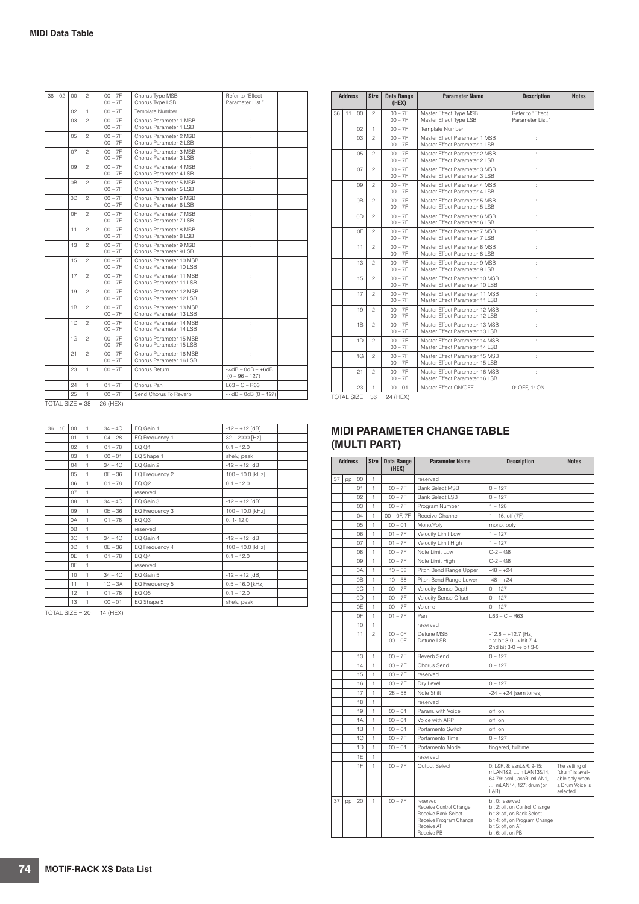| Address | | | Size | Data Range (HEX) | Parameter Name | Description | Notes |
|---|---|---|---|---|---|---|---|
| 36 | 02 | 00 | 2 | 00 – 7F<br>00 – 7F | Chorus Type MSB<br>Chorus Type LSB | Refer to "Effect Parameter List." | |
| | | 02 | 1 | 00 – 7F | Template Number | | |
| | | 03 | 2 | 00 – 7F<br>00 – 7F | Chorus Parameter 1 MSB<br>Chorus Parameter 1 LSB | : | |
| | | 05 | 2 | 00 – 7F<br>00 – 7F | Chorus Parameter 2 MSB<br>Chorus Parameter 2 LSB | : | |
| | | 07 | 2 | 00 – 7F<br>00 – 7F | Chorus Parameter 3 MSB<br>Chorus Parameter 3 LSB | : | |
| | | 09 | 2 | 00 – 7F<br>00 – 7F | Chorus Parameter 4 MSB<br>Chorus Parameter 4 LSB | : | |
| | | 0B | 2 | 00 – 7F<br>00 – 7F | Chorus Parameter 5 MSB<br>Chorus Parameter 5 LSB | : | |
| | | 0D | 2 | 00 – 7F<br>00 – 7F | Chorus Parameter 6 MSB<br>Chorus Parameter 6 LSB | : | |
| | | 0F | 2 | 00 – 7F<br>00 – 7F | Chorus Parameter 7 MSB<br>Chorus Parameter 7 LSB | : | |
| | | 11 | 2 | 00 – 7F<br>00 – 7F | Chorus Parameter 8 MSB<br>Chorus Parameter 8 LSB | : | |
| | | 13 | 2 | 00 – 7F<br>00 – 7F | Chorus Parameter 9 MSB<br>Chorus Parameter 9 LSB | : | |
| | | 15 | 2 | 00 – 7F<br>00 – 7F | Chorus Parameter 10 MSB<br>Chorus Parameter 10 LSB | : | |
| | | 17 | 2 | 00 – 7F<br>00 – 7F | Chorus Parameter 11 MSB<br>Chorus Parameter 11 LSB | : | |
| | | 19 | 2 | 00 – 7F<br>00 – 7F | Chorus Parameter 12 MSB<br>Chorus Parameter 12 LSB | : | |
| | | 1B | 2 | 00 – 7F<br>00 – 7F | Chorus Parameter 13 MSB<br>Chorus Parameter 13 LSB | : | |
| | | 1D | 2 | 00 – 7F<br>00 – 7F | Chorus Parameter 14 MSB<br>Chorus Parameter 14 LSB | : | |
| | | 1G | 2 | 00 – 7F<br>00 – 7F | Chorus Parameter 15 MSB<br>Chorus Parameter 15 LSB | : | |
| | | 21 | 2 | 00 – 7F<br>00 – 7F | Chorus Parameter 16 MSB<br>Chorus Parameter 16 LSB | : | |
| | | 23 | 1 | 00 – 7F | Chorus Return | -∞dB – 0dB – +6dB (0 – 96 – 127) | |
| | | 24 | 1 | 01 – 7F | Chorus Pan | L63 – C – R63 | |
| | | 25 | 1 | 00 – 7F | Send Chorus To Reverb | -∞dB – 0dB (0 – 127) | |

TOTAL SIZE = 38 26 (HEX)

| Address | | | Size | Data Range (HEX) | Parameter Name | Description | Notes |
|---|---|---|---|---|---|---|---|
| 36 | 10 | 00 | 1 | 34 – 4C | EQ Gain 1 | -12 – +12 [dB] | |
| | | 01 | 1 | 04 – 28 | EQ Frequency 1 | 32 – 2000 [Hz] | |
| | | 02 | 1 | 01 – 78 | EQ Q1 | 0.1 – 12.0 | |
| | | 03 | 1 | 00 – 01 | EQ Shape 1 | shelv, peak | |
| | | 04 | 1 | 34 – 4C | EQ Gain 2 | -12 – +12 [dB] | |
| | | 05 | 1 | 0E – 36 | EQ Frequency 2 | 100 – 10.0 [kHz] | |
| | | 06 | 1 | 01 – 78 | EQ Q2 | 0.1 – 12.0 | |
| | | 07 | 1 | | reserved | | |
| | | 08 | 1 | 34 – 4C | EQ Gain 3 | -12 – +12 [dB] | |
| | | 09 | 1 | 0E – 36 | EQ Frequency 3 | 100 – 10.0 [kHz] | |
| | | 0A | 1 | 01 – 78 | EQ Q3 | 0. 1- 12.0 | |
| | | 0B | 1 | | reserved | | |
| | | 0C | 1 | 34 – 4C | EQ Gain 4 | -12 – +12 [dB] | |
| | | 0D | 1 | 0E – 36 | EQ Frequency 4 | 100 – 10.0 [kHz] | |
| | | 0E | 1 | 01 – 78 | EQ Q4 | 0.1 – 12.0 | |
| | | 0F | 1 | | reserved | | |
| | | 10 | 1 | 34 – 4C | EQ Gain 5 | -12 – +12 [dB] | |
| | | 11 | 1 | 1C – 3A | EQ Frequency 5 | 0.5 – 16.0 [kHz] | |
| | | 12 | 1 | 01 – 78 | EQ Q5 | 0.1 – 12.0 | |
| | | 13 | 1 | 00 – 01 | EQ Shape 5 | shelv, peak | |

TOTAL SIZE = 20 14 (HEX)

| Address | | | Size | Data Range (HEX) | Parameter Name | Description | Notes |
|---|---|---|---|---|---|---|---|
| 36 | 11 | 00 | 2 | 00 – 7F<br>00 – 7F | Master Effect Type MSB<br>Master Effect Type LSB | Refer to "Effect Parameter List." | |
| | | 02 | 1 | 00 – 7F | Template Number | | |
| | | 03 | 2 | 00 – 7F<br>00 – 7F | Master Effect Parameter 1 MSB<br>Master Effect Parameter 1 LSB | : | |
| | | 05 | 2 | 00 – 7F<br>00 – 7F | Master Effect Parameter 2 MSB<br>Master Effect Parameter 2 LSB | : | |
| | | 07 | 2 | 00 – 7F<br>00 – 7F | Master Effect Parameter 3 MSB<br>Master Effect Parameter 3 LSB | : | |
| | | 09 | 2 | 00 – 7F<br>00 – 7F | Master Effect Parameter 4 MSB<br>Master Effect Parameter 4 LSB | : | |
| | | 0B | 2 | 00 – 7F<br>00 – 7F | Master Effect Parameter 5 MSB<br>Master Effect Parameter 5 LSB | : | |
| | | 0D | 2 | 00 – 7F<br>00 – 7F | Master Effect Parameter 6 MSB<br>Master Effect Parameter 6 LSB | : | |
| | | 0F | 2 | 00 – 7F<br>00 – 7F | Master Effect Parameter 7 MSB<br>Master Effect Parameter 7 LSB | : | |
| | | 11 | 2 | 00 – 7F<br>00 – 7F | Master Effect Parameter 8 MSB<br>Master Effect Parameter 8 LSB | : | |
| | | 13 | 2 | 00 – 7F<br>00 – 7F | Master Effect Parameter 9 MSB<br>Master Effect Parameter 9 LSB | : | |
| | | 15 | 2 | 00 – 7F<br>00 – 7F | Master Effect Parameter 10 MSB<br>Master Effect Parameter 10 LSB | : | |
| | | 17 | 2 | 00 – 7F<br>00 – 7F | Master Effect Parameter 11 MSB<br>Master Effect Parameter 11 LSB | : | |
| | | 19 | 2 | 00 – 7F<br>00 – 7F | Master Effect Parameter 12 MSB<br>Master Effect Parameter 12 LSB | : | |
| | | 1B | 2 | 00 – 7F<br>00 – 7F | Master Effect Parameter 13 MSB<br>Master Effect Parameter 13 LSB | : | |
| | | 1D | 2 | 00 – 7F<br>00 – 7F | Master Effect Parameter 14 MSB<br>Master Effect Parameter 14 LSB | : | |
| | | 1G | 2 | 00 – 7F<br>00 – 7F | Master Effect Parameter 15 MSB<br>Master Effect Parameter 15 LSB | : | |
| | | 21 | 2 | 00 – 7F<br>00 – 7F | Master Effect Parameter 16 MSB<br>Master Effect Parameter 16 LSB | : | |
| | | 23 | 1 | 00 – 01 | Master Effect ON/OFF | 0: OFF, 1: ON | |

TOTAL SIZE = 36 24 (HEX)

## MIDI PARAMETER CHANGE TABLE (MULTI PART)

| Address | | | Size | Data Range (HEX) | Parameter Name | Description | Notes |
|---|---|---|---|---|---|---|---|
| 37 | pp | 00 | 1 | | reserved | | |
| | | 01 | 1 | 00 – 7F | Bank Select MSB | 0 – 127 | |
| | | 02 | 1 | 00 – 7F | Bank Select LSB | 0 – 127 | |
| | | 03 | 1 | 00 – 7F | Program Number | 1 – 128 | |
| | | 04 | 1 | 00 – 0F, 7F | Receive Channel | 1 – 16, off (7F) | |
| | | 05 | 1 | 00 – 01 | Mono/Poly | mono, poly | |
| | | 06 | 1 | 01 – 7F | Velocity Limit Low | 1 – 127 | |
| | | 07 | 1 | 01 – 7F | Velocity Limit High | 1 – 127 | |
| | | 08 | 1 | 00 – 7F | Note Limit Low | C-2 – G8 | |
| | | 09 | 1 | 00 – 7F | Note Limit High | C-2 – G8 | |
| | | 0A | 1 | 10 – 58 | Pitch Bend Range Upper | -48 – +24 | |
| | | 0B | 1 | 10 – 58 | Pitch Bend Range Lower | -48 – +24 | |
| | | 0C | 1 | 00 – 7F | Velocity Sense Depth | 0 – 127 | |
| | | 0D | 1 | 00 – 7F | Velocity Sense Offset | 0 – 127 | |
| | | 0E | 1 | 00 – 7F | Volume | 0 – 127 | |
| | | 0F | 1 | 01 – 7F | Pan | L63 – C – R63 | |
| | | 10 | 1 | | reserved | | |
| | | 11 | 2 | 00 – 0F<br>00 – 0F | Detune MSB<br>Detune LSB | -12.8 – +12.7 [Hz]<br>1st bit 3-0 → bit 7-4<br>2nd bit 3-0 → bit 3-0 | |
| | | 13 | 1 | 00 – 7F | Reverb Send | 0 – 127 | |
| | | 14 | 1 | 00 – 7F | Chorus Send | 0 – 127 | |
| | | 15 | 1 | 00 – 7F | reserved | | |
| | | 16 | 1 | 00 – 7F | Dry Level | 0 – 127 | |
| | | 17 | 1 | 28 – 58 | Note Shift | -24 – +24 [semitones] | |
| | | 18 | 1 | | reserved | | |
| | | 19 | 1 | 00 – 01 | Param. with Voice | off, on | |
| | | 1A | 1 | 00 – 01 | Voice with ARP | off, on | |
| | | 1B | 1 | 00 – 01 | Portamento Switch | off, on | |
| | | 1C | 1 | 00 – 7F | Portamento Time | 0 – 127 | |
| | | 1D | 1 | 00 – 01 | Portamento Mode | fingered, fulltime | |
| | | 1E | 1 | | reserved | | |
| | | 1F | 1 | 00 – 7F | Output Select | 0: L&R, 8: asnL&R, 9-15: mLAN1&2, ..., mLAN13&14, 64-79: asnL, asnR, mLAN1, ..., mLAN14, 127: drum (or L&R) | The setting of "drum" is available only when a Drum Voice is selected. |
| 37 | pp | 20 | 1 | 00 – 7F | reserved<br>Receive Control Change<br>Receive Bank Select<br>Receive Program Change<br>Receive AT<br>Receive PB | bit 0: reserved<br>bit 2: off, on Control Change<br>bit 3: off, on Bank Select<br>bit 4: off, on Program Change<br>bit 5: off, on AT<br>bit 6: off, on PB | |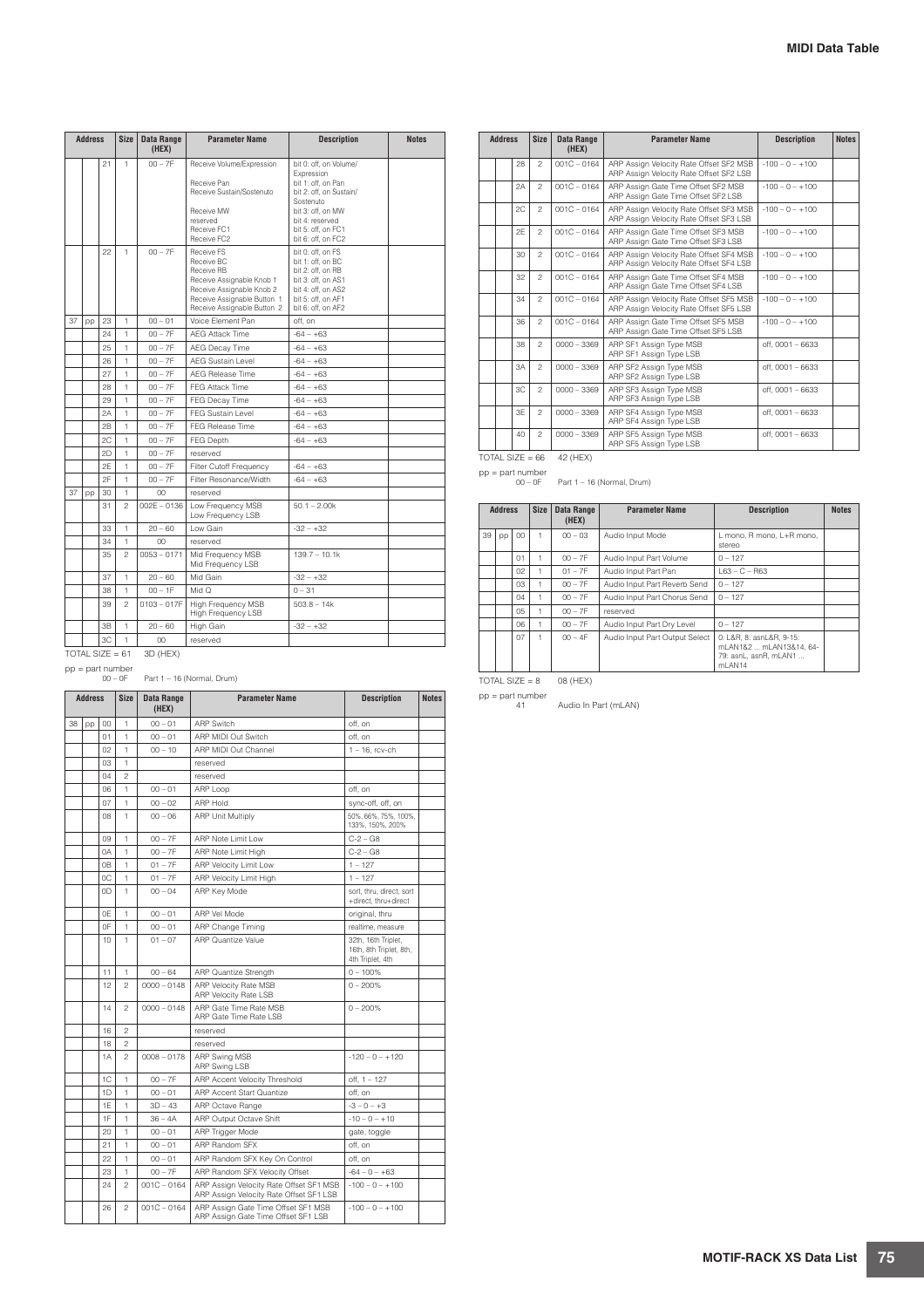| Address | | | Size | Data Range (HEX) | Parameter Name | Description | Notes |
|---|---|---|---|---|---|---|---|
| | | 21 | 1 | 00 – 7F | Receive Volume/Expression<br>Receive Pan<br>Receive Sustain/Sostenuto<br>Receive MW<br>reserved<br>Receive FC1<br>Receive FC2 | bit 0: off, on Volume/Expression<br>bit 1: off, on Pan<br>bit 2: off, on Sustain/Sostenuto<br>bit 3: off, on MW<br>bit 4: reserved<br>bit 5: off, on FC1<br>bit 6: off, on FC2 | |
| | | 22 | 1 | 00 – 7F | Receive FS<br>Receive BC<br>Receive RB<br>Receive Assignable Knob 1<br>Receive Assignable Knob 2<br>Receive Assignable Button 1<br>Receive Assignable Button 2 | bit 0: off, on FS<br>bit 1: off, on BC<br>bit 2: off, on RB<br>bit 3: off, on AS1<br>bit 4: off, on AS2<br>bit 5: off, on AF1<br>bit 6: off, on AF2 | |
| 37 | pp | 23 | 1 | 00 – 01 | Voice Element Pan | off, on | |
| | | 24 | 1 | 00 – 7F | AEG Attack Time | -64 – +63 | |
| | | 25 | 1 | 00 – 7F | AEG Decay Time | -64 – +63 | |
| | | 26 | 1 | 00 – 7F | AEG Sustain Level | -64 – +63 | |
| | | 27 | 1 | 00 – 7F | AEG Release Time | -64 – +63 | |
| | | 28 | 1 | 00 – 7F | FEG Attack Time | -64 – +63 | |
| | | 29 | 1 | 00 – 7F | FEG Decay Time | -64 – +63 | |
| | | 2A | 1 | 00 – 7F | FEG Sustain Level | -64 – +63 | |
| | | 2B | 1 | 00 – 7F | FEG Release Time | -64 – +63 | |
| | | 2C | 1 | 00 – 7F | FEG Depth | -64 – +63 | |
| | | 2D | 1 | 00 – 7F | reserved | | |
| | | 2E | 1 | 00 – 7F | Filter Cutoff Frequency | -64 – +63 | |
| | | 2F | 1 | 00 – 7F | Filter Resonance/Width | -64 – +63 | |
| 37 | pp | 30 | 1 | 00 | reserved | | |
| | | 31 | 2 | 002E – 0136 | Low Frequency MSB<br>Low Frequency LSB | 50.1 – 2.00k | |
| | | 33 | 1 | 20 – 60 | Low Gain | -32 – +32 | |
| | | 34 | 1 | 00 | reserved | | |
| | | 35 | 2 | 0053 – 0171 | Mid Frequency MSB<br>Mid Frequency LSB | 139.7 – 10.1k | |
| | | 37 | 1 | 20 – 60 | Mid Gain | -32 – +32 | |
| | | 38 | 1 | 00 – 1F | Mid Q | 0 – 31 | |
| | | 39 | 2 | 0103 – 017F | High Frequency MSB<br>High Frequency LSB | 503.8 – 14k | |
| | | 3B | 1 | 20 – 60 | High Gain | -32 – +32 | |
| | | 3C | 1 | 00 | reserved | | |

TOTAL SIZE = 61 3D (HEX)

pp = part number
00 – 0F Part 1 – 16 (Normal, Drum)

| Address | | | Size | Data Range (HEX) | Parameter Name | Description | Notes |
|---|---|---|---|---|---|---|---|
| 38 | pp | 00 | 1 | 00 – 01 | ARP Switch | off, on | |
| | | 01 | 1 | 00 – 01 | ARP MIDI Out Switch | off, on | |
| | | 02 | 1 | 00 – 10 | ARP MIDI Out Channel | 1 – 16, rcv-ch | |
| | | 03 | 1 | | reserved | | |
| | | 04 | 2 | | reserved | | |
| | | 06 | 1 | 00 – 01 | ARP Loop | off, on | |
| | | 07 | 1 | 00 – 02 | ARP Hold | sync-off, off, on | |
| | | 08 | 1 | 00 – 06 | ARP Unit Multiply | 50%, 66%, 75%, 100%, 133%, 150%, 200% | |
| | | 09 | 1 | 00 – 7F | ARP Note Limit Low | C-2 – G8 | |
| | | 0A | 1 | 00 – 7F | ARP Note Limit High | C-2 – G8 | |
| | | 0B | 1 | 01 – 7F | ARP Velocity Limit Low | 1 – 127 | |
| | | 0C | 1 | 01 – 7F | ARP Velocity Limit High | 1 – 127 | |
| | | 0D | 1 | 00 – 04 | ARP Key Mode | sort, thru, direct, sort +direct, thru+direct | |
| | | 0E | 1 | 00 – 01 | ARP Vel Mode | original, thru | |
| | | 0F | 1 | 00 – 01 | ARP Change Timing | realtime, measure | |
| | | 10 | 1 | 01 – 07 | ARP Quantize Value | 32th, 16th Triplet, 16th, 8th Triplet, 8th, 4th Triplet, 4th | |
| | | 11 | 1 | 00 – 64 | ARP Quantize Strength | 0 – 100% | |
| | | 12 | 2 | 0000 – 0148 | ARP Velocity Rate MSB<br>ARP Velocity Rate LSB | 0 – 200% | |
| | | 14 | 2 | 0000 – 0148 | ARP Gate Time Rate MSB<br>ARP Gate Time Rate LSB | 0 – 200% | |
| | | 16 | 2 | | reserved | | |
| | | 18 | 2 | | reserved | | |
| | | 1A | 2 | 0008 – 0178 | ARP Swing MSB<br>ARP Swing LSB | -120 – 0 – +120 | |
| | | 1C | 1 | 00 – 7F | ARP Accent Velocity Threshold | off, 1 – 127 | |
| | | 1D | 1 | 00 – 01 | ARP Accent Start Quantize | off, on | |
| | | 1E | 1 | 3D – 43 | ARP Octave Range | -3 – 0 – +3 | |
| | | 1F | 1 | 36 – 4A | ARP Output Octave Shift | -10 – 0 – +10 | |
| | | 20 | 1 | 00 – 01 | ARP Trigger Mode | gate, toggle | |
| | | 21 | 1 | 00 – 01 | ARP Random SFX | off, on | |
| | | 22 | 1 | 00 – 01 | ARP Random SFX Key On Control | off, on | |
| | | 23 | 1 | 00 – 7F | ARP Random SFX Velocity Offset | -64 – 0 – +63 | |
| | | 24 | 2 | 001C – 0164 | ARP Assign Velocity Rate Offset SF1 MSB<br>ARP Assign Velocity Rate Offset SF1 LSB | -100 – 0 – +100 | |
| | | 26 | 2 | 001C – 0164 | ARP Assign Gate Time Offset SF1 MSB<br>ARP Assign Gate Time Offset SF1 LSB | -100 – 0 – +100 | |
| | | 28 | 2 | 001C – 0164 | ARP Assign Velocity Rate Offset SF2 MSB<br>ARP Assign Velocity Rate Offset SF2 LSB | -100 – 0 – +100 | |
| | | 2A | 2 | 001C – 0164 | ARP Assign Gate Time Offset SF2 MSB<br>ARP Assign Gate Time Offset SF2 LSB | -100 – 0 – +100 | |
| | | 2C | 2 | 001C – 0164 | ARP Assign Velocity Rate Offset SF3 MSB<br>ARP Assign Velocity Rate Offset SF3 LSB | -100 – 0 – +100 | |
| | | 2E | 2 | 001C – 0164 | ARP Assign Gate Time Offset SF3 MSB<br>ARP Assign Gate Time Offset SF3 LSB | -100 – 0 – +100 | |
| | | 30 | 2 | 001C – 0164 | ARP Assign Velocity Rate Offset SF4 MSB<br>ARP Assign Velocity Rate Offset SF4 LSB | -100 – 0 – +100 | |
| | | 32 | 2 | 001C – 0164 | ARP Assign Gate Time Offset SF4 MSB<br>ARP Assign Gate Time Offset SF4 LSB | -100 – 0 – +100 | |
| | | 34 | 2 | 001C – 0164 | ARP Assign Velocity Rate Offset SF5 MSB<br>ARP Assign Velocity Rate Offset SF5 LSB | -100 – 0 – +100 | |
| | | 36 | 2 | 001C – 0164 | ARP Assign Gate Time Offset SF5 MSB<br>ARP Assign Gate Time Offset SF5 LSB | -100 – 0 – +100 | |
| | | 38 | 2 | 0000 – 3369 | ARP SF1 Assign Type MSB<br>ARP SF1 Assign Type LSB | off, 0001 – 6633 | |
| | | 3A | 2 | 0000 – 3369 | ARP SF2 Assign Type MSB<br>ARP SF2 Assign Type LSB | off, 0001 – 6633 | |
| | | 3C | 2 | 0000 – 3369 | ARP SF3 Assign Type MSB<br>ARP SF3 Assign Type LSB | off, 0001 – 6633 | |
| | | 3E | 2 | 0000 – 3369 | ARP SF4 Assign Type MSB<br>ARP SF4 Assign Type LSB | off, 0001 – 6633 | |
| | | 40 | 2 | 0000 – 3369 | ARP SF5 Assign Type MSB<br>ARP SF5 Assign Type LSB | off, 0001 – 6633 | |

TOTAL SIZE = 66 42 (HEX)

pp = part number
00 – 0F Part 1 – 16 (Normal, Drum)

| Address | | | Size | Data Range (HEX) | Parameter Name | Description | Notes |
|---|---|---|---|---|---|---|---|
| 39 | pp | 00 | 1 | 00 – 03 | Audio Input Mode | L mono, R mono, L+R mono, stereo | |
| | | 01 | 1 | 00 – 7F | Audio Input Part Volume | 0 – 127 | |
| | | 02 | 1 | 01 – 7F | Audio Input Part Pan | L63 – C – R63 | |
| | | 03 | 1 | 00 – 7F | Audio Input Part Reverb Send | 0 – 127 | |
| | | 04 | 1 | 00 – 7F | Audio Input Part Chorus Send | 0 – 127 | |
| | | 05 | 1 | 00 – 7F | reserved | | |
| | | 06 | 1 | 00 – 7F | Audio Input Part Dry Level | 0 – 127 | |
| | | 07 | 1 | 00 – 4F | Audio Input Part Output Select | 0: L&R, 8: asnL&R, 9-15: mLAN1&2 ... mLAN13&14, 64-79: asnL, asnR, mLAN1 ... mLAN14 | |

TOTAL SIZE = 8 08 (HEX)

pp = part number
41 Audio In Part (mLAN)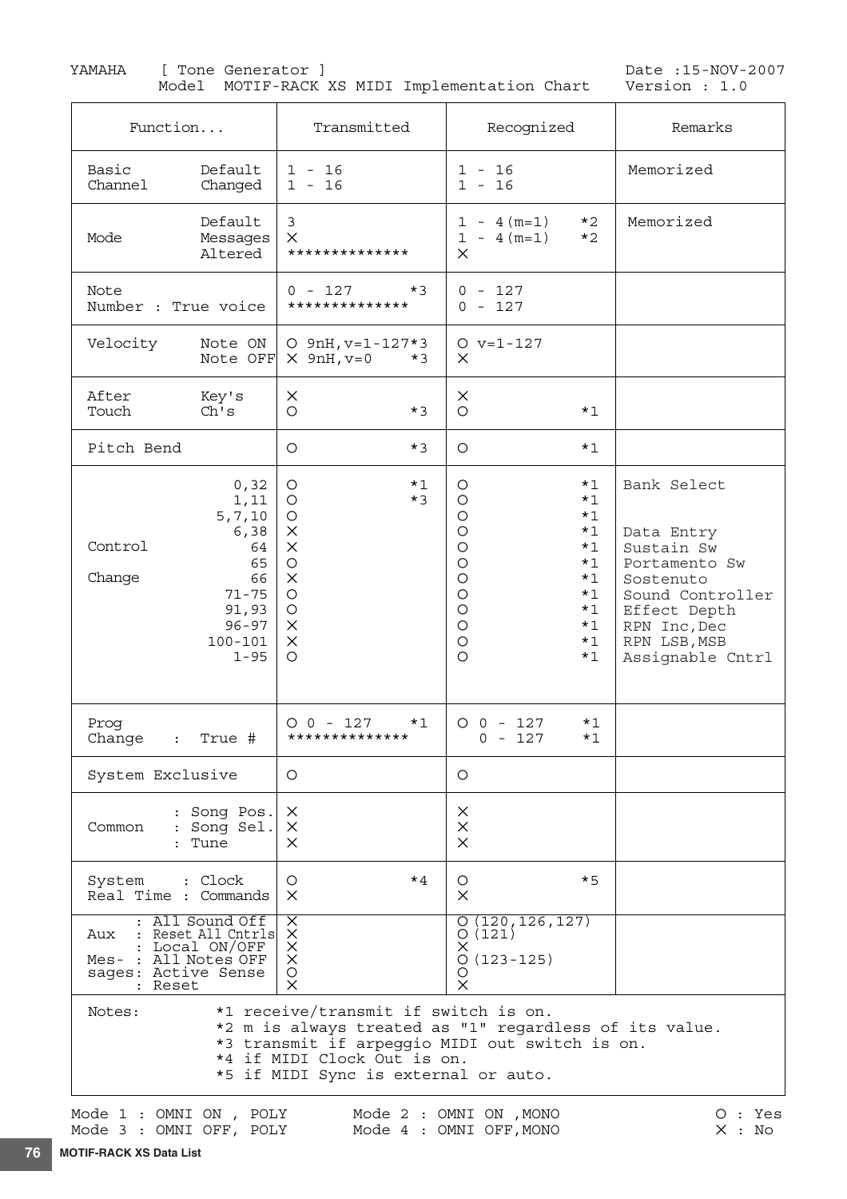YAMAHA [ Tone Generator ] Model MOTIF-RACK XS MIDI Implementation Chart

Date :15-NOV-2007
Version : 1.0

| Function... | | Transmitted | Recognized | Remarks |
|---|---|---|---|---|
| Basic Channel | Default<br>Changed | 1 - 16<br>1 - 16 | 1 - 16<br>1 - 16 | Memorized |
| Mode | Default<br>Messages<br>Altered | 3<br>×<br>************** | 1 - 4(m=1) *2<br>1 - 4(m=1) *2<br>× | Memorized |
| Note Number : True voice | | 0 - 127 *3<br>************** | 0 - 127<br>0 - 127 | |
| Velocity | Note ON<br>Note OFF | O 9nH,v=1-127*3<br>× 9nH,v=0 *3 | O v=1-127<br>× | |
| After Touch | Key's<br>Ch's | ×<br>O *3 | ×<br>O *1 | |
| Pitch Bend | | O *3 | O *1 | |
| Control Change | 0,32<br>1,11<br>5,7,10<br>6,38<br>64<br>65<br>66<br>71-75<br>91,93<br>96-97<br>100-101<br>1-95 | O *1<br>O *3<br>O<br>×<br>×<br>O<br>×<br>O<br>O<br>×<br>×<br>O | O *1<br>O *1<br>O *1<br>O *1<br>O *1<br>O *1<br>O *1<br>O *1<br>O *1<br>O *1<br>O *1<br>O *1 | Bank Select<br><br><br>Data Entry<br>Sustain Sw<br>Portamento Sw<br>Sostenuto<br>Sound Controller<br>Effect Depth<br>RPN Inc,Dec<br>RPN LSB,MSB<br>Assignable Cntrl |
| Prog Change : True # | | O 0 - 127 *1<br>************** | O 0 - 127 *1<br>0 - 127 *1 | |
| System Exclusive | | O | O | |
| Common | : Song Pos.<br>: Song Sel.<br>: Tune | ×<br>×<br>× | ×<br>×<br>× | |
| System Real Time | : Clock<br>: Commands | O *4<br>× | O *5<br>× | |
| Aux Mes- sages | : All Sound Off<br>: Reset All Cntrls<br>: Local ON/OFF<br>: All Notes OFF<br>: Active Sense<br>: Reset | ×<br>×<br>×<br>×<br>O<br>× | O (120,126,127)<br>O (121)<br>×<br>O (123-125)<br>O<br>× | |

Notes:
*1 receive/transmit if switch is on.
*2 m is always treated as "1" regardless of its value.
*3 transmit if arpeggio MIDI out switch is on.
*4 if MIDI Clock Out is on.
*5 if MIDI Sync is external or auto.

Mode 1 : OMNI ON , POLY  Mode 2 : OMNI ON ,MONO  O : Yes
Mode 3 : OMNI OFF, POLY  Mode 4 : OMNI OFF,MONO  × : No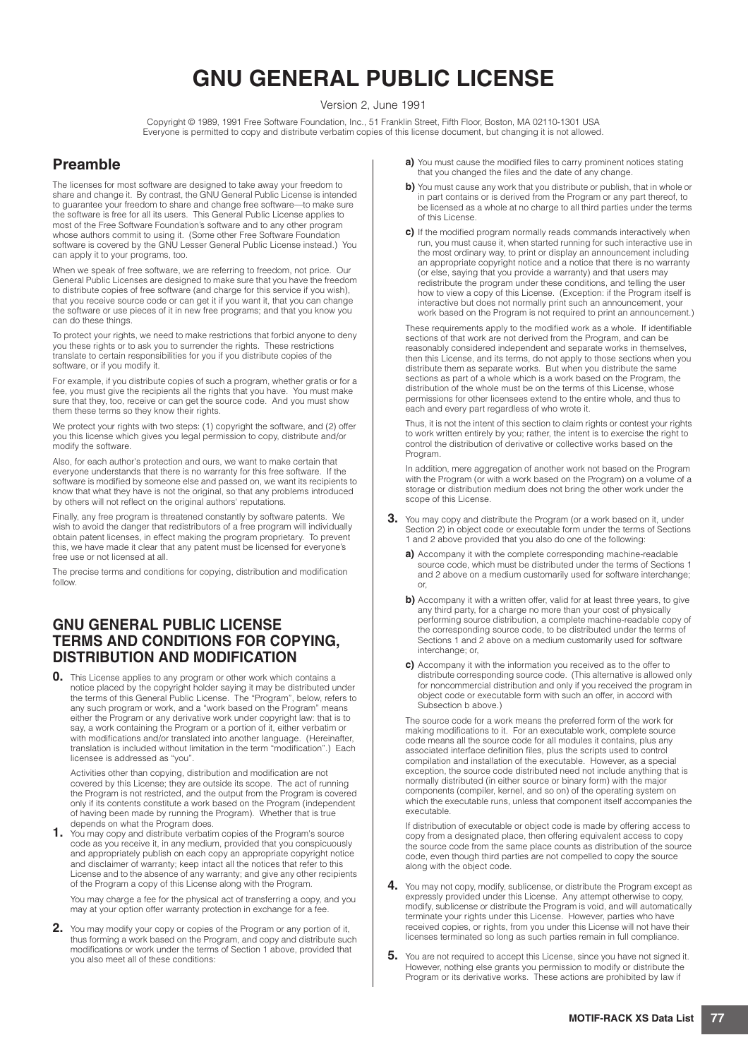# GNU GENERAL PUBLIC LICENSE

Version 2, June 1991

Copyright © 1989, 1991 Free Software Foundation, Inc., 51 Franklin Street, Fifth Floor, Boston, MA 02110-1301 USA
Everyone is permitted to copy and distribute verbatim copies of this license document, but changing it is not allowed.

## Preamble

The licenses for most software are designed to take away your freedom to share and change it. By contrast, the GNU General Public License is intended to guarantee your freedom to share and change free software—to make sure the software is free for all its users. This General Public License applies to most of the Free Software Foundation's software and to any other program whose authors commit to using it. (Some other Free Software Foundation software is covered by the GNU Lesser General Public License instead.) You can apply it to your programs, too.

When we speak of free software, we are referring to freedom, not price. Our General Public Licenses are designed to make sure that you have the freedom to distribute copies of free software (and charge for this service if you wish), that you receive source code or can get it if you want it, that you can change the software or use pieces of it in new free programs; and that you know you can do these things.

To protect your rights, we need to make restrictions that forbid anyone to deny you these rights or to ask you to surrender the rights. These restrictions translate to certain responsibilities for you if you distribute copies of the software, or if you modify it.

For example, if you distribute copies of such a program, whether gratis or for a fee, you must give the recipients all the rights that you have. You must make sure that they, too, receive or can get the source code. And you must show them these terms so they know their rights.

We protect your rights with two steps: (1) copyright the software, and (2) offer you this license which gives you legal permission to copy, distribute and/or modify the software.

Also, for each author's protection and ours, we want to make certain that everyone understands that there is no warranty for this free software. If the software is modified by someone else and passed on, we want its recipients to know that what they have is not the original, so that any problems introduced by others will not reflect on the original authors' reputations.

Finally, any free program is threatened constantly by software patents. We wish to avoid the danger that redistributors of a free program will individually obtain patent licenses, in effect making the program proprietary. To prevent this, we have made it clear that any patent must be licensed for everyone's free use or not licensed at all.

The precise terms and conditions for copying, distribution and modification follow.

## GNU GENERAL PUBLIC LICENSE TERMS AND CONDITIONS FOR COPYING, DISTRIBUTION AND MODIFICATION

**0.** This License applies to any program or other work which contains a notice placed by the copyright holder saying it may be distributed under the terms of this General Public License. The "Program", below, refers to any such program or work, and a "work based on the Program" means either the Program or any derivative work under copyright law: that is to say, a work containing the Program or a portion of it, either verbatim or with modifications and/or translated into another language. (Hereinafter, translation is included without limitation in the term "modification".) Each licensee is addressed as "you".

Activities other than copying, distribution and modification are not covered by this License; they are outside its scope. The act of running the Program is not restricted, and the output from the Program is covered only if its contents constitute a work based on the Program (independent of having been made by running the Program). Whether that is true depends on what the Program does.

**1.** You may copy and distribute verbatim copies of the Program's source code as you receive it, in any medium, provided that you conspicuously and appropriately publish on each copy an appropriate copyright notice and disclaimer of warranty; keep intact all the notices that refer to this License and to the absence of any warranty; and give any other recipients of the Program a copy of this License along with the Program.

You may charge a fee for the physical act of transferring a copy, and you may at your option offer warranty protection in exchange for a fee.

**2.** You may modify your copy or copies of the Program or any portion of it, thus forming a work based on the Program, and copy and distribute such modifications or work under the terms of Section 1 above, provided that you also meet all of these conditions:

**a)** You must cause the modified files to carry prominent notices stating that you changed the files and the date of any change.

**b)** You must cause any work that you distribute or publish, that in whole or in part contains or is derived from the Program or any part thereof, to be licensed as a whole at no charge to all third parties under the terms of this License.

**c)** If the modified program normally reads commands interactively when run, you must cause it, when started running for such interactive use in the most ordinary way, to print or display an announcement including an appropriate copyright notice and a notice that there is no warranty (or else, saying that you provide a warranty) and that users may redistribute the program under these conditions, and telling the user how to view a copy of this License. (Exception: if the Program itself is interactive but does not normally print such an announcement, your work based on the Program is not required to print an announcement.)

These requirements apply to the modified work as a whole. If identifiable sections of that work are not derived from the Program, and can be reasonably considered independent and separate works in themselves, then this License, and its terms, do not apply to those sections when you distribute them as separate works. But when you distribute the same sections as part of a whole which is a work based on the Program, the distribution of the whole must be on the terms of this License, whose permissions for other licensees extend to the entire whole, and thus to each and every part regardless of who wrote it.

Thus, it is not the intent of this section to claim rights or contest your rights to work written entirely by you; rather, the intent is to exercise the right to control the distribution of derivative or collective works based on the Program.

In addition, mere aggregation of another work not based on the Program with the Program (or with a work based on the Program) on a volume of a storage or distribution medium does not bring the other work under the scope of this License.

**3.** You may copy and distribute the Program (or a work based on it, under Section 2) in object code or executable form under the terms of Sections 1 and 2 above provided that you also do one of the following:

**a)** Accompany it with the complete corresponding machine-readable source code, which must be distributed under the terms of Sections 1 and 2 above on a medium customarily used for software interchange; or,

**b)** Accompany it with a written offer, valid for at least three years, to give any third party, for a charge no more than your cost of physically performing source distribution, a complete machine-readable copy of the corresponding source code, to be distributed under the terms of Sections 1 and 2 above on a medium customarily used for software interchange; or,

**c)** Accompany it with the information you received as to the offer to distribute corresponding source code. (This alternative is allowed only for noncommercial distribution and only if you received the program in object code or executable form with such an offer, in accord with Subsection b above.)

The source code for a work means the preferred form of the work for making modifications to it. For an executable work, complete source code means all the source code for all modules it contains, plus any associated interface definition files, plus the scripts used to control compilation and installation of the executable. However, as a special exception, the source code distributed need not include anything that is normally distributed (in either source or binary form) with the major components (compiler, kernel, and so on) of the operating system on which the executable runs, unless that component itself accompanies the executable.

If distribution of executable or object code is made by offering access to copy from a designated place, then offering equivalent access to copy the source code from the same place counts as distribution of the source code, even though third parties are not compelled to copy the source along with the object code.

**4.** You may not copy, modify, sublicense, or distribute the Program except as expressly provided under this License. Any attempt otherwise to copy, modify, sublicense or distribute the Program is void, and will automatically terminate your rights under this License. However, parties who have received copies, or rights, from you under this License will not have their licenses terminated so long as such parties remain in full compliance.

**5.** You are not required to accept this License, since you have not signed it. However, nothing else grants you permission to modify or distribute the Program or its derivative works. These actions are prohibited by law if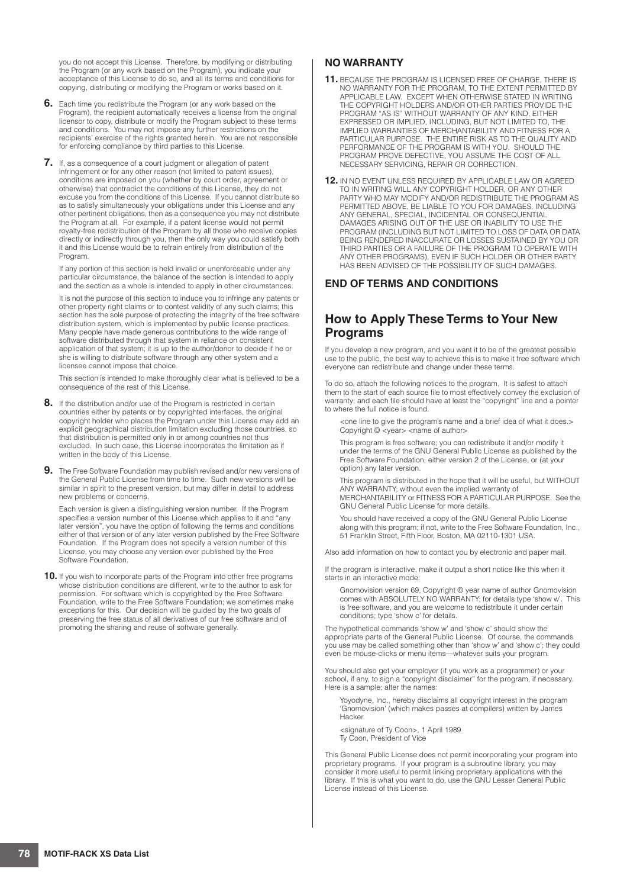you do not accept this License. Therefore, by modifying or distributing the Program (or any work based on the Program), you indicate your acceptance of this License to do so, and all its terms and conditions for copying, distributing or modifying the Program or works based on it.

**6.** Each time you redistribute the Program (or any work based on the Program), the recipient automatically receives a license from the original licensor to copy, distribute or modify the Program subject to these terms and conditions. You may not impose any further restrictions on the recipients' exercise of the rights granted herein. You are not responsible for enforcing compliance by third parties to this License.

**7.** If, as a consequence of a court judgment or allegation of patent infringement or for any other reason (not limited to patent issues), conditions are imposed on you (whether by court order, agreement or otherwise) that contradict the conditions of this License, they do not excuse you from the conditions of this License. If you cannot distribute so as to satisfy simultaneously your obligations under this License and any other pertinent obligations, then as a consequence you may not distribute the Program at all. For example, if a patent license would not permit royalty-free redistribution of the Program by all those who receive copies directly or indirectly through you, then the only way you could satisfy both it and this License would be to refrain entirely from distribution of the Program.

If any portion of this section is held invalid or unenforceable under any particular circumstance, the balance of the section is intended to apply and the section as a whole is intended to apply in other circumstances.

It is not the purpose of this section to induce you to infringe any patents or other property right claims or to contest validity of any such claims; this section has the sole purpose of protecting the integrity of the free software distribution system, which is implemented by public license practices. Many people have made generous contributions to the wide range of software distributed through that system in reliance on consistent application of that system; it is up to the author/donor to decide if he or she is willing to distribute software through any other system and a licensee cannot impose that choice.

This section is intended to make thoroughly clear what is believed to be a consequence of the rest of this License.

**8.** If the distribution and/or use of the Program is restricted in certain countries either by patents or by copyrighted interfaces, the original copyright holder who places the Program under this License may add an explicit geographical distribution limitation excluding those countries, so that distribution is permitted only in or among countries not thus excluded. In such case, this License incorporates the limitation as if written in the body of this License.

**9.** The Free Software Foundation may publish revised and/or new versions of the General Public License from time to time. Such new versions will be similar in spirit to the present version, but may differ in detail to address new problems or concerns.

Each version is given a distinguishing version number. If the Program specifies a version number of this License which applies to it and "any later version", you have the option of following the terms and conditions either of that version or of any later version published by the Free Software Foundation. If the Program does not specify a version number of this License, you may choose any version ever published by the Free Software Foundation.

**10.** If you wish to incorporate parts of the Program into other free programs whose distribution conditions are different, write to the author to ask for permission. For software which is copyrighted by the Free Software Foundation, write to the Free Software Foundation; we sometimes make exceptions for this. Our decision will be guided by the two goals of preserving the free status of all derivatives of our free software and of promoting the sharing and reuse of software generally.

### NO WARRANTY

**11.** BECAUSE THE PROGRAM IS LICENSED FREE OF CHARGE, THERE IS NO WARRANTY FOR THE PROGRAM, TO THE EXTENT PERMITTED BY APPLICABLE LAW. EXCEPT WHEN OTHERWISE STATED IN WRITING THE COPYRIGHT HOLDERS AND/OR OTHER PARTIES PROVIDE THE PROGRAM "AS IS" WITHOUT WARRANTY OF ANY KIND, EITHER EXPRESSED OR IMPLIED, INCLUDING, BUT NOT LIMITED TO, THE IMPLIED WARRANTIES OF MERCHANTABILITY AND FITNESS FOR A PARTICULAR PURPOSE. THE ENTIRE RISK AS TO THE QUALITY AND PERFORMANCE OF THE PROGRAM IS WITH YOU. SHOULD THE PROGRAM PROVE DEFECTIVE, YOU ASSUME THE COST OF ALL NECESSARY SERVICING, REPAIR OR CORRECTION.

**12.** IN NO EVENT UNLESS REQUIRED BY APPLICABLE LAW OR AGREED TO IN WRITING WILL ANY COPYRIGHT HOLDER, OR ANY OTHER PARTY WHO MAY MODIFY AND/OR REDISTRIBUTE THE PROGRAM AS PERMITTED ABOVE, BE LIABLE TO YOU FOR DAMAGES, INCLUDING ANY GENERAL, SPECIAL, INCIDENTAL OR CONSEQUENTIAL DAMAGES ARISING OUT OF THE USE OR INABILITY TO USE THE PROGRAM (INCLUDING BUT NOT LIMITED TO LOSS OF DATA OR DATA BEING RENDERED INACCURATE OR LOSSES SUSTAINED BY YOU OR THIRD PARTIES OR A FAILURE OF THE PROGRAM TO OPERATE WITH ANY OTHER PROGRAMS), EVEN IF SUCH HOLDER OR OTHER PARTY HAS BEEN ADVISED OF THE POSSIBILITY OF SUCH DAMAGES.

### END OF TERMS AND CONDITIONS

## How to Apply These Terms to Your New Programs

If you develop a new program, and you want it to be of the greatest possible use to the public, the best way to achieve this is to make it free software which everyone can redistribute and change under these terms.

To do so, attach the following notices to the program. It is safest to attach them to the start of each source file to most effectively convey the exclusion of warranty; and each file should have at least the "copyright" line and a pointer to where the full notice is found.

<one line to give the program's name and a brief idea of what it does.>
Copyright © <year> <name of author>

This program is free software; you can redistribute it and/or modify it under the terms of the GNU General Public License as published by the Free Software Foundation; either version 2 of the License, or (at your option) any later version.

This program is distributed in the hope that it will be useful, but WITHOUT ANY WARRANTY; without even the implied warranty of MERCHANTABILITY or FITNESS FOR A PARTICULAR PURPOSE. See the GNU General Public License for more details.

You should have received a copy of the GNU General Public License along with this program; if not, write to the Free Software Foundation, Inc., 51 Franklin Street, Fifth Floor, Boston, MA 02110-1301 USA.

Also add information on how to contact you by electronic and paper mail.

If the program is interactive, make it output a short notice like this when it starts in an interactive mode:

Gnomovision version 69, Copyright © year name of author Gnomovision comes with ABSOLUTELY NO WARRANTY; for details type 'show w'. This is free software, and you are welcome to redistribute it under certain conditions; type 'show c' for details.

The hypothetical commands 'show w' and 'show c' should show the appropriate parts of the General Public License. Of course, the commands you use may be called something other than 'show w' and 'show c'; they could even be mouse-clicks or menu items—whatever suits your program.

You should also get your employer (if you work as a programmer) or your school, if any, to sign a "copyright disclaimer" for the program, if necessary. Here is a sample; alter the names:

Yoyodyne, Inc., hereby disclaims all copyright interest in the program 'Gnomovision' (which makes passes at compilers) written by James Hacker.

<signature of Ty Coon>, 1 April 1989
Ty Coon, President of Vice

This General Public License does not permit incorporating your program into proprietary programs. If your program is a subroutine library, you may consider it more useful to permit linking proprietary applications with the library. If this is what you want to do, use the GNU Lesser General Public License instead of this License.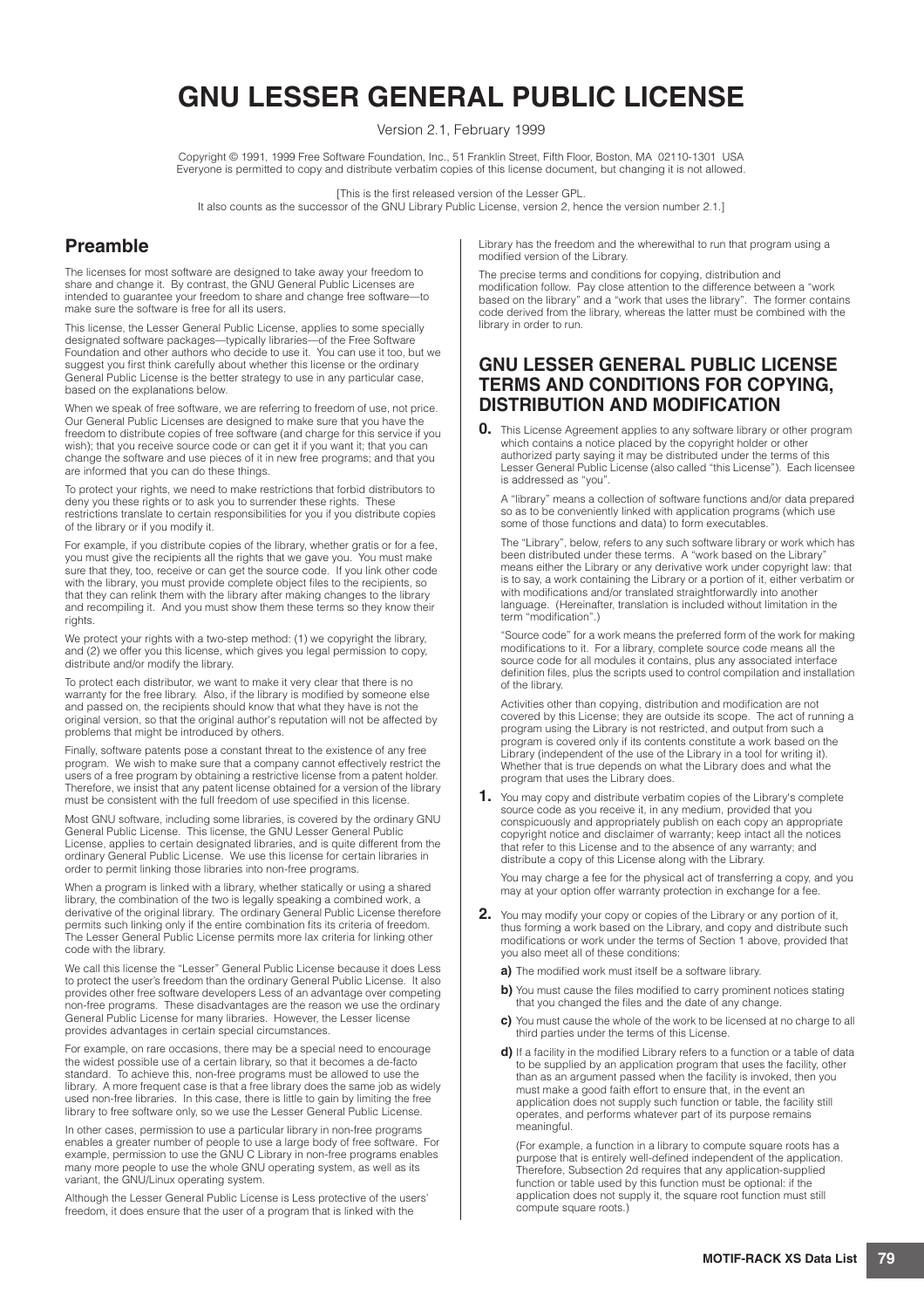# GNU LESSER GENERAL PUBLIC LICENSE

Version 2.1, February 1999

Copyright © 1991, 1999 Free Software Foundation, Inc., 51 Franklin Street, Fifth Floor, Boston, MA 02110-1301 USA
Everyone is permitted to copy and distribute verbatim copies of this license document, but changing it is not allowed.

[This is the first released version of the Lesser GPL.
It also counts as the successor of the GNU Library Public License, version 2, hence the version number 2.1.]

## Preamble

The licenses for most software are designed to take away your freedom to share and change it. By contrast, the GNU General Public Licenses are intended to guarantee your freedom to share and change free software—to make sure the software is free for all its users.

This license, the Lesser General Public License, applies to some specially designated software packages—typically libraries—of the Free Software Foundation and other authors who decide to use it. You can use it too, but we suggest you first think carefully about whether this license or the ordinary General Public License is the better strategy to use in any particular case, based on the explanations below.

When we speak of free software, we are referring to freedom of use, not price. Our General Public Licenses are designed to make sure that you have the freedom to distribute copies of free software (and charge for this service if you wish); that you receive source code or can get it if you want it; that you can change the software and use pieces of it in new free programs; and that you are informed that you can do these things.

To protect your rights, we need to make restrictions that forbid distributors to deny you these rights or to ask you to surrender these rights. These restrictions translate to certain responsibilities for you if you distribute copies of the library or if you modify it.

For example, if you distribute copies of the library, whether gratis or for a fee, you must give the recipients all the rights that we gave you. You must make sure that they, too, receive or can get the source code. If you link other code with the library, you must provide complete object files to the recipients, so that they can relink them with the library after making changes to the library and recompiling it. And you must show them these terms so they know their rights.

We protect your rights with a two-step method: (1) we copyright the library, and (2) we offer you this license, which gives you legal permission to copy, distribute and/or modify the library.

To protect each distributor, we want to make it very clear that there is no warranty for the free library. Also, if the library is modified by someone else and passed on, the recipients should know that what they have is not the original version, so that the original author's reputation will not be affected by problems that might be introduced by others.

Finally, software patents pose a constant threat to the existence of any free program. We wish to make sure that a company cannot effectively restrict the users of a free program by obtaining a restrictive license from a patent holder. Therefore, we insist that any patent license obtained for a version of the library must be consistent with the full freedom of use specified in this license.

Most GNU software, including some libraries, is covered by the ordinary GNU General Public License. This license, the GNU Lesser General Public License, applies to certain designated libraries, and is quite different from the ordinary General Public License. We use this license for certain libraries in order to permit linking those libraries into non-free programs.

When a program is linked with a library, whether statically or using a shared library, the combination of the two is legally speaking a combined work, a derivative of the original library. The ordinary General Public License therefore permits such linking only if the entire combination fits its criteria of freedom. The Lesser General Public License permits more lax criteria for linking other code with the library.

We call this license the "Lesser" General Public License because it does Less to protect the user's freedom than the ordinary General Public License. It also provides other free software developers Less of an advantage over competing non-free programs. These disadvantages are the reason we use the ordinary General Public License for many libraries. However, the Lesser license provides advantages in certain special circumstances.

For example, on rare occasions, there may be a special need to encourage the widest possible use of a certain library, so that it becomes a de-facto standard. To achieve this, non-free programs must be allowed to use the library. A more frequent case is that a free library does the same job as widely used non-free libraries. In this case, there is little to gain by limiting the free library to free software only, so we use the Lesser General Public License.

In other cases, permission to use a particular library in non-free programs enables a greater number of people to use a large body of free software. For example, permission to use the GNU C Library in non-free programs enables many more people to use the whole GNU operating system, as well as its variant, the GNU/Linux operating system.

Although the Lesser General Public License is Less protective of the users' freedom, it does ensure that the user of a program that is linked with the Library has the freedom and the wherewithal to run that program using a modified version of the Library.

The precise terms and conditions for copying, distribution and modification follow. Pay close attention to the difference between a "work based on the library" and a "work that uses the library". The former contains code derived from the library, whereas the latter must be combined with the library in order to run.

## GNU LESSER GENERAL PUBLIC LICENSE TERMS AND CONDITIONS FOR COPYING, DISTRIBUTION AND MODIFICATION

**0.** This License Agreement applies to any software library or other program which contains a notice placed by the copyright holder or other authorized party saying it may be distributed under the terms of this Lesser General Public License (also called "this License"). Each licensee is addressed as "you".

A "library" means a collection of software functions and/or data prepared so as to be conveniently linked with application programs (which use some of those functions and data) to form executables.

The "Library", below, refers to any such software library or work which has been distributed under these terms. A "work based on the Library" means either the Library or any derivative work under copyright law: that is to say, a work containing the Library or a portion of it, either verbatim or with modifications and/or translated straightforwardly into another language. (Hereinafter, translation is included without limitation in the term "modification".)

"Source code" for a work means the preferred form of the work for making modifications to it. For a library, complete source code means all the source code for all modules it contains, plus any associated interface definition files, plus the scripts used to control compilation and installation of the library.

Activities other than copying, distribution and modification are not covered by this License; they are outside its scope. The act of running a program using the Library is not restricted, and output from such a program is covered only if its contents constitute a work based on the Library (independent of the use of the Library in a tool for writing it). Whether that is true depends on what the Library does and what the program that uses the Library does.

**1.** You may copy and distribute verbatim copies of the Library's complete source code as you receive it, in any medium, provided that you conspicuously and appropriately publish on each copy an appropriate copyright notice and disclaimer of warranty; keep intact all the notices that refer to this License and to the absence of any warranty; and distribute a copy of this License along with the Library.

You may charge a fee for the physical act of transferring a copy, and you may at your option offer warranty protection in exchange for a fee.

**2.** You may modify your copy or copies of the Library or any portion of it, thus forming a work based on the Library, and copy and distribute such modifications or work under the terms of Section 1 above, provided that you also meet all of these conditions:

**a)** The modified work must itself be a software library.

**b)** You must cause the files modified to carry prominent notices stating that you changed the files and the date of any change.

**c)** You must cause the whole of the work to be licensed at no charge to all third parties under the terms of this License.

**d)** If a facility in the modified Library refers to a function or a table of data to be supplied by an application program that uses the facility, other than as an argument passed when the facility is invoked, then you must make a good faith effort to ensure that, in the event an application does not supply such function or table, the facility still operates, and performs whatever part of its purpose remains meaningful.

(For example, a function in a library to compute square roots has a purpose that is entirely well-defined independent of the application. Therefore, Subsection 2d requires that any application-supplied function or table used by this function must be optional: if the application does not supply it, the square root function must still compute square roots.)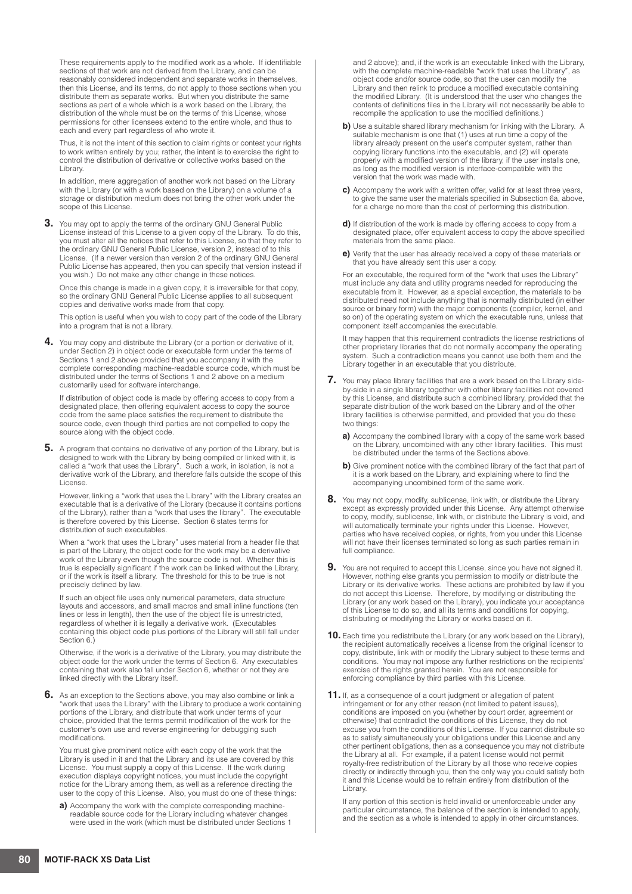These requirements apply to the modified work as a whole. If identifiable sections of that work are not derived from the Library, and can be reasonably considered independent and separate works in themselves, then this License, and its terms, do not apply to those sections when you distribute them as separate works. But when you distribute the same sections as part of a whole which is a work based on the Library, the distribution of the whole must be on the terms of this License, whose permissions for other licensees extend to the entire whole, and thus to each and every part regardless of who wrote it.

Thus, it is not the intent of this section to claim rights or contest your rights to work written entirely by you; rather, the intent is to exercise the right to control the distribution of derivative or collective works based on the Library.

In addition, mere aggregation of another work not based on the Library with the Library (or with a work based on the Library) on a volume of a storage or distribution medium does not bring the other work under the scope of this License.

**3.** You may opt to apply the terms of the ordinary GNU General Public License instead of this License to a given copy of the Library. To do this, you must alter all the notices that refer to this License, so that they refer to the ordinary GNU General Public License, version 2, instead of to this License. (If a newer version than version 2 of the ordinary GNU General Public License has appeared, then you can specify that version instead if you wish.) Do not make any other change in these notices.

Once this change is made in a given copy, it is irreversible for that copy, so the ordinary GNU General Public License applies to all subsequent copies and derivative works made from that copy.

This option is useful when you wish to copy part of the code of the Library into a program that is not a library.

**4.** You may copy and distribute the Library (or a portion or derivative of it, under Section 2) in object code or executable form under the terms of Sections 1 and 2 above provided that you accompany it with the complete corresponding machine-readable source code, which must be distributed under the terms of Sections 1 and 2 above on a medium customarily used for software interchange.

If distribution of object code is made by offering access to copy from a designated place, then offering equivalent access to copy the source code from the same place satisfies the requirement to distribute the source code, even though third parties are not compelled to copy the source along with the object code.

**5.** A program that contains no derivative of any portion of the Library, but is designed to work with the Library by being compiled or linked with it, is called a "work that uses the Library". Such a work, in isolation, is not a derivative work of the Library, and therefore falls outside the scope of this License.

However, linking a "work that uses the Library" with the Library creates an executable that is a derivative of the Library (because it contains portions of the Library), rather than a "work that uses the library". The executable is therefore covered by this License. Section 6 states terms for distribution of such executables.

When a "work that uses the Library" uses material from a header file that is part of the Library, the object code for the work may be a derivative work of the Library even though the source code is not. Whether this is true is especially significant if the work can be linked without the Library, or if the work is itself a library. The threshold for this to be true is not precisely defined by law.

If such an object file uses only numerical parameters, data structure layouts and accessors, and small macros and small inline functions (ten lines or less in length), then the use of the object file is unrestricted, regardless of whether it is legally a derivative work. (Executables containing this object code plus portions of the Library will still fall under Section 6.)

Otherwise, if the work is a derivative of the Library, you may distribute the object code for the work under the terms of Section 6. Any executables containing that work also fall under Section 6, whether or not they are linked directly with the Library itself.

**6.** As an exception to the Sections above, you may also combine or link a "work that uses the Library" with the Library to produce a work containing portions of the Library, and distribute that work under terms of your choice, provided that the terms permit modification of the work for the customer's own use and reverse engineering for debugging such modifications.

You must give prominent notice with each copy of the work that the Library is used in it and that the Library and its use are covered by this License. You must supply a copy of this License. If the work during execution displays copyright notices, you must include the copyright notice for the Library among them, as well as a reference directing the user to the copy of this License. Also, you must do one of these things:

**a)** Accompany the work with the complete corresponding machine-readable source code for the Library including whatever changes were used in the work (which must be distributed under Sections 1 and 2 above); and, if the work is an executable linked with the Library, with the complete machine-readable "work that uses the Library", as object code and/or source code, so that the user can modify the Library and then relink to produce a modified executable containing the modified Library. (It is understood that the user who changes the contents of definitions files in the Library will not necessarily be able to recompile the application to use the modified definitions.)

**b)** Use a suitable shared library mechanism for linking with the Library. A suitable mechanism is one that (1) uses at run time a copy of the library already present on the user's computer system, rather than copying library functions into the executable, and (2) will operate properly with a modified version of the library, if the user installs one, as long as the modified version is interface-compatible with the version that the work was made with.

**c)** Accompany the work with a written offer, valid for at least three years, to give the same user the materials specified in Subsection 6a, above, for a charge no more than the cost of performing this distribution.

**d)** If distribution of the work is made by offering access to copy from a designated place, offer equivalent access to copy the above specified materials from the same place.

**e)** Verify that the user has already received a copy of these materials or that you have already sent this user a copy.

For an executable, the required form of the "work that uses the Library" must include any data and utility programs needed for reproducing the executable from it. However, as a special exception, the materials to be distributed need not include anything that is normally distributed (in either source or binary form) with the major components (compiler, kernel, and so on) of the operating system on which the executable runs, unless that component itself accompanies the executable.

It may happen that this requirement contradicts the license restrictions of other proprietary libraries that do not normally accompany the operating system. Such a contradiction means you cannot use both them and the Library together in an executable that you distribute.

**7.** You may place library facilities that are a work based on the Library side-by-side in a single library together with other library facilities not covered by this License, and distribute such a combined library, provided that the separate distribution of the work based on the Library and of the other library facilities is otherwise permitted, and provided that you do these two things:

**a)** Accompany the combined library with a copy of the same work based on the Library, uncombined with any other library facilities. This must be distributed under the terms of the Sections above.

**b)** Give prominent notice with the combined library of the fact that part of it is a work based on the Library, and explaining where to find the accompanying uncombined form of the same work.

**8.** You may not copy, modify, sublicense, link with, or distribute the Library except as expressly provided under this License. Any attempt otherwise to copy, modify, sublicense, link with, or distribute the Library is void, and will automatically terminate your rights under this License. However, parties who have received copies, or rights, from you under this License will not have their licenses terminated so long as such parties remain in full compliance.

**9.** You are not required to accept this License, since you have not signed it. However, nothing else grants you permission to modify or distribute the Library or its derivative works. These actions are prohibited by law if you do not accept this License. Therefore, by modifying or distributing the Library (or any work based on the Library), you indicate your acceptance of this License to do so, and all its terms and conditions for copying, distributing or modifying the Library or works based on it.

**10.** Each time you redistribute the Library (or any work based on the Library), the recipient automatically receives a license from the original licensor to copy, distribute, link with or modify the Library subject to these terms and conditions. You may not impose any further restrictions on the recipients' exercise of the rights granted herein. You are not responsible for enforcing compliance by third parties with this License.

**11.** If, as a consequence of a court judgment or allegation of patent infringement or for any other reason (not limited to patent issues), conditions are imposed on you (whether by court order, agreement or otherwise) that contradict the conditions of this License, they do not excuse you from the conditions of this License. If you cannot distribute so as to satisfy simultaneously your obligations under this License and any other pertinent obligations, then as a consequence you may not distribute the Library at all. For example, if a patent license would not permit royalty-free redistribution of the Library by all those who receive copies directly or indirectly through you, then the only way you could satisfy both it and this License would be to refrain entirely from distribution of the Library.

If any portion of this section is held invalid or unenforceable under any particular circumstance, the balance of the section is intended to apply, and the section as a whole is intended to apply in other circumstances.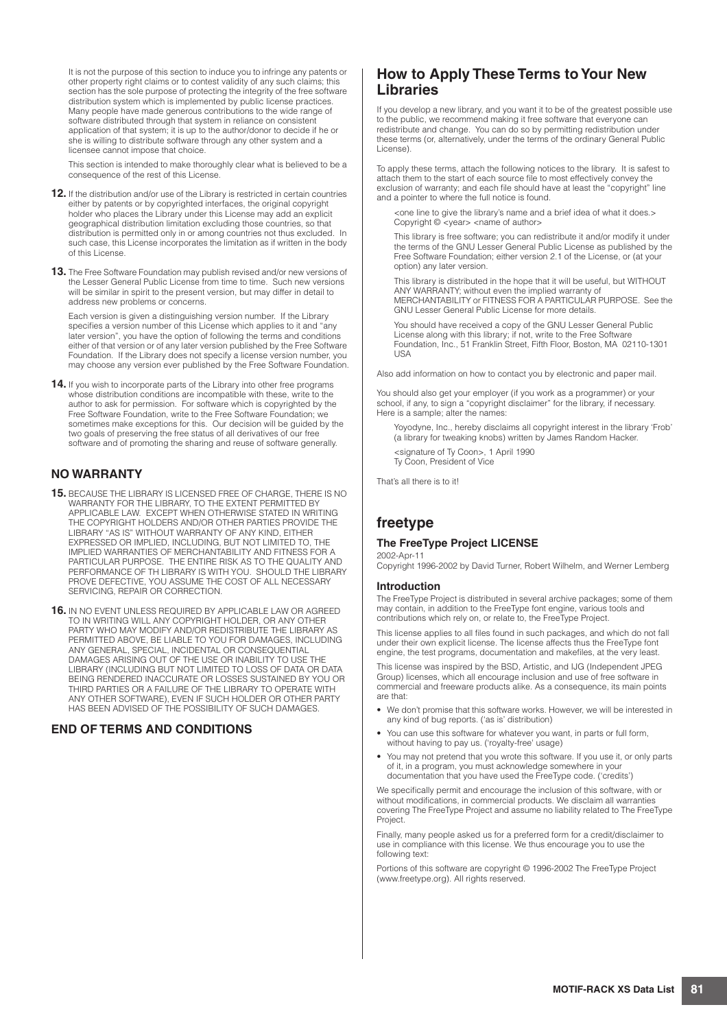It is not the purpose of this section to induce you to infringe any patents or other property right claims or to contest validity of any such claims; this section has the sole purpose of protecting the integrity of the free software distribution system which is implemented by public license practices. Many people have made generous contributions to the wide range of software distributed through that system in reliance on consistent application of that system; it is up to the author/donor to decide if he or she is willing to distribute software through any other system and a licensee cannot impose that choice.

This section is intended to make thoroughly clear what is believed to be a consequence of the rest of this License.

**12.** If the distribution and/or use of the Library is restricted in certain countries either by patents or by copyrighted interfaces, the original copyright holder who places the Library under this License may add an explicit geographical distribution limitation excluding those countries, so that distribution is permitted only in or among countries not thus excluded. In such case, this License incorporates the limitation as if written in the body of this License.

**13.** The Free Software Foundation may publish revised and/or new versions of the Lesser General Public License from time to time. Such new versions will be similar in spirit to the present version, but may differ in detail to address new problems or concerns.

Each version is given a distinguishing version number. If the Library specifies a version number of this License which applies to it and "any later version", you have the option of following the terms and conditions either of that version or of any later version published by the Free Software Foundation. If the Library does not specify a license version number, you may choose any version ever published by the Free Software Foundation.

**14.** If you wish to incorporate parts of the Library into other free programs whose distribution conditions are incompatible with these, write to the author to ask for permission. For software which is copyrighted by the Free Software Foundation, write to the Free Software Foundation; we sometimes make exceptions for this. Our decision will be guided by the two goals of preserving the free status of all derivatives of our free software and of promoting the sharing and reuse of software generally.

### NO WARRANTY

**15.** BECAUSE THE LIBRARY IS LICENSED FREE OF CHARGE, THERE IS NO WARRANTY FOR THE LIBRARY, TO THE EXTENT PERMITTED BY APPLICABLE LAW. EXCEPT WHEN OTHERWISE STATED IN WRITING THE COPYRIGHT HOLDERS AND/OR OTHER PARTIES PROVIDE THE LIBRARY "AS IS" WITHOUT WARRANTY OF ANY KIND, EITHER EXPRESSED OR IMPLIED, INCLUDING, BUT NOT LIMITED TO, THE IMPLIED WARRANTIES OF MERCHANTABILITY AND FITNESS FOR A PARTICULAR PURPOSE. THE ENTIRE RISK AS TO THE QUALITY AND PERFORMANCE OF TH LIBRARY IS WITH YOU. SHOULD THE LIBRARY PROVE DEFECTIVE, YOU ASSUME THE COST OF ALL NECESSARY SERVICING, REPAIR OR CORRECTION.

**16.** IN NO EVENT UNLESS REQUIRED BY APPLICABLE LAW OR AGREED TO IN WRITING WILL ANY COPYRIGHT HOLDER, OR ANY OTHER PARTY WHO MAY MODIFY AND/OR REDISTRIBUTE THE LIBRARY AS PERMITTED ABOVE, BE LIABLE TO YOU FOR DAMAGES, INCLUDING ANY GENERAL, SPECIAL, INCIDENTAL OR CONSEQUENTIAL DAMAGES ARISING OUT OF THE USE OR INABILITY TO USE THE LIBRARY (INCLUDING BUT NOT LIMITED TO LOSS OF DATA OR DATA BEING RENDERED INACCURATE OR LOSSES SUSTAINED BY YOU OR THIRD PARTIES OR A FAILURE OF THE LIBRARY TO OPERATE WITH ANY OTHER SOFTWARE), EVEN IF SUCH HOLDER OR OTHER PARTY HAS BEEN ADVISED OF THE POSSIBILITY OF SUCH DAMAGES.

### END OF TERMS AND CONDITIONS

## How to Apply These Terms to Your New Libraries

If you develop a new library, and you want it to be of the greatest possible use to the public, we recommend making it free software that everyone can redistribute and change. You can do so by permitting redistribution under these terms (or, alternatively, under the terms of the ordinary General Public License).

To apply these terms, attach the following notices to the library. It is safest to attach them to the start of each source file to most effectively convey the exclusion of warranty; and each file should have at least the "copyright" line and a pointer to where the full notice is found.

<one line to give the library's name and a brief idea of what it does.>
Copyright © <year> <name of author>

This library is free software; you can redistribute it and/or modify it under the terms of the GNU Lesser General Public License as published by the Free Software Foundation; either version 2.1 of the License, or (at your option) any later version.

This library is distributed in the hope that it will be useful, but WITHOUT ANY WARRANTY; without even the implied warranty of MERCHANTABILITY or FITNESS FOR A PARTICULAR PURPOSE. See the GNU Lesser General Public License for more details.

You should have received a copy of the GNU Lesser General Public License along with this library; if not, write to the Free Software Foundation, Inc., 51 Franklin Street, Fifth Floor, Boston, MA 02110-1301 USA

Also add information on how to contact you by electronic and paper mail.

You should also get your employer (if you work as a programmer) or your school, if any, to sign a "copyright disclaimer" for the library, if necessary. Here is a sample; alter the names:

Yoyodyne, Inc., hereby disclaims all copyright interest in the library 'Frob' (a library for tweaking knobs) written by James Random Hacker.

<signature of Ty Coon>, 1 April 1990
Ty Coon, President of Vice

That's all there is to it!

## freetype

### The FreeType Project LICENSE

2002-Apr-11
Copyright 1996-2002 by David Turner, Robert Wilhelm, and Werner Lemberg

### Introduction

The FreeType Project is distributed in several archive packages; some of them may contain, in addition to the FreeType font engine, various tools and contributions which rely on, or relate to, the FreeType Project.

This license applies to all files found in such packages, and which do not fall under their own explicit license. The license affects thus the FreeType font engine, the test programs, documentation and makefiles, at the very least.

This license was inspired by the BSD, Artistic, and IJG (Independent JPEG Group) licenses, which all encourage inclusion and use of free software in commercial and freeware products alike. As a consequence, its main points are that:

- We don't promise that this software works. However, we will be interested in any kind of bug reports. ('as is' distribution)
- You can use this software for whatever you want, in parts or full form, without having to pay us. ('royalty-free' usage)
- You may not pretend that you wrote this software. If you use it, or only parts of it, in a program, you must acknowledge somewhere in your documentation that you have used the FreeType code. ('credits')

We specifically permit and encourage the inclusion of this software, with or without modifications, in commercial products. We disclaim all warranties covering The FreeType Project and assume no liability related to The FreeType Project.

Finally, many people asked us for a preferred form for a credit/disclaimer to use in compliance with this license. We thus encourage you to use the following text:

Portions of this software are copyright © 1996-2002 The FreeType Project (www.freetype.org). All rights reserved.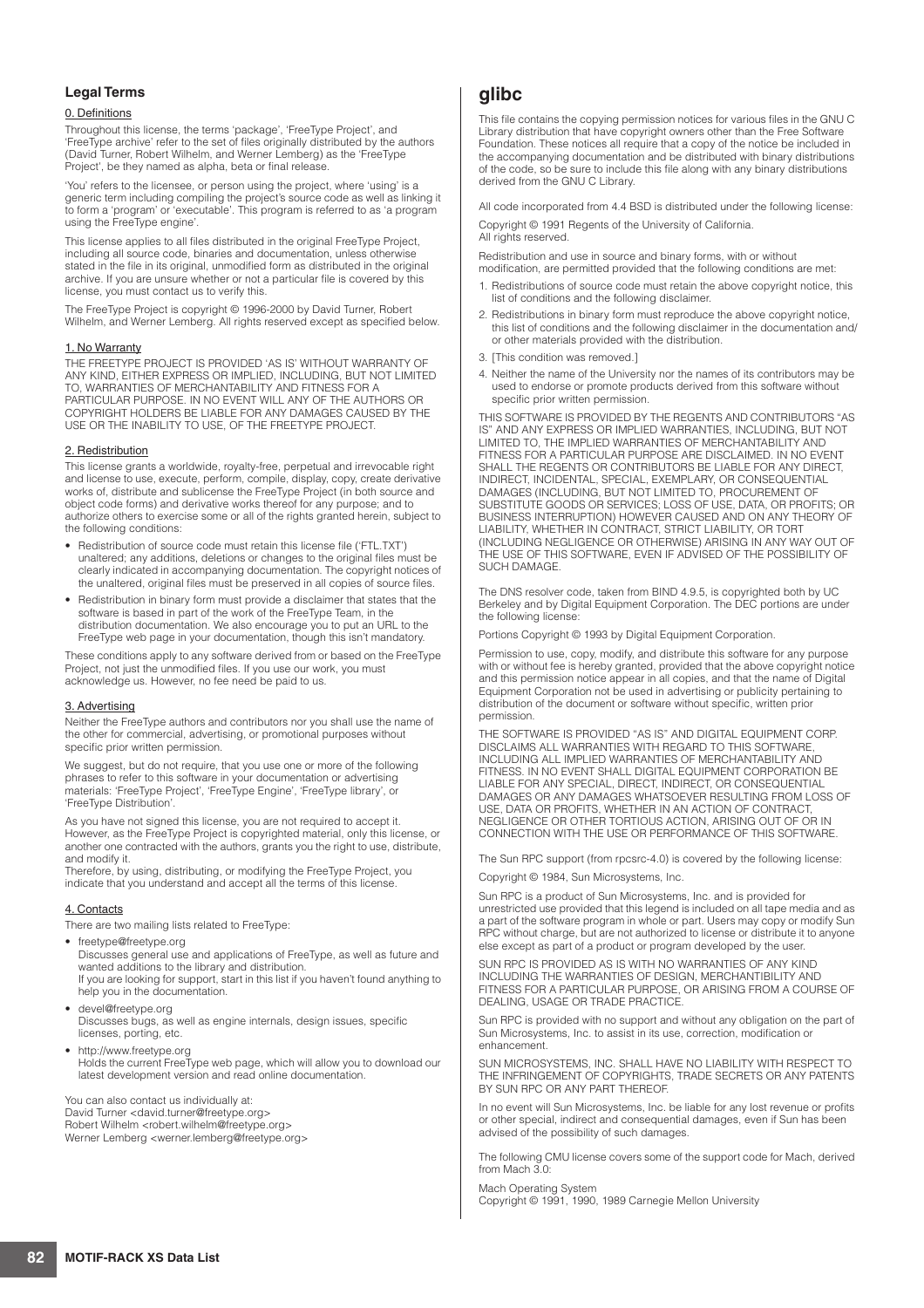### Legal Terms

0. Definitions

Throughout this license, the terms 'package', 'FreeType Project', and 'FreeType archive' refer to the set of files originally distributed by the authors (David Turner, Robert Wilhelm, and Werner Lemberg) as the 'FreeType Project', be they named as alpha, beta or final release.

'You' refers to the licensee, or person using the project, where 'using' is a generic term including compiling the project's source code as well as linking it to form a 'program' or 'executable'. This program is referred to as 'a program using the FreeType engine'.

This license applies to all files distributed in the original FreeType Project, including all source code, binaries and documentation, unless otherwise stated in the file in its original, unmodified form as distributed in the original archive. If you are unsure whether or not a particular file is covered by this license, you must contact us to verify this.

The FreeType Project is copyright © 1996-2000 by David Turner, Robert Wilhelm, and Werner Lemberg. All rights reserved except as specified below.

1. No Warranty

THE FREETYPE PROJECT IS PROVIDED 'AS IS' WITHOUT WARRANTY OF ANY KIND, EITHER EXPRESS OR IMPLIED, INCLUDING, BUT NOT LIMITED TO, WARRANTIES OF MERCHANTABILITY AND FITNESS FOR A PARTICULAR PURPOSE. IN NO EVENT WILL ANY OF THE AUTHORS OR COPYRIGHT HOLDERS BE LIABLE FOR ANY DAMAGES CAUSED BY THE USE OR THE INABILITY TO USE, OF THE FREETYPE PROJECT.

2. Redistribution

This license grants a worldwide, royalty-free, perpetual and irrevocable right and license to use, execute, perform, compile, display, copy, create derivative works of, distribute and sublicense the FreeType Project (in both source and object code forms) and derivative works thereof for any purpose; and to authorize others to exercise some or all of the rights granted herein, subject to the following conditions:

- Redistribution of source code must retain this license file ('FTL.TXT') unaltered; any additions, deletions or changes to the original files must be clearly indicated in accompanying documentation. The copyright notices of the unaltered, original files must be preserved in all copies of source files.
- Redistribution in binary form must provide a disclaimer that states that the software is based in part of the work of the FreeType Team, in the distribution documentation. We also encourage you to put an URL to the FreeType web page in your documentation, though this isn't mandatory.

These conditions apply to any software derived from or based on the FreeType Project, not just the unmodified files. If you use our work, you must acknowledge us. However, no fee need be paid to us.

3. Advertising

Neither the FreeType authors and contributors nor you shall use the name of the other for commercial, advertising, or promotional purposes without specific prior written permission.

We suggest, but do not require, that you use one or more of the following phrases to refer to this software in your documentation or advertising materials: 'FreeType Project', 'FreeType Engine', 'FreeType library', or 'FreeType Distribution'.

As you have not signed this license, you are not required to accept it. However, as the FreeType Project is copyrighted material, only this license, or another one contracted with the authors, grants you the right to use, distribute, and modify it.
Therefore, by using, distributing, or modifying the FreeType Project, you indicate that you understand and accept all the terms of this license.

4. Contacts

There are two mailing lists related to FreeType:

- freetype@freetype.org
  Discusses general use and applications of FreeType, as well as future and wanted additions to the library and distribution.
  If you are looking for support, start in this list if you haven't found anything to help you in the documentation.
- devel@freetype.org
  Discusses bugs, as well as engine internals, design issues, specific licenses, porting, etc.
- http://www.freetype.org
  Holds the current FreeType web page, which will allow you to download our latest development version and read online documentation.

You can also contact us individually at:
David Turner <david.turner@freetype.org>
Robert Wilhelm <robert.wilhelm@freetype.org>
Werner Lemberg <werner.lemberg@freetype.org>

## glibc

This file contains the copying permission notices for various files in the GNU C Library distribution that have copyright owners other than the Free Software Foundation. These notices all require that a copy of the notice be included in the accompanying documentation and be distributed with binary distributions of the code, so be sure to include this file along with any binary distributions derived from the GNU C Library.

All code incorporated from 4.4 BSD is distributed under the following license:

Copyright © 1991 Regents of the University of California.
All rights reserved.

Redistribution and use in source and binary forms, with or without modification, are permitted provided that the following conditions are met:

1. Redistributions of source code must retain the above copyright notice, this list of conditions and the following disclaimer.
2. Redistributions in binary form must reproduce the above copyright notice, this list of conditions and the following disclaimer in the documentation and/ or other materials provided with the distribution.
3. [This condition was removed.]
4. Neither the name of the University nor the names of its contributors may be used to endorse or promote products derived from this software without specific prior written permission.

THIS SOFTWARE IS PROVIDED BY THE REGENTS AND CONTRIBUTORS "AS IS" AND ANY EXPRESS OR IMPLIED WARRANTIES, INCLUDING, BUT NOT LIMITED TO, THE IMPLIED WARRANTIES OF MERCHANTABILITY AND FITNESS FOR A PARTICULAR PURPOSE ARE DISCLAIMED. IN NO EVENT SHALL THE REGENTS OR CONTRIBUTORS BE LIABLE FOR ANY DIRECT, INDIRECT, INCIDENTAL, SPECIAL, EXEMPLARY, OR CONSEQUENTIAL DAMAGES (INCLUDING, BUT NOT LIMITED TO, PROCUREMENT OF SUBSTITUTE GOODS OR SERVICES; LOSS OF USE, DATA, OR PROFITS; OR BUSINESS INTERRUPTION) HOWEVER CAUSED AND ON ANY THEORY OF LIABILITY, WHETHER IN CONTRACT, STRICT LIABILITY, OR TORT (INCLUDING NEGLIGENCE OR OTHERWISE) ARISING IN ANY WAY OUT OF THE USE OF THIS SOFTWARE, EVEN IF ADVISED OF THE POSSIBILITY OF SUCH DAMAGE.

The DNS resolver code, taken from BIND 4.9.5, is copyrighted both by UC Berkeley and by Digital Equipment Corporation. The DEC portions are under the following license:

Portions Copyright © 1993 by Digital Equipment Corporation.

Permission to use, copy, modify, and distribute this software for any purpose with or without fee is hereby granted, provided that the above copyright notice and this permission notice appear in all copies, and that the name of Digital Equipment Corporation not be used in advertising or publicity pertaining to distribution of the document or software without specific, written prior permission.

THE SOFTWARE IS PROVIDED "AS IS" AND DIGITAL EQUIPMENT CORP. DISCLAIMS ALL WARRANTIES WITH REGARD TO THIS SOFTWARE, INCLUDING ALL IMPLIED WARRANTIES OF MERCHANTABILITY AND FITNESS. IN NO EVENT SHALL DIGITAL EQUIPMENT CORPORATION BE LIABLE FOR ANY SPECIAL, DIRECT, INDIRECT, OR CONSEQUENTIAL DAMAGES OR ANY DAMAGES WHATSOEVER RESULTING FROM LOSS OF USE, DATA OR PROFITS, WHETHER IN AN ACTION OF CONTRACT, NEGLIGENCE OR OTHER TORTIOUS ACTION, ARISING OUT OF OR IN CONNECTION WITH THE USE OR PERFORMANCE OF THIS SOFTWARE.

The Sun RPC support (from rpcsrc-4.0) is covered by the following license:

Copyright © 1984, Sun Microsystems, Inc.

Sun RPC is a product of Sun Microsystems, Inc. and is provided for unrestricted use provided that this legend is included on all tape media and as a part of the software program in whole or part. Users may copy or modify Sun RPC without charge, but are not authorized to license or distribute it to anyone else except as part of a product or program developed by the user.

SUN RPC IS PROVIDED AS IS WITH NO WARRANTIES OF ANY KIND INCLUDING THE WARRANTIES OF DESIGN, MERCHANTIBILITY AND FITNESS FOR A PARTICULAR PURPOSE, OR ARISING FROM A COURSE OF DEALING, USAGE OR TRADE PRACTICE.

Sun RPC is provided with no support and without any obligation on the part of Sun Microsystems, Inc. to assist in its use, correction, modification or enhancement.

SUN MICROSYSTEMS, INC. SHALL HAVE NO LIABILITY WITH RESPECT TO THE INFRINGEMENT OF COPYRIGHTS, TRADE SECRETS OR ANY PATENTS BY SUN RPC OR ANY PART THEREOF.

In no event will Sun Microsystems, Inc. be liable for any lost revenue or profits or other special, indirect and consequential damages, even if Sun has been advised of the possibility of such damages.

The following CMU license covers some of the support code for Mach, derived from Mach 3.0:

Mach Operating System
Copyright © 1991, 1990, 1989 Carnegie Mellon University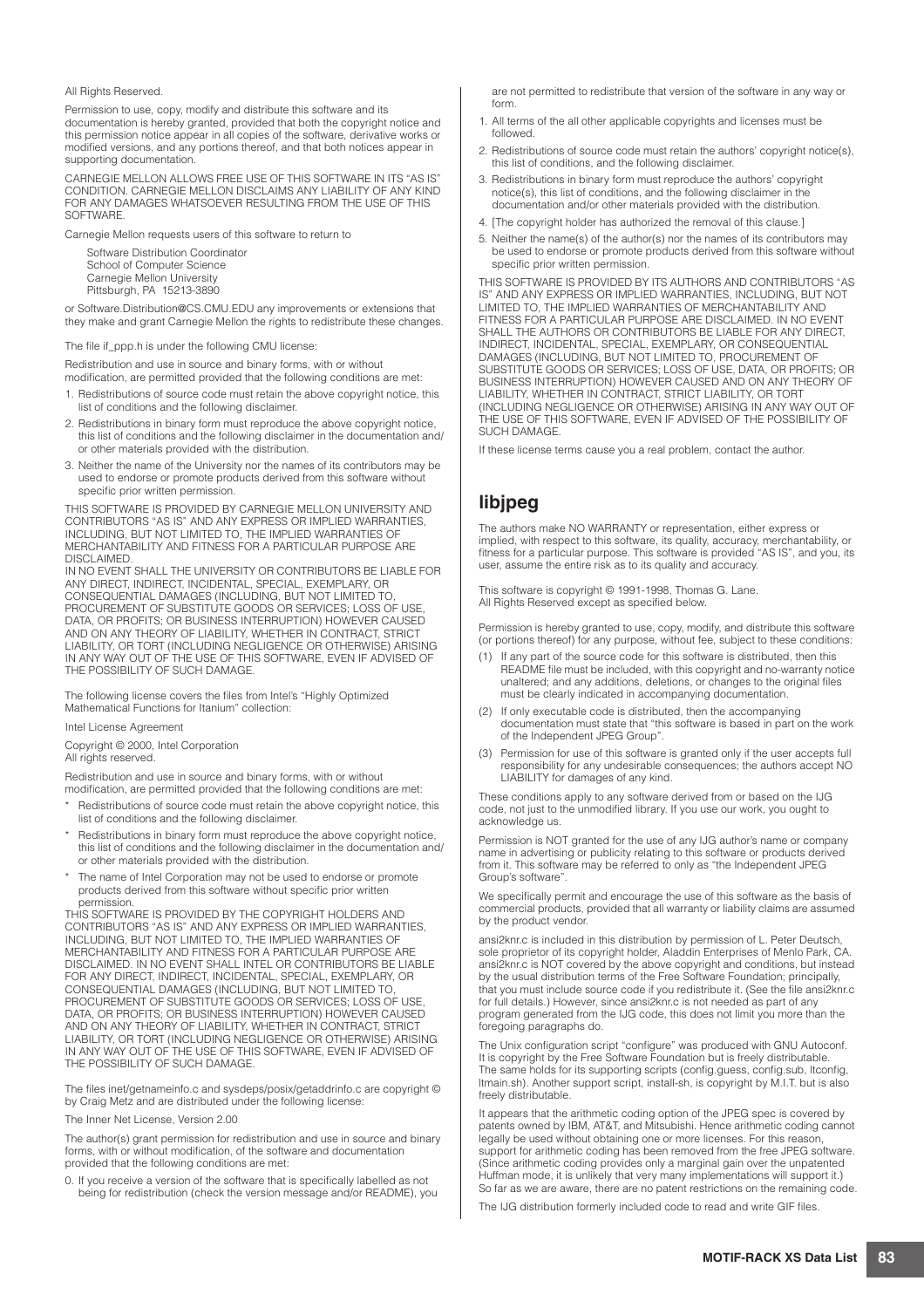All Rights Reserved.

Permission to use, copy, modify and distribute this software and its documentation is hereby granted, provided that both the copyright notice and this permission notice appear in all copies of the software, derivative works or modified versions, and any portions thereof, and that both notices appear in supporting documentation.

CARNEGIE MELLON ALLOWS FREE USE OF THIS SOFTWARE IN ITS "AS IS" CONDITION. CARNEGIE MELLON DISCLAIMS ANY LIABILITY OF ANY KIND FOR ANY DAMAGES WHATSOEVER RESULTING FROM THE USE OF THIS SOFTWARE.

Carnegie Mellon requests users of this software to return to

Software Distribution Coordinator
School of Computer Science
Carnegie Mellon University
Pittsburgh, PA 15213-3890

or Software.Distribution@CS.CMU.EDU any improvements or extensions that they make and grant Carnegie Mellon the rights to redistribute these changes.

The file if_ppp.h is under the following CMU license:

Redistribution and use in source and binary forms, with or without modification, are permitted provided that the following conditions are met:

1. Redistributions of source code must retain the above copyright notice, this list of conditions and the following disclaimer.
2. Redistributions in binary form must reproduce the above copyright notice, this list of conditions and the following disclaimer in the documentation and/ or other materials provided with the distribution.
3. Neither the name of the University nor the names of its contributors may be used to endorse or promote products derived from this software without specific prior written permission.

THIS SOFTWARE IS PROVIDED BY CARNEGIE MELLON UNIVERSITY AND CONTRIBUTORS "AS IS" AND ANY EXPRESS OR IMPLIED WARRANTIES, INCLUDING, BUT NOT LIMITED TO, THE IMPLIED WARRANTIES OF MERCHANTABILITY AND FITNESS FOR A PARTICULAR PURPOSE ARE DISCLAIMED.
IN NO EVENT SHALL THE UNIVERSITY OR CONTRIBUTORS BE LIABLE FOR ANY DIRECT, INDIRECT, INCIDENTAL, SPECIAL, EXEMPLARY, OR CONSEQUENTIAL DAMAGES (INCLUDING, BUT NOT LIMITED TO, PROCUREMENT OF SUBSTITUTE GOODS OR SERVICES; LOSS OF USE, DATA, OR PROFITS; OR BUSINESS INTERRUPTION) HOWEVER CAUSED AND ON ANY THEORY OF LIABILITY, WHETHER IN CONTRACT, STRICT LIABILITY, OR TORT (INCLUDING NEGLIGENCE OR OTHERWISE) ARISING IN ANY WAY OUT OF THE USE OF THIS SOFTWARE, EVEN IF ADVISED OF THE POSSIBILITY OF SUCH DAMAGE.

The following license covers the files from Intel's "Highly Optimized Mathematical Functions for Itanium" collection:

Intel License Agreement

Copyright © 2000, Intel Corporation
All rights reserved.

Redistribution and use in source and binary forms, with or without modification, are permitted provided that the following conditions are met:

* Redistributions of source code must retain the above copyright notice, this list of conditions and the following disclaimer.
* Redistributions in binary form must reproduce the above copyright notice, this list of conditions and the following disclaimer in the documentation and/ or other materials provided with the distribution.
* The name of Intel Corporation may not be used to endorse or promote products derived from this software without specific prior written permission.

THIS SOFTWARE IS PROVIDED BY THE COPYRIGHT HOLDERS AND CONTRIBUTORS "AS IS" AND ANY EXPRESS OR IMPLIED WARRANTIES, INCLUDING, BUT NOT LIMITED TO, THE IMPLIED WARRANTIES OF MERCHANTABILITY AND FITNESS FOR A PARTICULAR PURPOSE ARE DISCLAIMED. IN NO EVENT SHALL INTEL OR CONTRIBUTORS BE LIABLE FOR ANY DIRECT, INDIRECT, INCIDENTAL, SPECIAL, EXEMPLARY, OR CONSEQUENTIAL DAMAGES (INCLUDING, BUT NOT LIMITED TO, PROCUREMENT OF SUBSTITUTE GOODS OR SERVICES; LOSS OF USE, DATA, OR PROFITS; OR BUSINESS INTERRUPTION) HOWEVER CAUSED AND ON ANY THEORY OF LIABILITY, WHETHER IN CONTRACT, STRICT LIABILITY, OR TORT (INCLUDING NEGLIGENCE OR OTHERWISE) ARISING IN ANY WAY OUT OF THE USE OF THIS SOFTWARE, EVEN IF ADVISED OF THE POSSIBILITY OF SUCH DAMAGE.

The files inet/getnameinfo.c and sysdeps/posix/getaddrinfo.c are copyright © by Craig Metz and are distributed under the following license:

The Inner Net License, Version 2.00

The author(s) grant permission for redistribution and use in source and binary forms, with or without modification, of the software and documentation provided that the following conditions are met:

0. If you receive a version of the software that is specifically labelled as not being for redistribution (check the version message and/or README), you are not permitted to redistribute that version of the software in any way or form.
1. All terms of the all other applicable copyrights and licenses must be followed.
2. Redistributions of source code must retain the authors' copyright notice(s), this list of conditions, and the following disclaimer.
3. Redistributions in binary form must reproduce the authors' copyright notice(s), this list of conditions, and the following disclaimer in the documentation and/or other materials provided with the distribution.
4. [The copyright holder has authorized the removal of this clause.]
5. Neither the name(s) of the author(s) nor the names of its contributors may be used to endorse or promote products derived from this software without specific prior written permission.

THIS SOFTWARE IS PROVIDED BY ITS AUTHORS AND CONTRIBUTORS "AS IS" AND ANY EXPRESS OR IMPLIED WARRANTIES, INCLUDING, BUT NOT LIMITED TO, THE IMPLIED WARRANTIES OF MERCHANTABILITY AND FITNESS FOR A PARTICULAR PURPOSE ARE DISCLAIMED. IN NO EVENT SHALL THE AUTHORS OR CONTRIBUTORS BE LIABLE FOR ANY DIRECT, INDIRECT, INCIDENTAL, SPECIAL, EXEMPLARY, OR CONSEQUENTIAL DAMAGES (INCLUDING, BUT NOT LIMITED TO, PROCUREMENT OF SUBSTITUTE GOODS OR SERVICES; LOSS OF USE, DATA, OR PROFITS; OR BUSINESS INTERRUPTION) HOWEVER CAUSED AND ON ANY THEORY OF LIABILITY, WHETHER IN CONTRACT, STRICT LIABILITY, OR TORT (INCLUDING NEGLIGENCE OR OTHERWISE) ARISING IN ANY WAY OUT OF THE USE OF THIS SOFTWARE, EVEN IF ADVISED OF THE POSSIBILITY OF SUCH DAMAGE.

If these license terms cause you a real problem, contact the author.

## libjpeg

The authors make NO WARRANTY or representation, either express or implied, with respect to this software, its quality, accuracy, merchantability, or fitness for a particular purpose. This software is provided "AS IS", and you, its user, assume the entire risk as to its quality and accuracy.

This software is copyright © 1991-1998, Thomas G. Lane.
All Rights Reserved except as specified below.

Permission is hereby granted to use, copy, modify, and distribute this software (or portions thereof) for any purpose, without fee, subject to these conditions:

(1) If any part of the source code for this software is distributed, then this README file must be included, with this copyright and no-warranty notice unaltered; and any additions, deletions, or changes to the original files must be clearly indicated in accompanying documentation.
(2) If only executable code is distributed, then the accompanying documentation must state that "this software is based in part on the work of the Independent JPEG Group".
(3) Permission for use of this software is granted only if the user accepts full responsibility for any undesirable consequences; the authors accept NO LIABILITY for damages of any kind.

These conditions apply to any software derived from or based on the IJG code, not just to the unmodified library. If you use our work, you ought to acknowledge us.

Permission is NOT granted for the use of any IJG author's name or company name in advertising or publicity relating to this software or products derived from it. This software may be referred to only as "the Independent JPEG Group's software".

We specifically permit and encourage the use of this software as the basis of commercial products, provided that all warranty or liability claims are assumed by the product vendor.

ansi2knr.c is included in this distribution by permission of L. Peter Deutsch, sole proprietor of its copyright holder, Aladdin Enterprises of Menlo Park, CA. ansi2knr.c is NOT covered by the above copyright and conditions, but instead by the usual distribution terms of the Free Software Foundation; principally, that you must include source code if you redistribute it. (See the file ansi2knr.c for full details.) However, since ansi2knr.c is not needed as part of any program generated from the IJG code, this does not limit you more than the foregoing paragraphs do.

The Unix configuration script "configure" was produced with GNU Autoconf. It is copyright by the Free Software Foundation but is freely distributable. The same holds for its supporting scripts (config.guess, config.sub, ltconfig, ltmain.sh). Another support script, install-sh, is copyright by M.I.T. but is also freely distributable.

It appears that the arithmetic coding option of the JPEG spec is covered by patents owned by IBM, AT&T, and Mitsubishi. Hence arithmetic coding cannot legally be used without obtaining one or more licenses. For this reason, support for arithmetic coding has been removed from the free JPEG software. (Since arithmetic coding provides only a marginal gain over the unpatented Huffman mode, it is unlikely that very many implementations will support it.) So far as we are aware, there are no patent restrictions on the remaining code.

The IJG distribution formerly included code to read and write GIF files.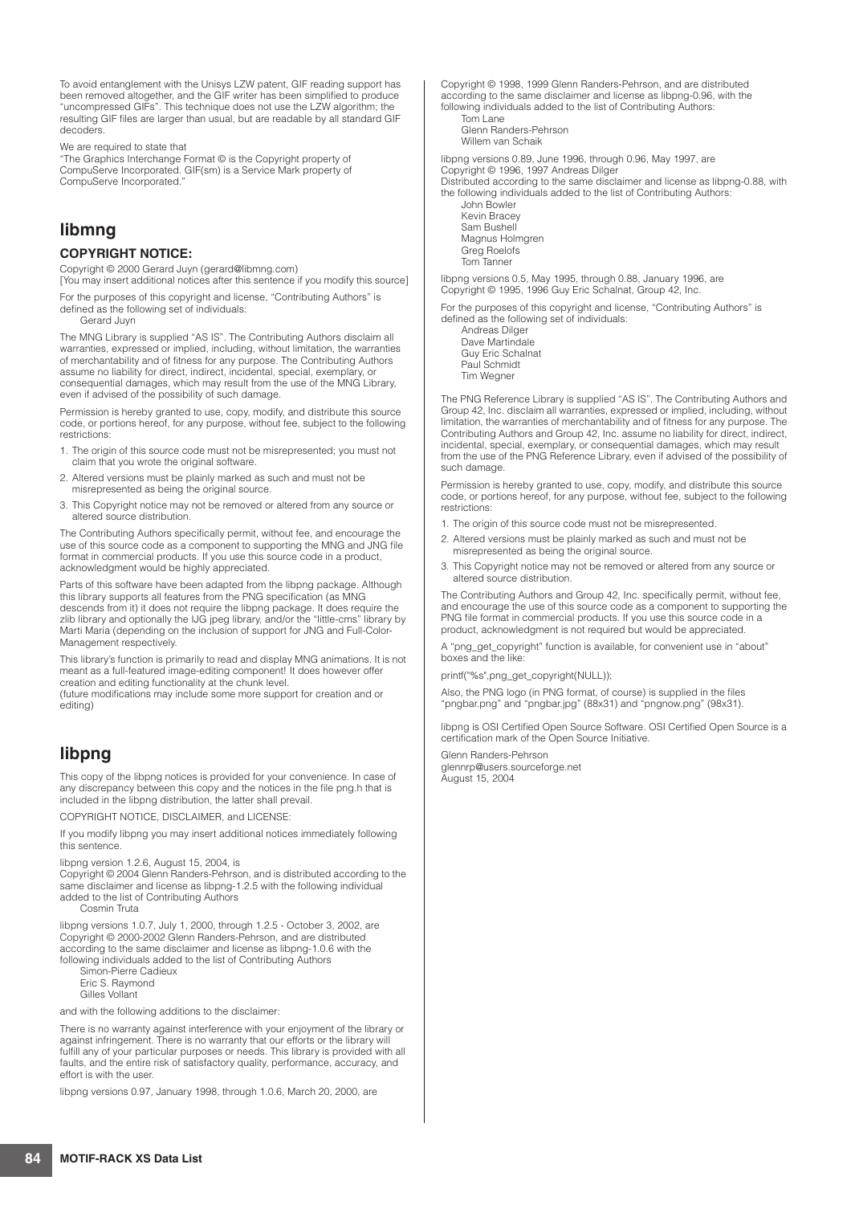To avoid entanglement with the Unisys LZW patent, GIF reading support has been removed altogether, and the GIF writer has been simplified to produce "uncompressed GIFs". This technique does not use the LZW algorithm; the resulting GIF files are larger than usual, but are readable by all standard GIF decoders.

We are required to state that
"The Graphics Interchange Format © is the Copyright property of CompuServe Incorporated. GIF(sm) is a Service Mark property of CompuServe Incorporated."

## libmng

### COPYRIGHT NOTICE:

Copyright © 2000 Gerard Juyn (gerard@libmng.com)
[You may insert additional notices after this sentence if you modify this source]

For the purposes of this copyright and license, "Contributing Authors" is defined as the following set of individuals:
Gerard Juyn

The MNG Library is supplied "AS IS". The Contributing Authors disclaim all warranties, expressed or implied, including, without limitation, the warranties of merchantability and of fitness for any purpose. The Contributing Authors assume no liability for direct, indirect, incidental, special, exemplary, or consequential damages, which may result from the use of the MNG Library, even if advised of the possibility of such damage.

Permission is hereby granted to use, copy, modify, and distribute this source code, or portions hereof, for any purpose, without fee, subject to the following restrictions:

1. The origin of this source code must not be misrepresented; you must not claim that you wrote the original software.
2. Altered versions must be plainly marked as such and must not be misrepresented as being the original source.
3. This Copyright notice may not be removed or altered from any source or altered source distribution.

The Contributing Authors specifically permit, without fee, and encourage the use of this source code as a component to supporting the MNG and JNG file format in commercial products. If you use this source code in a product, acknowledgment would be highly appreciated.

Parts of this software have been adapted from the libpng package. Although this library supports all features from the PNG specification (as MNG descends from it) it does not require the libpng package. It does require the zlib library and optionally the IJG jpeg library, and/or the "little-cms" library by Marti Maria (depending on the inclusion of support for JNG and Full-Color-Management respectively.

This library's function is primarily to read and display MNG animations. It is not meant as a full-featured image-editing component! It does however offer creation and editing functionality at the chunk level.
(future modifications may include some more support for creation and or editing)

## libpng

This copy of the libpng notices is provided for your convenience. In case of any discrepancy between this copy and the notices in the file png.h that is included in the libpng distribution, the latter shall prevail.

COPYRIGHT NOTICE, DISCLAIMER, and LICENSE:

If you modify libpng you may insert additional notices immediately following this sentence.

libpng version 1.2.6, August 15, 2004, is
Copyright © 2004 Glenn Randers-Pehrson, and is distributed according to the same disclaimer and license as libpng-1.2.5 with the following individual added to the list of Contributing Authors
Cosmin Truta

libpng versions 1.0.7, July 1, 2000, through 1.2.5 - October 3, 2002, are
Copyright © 2000-2002 Glenn Randers-Pehrson, and are distributed according to the same disclaimer and license as libpng-1.0.6 with the following individuals added to the list of Contributing Authors
Simon-Pierre Cadieux
Eric S. Raymond
Gilles Vollant

and with the following additions to the disclaimer:

There is no warranty against interference with your enjoyment of the library or against infringement. There is no warranty that our efforts or the library will fulfill any of your particular purposes or needs. This library is provided with all faults, and the entire risk of satisfactory quality, performance, accuracy, and effort is with the user.

libpng versions 0.97, January 1998, through 1.0.6, March 20, 2000, are
Copyright © 1998, 1999 Glenn Randers-Pehrson, and are distributed according to the same disclaimer and license as libpng-0.96, with the following individuals added to the list of Contributing Authors:
Tom Lane
Glenn Randers-Pehrson
Willem van Schaik

libpng versions 0.89, June 1996, through 0.96, May 1997, are
Copyright © 1996, 1997 Andreas Dilger
Distributed according to the same disclaimer and license as libpng-0.88, with the following individuals added to the list of Contributing Authors:
John Bowler
Kevin Bracey
Sam Bushell
Magnus Holmgren
Greg Roelofs
Tom Tanner

libpng versions 0.5, May 1995, through 0.88, January 1996, are
Copyright © 1995, 1996 Guy Eric Schalnat, Group 42, Inc.

For the purposes of this copyright and license, "Contributing Authors" is defined as the following set of individuals:
Andreas Dilger
Dave Martindale
Guy Eric Schalnat
Paul Schmidt
Tim Wegner

The PNG Reference Library is supplied "AS IS". The Contributing Authors and Group 42, Inc. disclaim all warranties, expressed or implied, including, without limitation, the warranties of merchantability and of fitness for any purpose. The Contributing Authors and Group 42, Inc. assume no liability for direct, indirect, incidental, special, exemplary, or consequential damages, which may result from the use of the PNG Reference Library, even if advised of the possibility of such damage.

Permission is hereby granted to use, copy, modify, and distribute this source code, or portions hereof, for any purpose, without fee, subject to the following restrictions:

1. The origin of this source code must not be misrepresented.
2. Altered versions must be plainly marked as such and must not be misrepresented as being the original source.
3. This Copyright notice may not be removed or altered from any source or altered source distribution.

The Contributing Authors and Group 42, Inc. specifically permit, without fee, and encourage the use of this source code as a component to supporting the PNG file format in commercial products. If you use this source code in a product, acknowledgment is not required but would be appreciated.

A "png_get_copyright" function is available, for convenient use in "about" boxes and the like:

printf("%s",png_get_copyright(NULL));

Also, the PNG logo (in PNG format, of course) is supplied in the files "pngbar.png" and "pngbar.jpg" (88x31) and "pngnow.png" (98x31).

libpng is OSI Certified Open Source Software. OSI Certified Open Source is a certification mark of the Open Source Initiative.

Glenn Randers-Pehrson
glennrp@users.sourceforge.net
August 15, 2004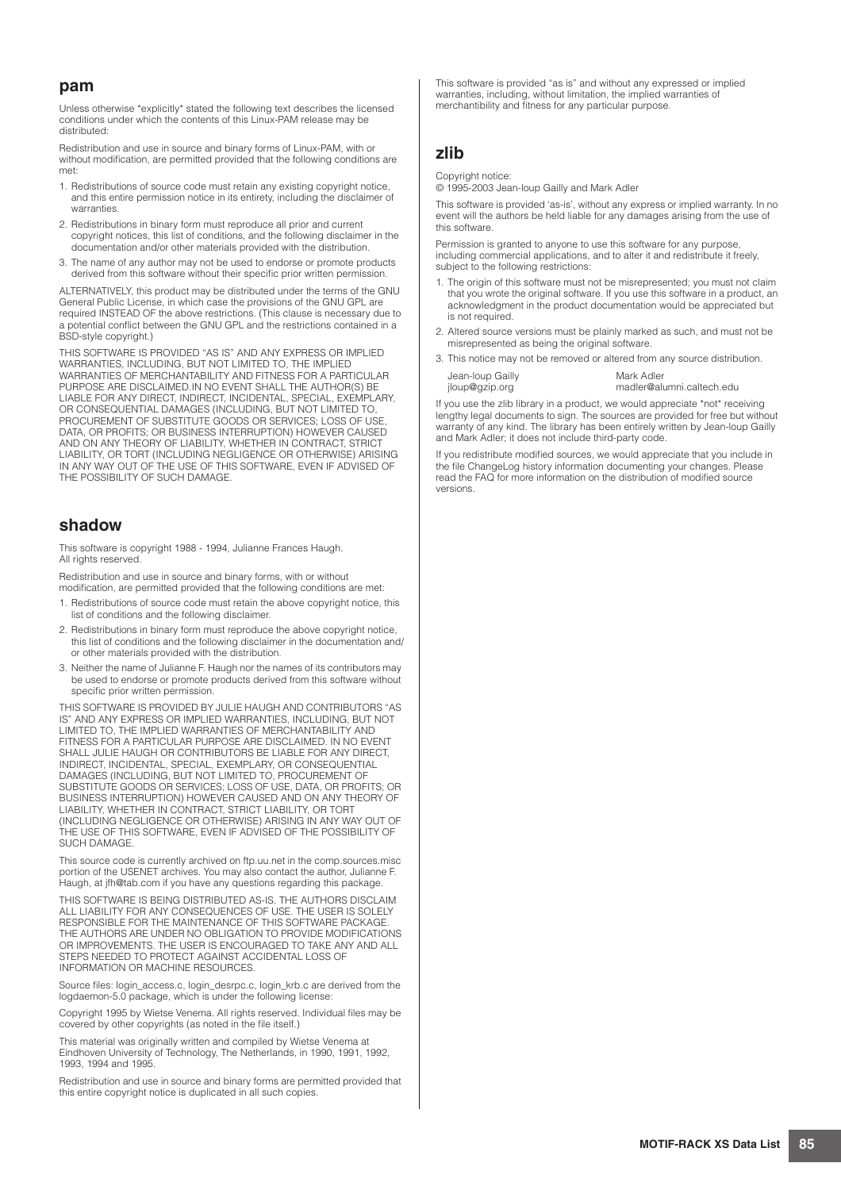## pam

Unless otherwise *explicitly* stated the following text describes the licensed conditions under which the contents of this Linux-PAM release may be distributed:

Redistribution and use in source and binary forms of Linux-PAM, with or without modification, are permitted provided that the following conditions are met:

1. Redistributions of source code must retain any existing copyright notice, and this entire permission notice in its entirety, including the disclaimer of warranties.
2. Redistributions in binary form must reproduce all prior and current copyright notices, this list of conditions, and the following disclaimer in the documentation and/or other materials provided with the distribution.
3. The name of any author may not be used to endorse or promote products derived from this software without their specific prior written permission.

ALTERNATIVELY, this product may be distributed under the terms of the GNU General Public License, in which case the provisions of the GNU GPL are required INSTEAD OF the above restrictions. (This clause is necessary due to a potential conflict between the GNU GPL and the restrictions contained in a BSD-style copyright.)

THIS SOFTWARE IS PROVIDED "AS IS" AND ANY EXPRESS OR IMPLIED WARRANTIES, INCLUDING, BUT NOT LIMITED TO, THE IMPLIED WARRANTIES OF MERCHANTABILITY AND FITNESS FOR A PARTICULAR PURPOSE ARE DISCLAIMED.IN NO EVENT SHALL THE AUTHOR(S) BE LIABLE FOR ANY DIRECT, INDIRECT, INCIDENTAL, SPECIAL, EXEMPLARY, OR CONSEQUENTIAL DAMAGES (INCLUDING, BUT NOT LIMITED TO, PROCUREMENT OF SUBSTITUTE GOODS OR SERVICES; LOSS OF USE, DATA, OR PROFITS; OR BUSINESS INTERRUPTION) HOWEVER CAUSED AND ON ANY THEORY OF LIABILITY, WHETHER IN CONTRACT, STRICT LIABILITY, OR TORT (INCLUDING NEGLIGENCE OR OTHERWISE) ARISING IN ANY WAY OUT OF THE USE OF THIS SOFTWARE, EVEN IF ADVISED OF THE POSSIBILITY OF SUCH DAMAGE.

## shadow

This software is copyright 1988 - 1994, Julianne Frances Haugh.
All rights reserved.

Redistribution and use in source and binary forms, with or without modification, are permitted provided that the following conditions are met:

1. Redistributions of source code must retain the above copyright notice, this list of conditions and the following disclaimer.
2. Redistributions in binary form must reproduce the above copyright notice, this list of conditions and the following disclaimer in the documentation and/ or other materials provided with the distribution.
3. Neither the name of Julianne F. Haugh nor the names of its contributors may be used to endorse or promote products derived from this software without specific prior written permission.

THIS SOFTWARE IS PROVIDED BY JULIE HAUGH AND CONTRIBUTORS "AS IS" AND ANY EXPRESS OR IMPLIED WARRANTIES, INCLUDING, BUT NOT LIMITED TO, THE IMPLIED WARRANTIES OF MERCHANTABILITY AND FITNESS FOR A PARTICULAR PURPOSE ARE DISCLAIMED. IN NO EVENT SHALL JULIE HAUGH OR CONTRIBUTORS BE LIABLE FOR ANY DIRECT, INDIRECT, INCIDENTAL, SPECIAL, EXEMPLARY, OR CONSEQUENTIAL DAMAGES (INCLUDING, BUT NOT LIMITED TO, PROCUREMENT OF SUBSTITUTE GOODS OR SERVICES; LOSS OF USE, DATA, OR PROFITS; OR BUSINESS INTERRUPTION) HOWEVER CAUSED AND ON ANY THEORY OF LIABILITY, WHETHER IN CONTRACT, STRICT LIABILITY, OR TORT (INCLUDING NEGLIGENCE OR OTHERWISE) ARISING IN ANY WAY OUT OF THE USE OF THIS SOFTWARE, EVEN IF ADVISED OF THE POSSIBILITY OF SUCH DAMAGE.

This source code is currently archived on ftp.uu.net in the comp.sources.misc portion of the USENET archives. You may also contact the author, Julianne F. Haugh, at jfh@tab.com if you have any questions regarding this package.

THIS SOFTWARE IS BEING DISTRIBUTED AS-IS. THE AUTHORS DISCLAIM ALL LIABILITY FOR ANY CONSEQUENCES OF USE. THE USER IS SOLELY RESPONSIBLE FOR THE MAINTENANCE OF THIS SOFTWARE PACKAGE. THE AUTHORS ARE UNDER NO OBLIGATION TO PROVIDE MODIFICATIONS OR IMPROVEMENTS. THE USER IS ENCOURAGED TO TAKE ANY AND ALL STEPS NEEDED TO PROTECT AGAINST ACCIDENTAL LOSS OF INFORMATION OR MACHINE RESOURCES.

Source files: login_access.c, login_desrpc.c, login_krb.c are derived from the logdaemon-5.0 package, which is under the following license:

Copyright 1995 by Wietse Venema. All rights reserved. Individual files may be covered by other copyrights (as noted in the file itself.)

This material was originally written and compiled by Wietse Venema at Eindhoven University of Technology, The Netherlands, in 1990, 1991, 1992, 1993, 1994 and 1995.

Redistribution and use in source and binary forms are permitted provided that this entire copyright notice is duplicated in all such copies.

This software is provided "as is" and without any expressed or implied warranties, including, without limitation, the implied warranties of merchantibility and fitness for any particular purpose.

## zlib

Copyright notice:
© 1995-2003 Jean-loup Gailly and Mark Adler

This software is provided 'as-is', without any express or implied warranty. In no event will the authors be held liable for any damages arising from the use of this software.

Permission is granted to anyone to use this software for any purpose, including commercial applications, and to alter it and redistribute it freely, subject to the following restrictions:

1. The origin of this software must not be misrepresented; you must not claim that you wrote the original software. If you use this software in a product, an acknowledgment in the product documentation would be appreciated but is not required.
2. Altered source versions must be plainly marked as such, and must not be misrepresented as being the original software.
3. This notice may not be removed or altered from any source distribution.

Jean-loup Gailly
jloup@gzip.org

Mark Adler
madler@alumni.caltech.edu

If you use the zlib library in a product, we would appreciate *not* receiving lengthy legal documents to sign. The sources are provided for free but without warranty of any kind. The library has been entirely written by Jean-loup Gailly and Mark Adler; it does not include third-party code.

If you redistribute modified sources, we would appreciate that you include in the file ChangeLog history information documenting your changes. Please read the FAQ for more information on the distribution of modified source versions.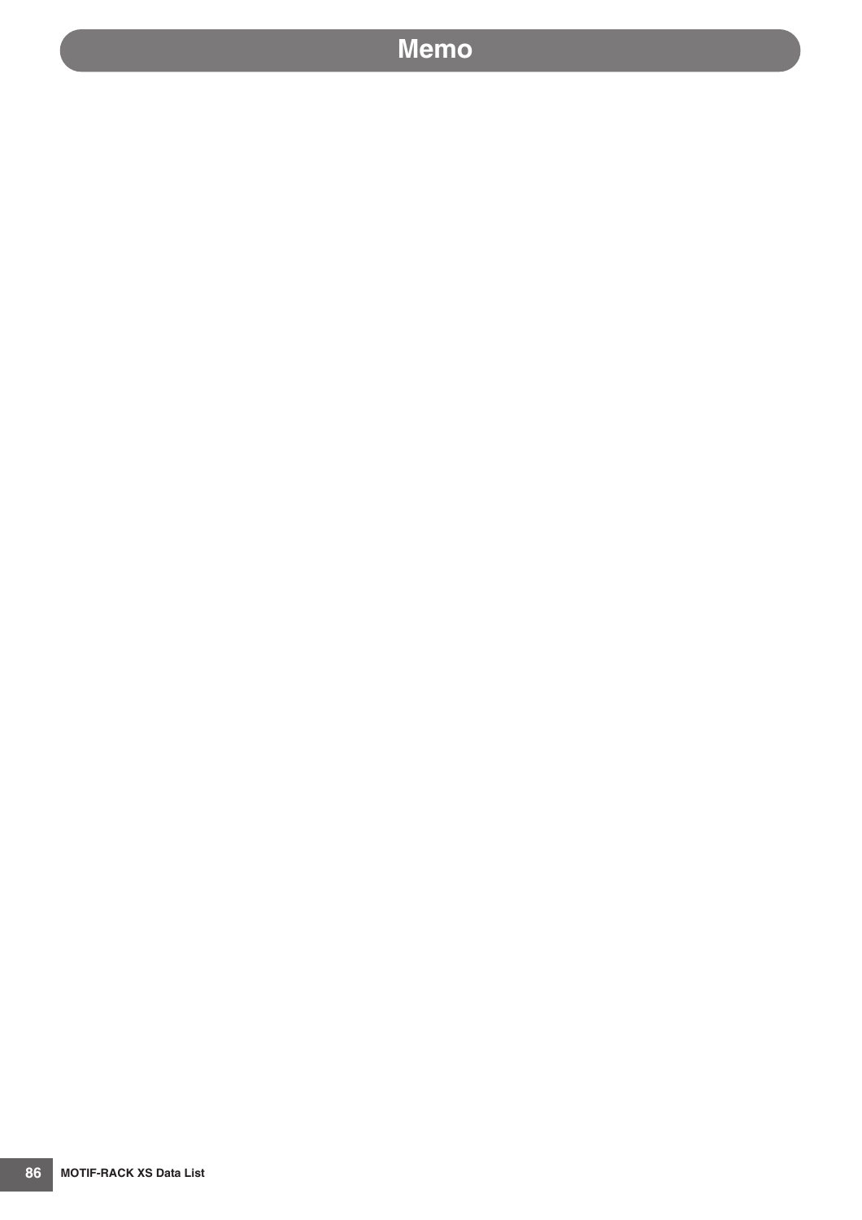# Memo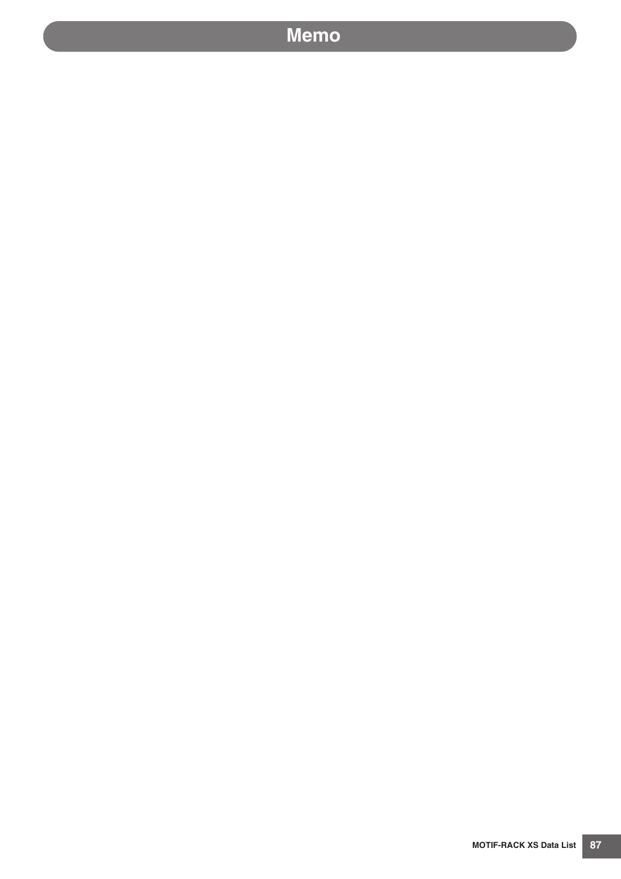# Memo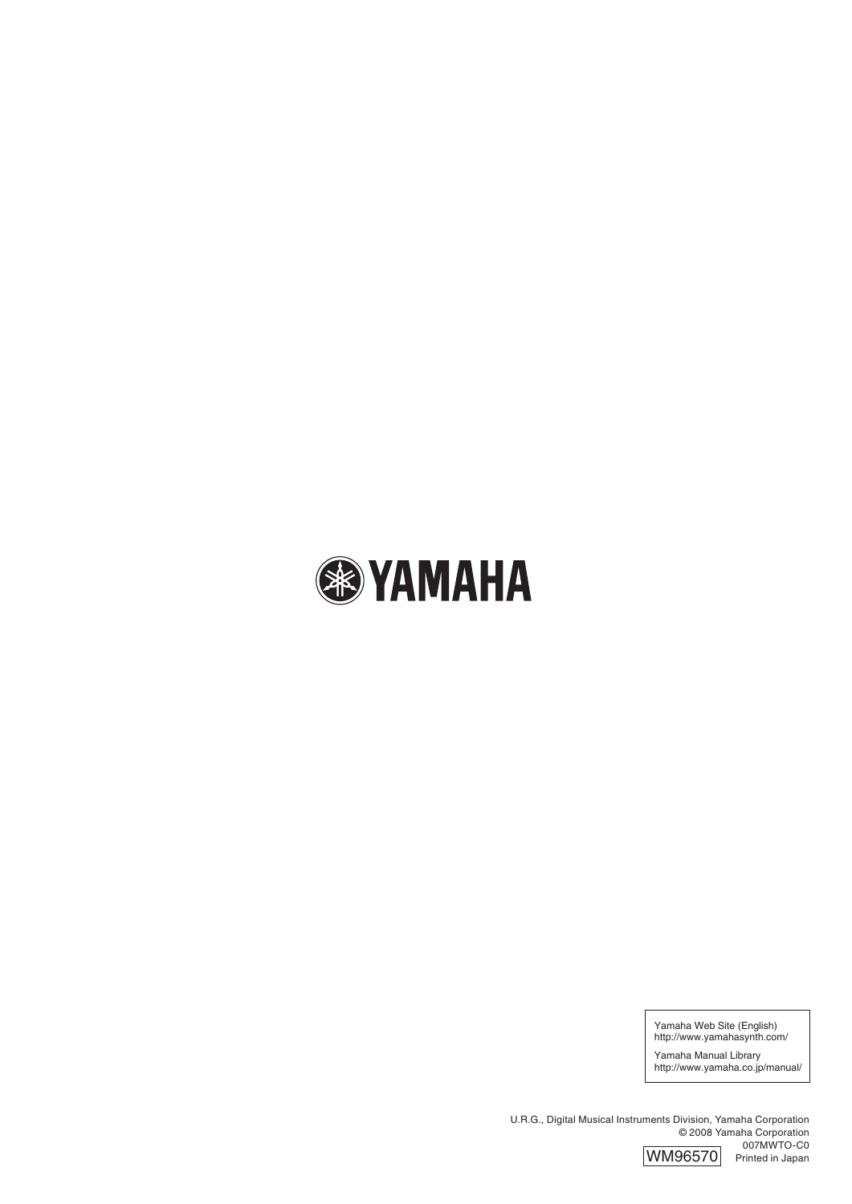YAMAHA

Yamaha Web Site (English)
http://www.yamahasynth.com/

Yamaha Manual Library
http://www.yamaha.co.jp/manual/

U.R.G., Digital Musical Instruments Division, Yamaha Corporation
© 2008 Yamaha Corporation
007MWTO-C0
WM96570 Printed in Japan